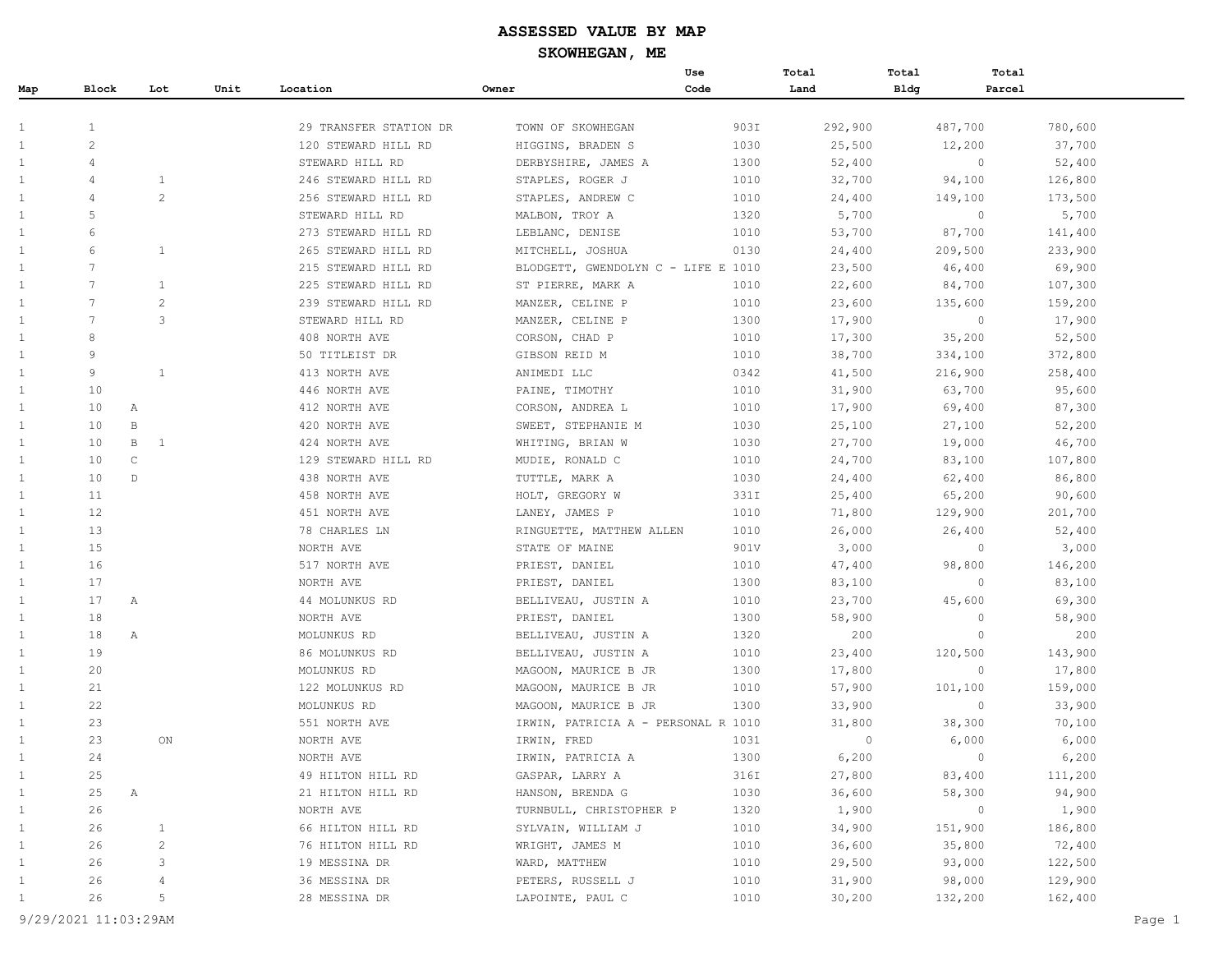# ASSESSED VALUE BY MAP

## SKOWHEGAN, ME

| Map | Block | Lot | Unit | Location | Owner | Use Code | Total Land | Total Bldg | Total Parcel |
|---|---|---|---|---|---|---|---|---|---|
| 1 | 1 | | | 29 TRANSFER STATION DR | TOWN OF SKOWHEGAN | 903I | 292,900 | 487,700 | 780,600 |
| 1 | 2 | | | 120 STEWARD HILL RD | HIGGINS, BRADEN S | 1030 | 25,500 | 12,200 | 37,700 |
| 1 | 4 | | | STEWARD HILL RD | DERBYSHIRE, JAMES A | 1300 | 52,400 | 0 | 52,400 |
| 1 | 4 | 1 | | 246 STEWARD HILL RD | STAPLES, ROGER J | 1010 | 32,700 | 94,100 | 126,800 |
| 1 | 4 | 2 | | 256 STEWARD HILL RD | STAPLES, ANDREW C | 1010 | 24,400 | 149,100 | 173,500 |
| 1 | 5 | | | STEWARD HILL RD | MALBON, TROY A | 1320 | 5,700 | 0 | 5,700 |
| 1 | 6 | | | 273 STEWARD HILL RD | LEBLANC, DENISE | 1010 | 53,700 | 87,700 | 141,400 |
| 1 | 6 | 1 | | 265 STEWARD HILL RD | MITCHELL, JOSHUA | 0130 | 24,400 | 209,500 | 233,900 |
| 1 | 7 | | | 215 STEWARD HILL RD | BLODGETT, GWENDOLYN C - LIFE E | 1010 | 23,500 | 46,400 | 69,900 |
| 1 | 7 | 1 | | 225 STEWARD HILL RD | ST PIERRE, MARK A | 1010 | 22,600 | 84,700 | 107,300 |
| 1 | 7 | 2 | | 239 STEWARD HILL RD | MANZER, CELINE P | 1010 | 23,600 | 135,600 | 159,200 |
| 1 | 7 | 3 | | STEWARD HILL RD | MANZER, CELINE P | 1300 | 17,900 | 0 | 17,900 |
| 1 | 8 | | | 408 NORTH AVE | CORSON, CHAD P | 1010 | 17,300 | 35,200 | 52,500 |
| 1 | 9 | | | 50 TITLEIST DR | GIBSON REID M | 1010 | 38,700 | 334,100 | 372,800 |
| 1 | 9 | 1 | | 413 NORTH AVE | ANIMEDI LLC | 0342 | 41,500 | 216,900 | 258,400 |
| 1 | 10 | | | 446 NORTH AVE | PAINE, TIMOTHY | 1010 | 31,900 | 63,700 | 95,600 |
| 1 | 10 A | | | 412 NORTH AVE | CORSON, ANDREA L | 1010 | 17,900 | 69,400 | 87,300 |
| 1 | 10 B | | | 420 NORTH AVE | SWEET, STEPHANIE M | 1030 | 25,100 | 27,100 | 52,200 |
| 1 | 10 B | 1 | | 424 NORTH AVE | WHITING, BRIAN W | 1030 | 27,700 | 19,000 | 46,700 |
| 1 | 10 C | | | 129 STEWARD HILL RD | MUDIE, RONALD C | 1010 | 24,700 | 83,100 | 107,800 |
| 1 | 10 D | | | 438 NORTH AVE | TUTTLE, MARK A | 1030 | 24,400 | 62,400 | 86,800 |
| 1 | 11 | | | 458 NORTH AVE | HOLT, GREGORY W | 331I | 25,400 | 65,200 | 90,600 |
| 1 | 12 | | | 451 NORTH AVE | LANEY, JAMES P | 1010 | 71,800 | 129,900 | 201,700 |
| 1 | 13 | | | 78 CHARLES LN | RINGUETTE, MATTHEW ALLEN | 1010 | 26,000 | 26,400 | 52,400 |
| 1 | 15 | | | NORTH AVE | STATE OF MAINE | 901V | 3,000 | 0 | 3,000 |
| 1 | 16 | | | 517 NORTH AVE | PRIEST, DANIEL | 1010 | 47,400 | 98,800 | 146,200 |
| 1 | 17 | | | NORTH AVE | PRIEST, DANIEL | 1300 | 83,100 | 0 | 83,100 |
| 1 | 17 A | | | 44 MOLUNKUS RD | BELLIVEAU, JUSTIN A | 1010 | 23,700 | 45,600 | 69,300 |
| 1 | 18 | | | NORTH AVE | PRIEST, DANIEL | 1300 | 58,900 | 0 | 58,900 |
| 1 | 18 A | | | MOLUNKUS RD | BELLIVEAU, JUSTIN A | 1320 | 200 | 0 | 200 |
| 1 | 19 | | | 86 MOLUNKUS RD | BELLIVEAU, JUSTIN A | 1010 | 23,400 | 120,500 | 143,900 |
| 1 | 20 | | | MOLUNKUS RD | MAGOON, MAURICE B JR | 1300 | 17,800 | 0 | 17,800 |
| 1 | 21 | | | 122 MOLUNKUS RD | MAGOON, MAURICE B JR | 1010 | 57,900 | 101,100 | 159,000 |
| 1 | 22 | | | MOLUNKUS RD | MAGOON, MAURICE B JR | 1300 | 33,900 | 0 | 33,900 |
| 1 | 23 | | | 551 NORTH AVE | IRWIN, PATRICIA A - PERSONAL R | 1010 | 31,800 | 38,300 | 70,100 |
| 1 | 23 | ON | | NORTH AVE | IRWIN, FRED | 1031 | 0 | 6,000 | 6,000 |
| 1 | 24 | | | NORTH AVE | IRWIN, PATRICIA A | 1300 | 6,200 | 0 | 6,200 |
| 1 | 25 | | | 49 HILTON HILL RD | GASPAR, LARRY A | 316I | 27,800 | 83,400 | 111,200 |
| 1 | 25 A | | | 21 HILTON HILL RD | HANSON, BRENDA G | 1030 | 36,600 | 58,300 | 94,900 |
| 1 | 26 | | | NORTH AVE | TURNBULL, CHRISTOPHER P | 1320 | 1,900 | 0 | 1,900 |
| 1 | 26 | 1 | | 66 HILTON HILL RD | SYLVAIN, WILLIAM J | 1010 | 34,900 | 151,900 | 186,800 |
| 1 | 26 | 2 | | 76 HILTON HILL RD | WRIGHT, JAMES M | 1010 | 36,600 | 35,800 | 72,400 |
| 1 | 26 | 3 | | 19 MESSINA DR | WARD, MATTHEW | 1010 | 29,500 | 93,000 | 122,500 |
| 1 | 26 | 4 | | 36 MESSINA DR | PETERS, RUSSELL J | 1010 | 31,900 | 98,000 | 129,900 |
| 1 | 26 | 5 | | 28 MESSINA DR | LAPOINTE, PAUL C | 1010 | 30,200 | 132,200 | 162,400 |

9/29/2021 11:03:29AM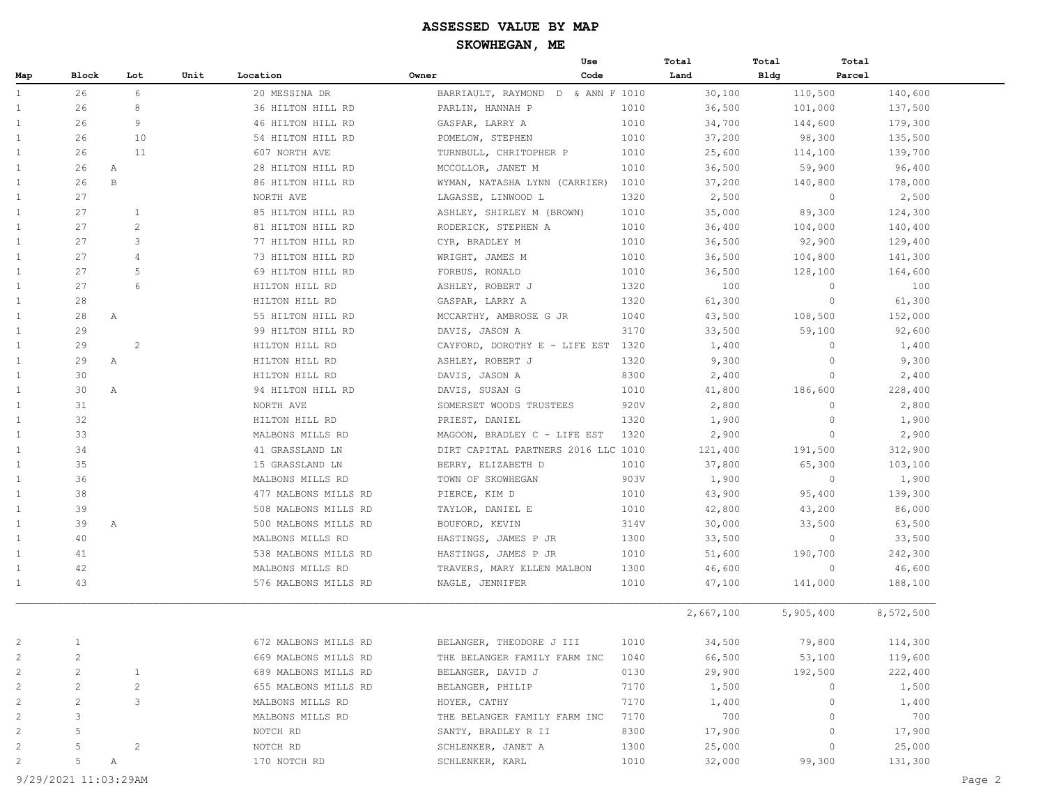# ASSESSED VALUE BY MAP

## SKOWHEGAN, ME

| Map | Block | Lot | Unit | Location | Owner | Use Code | Total Land | Total Bldg | Total Parcel |
|---|---|---|---|---|---|---|---|---|---|
| 1 | 26 | 6 | | 20 MESSINA DR | BARRIAULT, RAYMOND D & ANN F | 1010 | 30,100 | 110,500 | 140,600 |
| 1 | 26 | 8 | | 36 HILTON HILL RD | PARLIN, HANNAH P | 1010 | 36,500 | 101,000 | 137,500 |
| 1 | 26 | 9 | | 46 HILTON HILL RD | GASPAR, LARRY A | 1010 | 34,700 | 144,600 | 179,300 |
| 1 | 26 | 10 | | 54 HILTON HILL RD | POMELOW, STEPHEN | 1010 | 37,200 | 98,300 | 135,500 |
| 1 | 26 | 11 | | 607 NORTH AVE | TURNBULL, CHRITOPHER P | 1010 | 25,600 | 114,100 | 139,700 |
| 1 | 26 | A | | 28 HILTON HILL RD | MCCOLLOR, JANET M | 1010 | 36,500 | 59,900 | 96,400 |
| 1 | 26 | B | | 86 HILTON HILL RD | WYMAN, NATASHA LYNN (CARRIER) | 1010 | 37,200 | 140,800 | 178,000 |
| 1 | 27 | | | NORTH AVE | LAGASSE, LINWOOD L | 1320 | 2,500 | 0 | 2,500 |
| 1 | 27 | 1 | | 85 HILTON HILL RD | ASHLEY, SHIRLEY M (BROWN) | 1010 | 35,000 | 89,300 | 124,300 |
| 1 | 27 | 2 | | 81 HILTON HILL RD | RODERICK, STEPHEN A | 1010 | 36,400 | 104,000 | 140,400 |
| 1 | 27 | 3 | | 77 HILTON HILL RD | CYR, BRADLEY M | 1010 | 36,500 | 92,900 | 129,400 |
| 1 | 27 | 4 | | 73 HILTON HILL RD | WRIGHT, JAMES M | 1010 | 36,500 | 104,800 | 141,300 |
| 1 | 27 | 5 | | 69 HILTON HILL RD | FORBUS, RONALD | 1010 | 36,500 | 128,100 | 164,600 |
| 1 | 27 | 6 | | HILTON HILL RD | ASHLEY, ROBERT J | 1320 | 100 | 0 | 100 |
| 1 | 28 | | | HILTON HILL RD | GASPAR, LARRY A | 1320 | 61,300 | 0 | 61,300 |
| 1 | 28 | A | | 55 HILTON HILL RD | MCCARTHY, AMBROSE G JR | 1040 | 43,500 | 108,500 | 152,000 |
| 1 | 29 | | | 99 HILTON HILL RD | DAVIS, JASON A | 3170 | 33,500 | 59,100 | 92,600 |
| 1 | 29 | 2 | | HILTON HILL RD | CAYFORD, DOROTHY E - LIFE EST | 1320 | 1,400 | 0 | 1,400 |
| 1 | 29 | A | | HILTON HILL RD | ASHLEY, ROBERT J | 1320 | 9,300 | 0 | 9,300 |
| 1 | 30 | | | HILTON HILL RD | DAVIS, JASON A | 8300 | 2,400 | 0 | 2,400 |
| 1 | 30 | A | | 94 HILTON HILL RD | DAVIS, SUSAN G | 1010 | 41,800 | 186,600 | 228,400 |
| 1 | 31 | | | NORTH AVE | SOMERSET WOODS TRUSTEES | 920V | 2,800 | 0 | 2,800 |
| 1 | 32 | | | HILTON HILL RD | PRIEST, DANIEL | 1320 | 1,900 | 0 | 1,900 |
| 1 | 33 | | | MALBONS MILLS RD | MAGOON, BRADLEY C - LIFE EST | 1320 | 2,900 | 0 | 2,900 |
| 1 | 34 | | | 41 GRASSLAND LN | DIRT CAPITAL PARTNERS 2016 LLC | 1010 | 121,400 | 191,500 | 312,900 |
| 1 | 35 | | | 15 GRASSLAND LN | BERRY, ELIZABETH D | 1010 | 37,800 | 65,300 | 103,100 |
| 1 | 36 | | | MALBONS MILLS RD | TOWN OF SKOWHEGAN | 903V | 1,900 | 0 | 1,900 |
| 1 | 38 | | | 477 MALBONS MILLS RD | PIERCE, KIM D | 1010 | 43,900 | 95,400 | 139,300 |
| 1 | 39 | | | 508 MALBONS MILLS RD | TAYLOR, DANIEL E | 1010 | 42,800 | 43,200 | 86,000 |
| 1 | 39 | A | | 500 MALBONS MILLS RD | BOUFORD, KEVIN | 314V | 30,000 | 33,500 | 63,500 |
| 1 | 40 | | | MALBONS MILLS RD | HASTINGS, JAMES P JR | 1300 | 33,500 | 0 | 33,500 |
| 1 | 41 | | | 538 MALBONS MILLS RD | HASTINGS, JAMES P JR | 1010 | 51,600 | 190,700 | 242,300 |
| 1 | 42 | | | MALBONS MILLS RD | TRAVERS, MARY ELLEN MALBON | 1300 | 46,600 | 0 | 46,600 |
| 1 | 43 | | | 576 MALBONS MILLS RD | NAGLE, JENNIFER | 1010 | 47,100 | 141,000 | 188,100 |
| | | | | | | | 2,667,100 | 5,905,400 | 8,572,500 |
| 2 | 1 | | | 672 MALBONS MILLS RD | BELANGER, THEODORE J III | 1010 | 34,500 | 79,800 | 114,300 |
| 2 | 2 | | | 669 MALBONS MILLS RD | THE BELANGER FAMILY FARM INC | 1040 | 66,500 | 53,100 | 119,600 |
| 2 | 2 | 1 | | 689 MALBONS MILLS RD | BELANGER, DAVID J | 0130 | 29,900 | 192,500 | 222,400 |
| 2 | 2 | 2 | | 655 MALBONS MILLS RD | BELANGER, PHILIP | 7170 | 1,500 | 0 | 1,500 |
| 2 | 2 | 3 | | MALBONS MILLS RD | HOYER, CATHY | 7170 | 1,400 | 0 | 1,400 |
| 2 | 3 | | | MALBONS MILLS RD | THE BELANGER FAMILY FARM INC | 7170 | 700 | 0 | 700 |
| 2 | 5 | | | NOTCH RD | SANTY, BRADLEY R II | 8300 | 17,900 | 0 | 17,900 |
| 2 | 5 | 2 | | NOTCH RD | SCHLENKER, JANET A | 1300 | 25,000 | 0 | 25,000 |
| 2 | 5 | A | | 170 NOTCH RD | SCHLENKER, KARL | 1010 | 32,000 | 99,300 | 131,300 |

9/29/2021 11:03:29AM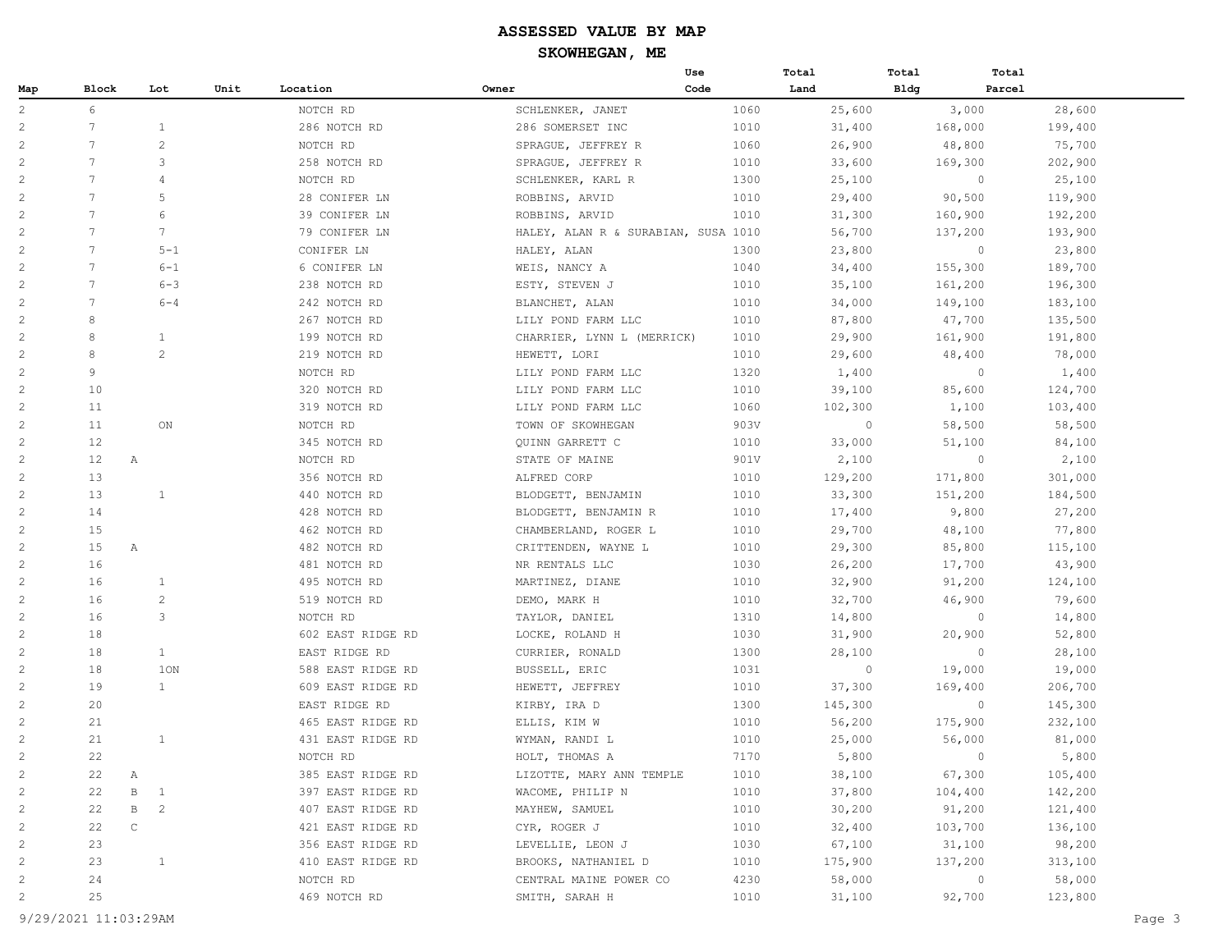# ASSESSED VALUE BY MAP

## SKOWHEGAN, ME

| Map | Block | Lot | Unit | Location | Owner | Use Code | Total Land | Total Bldg | Total Parcel |
|---|---|---|---|---|---|---|---|---|---|
| 2 | 6 | | | NOTCH RD | SCHLENKER, JANET | 1060 | 25,600 | 3,000 | 28,600 |
| 2 | 7 | 1 | | 286 NOTCH RD | 286 SOMERSET INC | 1010 | 31,400 | 168,000 | 199,400 |
| 2 | 7 | 2 | | NOTCH RD | SPRAGUE, JEFFREY R | 1060 | 26,900 | 48,800 | 75,700 |
| 2 | 7 | 3 | | 258 NOTCH RD | SPRAGUE, JEFFREY R | 1010 | 33,600 | 169,300 | 202,900 |
| 2 | 7 | 4 | | NOTCH RD | SCHLENKER, KARL R | 1300 | 25,100 | 0 | 25,100 |
| 2 | 7 | 5 | | 28 CONIFER LN | ROBBINS, ARVID | 1010 | 29,400 | 90,500 | 119,900 |
| 2 | 7 | 6 | | 39 CONIFER LN | ROBBINS, ARVID | 1010 | 31,300 | 160,900 | 192,200 |
| 2 | 7 | 7 | | 79 CONIFER LN | HALEY, ALAN R & SURABIAN, SUSA | 1010 | 56,700 | 137,200 | 193,900 |
| 2 | 7 | 5-1 | | CONIFER LN | HALEY, ALAN | 1300 | 23,800 | 0 | 23,800 |
| 2 | 7 | 6-1 | | 6 CONIFER LN | WEIS, NANCY A | 1040 | 34,400 | 155,300 | 189,700 |
| 2 | 7 | 6-3 | | 238 NOTCH RD | ESTY, STEVEN J | 1010 | 35,100 | 161,200 | 196,300 |
| 2 | 7 | 6-4 | | 242 NOTCH RD | BLANCHET, ALAN | 1010 | 34,000 | 149,100 | 183,100 |
| 2 | 8 | | | 267 NOTCH RD | LILY POND FARM LLC | 1010 | 87,800 | 47,700 | 135,500 |
| 2 | 8 | 1 | | 199 NOTCH RD | CHARRIER, LYNN L (MERRICK) | 1010 | 29,900 | 161,900 | 191,800 |
| 2 | 8 | 2 | | 219 NOTCH RD | HEWETT, LORI | 1010 | 29,600 | 48,400 | 78,000 |
| 2 | 9 | | | NOTCH RD | LILY POND FARM LLC | 1320 | 1,400 | 0 | 1,400 |
| 2 | 10 | | | 320 NOTCH RD | LILY POND FARM LLC | 1010 | 39,100 | 85,600 | 124,700 |
| 2 | 11 | | | 319 NOTCH RD | LILY POND FARM LLC | 1060 | 102,300 | 1,100 | 103,400 |
| 2 | 11 | ON | | NOTCH RD | TOWN OF SKOWHEGAN | 903V | 0 | 58,500 | 58,500 |
| 2 | 12 | | | 345 NOTCH RD | QUINN GARRETT C | 1010 | 33,000 | 51,100 | 84,100 |
| 2 | 12 A | | | NOTCH RD | STATE OF MAINE | 901V | 2,100 | 0 | 2,100 |
| 2 | 13 | | | 356 NOTCH RD | ALFRED CORP | 1010 | 129,200 | 171,800 | 301,000 |
| 2 | 13 | 1 | | 440 NOTCH RD | BLODGETT, BENJAMIN | 1010 | 33,300 | 151,200 | 184,500 |
| 2 | 14 | | | 428 NOTCH RD | BLODGETT, BENJAMIN R | 1010 | 17,400 | 9,800 | 27,200 |
| 2 | 15 | | | 462 NOTCH RD | CHAMBERLAND, ROGER L | 1010 | 29,700 | 48,100 | 77,800 |
| 2 | 15 A | | | 482 NOTCH RD | CRITTENDEN, WAYNE L | 1010 | 29,300 | 85,800 | 115,100 |
| 2 | 16 | | | 481 NOTCH RD | NR RENTALS LLC | 1030 | 26,200 | 17,700 | 43,900 |
| 2 | 16 | 1 | | 495 NOTCH RD | MARTINEZ, DIANE | 1010 | 32,900 | 91,200 | 124,100 |
| 2 | 16 | 2 | | 519 NOTCH RD | DEMO, MARK H | 1010 | 32,700 | 46,900 | 79,600 |
| 2 | 16 | 3 | | NOTCH RD | TAYLOR, DANIEL | 1310 | 14,800 | 0 | 14,800 |
| 2 | 18 | | | 602 EAST RIDGE RD | LOCKE, ROLAND H | 1030 | 31,900 | 20,900 | 52,800 |
| 2 | 18 | 1 | | EAST RIDGE RD | CURRIER, RONALD | 1300 | 28,100 | 0 | 28,100 |
| 2 | 18 | 1ON | | 588 EAST RIDGE RD | BUSSELL, ERIC | 1031 | 0 | 19,000 | 19,000 |
| 2 | 19 | 1 | | 609 EAST RIDGE RD | HEWETT, JEFFREY | 1010 | 37,300 | 169,400 | 206,700 |
| 2 | 20 | | | EAST RIDGE RD | KIRBY, IRA D | 1300 | 145,300 | 0 | 145,300 |
| 2 | 21 | | | 465 EAST RIDGE RD | ELLIS, KIM W | 1010 | 56,200 | 175,900 | 232,100 |
| 2 | 21 | 1 | | 431 EAST RIDGE RD | WYMAN, RANDI L | 1010 | 25,000 | 56,000 | 81,000 |
| 2 | 22 | | | NOTCH RD | HOLT, THOMAS A | 7170 | 5,800 | 0 | 5,800 |
| 2 | 22 A | | | 385 EAST RIDGE RD | LIZOTTE, MARY ANN TEMPLE | 1010 | 38,100 | 67,300 | 105,400 |
| 2 | 22 B | 1 | | 397 EAST RIDGE RD | WACOME, PHILIP N | 1010 | 37,800 | 104,400 | 142,200 |
| 2 | 22 B | 2 | | 407 EAST RIDGE RD | MAYHEW, SAMUEL | 1010 | 30,200 | 91,200 | 121,400 |
| 2 | 22 C | | | 421 EAST RIDGE RD | CYR, ROGER J | 1010 | 32,400 | 103,700 | 136,100 |
| 2 | 23 | | | 356 EAST RIDGE RD | LEVELLIE, LEON J | 1030 | 67,100 | 31,100 | 98,200 |
| 2 | 23 | 1 | | 410 EAST RIDGE RD | BROOKS, NATHANIEL D | 1010 | 175,900 | 137,200 | 313,100 |
| 2 | 24 | | | NOTCH RD | CENTRAL MAINE POWER CO | 4230 | 58,000 | 0 | 58,000 |
| 2 | 25 | | | 469 NOTCH RD | SMITH, SARAH H | 1010 | 31,100 | 92,700 | 123,800 |

9/29/2021 11:03:29AM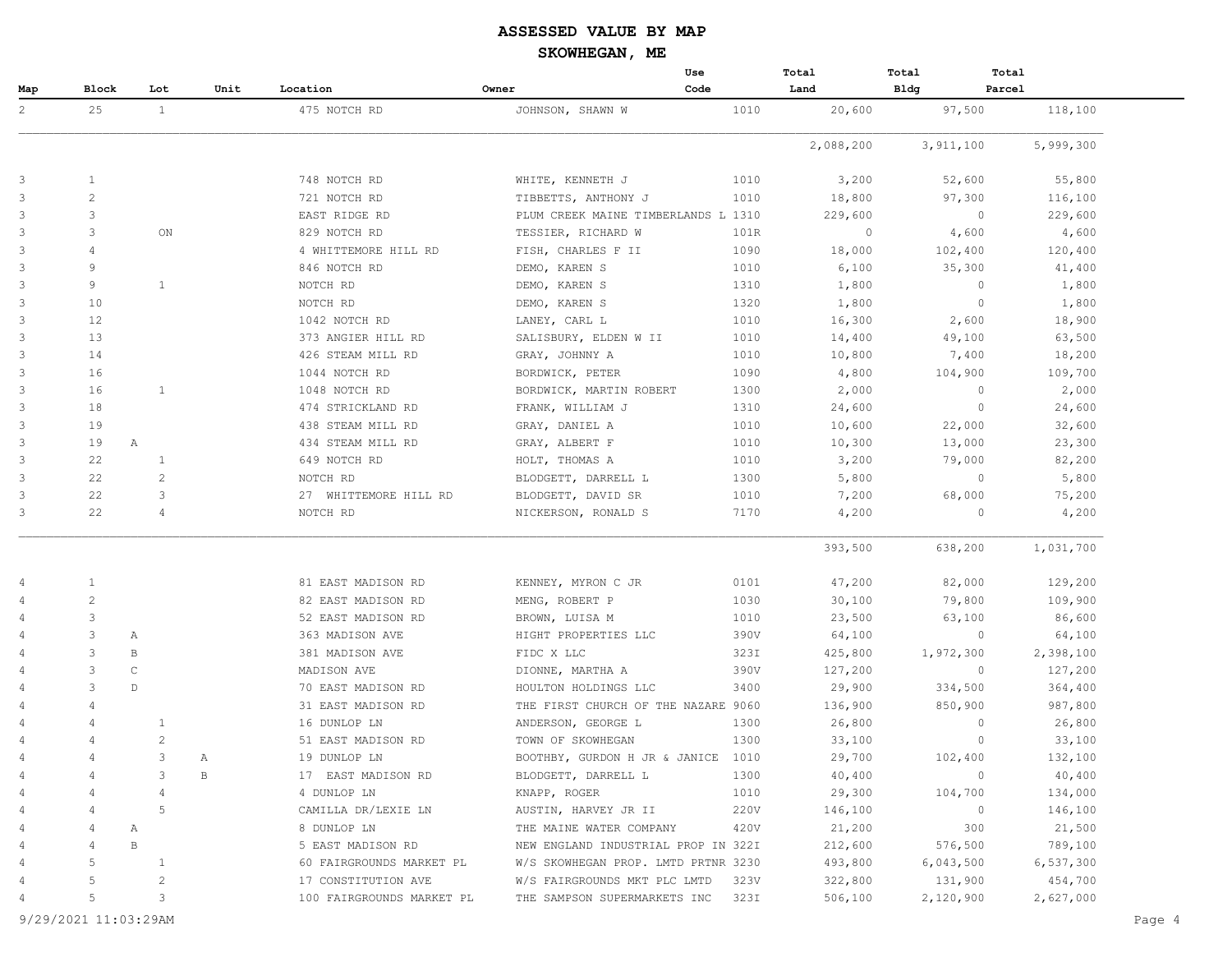# ASSESSED VALUE BY MAP

## SKOWHEGAN, ME

| Map | Block | Lot | Unit | Location | Owner | Use Code | Total Land | Total Bldg | Total Parcel |
|---|---|---|---|---|---|---|---|---|---|
| 2 | 25 | 1 | | 475 NOTCH RD | JOHNSON, SHAWN W | 1010 | 20,600 | 97,500 | 118,100 |
| | | | | | | | 2,088,200 | 3,911,100 | 5,999,300 |
| 3 | 1 | | | 748 NOTCH RD | WHITE, KENNETH J | 1010 | 3,200 | 52,600 | 55,800 |
| 3 | 2 | | | 721 NOTCH RD | TIBBETTS, ANTHONY J | 1010 | 18,800 | 97,300 | 116,100 |
| 3 | 3 | | | EAST RIDGE RD | PLUM CREEK MAINE TIMBERLANDS L | 1310 | 229,600 | 0 | 229,600 |
| 3 | 3 | ON | | 829 NOTCH RD | TESSIER, RICHARD W | 101R | 0 | 4,600 | 4,600 |
| 3 | 4 | | | 4 WHITTEMORE HILL RD | FISH, CHARLES F II | 1090 | 18,000 | 102,400 | 120,400 |
| 3 | 9 | | | 846 NOTCH RD | DEMO, KAREN S | 1010 | 6,100 | 35,300 | 41,400 |
| 3 | 9 | 1 | | NOTCH RD | DEMO, KAREN S | 1310 | 1,800 | 0 | 1,800 |
| 3 | 10 | | | NOTCH RD | DEMO, KAREN S | 1320 | 1,800 | 0 | 1,800 |
| 3 | 12 | | | 1042 NOTCH RD | LANEY, CARL L | 1010 | 16,300 | 2,600 | 18,900 |
| 3 | 13 | | | 373 ANGIER HILL RD | SALISBURY, ELDEN W II | 1010 | 14,400 | 49,100 | 63,500 |
| 3 | 14 | | | 426 STEAM MILL RD | GRAY, JOHNNY A | 1010 | 10,800 | 7,400 | 18,200 |
| 3 | 16 | | | 1044 NOTCH RD | BORDWICK, PETER | 1090 | 4,800 | 104,900 | 109,700 |
| 3 | 16 | 1 | | 1048 NOTCH RD | BORDWICK, MARTIN ROBERT | 1300 | 2,000 | 0 | 2,000 |
| 3 | 18 | | | 474 STRICKLAND RD | FRANK, WILLIAM J | 1310 | 24,600 | 0 | 24,600 |
| 3 | 19 | | | 438 STEAM MILL RD | GRAY, DANIEL A | 1010 | 10,600 | 22,000 | 32,600 |
| 3 | 19 A | | | 434 STEAM MILL RD | GRAY, ALBERT F | 1010 | 10,300 | 13,000 | 23,300 |
| 3 | 22 | 1 | | 649 NOTCH RD | HOLT, THOMAS A | 1010 | 3,200 | 79,000 | 82,200 |
| 3 | 22 | 2 | | NOTCH RD | BLODGETT, DARRELL L | 1300 | 5,800 | 0 | 5,800 |
| 3 | 22 | 3 | | 27 WHITTEMORE HILL RD | BLODGETT, DAVID SR | 1010 | 7,200 | 68,000 | 75,200 |
| 3 | 22 | 4 | | NOTCH RD | NICKERSON, RONALD S | 7170 | 4,200 | 0 | 4,200 |
| | | | | | | | 393,500 | 638,200 | 1,031,700 |
| 4 | 1 | | | 81 EAST MADISON RD | KENNEY, MYRON C JR | 0101 | 47,200 | 82,000 | 129,200 |
| 4 | 2 | | | 82 EAST MADISON RD | MENG, ROBERT P | 1030 | 30,100 | 79,800 | 109,900 |
| 4 | 3 | | | 52 EAST MADISON RD | BROWN, LUISA M | 1010 | 23,500 | 63,100 | 86,600 |
| 4 | 3 A | | | 363 MADISON AVE | HIGHT PROPERTIES LLC | 390V | 64,100 | 0 | 64,100 |
| 4 | 3 B | | | 381 MADISON AVE | FIDC X LLC | 323I | 425,800 | 1,972,300 | 2,398,100 |
| 4 | 3 C | | | MADISON AVE | DIONNE, MARTHA A | 390V | 127,200 | 0 | 127,200 |
| 4 | 3 D | | | 70 EAST MADISON RD | HOULTON HOLDINGS LLC | 3400 | 29,900 | 334,500 | 364,400 |
| 4 | 4 | | | 31 EAST MADISON RD | THE FIRST CHURCH OF THE NAZARE | 9060 | 136,900 | 850,900 | 987,800 |
| 4 | 4 | 1 | | 16 DUNLOP LN | ANDERSON, GEORGE L | 1300 | 26,800 | 0 | 26,800 |
| 4 | 4 | 2 | | 51 EAST MADISON RD | TOWN OF SKOWHEGAN | 1300 | 33,100 | 0 | 33,100 |
| 4 | 4 | 3 | A | 19 DUNLOP LN | BOOTHBY, GURDON H JR & JANICE | 1010 | 29,700 | 102,400 | 132,100 |
| 4 | 4 | 3 | B | 17 EAST MADISON RD | BLODGETT, DARRELL L | 1300 | 40,400 | 0 | 40,400 |
| 4 | 4 | 4 | | 4 DUNLOP LN | KNAPP, ROGER | 1010 | 29,300 | 104,700 | 134,000 |
| 4 | 4 | 5 | | CAMILLA DR/LEXIE LN | AUSTIN, HARVEY JR II | 220V | 146,100 | 0 | 146,100 |
| 4 | 4 A | | | 8 DUNLOP LN | THE MAINE WATER COMPANY | 420V | 21,200 | 300 | 21,500 |
| 4 | 4 B | | | 5 EAST MADISON RD | NEW ENGLAND INDUSTRIAL PROP IN | 322I | 212,600 | 576,500 | 789,100 |
| 4 | 5 | 1 | | 60 FAIRGROUNDS MARKET PL | W/S SKOWHEGAN PROP. LMTD PRTNR | 3230 | 493,800 | 6,043,500 | 6,537,300 |
| 4 | 5 | 2 | | 17 CONSTITUTION AVE | W/S FAIRGROUNDS MKT PLC LMTD | 323V | 322,800 | 131,900 | 454,700 |
| 4 | 5 | 3 | | 100 FAIRGROUNDS MARKET PL | THE SAMPSON SUPERMARKETS INC | 323I | 506,100 | 2,120,900 | 2,627,000 |

9/29/2021 11:03:29AM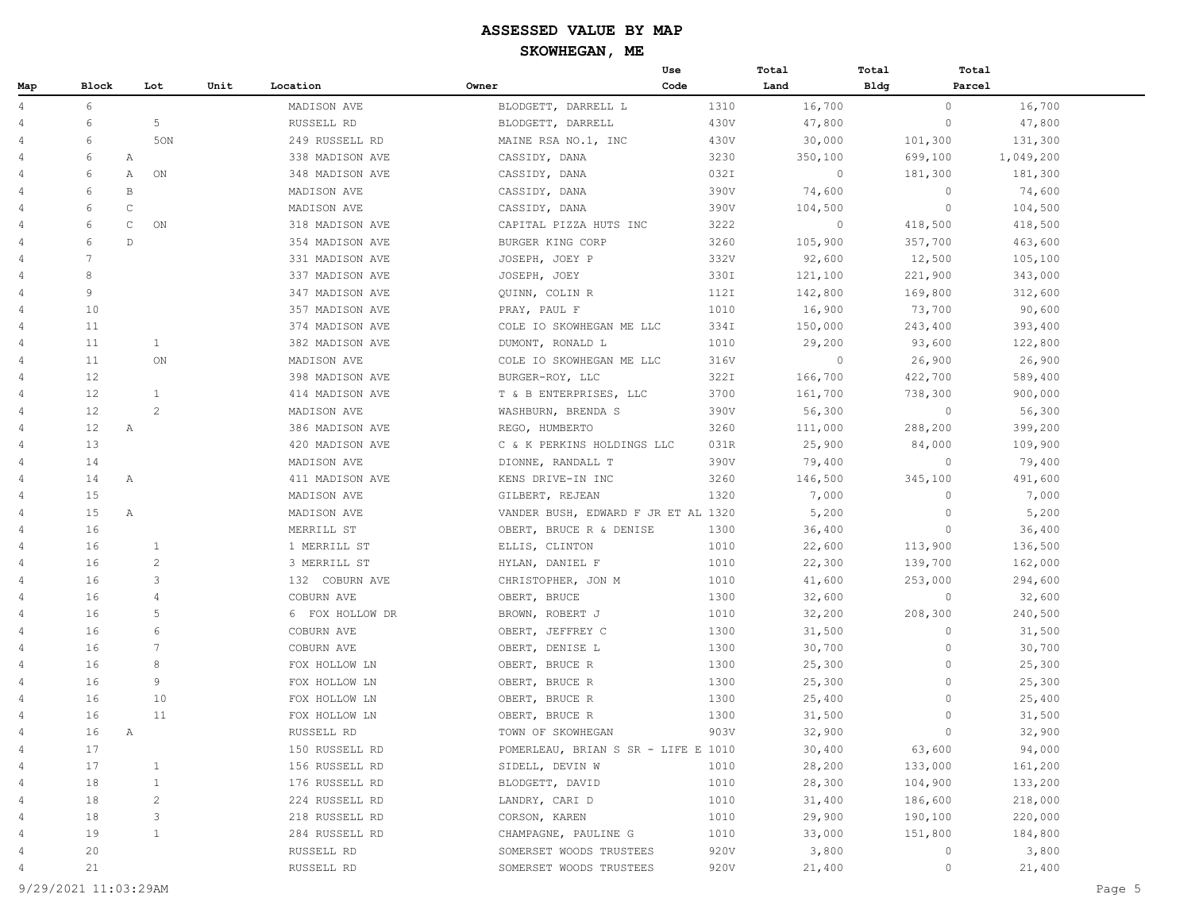# ASSESSED VALUE BY MAP

## SKOWHEGAN, ME

| Map | Block | Lot | Unit | Location | Owner | Use Code | Total Land | Total Bldg | Total Parcel |
|---|---|---|---|---|---|---|---|---|---|
| 4 | 6 | | | MADISON AVE | BLODGETT, DARRELL L | 1310 | 16,700 | 0 | 16,700 |
| 4 | 6 | 5 | | RUSSELL RD | BLODGETT, DARRELL | 430V | 47,800 | 0 | 47,800 |
| 4 | 6 | 5ON | | 249 RUSSELL RD | MAINE RSA NO.1, INC | 430V | 30,000 | 101,300 | 131,300 |
| 4 | 6 A | | | 338 MADISON AVE | CASSIDY, DANA | 3230 | 350,100 | 699,100 | 1,049,200 |
| 4 | 6 A | ON | | 348 MADISON AVE | CASSIDY, DANA | 032I | 0 | 181,300 | 181,300 |
| 4 | 6 B | | | MADISON AVE | CASSIDY, DANA | 390V | 74,600 | 0 | 74,600 |
| 4 | 6 C | | | MADISON AVE | CASSIDY, DANA | 390V | 104,500 | 0 | 104,500 |
| 4 | 6 C | ON | | 318 MADISON AVE | CAPITAL PIZZA HUTS INC | 3222 | 0 | 418,500 | 418,500 |
| 4 | 6 D | | | 354 MADISON AVE | BURGER KING CORP | 3260 | 105,900 | 357,700 | 463,600 |
| 4 | 7 | | | 331 MADISON AVE | JOSEPH, JOEY P | 332V | 92,600 | 12,500 | 105,100 |
| 4 | 8 | | | 337 MADISON AVE | JOSEPH, JOEY | 330I | 121,100 | 221,900 | 343,000 |
| 4 | 9 | | | 347 MADISON AVE | QUINN, COLIN R | 112I | 142,800 | 169,800 | 312,600 |
| 4 | 10 | | | 357 MADISON AVE | PRAY, PAUL F | 1010 | 16,900 | 73,700 | 90,600 |
| 4 | 11 | | | 374 MADISON AVE | COLE IO SKOWHEGAN ME LLC | 334I | 150,000 | 243,400 | 393,400 |
| 4 | 11 | 1 | | 382 MADISON AVE | DUMONT, RONALD L | 1010 | 29,200 | 93,600 | 122,800 |
| 4 | 11 | ON | | MADISON AVE | COLE IO SKOWHEGAN ME LLC | 316V | 0 | 26,900 | 26,900 |
| 4 | 12 | | | 398 MADISON AVE | BURGER-ROY, LLC | 322I | 166,700 | 422,700 | 589,400 |
| 4 | 12 | 1 | | 414 MADISON AVE | T & B ENTERPRISES, LLC | 3700 | 161,700 | 738,300 | 900,000 |
| 4 | 12 | 2 | | MADISON AVE | WASHBURN, BRENDA S | 390V | 56,300 | 0 | 56,300 |
| 4 | 12 A | | | 386 MADISON AVE | REGO, HUMBERTO | 3260 | 111,000 | 288,200 | 399,200 |
| 4 | 13 | | | 420 MADISON AVE | C & K PERKINS HOLDINGS LLC | 031R | 25,900 | 84,000 | 109,900 |
| 4 | 14 | | | MADISON AVE | DIONNE, RANDALL T | 390V | 79,400 | 0 | 79,400 |
| 4 | 14 A | | | 411 MADISON AVE | KENS DRIVE-IN INC | 3260 | 146,500 | 345,100 | 491,600 |
| 4 | 15 | | | MADISON AVE | GILBERT, REJEAN | 1320 | 7,000 | 0 | 7,000 |
| 4 | 15 A | | | MADISON AVE | VANDER BUSH, EDWARD F JR ET AL | 1320 | 5,200 | 0 | 5,200 |
| 4 | 16 | | | MERRILL ST | OBERT, BRUCE R & DENISE | 1300 | 36,400 | 0 | 36,400 |
| 4 | 16 | 1 | | 1 MERRILL ST | ELLIS, CLINTON | 1010 | 22,600 | 113,900 | 136,500 |
| 4 | 16 | 2 | | 3 MERRILL ST | HYLAN, DANIEL F | 1010 | 22,300 | 139,700 | 162,000 |
| 4 | 16 | 3 | | 132 COBURN AVE | CHRISTOPHER, JON M | 1010 | 41,600 | 253,000 | 294,600 |
| 4 | 16 | 4 | | COBURN AVE | OBERT, BRUCE | 1300 | 32,600 | 0 | 32,600 |
| 4 | 16 | 5 | | 6 FOX HOLLOW DR | BROWN, ROBERT J | 1010 | 32,200 | 208,300 | 240,500 |
| 4 | 16 | 6 | | COBURN AVE | OBERT, JEFFREY C | 1300 | 31,500 | 0 | 31,500 |
| 4 | 16 | 7 | | COBURN AVE | OBERT, DENISE L | 1300 | 30,700 | 0 | 30,700 |
| 4 | 16 | 8 | | FOX HOLLOW LN | OBERT, BRUCE R | 1300 | 25,300 | 0 | 25,300 |
| 4 | 16 | 9 | | FOX HOLLOW LN | OBERT, BRUCE R | 1300 | 25,300 | 0 | 25,300 |
| 4 | 16 | 10 | | FOX HOLLOW LN | OBERT, BRUCE R | 1300 | 25,400 | 0 | 25,400 |
| 4 | 16 | 11 | | FOX HOLLOW LN | OBERT, BRUCE R | 1300 | 31,500 | 0 | 31,500 |
| 4 | 16 A | | | RUSSELL RD | TOWN OF SKOWHEGAN | 903V | 32,900 | 0 | 32,900 |
| 4 | 17 | | | 150 RUSSELL RD | POMERLEAU, BRIAN S SR - LIFE E | 1010 | 30,400 | 63,600 | 94,000 |
| 4 | 17 | 1 | | 156 RUSSELL RD | SIDELL, DEVIN W | 1010 | 28,200 | 133,000 | 161,200 |
| 4 | 18 | 1 | | 176 RUSSELL RD | BLODGETT, DAVID | 1010 | 28,300 | 104,900 | 133,200 |
| 4 | 18 | 2 | | 224 RUSSELL RD | LANDRY, CARI D | 1010 | 31,400 | 186,600 | 218,000 |
| 4 | 18 | 3 | | 218 RUSSELL RD | CORSON, KAREN | 1010 | 29,900 | 190,100 | 220,000 |
| 4 | 19 | 1 | | 284 RUSSELL RD | CHAMPAGNE, PAULINE G | 1010 | 33,000 | 151,800 | 184,800 |
| 4 | 20 | | | RUSSELL RD | SOMERSET WOODS TRUSTEES | 920V | 3,800 | 0 | 3,800 |
| 4 | 21 | | | RUSSELL RD | SOMERSET WOODS TRUSTEES | 920V | 21,400 | 0 | 21,400 |

9/29/2021 11:03:29AM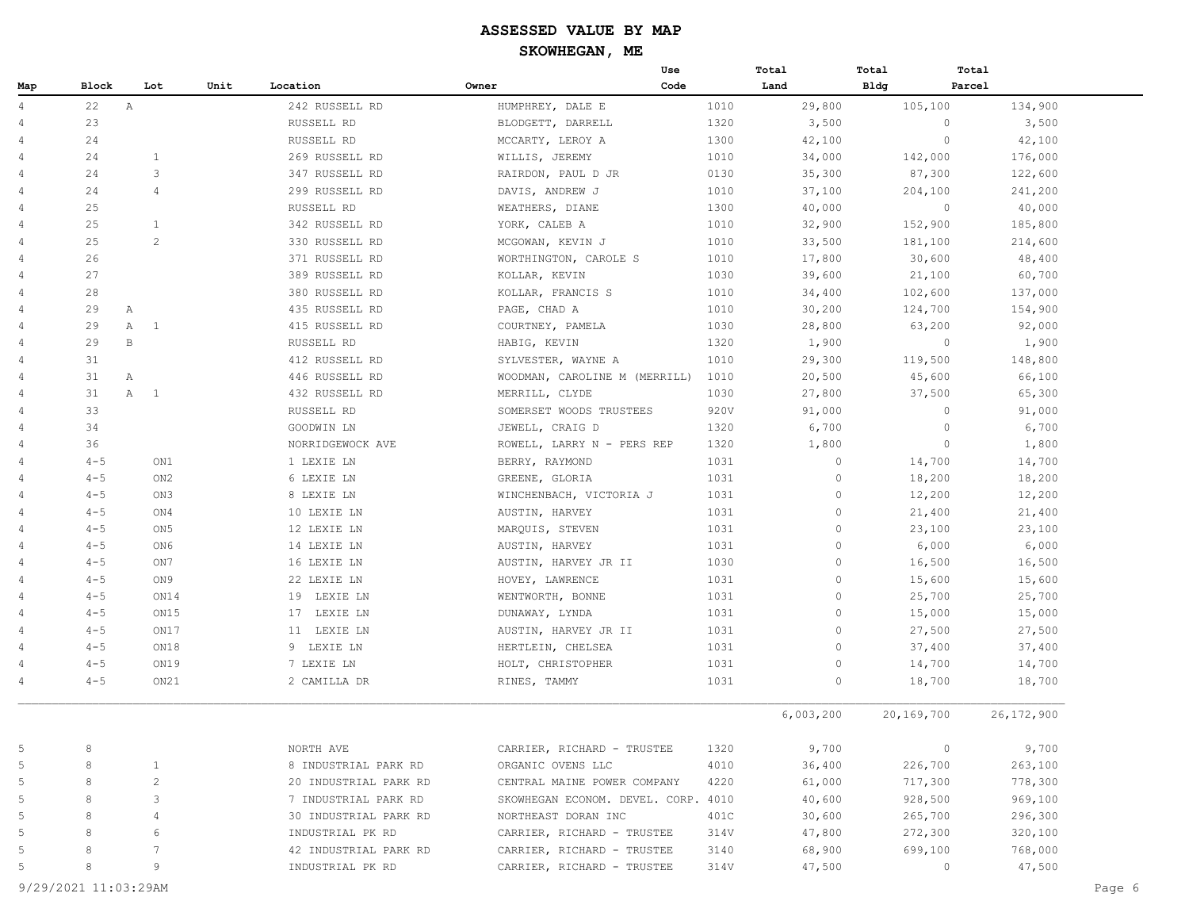# ASSESSED VALUE BY MAP

## SKOWHEGAN, ME

| Map | Block | Lot | Unit | Location | Owner | Use Code | Total Land | Total Bldg | Total Parcel |
|---|---|---|---|---|---|---|---|---|---|
| 4 | 22 | A | | 242 RUSSELL RD | HUMPHREY, DALE E | 1010 | 29,800 | 105,100 | 134,900 |
| 4 | 23 | | | RUSSELL RD | BLODGETT, DARRELL | 1320 | 3,500 | 0 | 3,500 |
| 4 | 24 | | | RUSSELL RD | MCCARTY, LEROY A | 1300 | 42,100 | 0 | 42,100 |
| 4 | 24 | 1 | | 269 RUSSELL RD | WILLIS, JEREMY | 1010 | 34,000 | 142,000 | 176,000 |
| 4 | 24 | 3 | | 347 RUSSELL RD | RAIRDON, PAUL D JR | 0130 | 35,300 | 87,300 | 122,600 |
| 4 | 24 | 4 | | 299 RUSSELL RD | DAVIS, ANDREW J | 1010 | 37,100 | 204,100 | 241,200 |
| 4 | 25 | | | RUSSELL RD | WEATHERS, DIANE | 1300 | 40,000 | 0 | 40,000 |
| 4 | 25 | 1 | | 342 RUSSELL RD | YORK, CALEB A | 1010 | 32,900 | 152,900 | 185,800 |
| 4 | 25 | 2 | | 330 RUSSELL RD | MCGOWAN, KEVIN J | 1010 | 33,500 | 181,100 | 214,600 |
| 4 | 26 | | | 371 RUSSELL RD | WORTHINGTON, CAROLE S | 1010 | 17,800 | 30,600 | 48,400 |
| 4 | 27 | | | 389 RUSSELL RD | KOLLAR, KEVIN | 1030 | 39,600 | 21,100 | 60,700 |
| 4 | 28 | | | 380 RUSSELL RD | KOLLAR, FRANCIS S | 1010 | 34,400 | 102,600 | 137,000 |
| 4 | 29 | A | | 435 RUSSELL RD | PAGE, CHAD A | 1010 | 30,200 | 124,700 | 154,900 |
| 4 | 29 | A 1 | | 415 RUSSELL RD | COURTNEY, PAMELA | 1030 | 28,800 | 63,200 | 92,000 |
| 4 | 29 | B | | RUSSELL RD | HABIG, KEVIN | 1320 | 1,900 | 0 | 1,900 |
| 4 | 31 | | | 412 RUSSELL RD | SYLVESTER, WAYNE A | 1010 | 29,300 | 119,500 | 148,800 |
| 4 | 31 | A | | 446 RUSSELL RD | WOODMAN, CAROLINE M (MERRILL) | 1010 | 20,500 | 45,600 | 66,100 |
| 4 | 31 | A 1 | | 432 RUSSELL RD | MERRILL, CLYDE | 1030 | 27,800 | 37,500 | 65,300 |
| 4 | 33 | | | RUSSELL RD | SOMERSET WOODS TRUSTEES | 920V | 91,000 | 0 | 91,000 |
| 4 | 34 | | | GOODWIN LN | JEWELL, CRAIG D | 1320 | 6,700 | 0 | 6,700 |
| 4 | 36 | | | NORRIDGEWOCK AVE | ROWELL, LARRY N - PERS REP | 1320 | 1,800 | 0 | 1,800 |
| 4 | 4-5 | ON1 | | 1 LEXIE LN | BERRY, RAYMOND | 1031 | 0 | 14,700 | 14,700 |
| 4 | 4-5 | ON2 | | 6 LEXIE LN | GREENE, GLORIA | 1031 | 0 | 18,200 | 18,200 |
| 4 | 4-5 | ON3 | | 8 LEXIE LN | WINCHENBACH, VICTORIA J | 1031 | 0 | 12,200 | 12,200 |
| 4 | 4-5 | ON4 | | 10 LEXIE LN | AUSTIN, HARVEY | 1031 | 0 | 21,400 | 21,400 |
| 4 | 4-5 | ON5 | | 12 LEXIE LN | MARQUIS, STEVEN | 1031 | 0 | 23,100 | 23,100 |
| 4 | 4-5 | ON6 | | 14 LEXIE LN | AUSTIN, HARVEY | 1031 | 0 | 6,000 | 6,000 |
| 4 | 4-5 | ON7 | | 16 LEXIE LN | AUSTIN, HARVEY JR II | 1030 | 0 | 16,500 | 16,500 |
| 4 | 4-5 | ON9 | | 22 LEXIE LN | HOVEY, LAWRENCE | 1031 | 0 | 15,600 | 15,600 |
| 4 | 4-5 | ON14 | | 19 LEXIE LN | WENTWORTH, BONNE | 1031 | 0 | 25,700 | 25,700 |
| 4 | 4-5 | ON15 | | 17 LEXIE LN | DUNAWAY, LYNDA | 1031 | 0 | 15,000 | 15,000 |
| 4 | 4-5 | ON17 | | 11 LEXIE LN | AUSTIN, HARVEY JR II | 1031 | 0 | 27,500 | 27,500 |
| 4 | 4-5 | ON18 | | 9 LEXIE LN | HERTLEIN, CHELSEA | 1031 | 0 | 37,400 | 37,400 |
| 4 | 4-5 | ON19 | | 7 LEXIE LN | HOLT, CHRISTOPHER | 1031 | 0 | 14,700 | 14,700 |
| 4 | 4-5 | ON21 | | 2 CAMILLA DR | RINES, TAMMY | 1031 | 0 | 18,700 | 18,700 |
| | | | | | | | 6,003,200 | 20,169,700 | 26,172,900 |
| 5 | 8 | | | NORTH AVE | CARRIER, RICHARD - TRUSTEE | 1320 | 9,700 | 0 | 9,700 |
| 5 | 8 | 1 | | 8 INDUSTRIAL PARK RD | ORGANIC OVENS LLC | 4010 | 36,400 | 226,700 | 263,100 |
| 5 | 8 | 2 | | 20 INDUSTRIAL PARK RD | CENTRAL MAINE POWER COMPANY | 4220 | 61,000 | 717,300 | 778,300 |
| 5 | 8 | 3 | | 7 INDUSTRIAL PARK RD | SKOWHEGAN ECONOM. DEVEL. CORP. | 4010 | 40,600 | 928,500 | 969,100 |
| 5 | 8 | 4 | | 30 INDUSTRIAL PARK RD | NORTHEAST DORAN INC | 401C | 30,600 | 265,700 | 296,300 |
| 5 | 8 | 6 | | INDUSTRIAL PK RD | CARRIER, RICHARD - TRUSTEE | 314V | 47,800 | 272,300 | 320,100 |
| 5 | 8 | 7 | | 42 INDUSTRIAL PARK RD | CARRIER, RICHARD - TRUSTEE | 3140 | 68,900 | 699,100 | 768,000 |
| 5 | 8 | 9 | | INDUSTRIAL PK RD | CARRIER, RICHARD - TRUSTEE | 314V | 47,500 | 0 | 47,500 |

9/29/2021 11:03:29AM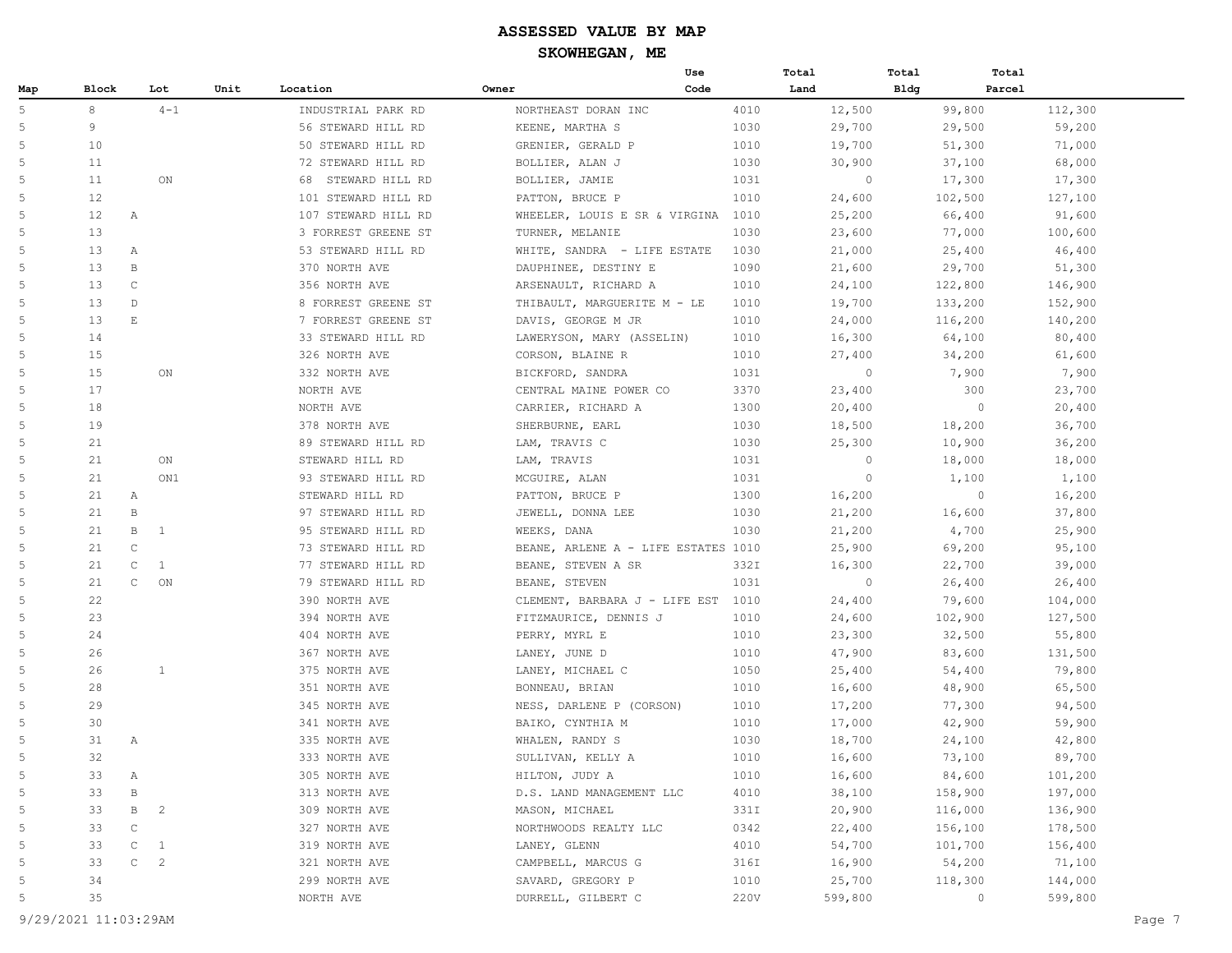# ASSESSED VALUE BY MAP

## SKOWHEGAN, ME

| Map | Block | Lot | Unit | Location | Owner | Use Code | Total Land | Total Bldg | Total Parcel |
|---|---|---|---|---|---|---|---|---|---|
| 5 | 8 | 4-1 | | INDUSTRIAL PARK RD | NORTHEAST DORAN INC | 4010 | 12,500 | 99,800 | 112,300 |
| 5 | 9 | | | 56 STEWARD HILL RD | KEENE, MARTHA S | 1030 | 29,700 | 29,500 | 59,200 |
| 5 | 10 | | | 50 STEWARD HILL RD | GRENIER, GERALD P | 1010 | 19,700 | 51,300 | 71,000 |
| 5 | 11 | | | 72 STEWARD HILL RD | BOLLIER, ALAN J | 1030 | 30,900 | 37,100 | 68,000 |
| 5 | 11 | ON | | 68 STEWARD HILL RD | BOLLIER, JAMIE | 1031 | 0 | 17,300 | 17,300 |
| 5 | 12 | | | 101 STEWARD HILL RD | PATTON, BRUCE P | 1010 | 24,600 | 102,500 | 127,100 |
| 5 | 12 | A | | 107 STEWARD HILL RD | WHEELER, LOUIS E SR & VIRGINA | 1010 | 25,200 | 66,400 | 91,600 |
| 5 | 13 | | | 3 FORREST GREENE ST | TURNER, MELANIE | 1030 | 23,600 | 77,000 | 100,600 |
| 5 | 13 | A | | 53 STEWARD HILL RD | WHITE, SANDRA - LIFE ESTATE | 1030 | 21,000 | 25,400 | 46,400 |
| 5 | 13 | B | | 370 NORTH AVE | DAUPHINEE, DESTINY E | 1090 | 21,600 | 29,700 | 51,300 |
| 5 | 13 | C | | 356 NORTH AVE | ARSENAULT, RICHARD A | 1010 | 24,100 | 122,800 | 146,900 |
| 5 | 13 | D | | 8 FORREST GREENE ST | THIBAULT, MARGUERITE M - LE | 1010 | 19,700 | 133,200 | 152,900 |
| 5 | 13 | E | | 7 FORREST GREENE ST | DAVIS, GEORGE M JR | 1010 | 24,000 | 116,200 | 140,200 |
| 5 | 14 | | | 33 STEWARD HILL RD | LAWERYSON, MARY (ASSELIN) | 1010 | 16,300 | 64,100 | 80,400 |
| 5 | 15 | | | 326 NORTH AVE | CORSON, BLAINE R | 1010 | 27,400 | 34,200 | 61,600 |
| 5 | 15 | ON | | 332 NORTH AVE | BICKFORD, SANDRA | 1031 | 0 | 7,900 | 7,900 |
| 5 | 17 | | | NORTH AVE | CENTRAL MAINE POWER CO | 3370 | 23,400 | 300 | 23,700 |
| 5 | 18 | | | NORTH AVE | CARRIER, RICHARD A | 1300 | 20,400 | 0 | 20,400 |
| 5 | 19 | | | 378 NORTH AVE | SHERBURNE, EARL | 1030 | 18,500 | 18,200 | 36,700 |
| 5 | 21 | | | 89 STEWARD HILL RD | LAM, TRAVIS C | 1030 | 25,300 | 10,900 | 36,200 |
| 5 | 21 | ON | | STEWARD HILL RD | LAM, TRAVIS | 1031 | 0 | 18,000 | 18,000 |
| 5 | 21 | ON1 | | 93 STEWARD HILL RD | MCGUIRE, ALAN | 1031 | 0 | 1,100 | 1,100 |
| 5 | 21 | A | | STEWARD HILL RD | PATTON, BRUCE P | 1300 | 16,200 | 0 | 16,200 |
| 5 | 21 | B | | 97 STEWARD HILL RD | JEWELL, DONNA LEE | 1030 | 21,200 | 16,600 | 37,800 |
| 5 | 21 | B 1 | | 95 STEWARD HILL RD | WEEKS, DANA | 1030 | 21,200 | 4,700 | 25,900 |
| 5 | 21 | C | | 73 STEWARD HILL RD | BEANE, ARLENE A - LIFE ESTATES | 1010 | 25,900 | 69,200 | 95,100 |
| 5 | 21 | C 1 | | 77 STEWARD HILL RD | BEANE, STEVEN A SR | 332I | 16,300 | 22,700 | 39,000 |
| 5 | 21 | C ON | | 79 STEWARD HILL RD | BEANE, STEVEN | 1031 | 0 | 26,400 | 26,400 |
| 5 | 22 | | | 390 NORTH AVE | CLEMENT, BARBARA J - LIFE EST | 1010 | 24,400 | 79,600 | 104,000 |
| 5 | 23 | | | 394 NORTH AVE | FITZMAURICE, DENNIS J | 1010 | 24,600 | 102,900 | 127,500 |
| 5 | 24 | | | 404 NORTH AVE | PERRY, MYRL E | 1010 | 23,300 | 32,500 | 55,800 |
| 5 | 26 | | | 367 NORTH AVE | LANEY, JUNE D | 1010 | 47,900 | 83,600 | 131,500 |
| 5 | 26 | 1 | | 375 NORTH AVE | LANEY, MICHAEL C | 1050 | 25,400 | 54,400 | 79,800 |
| 5 | 28 | | | 351 NORTH AVE | BONNEAU, BRIAN | 1010 | 16,600 | 48,900 | 65,500 |
| 5 | 29 | | | 345 NORTH AVE | NESS, DARLENE P (CORSON) | 1010 | 17,200 | 77,300 | 94,500 |
| 5 | 30 | | | 341 NORTH AVE | BAIKO, CYNTHIA M | 1010 | 17,000 | 42,900 | 59,900 |
| 5 | 31 | A | | 335 NORTH AVE | WHALEN, RANDY S | 1030 | 18,700 | 24,100 | 42,800 |
| 5 | 32 | | | 333 NORTH AVE | SULLIVAN, KELLY A | 1010 | 16,600 | 73,100 | 89,700 |
| 5 | 33 | A | | 305 NORTH AVE | HILTON, JUDY A | 1010 | 16,600 | 84,600 | 101,200 |
| 5 | 33 | B | | 313 NORTH AVE | D.S. LAND MANAGEMENT LLC | 4010 | 38,100 | 158,900 | 197,000 |
| 5 | 33 | B 2 | | 309 NORTH AVE | MASON, MICHAEL | 331I | 20,900 | 116,000 | 136,900 |
| 5 | 33 | C | | 327 NORTH AVE | NORTHWOODS REALTY LLC | 0342 | 22,400 | 156,100 | 178,500 |
| 5 | 33 | C 1 | | 319 NORTH AVE | LANEY, GLENN | 4010 | 54,700 | 101,700 | 156,400 |
| 5 | 33 | C 2 | | 321 NORTH AVE | CAMPBELL, MARCUS G | 316I | 16,900 | 54,200 | 71,100 |
| 5 | 34 | | | 299 NORTH AVE | SAVARD, GREGORY P | 1010 | 25,700 | 118,300 | 144,000 |
| 5 | 35 | | | NORTH AVE | DURRELL, GILBERT C | 220V | 599,800 | 0 | 599,800 |

9/29/2021 11:03:29AM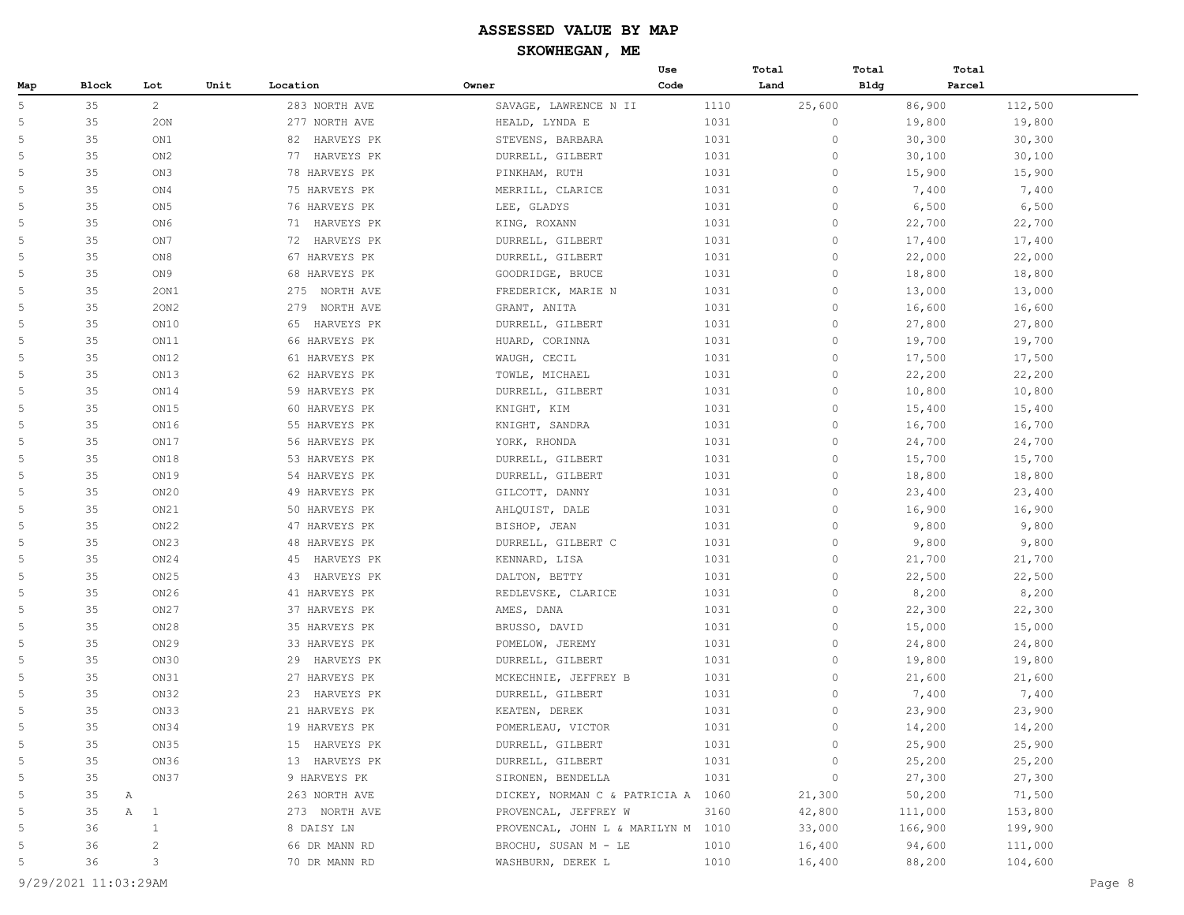# ASSESSED VALUE BY MAP

## SKOWHEGAN, ME

| Map | Block | Lot | Unit | Location | Owner | Use Code | Total Land | Total Bldg | Total Parcel |
|---|---|---|---|---|---|---|---|---|---|
| 5 | 35 | 2 | | 283 NORTH AVE | SAVAGE, LAWRENCE N II | 1110 | 25,600 | 86,900 | 112,500 |
| 5 | 35 | 2ON | | 277 NORTH AVE | HEALD, LYNDA E | 1031 | 0 | 19,800 | 19,800 |
| 5 | 35 | ON1 | | 82 HARVEYS PK | STEVENS, BARBARA | 1031 | 0 | 30,300 | 30,300 |
| 5 | 35 | ON2 | | 77 HARVEYS PK | DURRELL, GILBERT | 1031 | 0 | 30,100 | 30,100 |
| 5 | 35 | ON3 | | 78 HARVEYS PK | PINKHAM, RUTH | 1031 | 0 | 15,900 | 15,900 |
| 5 | 35 | ON4 | | 75 HARVEYS PK | MERRILL, CLARICE | 1031 | 0 | 7,400 | 7,400 |
| 5 | 35 | ON5 | | 76 HARVEYS PK | LEE, GLADYS | 1031 | 0 | 6,500 | 6,500 |
| 5 | 35 | ON6 | | 71 HARVEYS PK | KING, ROXANN | 1031 | 0 | 22,700 | 22,700 |
| 5 | 35 | ON7 | | 72 HARVEYS PK | DURRELL, GILBERT | 1031 | 0 | 17,400 | 17,400 |
| 5 | 35 | ON8 | | 67 HARVEYS PK | DURRELL, GILBERT | 1031 | 0 | 22,000 | 22,000 |
| 5 | 35 | ON9 | | 68 HARVEYS PK | GOODRIDGE, BRUCE | 1031 | 0 | 18,800 | 18,800 |
| 5 | 35 | 2ON1 | | 275 NORTH AVE | FREDERICK, MARIE N | 1031 | 0 | 13,000 | 13,000 |
| 5 | 35 | 2ON2 | | 279 NORTH AVE | GRANT, ANITA | 1031 | 0 | 16,600 | 16,600 |
| 5 | 35 | ON10 | | 65 HARVEYS PK | DURRELL, GILBERT | 1031 | 0 | 27,800 | 27,800 |
| 5 | 35 | ON11 | | 66 HARVEYS PK | HUARD, CORINNA | 1031 | 0 | 19,700 | 19,700 |
| 5 | 35 | ON12 | | 61 HARVEYS PK | WAUGH, CECIL | 1031 | 0 | 17,500 | 17,500 |
| 5 | 35 | ON13 | | 62 HARVEYS PK | TOWLE, MICHAEL | 1031 | 0 | 22,200 | 22,200 |
| 5 | 35 | ON14 | | 59 HARVEYS PK | DURRELL, GILBERT | 1031 | 0 | 10,800 | 10,800 |
| 5 | 35 | ON15 | | 60 HARVEYS PK | KNIGHT, KIM | 1031 | 0 | 15,400 | 15,400 |
| 5 | 35 | ON16 | | 55 HARVEYS PK | KNIGHT, SANDRA | 1031 | 0 | 16,700 | 16,700 |
| 5 | 35 | ON17 | | 56 HARVEYS PK | YORK, RHONDA | 1031 | 0 | 24,700 | 24,700 |
| 5 | 35 | ON18 | | 53 HARVEYS PK | DURRELL, GILBERT | 1031 | 0 | 15,700 | 15,700 |
| 5 | 35 | ON19 | | 54 HARVEYS PK | DURRELL, GILBERT | 1031 | 0 | 18,800 | 18,800 |
| 5 | 35 | ON20 | | 49 HARVEYS PK | GILCOTT, DANNY | 1031 | 0 | 23,400 | 23,400 |
| 5 | 35 | ON21 | | 50 HARVEYS PK | AHLQUIST, DALE | 1031 | 0 | 16,900 | 16,900 |
| 5 | 35 | ON22 | | 47 HARVEYS PK | BISHOP, JEAN | 1031 | 0 | 9,800 | 9,800 |
| 5 | 35 | ON23 | | 48 HARVEYS PK | DURRELL, GILBERT C | 1031 | 0 | 9,800 | 9,800 |
| 5 | 35 | ON24 | | 45 HARVEYS PK | KENNARD, LISA | 1031 | 0 | 21,700 | 21,700 |
| 5 | 35 | ON25 | | 43 HARVEYS PK | DALTON, BETTY | 1031 | 0 | 22,500 | 22,500 |
| 5 | 35 | ON26 | | 41 HARVEYS PK | REDLEVSKE, CLARICE | 1031 | 0 | 8,200 | 8,200 |
| 5 | 35 | ON27 | | 37 HARVEYS PK | AMES, DANA | 1031 | 0 | 22,300 | 22,300 |
| 5 | 35 | ON28 | | 35 HARVEYS PK | BRUSSO, DAVID | 1031 | 0 | 15,000 | 15,000 |
| 5 | 35 | ON29 | | 33 HARVEYS PK | POMELOW, JEREMY | 1031 | 0 | 24,800 | 24,800 |
| 5 | 35 | ON30 | | 29 HARVEYS PK | DURRELL, GILBERT | 1031 | 0 | 19,800 | 19,800 |
| 5 | 35 | ON31 | | 27 HARVEYS PK | MCKECHNIE, JEFFREY B | 1031 | 0 | 21,600 | 21,600 |
| 5 | 35 | ON32 | | 23 HARVEYS PK | DURRELL, GILBERT | 1031 | 0 | 7,400 | 7,400 |
| 5 | 35 | ON33 | | 21 HARVEYS PK | KEATEN, DEREK | 1031 | 0 | 23,900 | 23,900 |
| 5 | 35 | ON34 | | 19 HARVEYS PK | POMERLEAU, VICTOR | 1031 | 0 | 14,200 | 14,200 |
| 5 | 35 | ON35 | | 15 HARVEYS PK | DURRELL, GILBERT | 1031 | 0 | 25,900 | 25,900 |
| 5 | 35 | ON36 | | 13 HARVEYS PK | DURRELL, GILBERT | 1031 | 0 | 25,200 | 25,200 |
| 5 | 35 | ON37 | | 9 HARVEYS PK | SIRONEN, BENDELLA | 1031 | 0 | 27,300 | 27,300 |
| 5 | 35 A | | | 263 NORTH AVE | DICKEY, NORMAN C & PATRICIA A | 1060 | 21,300 | 50,200 | 71,500 |
| 5 | 35 A | 1 | | 273 NORTH AVE | PROVENCAL, JEFFREY W | 3160 | 42,800 | 111,000 | 153,800 |
| 5 | 36 | 1 | | 8 DAISY LN | PROVENCAL, JOHN L & MARILYN M | 1010 | 33,000 | 166,900 | 199,900 |
| 5 | 36 | 2 | | 66 DR MANN RD | BROCHU, SUSAN M - LE | 1010 | 16,400 | 94,600 | 111,000 |
| 5 | 36 | 3 | | 70 DR MANN RD | WASHBURN, DEREK L | 1010 | 16,400 | 88,200 | 104,600 |

9/29/2021 11:03:29AM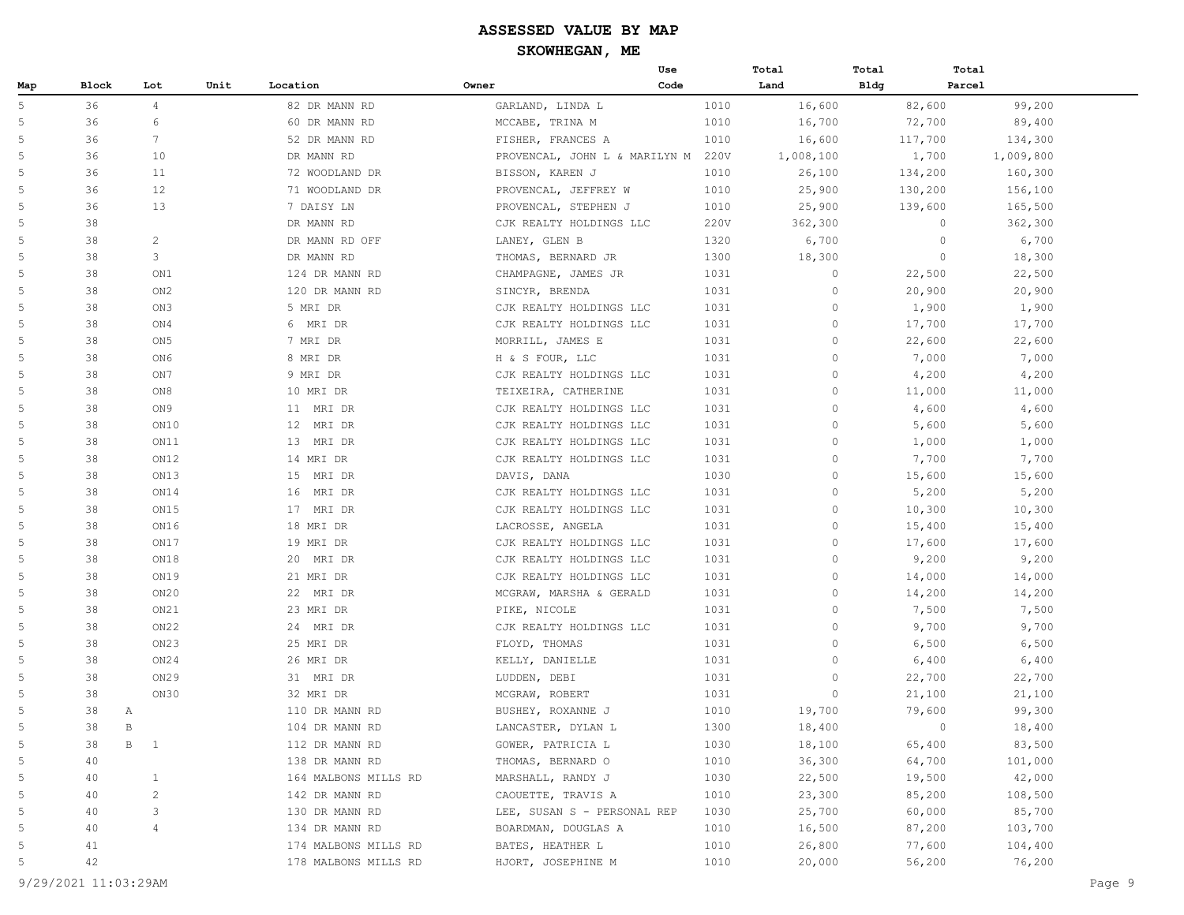# ASSESSED VALUE BY MAP

## SKOWHEGAN, ME

| Map | Block | Lot | Unit | Location | Owner | Use Code | Total Land | Total Bldg | Total Parcel |
|---|---|---|---|---|---|---|---|---|---|
| 5 | 36 | 4 | | 82 DR MANN RD | GARLAND, LINDA L | 1010 | 16,600 | 82,600 | 99,200 |
| 5 | 36 | 6 | | 60 DR MANN RD | MCCABE, TRINA M | 1010 | 16,700 | 72,700 | 89,400 |
| 5 | 36 | 7 | | 52 DR MANN RD | FISHER, FRANCES A | 1010 | 16,600 | 117,700 | 134,300 |
| 5 | 36 | 10 | | DR MANN RD | PROVENCAL, JOHN L & MARILYN M | 220V | 1,008,100 | 1,700 | 1,009,800 |
| 5 | 36 | 11 | | 72 WOODLAND DR | BISSON, KAREN J | 1010 | 26,100 | 134,200 | 160,300 |
| 5 | 36 | 12 | | 71 WOODLAND DR | PROVENCAL, JEFFREY W | 1010 | 25,900 | 130,200 | 156,100 |
| 5 | 36 | 13 | | 7 DAISY LN | PROVENCAL, STEPHEN J | 1010 | 25,900 | 139,600 | 165,500 |
| 5 | 38 | | | DR MANN RD | CJK REALTY HOLDINGS LLC | 220V | 362,300 | 0 | 362,300 |
| 5 | 38 | 2 | | DR MANN RD OFF | LANEY, GLEN B | 1320 | 6,700 | 0 | 6,700 |
| 5 | 38 | 3 | | DR MANN RD | THOMAS, BERNARD JR | 1300 | 18,300 | 0 | 18,300 |
| 5 | 38 | ON1 | | 124 DR MANN RD | CHAMPAGNE, JAMES JR | 1031 | 0 | 22,500 | 22,500 |
| 5 | 38 | ON2 | | 120 DR MANN RD | SINCYR, BRENDA | 1031 | 0 | 20,900 | 20,900 |
| 5 | 38 | ON3 | | 5 MRI DR | CJK REALTY HOLDINGS LLC | 1031 | 0 | 1,900 | 1,900 |
| 5 | 38 | ON4 | | 6 MRI DR | CJK REALTY HOLDINGS LLC | 1031 | 0 | 17,700 | 17,700 |
| 5 | 38 | ON5 | | 7 MRI DR | MORRILL, JAMES E | 1031 | 0 | 22,600 | 22,600 |
| 5 | 38 | ON6 | | 8 MRI DR | H & S FOUR, LLC | 1031 | 0 | 7,000 | 7,000 |
| 5 | 38 | ON7 | | 9 MRI DR | CJK REALTY HOLDINGS LLC | 1031 | 0 | 4,200 | 4,200 |
| 5 | 38 | ON8 | | 10 MRI DR | TEIXEIRA, CATHERINE | 1031 | 0 | 11,000 | 11,000 |
| 5 | 38 | ON9 | | 11 MRI DR | CJK REALTY HOLDINGS LLC | 1031 | 0 | 4,600 | 4,600 |
| 5 | 38 | ON10 | | 12 MRI DR | CJK REALTY HOLDINGS LLC | 1031 | 0 | 5,600 | 5,600 |
| 5 | 38 | ON11 | | 13 MRI DR | CJK REALTY HOLDINGS LLC | 1031 | 0 | 1,000 | 1,000 |
| 5 | 38 | ON12 | | 14 MRI DR | CJK REALTY HOLDINGS LLC | 1031 | 0 | 7,700 | 7,700 |
| 5 | 38 | ON13 | | 15 MRI DR | DAVIS, DANA | 1030 | 0 | 15,600 | 15,600 |
| 5 | 38 | ON14 | | 16 MRI DR | CJK REALTY HOLDINGS LLC | 1031 | 0 | 5,200 | 5,200 |
| 5 | 38 | ON15 | | 17 MRI DR | CJK REALTY HOLDINGS LLC | 1031 | 0 | 10,300 | 10,300 |
| 5 | 38 | ON16 | | 18 MRI DR | LACROSSE, ANGELA | 1031 | 0 | 15,400 | 15,400 |
| 5 | 38 | ON17 | | 19 MRI DR | CJK REALTY HOLDINGS LLC | 1031 | 0 | 17,600 | 17,600 |
| 5 | 38 | ON18 | | 20 MRI DR | CJK REALTY HOLDINGS LLC | 1031 | 0 | 9,200 | 9,200 |
| 5 | 38 | ON19 | | 21 MRI DR | CJK REALTY HOLDINGS LLC | 1031 | 0 | 14,000 | 14,000 |
| 5 | 38 | ON20 | | 22 MRI DR | MCGRAW, MARSHA & GERALD | 1031 | 0 | 14,200 | 14,200 |
| 5 | 38 | ON21 | | 23 MRI DR | PIKE, NICOLE | 1031 | 0 | 7,500 | 7,500 |
| 5 | 38 | ON22 | | 24 MRI DR | CJK REALTY HOLDINGS LLC | 1031 | 0 | 9,700 | 9,700 |
| 5 | 38 | ON23 | | 25 MRI DR | FLOYD, THOMAS | 1031 | 0 | 6,500 | 6,500 |
| 5 | 38 | ON24 | | 26 MRI DR | KELLY, DANIELLE | 1031 | 0 | 6,400 | 6,400 |
| 5 | 38 | ON29 | | 31 MRI DR | LUDDEN, DEBI | 1031 | 0 | 22,700 | 22,700 |
| 5 | 38 | ON30 | | 32 MRI DR | MCGRAW, ROBERT | 1031 | 0 | 21,100 | 21,100 |
| 5 | 38 A | | | 110 DR MANN RD | BUSHEY, ROXANNE J | 1010 | 19,700 | 79,600 | 99,300 |
| 5 | 38 B | | | 104 DR MANN RD | LANCASTER, DYLAN L | 1300 | 18,400 | 0 | 18,400 |
| 5 | 38 B | 1 | | 112 DR MANN RD | GOWER, PATRICIA L | 1030 | 18,100 | 65,400 | 83,500 |
| 5 | 40 | | | 138 DR MANN RD | THOMAS, BERNARD O | 1010 | 36,300 | 64,700 | 101,000 |
| 5 | 40 | 1 | | 164 MALBONS MILLS RD | MARSHALL, RANDY J | 1030 | 22,500 | 19,500 | 42,000 |
| 5 | 40 | 2 | | 142 DR MANN RD | CAOUETTE, TRAVIS A | 1010 | 23,300 | 85,200 | 108,500 |
| 5 | 40 | 3 | | 130 DR MANN RD | LEE, SUSAN S - PERSONAL REP | 1030 | 25,700 | 60,000 | 85,700 |
| 5 | 40 | 4 | | 134 DR MANN RD | BOARDMAN, DOUGLAS A | 1010 | 16,500 | 87,200 | 103,700 |
| 5 | 41 | | | 174 MALBONS MILLS RD | BATES, HEATHER L | 1010 | 26,800 | 77,600 | 104,400 |
| 5 | 42 | | | 178 MALBONS MILLS RD | HJORT, JOSEPHINE M | 1010 | 20,000 | 56,200 | 76,200 |

9/29/2021 11:03:29AM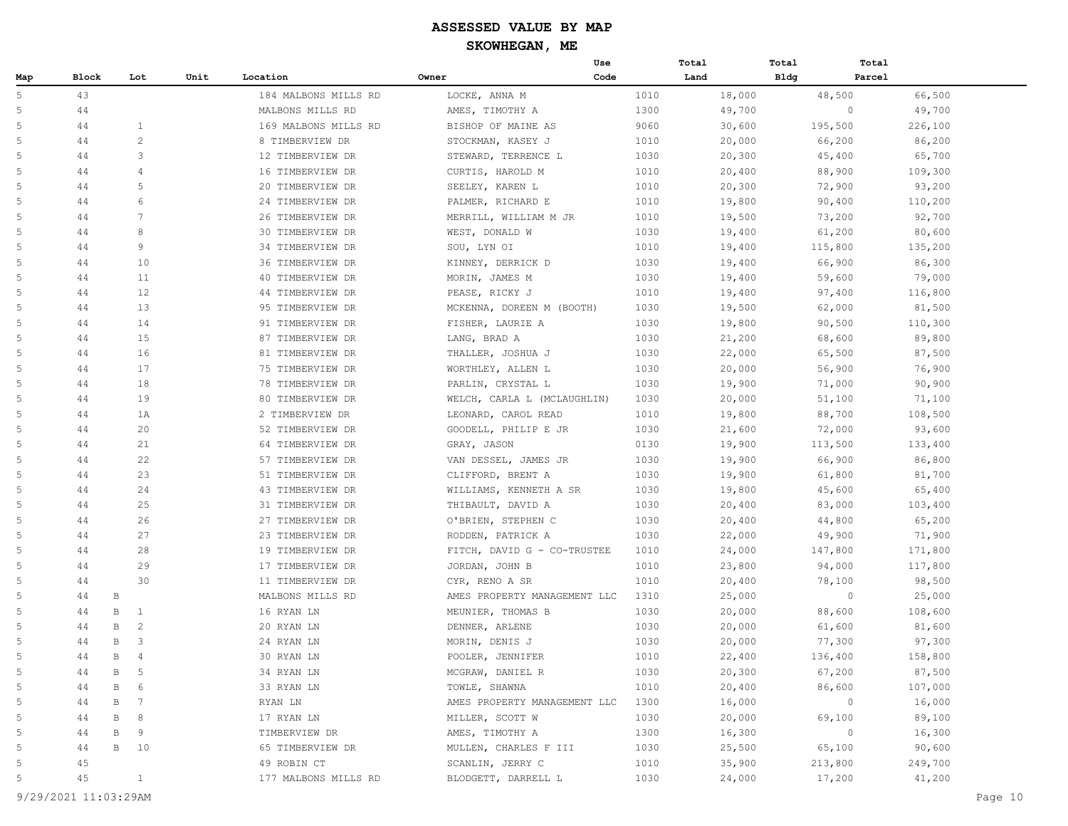# ASSESSED VALUE BY MAP

## SKOWHEGAN, ME

| Map | Block | Lot | Unit | Location | Owner | Use Code | Total Land | Total Bldg | Total Parcel |
|---|---|---|---|---|---|---|---|---|---|
| 5 | 43 | | | 184 MALBONS MILLS RD | LOCKE, ANNA M | 1010 | 18,000 | 48,500 | 66,500 |
| 5 | 44 | | | MALBONS MILLS RD | AMES, TIMOTHY A | 1300 | 49,700 | 0 | 49,700 |
| 5 | 44 | 1 | | 169 MALBONS MILLS RD | BISHOP OF MAINE AS | 9060 | 30,600 | 195,500 | 226,100 |
| 5 | 44 | 2 | | 8 TIMBERVIEW DR | STOCKMAN, KASEY J | 1010 | 20,000 | 66,200 | 86,200 |
| 5 | 44 | 3 | | 12 TIMBERVIEW DR | STEWARD, TERRENCE L | 1030 | 20,300 | 45,400 | 65,700 |
| 5 | 44 | 4 | | 16 TIMBERVIEW DR | CURTIS, HAROLD M | 1010 | 20,400 | 88,900 | 109,300 |
| 5 | 44 | 5 | | 20 TIMBERVIEW DR | SEELEY, KAREN L | 1010 | 20,300 | 72,900 | 93,200 |
| 5 | 44 | 6 | | 24 TIMBERVIEW DR | PALMER, RICHARD E | 1010 | 19,800 | 90,400 | 110,200 |
| 5 | 44 | 7 | | 26 TIMBERVIEW DR | MERRILL, WILLIAM M JR | 1010 | 19,500 | 73,200 | 92,700 |
| 5 | 44 | 8 | | 30 TIMBERVIEW DR | WEST, DONALD W | 1030 | 19,400 | 61,200 | 80,600 |
| 5 | 44 | 9 | | 34 TIMBERVIEW DR | SOU, LYN OI | 1010 | 19,400 | 115,800 | 135,200 |
| 5 | 44 | 10 | | 36 TIMBERVIEW DR | KINNEY, DERRICK D | 1030 | 19,400 | 66,900 | 86,300 |
| 5 | 44 | 11 | | 40 TIMBERVIEW DR | MORIN, JAMES M | 1030 | 19,400 | 59,600 | 79,000 |
| 5 | 44 | 12 | | 44 TIMBERVIEW DR | PEASE, RICKY J | 1010 | 19,400 | 97,400 | 116,800 |
| 5 | 44 | 13 | | 95 TIMBERVIEW DR | MCKENNA, DOREEN M (BOOTH) | 1030 | 19,500 | 62,000 | 81,500 |
| 5 | 44 | 14 | | 91 TIMBERVIEW DR | FISHER, LAURIE A | 1030 | 19,800 | 90,500 | 110,300 |
| 5 | 44 | 15 | | 87 TIMBERVIEW DR | LANG, BRAD A | 1030 | 21,200 | 68,600 | 89,800 |
| 5 | 44 | 16 | | 81 TIMBERVIEW DR | THALLER, JOSHUA J | 1030 | 22,000 | 65,500 | 87,500 |
| 5 | 44 | 17 | | 75 TIMBERVIEW DR | WORTHLEY, ALLEN L | 1030 | 20,000 | 56,900 | 76,900 |
| 5 | 44 | 18 | | 78 TIMBERVIEW DR | PARLIN, CRYSTAL L | 1030 | 19,900 | 71,000 | 90,900 |
| 5 | 44 | 19 | | 80 TIMBERVIEW DR | WELCH, CARLA L (MCLAUGHLIN) | 1030 | 20,000 | 51,100 | 71,100 |
| 5 | 44 | 1A | | 2 TIMBERVIEW DR | LEONARD, CAROL READ | 1010 | 19,800 | 88,700 | 108,500 |
| 5 | 44 | 20 | | 52 TIMBERVIEW DR | GOODELL, PHILIP E JR | 1030 | 21,600 | 72,000 | 93,600 |
| 5 | 44 | 21 | | 64 TIMBERVIEW DR | GRAY, JASON | 0130 | 19,900 | 113,500 | 133,400 |
| 5 | 44 | 22 | | 57 TIMBERVIEW DR | VAN DESSEL, JAMES JR | 1030 | 19,900 | 66,900 | 86,800 |
| 5 | 44 | 23 | | 51 TIMBERVIEW DR | CLIFFORD, BRENT A | 1030 | 19,900 | 61,800 | 81,700 |
| 5 | 44 | 24 | | 43 TIMBERVIEW DR | WILLIAMS, KENNETH A SR | 1030 | 19,800 | 45,600 | 65,400 |
| 5 | 44 | 25 | | 31 TIMBERVIEW DR | THIBAULT, DAVID A | 1030 | 20,400 | 83,000 | 103,400 |
| 5 | 44 | 26 | | 27 TIMBERVIEW DR | O'BRIEN, STEPHEN C | 1030 | 20,400 | 44,800 | 65,200 |
| 5 | 44 | 27 | | 23 TIMBERVIEW DR | RODDEN, PATRICK A | 1030 | 22,000 | 49,900 | 71,900 |
| 5 | 44 | 28 | | 19 TIMBERVIEW DR | FITCH, DAVID G - CO-TRUSTEE | 1010 | 24,000 | 147,800 | 171,800 |
| 5 | 44 | 29 | | 17 TIMBERVIEW DR | JORDAN, JOHN B | 1010 | 23,800 | 94,000 | 117,800 |
| 5 | 44 | 30 | | 11 TIMBERVIEW DR | CYR, RENO A SR | 1010 | 20,400 | 78,100 | 98,500 |
| 5 | 44 B | | | MALBONS MILLS RD | AMES PROPERTY MANAGEMENT LLC | 1310 | 25,000 | 0 | 25,000 |
| 5 | 44 B | 1 | | 16 RYAN LN | MEUNIER, THOMAS B | 1030 | 20,000 | 88,600 | 108,600 |
| 5 | 44 B | 2 | | 20 RYAN LN | DENNER, ARLENE | 1030 | 20,000 | 61,600 | 81,600 |
| 5 | 44 B | 3 | | 24 RYAN LN | MORIN, DENIS J | 1030 | 20,000 | 77,300 | 97,300 |
| 5 | 44 B | 4 | | 30 RYAN LN | POOLER, JENNIFER | 1010 | 22,400 | 136,400 | 158,800 |
| 5 | 44 B | 5 | | 34 RYAN LN | MCGRAW, DANIEL R | 1030 | 20,300 | 67,200 | 87,500 |
| 5 | 44 B | 6 | | 33 RYAN LN | TOWLE, SHAWNA | 1010 | 20,400 | 86,600 | 107,000 |
| 5 | 44 B | 7 | | RYAN LN | AMES PROPERTY MANAGEMENT LLC | 1300 | 16,000 | 0 | 16,000 |
| 5 | 44 B | 8 | | 17 RYAN LN | MILLER, SCOTT W | 1030 | 20,000 | 69,100 | 89,100 |
| 5 | 44 B | 9 | | TIMBERVIEW DR | AMES, TIMOTHY A | 1300 | 16,300 | 0 | 16,300 |
| 5 | 44 B | 10 | | 65 TIMBERVIEW DR | MULLEN, CHARLES F III | 1030 | 25,500 | 65,100 | 90,600 |
| 5 | 45 | | | 49 ROBIN CT | SCANLIN, JERRY C | 1010 | 35,900 | 213,800 | 249,700 |
| 5 | 45 | 1 | | 177 MALBONS MILLS RD | BLODGETT, DARRELL L | 1030 | 24,000 | 17,200 | 41,200 |

9/29/2021 11:03:29AM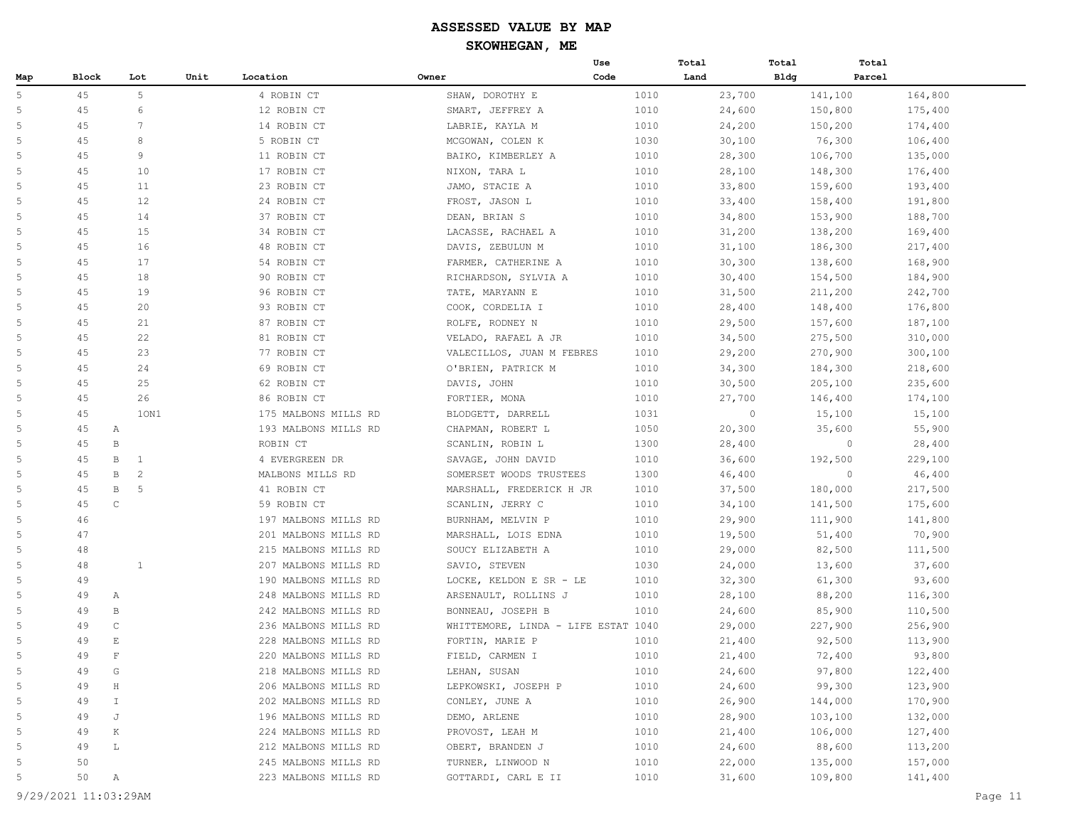# ASSESSED VALUE BY MAP

## SKOWHEGAN, ME

| Map | Block | Lot | Unit | Location | Owner | Use Code | Total Land | Total Bldg | Total Parcel |
|---|---|---|---|---|---|---|---|---|---|
| 5 | 45 | 5 | | 4 ROBIN CT | SHAW, DOROTHY E | 1010 | 23,700 | 141,100 | 164,800 |
| 5 | 45 | 6 | | 12 ROBIN CT | SMART, JEFFREY A | 1010 | 24,600 | 150,800 | 175,400 |
| 5 | 45 | 7 | | 14 ROBIN CT | LABRIE, KAYLA M | 1010 | 24,200 | 150,200 | 174,400 |
| 5 | 45 | 8 | | 5 ROBIN CT | MCGOWAN, COLEN K | 1030 | 30,100 | 76,300 | 106,400 |
| 5 | 45 | 9 | | 11 ROBIN CT | BAIKO, KIMBERLEY A | 1010 | 28,300 | 106,700 | 135,000 |
| 5 | 45 | 10 | | 17 ROBIN CT | NIXON, TARA L | 1010 | 28,100 | 148,300 | 176,400 |
| 5 | 45 | 11 | | 23 ROBIN CT | JAMO, STACIE A | 1010 | 33,800 | 159,600 | 193,400 |
| 5 | 45 | 12 | | 24 ROBIN CT | FROST, JASON L | 1010 | 33,400 | 158,400 | 191,800 |
| 5 | 45 | 14 | | 37 ROBIN CT | DEAN, BRIAN S | 1010 | 34,800 | 153,900 | 188,700 |
| 5 | 45 | 15 | | 34 ROBIN CT | LACASSE, RACHAEL A | 1010 | 31,200 | 138,200 | 169,400 |
| 5 | 45 | 16 | | 48 ROBIN CT | DAVIS, ZEBULUN M | 1010 | 31,100 | 186,300 | 217,400 |
| 5 | 45 | 17 | | 54 ROBIN CT | FARMER, CATHERINE A | 1010 | 30,300 | 138,600 | 168,900 |
| 5 | 45 | 18 | | 90 ROBIN CT | RICHARDSON, SYLVIA A | 1010 | 30,400 | 154,500 | 184,900 |
| 5 | 45 | 19 | | 96 ROBIN CT | TATE, MARYANN E | 1010 | 31,500 | 211,200 | 242,700 |
| 5 | 45 | 20 | | 93 ROBIN CT | COOK, CORDELIA I | 1010 | 28,400 | 148,400 | 176,800 |
| 5 | 45 | 21 | | 87 ROBIN CT | ROLFE, RODNEY N | 1010 | 29,500 | 157,600 | 187,100 |
| 5 | 45 | 22 | | 81 ROBIN CT | VELADO, RAFAEL A JR | 1010 | 34,500 | 275,500 | 310,000 |
| 5 | 45 | 23 | | 77 ROBIN CT | VALECILLOS, JUAN M FEBRES | 1010 | 29,200 | 270,900 | 300,100 |
| 5 | 45 | 24 | | 69 ROBIN CT | O'BRIEN, PATRICK M | 1010 | 34,300 | 184,300 | 218,600 |
| 5 | 45 | 25 | | 62 ROBIN CT | DAVIS, JOHN | 1010 | 30,500 | 205,100 | 235,600 |
| 5 | 45 | 26 | | 86 ROBIN CT | FORTIER, MONA | 1010 | 27,700 | 146,400 | 174,100 |
| 5 | 45 | 1ON1 | | 175 MALBONS MILLS RD | BLODGETT, DARRELL | 1031 | 0 | 15,100 | 15,100 |
| 5 | 45 A | | | 193 MALBONS MILLS RD | CHAPMAN, ROBERT L | 1050 | 20,300 | 35,600 | 55,900 |
| 5 | 45 B | | | ROBIN CT | SCANLIN, ROBIN L | 1300 | 28,400 | 0 | 28,400 |
| 5 | 45 B | 1 | | 4 EVERGREEN DR | SAVAGE, JOHN DAVID | 1010 | 36,600 | 192,500 | 229,100 |
| 5 | 45 B | 2 | | MALBONS MILLS RD | SOMERSET WOODS TRUSTEES | 1300 | 46,400 | 0 | 46,400 |
| 5 | 45 B | 5 | | 41 ROBIN CT | MARSHALL, FREDERICK H JR | 1010 | 37,500 | 180,000 | 217,500 |
| 5 | 45 C | | | 59 ROBIN CT | SCANLIN, JERRY C | 1010 | 34,100 | 141,500 | 175,600 |
| 5 | 46 | | | 197 MALBONS MILLS RD | BURNHAM, MELVIN P | 1010 | 29,900 | 111,900 | 141,800 |
| 5 | 47 | | | 201 MALBONS MILLS RD | MARSHALL, LOIS EDNA | 1010 | 19,500 | 51,400 | 70,900 |
| 5 | 48 | | | 215 MALBONS MILLS RD | SOUCY ELIZABETH A | 1010 | 29,000 | 82,500 | 111,500 |
| 5 | 48 | 1 | | 207 MALBONS MILLS RD | SAVIO, STEVEN | 1030 | 24,000 | 13,600 | 37,600 |
| 5 | 49 | | | 190 MALBONS MILLS RD | LOCKE, KELDON E SR - LE | 1010 | 32,300 | 61,300 | 93,600 |
| 5 | 49 A | | | 248 MALBONS MILLS RD | ARSENAULT, ROLLINS J | 1010 | 28,100 | 88,200 | 116,300 |
| 5 | 49 B | | | 242 MALBONS MILLS RD | BONNEAU, JOSEPH B | 1010 | 24,600 | 85,900 | 110,500 |
| 5 | 49 C | | | 236 MALBONS MILLS RD | WHITTEMORE, LINDA - LIFE ESTAT | 1040 | 29,000 | 227,900 | 256,900 |
| 5 | 49 E | | | 228 MALBONS MILLS RD | FORTIN, MARIE P | 1010 | 21,400 | 92,500 | 113,900 |
| 5 | 49 F | | | 220 MALBONS MILLS RD | FIELD, CARMEN I | 1010 | 21,400 | 72,400 | 93,800 |
| 5 | 49 G | | | 218 MALBONS MILLS RD | LEHAN, SUSAN | 1010 | 24,600 | 97,800 | 122,400 |
| 5 | 49 H | | | 206 MALBONS MILLS RD | LEPKOWSKI, JOSEPH P | 1010 | 24,600 | 99,300 | 123,900 |
| 5 | 49 I | | | 202 MALBONS MILLS RD | CONLEY, JUNE A | 1010 | 26,900 | 144,000 | 170,900 |
| 5 | 49 J | | | 196 MALBONS MILLS RD | DEMO, ARLENE | 1010 | 28,900 | 103,100 | 132,000 |
| 5 | 49 K | | | 224 MALBONS MILLS RD | PROVOST, LEAH M | 1010 | 21,400 | 106,000 | 127,400 |
| 5 | 49 L | | | 212 MALBONS MILLS RD | OBERT, BRANDEN J | 1010 | 24,600 | 88,600 | 113,200 |
| 5 | 50 | | | 245 MALBONS MILLS RD | TURNER, LINWOOD N | 1010 | 22,000 | 135,000 | 157,000 |
| 5 | 50 A | | | 223 MALBONS MILLS RD | GOTTARDI, CARL E II | 1010 | 31,600 | 109,800 | 141,400 |

9/29/2021 11:03:29AM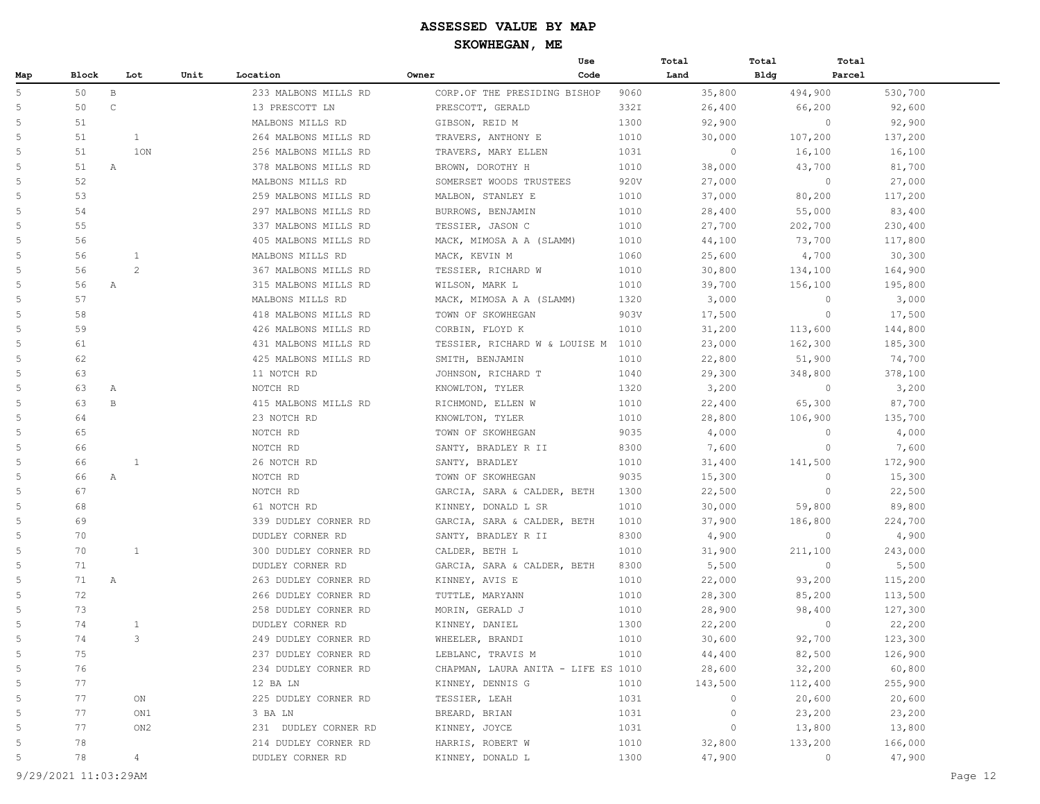# ASSESSED VALUE BY MAP

## SKOWHEGAN, ME

| Map | Block | Lot | Unit | Location | Owner | Use Code | Total Land | Total Bldg | Total Parcel |
|---|---|---|---|---|---|---|---|---|---|
| 5 | 50 | B | | 233 MALBONS MILLS RD | CORP.OF THE PRESIDING BISHOP | 9060 | 35,800 | 494,900 | 530,700 |
| 5 | 50 | C | | 13 PRESCOTT LN | PRESCOTT, GERALD | 332I | 26,400 | 66,200 | 92,600 |
| 5 | 51 | | | MALBONS MILLS RD | GIBSON, REID M | 1300 | 92,900 | 0 | 92,900 |
| 5 | 51 | 1 | | 264 MALBONS MILLS RD | TRAVERS, ANTHONY E | 1010 | 30,000 | 107,200 | 137,200 |
| 5 | 51 | 1ON | | 256 MALBONS MILLS RD | TRAVERS, MARY ELLEN | 1031 | 0 | 16,100 | 16,100 |
| 5 | 51 | A | | 378 MALBONS MILLS RD | BROWN, DOROTHY H | 1010 | 38,000 | 43,700 | 81,700 |
| 5 | 52 | | | MALBONS MILLS RD | SOMERSET WOODS TRUSTEES | 920V | 27,000 | 0 | 27,000 |
| 5 | 53 | | | 259 MALBONS MILLS RD | MALBON, STANLEY E | 1010 | 37,000 | 80,200 | 117,200 |
| 5 | 54 | | | 297 MALBONS MILLS RD | BURROWS, BENJAMIN | 1010 | 28,400 | 55,000 | 83,400 |
| 5 | 55 | | | 337 MALBONS MILLS RD | TESSIER, JASON C | 1010 | 27,700 | 202,700 | 230,400 |
| 5 | 56 | | | 405 MALBONS MILLS RD | MACK, MIMOSA A A (SLAMM) | 1010 | 44,100 | 73,700 | 117,800 |
| 5 | 56 | 1 | | MALBONS MILLS RD | MACK, KEVIN M | 1060 | 25,600 | 4,700 | 30,300 |
| 5 | 56 | 2 | | 367 MALBONS MILLS RD | TESSIER, RICHARD W | 1010 | 30,800 | 134,100 | 164,900 |
| 5 | 56 | A | | 315 MALBONS MILLS RD | WILSON, MARK L | 1010 | 39,700 | 156,100 | 195,800 |
| 5 | 57 | | | MALBONS MILLS RD | MACK, MIMOSA A A (SLAMM) | 1320 | 3,000 | 0 | 3,000 |
| 5 | 58 | | | 418 MALBONS MILLS RD | TOWN OF SKOWHEGAN | 903V | 17,500 | 0 | 17,500 |
| 5 | 59 | | | 426 MALBONS MILLS RD | CORBIN, FLOYD K | 1010 | 31,200 | 113,600 | 144,800 |
| 5 | 61 | | | 431 MALBONS MILLS RD | TESSIER, RICHARD W & LOUISE M | 1010 | 23,000 | 162,300 | 185,300 |
| 5 | 62 | | | 425 MALBONS MILLS RD | SMITH, BENJAMIN | 1010 | 22,800 | 51,900 | 74,700 |
| 5 | 63 | | | 11 NOTCH RD | JOHNSON, RICHARD T | 1040 | 29,300 | 348,800 | 378,100 |
| 5 | 63 | A | | NOTCH RD | KNOWLTON, TYLER | 1320 | 3,200 | 0 | 3,200 |
| 5 | 63 | B | | 415 MALBONS MILLS RD | RICHMOND, ELLEN W | 1010 | 22,400 | 65,300 | 87,700 |
| 5 | 64 | | | 23 NOTCH RD | KNOWLTON, TYLER | 1010 | 28,800 | 106,900 | 135,700 |
| 5 | 65 | | | NOTCH RD | TOWN OF SKOWHEGAN | 9035 | 4,000 | 0 | 4,000 |
| 5 | 66 | | | NOTCH RD | SANTY, BRADLEY R II | 8300 | 7,600 | 0 | 7,600 |
| 5 | 66 | 1 | | 26 NOTCH RD | SANTY, BRADLEY | 1010 | 31,400 | 141,500 | 172,900 |
| 5 | 66 | A | | NOTCH RD | TOWN OF SKOWHEGAN | 9035 | 15,300 | 0 | 15,300 |
| 5 | 67 | | | NOTCH RD | GARCIA, SARA & CALDER, BETH | 1300 | 22,500 | 0 | 22,500 |
| 5 | 68 | | | 61 NOTCH RD | KINNEY, DONALD L SR | 1010 | 30,000 | 59,800 | 89,800 |
| 5 | 69 | | | 339 DUDLEY CORNER RD | GARCIA, SARA & CALDER, BETH | 1010 | 37,900 | 186,800 | 224,700 |
| 5 | 70 | | | DUDLEY CORNER RD | SANTY, BRADLEY R II | 8300 | 4,900 | 0 | 4,900 |
| 5 | 70 | 1 | | 300 DUDLEY CORNER RD | CALDER, BETH L | 1010 | 31,900 | 211,100 | 243,000 |
| 5 | 71 | | | DUDLEY CORNER RD | GARCIA, SARA & CALDER, BETH | 8300 | 5,500 | 0 | 5,500 |
| 5 | 71 | A | | 263 DUDLEY CORNER RD | KINNEY, AVIS E | 1010 | 22,000 | 93,200 | 115,200 |
| 5 | 72 | | | 266 DUDLEY CORNER RD | TUTTLE, MARYANN | 1010 | 28,300 | 85,200 | 113,500 |
| 5 | 73 | | | 258 DUDLEY CORNER RD | MORIN, GERALD J | 1010 | 28,900 | 98,400 | 127,300 |
| 5 | 74 | 1 | | DUDLEY CORNER RD | KINNEY, DANIEL | 1300 | 22,200 | 0 | 22,200 |
| 5 | 74 | 3 | | 249 DUDLEY CORNER RD | WHEELER, BRANDI | 1010 | 30,600 | 92,700 | 123,300 |
| 5 | 75 | | | 237 DUDLEY CORNER RD | LEBLANC, TRAVIS M | 1010 | 44,400 | 82,500 | 126,900 |
| 5 | 76 | | | 234 DUDLEY CORNER RD | CHAPMAN, LAURA ANITA - LIFE ES | 1010 | 28,600 | 32,200 | 60,800 |
| 5 | 77 | | | 12 BA LN | KINNEY, DENNIS G | 1010 | 143,500 | 112,400 | 255,900 |
| 5 | 77 | ON | | 225 DUDLEY CORNER RD | TESSIER, LEAH | 1031 | 0 | 20,600 | 20,600 |
| 5 | 77 | ON1 | | 3 BA LN | BREARD, BRIAN | 1031 | 0 | 23,200 | 23,200 |
| 5 | 77 | ON2 | | 231 DUDLEY CORNER RD | KINNEY, JOYCE | 1031 | 0 | 13,800 | 13,800 |
| 5 | 78 | | | 214 DUDLEY CORNER RD | HARRIS, ROBERT W | 1010 | 32,800 | 133,200 | 166,000 |
| 5 | 78 | 4 | | DUDLEY CORNER RD | KINNEY, DONALD L | 1300 | 47,900 | 0 | 47,900 |

9/29/2021 11:03:29AM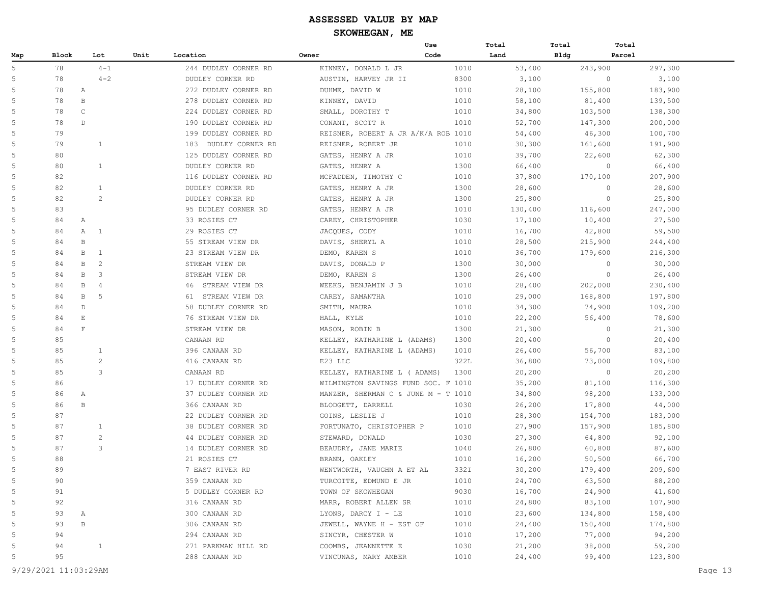# ASSESSED VALUE BY MAP

## SKOWHEGAN, ME

| Map | Block | Lot | Unit | Location | Owner | Use Code | Total Land | Total Bldg | Total Parcel |
|---|---|---|---|---|---|---|---|---|---|
| 5 | 78 | 4-1 | | 244 DUDLEY CORNER RD | KINNEY, DONALD L JR | 1010 | 53,400 | 243,900 | 297,300 |
| 5 | 78 | 4-2 | | DUDLEY CORNER RD | AUSTIN, HARVEY JR II | 8300 | 3,100 | 0 | 3,100 |
| 5 | 78 | A | | 272 DUDLEY CORNER RD | DUHME, DAVID W | 1010 | 28,100 | 155,800 | 183,900 |
| 5 | 78 | B | | 278 DUDLEY CORNER RD | KINNEY, DAVID | 1010 | 58,100 | 81,400 | 139,500 |
| 5 | 78 | C | | 224 DUDLEY CORNER RD | SMALL, DOROTHY T | 1010 | 34,800 | 103,500 | 138,300 |
| 5 | 78 | D | | 190 DUDLEY CORNER RD | CONANT, SCOTT R | 1010 | 52,700 | 147,300 | 200,000 |
| 5 | 79 | | | 199 DUDLEY CORNER RD | REISNER, ROBERT A JR A/K/A ROB | 1010 | 54,400 | 46,300 | 100,700 |
| 5 | 79 | 1 | | 183 DUDLEY CORNER RD | REISNER, ROBERT JR | 1010 | 30,300 | 161,600 | 191,900 |
| 5 | 80 | | | 125 DUDLEY CORNER RD | GATES, HENRY A JR | 1010 | 39,700 | 22,600 | 62,300 |
| 5 | 80 | 1 | | DUDLEY CORNER RD | GATES, HENRY A | 1300 | 66,400 | 0 | 66,400 |
| 5 | 82 | | | 116 DUDLEY CORNER RD | MCFADDEN, TIMOTHY C | 1010 | 37,800 | 170,100 | 207,900 |
| 5 | 82 | 1 | | DUDLEY CORNER RD | GATES, HENRY A JR | 1300 | 28,600 | 0 | 28,600 |
| 5 | 82 | 2 | | DUDLEY CORNER RD | GATES, HENRY A JR | 1300 | 25,800 | 0 | 25,800 |
| 5 | 83 | | | 95 DUDLEY CORNER RD | GATES, HENRY A JR | 1010 | 130,400 | 116,600 | 247,000 |
| 5 | 84 | A | | 33 ROSIES CT | CAREY, CHRISTOPHER | 1030 | 17,100 | 10,400 | 27,500 |
| 5 | 84 | A 1 | | 29 ROSIES CT | JACQUES, CODY | 1010 | 16,700 | 42,800 | 59,500 |
| 5 | 84 | B | | 55 STREAM VIEW DR | DAVIS, SHERYL A | 1010 | 28,500 | 215,900 | 244,400 |
| 5 | 84 | B 1 | | 23 STREAM VIEW DR | DEMO, KAREN S | 1010 | 36,700 | 179,600 | 216,300 |
| 5 | 84 | B 2 | | STREAM VIEW DR | DAVIS, DONALD P | 1300 | 30,000 | 0 | 30,000 |
| 5 | 84 | B 3 | | STREAM VIEW DR | DEMO, KAREN S | 1300 | 26,400 | 0 | 26,400 |
| 5 | 84 | B 4 | | 46 STREAM VIEW DR | WEEKS, BENJAMIN J B | 1010 | 28,400 | 202,000 | 230,400 |
| 5 | 84 | B 5 | | 61 STREAM VIEW DR | CAREY, SAMANTHA | 1010 | 29,000 | 168,800 | 197,800 |
| 5 | 84 | D | | 58 DUDLEY CORNER RD | SMITH, MAURA | 1010 | 34,300 | 74,900 | 109,200 |
| 5 | 84 | E | | 76 STREAM VIEW DR | HALL, KYLE | 1010 | 22,200 | 56,400 | 78,600 |
| 5 | 84 | F | | STREAM VIEW DR | MASON, ROBIN B | 1300 | 21,300 | 0 | 21,300 |
| 5 | 85 | | | CANAAN RD | KELLEY, KATHARINE L (ADAMS) | 1300 | 20,400 | 0 | 20,400 |
| 5 | 85 | 1 | | 396 CANAAN RD | KELLEY, KATHARINE L (ADAMS) | 1010 | 26,400 | 56,700 | 83,100 |
| 5 | 85 | 2 | | 416 CANAAN RD | E23 LLC | 322L | 36,800 | 73,000 | 109,800 |
| 5 | 85 | 3 | | CANAAN RD | KELLEY, KATHARINE L ( ADAMS) | 1300 | 20,200 | 0 | 20,200 |
| 5 | 86 | | | 17 DUDLEY CORNER RD | WILMINGTON SAVINGS FUND SOC. F | 1010 | 35,200 | 81,100 | 116,300 |
| 5 | 86 | A | | 37 DUDLEY CORNER RD | MANZER, SHERMAN C & JUNE M - T | 1010 | 34,800 | 98,200 | 133,000 |
| 5 | 86 | B | | 366 CANAAN RD | BLODGETT, DARRELL | 1030 | 26,200 | 17,800 | 44,000 |
| 5 | 87 | | | 22 DUDLEY CORNER RD | GOINS, LESLIE J | 1010 | 28,300 | 154,700 | 183,000 |
| 5 | 87 | 1 | | 38 DUDLEY CORNER RD | FORTUNATO, CHRISTOPHER P | 1010 | 27,900 | 157,900 | 185,800 |
| 5 | 87 | 2 | | 44 DUDLEY CORNER RD | STEWARD, DONALD | 1030 | 27,300 | 64,800 | 92,100 |
| 5 | 87 | 3 | | 14 DUDLEY CORNER RD | BEAUDRY, JANE MARIE | 1040 | 26,800 | 60,800 | 87,600 |
| 5 | 88 | | | 21 ROSIES CT | BRANN, OAKLEY | 1010 | 16,200 | 50,500 | 66,700 |
| 5 | 89 | | | 7 EAST RIVER RD | WENTWORTH, VAUGHN A ET AL | 332I | 30,200 | 179,400 | 209,600 |
| 5 | 90 | | | 359 CANAAN RD | TURCOTTE, EDMUND E JR | 1010 | 24,700 | 63,500 | 88,200 |
| 5 | 91 | | | 5 DUDLEY CORNER RD | TOWN OF SKOWHEGAN | 9030 | 16,700 | 24,900 | 41,600 |
| 5 | 92 | | | 316 CANAAN RD | MARR, ROBERT ALLEN SR | 1010 | 24,800 | 83,100 | 107,900 |
| 5 | 93 | A | | 300 CANAAN RD | LYONS, DARCY I - LE | 1010 | 23,600 | 134,800 | 158,400 |
| 5 | 93 | B | | 306 CANAAN RD | JEWELL, WAYNE H - EST OF | 1010 | 24,400 | 150,400 | 174,800 |
| 5 | 94 | | | 294 CANAAN RD | SINCYR, CHESTER W | 1010 | 17,200 | 77,000 | 94,200 |
| 5 | 94 | 1 | | 271 PARKMAN HILL RD | COOMBS, JEANNETTE E | 1030 | 21,200 | 38,000 | 59,200 |
| 5 | 95 | | | 288 CANAAN RD | VINCUNAS, MARY AMBER | 1010 | 24,400 | 99,400 | 123,800 |

9/29/2021 11:03:29AM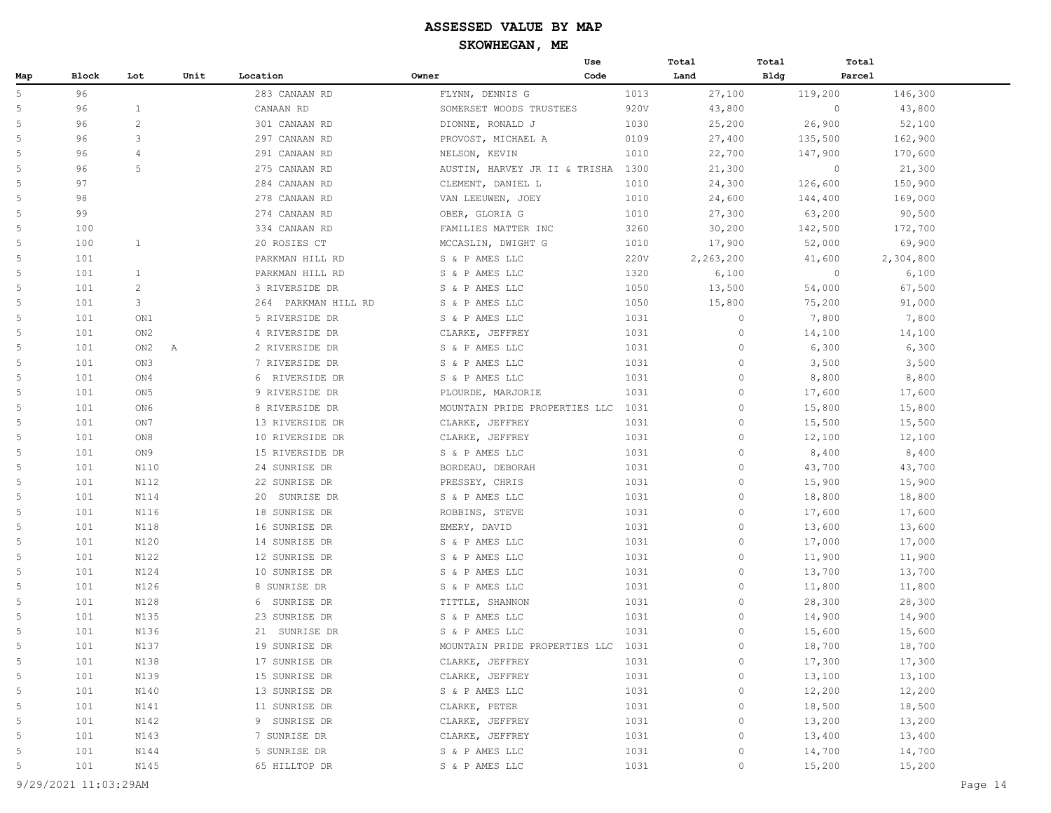# ASSESSED VALUE BY MAP

## SKOWHEGAN, ME

| Map | Block | Lot | Unit | Location | Owner | Use Code | Total Land | Total Bldg | Total Parcel |
|---|---|---|---|---|---|---|---|---|---|
| 5 | 96 | | | 283 CANAAN RD | FLYNN, DENNIS G | 1013 | 27,100 | 119,200 | 146,300 |
| 5 | 96 | 1 | | CANAAN RD | SOMERSET WOODS TRUSTEES | 920V | 43,800 | 0 | 43,800 |
| 5 | 96 | 2 | | 301 CANAAN RD | DIONNE, RONALD J | 1030 | 25,200 | 26,900 | 52,100 |
| 5 | 96 | 3 | | 297 CANAAN RD | PROVOST, MICHAEL A | 0109 | 27,400 | 135,500 | 162,900 |
| 5 | 96 | 4 | | 291 CANAAN RD | NELSON, KEVIN | 1010 | 22,700 | 147,900 | 170,600 |
| 5 | 96 | 5 | | 275 CANAAN RD | AUSTIN, HARVEY JR II & TRISHA | 1300 | 21,300 | 0 | 21,300 |
| 5 | 97 | | | 284 CANAAN RD | CLEMENT, DANIEL L | 1010 | 24,300 | 126,600 | 150,900 |
| 5 | 98 | | | 278 CANAAN RD | VAN LEEUWEN, JOEY | 1010 | 24,600 | 144,400 | 169,000 |
| 5 | 99 | | | 274 CANAAN RD | OBER, GLORIA G | 1010 | 27,300 | 63,200 | 90,500 |
| 5 | 100 | | | 334 CANAAN RD | FAMILIES MATTER INC | 3260 | 30,200 | 142,500 | 172,700 |
| 5 | 100 | 1 | | 20 ROSIES CT | MCCASLIN, DWIGHT G | 1010 | 17,900 | 52,000 | 69,900 |
| 5 | 101 | | | PARKMAN HILL RD | S & P AMES LLC | 220V | 2,263,200 | 41,600 | 2,304,800 |
| 5 | 101 | 1 | | PARKMAN HILL RD | S & P AMES LLC | 1320 | 6,100 | 0 | 6,100 |
| 5 | 101 | 2 | | 3 RIVERSIDE DR | S & P AMES LLC | 1050 | 13,500 | 54,000 | 67,500 |
| 5 | 101 | 3 | | 264 PARKMAN HILL RD | S & P AMES LLC | 1050 | 15,800 | 75,200 | 91,000 |
| 5 | 101 | ON1 | | 5 RIVERSIDE DR | S & P AMES LLC | 1031 | 0 | 7,800 | 7,800 |
| 5 | 101 | ON2 | | 4 RIVERSIDE DR | CLARKE, JEFFREY | 1031 | 0 | 14,100 | 14,100 |
| 5 | 101 | ON2 | A | 2 RIVERSIDE DR | S & P AMES LLC | 1031 | 0 | 6,300 | 6,300 |
| 5 | 101 | ON3 | | 7 RIVERSIDE DR | S & P AMES LLC | 1031 | 0 | 3,500 | 3,500 |
| 5 | 101 | ON4 | | 6 RIVERSIDE DR | S & P AMES LLC | 1031 | 0 | 8,800 | 8,800 |
| 5 | 101 | ON5 | | 9 RIVERSIDE DR | PLOURDE, MARJORIE | 1031 | 0 | 17,600 | 17,600 |
| 5 | 101 | ON6 | | 8 RIVERSIDE DR | MOUNTAIN PRIDE PROPERTIES LLC | 1031 | 0 | 15,800 | 15,800 |
| 5 | 101 | ON7 | | 13 RIVERSIDE DR | CLARKE, JEFFREY | 1031 | 0 | 15,500 | 15,500 |
| 5 | 101 | ON8 | | 10 RIVERSIDE DR | CLARKE, JEFFREY | 1031 | 0 | 12,100 | 12,100 |
| 5 | 101 | ON9 | | 15 RIVERSIDE DR | S & P AMES LLC | 1031 | 0 | 8,400 | 8,400 |
| 5 | 101 | N110 | | 24 SUNRISE DR | BORDEAU, DEBORAH | 1031 | 0 | 43,700 | 43,700 |
| 5 | 101 | N112 | | 22 SUNRISE DR | PRESSEY, CHRIS | 1031 | 0 | 15,900 | 15,900 |
| 5 | 101 | N114 | | 20 SUNRISE DR | S & P AMES LLC | 1031 | 0 | 18,800 | 18,800 |
| 5 | 101 | N116 | | 18 SUNRISE DR | ROBBINS, STEVE | 1031 | 0 | 17,600 | 17,600 |
| 5 | 101 | N118 | | 16 SUNRISE DR | EMERY, DAVID | 1031 | 0 | 13,600 | 13,600 |
| 5 | 101 | N120 | | 14 SUNRISE DR | S & P AMES LLC | 1031 | 0 | 17,000 | 17,000 |
| 5 | 101 | N122 | | 12 SUNRISE DR | S & P AMES LLC | 1031 | 0 | 11,900 | 11,900 |
| 5 | 101 | N124 | | 10 SUNRISE DR | S & P AMES LLC | 1031 | 0 | 13,700 | 13,700 |
| 5 | 101 | N126 | | 8 SUNRISE DR | S & P AMES LLC | 1031 | 0 | 11,800 | 11,800 |
| 5 | 101 | N128 | | 6 SUNRISE DR | TITTLE, SHANNON | 1031 | 0 | 28,300 | 28,300 |
| 5 | 101 | N135 | | 23 SUNRISE DR | S & P AMES LLC | 1031 | 0 | 14,900 | 14,900 |
| 5 | 101 | N136 | | 21 SUNRISE DR | S & P AMES LLC | 1031 | 0 | 15,600 | 15,600 |
| 5 | 101 | N137 | | 19 SUNRISE DR | MOUNTAIN PRIDE PROPERTIES LLC | 1031 | 0 | 18,700 | 18,700 |
| 5 | 101 | N138 | | 17 SUNRISE DR | CLARKE, JEFFREY | 1031 | 0 | 17,300 | 17,300 |
| 5 | 101 | N139 | | 15 SUNRISE DR | CLARKE, JEFFREY | 1031 | 0 | 13,100 | 13,100 |
| 5 | 101 | N140 | | 13 SUNRISE DR | S & P AMES LLC | 1031 | 0 | 12,200 | 12,200 |
| 5 | 101 | N141 | | 11 SUNRISE DR | CLARKE, PETER | 1031 | 0 | 18,500 | 18,500 |
| 5 | 101 | N142 | | 9 SUNRISE DR | CLARKE, JEFFREY | 1031 | 0 | 13,200 | 13,200 |
| 5 | 101 | N143 | | 7 SUNRISE DR | CLARKE, JEFFREY | 1031 | 0 | 13,400 | 13,400 |
| 5 | 101 | N144 | | 5 SUNRISE DR | S & P AMES LLC | 1031 | 0 | 14,700 | 14,700 |
| 5 | 101 | N145 | | 65 HILLTOP DR | S & P AMES LLC | 1031 | 0 | 15,200 | 15,200 |

9/29/2021 11:03:29AM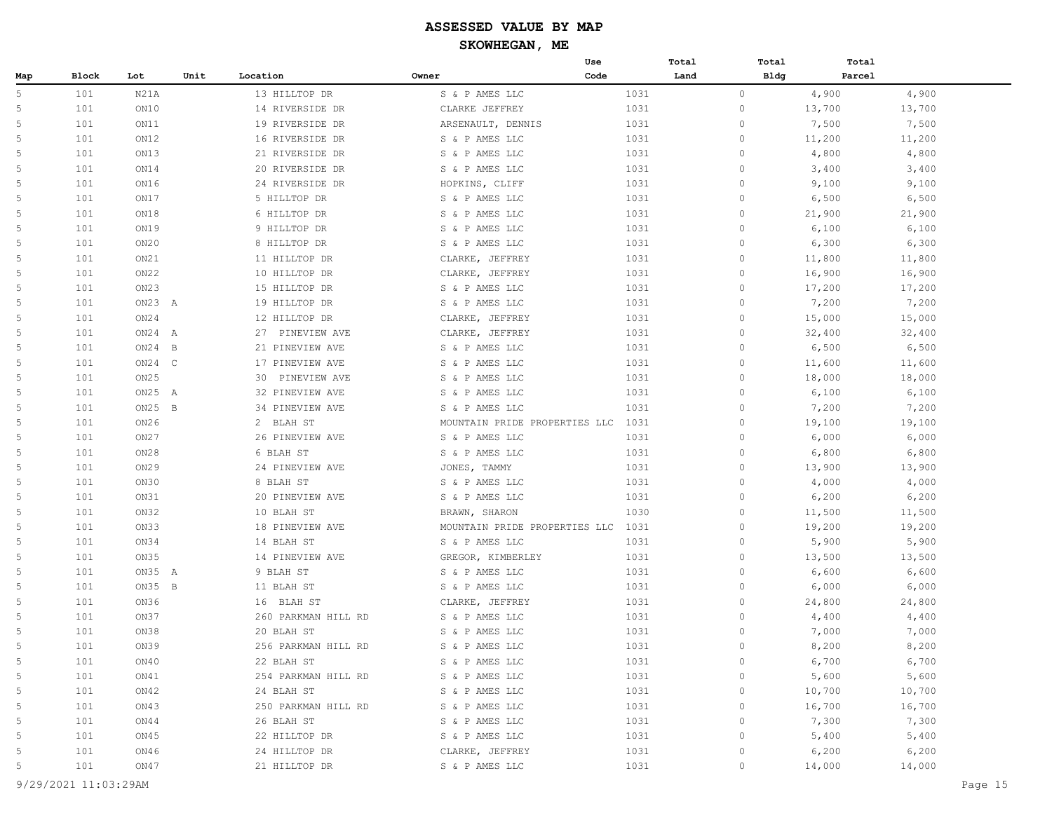# ASSESSED VALUE BY MAP

## SKOWHEGAN, ME

| Map | Block | Lot | Unit | Location | Owner | Use Code | Total Land | Total Bldg | Total Parcel |
|---|---|---|---|---|---|---|---|---|---|
| 5 | 101 | N21A | | 13 HILLTOP DR | S & P AMES LLC | 1031 | 0 | 4,900 | 4,900 |
| 5 | 101 | ON10 | | 14 RIVERSIDE DR | CLARKE JEFFREY | 1031 | 0 | 13,700 | 13,700 |
| 5 | 101 | ON11 | | 19 RIVERSIDE DR | ARSENAULT, DENNIS | 1031 | 0 | 7,500 | 7,500 |
| 5 | 101 | ON12 | | 16 RIVERSIDE DR | S & P AMES LLC | 1031 | 0 | 11,200 | 11,200 |
| 5 | 101 | ON13 | | 21 RIVERSIDE DR | S & P AMES LLC | 1031 | 0 | 4,800 | 4,800 |
| 5 | 101 | ON14 | | 20 RIVERSIDE DR | S & P AMES LLC | 1031 | 0 | 3,400 | 3,400 |
| 5 | 101 | ON16 | | 24 RIVERSIDE DR | HOPKINS, CLIFF | 1031 | 0 | 9,100 | 9,100 |
| 5 | 101 | ON17 | | 5 HILLTOP DR | S & P AMES LLC | 1031 | 0 | 6,500 | 6,500 |
| 5 | 101 | ON18 | | 6 HILLTOP DR | S & P AMES LLC | 1031 | 0 | 21,900 | 21,900 |
| 5 | 101 | ON19 | | 9 HILLTOP DR | S & P AMES LLC | 1031 | 0 | 6,100 | 6,100 |
| 5 | 101 | ON20 | | 8 HILLTOP DR | S & P AMES LLC | 1031 | 0 | 6,300 | 6,300 |
| 5 | 101 | ON21 | | 11 HILLTOP DR | CLARKE, JEFFREY | 1031 | 0 | 11,800 | 11,800 |
| 5 | 101 | ON22 | | 10 HILLTOP DR | CLARKE, JEFFREY | 1031 | 0 | 16,900 | 16,900 |
| 5 | 101 | ON23 | | 15 HILLTOP DR | S & P AMES LLC | 1031 | 0 | 17,200 | 17,200 |
| 5 | 101 | ON23 A | | 19 HILLTOP DR | S & P AMES LLC | 1031 | 0 | 7,200 | 7,200 |
| 5 | 101 | ON24 | | 12 HILLTOP DR | CLARKE, JEFFREY | 1031 | 0 | 15,000 | 15,000 |
| 5 | 101 | ON24 A | | 27 PINEVIEW AVE | CLARKE, JEFFREY | 1031 | 0 | 32,400 | 32,400 |
| 5 | 101 | ON24 B | | 21 PINEVIEW AVE | S & P AMES LLC | 1031 | 0 | 6,500 | 6,500 |
| 5 | 101 | ON24 C | | 17 PINEVIEW AVE | S & P AMES LLC | 1031 | 0 | 11,600 | 11,600 |
| 5 | 101 | ON25 | | 30 PINEVIEW AVE | S & P AMES LLC | 1031 | 0 | 18,000 | 18,000 |
| 5 | 101 | ON25 A | | 32 PINEVIEW AVE | S & P AMES LLC | 1031 | 0 | 6,100 | 6,100 |
| 5 | 101 | ON25 B | | 34 PINEVIEW AVE | S & P AMES LLC | 1031 | 0 | 7,200 | 7,200 |
| 5 | 101 | ON26 | | 2 BLAH ST | MOUNTAIN PRIDE PROPERTIES LLC | 1031 | 0 | 19,100 | 19,100 |
| 5 | 101 | ON27 | | 26 PINEVIEW AVE | S & P AMES LLC | 1031 | 0 | 6,000 | 6,000 |
| 5 | 101 | ON28 | | 6 BLAH ST | S & P AMES LLC | 1031 | 0 | 6,800 | 6,800 |
| 5 | 101 | ON29 | | 24 PINEVIEW AVE | JONES, TAMMY | 1031 | 0 | 13,900 | 13,900 |
| 5 | 101 | ON30 | | 8 BLAH ST | S & P AMES LLC | 1031 | 0 | 4,000 | 4,000 |
| 5 | 101 | ON31 | | 20 PINEVIEW AVE | S & P AMES LLC | 1031 | 0 | 6,200 | 6,200 |
| 5 | 101 | ON32 | | 10 BLAH ST | BRAWN, SHARON | 1030 | 0 | 11,500 | 11,500 |
| 5 | 101 | ON33 | | 18 PINEVIEW AVE | MOUNTAIN PRIDE PROPERTIES LLC | 1031 | 0 | 19,200 | 19,200 |
| 5 | 101 | ON34 | | 14 BLAH ST | S & P AMES LLC | 1031 | 0 | 5,900 | 5,900 |
| 5 | 101 | ON35 | | 14 PINEVIEW AVE | GREGOR, KIMBERLEY | 1031 | 0 | 13,500 | 13,500 |
| 5 | 101 | ON35 A | | 9 BLAH ST | S & P AMES LLC | 1031 | 0 | 6,600 | 6,600 |
| 5 | 101 | ON35 B | | 11 BLAH ST | S & P AMES LLC | 1031 | 0 | 6,000 | 6,000 |
| 5 | 101 | ON36 | | 16 BLAH ST | CLARKE, JEFFREY | 1031 | 0 | 24,800 | 24,800 |
| 5 | 101 | ON37 | | 260 PARKMAN HILL RD | S & P AMES LLC | 1031 | 0 | 4,400 | 4,400 |
| 5 | 101 | ON38 | | 20 BLAH ST | S & P AMES LLC | 1031 | 0 | 7,000 | 7,000 |
| 5 | 101 | ON39 | | 256 PARKMAN HILL RD | S & P AMES LLC | 1031 | 0 | 8,200 | 8,200 |
| 5 | 101 | ON40 | | 22 BLAH ST | S & P AMES LLC | 1031 | 0 | 6,700 | 6,700 |
| 5 | 101 | ON41 | | 254 PARKMAN HILL RD | S & P AMES LLC | 1031 | 0 | 5,600 | 5,600 |
| 5 | 101 | ON42 | | 24 BLAH ST | S & P AMES LLC | 1031 | 0 | 10,700 | 10,700 |
| 5 | 101 | ON43 | | 250 PARKMAN HILL RD | S & P AMES LLC | 1031 | 0 | 16,700 | 16,700 |
| 5 | 101 | ON44 | | 26 BLAH ST | S & P AMES LLC | 1031 | 0 | 7,300 | 7,300 |
| 5 | 101 | ON45 | | 22 HILLTOP DR | S & P AMES LLC | 1031 | 0 | 5,400 | 5,400 |
| 5 | 101 | ON46 | | 24 HILLTOP DR | CLARKE, JEFFREY | 1031 | 0 | 6,200 | 6,200 |
| 5 | 101 | ON47 | | 21 HILLTOP DR | S & P AMES LLC | 1031 | 0 | 14,000 | 14,000 |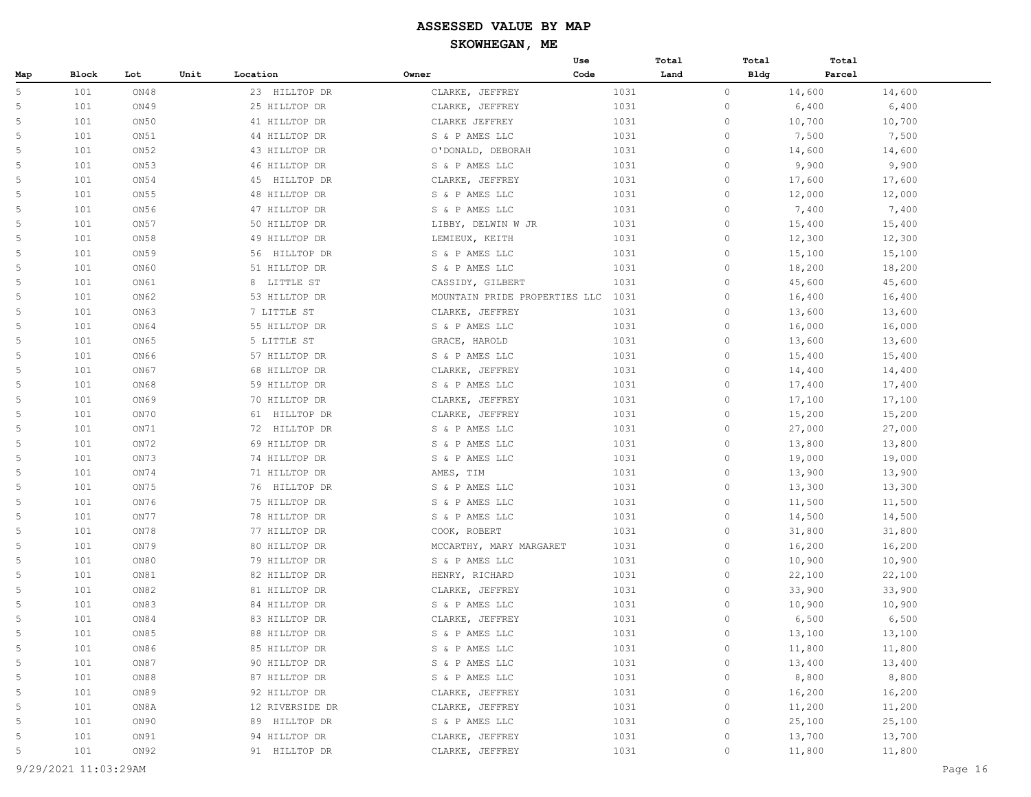| Map | Block | Lot | Unit | Location | Owner | Use Code | Total Land | Total Bldg | Total Parcel |
|---|---|---|---|---|---|---|---|---|---|
| 5 | 101 | ON48 | | 23 HILLTOP DR | CLARKE, JEFFREY | 1031 | 0 | 14,600 | 14,600 |
| 5 | 101 | ON49 | | 25 HILLTOP DR | CLARKE, JEFFREY | 1031 | 0 | 6,400 | 6,400 |
| 5 | 101 | ON50 | | 41 HILLTOP DR | CLARKE JEFFREY | 1031 | 0 | 10,700 | 10,700 |
| 5 | 101 | ON51 | | 44 HILLTOP DR | S & P AMES LLC | 1031 | 0 | 7,500 | 7,500 |
| 5 | 101 | ON52 | | 43 HILLTOP DR | O'DONALD, DEBORAH | 1031 | 0 | 14,600 | 14,600 |
| 5 | 101 | ON53 | | 46 HILLTOP DR | S & P AMES LLC | 1031 | 0 | 9,900 | 9,900 |
| 5 | 101 | ON54 | | 45 HILLTOP DR | CLARKE, JEFFREY | 1031 | 0 | 17,600 | 17,600 |
| 5 | 101 | ON55 | | 48 HILLTOP DR | S & P AMES LLC | 1031 | 0 | 12,000 | 12,000 |
| 5 | 101 | ON56 | | 47 HILLTOP DR | S & P AMES LLC | 1031 | 0 | 7,400 | 7,400 |
| 5 | 101 | ON57 | | 50 HILLTOP DR | LIBBY, DELWIN W JR | 1031 | 0 | 15,400 | 15,400 |
| 5 | 101 | ON58 | | 49 HILLTOP DR | LEMIEUX, KEITH | 1031 | 0 | 12,300 | 12,300 |
| 5 | 101 | ON59 | | 56 HILLTOP DR | S & P AMES LLC | 1031 | 0 | 15,100 | 15,100 |
| 5 | 101 | ON60 | | 51 HILLTOP DR | S & P AMES LLC | 1031 | 0 | 18,200 | 18,200 |
| 5 | 101 | ON61 | | 8 LITTLE ST | CASSIDY, GILBERT | 1031 | 0 | 45,600 | 45,600 |
| 5 | 101 | ON62 | | 53 HILLTOP DR | MOUNTAIN PRIDE PROPERTIES LLC | 1031 | 0 | 16,400 | 16,400 |
| 5 | 101 | ON63 | | 7 LITTLE ST | CLARKE, JEFFREY | 1031 | 0 | 13,600 | 13,600 |
| 5 | 101 | ON64 | | 55 HILLTOP DR | S & P AMES LLC | 1031 | 0 | 16,000 | 16,000 |
| 5 | 101 | ON65 | | 5 LITTLE ST | GRACE, HAROLD | 1031 | 0 | 13,600 | 13,600 |
| 5 | 101 | ON66 | | 57 HILLTOP DR | S & P AMES LLC | 1031 | 0 | 15,400 | 15,400 |
| 5 | 101 | ON67 | | 68 HILLTOP DR | CLARKE, JEFFREY | 1031 | 0 | 14,400 | 14,400 |
| 5 | 101 | ON68 | | 59 HILLTOP DR | S & P AMES LLC | 1031 | 0 | 17,400 | 17,400 |
| 5 | 101 | ON69 | | 70 HILLTOP DR | CLARKE, JEFFREY | 1031 | 0 | 17,100 | 17,100 |
| 5 | 101 | ON70 | | 61 HILLTOP DR | CLARKE, JEFFREY | 1031 | 0 | 15,200 | 15,200 |
| 5 | 101 | ON71 | | 72 HILLTOP DR | S & P AMES LLC | 1031 | 0 | 27,000 | 27,000 |
| 5 | 101 | ON72 | | 69 HILLTOP DR | S & P AMES LLC | 1031 | 0 | 13,800 | 13,800 |
| 5 | 101 | ON73 | | 74 HILLTOP DR | S & P AMES LLC | 1031 | 0 | 19,000 | 19,000 |
| 5 | 101 | ON74 | | 71 HILLTOP DR | AMES, TIM | 1031 | 0 | 13,900 | 13,900 |
| 5 | 101 | ON75 | | 76 HILLTOP DR | S & P AMES LLC | 1031 | 0 | 13,300 | 13,300 |
| 5 | 101 | ON76 | | 75 HILLTOP DR | S & P AMES LLC | 1031 | 0 | 11,500 | 11,500 |
| 5 | 101 | ON77 | | 78 HILLTOP DR | S & P AMES LLC | 1031 | 0 | 14,500 | 14,500 |
| 5 | 101 | ON78 | | 77 HILLTOP DR | COOK, ROBERT | 1031 | 0 | 31,800 | 31,800 |
| 5 | 101 | ON79 | | 80 HILLTOP DR | MCCARTHY, MARY MARGARET | 1031 | 0 | 16,200 | 16,200 |
| 5 | 101 | ON80 | | 79 HILLTOP DR | S & P AMES LLC | 1031 | 0 | 10,900 | 10,900 |
| 5 | 101 | ON81 | | 82 HILLTOP DR | HENRY, RICHARD | 1031 | 0 | 22,100 | 22,100 |
| 5 | 101 | ON82 | | 81 HILLTOP DR | CLARKE, JEFFREY | 1031 | 0 | 33,900 | 33,900 |
| 5 | 101 | ON83 | | 84 HILLTOP DR | S & P AMES LLC | 1031 | 0 | 10,900 | 10,900 |
| 5 | 101 | ON84 | | 83 HILLTOP DR | CLARKE, JEFFREY | 1031 | 0 | 6,500 | 6,500 |
| 5 | 101 | ON85 | | 88 HILLTOP DR | S & P AMES LLC | 1031 | 0 | 13,100 | 13,100 |
| 5 | 101 | ON86 | | 85 HILLTOP DR | S & P AMES LLC | 1031 | 0 | 11,800 | 11,800 |
| 5 | 101 | ON87 | | 90 HILLTOP DR | S & P AMES LLC | 1031 | 0 | 13,400 | 13,400 |
| 5 | 101 | ON88 | | 87 HILLTOP DR | S & P AMES LLC | 1031 | 0 | 8,800 | 8,800 |
| 5 | 101 | ON89 | | 92 HILLTOP DR | CLARKE, JEFFREY | 1031 | 0 | 16,200 | 16,200 |
| 5 | 101 | ON8A | | 12 RIVERSIDE DR | CLARKE, JEFFREY | 1031 | 0 | 11,200 | 11,200 |
| 5 | 101 | ON90 | | 89 HILLTOP DR | S & P AMES LLC | 1031 | 0 | 25,100 | 25,100 |
| 5 | 101 | ON91 | | 94 HILLTOP DR | CLARKE, JEFFREY | 1031 | 0 | 13,700 | 13,700 |
| 5 | 101 | ON92 | | 91 HILLTOP DR | CLARKE, JEFFREY | 1031 | 0 | 11,800 | 11,800 |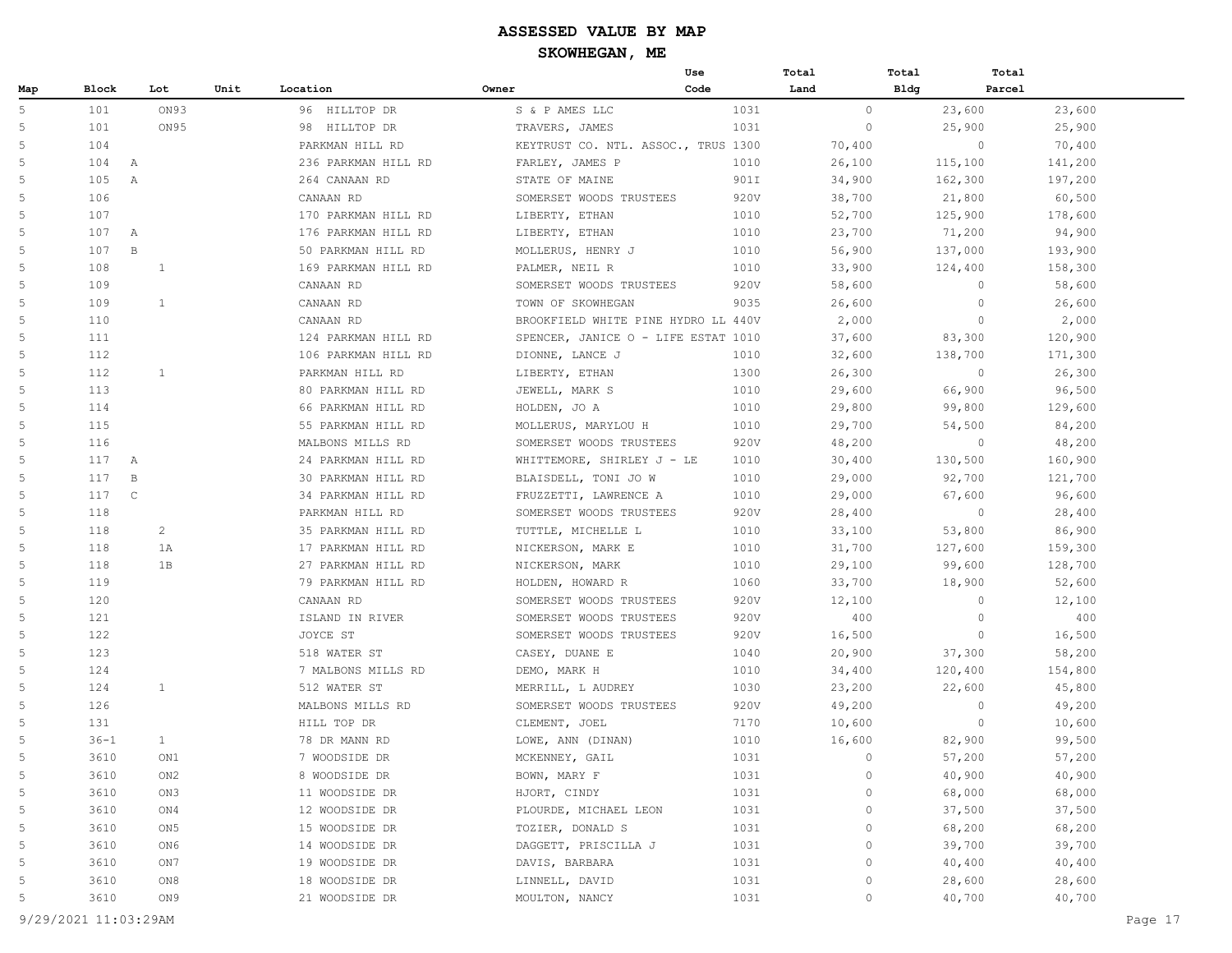# ASSESSED VALUE BY MAP

## SKOWHEGAN, ME

| Map | Block | Lot | Unit | Location | Owner | Use Code | Total Land | Total Bldg | Total Parcel |
|---|---|---|---|---|---|---|---|---|---|
| 5 | 101 | ON93 | | 96 HILLTOP DR | S & P AMES LLC | 1031 | 0 | 23,600 | 23,600 |
| 5 | 101 | ON95 | | 98 HILLTOP DR | TRAVERS, JAMES | 1031 | 0 | 25,900 | 25,900 |
| 5 | 104 | | | PARKMAN HILL RD | KEYTRUST CO. NTL. ASSOC., TRUS | 1300 | 70,400 | 0 | 70,400 |
| 5 | 104 A | | | 236 PARKMAN HILL RD | FARLEY, JAMES P | 1010 | 26,100 | 115,100 | 141,200 |
| 5 | 105 A | | | 264 CANAAN RD | STATE OF MAINE | 901I | 34,900 | 162,300 | 197,200 |
| 5 | 106 | | | CANAAN RD | SOMERSET WOODS TRUSTEES | 920V | 38,700 | 21,800 | 60,500 |
| 5 | 107 | | | 170 PARKMAN HILL RD | LIBERTY, ETHAN | 1010 | 52,700 | 125,900 | 178,600 |
| 5 | 107 A | | | 176 PARKMAN HILL RD | LIBERTY, ETHAN | 1010 | 23,700 | 71,200 | 94,900 |
| 5 | 107 B | | | 50 PARKMAN HILL RD | MOLLERUS, HENRY J | 1010 | 56,900 | 137,000 | 193,900 |
| 5 | 108 | 1 | | 169 PARKMAN HILL RD | PALMER, NEIL R | 1010 | 33,900 | 124,400 | 158,300 |
| 5 | 109 | | | CANAAN RD | SOMERSET WOODS TRUSTEES | 920V | 58,600 | 0 | 58,600 |
| 5 | 109 | 1 | | CANAAN RD | TOWN OF SKOWHEGAN | 9035 | 26,600 | 0 | 26,600 |
| 5 | 110 | | | CANAAN RD | BROOKFIELD WHITE PINE HYDRO LL | 440V | 2,000 | 0 | 2,000 |
| 5 | 111 | | | 124 PARKMAN HILL RD | SPENCER, JANICE O - LIFE ESTAT | 1010 | 37,600 | 83,300 | 120,900 |
| 5 | 112 | | | 106 PARKMAN HILL RD | DIONNE, LANCE J | 1010 | 32,600 | 138,700 | 171,300 |
| 5 | 112 | 1 | | PARKMAN HILL RD | LIBERTY, ETHAN | 1300 | 26,300 | 0 | 26,300 |
| 5 | 113 | | | 80 PARKMAN HILL RD | JEWELL, MARK S | 1010 | 29,600 | 66,900 | 96,500 |
| 5 | 114 | | | 66 PARKMAN HILL RD | HOLDEN, JO A | 1010 | 29,800 | 99,800 | 129,600 |
| 5 | 115 | | | 55 PARKMAN HILL RD | MOLLERUS, MARYLOU H | 1010 | 29,700 | 54,500 | 84,200 |
| 5 | 116 | | | MALBONS MILLS RD | SOMERSET WOODS TRUSTEES | 920V | 48,200 | 0 | 48,200 |
| 5 | 117 A | | | 24 PARKMAN HILL RD | WHITTEMORE, SHIRLEY J - LE | 1010 | 30,400 | 130,500 | 160,900 |
| 5 | 117 B | | | 30 PARKMAN HILL RD | BLAISDELL, TONI JO W | 1010 | 29,000 | 92,700 | 121,700 |
| 5 | 117 C | | | 34 PARKMAN HILL RD | FRUZZETTI, LAWRENCE A | 1010 | 29,000 | 67,600 | 96,600 |
| 5 | 118 | | | PARKMAN HILL RD | SOMERSET WOODS TRUSTEES | 920V | 28,400 | 0 | 28,400 |
| 5 | 118 | 2 | | 35 PARKMAN HILL RD | TUTTLE, MICHELLE L | 1010 | 33,100 | 53,800 | 86,900 |
| 5 | 118 | 1A | | 17 PARKMAN HILL RD | NICKERSON, MARK E | 1010 | 31,700 | 127,600 | 159,300 |
| 5 | 118 | 1B | | 27 PARKMAN HILL RD | NICKERSON, MARK | 1010 | 29,100 | 99,600 | 128,700 |
| 5 | 119 | | | 79 PARKMAN HILL RD | HOLDEN, HOWARD R | 1060 | 33,700 | 18,900 | 52,600 |
| 5 | 120 | | | CANAAN RD | SOMERSET WOODS TRUSTEES | 920V | 12,100 | 0 | 12,100 |
| 5 | 121 | | | ISLAND IN RIVER | SOMERSET WOODS TRUSTEES | 920V | 400 | 0 | 400 |
| 5 | 122 | | | JOYCE ST | SOMERSET WOODS TRUSTEES | 920V | 16,500 | 0 | 16,500 |
| 5 | 123 | | | 518 WATER ST | CASEY, DUANE E | 1040 | 20,900 | 37,300 | 58,200 |
| 5 | 124 | | | 7 MALBONS MILLS RD | DEMO, MARK H | 1010 | 34,400 | 120,400 | 154,800 |
| 5 | 124 | 1 | | 512 WATER ST | MERRILL, L AUDREY | 1030 | 23,200 | 22,600 | 45,800 |
| 5 | 126 | | | MALBONS MILLS RD | SOMERSET WOODS TRUSTEES | 920V | 49,200 | 0 | 49,200 |
| 5 | 131 | | | HILL TOP DR | CLEMENT, JOEL | 7170 | 10,600 | 0 | 10,600 |
| 5 | 36-1 | 1 | | 78 DR MANN RD | LOWE, ANN (DINAN) | 1010 | 16,600 | 82,900 | 99,500 |
| 5 | 3610 | ON1 | | 7 WOODSIDE DR | MCKENNEY, GAIL | 1031 | 0 | 57,200 | 57,200 |
| 5 | 3610 | ON2 | | 8 WOODSIDE DR | BOWN, MARY F | 1031 | 0 | 40,900 | 40,900 |
| 5 | 3610 | ON3 | | 11 WOODSIDE DR | HJORT, CINDY | 1031 | 0 | 68,000 | 68,000 |
| 5 | 3610 | ON4 | | 12 WOODSIDE DR | PLOURDE, MICHAEL LEON | 1031 | 0 | 37,500 | 37,500 |
| 5 | 3610 | ON5 | | 15 WOODSIDE DR | TOZIER, DONALD S | 1031 | 0 | 68,200 | 68,200 |
| 5 | 3610 | ON6 | | 14 WOODSIDE DR | DAGGETT, PRISCILLA J | 1031 | 0 | 39,700 | 39,700 |
| 5 | 3610 | ON7 | | 19 WOODSIDE DR | DAVIS, BARBARA | 1031 | 0 | 40,400 | 40,400 |
| 5 | 3610 | ON8 | | 18 WOODSIDE DR | LINNELL, DAVID | 1031 | 0 | 28,600 | 28,600 |
| 5 | 3610 | ON9 | | 21 WOODSIDE DR | MOULTON, NANCY | 1031 | 0 | 40,700 | 40,700 |

9/29/2021 11:03:29AM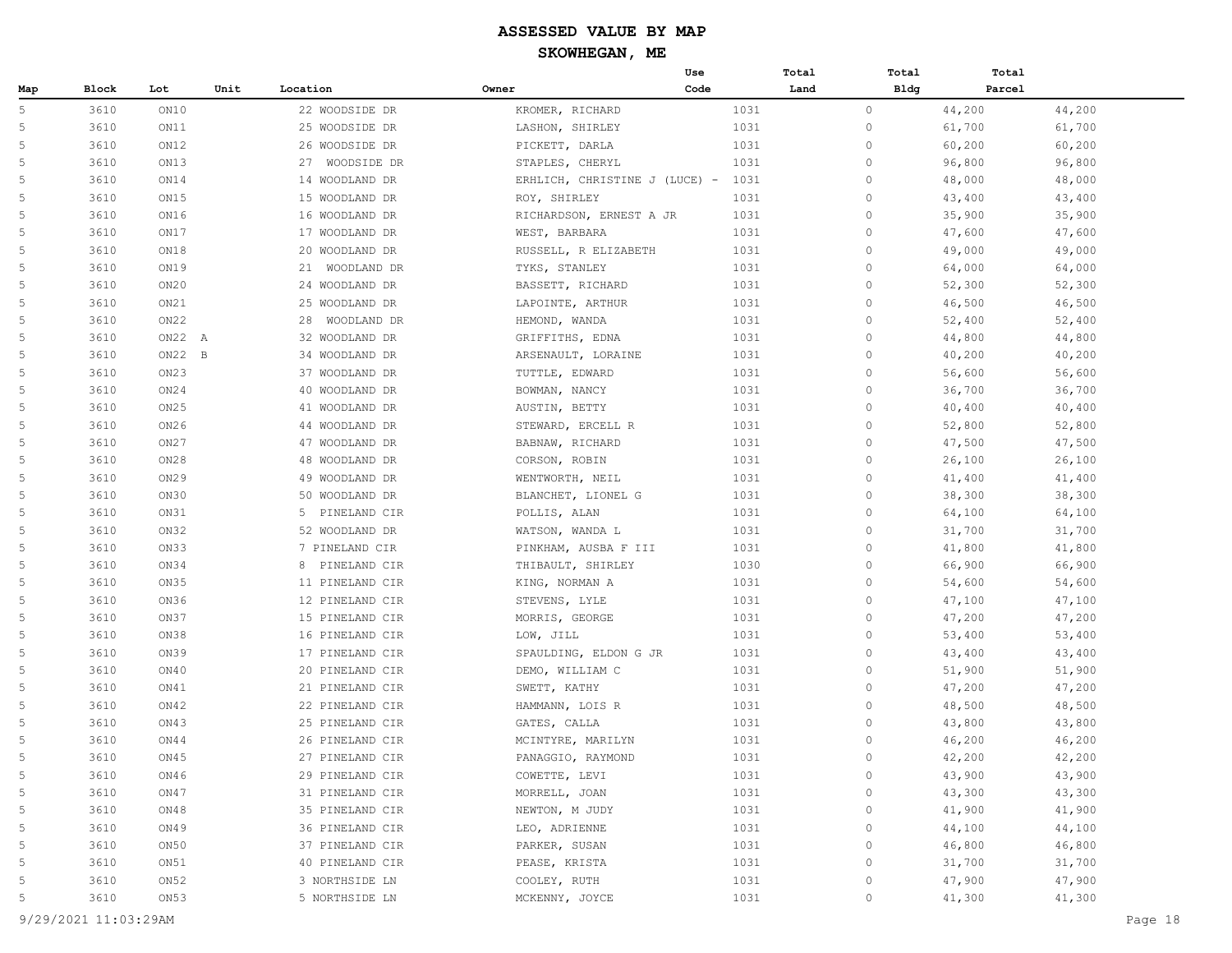# ASSESSED VALUE BY MAP

## SKOWHEGAN, ME

| Map | Block | Lot | Unit | Location | Owner | Use Code | Total Land | Total Bldg | Total Parcel |
|---|---|---|---|---|---|---|---|---|---|
| 5 | 3610 | ON10 | | 22 WOODSIDE DR | KROMER, RICHARD | 1031 | 0 | 44,200 | 44,200 |
| 5 | 3610 | ON11 | | 25 WOODSIDE DR | LASHON, SHIRLEY | 1031 | 0 | 61,700 | 61,700 |
| 5 | 3610 | ON12 | | 26 WOODSIDE DR | PICKETT, DARLA | 1031 | 0 | 60,200 | 60,200 |
| 5 | 3610 | ON13 | | 27 WOODSIDE DR | STAPLES, CHERYL | 1031 | 0 | 96,800 | 96,800 |
| 5 | 3610 | ON14 | | 14 WOODLAND DR | ERHLICH, CHRISTINE J (LUCE) - | 1031 | 0 | 48,000 | 48,000 |
| 5 | 3610 | ON15 | | 15 WOODLAND DR | ROY, SHIRLEY | 1031 | 0 | 43,400 | 43,400 |
| 5 | 3610 | ON16 | | 16 WOODLAND DR | RICHARDSON, ERNEST A JR | 1031 | 0 | 35,900 | 35,900 |
| 5 | 3610 | ON17 | | 17 WOODLAND DR | WEST, BARBARA | 1031 | 0 | 47,600 | 47,600 |
| 5 | 3610 | ON18 | | 20 WOODLAND DR | RUSSELL, R ELIZABETH | 1031 | 0 | 49,000 | 49,000 |
| 5 | 3610 | ON19 | | 21 WOODLAND DR | TYKS, STANLEY | 1031 | 0 | 64,000 | 64,000 |
| 5 | 3610 | ON20 | | 24 WOODLAND DR | BASSETT, RICHARD | 1031 | 0 | 52,300 | 52,300 |
| 5 | 3610 | ON21 | | 25 WOODLAND DR | LAPOINTE, ARTHUR | 1031 | 0 | 46,500 | 46,500 |
| 5 | 3610 | ON22 | | 28 WOODLAND DR | HEMOND, WANDA | 1031 | 0 | 52,400 | 52,400 |
| 5 | 3610 | ON22 | A | 32 WOODLAND DR | GRIFFITHS, EDNA | 1031 | 0 | 44,800 | 44,800 |
| 5 | 3610 | ON22 | B | 34 WOODLAND DR | ARSENAULT, LORAINE | 1031 | 0 | 40,200 | 40,200 |
| 5 | 3610 | ON23 | | 37 WOODLAND DR | TUTTLE, EDWARD | 1031 | 0 | 56,600 | 56,600 |
| 5 | 3610 | ON24 | | 40 WOODLAND DR | BOWMAN, NANCY | 1031 | 0 | 36,700 | 36,700 |
| 5 | 3610 | ON25 | | 41 WOODLAND DR | AUSTIN, BETTY | 1031 | 0 | 40,400 | 40,400 |
| 5 | 3610 | ON26 | | 44 WOODLAND DR | STEWARD, ERCELL R | 1031 | 0 | 52,800 | 52,800 |
| 5 | 3610 | ON27 | | 47 WOODLAND DR | BABNAW, RICHARD | 1031 | 0 | 47,500 | 47,500 |
| 5 | 3610 | ON28 | | 48 WOODLAND DR | CORSON, ROBIN | 1031 | 0 | 26,100 | 26,100 |
| 5 | 3610 | ON29 | | 49 WOODLAND DR | WENTWORTH, NEIL | 1031 | 0 | 41,400 | 41,400 |
| 5 | 3610 | ON30 | | 50 WOODLAND DR | BLANCHET, LIONEL G | 1031 | 0 | 38,300 | 38,300 |
| 5 | 3610 | ON31 | | 5 PINELAND CIR | POLLIS, ALAN | 1031 | 0 | 64,100 | 64,100 |
| 5 | 3610 | ON32 | | 52 WOODLAND DR | WATSON, WANDA L | 1031 | 0 | 31,700 | 31,700 |
| 5 | 3610 | ON33 | | 7 PINELAND CIR | PINKHAM, AUSBA F III | 1031 | 0 | 41,800 | 41,800 |
| 5 | 3610 | ON34 | | 8 PINELAND CIR | THIBAULT, SHIRLEY | 1030 | 0 | 66,900 | 66,900 |
| 5 | 3610 | ON35 | | 11 PINELAND CIR | KING, NORMAN A | 1031 | 0 | 54,600 | 54,600 |
| 5 | 3610 | ON36 | | 12 PINELAND CIR | STEVENS, LYLE | 1031 | 0 | 47,100 | 47,100 |
| 5 | 3610 | ON37 | | 15 PINELAND CIR | MORRIS, GEORGE | 1031 | 0 | 47,200 | 47,200 |
| 5 | 3610 | ON38 | | 16 PINELAND CIR | LOW, JILL | 1031 | 0 | 53,400 | 53,400 |
| 5 | 3610 | ON39 | | 17 PINELAND CIR | SPAULDING, ELDON G JR | 1031 | 0 | 43,400 | 43,400 |
| 5 | 3610 | ON40 | | 20 PINELAND CIR | DEMO, WILLIAM C | 1031 | 0 | 51,900 | 51,900 |
| 5 | 3610 | ON41 | | 21 PINELAND CIR | SWETT, KATHY | 1031 | 0 | 47,200 | 47,200 |
| 5 | 3610 | ON42 | | 22 PINELAND CIR | HAMMANN, LOIS R | 1031 | 0 | 48,500 | 48,500 |
| 5 | 3610 | ON43 | | 25 PINELAND CIR | GATES, CALLA | 1031 | 0 | 43,800 | 43,800 |
| 5 | 3610 | ON44 | | 26 PINELAND CIR | MCINTYRE, MARILYN | 1031 | 0 | 46,200 | 46,200 |
| 5 | 3610 | ON45 | | 27 PINELAND CIR | PANAGGIO, RAYMOND | 1031 | 0 | 42,200 | 42,200 |
| 5 | 3610 | ON46 | | 29 PINELAND CIR | COWETTE, LEVI | 1031 | 0 | 43,900 | 43,900 |
| 5 | 3610 | ON47 | | 31 PINELAND CIR | MORRELL, JOAN | 1031 | 0 | 43,300 | 43,300 |
| 5 | 3610 | ON48 | | 35 PINELAND CIR | NEWTON, M JUDY | 1031 | 0 | 41,900 | 41,900 |
| 5 | 3610 | ON49 | | 36 PINELAND CIR | LEO, ADRIENNE | 1031 | 0 | 44,100 | 44,100 |
| 5 | 3610 | ON50 | | 37 PINELAND CIR | PARKER, SUSAN | 1031 | 0 | 46,800 | 46,800 |
| 5 | 3610 | ON51 | | 40 PINELAND CIR | PEASE, KRISTA | 1031 | 0 | 31,700 | 31,700 |
| 5 | 3610 | ON52 | | 3 NORTHSIDE LN | COOLEY, RUTH | 1031 | 0 | 47,900 | 47,900 |
| 5 | 3610 | ON53 | | 5 NORTHSIDE LN | MCKENNY, JOYCE | 1031 | 0 | 41,300 | 41,300 |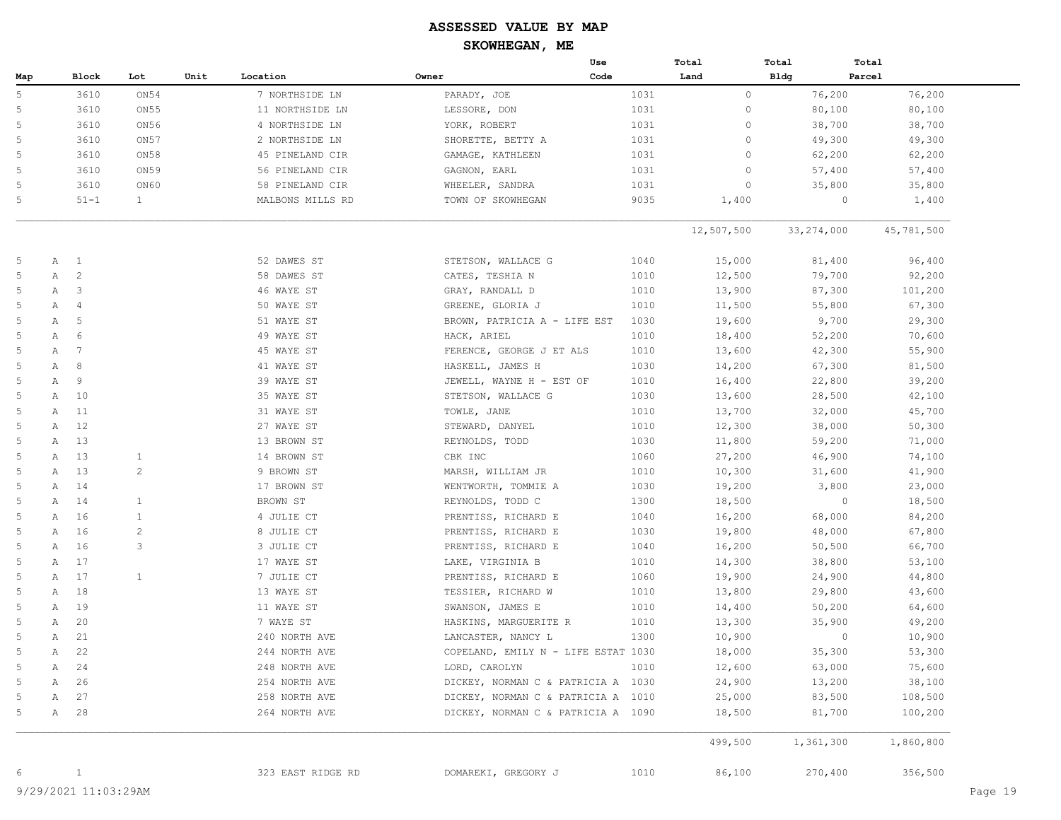# ASSESSED VALUE BY MAP

## SKOWHEGAN, ME

| Map | Block | Lot | Unit | Location | Owner | Use Code | Total Land | Total Bldg | Total Parcel |
|---|---|---|---|---|---|---|---|---|---|
| 5 | 3610 | ON54 | | 7 NORTHSIDE LN | PARADY, JOE | 1031 | 0 | 76,200 | 76,200 |
| 5 | 3610 | ON55 | | 11 NORTHSIDE LN | LESSORE, DON | 1031 | 0 | 80,100 | 80,100 |
| 5 | 3610 | ON56 | | 4 NORTHSIDE LN | YORK, ROBERT | 1031 | 0 | 38,700 | 38,700 |
| 5 | 3610 | ON57 | | 2 NORTHSIDE LN | SHORETTE, BETTY A | 1031 | 0 | 49,300 | 49,300 |
| 5 | 3610 | ON58 | | 45 PINELAND CIR | GAMAGE, KATHLEEN | 1031 | 0 | 62,200 | 62,200 |
| 5 | 3610 | ON59 | | 56 PINELAND CIR | GAGNON, EARL | 1031 | 0 | 57,400 | 57,400 |
| 5 | 3610 | ON60 | | 58 PINELAND CIR | WHEELER, SANDRA | 1031 | 0 | 35,800 | 35,800 |
| 5 | 51-1 | 1 | | MALBONS MILLS RD | TOWN OF SKOWHEGAN | 9035 | 1,400 | 0 | 1,400 |
| | | | | | | | 12,507,500 | 33,274,000 | 45,781,500 |
| 5 | A 1 | | | 52 DAWES ST | STETSON, WALLACE G | 1040 | 15,000 | 81,400 | 96,400 |
| 5 | A 2 | | | 58 DAWES ST | CATES, TESHIA N | 1010 | 12,500 | 79,700 | 92,200 |
| 5 | A 3 | | | 46 WAYE ST | GRAY, RANDALL D | 1010 | 13,900 | 87,300 | 101,200 |
| 5 | A 4 | | | 50 WAYE ST | GREENE, GLORIA J | 1010 | 11,500 | 55,800 | 67,300 |
| 5 | A 5 | | | 51 WAYE ST | BROWN, PATRICIA A - LIFE EST | 1030 | 19,600 | 9,700 | 29,300 |
| 5 | A 6 | | | 49 WAYE ST | HACK, ARIEL | 1010 | 18,400 | 52,200 | 70,600 |
| 5 | A 7 | | | 45 WAYE ST | FERENCE, GEORGE J ET ALS | 1010 | 13,600 | 42,300 | 55,900 |
| 5 | A 8 | | | 41 WAYE ST | HASKELL, JAMES H | 1030 | 14,200 | 67,300 | 81,500 |
| 5 | A 9 | | | 39 WAYE ST | JEWELL, WAYNE H - EST OF | 1010 | 16,400 | 22,800 | 39,200 |
| 5 | A 10 | | | 35 WAYE ST | STETSON, WALLACE G | 1030 | 13,600 | 28,500 | 42,100 |
| 5 | A 11 | | | 31 WAYE ST | TOWLE, JANE | 1010 | 13,700 | 32,000 | 45,700 |
| 5 | A 12 | | | 27 WAYE ST | STEWARD, DANYEL | 1010 | 12,300 | 38,000 | 50,300 |
| 5 | A 13 | | | 13 BROWN ST | REYNOLDS, TODD | 1030 | 11,800 | 59,200 | 71,000 |
| 5 | A 13 | 1 | | 14 BROWN ST | CBK INC | 1060 | 27,200 | 46,900 | 74,100 |
| 5 | A 13 | 2 | | 9 BROWN ST | MARSH, WILLIAM JR | 1010 | 10,300 | 31,600 | 41,900 |
| 5 | A 14 | | | 17 BROWN ST | WENTWORTH, TOMMIE A | 1030 | 19,200 | 3,800 | 23,000 |
| 5 | A 14 | 1 | | BROWN ST | REYNOLDS, TODD C | 1300 | 18,500 | 0 | 18,500 |
| 5 | A 16 | 1 | | 4 JULIE CT | PRENTISS, RICHARD E | 1040 | 16,200 | 68,000 | 84,200 |
| 5 | A 16 | 2 | | 8 JULIE CT | PRENTISS, RICHARD E | 1030 | 19,800 | 48,000 | 67,800 |
| 5 | A 16 | 3 | | 3 JULIE CT | PRENTISS, RICHARD E | 1040 | 16,200 | 50,500 | 66,700 |
| 5 | A 17 | | | 17 WAYE ST | LAKE, VIRGINIA B | 1010 | 14,300 | 38,800 | 53,100 |
| 5 | A 17 | 1 | | 7 JULIE CT | PRENTISS, RICHARD E | 1060 | 19,900 | 24,900 | 44,800 |
| 5 | A 18 | | | 13 WAYE ST | TESSIER, RICHARD W | 1010 | 13,800 | 29,800 | 43,600 |
| 5 | A 19 | | | 11 WAYE ST | SWANSON, JAMES E | 1010 | 14,400 | 50,200 | 64,600 |
| 5 | A 20 | | | 7 WAYE ST | HASKINS, MARGUERITE R | 1010 | 13,300 | 35,900 | 49,200 |
| 5 | A 21 | | | 240 NORTH AVE | LANCASTER, NANCY L | 1300 | 10,900 | 0 | 10,900 |
| 5 | A 22 | | | 244 NORTH AVE | COPELAND, EMILY N - LIFE ESTAT | 1030 | 18,000 | 35,300 | 53,300 |
| 5 | A 24 | | | 248 NORTH AVE | LORD, CAROLYN | 1010 | 12,600 | 63,000 | 75,600 |
| 5 | A 26 | | | 254 NORTH AVE | DICKEY, NORMAN C & PATRICIA A | 1030 | 24,900 | 13,200 | 38,100 |
| 5 | A 27 | | | 258 NORTH AVE | DICKEY, NORMAN C & PATRICIA A | 1010 | 25,000 | 83,500 | 108,500 |
| 5 | A 28 | | | 264 NORTH AVE | DICKEY, NORMAN C & PATRICIA A | 1090 | 18,500 | 81,700 | 100,200 |
| | | | | | | | 499,500 | 1,361,300 | 1,860,800 |
| 6 | 1 | | | 323 EAST RIDGE RD | DOMAREKI, GREGORY J | 1010 | 86,100 | 270,400 | 356,500 |

9/29/2021 11:03:29AM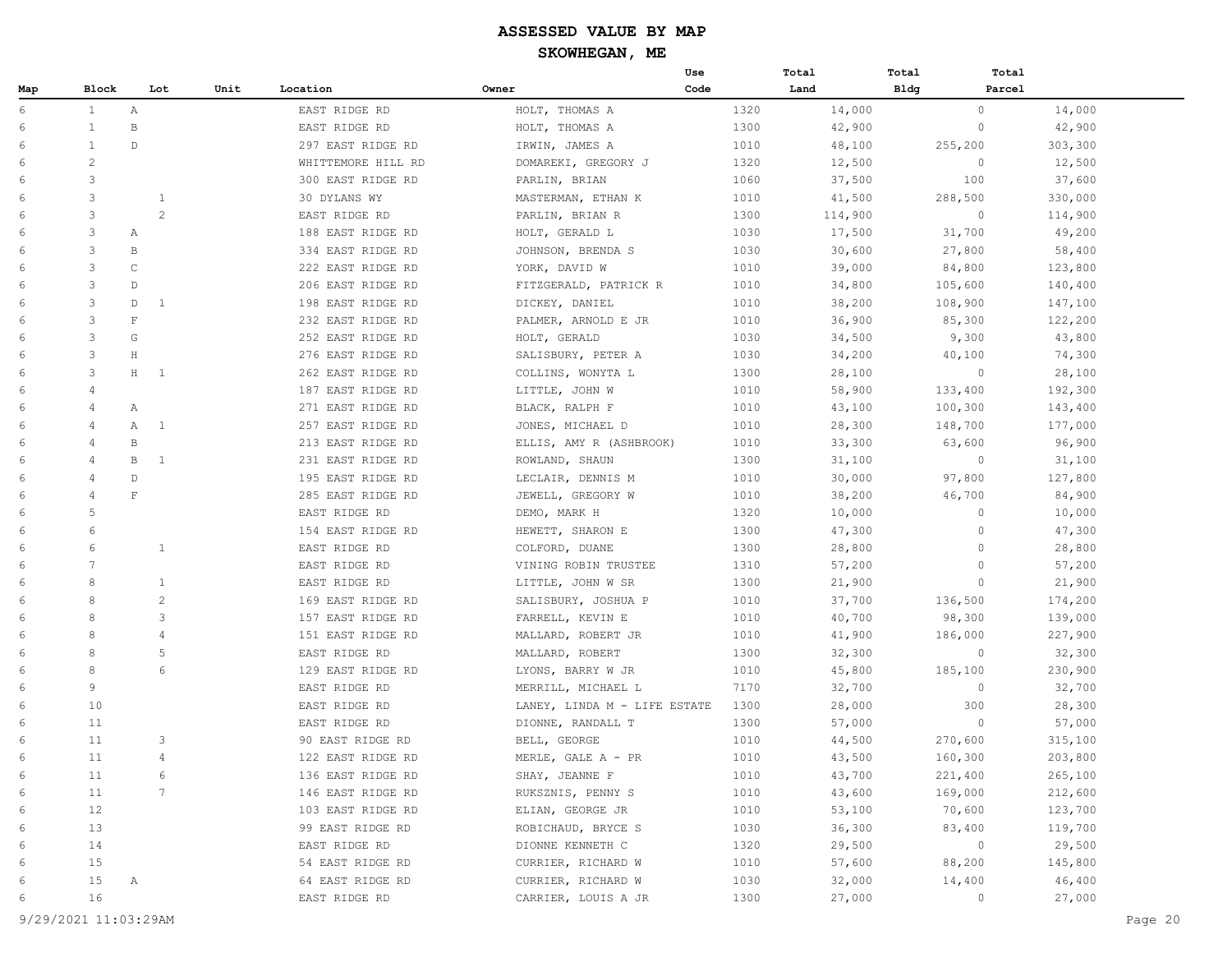# ASSESSED VALUE BY MAP

## SKOWHEGAN, ME

| Map | Block | Lot | Unit | Location | Owner | Use Code | Total Land | Total Bldg | Total Parcel |
|---|---|---|---|---|---|---|---|---|---|
| 6 | 1 | A | | EAST RIDGE RD | HOLT, THOMAS A | 1320 | 14,000 | 0 | 14,000 |
| 6 | 1 | B | | EAST RIDGE RD | HOLT, THOMAS A | 1300 | 42,900 | 0 | 42,900 |
| 6 | 1 | D | | 297 EAST RIDGE RD | IRWIN, JAMES A | 1010 | 48,100 | 255,200 | 303,300 |
| 6 | 2 | | | WHITTEMORE HILL RD | DOMAREKI, GREGORY J | 1320 | 12,500 | 0 | 12,500 |
| 6 | 3 | | | 300 EAST RIDGE RD | PARLIN, BRIAN | 1060 | 37,500 | 100 | 37,600 |
| 6 | 3 | 1 | | 30 DYLANS WY | MASTERMAN, ETHAN K | 1010 | 41,500 | 288,500 | 330,000 |
| 6 | 3 | 2 | | EAST RIDGE RD | PARLIN, BRIAN R | 1300 | 114,900 | 0 | 114,900 |
| 6 | 3 | A | | 188 EAST RIDGE RD | HOLT, GERALD L | 1030 | 17,500 | 31,700 | 49,200 |
| 6 | 3 | B | | 334 EAST RIDGE RD | JOHNSON, BRENDA S | 1030 | 30,600 | 27,800 | 58,400 |
| 6 | 3 | C | | 222 EAST RIDGE RD | YORK, DAVID W | 1010 | 39,000 | 84,800 | 123,800 |
| 6 | 3 | D | | 206 EAST RIDGE RD | FITZGERALD, PATRICK R | 1010 | 34,800 | 105,600 | 140,400 |
| 6 | 3 | D 1 | | 198 EAST RIDGE RD | DICKEY, DANIEL | 1010 | 38,200 | 108,900 | 147,100 |
| 6 | 3 | F | | 232 EAST RIDGE RD | PALMER, ARNOLD E JR | 1010 | 36,900 | 85,300 | 122,200 |
| 6 | 3 | G | | 252 EAST RIDGE RD | HOLT, GERALD | 1030 | 34,500 | 9,300 | 43,800 |
| 6 | 3 | H | | 276 EAST RIDGE RD | SALISBURY, PETER A | 1030 | 34,200 | 40,100 | 74,300 |
| 6 | 3 | H 1 | | 262 EAST RIDGE RD | COLLINS, WONYTA L | 1300 | 28,100 | 0 | 28,100 |
| 6 | 4 | | | 187 EAST RIDGE RD | LITTLE, JOHN W | 1010 | 58,900 | 133,400 | 192,300 |
| 6 | 4 | A | | 271 EAST RIDGE RD | BLACK, RALPH F | 1010 | 43,100 | 100,300 | 143,400 |
| 6 | 4 | A 1 | | 257 EAST RIDGE RD | JONES, MICHAEL D | 1010 | 28,300 | 148,700 | 177,000 |
| 6 | 4 | B | | 213 EAST RIDGE RD | ELLIS, AMY R (ASHBROOK) | 1010 | 33,300 | 63,600 | 96,900 |
| 6 | 4 | B 1 | | 231 EAST RIDGE RD | ROWLAND, SHAUN | 1300 | 31,100 | 0 | 31,100 |
| 6 | 4 | D | | 195 EAST RIDGE RD | LECLAIR, DENNIS M | 1010 | 30,000 | 97,800 | 127,800 |
| 6 | 4 | F | | 285 EAST RIDGE RD | JEWELL, GREGORY W | 1010 | 38,200 | 46,700 | 84,900 |
| 6 | 5 | | | EAST RIDGE RD | DEMO, MARK H | 1320 | 10,000 | 0 | 10,000 |
| 6 | 6 | | | 154 EAST RIDGE RD | HEWETT, SHARON E | 1300 | 47,300 | 0 | 47,300 |
| 6 | 6 | 1 | | EAST RIDGE RD | COLFORD, DUANE | 1300 | 28,800 | 0 | 28,800 |
| 6 | 7 | | | EAST RIDGE RD | VINING ROBIN TRUSTEE | 1310 | 57,200 | 0 | 57,200 |
| 6 | 8 | 1 | | EAST RIDGE RD | LITTLE, JOHN W SR | 1300 | 21,900 | 0 | 21,900 |
| 6 | 8 | 2 | | 169 EAST RIDGE RD | SALISBURY, JOSHUA P | 1010 | 37,700 | 136,500 | 174,200 |
| 6 | 8 | 3 | | 157 EAST RIDGE RD | FARRELL, KEVIN E | 1010 | 40,700 | 98,300 | 139,000 |
| 6 | 8 | 4 | | 151 EAST RIDGE RD | MALLARD, ROBERT JR | 1010 | 41,900 | 186,000 | 227,900 |
| 6 | 8 | 5 | | EAST RIDGE RD | MALLARD, ROBERT | 1300 | 32,300 | 0 | 32,300 |
| 6 | 8 | 6 | | 129 EAST RIDGE RD | LYONS, BARRY W JR | 1010 | 45,800 | 185,100 | 230,900 |
| 6 | 9 | | | EAST RIDGE RD | MERRILL, MICHAEL L | 7170 | 32,700 | 0 | 32,700 |
| 6 | 10 | | | EAST RIDGE RD | LANEY, LINDA M - LIFE ESTATE | 1300 | 28,000 | 300 | 28,300 |
| 6 | 11 | | | EAST RIDGE RD | DIONNE, RANDALL T | 1300 | 57,000 | 0 | 57,000 |
| 6 | 11 | 3 | | 90 EAST RIDGE RD | BELL, GEORGE | 1010 | 44,500 | 270,600 | 315,100 |
| 6 | 11 | 4 | | 122 EAST RIDGE RD | MERLE, GALE A - PR | 1010 | 43,500 | 160,300 | 203,800 |
| 6 | 11 | 6 | | 136 EAST RIDGE RD | SHAY, JEANNE F | 1010 | 43,700 | 221,400 | 265,100 |
| 6 | 11 | 7 | | 146 EAST RIDGE RD | RUKSZNIS, PENNY S | 1010 | 43,600 | 169,000 | 212,600 |
| 6 | 12 | | | 103 EAST RIDGE RD | ELIAN, GEORGE JR | 1010 | 53,100 | 70,600 | 123,700 |
| 6 | 13 | | | 99 EAST RIDGE RD | ROBICHAUD, BRYCE S | 1030 | 36,300 | 83,400 | 119,700 |
| 6 | 14 | | | EAST RIDGE RD | DIONNE KENNETH C | 1320 | 29,500 | 0 | 29,500 |
| 6 | 15 | | | 54 EAST RIDGE RD | CURRIER, RICHARD W | 1010 | 57,600 | 88,200 | 145,800 |
| 6 | 15 | A | | 64 EAST RIDGE RD | CURRIER, RICHARD W | 1030 | 32,000 | 14,400 | 46,400 |
| 6 | 16 | | | EAST RIDGE RD | CARRIER, LOUIS A JR | 1300 | 27,000 | 0 | 27,000 |

9/29/2021 11:03:29AM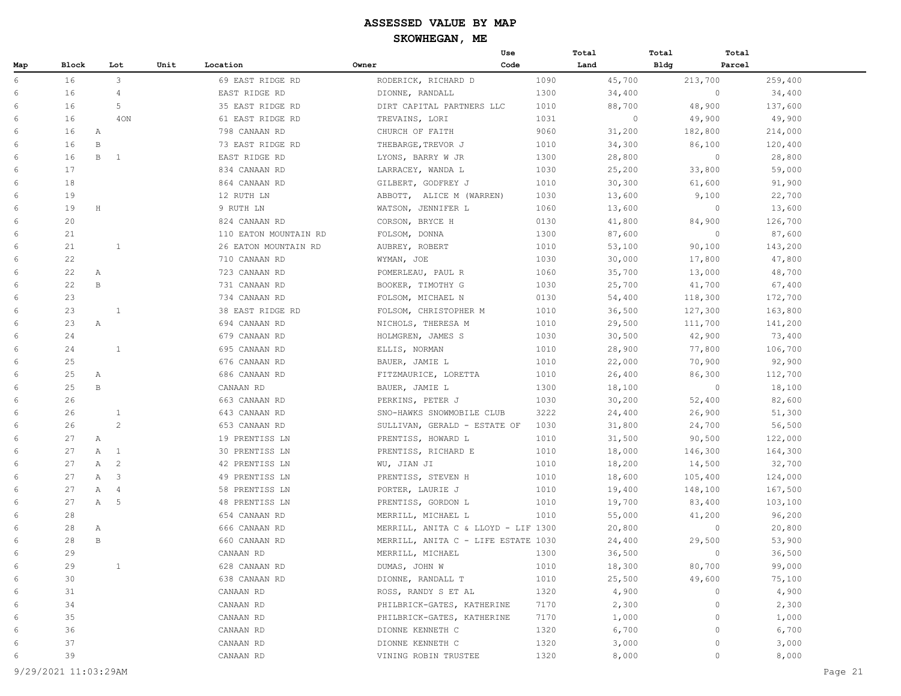# ASSESSED VALUE BY MAP

## SKOWHEGAN, ME

| Map | Block | | Lot | Unit | Location | Owner | Use Code | Total Land | Total Bldg | Total Parcel |
|---|---|---|---|---|---|---|---|---|---|---|
| 6 | 16 | | 3 | | 69 EAST RIDGE RD | RODERICK, RICHARD D | 1090 | 45,700 | 213,700 | 259,400 |
| 6 | 16 | | 4 | | EAST RIDGE RD | DIONNE, RANDALL | 1300 | 34,400 | 0 | 34,400 |
| 6 | 16 | | 5 | | 35 EAST RIDGE RD | DIRT CAPITAL PARTNERS LLC | 1010 | 88,700 | 48,900 | 137,600 |
| 6 | 16 | | 4ON | | 61 EAST RIDGE RD | TREVAINS, LORI | 1031 | 0 | 49,900 | 49,900 |
| 6 | 16 | A | | | 798 CANAAN RD | CHURCH OF FAITH | 9060 | 31,200 | 182,800 | 214,000 |
| 6 | 16 | B | | | 73 EAST RIDGE RD | THEBARGE,TREVOR J | 1010 | 34,300 | 86,100 | 120,400 |
| 6 | 16 | B | 1 | | EAST RIDGE RD | LYONS, BARRY W JR | 1300 | 28,800 | 0 | 28,800 |
| 6 | 17 | | | | 834 CANAAN RD | LARRACEY, WANDA L | 1030 | 25,200 | 33,800 | 59,000 |
| 6 | 18 | | | | 864 CANAAN RD | GILBERT, GODFREY J | 1010 | 30,300 | 61,600 | 91,900 |
| 6 | 19 | | | | 12 RUTH LN | ABBOTT, ALICE M (WARREN) | 1030 | 13,600 | 9,100 | 22,700 |
| 6 | 19 | H | | | 9 RUTH LN | WATSON, JENNIFER L | 1060 | 13,600 | 0 | 13,600 |
| 6 | 20 | | | | 824 CANAAN RD | CORSON, BRYCE H | 0130 | 41,800 | 84,900 | 126,700 |
| 6 | 21 | | | | 110 EATON MOUNTAIN RD | FOLSOM, DONNA | 1300 | 87,600 | 0 | 87,600 |
| 6 | 21 | | 1 | | 26 EATON MOUNTAIN RD | AUBREY, ROBERT | 1010 | 53,100 | 90,100 | 143,200 |
| 6 | 22 | | | | 710 CANAAN RD | WYMAN, JOE | 1030 | 30,000 | 17,800 | 47,800 |
| 6 | 22 | A | | | 723 CANAAN RD | POMERLEAU, PAUL R | 1060 | 35,700 | 13,000 | 48,700 |
| 6 | 22 | B | | | 731 CANAAN RD | BOOKER, TIMOTHY G | 1030 | 25,700 | 41,700 | 67,400 |
| 6 | 23 | | | | 734 CANAAN RD | FOLSOM, MICHAEL N | 0130 | 54,400 | 118,300 | 172,700 |
| 6 | 23 | | 1 | | 38 EAST RIDGE RD | FOLSOM, CHRISTOPHER M | 1010 | 36,500 | 127,300 | 163,800 |
| 6 | 23 | A | | | 694 CANAAN RD | NICHOLS, THERESA M | 1010 | 29,500 | 111,700 | 141,200 |
| 6 | 24 | | | | 679 CANAAN RD | HOLMGREN, JAMES S | 1030 | 30,500 | 42,900 | 73,400 |
| 6 | 24 | | 1 | | 695 CANAAN RD | ELLIS, NORMAN | 1010 | 28,900 | 77,800 | 106,700 |
| 6 | 25 | | | | 676 CANAAN RD | BAUER, JAMIE L | 1010 | 22,000 | 70,900 | 92,900 |
| 6 | 25 | A | | | 686 CANAAN RD | FITZMAURICE, LORETTA | 1010 | 26,400 | 86,300 | 112,700 |
| 6 | 25 | B | | | CANAAN RD | BAUER, JAMIE L | 1300 | 18,100 | 0 | 18,100 |
| 6 | 26 | | | | 663 CANAAN RD | PERKINS, PETER J | 1030 | 30,200 | 52,400 | 82,600 |
| 6 | 26 | | 1 | | 643 CANAAN RD | SNO-HAWKS SNOWMOBILE CLUB | 3222 | 24,400 | 26,900 | 51,300 |
| 6 | 26 | | 2 | | 653 CANAAN RD | SULLIVAN, GERALD - ESTATE OF | 1030 | 31,800 | 24,700 | 56,500 |
| 6 | 27 | A | | | 19 PRENTISS LN | PRENTISS, HOWARD L | 1010 | 31,500 | 90,500 | 122,000 |
| 6 | 27 | A | 1 | | 30 PRENTISS LN | PRENTISS, RICHARD E | 1010 | 18,000 | 146,300 | 164,300 |
| 6 | 27 | A | 2 | | 42 PRENTISS LN | WU, JIAN JI | 1010 | 18,200 | 14,500 | 32,700 |
| 6 | 27 | A | 3 | | 49 PRENTISS LN | PRENTISS, STEVEN H | 1010 | 18,600 | 105,400 | 124,000 |
| 6 | 27 | A | 4 | | 58 PRENTISS LN | PORTER, LAURIE J | 1010 | 19,400 | 148,100 | 167,500 |
| 6 | 27 | A | 5 | | 48 PRENTISS LN | PRENTISS, GORDON L | 1010 | 19,700 | 83,400 | 103,100 |
| 6 | 28 | | | | 654 CANAAN RD | MERRILL, MICHAEL L | 1010 | 55,000 | 41,200 | 96,200 |
| 6 | 28 | A | | | 666 CANAAN RD | MERRILL, ANITA C & LLOYD - LIF | 1300 | 20,800 | 0 | 20,800 |
| 6 | 28 | B | | | 660 CANAAN RD | MERRILL, ANITA C - LIFE ESTATE | 1030 | 24,400 | 29,500 | 53,900 |
| 6 | 29 | | | | CANAAN RD | MERRILL, MICHAEL | 1300 | 36,500 | 0 | 36,500 |
| 6 | 29 | | 1 | | 628 CANAAN RD | DUMAS, JOHN W | 1010 | 18,300 | 80,700 | 99,000 |
| 6 | 30 | | | | 638 CANAAN RD | DIONNE, RANDALL T | 1010 | 25,500 | 49,600 | 75,100 |
| 6 | 31 | | | | CANAAN RD | ROSS, RANDY S ET AL | 1320 | 4,900 | 0 | 4,900 |
| 6 | 34 | | | | CANAAN RD | PHILBRICK-GATES, KATHERINE | 7170 | 2,300 | 0 | 2,300 |
| 6 | 35 | | | | CANAAN RD | PHILBRICK-GATES, KATHERINE | 7170 | 1,000 | 0 | 1,000 |
| 6 | 36 | | | | CANAAN RD | DIONNE KENNETH C | 1320 | 6,700 | 0 | 6,700 |
| 6 | 37 | | | | CANAAN RD | DIONNE KENNETH C | 1320 | 3,000 | 0 | 3,000 |
| 6 | 39 | | | | CANAAN RD | VINING ROBIN TRUSTEE | 1320 | 8,000 | 0 | 8,000 |

9/29/2021 11:03:29AM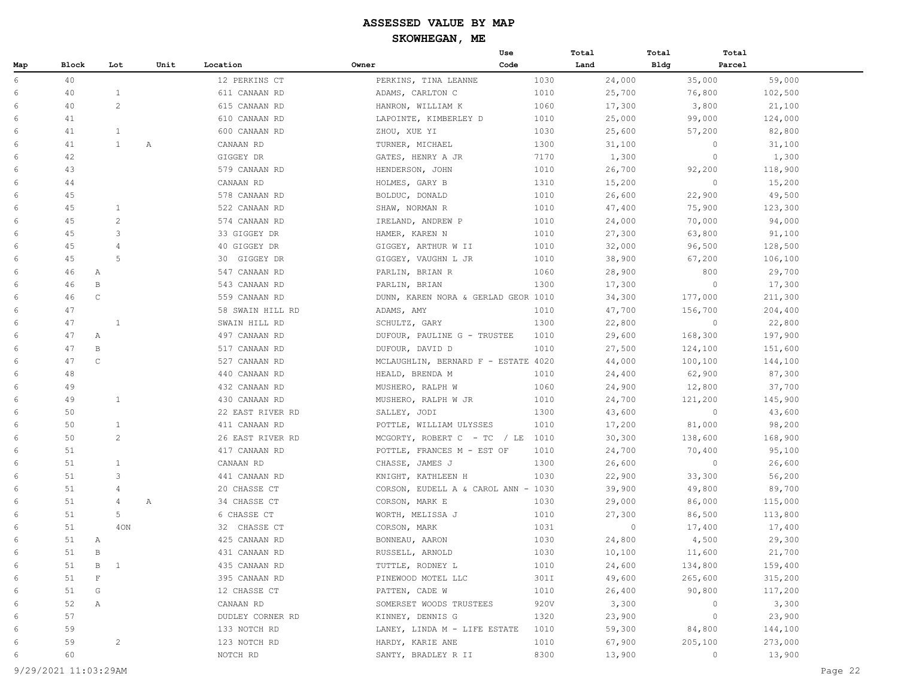# ASSESSED VALUE BY MAP

## SKOWHEGAN, ME

| Map | Block | Lot | Unit | Location | Owner | Use Code | Total Land | Total Bldg | Total Parcel |
|---|---|---|---|---|---|---|---|---|---|
| 6 | 40 | | | 12 PERKINS CT | PERKINS, TINA LEANNE | 1030 | 24,000 | 35,000 | 59,000 |
| 6 | 40 | 1 | | 611 CANAAN RD | ADAMS, CARLTON C | 1010 | 25,700 | 76,800 | 102,500 |
| 6 | 40 | 2 | | 615 CANAAN RD | HANRON, WILLIAM K | 1060 | 17,300 | 3,800 | 21,100 |
| 6 | 41 | | | 610 CANAAN RD | LAPOINTE, KIMBERLEY D | 1010 | 25,000 | 99,000 | 124,000 |
| 6 | 41 | 1 | | 600 CANAAN RD | ZHOU, XUE YI | 1030 | 25,600 | 57,200 | 82,800 |
| 6 | 41 | 1 | A | CANAAN RD | TURNER, MICHAEL | 1300 | 31,100 | 0 | 31,100 |
| 6 | 42 | | | GIGGEY DR | GATES, HENRY A JR | 7170 | 1,300 | 0 | 1,300 |
| 6 | 43 | | | 579 CANAAN RD | HENDERSON, JOHN | 1010 | 26,700 | 92,200 | 118,900 |
| 6 | 44 | | | CANAAN RD | HOLMES, GARY B | 1310 | 15,200 | 0 | 15,200 |
| 6 | 45 | | | 578 CANAAN RD | BOLDUC, DONALD | 1010 | 26,600 | 22,900 | 49,500 |
| 6 | 45 | 1 | | 522 CANAAN RD | SHAW, NORMAN R | 1010 | 47,400 | 75,900 | 123,300 |
| 6 | 45 | 2 | | 574 CANAAN RD | IRELAND, ANDREW P | 1010 | 24,000 | 70,000 | 94,000 |
| 6 | 45 | 3 | | 33 GIGGEY DR | HAMER, KAREN N | 1010 | 27,300 | 63,800 | 91,100 |
| 6 | 45 | 4 | | 40 GIGGEY DR | GIGGEY, ARTHUR W II | 1010 | 32,000 | 96,500 | 128,500 |
| 6 | 45 | 5 | | 30 GIGGEY DR | GIGGEY, VAUGHN L JR | 1010 | 38,900 | 67,200 | 106,100 |
| 6 | 46 A | | | 547 CANAAN RD | PARLIN, BRIAN R | 1060 | 28,900 | 800 | 29,700 |
| 6 | 46 B | | | 543 CANAAN RD | PARLIN, BRIAN | 1300 | 17,300 | 0 | 17,300 |
| 6 | 46 C | | | 559 CANAAN RD | DUNN, KAREN NORA & GERLAD GEOR | 1010 | 34,300 | 177,000 | 211,300 |
| 6 | 47 | | | 58 SWAIN HILL RD | ADAMS, AMY | 1010 | 47,700 | 156,700 | 204,400 |
| 6 | 47 | 1 | | SWAIN HILL RD | SCHULTZ, GARY | 1300 | 22,800 | 0 | 22,800 |
| 6 | 47 A | | | 497 CANAAN RD | DUFOUR, PAULINE G - TRUSTEE | 1010 | 29,600 | 168,300 | 197,900 |
| 6 | 47 B | | | 517 CANAAN RD | DUFOUR, DAVID D | 1010 | 27,500 | 124,100 | 151,600 |
| 6 | 47 C | | | 527 CANAAN RD | MCLAUGHLIN, BERNARD F - ESTATE | 4020 | 44,000 | 100,100 | 144,100 |
| 6 | 48 | | | 440 CANAAN RD | HEALD, BRENDA M | 1010 | 24,400 | 62,900 | 87,300 |
| 6 | 49 | | | 432 CANAAN RD | MUSHERO, RALPH W | 1060 | 24,900 | 12,800 | 37,700 |
| 6 | 49 | 1 | | 430 CANAAN RD | MUSHERO, RALPH W JR | 1010 | 24,700 | 121,200 | 145,900 |
| 6 | 50 | | | 22 EAST RIVER RD | SALLEY, JODI | 1300 | 43,600 | 0 | 43,600 |
| 6 | 50 | 1 | | 411 CANAAN RD | POTTLE, WILLIAM ULYSSES | 1010 | 17,200 | 81,000 | 98,200 |
| 6 | 50 | 2 | | 26 EAST RIVER RD | MCGORTY, ROBERT C - TC / LE | 1010 | 30,300 | 138,600 | 168,900 |
| 6 | 51 | | | 417 CANAAN RD | POTTLE, FRANCES M - EST OF | 1010 | 24,700 | 70,400 | 95,100 |
| 6 | 51 | 1 | | CANAAN RD | CHASSE, JAMES J | 1300 | 26,600 | 0 | 26,600 |
| 6 | 51 | 3 | | 441 CANAAN RD | KNIGHT, KATHLEEN H | 1030 | 22,900 | 33,300 | 56,200 |
| 6 | 51 | 4 | | 20 CHASSE CT | CORSON, EUDELL A & CAROL ANN - | 1030 | 39,900 | 49,800 | 89,700 |
| 6 | 51 | 4 | A | 34 CHASSE CT | CORSON, MARK E | 1030 | 29,000 | 86,000 | 115,000 |
| 6 | 51 | 5 | | 6 CHASSE CT | WORTH, MELISSA J | 1010 | 27,300 | 86,500 | 113,800 |
| 6 | 51 | 4ON | | 32 CHASSE CT | CORSON, MARK | 1031 | 0 | 17,400 | 17,400 |
| 6 | 51 A | | | 425 CANAAN RD | BONNEAU, AARON | 1030 | 24,800 | 4,500 | 29,300 |
| 6 | 51 B | | | 431 CANAAN RD | RUSSELL, ARNOLD | 1030 | 10,100 | 11,600 | 21,700 |
| 6 | 51 B | 1 | | 435 CANAAN RD | TUTTLE, RODNEY L | 1010 | 24,600 | 134,800 | 159,400 |
| 6 | 51 F | | | 395 CANAAN RD | PINEWOOD MOTEL LLC | 301I | 49,600 | 265,600 | 315,200 |
| 6 | 51 G | | | 12 CHASSE CT | PATTEN, CADE W | 1010 | 26,400 | 90,800 | 117,200 |
| 6 | 52 A | | | CANAAN RD | SOMERSET WOODS TRUSTEES | 920V | 3,300 | 0 | 3,300 |
| 6 | 57 | | | DUDLEY CORNER RD | KINNEY, DENNIS G | 1320 | 23,900 | 0 | 23,900 |
| 6 | 59 | | | 133 NOTCH RD | LANEY, LINDA M - LIFE ESTATE | 1010 | 59,300 | 84,800 | 144,100 |
| 6 | 59 | 2 | | 123 NOTCH RD | HARDY, KARIE ANE | 1010 | 67,900 | 205,100 | 273,000 |
| 6 | 60 | | | NOTCH RD | SANTY, BRADLEY R II | 8300 | 13,900 | 0 | 13,900 |

9/29/2021 11:03:29AM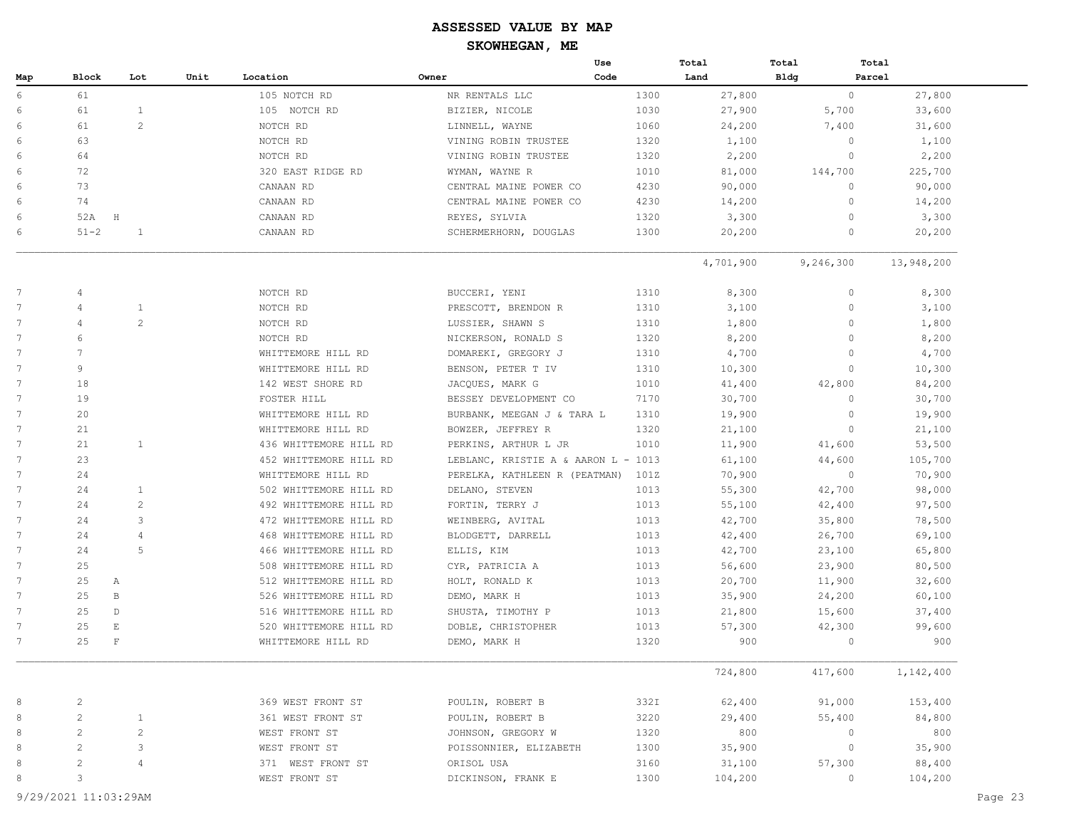# ASSESSED VALUE BY MAP

## SKOWHEGAN, ME

| Map | Block | Lot | Unit | Location | Owner | Use Code | Total Land | Total Bldg | Total Parcel |
|---|---|---|---|---|---|---|---|---|---|
| 6 | 61 | | | 105 NOTCH RD | NR RENTALS LLC | 1300 | 27,800 | 0 | 27,800 |
| 6 | 61 | 1 | | 105 NOTCH RD | BIZIER, NICOLE | 1030 | 27,900 | 5,700 | 33,600 |
| 6 | 61 | 2 | | NOTCH RD | LINNELL, WAYNE | 1060 | 24,200 | 7,400 | 31,600 |
| 6 | 63 | | | NOTCH RD | VINING ROBIN TRUSTEE | 1320 | 1,100 | 0 | 1,100 |
| 6 | 64 | | | NOTCH RD | VINING ROBIN TRUSTEE | 1320 | 2,200 | 0 | 2,200 |
| 6 | 72 | | | 320 EAST RIDGE RD | WYMAN, WAYNE R | 1010 | 81,000 | 144,700 | 225,700 |
| 6 | 73 | | | CANAAN RD | CENTRAL MAINE POWER CO | 4230 | 90,000 | 0 | 90,000 |
| 6 | 74 | | | CANAAN RD | CENTRAL MAINE POWER CO | 4230 | 14,200 | 0 | 14,200 |
| 6 | 52A | H | | CANAAN RD | REYES, SYLVIA | 1320 | 3,300 | 0 | 3,300 |
| 6 | 51-2 | 1 | | CANAAN RD | SCHERMERHORN, DOUGLAS | 1300 | 20,200 | 0 | 20,200 |
| | | | | | | | 4,701,900 | 9,246,300 | 13,948,200 |
| 7 | 4 | | | NOTCH RD | BUCCERI, YENI | 1310 | 8,300 | 0 | 8,300 |
| 7 | 4 | 1 | | NOTCH RD | PRESCOTT, BRENDON R | 1310 | 3,100 | 0 | 3,100 |
| 7 | 4 | 2 | | NOTCH RD | LUSSIER, SHAWN S | 1310 | 1,800 | 0 | 1,800 |
| 7 | 6 | | | NOTCH RD | NICKERSON, RONALD S | 1320 | 8,200 | 0 | 8,200 |
| 7 | 7 | | | WHITTEMORE HILL RD | DOMAREKI, GREGORY J | 1310 | 4,700 | 0 | 4,700 |
| 7 | 9 | | | WHITTEMORE HILL RD | BENSON, PETER T IV | 1310 | 10,300 | 0 | 10,300 |
| 7 | 18 | | | 142 WEST SHORE RD | JACQUES, MARK G | 1010 | 41,400 | 42,800 | 84,200 |
| 7 | 19 | | | FOSTER HILL | BESSEY DEVELOPMENT CO | 7170 | 30,700 | 0 | 30,700 |
| 7 | 20 | | | WHITTEMORE HILL RD | BURBANK, MEEGAN J & TARA L | 1310 | 19,900 | 0 | 19,900 |
| 7 | 21 | | | WHITTEMORE HILL RD | BOWZER, JEFFREY R | 1320 | 21,100 | 0 | 21,100 |
| 7 | 21 | 1 | | 436 WHITTEMORE HILL RD | PERKINS, ARTHUR L JR | 1010 | 11,900 | 41,600 | 53,500 |
| 7 | 23 | | | 452 WHITTEMORE HILL RD | LEBLANC, KRISTIE A & AARON L - | 1013 | 61,100 | 44,600 | 105,700 |
| 7 | 24 | | | WHITTEMORE HILL RD | PERELKA, KATHLEEN R (PEATMAN) | 101Z | 70,900 | 0 | 70,900 |
| 7 | 24 | 1 | | 502 WHITTEMORE HILL RD | DELANO, STEVEN | 1013 | 55,300 | 42,700 | 98,000 |
| 7 | 24 | 2 | | 492 WHITTEMORE HILL RD | FORTIN, TERRY J | 1013 | 55,100 | 42,400 | 97,500 |
| 7 | 24 | 3 | | 472 WHITTEMORE HILL RD | WEINBERG, AVITAL | 1013 | 42,700 | 35,800 | 78,500 |
| 7 | 24 | 4 | | 468 WHITTEMORE HILL RD | BLODGETT, DARRELL | 1013 | 42,400 | 26,700 | 69,100 |
| 7 | 24 | 5 | | 466 WHITTEMORE HILL RD | ELLIS, KIM | 1013 | 42,700 | 23,100 | 65,800 |
| 7 | 25 | | | 508 WHITTEMORE HILL RD | CYR, PATRICIA A | 1013 | 56,600 | 23,900 | 80,500 |
| 7 | 25 | A | | 512 WHITTEMORE HILL RD | HOLT, RONALD K | 1013 | 20,700 | 11,900 | 32,600 |
| 7 | 25 | B | | 526 WHITTEMORE HILL RD | DEMO, MARK H | 1013 | 35,900 | 24,200 | 60,100 |
| 7 | 25 | D | | 516 WHITTEMORE HILL RD | SHUSTA, TIMOTHY P | 1013 | 21,800 | 15,600 | 37,400 |
| 7 | 25 | E | | 520 WHITTEMORE HILL RD | DOBLE, CHRISTOPHER | 1013 | 57,300 | 42,300 | 99,600 |
| 7 | 25 | F | | WHITTEMORE HILL RD | DEMO, MARK H | 1320 | 900 | 0 | 900 |
| | | | | | | | 724,800 | 417,600 | 1,142,400 |
| 8 | 2 | | | 369 WEST FRONT ST | POULIN, ROBERT B | 332I | 62,400 | 91,000 | 153,400 |
| 8 | 2 | 1 | | 361 WEST FRONT ST | POULIN, ROBERT B | 3220 | 29,400 | 55,400 | 84,800 |
| 8 | 2 | 2 | | WEST FRONT ST | JOHNSON, GREGORY W | 1320 | 800 | 0 | 800 |
| 8 | 2 | 3 | | WEST FRONT ST | POISSONNIER, ELIZABETH | 1300 | 35,900 | 0 | 35,900 |
| 8 | 2 | 4 | | 371 WEST FRONT ST | ORISOL USA | 3160 | 31,100 | 57,300 | 88,400 |
| 8 | 3 | | | WEST FRONT ST | DICKINSON, FRANK E | 1300 | 104,200 | 0 | 104,200 |

9/29/2021 11:03:29AM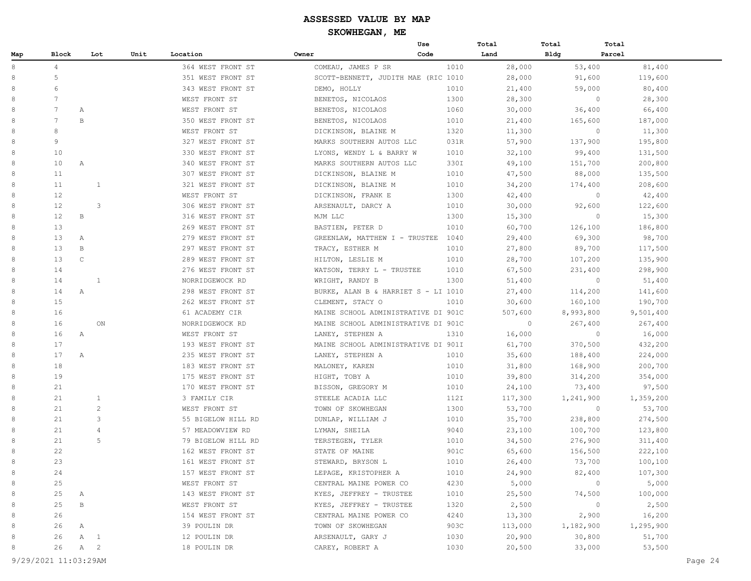# ASSESSED VALUE BY MAP

## SKOWHEGAN, ME

| Map | Block | Lot | Unit | Location | Owner | Use Code | Total Land | Total Bldg | Total Parcel |
|---|---|---|---|---|---|---|---|---|---|
| 8 | 4 | | | 364 WEST FRONT ST | COMEAU, JAMES P SR | 1010 | 28,000 | 53,400 | 81,400 |
| 8 | 5 | | | 351 WEST FRONT ST | SCOTT-BENNETT, JUDITH MAE (RIC | 1010 | 28,000 | 91,600 | 119,600 |
| 8 | 6 | | | 343 WEST FRONT ST | DEMO, HOLLY | 1010 | 21,400 | 59,000 | 80,400 |
| 8 | 7 | | | WEST FRONT ST | BENETOS, NICOLAOS | 1300 | 28,300 | 0 | 28,300 |
| 8 | 7 | A | | WEST FRONT ST | BENETOS, NICOLAOS | 1060 | 30,000 | 36,400 | 66,400 |
| 8 | 7 | B | | 350 WEST FRONT ST | BENETOS, NICOLAOS | 1010 | 21,400 | 165,600 | 187,000 |
| 8 | 8 | | | WEST FRONT ST | DICKINSON, BLAINE M | 1320 | 11,300 | 0 | 11,300 |
| 8 | 9 | | | 327 WEST FRONT ST | MARKS SOUTHERN AUTOS LLC | 031R | 57,900 | 137,900 | 195,800 |
| 8 | 10 | | | 330 WEST FRONT ST | LYONS, WENDY L & BARRY W | 1010 | 32,100 | 99,400 | 131,500 |
| 8 | 10 | A | | 340 WEST FRONT ST | MARKS SOUTHERN AUTOS LLC | 330I | 49,100 | 151,700 | 200,800 |
| 8 | 11 | | | 307 WEST FRONT ST | DICKINSON, BLAINE M | 1010 | 47,500 | 88,000 | 135,500 |
| 8 | 11 | | 1 | 321 WEST FRONT ST | DICKINSON, BLAINE M | 1010 | 34,200 | 174,400 | 208,600 |
| 8 | 12 | | | WEST FRONT ST | DICKINSON, FRANK E | 1300 | 42,400 | 0 | 42,400 |
| 8 | 12 | | 3 | 306 WEST FRONT ST | ARSENAULT, DARCY A | 1010 | 30,000 | 92,600 | 122,600 |
| 8 | 12 | B | | 316 WEST FRONT ST | MJM LLC | 1300 | 15,300 | 0 | 15,300 |
| 8 | 13 | | | 269 WEST FRONT ST | BASTIEN, PETER D | 1010 | 60,700 | 126,100 | 186,800 |
| 8 | 13 | A | | 279 WEST FRONT ST | GREENLAW, MATTHEW I - TRUSTEE | 1040 | 29,400 | 69,300 | 98,700 |
| 8 | 13 | B | | 297 WEST FRONT ST | TRACY, ESTHER M | 1010 | 27,800 | 89,700 | 117,500 |
| 8 | 13 | C | | 289 WEST FRONT ST | HILTON, LESLIE M | 1010 | 28,700 | 107,200 | 135,900 |
| 8 | 14 | | | 276 WEST FRONT ST | WATSON, TERRY L - TRUSTEE | 1010 | 67,500 | 231,400 | 298,900 |
| 8 | 14 | | 1 | NORRIDGEWOCK RD | WRIGHT, RANDY B | 1300 | 51,400 | 0 | 51,400 |
| 8 | 14 | A | | 298 WEST FRONT ST | BURKE, ALAN B & HARRIET S - LI | 1010 | 27,400 | 114,200 | 141,600 |
| 8 | 15 | | | 262 WEST FRONT ST | CLEMENT, STACY O | 1010 | 30,600 | 160,100 | 190,700 |
| 8 | 16 | | | 61 ACADEMY CIR | MAINE SCHOOL ADMINISTRATIVE DI | 901C | 507,600 | 8,993,800 | 9,501,400 |
| 8 | 16 | | ON | NORRIDGEWOCK RD | MAINE SCHOOL ADMINISTRATIVE DI | 901C | 0 | 267,400 | 267,400 |
| 8 | 16 | A | | WEST FRONT ST | LANEY, STEPHEN A | 1310 | 16,000 | 0 | 16,000 |
| 8 | 17 | | | 193 WEST FRONT ST | MAINE SCHOOL ADMINISTRATIVE DI | 901I | 61,700 | 370,500 | 432,200 |
| 8 | 17 | A | | 235 WEST FRONT ST | LANEY, STEPHEN A | 1010 | 35,600 | 188,400 | 224,000 |
| 8 | 18 | | | 183 WEST FRONT ST | MALONEY, KAREN | 1010 | 31,800 | 168,900 | 200,700 |
| 8 | 19 | | | 175 WEST FRONT ST | HIGHT, TOBY A | 1010 | 39,800 | 314,200 | 354,000 |
| 8 | 21 | | | 170 WEST FRONT ST | BISSON, GREGORY M | 1010 | 24,100 | 73,400 | 97,500 |
| 8 | 21 | | 1 | 3 FAMILY CIR | STEELE ACADIA LLC | 112I | 117,300 | 1,241,900 | 1,359,200 |
| 8 | 21 | | 2 | WEST FRONT ST | TOWN OF SKOWHEGAN | 1300 | 53,700 | 0 | 53,700 |
| 8 | 21 | | 3 | 55 BIGELOW HILL RD | DUNLAP, WILLIAM J | 1010 | 35,700 | 238,800 | 274,500 |
| 8 | 21 | | 4 | 57 MEADOWVIEW RD | LYMAN, SHEILA | 9040 | 23,100 | 100,700 | 123,800 |
| 8 | 21 | | 5 | 79 BIGELOW HILL RD | TERSTEGEN, TYLER | 1010 | 34,500 | 276,900 | 311,400 |
| 8 | 22 | | | 162 WEST FRONT ST | STATE OF MAINE | 901C | 65,600 | 156,500 | 222,100 |
| 8 | 23 | | | 161 WEST FRONT ST | STEWARD, BRYSON L | 1010 | 26,400 | 73,700 | 100,100 |
| 8 | 24 | | | 157 WEST FRONT ST | LEPAGE, KRISTOPHER A | 1010 | 24,900 | 82,400 | 107,300 |
| 8 | 25 | | | WEST FRONT ST | CENTRAL MAINE POWER CO | 4230 | 5,000 | 0 | 5,000 |
| 8 | 25 | A | | 143 WEST FRONT ST | KYES, JEFFREY - TRUSTEE | 1010 | 25,500 | 74,500 | 100,000 |
| 8 | 25 | B | | WEST FRONT ST | KYES, JEFFREY - TRUSTEE | 1320 | 2,500 | 0 | 2,500 |
| 8 | 26 | | | 154 WEST FRONT ST | CENTRAL MAINE POWER CO | 4240 | 13,300 | 2,900 | 16,200 |
| 8 | 26 | A | | 39 POULIN DR | TOWN OF SKOWHEGAN | 903C | 113,000 | 1,182,900 | 1,295,900 |
| 8 | 26 | A | 1 | 12 POULIN DR | ARSENAULT, GARY J | 1030 | 20,900 | 30,800 | 51,700 |
| 8 | 26 | A | 2 | 18 POULIN DR | CAREY, ROBERT A | 1030 | 20,500 | 33,000 | 53,500 |

9/29/2021 11:03:29AM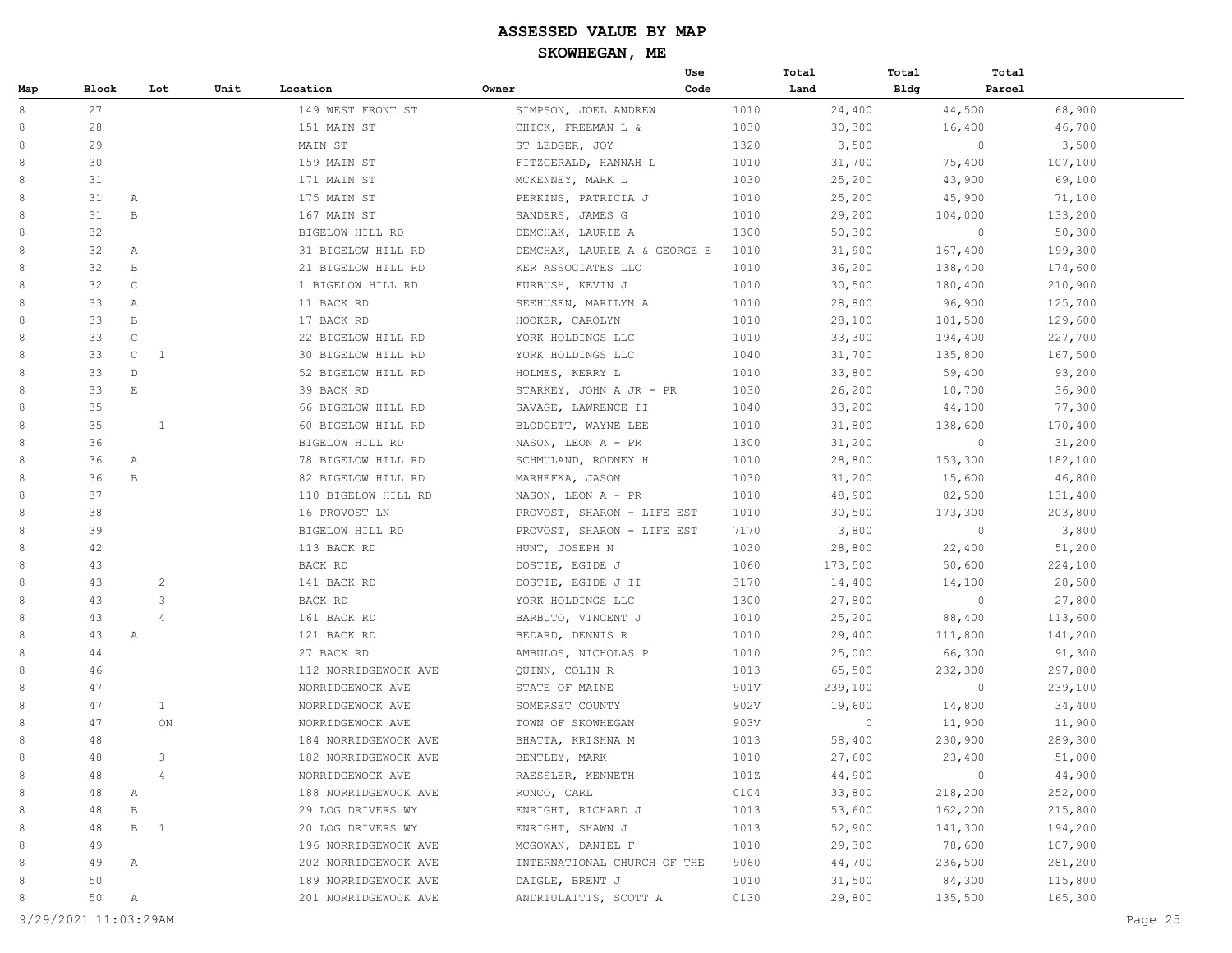# ASSESSED VALUE BY MAP

## SKOWHEGAN, ME

| Map | Block | Lot | Unit | Location | Owner | Use Code | Total Land | Total Bldg | Total Parcel |
|---|---|---|---|---|---|---|---|---|---|
| 8 | 27 | | | 149 WEST FRONT ST | SIMPSON, JOEL ANDREW | 1010 | 24,400 | 44,500 | 68,900 |
| 8 | 28 | | | 151 MAIN ST | CHICK, FREEMAN L & | 1030 | 30,300 | 16,400 | 46,700 |
| 8 | 29 | | | MAIN ST | ST LEDGER, JOY | 1320 | 3,500 | 0 | 3,500 |
| 8 | 30 | | | 159 MAIN ST | FITZGERALD, HANNAH L | 1010 | 31,700 | 75,400 | 107,100 |
| 8 | 31 | | | 171 MAIN ST | MCKENNEY, MARK L | 1030 | 25,200 | 43,900 | 69,100 |
| 8 | 31 | A | | 175 MAIN ST | PERKINS, PATRICIA J | 1010 | 25,200 | 45,900 | 71,100 |
| 8 | 31 | B | | 167 MAIN ST | SANDERS, JAMES G | 1010 | 29,200 | 104,000 | 133,200 |
| 8 | 32 | | | BIGELOW HILL RD | DEMCHAK, LAURIE A | 1300 | 50,300 | 0 | 50,300 |
| 8 | 32 | A | | 31 BIGELOW HILL RD | DEMCHAK, LAURIE A & GEORGE E | 1010 | 31,900 | 167,400 | 199,300 |
| 8 | 32 | B | | 21 BIGELOW HILL RD | KER ASSOCIATES LLC | 1010 | 36,200 | 138,400 | 174,600 |
| 8 | 32 | C | | 1 BIGELOW HILL RD | FURBUSH, KEVIN J | 1010 | 30,500 | 180,400 | 210,900 |
| 8 | 33 | A | | 11 BACK RD | SEEHUSEN, MARILYN A | 1010 | 28,800 | 96,900 | 125,700 |
| 8 | 33 | B | | 17 BACK RD | HOOKER, CAROLYN | 1010 | 28,100 | 101,500 | 129,600 |
| 8 | 33 | C | | 22 BIGELOW HILL RD | YORK HOLDINGS LLC | 1010 | 33,300 | 194,400 | 227,700 |
| 8 | 33 | C | 1 | 30 BIGELOW HILL RD | YORK HOLDINGS LLC | 1040 | 31,700 | 135,800 | 167,500 |
| 8 | 33 | D | | 52 BIGELOW HILL RD | HOLMES, KERRY L | 1010 | 33,800 | 59,400 | 93,200 |
| 8 | 33 | E | | 39 BACK RD | STARKEY, JOHN A JR - PR | 1030 | 26,200 | 10,700 | 36,900 |
| 8 | 35 | | | 66 BIGELOW HILL RD | SAVAGE, LAWRENCE II | 1040 | 33,200 | 44,100 | 77,300 |
| 8 | 35 | | 1 | 60 BIGELOW HILL RD | BLODGETT, WAYNE LEE | 1010 | 31,800 | 138,600 | 170,400 |
| 8 | 36 | | | BIGELOW HILL RD | NASON, LEON A - PR | 1300 | 31,200 | 0 | 31,200 |
| 8 | 36 | A | | 78 BIGELOW HILL RD | SCHMULAND, RODNEY H | 1010 | 28,800 | 153,300 | 182,100 |
| 8 | 36 | B | | 82 BIGELOW HILL RD | MARHEFKA, JASON | 1030 | 31,200 | 15,600 | 46,800 |
| 8 | 37 | | | 110 BIGELOW HILL RD | NASON, LEON A - PR | 1010 | 48,900 | 82,500 | 131,400 |
| 8 | 38 | | | 16 PROVOST LN | PROVOST, SHARON - LIFE EST | 1010 | 30,500 | 173,300 | 203,800 |
| 8 | 39 | | | BIGELOW HILL RD | PROVOST, SHARON - LIFE EST | 7170 | 3,800 | 0 | 3,800 |
| 8 | 42 | | | 113 BACK RD | HUNT, JOSEPH N | 1030 | 28,800 | 22,400 | 51,200 |
| 8 | 43 | | | BACK RD | DOSTIE, EGIDE J | 1060 | 173,500 | 50,600 | 224,100 |
| 8 | 43 | | 2 | 141 BACK RD | DOSTIE, EGIDE J II | 3170 | 14,400 | 14,100 | 28,500 |
| 8 | 43 | | 3 | BACK RD | YORK HOLDINGS LLC | 1300 | 27,800 | 0 | 27,800 |
| 8 | 43 | | 4 | 161 BACK RD | BARBUTO, VINCENT J | 1010 | 25,200 | 88,400 | 113,600 |
| 8 | 43 | A | | 121 BACK RD | BEDARD, DENNIS R | 1010 | 29,400 | 111,800 | 141,200 |
| 8 | 44 | | | 27 BACK RD | AMBULOS, NICHOLAS P | 1010 | 25,000 | 66,300 | 91,300 |
| 8 | 46 | | | 112 NORRIDGEWOCK AVE | QUINN, COLIN R | 1013 | 65,500 | 232,300 | 297,800 |
| 8 | 47 | | | NORRIDGEWOCK AVE | STATE OF MAINE | 901V | 239,100 | 0 | 239,100 |
| 8 | 47 | | 1 | NORRIDGEWOCK AVE | SOMERSET COUNTY | 902V | 19,600 | 14,800 | 34,400 |
| 8 | 47 | | ON | NORRIDGEWOCK AVE | TOWN OF SKOWHEGAN | 903V | 0 | 11,900 | 11,900 |
| 8 | 48 | | | 184 NORRIDGEWOCK AVE | BHATTA, KRISHNA M | 1013 | 58,400 | 230,900 | 289,300 |
| 8 | 48 | | 3 | 182 NORRIDGEWOCK AVE | BENTLEY, MARK | 1010 | 27,600 | 23,400 | 51,000 |
| 8 | 48 | | 4 | NORRIDGEWOCK AVE | RAESSLER, KENNETH | 101Z | 44,900 | 0 | 44,900 |
| 8 | 48 | A | | 188 NORRIDGEWOCK AVE | RONCO, CARL | 0104 | 33,800 | 218,200 | 252,000 |
| 8 | 48 | B | | 29 LOG DRIVERS WY | ENRIGHT, RICHARD J | 1013 | 53,600 | 162,200 | 215,800 |
| 8 | 48 | B | 1 | 20 LOG DRIVERS WY | ENRIGHT, SHAWN J | 1013 | 52,900 | 141,300 | 194,200 |
| 8 | 49 | | | 196 NORRIDGEWOCK AVE | MCGOWAN, DANIEL F | 1010 | 29,300 | 78,600 | 107,900 |
| 8 | 49 | A | | 202 NORRIDGEWOCK AVE | INTERNATIONAL CHURCH OF THE | 9060 | 44,700 | 236,500 | 281,200 |
| 8 | 50 | | | 189 NORRIDGEWOCK AVE | DAIGLE, BRENT J | 1010 | 31,500 | 84,300 | 115,800 |
| 8 | 50 | A | | 201 NORRIDGEWOCK AVE | ANDRIULAITIS, SCOTT A | 0130 | 29,800 | 135,500 | 165,300 |

9/29/2021 11:03:29AM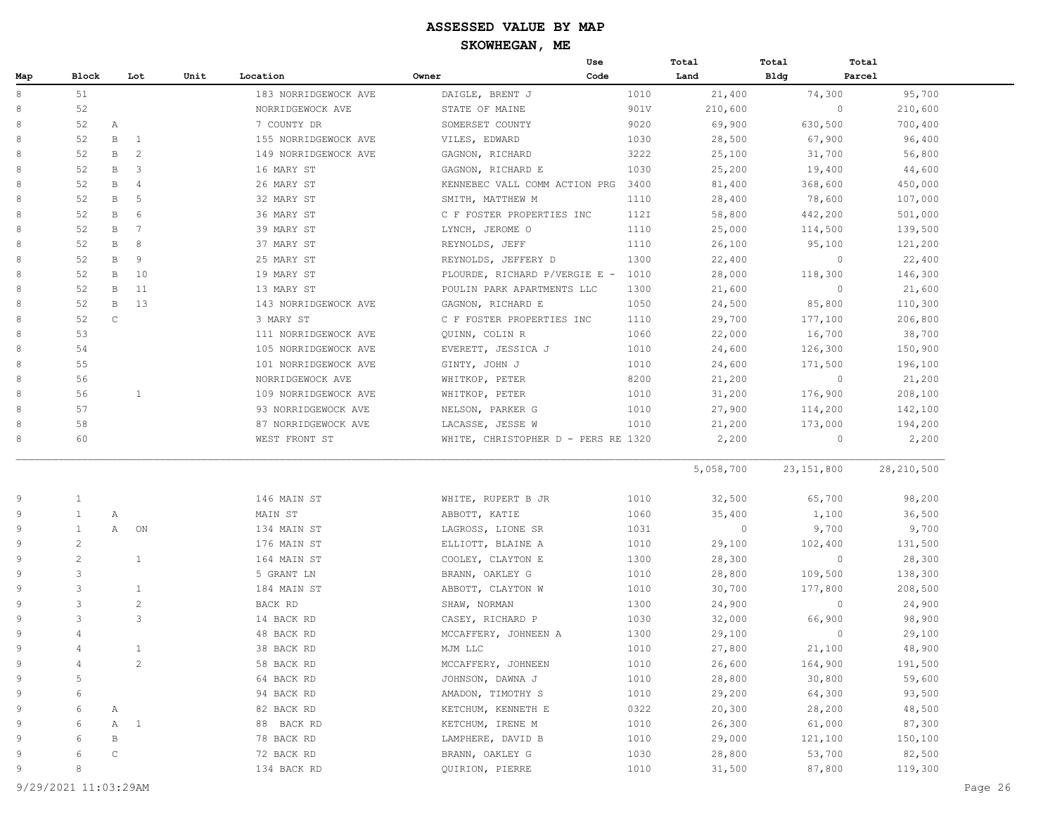# ASSESSED VALUE BY MAP

## SKOWHEGAN, ME

| Map | Block | Lot | Unit | Location | Owner | Use Code | Total Land | Total Bldg | Total Parcel |
|---|---|---|---|---|---|---|---|---|---|
| 8 | 51 | | | 183 NORRIDGEWOCK AVE | DAIGLE, BRENT J | 1010 | 21,400 | 74,300 | 95,700 |
| 8 | 52 | | | NORRIDGEWOCK AVE | STATE OF MAINE | 901V | 210,600 | 0 | 210,600 |
| 8 | 52 | A | | 7 COUNTY DR | SOMERSET COUNTY | 9020 | 69,900 | 630,500 | 700,400 |
| 8 | 52 | B 1 | | 155 NORRIDGEWOCK AVE | VILES, EDWARD | 1030 | 28,500 | 67,900 | 96,400 |
| 8 | 52 | B 2 | | 149 NORRIDGEWOCK AVE | GAGNON, RICHARD | 3222 | 25,100 | 31,700 | 56,800 |
| 8 | 52 | B 3 | | 16 MARY ST | GAGNON, RICHARD E | 1030 | 25,200 | 19,400 | 44,600 |
| 8 | 52 | B 4 | | 26 MARY ST | KENNEBEC VALL COMM ACTION PRG | 3400 | 81,400 | 368,600 | 450,000 |
| 8 | 52 | B 5 | | 32 MARY ST | SMITH, MATTHEW M | 1110 | 28,400 | 78,600 | 107,000 |
| 8 | 52 | B 6 | | 36 MARY ST | C F FOSTER PROPERTIES INC | 112I | 58,800 | 442,200 | 501,000 |
| 8 | 52 | B 7 | | 39 MARY ST | LYNCH, JEROME O | 1110 | 25,000 | 114,500 | 139,500 |
| 8 | 52 | B 8 | | 37 MARY ST | REYNOLDS, JEFF | 1110 | 26,100 | 95,100 | 121,200 |
| 8 | 52 | B 9 | | 25 MARY ST | REYNOLDS, JEFFERY D | 1300 | 22,400 | 0 | 22,400 |
| 8 | 52 | B 10 | | 19 MARY ST | PLOURDE, RICHARD P/VERGIE E - | 1010 | 28,000 | 118,300 | 146,300 |
| 8 | 52 | B 11 | | 13 MARY ST | POULIN PARK APARTMENTS LLC | 1300 | 21,600 | 0 | 21,600 |
| 8 | 52 | B 13 | | 143 NORRIDGEWOCK AVE | GAGNON, RICHARD E | 1050 | 24,500 | 85,800 | 110,300 |
| 8 | 52 | C | | 3 MARY ST | C F FOSTER PROPERTIES INC | 1110 | 29,700 | 177,100 | 206,800 |
| 8 | 53 | | | 111 NORRIDGEWOCK AVE | QUINN, COLIN R | 1060 | 22,000 | 16,700 | 38,700 |
| 8 | 54 | | | 105 NORRIDGEWOCK AVE | EVERETT, JESSICA J | 1010 | 24,600 | 126,300 | 150,900 |
| 8 | 55 | | | 101 NORRIDGEWOCK AVE | GINTY, JOHN J | 1010 | 24,600 | 171,500 | 196,100 |
| 8 | 56 | | | NORRIDGEWOCK AVE | WHITKOP, PETER | 8200 | 21,200 | 0 | 21,200 |
| 8 | 56 | 1 | | 109 NORRIDGEWOCK AVE | WHITKOP, PETER | 1010 | 31,200 | 176,900 | 208,100 |
| 8 | 57 | | | 93 NORRIDGEWOCK AVE | NELSON, PARKER G | 1010 | 27,900 | 114,200 | 142,100 |
| 8 | 58 | | | 87 NORRIDGEWOCK AVE | LACASSE, JESSE W | 1010 | 21,200 | 173,000 | 194,200 |
| 8 | 60 | | | WEST FRONT ST | WHITE, CHRISTOPHER D - PERS RE | 1320 | 2,200 | 0 | 2,200 |
| | | | | | | | 5,058,700 | 23,151,800 | 28,210,500 |
| 9 | 1 | | | 146 MAIN ST | WHITE, RUPERT B JR | 1010 | 32,500 | 65,700 | 98,200 |
| 9 | 1 | A | | MAIN ST | ABBOTT, KATIE | 1060 | 35,400 | 1,100 | 36,500 |
| 9 | 1 | A | ON | 134 MAIN ST | LAGROSS, LIONE SR | 1031 | 0 | 9,700 | 9,700 |
| 9 | 2 | | | 176 MAIN ST | ELLIOTT, BLAINE A | 1010 | 29,100 | 102,400 | 131,500 |
| 9 | 2 | 1 | | 164 MAIN ST | COOLEY, CLAYTON E | 1300 | 28,300 | 0 | 28,300 |
| 9 | 3 | | | 5 GRANT LN | BRANN, OAKLEY G | 1010 | 28,800 | 109,500 | 138,300 |
| 9 | 3 | 1 | | 184 MAIN ST | ABBOTT, CLAYTON W | 1010 | 30,700 | 177,800 | 208,500 |
| 9 | 3 | 2 | | BACK RD | SHAW, NORMAN | 1300 | 24,900 | 0 | 24,900 |
| 9 | 3 | 3 | | 14 BACK RD | CASEY, RICHARD P | 1030 | 32,000 | 66,900 | 98,900 |
| 9 | 4 | | | 48 BACK RD | MCCAFFERY, JOHNEEN A | 1300 | 29,100 | 0 | 29,100 |
| 9 | 4 | 1 | | 38 BACK RD | MJM LLC | 1010 | 27,800 | 21,100 | 48,900 |
| 9 | 4 | 2 | | 58 BACK RD | MCCAFFERY, JOHNEEN | 1010 | 26,600 | 164,900 | 191,500 |
| 9 | 5 | | | 64 BACK RD | JOHNSON, DAWNA J | 1010 | 28,800 | 30,800 | 59,600 |
| 9 | 6 | | | 94 BACK RD | AMADON, TIMOTHY S | 1010 | 29,200 | 64,300 | 93,500 |
| 9 | 6 | A | | 82 BACK RD | KETCHUM, KENNETH E | 0322 | 20,300 | 28,200 | 48,500 |
| 9 | 6 | A 1 | | 88 BACK RD | KETCHUM, IRENE M | 1010 | 26,300 | 61,000 | 87,300 |
| 9 | 6 | B | | 78 BACK RD | LAMPHERE, DAVID B | 1010 | 29,000 | 121,100 | 150,100 |
| 9 | 6 | C | | 72 BACK RD | BRANN, OAKLEY G | 1030 | 28,800 | 53,700 | 82,500 |
| 9 | 8 | | | 134 BACK RD | QUIRION, PIERRE | 1010 | 31,500 | 87,800 | 119,300 |

9/29/2021 11:03:29AM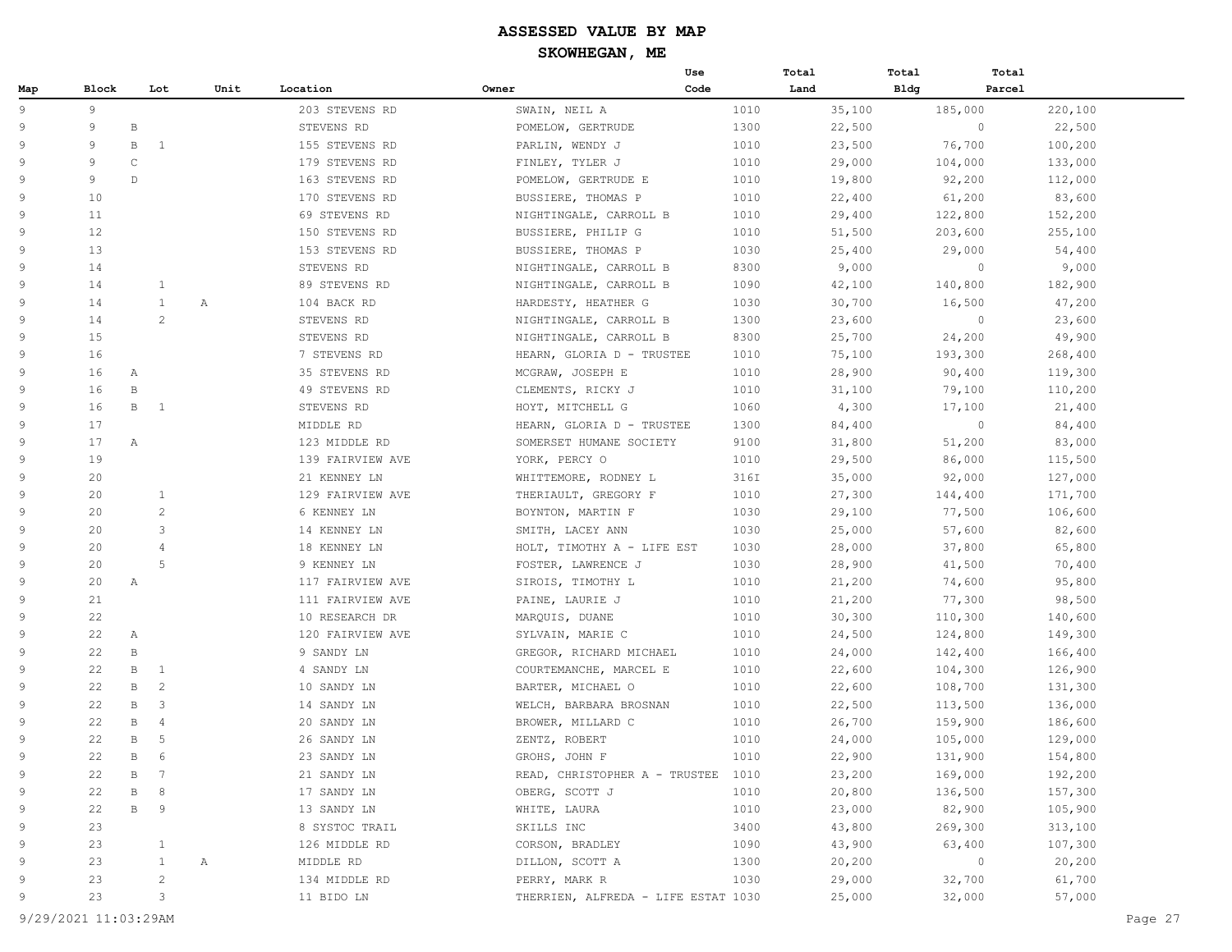# ASSESSED VALUE BY MAP

## SKOWHEGAN, ME

| Map | Block | Lot | Unit | Location | Owner | Use Code | Total Land | Total Bldg | Total Parcel |
|---|---|---|---|---|---|---|---|---|---|
| 9 | 9 | | | 203 STEVENS RD | SWAIN, NEIL A | 1010 | 35,100 | 185,000 | 220,100 |
| 9 | 9 | B | | STEVENS RD | POMELOW, GERTRUDE | 1300 | 22,500 | 0 | 22,500 |
| 9 | 9 | B 1 | | 155 STEVENS RD | PARLIN, WENDY J | 1010 | 23,500 | 76,700 | 100,200 |
| 9 | 9 | C | | 179 STEVENS RD | FINLEY, TYLER J | 1010 | 29,000 | 104,000 | 133,000 |
| 9 | 9 | D | | 163 STEVENS RD | POMELOW, GERTRUDE E | 1010 | 19,800 | 92,200 | 112,000 |
| 9 | 10 | | | 170 STEVENS RD | BUSSIERE, THOMAS P | 1010 | 22,400 | 61,200 | 83,600 |
| 9 | 11 | | | 69 STEVENS RD | NIGHTINGALE, CARROLL B | 1010 | 29,400 | 122,800 | 152,200 |
| 9 | 12 | | | 150 STEVENS RD | BUSSIERE, PHILIP G | 1010 | 51,500 | 203,600 | 255,100 |
| 9 | 13 | | | 153 STEVENS RD | BUSSIERE, THOMAS P | 1030 | 25,400 | 29,000 | 54,400 |
| 9 | 14 | | | STEVENS RD | NIGHTINGALE, CARROLL B | 8300 | 9,000 | 0 | 9,000 |
| 9 | 14 | 1 | | 89 STEVENS RD | NIGHTINGALE, CARROLL B | 1090 | 42,100 | 140,800 | 182,900 |
| 9 | 14 | 1 | A | 104 BACK RD | HARDESTY, HEATHER G | 1030 | 30,700 | 16,500 | 47,200 |
| 9 | 14 | 2 | | STEVENS RD | NIGHTINGALE, CARROLL B | 1300 | 23,600 | 0 | 23,600 |
| 9 | 15 | | | STEVENS RD | NIGHTINGALE, CARROLL B | 8300 | 25,700 | 24,200 | 49,900 |
| 9 | 16 | | | 7 STEVENS RD | HEARN, GLORIA D - TRUSTEE | 1010 | 75,100 | 193,300 | 268,400 |
| 9 | 16 | A | | 35 STEVENS RD | MCGRAW, JOSEPH E | 1010 | 28,900 | 90,400 | 119,300 |
| 9 | 16 | B | | 49 STEVENS RD | CLEMENTS, RICKY J | 1010 | 31,100 | 79,100 | 110,200 |
| 9 | 16 | B 1 | | STEVENS RD | HOYT, MITCHELL G | 1060 | 4,300 | 17,100 | 21,400 |
| 9 | 17 | | | MIDDLE RD | HEARN, GLORIA D - TRUSTEE | 1300 | 84,400 | 0 | 84,400 |
| 9 | 17 | A | | 123 MIDDLE RD | SOMERSET HUMANE SOCIETY | 9100 | 31,800 | 51,200 | 83,000 |
| 9 | 19 | | | 139 FAIRVIEW AVE | YORK, PERCY O | 1010 | 29,500 | 86,000 | 115,500 |
| 9 | 20 | | | 21 KENNEY LN | WHITTEMORE, RODNEY L | 316I | 35,000 | 92,000 | 127,000 |
| 9 | 20 | 1 | | 129 FAIRVIEW AVE | THERIAULT, GREGORY F | 1010 | 27,300 | 144,400 | 171,700 |
| 9 | 20 | 2 | | 6 KENNEY LN | BOYNTON, MARTIN F | 1030 | 29,100 | 77,500 | 106,600 |
| 9 | 20 | 3 | | 14 KENNEY LN | SMITH, LACEY ANN | 1030 | 25,000 | 57,600 | 82,600 |
| 9 | 20 | 4 | | 18 KENNEY LN | HOLT, TIMOTHY A - LIFE EST | 1030 | 28,000 | 37,800 | 65,800 |
| 9 | 20 | 5 | | 9 KENNEY LN | FOSTER, LAWRENCE J | 1030 | 28,900 | 41,500 | 70,400 |
| 9 | 20 | A | | 117 FAIRVIEW AVE | SIROIS, TIMOTHY L | 1010 | 21,200 | 74,600 | 95,800 |
| 9 | 21 | | | 111 FAIRVIEW AVE | PAINE, LAURIE J | 1010 | 21,200 | 77,300 | 98,500 |
| 9 | 22 | | | 10 RESEARCH DR | MARQUIS, DUANE | 1010 | 30,300 | 110,300 | 140,600 |
| 9 | 22 | A | | 120 FAIRVIEW AVE | SYLVAIN, MARIE C | 1010 | 24,500 | 124,800 | 149,300 |
| 9 | 22 | B | | 9 SANDY LN | GREGOR, RICHARD MICHAEL | 1010 | 24,000 | 142,400 | 166,400 |
| 9 | 22 | B 1 | | 4 SANDY LN | COURTEMANCHE, MARCEL E | 1010 | 22,600 | 104,300 | 126,900 |
| 9 | 22 | B 2 | | 10 SANDY LN | BARTER, MICHAEL O | 1010 | 22,600 | 108,700 | 131,300 |
| 9 | 22 | B 3 | | 14 SANDY LN | WELCH, BARBARA BROSNAN | 1010 | 22,500 | 113,500 | 136,000 |
| 9 | 22 | B 4 | | 20 SANDY LN | BROWER, MILLARD C | 1010 | 26,700 | 159,900 | 186,600 |
| 9 | 22 | B 5 | | 26 SANDY LN | ZENTZ, ROBERT | 1010 | 24,000 | 105,000 | 129,000 |
| 9 | 22 | B 6 | | 23 SANDY LN | GROHS, JOHN F | 1010 | 22,900 | 131,900 | 154,800 |
| 9 | 22 | B 7 | | 21 SANDY LN | READ, CHRISTOPHER A - TRUSTEE | 1010 | 23,200 | 169,000 | 192,200 |
| 9 | 22 | B 8 | | 17 SANDY LN | OBERG, SCOTT J | 1010 | 20,800 | 136,500 | 157,300 |
| 9 | 22 | B 9 | | 13 SANDY LN | WHITE, LAURA | 1010 | 23,000 | 82,900 | 105,900 |
| 9 | 23 | | | 8 SYSTOC TRAIL | SKILLS INC | 3400 | 43,800 | 269,300 | 313,100 |
| 9 | 23 | 1 | | 126 MIDDLE RD | CORSON, BRADLEY | 1090 | 43,900 | 63,400 | 107,300 |
| 9 | 23 | 1 | A | MIDDLE RD | DILLON, SCOTT A | 1300 | 20,200 | 0 | 20,200 |
| 9 | 23 | 2 | | 134 MIDDLE RD | PERRY, MARK R | 1030 | 29,000 | 32,700 | 61,700 |
| 9 | 23 | 3 | | 11 BIDO LN | THERRIEN, ALFREDA - LIFE ESTAT | 1030 | 25,000 | 32,000 | 57,000 |

9/29/2021 11:03:29AM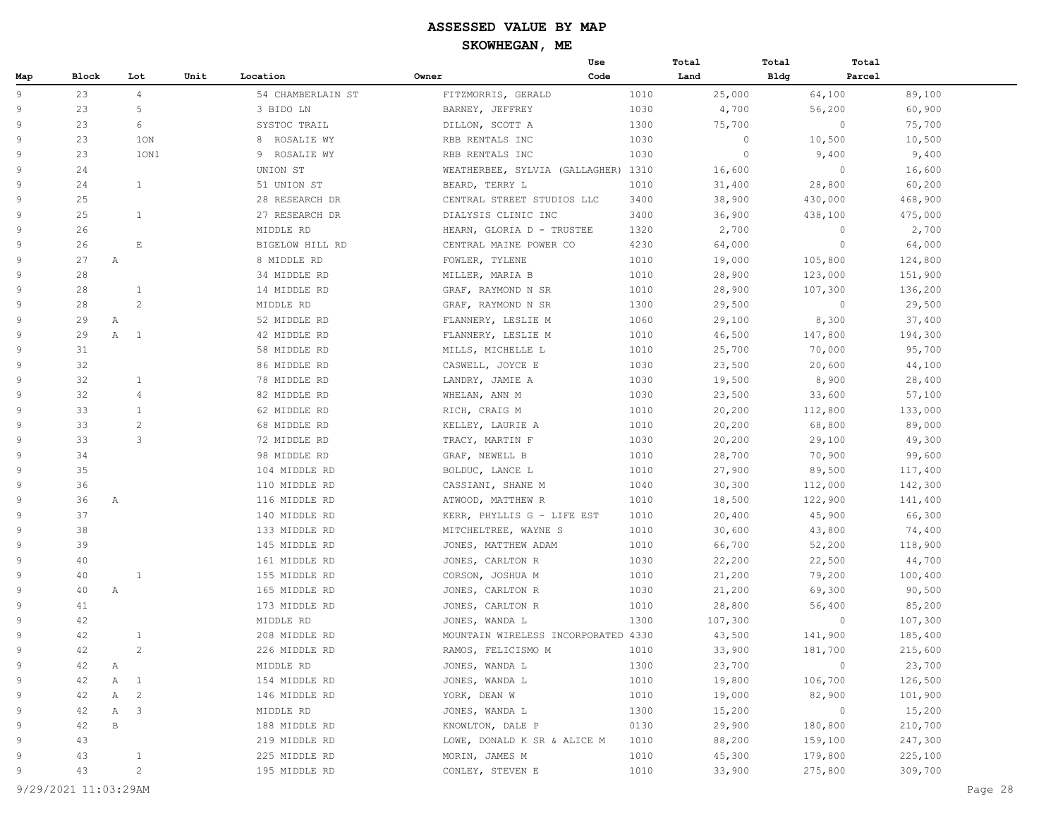# ASSESSED VALUE BY MAP

## SKOWHEGAN, ME

| Map | Block | Lot | Unit | Location | Owner | Use Code | Total Land | Total Bldg | Total Parcel |
|---|---|---|---|---|---|---|---|---|---|
| 9 | 23 | 4 | | 54 CHAMBERLAIN ST | FITZMORRIS, GERALD | 1010 | 25,000 | 64,100 | 89,100 |
| 9 | 23 | 5 | | 3 BIDO LN | BARNEY, JEFFREY | 1030 | 4,700 | 56,200 | 60,900 |
| 9 | 23 | 6 | | SYSTOC TRAIL | DILLON, SCOTT A | 1300 | 75,700 | 0 | 75,700 |
| 9 | 23 | 1ON | | 8 ROSALIE WY | RBB RENTALS INC | 1030 | 0 | 10,500 | 10,500 |
| 9 | 23 | 1ON1 | | 9 ROSALIE WY | RBB RENTALS INC | 1030 | 0 | 9,400 | 9,400 |
| 9 | 24 | | | UNION ST | WEATHERBEE, SYLVIA (GALLAGHER) | 1310 | 16,600 | 0 | 16,600 |
| 9 | 24 | 1 | | 51 UNION ST | BEARD, TERRY L | 1010 | 31,400 | 28,800 | 60,200 |
| 9 | 25 | | | 28 RESEARCH DR | CENTRAL STREET STUDIOS LLC | 3400 | 38,900 | 430,000 | 468,900 |
| 9 | 25 | 1 | | 27 RESEARCH DR | DIALYSIS CLINIC INC | 3400 | 36,900 | 438,100 | 475,000 |
| 9 | 26 | | | MIDDLE RD | HEARN, GLORIA D - TRUSTEE | 1320 | 2,700 | 0 | 2,700 |
| 9 | 26 | E | | BIGELOW HILL RD | CENTRAL MAINE POWER CO | 4230 | 64,000 | 0 | 64,000 |
| 9 | 27 A | | | 8 MIDDLE RD | FOWLER, TYLENE | 1010 | 19,000 | 105,800 | 124,800 |
| 9 | 28 | | | 34 MIDDLE RD | MILLER, MARIA B | 1010 | 28,900 | 123,000 | 151,900 |
| 9 | 28 | 1 | | 14 MIDDLE RD | GRAF, RAYMOND N SR | 1010 | 28,900 | 107,300 | 136,200 |
| 9 | 28 | 2 | | MIDDLE RD | GRAF, RAYMOND N SR | 1300 | 29,500 | 0 | 29,500 |
| 9 | 29 A | | | 52 MIDDLE RD | FLANNERY, LESLIE M | 1060 | 29,100 | 8,300 | 37,400 |
| 9 | 29 A | 1 | | 42 MIDDLE RD | FLANNERY, LESLIE M | 1010 | 46,500 | 147,800 | 194,300 |
| 9 | 31 | | | 58 MIDDLE RD | MILLS, MICHELLE L | 1010 | 25,700 | 70,000 | 95,700 |
| 9 | 32 | | | 86 MIDDLE RD | CASWELL, JOYCE E | 1030 | 23,500 | 20,600 | 44,100 |
| 9 | 32 | 1 | | 78 MIDDLE RD | LANDRY, JAMIE A | 1030 | 19,500 | 8,900 | 28,400 |
| 9 | 32 | 4 | | 82 MIDDLE RD | WHELAN, ANN M | 1030 | 23,500 | 33,600 | 57,100 |
| 9 | 33 | 1 | | 62 MIDDLE RD | RICH, CRAIG M | 1010 | 20,200 | 112,800 | 133,000 |
| 9 | 33 | 2 | | 68 MIDDLE RD | KELLEY, LAURIE A | 1010 | 20,200 | 68,800 | 89,000 |
| 9 | 33 | 3 | | 72 MIDDLE RD | TRACY, MARTIN F | 1030 | 20,200 | 29,100 | 49,300 |
| 9 | 34 | | | 98 MIDDLE RD | GRAF, NEWELL B | 1010 | 28,700 | 70,900 | 99,600 |
| 9 | 35 | | | 104 MIDDLE RD | BOLDUC, LANCE L | 1010 | 27,900 | 89,500 | 117,400 |
| 9 | 36 | | | 110 MIDDLE RD | CASSIANI, SHANE M | 1040 | 30,300 | 112,000 | 142,300 |
| 9 | 36 A | | | 116 MIDDLE RD | ATWOOD, MATTHEW R | 1010 | 18,500 | 122,900 | 141,400 |
| 9 | 37 | | | 140 MIDDLE RD | KERR, PHYLLIS G - LIFE EST | 1010 | 20,400 | 45,900 | 66,300 |
| 9 | 38 | | | 133 MIDDLE RD | MITCHELTREE, WAYNE S | 1010 | 30,600 | 43,800 | 74,400 |
| 9 | 39 | | | 145 MIDDLE RD | JONES, MATTHEW ADAM | 1010 | 66,700 | 52,200 | 118,900 |
| 9 | 40 | | | 161 MIDDLE RD | JONES, CARLTON R | 1030 | 22,200 | 22,500 | 44,700 |
| 9 | 40 | 1 | | 155 MIDDLE RD | CORSON, JOSHUA M | 1010 | 21,200 | 79,200 | 100,400 |
| 9 | 40 A | | | 165 MIDDLE RD | JONES, CARLTON R | 1030 | 21,200 | 69,300 | 90,500 |
| 9 | 41 | | | 173 MIDDLE RD | JONES, CARLTON R | 1010 | 28,800 | 56,400 | 85,200 |
| 9 | 42 | | | MIDDLE RD | JONES, WANDA L | 1300 | 107,300 | 0 | 107,300 |
| 9 | 42 | 1 | | 208 MIDDLE RD | MOUNTAIN WIRELESS INCORPORATED | 4330 | 43,500 | 141,900 | 185,400 |
| 9 | 42 | 2 | | 226 MIDDLE RD | RAMOS, FELICISMO M | 1010 | 33,900 | 181,700 | 215,600 |
| 9 | 42 A | | | MIDDLE RD | JONES, WANDA L | 1300 | 23,700 | 0 | 23,700 |
| 9 | 42 A | 1 | | 154 MIDDLE RD | JONES, WANDA L | 1010 | 19,800 | 106,700 | 126,500 |
| 9 | 42 A | 2 | | 146 MIDDLE RD | YORK, DEAN W | 1010 | 19,000 | 82,900 | 101,900 |
| 9 | 42 A | 3 | | MIDDLE RD | JONES, WANDA L | 1300 | 15,200 | 0 | 15,200 |
| 9 | 42 B | | | 188 MIDDLE RD | KNOWLTON, DALE P | 0130 | 29,900 | 180,800 | 210,700 |
| 9 | 43 | | | 219 MIDDLE RD | LOWE, DONALD K SR & ALICE M | 1010 | 88,200 | 159,100 | 247,300 |
| 9 | 43 | 1 | | 225 MIDDLE RD | MORIN, JAMES M | 1010 | 45,300 | 179,800 | 225,100 |
| 9 | 43 | 2 | | 195 MIDDLE RD | CONLEY, STEVEN E | 1010 | 33,900 | 275,800 | 309,700 |

9/29/2021 11:03:29AM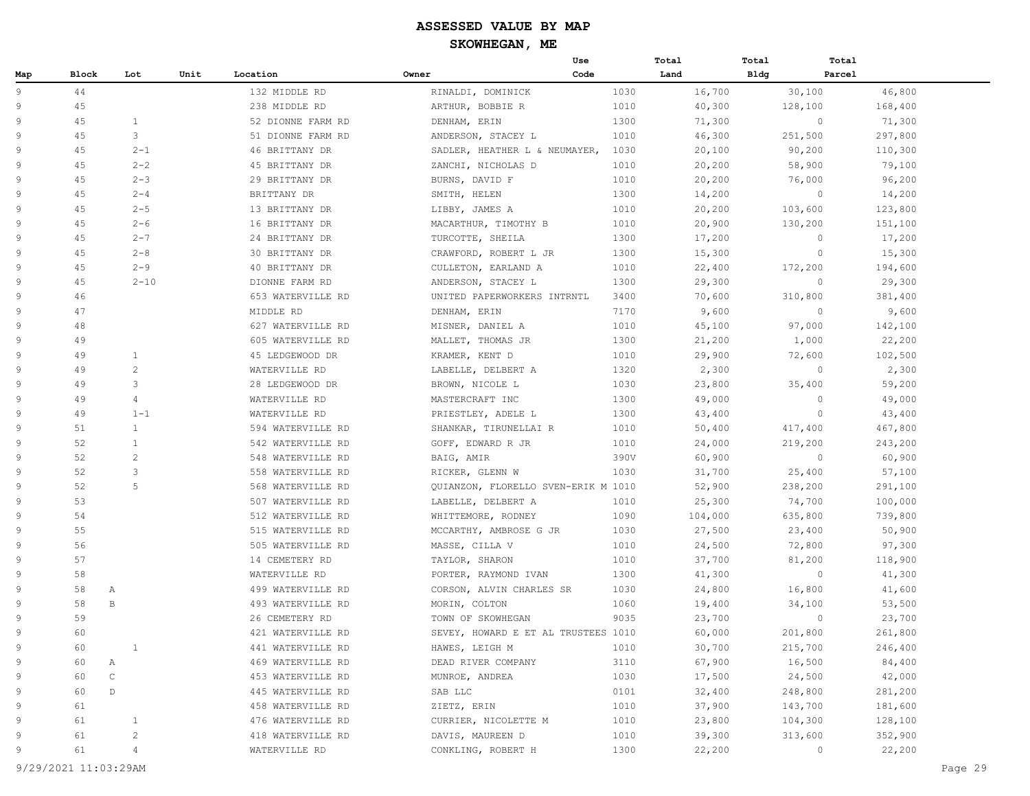# ASSESSED VALUE BY MAP

## SKOWHEGAN, ME

| Map | Block | Lot | Unit | Location | Owner | Use Code | Total Land | Total Bldg | Total Parcel |
|---|---|---|---|---|---|---|---|---|---|
| 9 | 44 | | | 132 MIDDLE RD | RINALDI, DOMINICK | 1030 | 16,700 | 30,100 | 46,800 |
| 9 | 45 | | | 238 MIDDLE RD | ARTHUR, BOBBIE R | 1010 | 40,300 | 128,100 | 168,400 |
| 9 | 45 | 1 | | 52 DIONNE FARM RD | DENHAM, ERIN | 1300 | 71,300 | 0 | 71,300 |
| 9 | 45 | 3 | | 51 DIONNE FARM RD | ANDERSON, STACEY L | 1010 | 46,300 | 251,500 | 297,800 |
| 9 | 45 | 2-1 | | 46 BRITTANY DR | SADLER, HEATHER L & NEUMAYER, | 1030 | 20,100 | 90,200 | 110,300 |
| 9 | 45 | 2-2 | | 45 BRITTANY DR | ZANCHI, NICHOLAS D | 1010 | 20,200 | 58,900 | 79,100 |
| 9 | 45 | 2-3 | | 29 BRITTANY DR | BURNS, DAVID F | 1010 | 20,200 | 76,000 | 96,200 |
| 9 | 45 | 2-4 | | BRITTANY DR | SMITH, HELEN | 1300 | 14,200 | 0 | 14,200 |
| 9 | 45 | 2-5 | | 13 BRITTANY DR | LIBBY, JAMES A | 1010 | 20,200 | 103,600 | 123,800 |
| 9 | 45 | 2-6 | | 16 BRITTANY DR | MACARTHUR, TIMOTHY B | 1010 | 20,900 | 130,200 | 151,100 |
| 9 | 45 | 2-7 | | 24 BRITTANY DR | TURCOTTE, SHEILA | 1300 | 17,200 | 0 | 17,200 |
| 9 | 45 | 2-8 | | 30 BRITTANY DR | CRAWFORD, ROBERT L JR | 1300 | 15,300 | 0 | 15,300 |
| 9 | 45 | 2-9 | | 40 BRITTANY DR | CULLETON, EARLAND A | 1010 | 22,400 | 172,200 | 194,600 |
| 9 | 45 | 2-10 | | DIONNE FARM RD | ANDERSON, STACEY L | 1300 | 29,300 | 0 | 29,300 |
| 9 | 46 | | | 653 WATERVILLE RD | UNITED PAPERWORKERS INTRNTL | 3400 | 70,600 | 310,800 | 381,400 |
| 9 | 47 | | | MIDDLE RD | DENHAM, ERIN | 7170 | 9,600 | 0 | 9,600 |
| 9 | 48 | | | 627 WATERVILLE RD | MISNER, DANIEL A | 1010 | 45,100 | 97,000 | 142,100 |
| 9 | 49 | | | 605 WATERVILLE RD | MALLET, THOMAS JR | 1300 | 21,200 | 1,000 | 22,200 |
| 9 | 49 | 1 | | 45 LEDGEWOOD DR | KRAMER, KENT D | 1010 | 29,900 | 72,600 | 102,500 |
| 9 | 49 | 2 | | WATERVILLE RD | LABELLE, DELBERT A | 1320 | 2,300 | 0 | 2,300 |
| 9 | 49 | 3 | | 28 LEDGEWOOD DR | BROWN, NICOLE L | 1030 | 23,800 | 35,400 | 59,200 |
| 9 | 49 | 4 | | WATERVILLE RD | MASTERCRAFT INC | 1300 | 49,000 | 0 | 49,000 |
| 9 | 49 | 1-1 | | WATERVILLE RD | PRIESTLEY, ADELE L | 1300 | 43,400 | 0 | 43,400 |
| 9 | 51 | 1 | | 594 WATERVILLE RD | SHANKAR, TIRUNELLAI R | 1010 | 50,400 | 417,400 | 467,800 |
| 9 | 52 | 1 | | 542 WATERVILLE RD | GOFF, EDWARD R JR | 1010 | 24,000 | 219,200 | 243,200 |
| 9 | 52 | 2 | | 548 WATERVILLE RD | BAIG, AMIR | 390V | 60,900 | 0 | 60,900 |
| 9 | 52 | 3 | | 558 WATERVILLE RD | RICKER, GLENN W | 1030 | 31,700 | 25,400 | 57,100 |
| 9 | 52 | 5 | | 568 WATERVILLE RD | QUIANZON, FLORELLO SVEN-ERIK M | 1010 | 52,900 | 238,200 | 291,100 |
| 9 | 53 | | | 507 WATERVILLE RD | LABELLE, DELBERT A | 1010 | 25,300 | 74,700 | 100,000 |
| 9 | 54 | | | 512 WATERVILLE RD | WHITTEMORE, RODNEY | 1090 | 104,000 | 635,800 | 739,800 |
| 9 | 55 | | | 515 WATERVILLE RD | MCCARTHY, AMBROSE G JR | 1030 | 27,500 | 23,400 | 50,900 |
| 9 | 56 | | | 505 WATERVILLE RD | MASSE, CILLA V | 1010 | 24,500 | 72,800 | 97,300 |
| 9 | 57 | | | 14 CEMETERY RD | TAYLOR, SHARON | 1010 | 37,700 | 81,200 | 118,900 |
| 9 | 58 | | | WATERVILLE RD | PORTER, RAYMOND IVAN | 1300 | 41,300 | 0 | 41,300 |
| 9 | 58 | A | | 499 WATERVILLE RD | CORSON, ALVIN CHARLES SR | 1030 | 24,800 | 16,800 | 41,600 |
| 9 | 58 | B | | 493 WATERVILLE RD | MORIN, COLTON | 1060 | 19,400 | 34,100 | 53,500 |
| 9 | 59 | | | 26 CEMETERY RD | TOWN OF SKOWHEGAN | 9035 | 23,700 | 0 | 23,700 |
| 9 | 60 | | | 421 WATERVILLE RD | SEVEY, HOWARD E ET AL TRUSTEES | 1010 | 60,000 | 201,800 | 261,800 |
| 9 | 60 | 1 | | 441 WATERVILLE RD | HAWES, LEIGH M | 1010 | 30,700 | 215,700 | 246,400 |
| 9 | 60 | A | | 469 WATERVILLE RD | DEAD RIVER COMPANY | 3110 | 67,900 | 16,500 | 84,400 |
| 9 | 60 | C | | 453 WATERVILLE RD | MUNROE, ANDREA | 1030 | 17,500 | 24,500 | 42,000 |
| 9 | 60 | D | | 445 WATERVILLE RD | SAB LLC | 0101 | 32,400 | 248,800 | 281,200 |
| 9 | 61 | | | 458 WATERVILLE RD | ZIETZ, ERIN | 1010 | 37,900 | 143,700 | 181,600 |
| 9 | 61 | 1 | | 476 WATERVILLE RD | CURRIER, NICOLETTE M | 1010 | 23,800 | 104,300 | 128,100 |
| 9 | 61 | 2 | | 418 WATERVILLE RD | DAVIS, MAUREEN D | 1010 | 39,300 | 313,600 | 352,900 |
| 9 | 61 | 4 | | WATERVILLE RD | CONKLING, ROBERT H | 1300 | 22,200 | 0 | 22,200 |

9/29/2021 11:03:29AM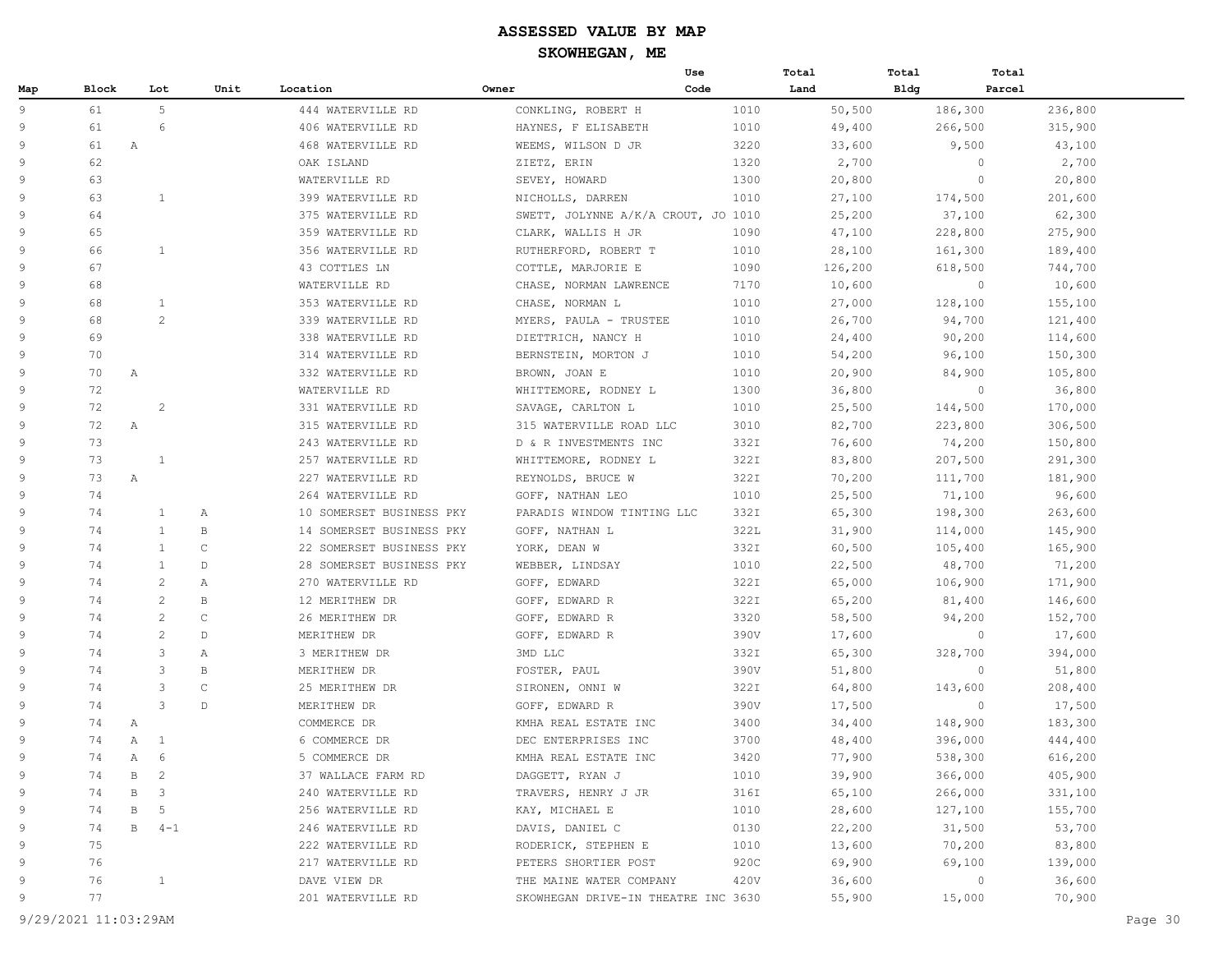# ASSESSED VALUE BY MAP

## SKOWHEGAN, ME

| Map | Block | Lot | Unit | Location | Owner | Use Code | Total Land | Total Bldg | Total Parcel |
|---|---|---|---|---|---|---|---|---|---|
| 9 | 61 | 5 | | 444 WATERVILLE RD | CONKLING, ROBERT H | 1010 | 50,500 | 186,300 | 236,800 |
| 9 | 61 | 6 | | 406 WATERVILLE RD | HAYNES, F ELISABETH | 1010 | 49,400 | 266,500 | 315,900 |
| 9 | 61 | A | | 468 WATERVILLE RD | WEEMS, WILSON D JR | 3220 | 33,600 | 9,500 | 43,100 |
| 9 | 62 | | | OAK ISLAND | ZIETZ, ERIN | 1320 | 2,700 | 0 | 2,700 |
| 9 | 63 | | | WATERVILLE RD | SEVEY, HOWARD | 1300 | 20,800 | 0 | 20,800 |
| 9 | 63 | 1 | | 399 WATERVILLE RD | NICHOLLS, DARREN | 1010 | 27,100 | 174,500 | 201,600 |
| 9 | 64 | | | 375 WATERVILLE RD | SWETT, JOLYNNE A/K/A CROUT, JO | 1010 | 25,200 | 37,100 | 62,300 |
| 9 | 65 | | | 359 WATERVILLE RD | CLARK, WALLIS H JR | 1090 | 47,100 | 228,800 | 275,900 |
| 9 | 66 | 1 | | 356 WATERVILLE RD | RUTHERFORD, ROBERT T | 1010 | 28,100 | 161,300 | 189,400 |
| 9 | 67 | | | 43 COTTLES LN | COTTLE, MARJORIE E | 1090 | 126,200 | 618,500 | 744,700 |
| 9 | 68 | | | WATERVILLE RD | CHASE, NORMAN LAWRENCE | 7170 | 10,600 | 0 | 10,600 |
| 9 | 68 | 1 | | 353 WATERVILLE RD | CHASE, NORMAN L | 1010 | 27,000 | 128,100 | 155,100 |
| 9 | 68 | 2 | | 339 WATERVILLE RD | MYERS, PAULA - TRUSTEE | 1010 | 26,700 | 94,700 | 121,400 |
| 9 | 69 | | | 338 WATERVILLE RD | DIETTRICH, NANCY H | 1010 | 24,400 | 90,200 | 114,600 |
| 9 | 70 | | | 314 WATERVILLE RD | BERNSTEIN, MORTON J | 1010 | 54,200 | 96,100 | 150,300 |
| 9 | 70 | A | | 332 WATERVILLE RD | BROWN, JOAN E | 1010 | 20,900 | 84,900 | 105,800 |
| 9 | 72 | | | WATERVILLE RD | WHITTEMORE, RODNEY L | 1300 | 36,800 | 0 | 36,800 |
| 9 | 72 | 2 | | 331 WATERVILLE RD | SAVAGE, CARLTON L | 1010 | 25,500 | 144,500 | 170,000 |
| 9 | 72 | A | | 315 WATERVILLE RD | 315 WATERVILLE ROAD LLC | 3010 | 82,700 | 223,800 | 306,500 |
| 9 | 73 | | | 243 WATERVILLE RD | D & R INVESTMENTS INC | 332I | 76,600 | 74,200 | 150,800 |
| 9 | 73 | 1 | | 257 WATERVILLE RD | WHITTEMORE, RODNEY L | 322I | 83,800 | 207,500 | 291,300 |
| 9 | 73 | A | | 227 WATERVILLE RD | REYNOLDS, BRUCE W | 322I | 70,200 | 111,700 | 181,900 |
| 9 | 74 | | | 264 WATERVILLE RD | GOFF, NATHAN LEO | 1010 | 25,500 | 71,100 | 96,600 |
| 9 | 74 | 1 | A | 10 SOMERSET BUSINESS PKY | PARADIS WINDOW TINTING LLC | 332I | 65,300 | 198,300 | 263,600 |
| 9 | 74 | 1 | B | 14 SOMERSET BUSINESS PKY | GOFF, NATHAN L | 322L | 31,900 | 114,000 | 145,900 |
| 9 | 74 | 1 | C | 22 SOMERSET BUSINESS PKY | YORK, DEAN W | 332I | 60,500 | 105,400 | 165,900 |
| 9 | 74 | 1 | D | 28 SOMERSET BUSINESS PKY | WEBBER, LINDSAY | 1010 | 22,500 | 48,700 | 71,200 |
| 9 | 74 | 2 | A | 270 WATERVILLE RD | GOFF, EDWARD | 322I | 65,000 | 106,900 | 171,900 |
| 9 | 74 | 2 | B | 12 MERITHEW DR | GOFF, EDWARD R | 322I | 65,200 | 81,400 | 146,600 |
| 9 | 74 | 2 | C | 26 MERITHEW DR | GOFF, EDWARD R | 3320 | 58,500 | 94,200 | 152,700 |
| 9 | 74 | 2 | D | MERITHEW DR | GOFF, EDWARD R | 390V | 17,600 | 0 | 17,600 |
| 9 | 74 | 3 | A | 3 MERITHEW DR | 3MD LLC | 332I | 65,300 | 328,700 | 394,000 |
| 9 | 74 | 3 | B | MERITHEW DR | FOSTER, PAUL | 390V | 51,800 | 0 | 51,800 |
| 9 | 74 | 3 | C | 25 MERITHEW DR | SIRONEN, ONNI W | 322I | 64,800 | 143,600 | 208,400 |
| 9 | 74 | 3 | D | MERITHEW DR | GOFF, EDWARD R | 390V | 17,500 | 0 | 17,500 |
| 9 | 74 | A | | COMMERCE DR | KMHA REAL ESTATE INC | 3400 | 34,400 | 148,900 | 183,300 |
| 9 | 74 | A 1 | | 6 COMMERCE DR | DEC ENTERPRISES INC | 3700 | 48,400 | 396,000 | 444,400 |
| 9 | 74 | A 6 | | 5 COMMERCE DR | KMHA REAL ESTATE INC | 3420 | 77,900 | 538,300 | 616,200 |
| 9 | 74 | B 2 | | 37 WALLACE FARM RD | DAGGETT, RYAN J | 1010 | 39,900 | 366,000 | 405,900 |
| 9 | 74 | B 3 | | 240 WATERVILLE RD | TRAVERS, HENRY J JR | 316I | 65,100 | 266,000 | 331,100 |
| 9 | 74 | B 5 | | 256 WATERVILLE RD | KAY, MICHAEL E | 1010 | 28,600 | 127,100 | 155,700 |
| 9 | 74 | B 4-1 | | 246 WATERVILLE RD | DAVIS, DANIEL C | 0130 | 22,200 | 31,500 | 53,700 |
| 9 | 75 | | | 222 WATERVILLE RD | RODERICK, STEPHEN E | 1010 | 13,600 | 70,200 | 83,800 |
| 9 | 76 | | | 217 WATERVILLE RD | PETERS SHORTIER POST | 920C | 69,900 | 69,100 | 139,000 |
| 9 | 76 | 1 | | DAVE VIEW DR | THE MAINE WATER COMPANY | 420V | 36,600 | 0 | 36,600 |
| 9 | 77 | | | 201 WATERVILLE RD | SKOWHEGAN DRIVE-IN THEATRE INC | 3630 | 55,900 | 15,000 | 70,900 |

9/29/2021 11:03:29AM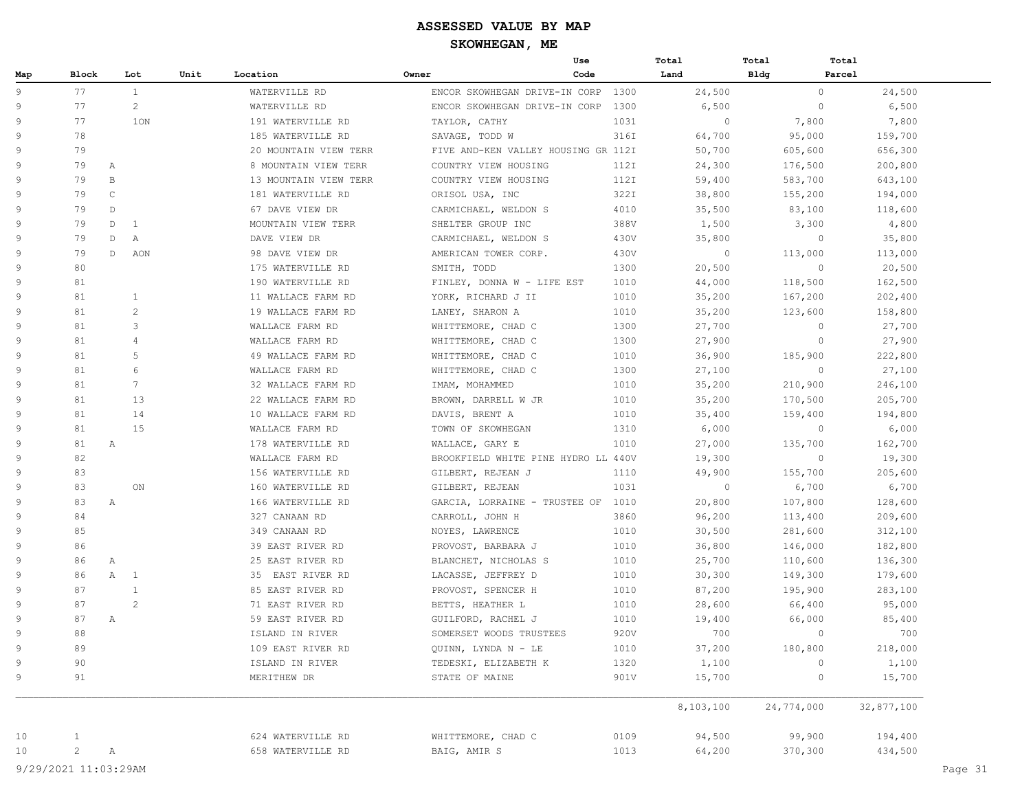# ASSESSED VALUE BY MAP

## SKOWHEGAN, ME

| Map | Block | | Lot | Unit | Location | Owner | Use Code | Total Land | Total Bldg | Total Parcel |
|---|---|---|---|---|---|---|---|---|---|---|
| 9 | 77 | | 1 | | WATERVILLE RD | ENCOR SKOWHEGAN DRIVE-IN CORP | 1300 | 24,500 | 0 | 24,500 |
| 9 | 77 | | 2 | | WATERVILLE RD | ENCOR SKOWHEGAN DRIVE-IN CORP | 1300 | 6,500 | 0 | 6,500 |
| 9 | 77 | | 1ON | | 191 WATERVILLE RD | TAYLOR, CATHY | 1031 | 0 | 7,800 | 7,800 |
| 9 | 78 | | | | 185 WATERVILLE RD | SAVAGE, TODD W | 316I | 64,700 | 95,000 | 159,700 |
| 9 | 79 | | | | 20 MOUNTAIN VIEW TERR | FIVE AND-KEN VALLEY HOUSING GR | 112I | 50,700 | 605,600 | 656,300 |
| 9 | 79 | A | | | 8 MOUNTAIN VIEW TERR | COUNTRY VIEW HOUSING | 112I | 24,300 | 176,500 | 200,800 |
| 9 | 79 | B | | | 13 MOUNTAIN VIEW TERR | COUNTRY VIEW HOUSING | 112I | 59,400 | 583,700 | 643,100 |
| 9 | 79 | C | | | 181 WATERVILLE RD | ORISOL USA, INC | 322I | 38,800 | 155,200 | 194,000 |
| 9 | 79 | D | | | 67 DAVE VIEW DR | CARMICHAEL, WELDON S | 4010 | 35,500 | 83,100 | 118,600 |
| 9 | 79 | D | 1 | | MOUNTAIN VIEW TERR | SHELTER GROUP INC | 388V | 1,500 | 3,300 | 4,800 |
| 9 | 79 | D | A | | DAVE VIEW DR | CARMICHAEL, WELDON S | 430V | 35,800 | 0 | 35,800 |
| 9 | 79 | D | AON | | 98 DAVE VIEW DR | AMERICAN TOWER CORP. | 430V | 0 | 113,000 | 113,000 |
| 9 | 80 | | | | 175 WATERVILLE RD | SMITH, TODD | 1300 | 20,500 | 0 | 20,500 |
| 9 | 81 | | | | 190 WATERVILLE RD | FINLEY, DONNA W - LIFE EST | 1010 | 44,000 | 118,500 | 162,500 |
| 9 | 81 | | 1 | | 11 WALLACE FARM RD | YORK, RICHARD J II | 1010 | 35,200 | 167,200 | 202,400 |
| 9 | 81 | | 2 | | 19 WALLACE FARM RD | LANEY, SHARON A | 1010 | 35,200 | 123,600 | 158,800 |
| 9 | 81 | | 3 | | WALLACE FARM RD | WHITTEMORE, CHAD C | 1300 | 27,700 | 0 | 27,700 |
| 9 | 81 | | 4 | | WALLACE FARM RD | WHITTEMORE, CHAD C | 1300 | 27,900 | 0 | 27,900 |
| 9 | 81 | | 5 | | 49 WALLACE FARM RD | WHITTEMORE, CHAD C | 1010 | 36,900 | 185,900 | 222,800 |
| 9 | 81 | | 6 | | WALLACE FARM RD | WHITTEMORE, CHAD C | 1300 | 27,100 | 0 | 27,100 |
| 9 | 81 | | 7 | | 32 WALLACE FARM RD | IMAM, MOHAMMED | 1010 | 35,200 | 210,900 | 246,100 |
| 9 | 81 | | 13 | | 22 WALLACE FARM RD | BROWN, DARRELL W JR | 1010 | 35,200 | 170,500 | 205,700 |
| 9 | 81 | | 14 | | 10 WALLACE FARM RD | DAVIS, BRENT A | 1010 | 35,400 | 159,400 | 194,800 |
| 9 | 81 | | 15 | | WALLACE FARM RD | TOWN OF SKOWHEGAN | 1310 | 6,000 | 0 | 6,000 |
| 9 | 81 | A | | | 178 WATERVILLE RD | WALLACE, GARY E | 1010 | 27,000 | 135,700 | 162,700 |
| 9 | 82 | | | | WALLACE FARM RD | BROOKFIELD WHITE PINE HYDRO LL | 440V | 19,300 | 0 | 19,300 |
| 9 | 83 | | | | 156 WATERVILLE RD | GILBERT, REJEAN J | 1110 | 49,900 | 155,700 | 205,600 |
| 9 | 83 | | ON | | 160 WATERVILLE RD | GILBERT, REJEAN | 1031 | 0 | 6,700 | 6,700 |
| 9 | 83 | A | | | 166 WATERVILLE RD | GARCIA, LORRAINE - TRUSTEE OF | 1010 | 20,800 | 107,800 | 128,600 |
| 9 | 84 | | | | 327 CANAAN RD | CARROLL, JOHN H | 3860 | 96,200 | 113,400 | 209,600 |
| 9 | 85 | | | | 349 CANAAN RD | NOYES, LAWRENCE | 1010 | 30,500 | 281,600 | 312,100 |
| 9 | 86 | | | | 39 EAST RIVER RD | PROVOST, BARBARA J | 1010 | 36,800 | 146,000 | 182,800 |
| 9 | 86 | A | | | 25 EAST RIVER RD | BLANCHET, NICHOLAS S | 1010 | 25,700 | 110,600 | 136,300 |
| 9 | 86 | A | 1 | | 35 EAST RIVER RD | LACASSE, JEFFREY D | 1010 | 30,300 | 149,300 | 179,600 |
| 9 | 87 | | 1 | | 85 EAST RIVER RD | PROVOST, SPENCER H | 1010 | 87,200 | 195,900 | 283,100 |
| 9 | 87 | | 2 | | 71 EAST RIVER RD | BETTS, HEATHER L | 1010 | 28,600 | 66,400 | 95,000 |
| 9 | 87 | A | | | 59 EAST RIVER RD | GUILFORD, RACHEL J | 1010 | 19,400 | 66,000 | 85,400 |
| 9 | 88 | | | | ISLAND IN RIVER | SOMERSET WOODS TRUSTEES | 920V | 700 | 0 | 700 |
| 9 | 89 | | | | 109 EAST RIVER RD | QUINN, LYNDA N - LE | 1010 | 37,200 | 180,800 | 218,000 |
| 9 | 90 | | | | ISLAND IN RIVER | TEDESKI, ELIZABETH K | 1320 | 1,100 | 0 | 1,100 |
| 9 | 91 | | | | MERITHEW DR | STATE OF MAINE | 901V | 15,700 | 0 | 15,700 |
| | | | | | | | | 8,103,100 | 24,774,000 | 32,877,100 |
| 10 | 1 | | | | 624 WATERVILLE RD | WHITTEMORE, CHAD C | 0109 | 94,500 | 99,900 | 194,400 |
| 10 | 2 | A | | | 658 WATERVILLE RD | BAIG, AMIR S | 1013 | 64,200 | 370,300 | 434,500 |

9/29/2021 11:03:29AM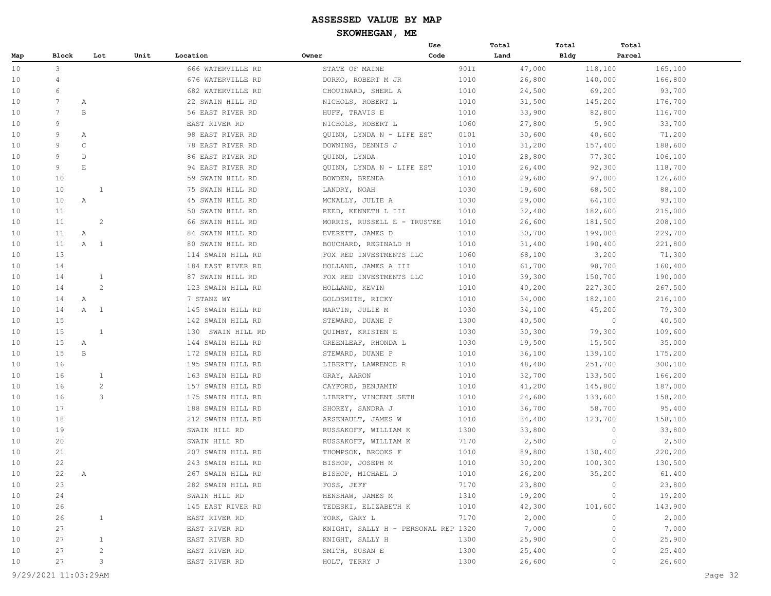# ASSESSED VALUE BY MAP

## SKOWHEGAN, ME

| Map | Block | Lot | Unit | Location | Owner | Use Code | Total Land | Total Bldg | Total Parcel |
|---|---|---|---|---|---|---|---|---|---|
| 10 | 3 | | | 666 WATERVILLE RD | STATE OF MAINE | 901I | 47,000 | 118,100 | 165,100 |
| 10 | 4 | | | 676 WATERVILLE RD | DORKO, ROBERT M JR | 1010 | 26,800 | 140,000 | 166,800 |
| 10 | 6 | | | 682 WATERVILLE RD | CHOUINARD, SHERL A | 1010 | 24,500 | 69,200 | 93,700 |
| 10 | 7 | A | | 22 SWAIN HILL RD | NICHOLS, ROBERT L | 1010 | 31,500 | 145,200 | 176,700 |
| 10 | 7 | B | | 56 EAST RIVER RD | HUFF, TRAVIS E | 1010 | 33,900 | 82,800 | 116,700 |
| 10 | 9 | | | EAST RIVER RD | NICHOLS, ROBERT L | 1060 | 27,800 | 5,900 | 33,700 |
| 10 | 9 | A | | 98 EAST RIVER RD | QUINN, LYNDA N - LIFE EST | 0101 | 30,600 | 40,600 | 71,200 |
| 10 | 9 | C | | 78 EAST RIVER RD | DOWNING, DENNIS J | 1010 | 31,200 | 157,400 | 188,600 |
| 10 | 9 | D | | 86 EAST RIVER RD | QUINN, LYNDA | 1010 | 28,800 | 77,300 | 106,100 |
| 10 | 9 | E | | 94 EAST RIVER RD | QUINN, LYNDA N - LIFE EST | 1010 | 26,400 | 92,300 | 118,700 |
| 10 | 10 | | | 59 SWAIN HILL RD | BOWDEN, BRENDA | 1010 | 29,600 | 97,000 | 126,600 |
| 10 | 10 | 1 | | 75 SWAIN HILL RD | LANDRY, NOAH | 1030 | 19,600 | 68,500 | 88,100 |
| 10 | 10 | A | | 45 SWAIN HILL RD | MCNALLY, JULIE A | 1030 | 29,000 | 64,100 | 93,100 |
| 10 | 11 | | | 50 SWAIN HILL RD | REED, KENNETH L III | 1010 | 32,400 | 182,600 | 215,000 |
| 10 | 11 | 2 | | 66 SWAIN HILL RD | MORRIS, RUSSELL E - TRUSTEE | 1010 | 26,600 | 181,500 | 208,100 |
| 10 | 11 | A | | 84 SWAIN HILL RD | EVERETT, JAMES D | 1010 | 30,700 | 199,000 | 229,700 |
| 10 | 11 | A 1 | | 80 SWAIN HILL RD | BOUCHARD, REGINALD H | 1010 | 31,400 | 190,400 | 221,800 |
| 10 | 13 | | | 114 SWAIN HILL RD | FOX RED INVESTMENTS LLC | 1060 | 68,100 | 3,200 | 71,300 |
| 10 | 14 | | | 184 EAST RIVER RD | HOLLAND, JAMES A III | 1010 | 61,700 | 98,700 | 160,400 |
| 10 | 14 | 1 | | 87 SWAIN HILL RD | FOX RED INVESTMENTS LLC | 1010 | 39,300 | 150,700 | 190,000 |
| 10 | 14 | 2 | | 123 SWAIN HILL RD | HOLLAND, KEVIN | 1010 | 40,200 | 227,300 | 267,500 |
| 10 | 14 | A | | 7 STANZ WY | GOLDSMITH, RICKY | 1010 | 34,000 | 182,100 | 216,100 |
| 10 | 14 | A 1 | | 145 SWAIN HILL RD | MARTIN, JULIE M | 1030 | 34,100 | 45,200 | 79,300 |
| 10 | 15 | | | 142 SWAIN HILL RD | STEWARD, DUANE P | 1300 | 40,500 | 0 | 40,500 |
| 10 | 15 | 1 | | 130 SWAIN HILL RD | QUIMBY, KRISTEN E | 1030 | 30,300 | 79,300 | 109,600 |
| 10 | 15 | A | | 144 SWAIN HILL RD | GREENLEAF, RHONDA L | 1030 | 19,500 | 15,500 | 35,000 |
| 10 | 15 | B | | 172 SWAIN HILL RD | STEWARD, DUANE P | 1010 | 36,100 | 139,100 | 175,200 |
| 10 | 16 | | | 195 SWAIN HILL RD | LIBERTY, LAWRENCE R | 1010 | 48,400 | 251,700 | 300,100 |
| 10 | 16 | 1 | | 163 SWAIN HILL RD | GRAY, AARON | 1010 | 32,700 | 133,500 | 166,200 |
| 10 | 16 | 2 | | 157 SWAIN HILL RD | CAYFORD, BENJAMIN | 1010 | 41,200 | 145,800 | 187,000 |
| 10 | 16 | 3 | | 175 SWAIN HILL RD | LIBERTY, VINCENT SETH | 1010 | 24,600 | 133,600 | 158,200 |
| 10 | 17 | | | 188 SWAIN HILL RD | SHOREY, SANDRA J | 1010 | 36,700 | 58,700 | 95,400 |
| 10 | 18 | | | 212 SWAIN HILL RD | ARSENAULT, JAMES W | 1010 | 34,400 | 123,700 | 158,100 |
| 10 | 19 | | | SWAIN HILL RD | RUSSAKOFF, WILLIAM K | 1300 | 33,800 | 0 | 33,800 |
| 10 | 20 | | | SWAIN HILL RD | RUSSAKOFF, WILLIAM K | 7170 | 2,500 | 0 | 2,500 |
| 10 | 21 | | | 207 SWAIN HILL RD | THOMPSON, BROOKS F | 1010 | 89,800 | 130,400 | 220,200 |
| 10 | 22 | | | 243 SWAIN HILL RD | BISHOP, JOSEPH M | 1010 | 30,200 | 100,300 | 130,500 |
| 10 | 22 | A | | 267 SWAIN HILL RD | BISHOP, MICHAEL D | 1010 | 26,200 | 35,200 | 61,400 |
| 10 | 23 | | | 282 SWAIN HILL RD | FOSS, JEFF | 7170 | 23,800 | 0 | 23,800 |
| 10 | 24 | | | SWAIN HILL RD | HENSHAW, JAMES M | 1310 | 19,200 | 0 | 19,200 |
| 10 | 26 | | | 145 EAST RIVER RD | TEDESKI, ELIZABETH K | 1010 | 42,300 | 101,600 | 143,900 |
| 10 | 26 | 1 | | EAST RIVER RD | YORK, GARY L | 7170 | 2,000 | 0 | 2,000 |
| 10 | 27 | | | EAST RIVER RD | KNIGHT, SALLY H - PERSONAL REP | 1320 | 7,000 | 0 | 7,000 |
| 10 | 27 | 1 | | EAST RIVER RD | KNIGHT, SALLY H | 1300 | 25,900 | 0 | 25,900 |
| 10 | 27 | 2 | | EAST RIVER RD | SMITH, SUSAN E | 1300 | 25,400 | 0 | 25,400 |
| 10 | 27 | 3 | | EAST RIVER RD | HOLT, TERRY J | 1300 | 26,600 | 0 | 26,600 |

9/29/2021 11:03:29AM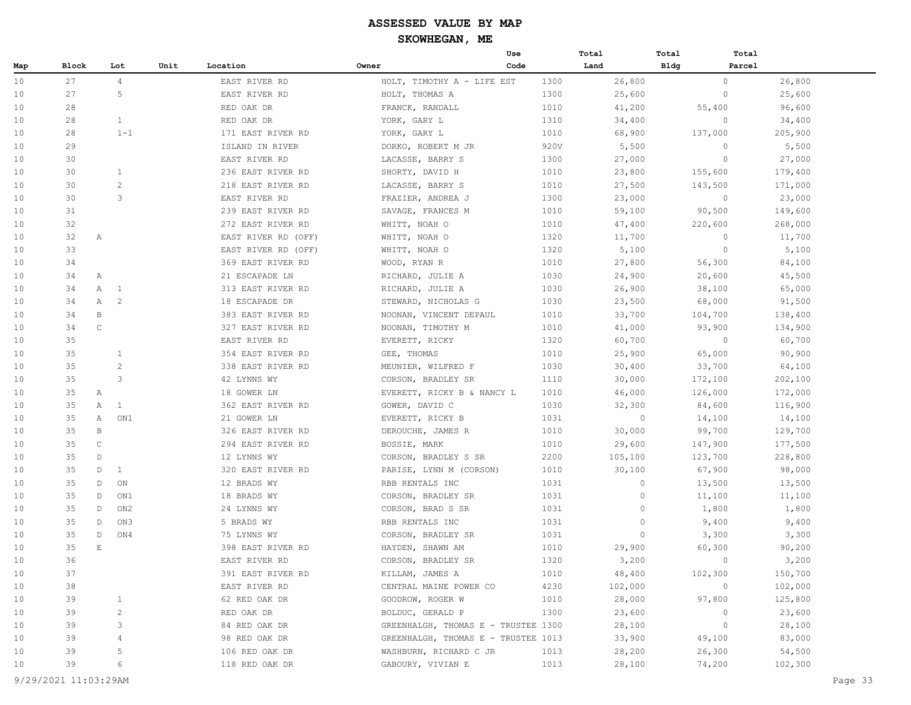# ASSESSED VALUE BY MAP

## SKOWHEGAN, ME

| Map | Block | | Lot | Unit | Location | Owner | Use Code | Total Land | Total Bldg | Total Parcel |
|---|---|---|---|---|---|---|---|---|---|---|
| 10 | 27 | | 4 | | EAST RIVER RD | HOLT, TIMOTHY A - LIFE EST | 1300 | 26,800 | 0 | 26,800 |
| 10 | 27 | | 5 | | EAST RIVER RD | HOLT, THOMAS A | 1300 | 25,600 | 0 | 25,600 |
| 10 | 28 | | | | RED OAK DR | FRANCK, RANDALL | 1010 | 41,200 | 55,400 | 96,600 |
| 10 | 28 | | 1 | | RED OAK DR | YORK, GARY L | 1310 | 34,400 | 0 | 34,400 |
| 10 | 28 | | 1-1 | | 171 EAST RIVER RD | YORK, GARY L | 1010 | 68,900 | 137,000 | 205,900 |
| 10 | 29 | | | | ISLAND IN RIVER | DORKO, ROBERT M JR | 920V | 5,500 | 0 | 5,500 |
| 10 | 30 | | | | EAST RIVER RD | LACASSE, BARRY S | 1300 | 27,000 | 0 | 27,000 |
| 10 | 30 | | 1 | | 236 EAST RIVER RD | SHORTY, DAVID H | 1010 | 23,800 | 155,600 | 179,400 |
| 10 | 30 | | 2 | | 218 EAST RIVER RD | LACASSE, BARRY S | 1010 | 27,500 | 143,500 | 171,000 |
| 10 | 30 | | 3 | | EAST RIVER RD | FRAZIER, ANDREA J | 1300 | 23,000 | 0 | 23,000 |
| 10 | 31 | | | | 239 EAST RIVER RD | SAVAGE, FRANCES M | 1010 | 59,100 | 90,500 | 149,600 |
| 10 | 32 | | | | 272 EAST RIVER RD | WHITT, NOAH O | 1010 | 47,400 | 220,600 | 268,000 |
| 10 | 32 | A | | | EAST RIVER RD (OFF) | WHITT, NOAH O | 1320 | 11,700 | 0 | 11,700 |
| 10 | 33 | | | | EAST RIVER RD (OFF) | WHITT, NOAH O | 1320 | 5,100 | 0 | 5,100 |
| 10 | 34 | | | | 369 EAST RIVER RD | WOOD, RYAN R | 1010 | 27,800 | 56,300 | 84,100 |
| 10 | 34 | A | | | 21 ESCAPADE LN | RICHARD, JULIE A | 1030 | 24,900 | 20,600 | 45,500 |
| 10 | 34 | A | 1 | | 313 EAST RIVER RD | RICHARD, JULIE A | 1030 | 26,900 | 38,100 | 65,000 |
| 10 | 34 | A | 2 | | 18 ESCAPADE DR | STEWARD, NICHOLAS G | 1030 | 23,500 | 68,000 | 91,500 |
| 10 | 34 | B | | | 383 EAST RIVER RD | NOONAN, VINCENT DEPAUL | 1010 | 33,700 | 104,700 | 138,400 |
| 10 | 34 | C | | | 327 EAST RIVER RD | NOONAN, TIMOTHY M | 1010 | 41,000 | 93,900 | 134,900 |
| 10 | 35 | | | | EAST RIVER RD | EVERETT, RICKY | 1320 | 60,700 | 0 | 60,700 |
| 10 | 35 | | 1 | | 354 EAST RIVER RD | GEE, THOMAS | 1010 | 25,900 | 65,000 | 90,900 |
| 10 | 35 | | 2 | | 338 EAST RIVER RD | MEUNIER, WILFRED F | 1030 | 30,400 | 33,700 | 64,100 |
| 10 | 35 | | 3 | | 42 LYNNS WY | CORSON, BRADLEY SR | 1110 | 30,000 | 172,100 | 202,100 |
| 10 | 35 | A | | | 18 GOWER LN | EVERETT, RICKY B & NANCY L | 1010 | 46,000 | 126,000 | 172,000 |
| 10 | 35 | A | 1 | | 362 EAST RIVER RD | GOWER, DAVID C | 1030 | 32,300 | 84,600 | 116,900 |
| 10 | 35 | A | ON1 | | 21 GOWER LN | EVERETT, RICKY B | 1031 | 0 | 14,100 | 14,100 |
| 10 | 35 | B | | | 326 EAST RIVER RD | DEROUCHE, JAMES R | 1010 | 30,000 | 99,700 | 129,700 |
| 10 | 35 | C | | | 294 EAST RIVER RD | BOSSIE, MARK | 1010 | 29,600 | 147,900 | 177,500 |
| 10 | 35 | D | | | 12 LYNNS WY | CORSON, BRADLEY S SR | 2200 | 105,100 | 123,700 | 228,800 |
| 10 | 35 | D | 1 | | 320 EAST RIVER RD | PARISE, LYNN M (CORSON) | 1010 | 30,100 | 67,900 | 98,000 |
| 10 | 35 | D | ON | | 12 BRADS WY | RBB RENTALS INC | 1031 | 0 | 13,500 | 13,500 |
| 10 | 35 | D | ON1 | | 18 BRADS WY | CORSON, BRADLEY SR | 1031 | 0 | 11,100 | 11,100 |
| 10 | 35 | D | ON2 | | 24 LYNNS WY | CORSON, BRAD S SR | 1031 | 0 | 1,800 | 1,800 |
| 10 | 35 | D | ON3 | | 5 BRADS WY | RBB RENTALS INC | 1031 | 0 | 9,400 | 9,400 |
| 10 | 35 | D | ON4 | | 75 LYNNS WY | CORSON, BRADLEY SR | 1031 | 0 | 3,300 | 3,300 |
| 10 | 35 | E | | | 398 EAST RIVER RD | HAYDEN, SHAWN AM | 1010 | 29,900 | 60,300 | 90,200 |
| 10 | 36 | | | | EAST RIVER RD | CORSON, BRADLEY SR | 1320 | 3,200 | 0 | 3,200 |
| 10 | 37 | | | | 391 EAST RIVER RD | KILLAM, JAMES A | 1010 | 48,400 | 102,300 | 150,700 |
| 10 | 38 | | | | EAST RIVER RD | CENTRAL MAINE POWER CO | 4230 | 102,000 | 0 | 102,000 |
| 10 | 39 | | 1 | | 62 RED OAK DR | GOODROW, ROGER W | 1010 | 28,000 | 97,800 | 125,800 |
| 10 | 39 | | 2 | | RED OAK DR | BOLDUC, GERALD P | 1300 | 23,600 | 0 | 23,600 |
| 10 | 39 | | 3 | | 84 RED OAK DR | GREENHALGH, THOMAS E - TRUSTEE | 1300 | 28,100 | 0 | 28,100 |
| 10 | 39 | | 4 | | 98 RED OAK DR | GREENHALGH, THOMAS E - TRUSTEE | 1013 | 33,900 | 49,100 | 83,000 |
| 10 | 39 | | 5 | | 106 RED OAK DR | WASHBURN, RICHARD C JR | 1013 | 28,200 | 26,300 | 54,500 |
| 10 | 39 | | 6 | | 118 RED OAK DR | GABOURY, VIVIAN E | 1013 | 28,100 | 74,200 | 102,300 |

9/29/2021 11:03:29AM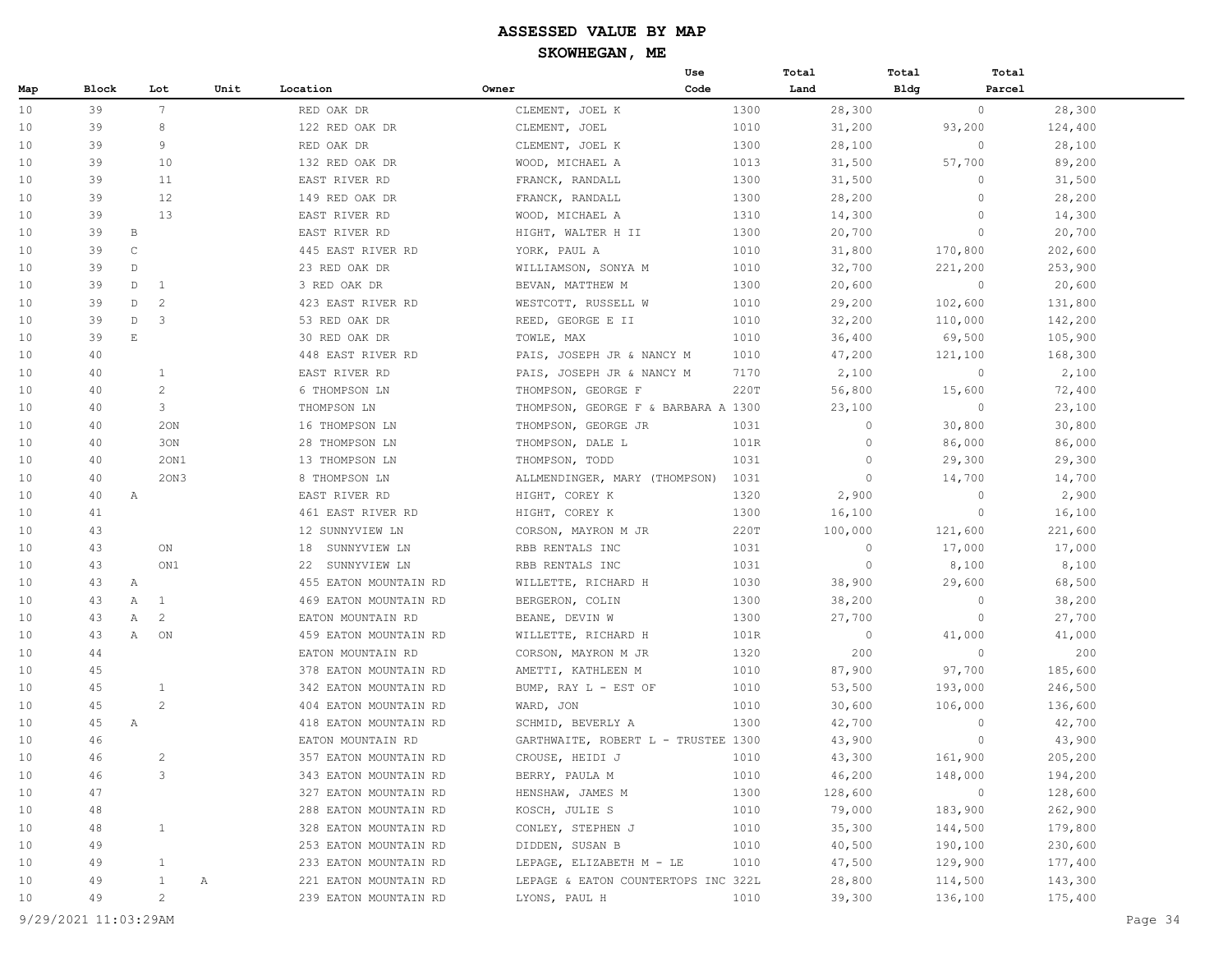# ASSESSED VALUE BY MAP

## SKOWHEGAN, ME

| Map | Block | | Lot | Unit | Location | Owner | Use Code | Total Land | Total Bldg | Total Parcel |
|---|---|---|---|---|---|---|---|---|---|---|
| 10 | 39 | | 7 | | RED OAK DR | CLEMENT, JOEL K | 1300 | 28,300 | 0 | 28,300 |
| 10 | 39 | | 8 | | 122 RED OAK DR | CLEMENT, JOEL | 1010 | 31,200 | 93,200 | 124,400 |
| 10 | 39 | | 9 | | RED OAK DR | CLEMENT, JOEL K | 1300 | 28,100 | 0 | 28,100 |
| 10 | 39 | | 10 | | 132 RED OAK DR | WOOD, MICHAEL A | 1013 | 31,500 | 57,700 | 89,200 |
| 10 | 39 | | 11 | | EAST RIVER RD | FRANCK, RANDALL | 1300 | 31,500 | 0 | 31,500 |
| 10 | 39 | | 12 | | 149 RED OAK DR | FRANCK, RANDALL | 1300 | 28,200 | 0 | 28,200 |
| 10 | 39 | | 13 | | EAST RIVER RD | WOOD, MICHAEL A | 1310 | 14,300 | 0 | 14,300 |
| 10 | 39 | B | | | EAST RIVER RD | HIGHT, WALTER H II | 1300 | 20,700 | 0 | 20,700 |
| 10 | 39 | C | | | 445 EAST RIVER RD | YORK, PAUL A | 1010 | 31,800 | 170,800 | 202,600 |
| 10 | 39 | D | | | 23 RED OAK DR | WILLIAMSON, SONYA M | 1010 | 32,700 | 221,200 | 253,900 |
| 10 | 39 | D | 1 | | 3 RED OAK DR | BEVAN, MATTHEW M | 1300 | 20,600 | 0 | 20,600 |
| 10 | 39 | D | 2 | | 423 EAST RIVER RD | WESTCOTT, RUSSELL W | 1010 | 29,200 | 102,600 | 131,800 |
| 10 | 39 | D | 3 | | 53 RED OAK DR | REED, GEORGE E II | 1010 | 32,200 | 110,000 | 142,200 |
| 10 | 39 | E | | | 30 RED OAK DR | TOWLE, MAX | 1010 | 36,400 | 69,500 | 105,900 |
| 10 | 40 | | | | 448 EAST RIVER RD | PAIS, JOSEPH JR & NANCY M | 1010 | 47,200 | 121,100 | 168,300 |
| 10 | 40 | | 1 | | EAST RIVER RD | PAIS, JOSEPH JR & NANCY M | 7170 | 2,100 | 0 | 2,100 |
| 10 | 40 | | 2 | | 6 THOMPSON LN | THOMPSON, GEORGE F | 220T | 56,800 | 15,600 | 72,400 |
| 10 | 40 | | 3 | | THOMPSON LN | THOMPSON, GEORGE F & BARBARA A | 1300 | 23,100 | 0 | 23,100 |
| 10 | 40 | | 2ON | | 16 THOMPSON LN | THOMPSON, GEORGE JR | 1031 | 0 | 30,800 | 30,800 |
| 10 | 40 | | 3ON | | 28 THOMPSON LN | THOMPSON, DALE L | 101R | 0 | 86,000 | 86,000 |
| 10 | 40 | | 2ON1 | | 13 THOMPSON LN | THOMPSON, TODD | 1031 | 0 | 29,300 | 29,300 |
| 10 | 40 | | 2ON3 | | 8 THOMPSON LN | ALLMENDINGER, MARY (THOMPSON) | 1031 | 0 | 14,700 | 14,700 |
| 10 | 40 | A | | | EAST RIVER RD | HIGHT, COREY K | 1320 | 2,900 | 0 | 2,900 |
| 10 | 41 | | | | 461 EAST RIVER RD | HIGHT, COREY K | 1300 | 16,100 | 0 | 16,100 |
| 10 | 43 | | | | 12 SUNNYVIEW LN | CORSON, MAYRON M JR | 220T | 100,000 | 121,600 | 221,600 |
| 10 | 43 | | ON | | 18 SUNNYVIEW LN | RBB RENTALS INC | 1031 | 0 | 17,000 | 17,000 |
| 10 | 43 | | ON1 | | 22 SUNNYVIEW LN | RBB RENTALS INC | 1031 | 0 | 8,100 | 8,100 |
| 10 | 43 | A | | | 455 EATON MOUNTAIN RD | WILLETTE, RICHARD H | 1030 | 38,900 | 29,600 | 68,500 |
| 10 | 43 | A | 1 | | 469 EATON MOUNTAIN RD | BERGERON, COLIN | 1300 | 38,200 | 0 | 38,200 |
| 10 | 43 | A | 2 | | EATON MOUNTAIN RD | BEANE, DEVIN W | 1300 | 27,700 | 0 | 27,700 |
| 10 | 43 | A | ON | | 459 EATON MOUNTAIN RD | WILLETTE, RICHARD H | 101R | 0 | 41,000 | 41,000 |
| 10 | 44 | | | | EATON MOUNTAIN RD | CORSON, MAYRON M JR | 1320 | 200 | 0 | 200 |
| 10 | 45 | | | | 378 EATON MOUNTAIN RD | AMETTI, KATHLEEN M | 1010 | 87,900 | 97,700 | 185,600 |
| 10 | 45 | | 1 | | 342 EATON MOUNTAIN RD | BUMP, RAY L - EST OF | 1010 | 53,500 | 193,000 | 246,500 |
| 10 | 45 | | 2 | | 404 EATON MOUNTAIN RD | WARD, JON | 1010 | 30,600 | 106,000 | 136,600 |
| 10 | 45 | A | | | 418 EATON MOUNTAIN RD | SCHMID, BEVERLY A | 1300 | 42,700 | 0 | 42,700 |
| 10 | 46 | | | | EATON MOUNTAIN RD | GARTHWAITE, ROBERT L - TRUSTEE | 1300 | 43,900 | 0 | 43,900 |
| 10 | 46 | | 2 | | 357 EATON MOUNTAIN RD | CROUSE, HEIDI J | 1010 | 43,300 | 161,900 | 205,200 |
| 10 | 46 | | 3 | | 343 EATON MOUNTAIN RD | BERRY, PAULA M | 1010 | 46,200 | 148,000 | 194,200 |
| 10 | 47 | | | | 327 EATON MOUNTAIN RD | HENSHAW, JAMES M | 1300 | 128,600 | 0 | 128,600 |
| 10 | 48 | | | | 288 EATON MOUNTAIN RD | KOSCH, JULIE S | 1010 | 79,000 | 183,900 | 262,900 |
| 10 | 48 | | 1 | | 328 EATON MOUNTAIN RD | CONLEY, STEPHEN J | 1010 | 35,300 | 144,500 | 179,800 |
| 10 | 49 | | | | 253 EATON MOUNTAIN RD | DIDDEN, SUSAN B | 1010 | 40,500 | 190,100 | 230,600 |
| 10 | 49 | | 1 | | 233 EATON MOUNTAIN RD | LEPAGE, ELIZABETH M - LE | 1010 | 47,500 | 129,900 | 177,400 |
| 10 | 49 | | 1 | A | 221 EATON MOUNTAIN RD | LEPAGE & EATON COUNTERTOPS INC | 322L | 28,800 | 114,500 | 143,300 |
| 10 | 49 | | 2 | | 239 EATON MOUNTAIN RD | LYONS, PAUL H | 1010 | 39,300 | 136,100 | 175,400 |

9/29/2021 11:03:29AM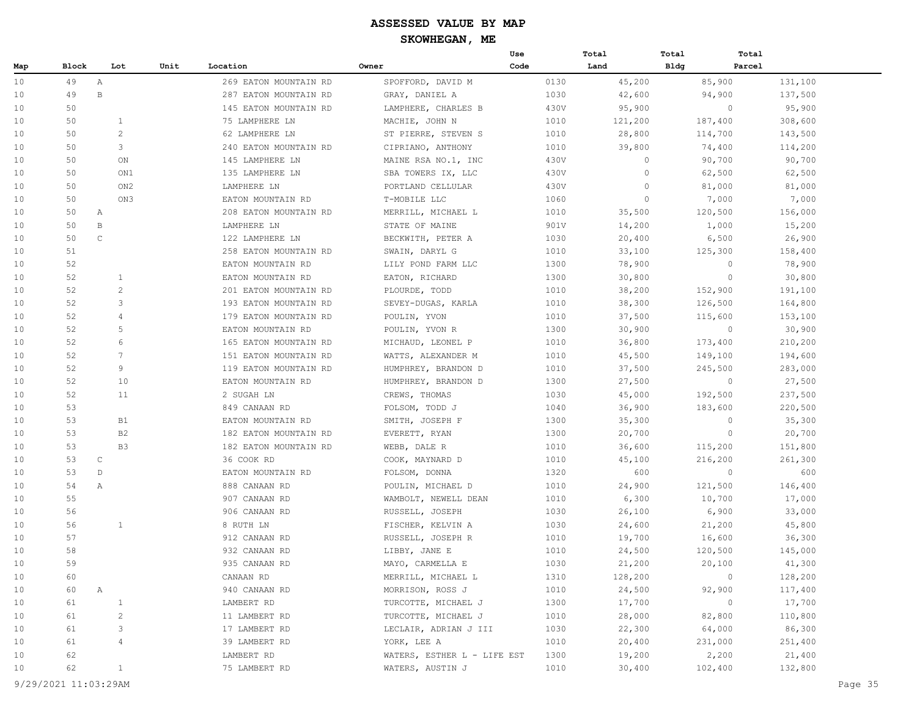# ASSESSED VALUE BY MAP

## SKOWHEGAN, ME

| Map | Block | Lot | Unit | Location | Owner | Use Code | Total Land | Total Bldg | Total Parcel |
|---|---|---|---|---|---|---|---|---|---|
| 10 | 49 | A | | 269 EATON MOUNTAIN RD | SPOFFORD, DAVID M | 0130 | 45,200 | 85,900 | 131,100 |
| 10 | 49 | B | | 287 EATON MOUNTAIN RD | GRAY, DANIEL A | 1030 | 42,600 | 94,900 | 137,500 |
| 10 | 50 | | | 145 EATON MOUNTAIN RD | LAMPHERE, CHARLES B | 430V | 95,900 | 0 | 95,900 |
| 10 | 50 | 1 | | 75 LAMPHERE LN | MACHIE, JOHN N | 1010 | 121,200 | 187,400 | 308,600 |
| 10 | 50 | 2 | | 62 LAMPHERE LN | ST PIERRE, STEVEN S | 1010 | 28,800 | 114,700 | 143,500 |
| 10 | 50 | 3 | | 240 EATON MOUNTAIN RD | CIPRIANO, ANTHONY | 1010 | 39,800 | 74,400 | 114,200 |
| 10 | 50 | ON | | 145 LAMPHERE LN | MAINE RSA NO.1, INC | 430V | 0 | 90,700 | 90,700 |
| 10 | 50 | ON1 | | 135 LAMPHERE LN | SBA TOWERS IX, LLC | 430V | 0 | 62,500 | 62,500 |
| 10 | 50 | ON2 | | LAMPHERE LN | PORTLAND CELLULAR | 430V | 0 | 81,000 | 81,000 |
| 10 | 50 | ON3 | | EATON MOUNTAIN RD | T-MOBILE LLC | 1060 | 0 | 7,000 | 7,000 |
| 10 | 50 | A | | 208 EATON MOUNTAIN RD | MERRILL, MICHAEL L | 1010 | 35,500 | 120,500 | 156,000 |
| 10 | 50 | B | | LAMPHERE LN | STATE OF MAINE | 901V | 14,200 | 1,000 | 15,200 |
| 10 | 50 | C | | 122 LAMPHERE LN | BECKWITH, PETER A | 1030 | 20,400 | 6,500 | 26,900 |
| 10 | 51 | | | 258 EATON MOUNTAIN RD | SWAIN, DARYL G | 1010 | 33,100 | 125,300 | 158,400 |
| 10 | 52 | | | EATON MOUNTAIN RD | LILY POND FARM LLC | 1300 | 78,900 | 0 | 78,900 |
| 10 | 52 | 1 | | EATON MOUNTAIN RD | EATON, RICHARD | 1300 | 30,800 | 0 | 30,800 |
| 10 | 52 | 2 | | 201 EATON MOUNTAIN RD | PLOURDE, TODD | 1010 | 38,200 | 152,900 | 191,100 |
| 10 | 52 | 3 | | 193 EATON MOUNTAIN RD | SEVEY-DUGAS, KARLA | 1010 | 38,300 | 126,500 | 164,800 |
| 10 | 52 | 4 | | 179 EATON MOUNTAIN RD | POULIN, YVON | 1010 | 37,500 | 115,600 | 153,100 |
| 10 | 52 | 5 | | EATON MOUNTAIN RD | POULIN, YVON R | 1300 | 30,900 | 0 | 30,900 |
| 10 | 52 | 6 | | 165 EATON MOUNTAIN RD | MICHAUD, LEONEL P | 1010 | 36,800 | 173,400 | 210,200 |
| 10 | 52 | 7 | | 151 EATON MOUNTAIN RD | WATTS, ALEXANDER M | 1010 | 45,500 | 149,100 | 194,600 |
| 10 | 52 | 9 | | 119 EATON MOUNTAIN RD | HUMPHREY, BRANDON D | 1010 | 37,500 | 245,500 | 283,000 |
| 10 | 52 | 10 | | EATON MOUNTAIN RD | HUMPHREY, BRANDON D | 1300 | 27,500 | 0 | 27,500 |
| 10 | 52 | 11 | | 2 SUGAH LN | CREWS, THOMAS | 1030 | 45,000 | 192,500 | 237,500 |
| 10 | 53 | | | 849 CANAAN RD | FOLSOM, TODD J | 1040 | 36,900 | 183,600 | 220,500 |
| 10 | 53 | B1 | | EATON MOUNTAIN RD | SMITH, JOSEPH F | 1300 | 35,300 | 0 | 35,300 |
| 10 | 53 | B2 | | 182 EATON MOUNTAIN RD | EVERETT, RYAN | 1300 | 20,700 | 0 | 20,700 |
| 10 | 53 | B3 | | 182 EATON MOUNTAIN RD | WEBB, DALE R | 1010 | 36,600 | 115,200 | 151,800 |
| 10 | 53 | C | | 36 COOK RD | COOK, MAYNARD D | 1010 | 45,100 | 216,200 | 261,300 |
| 10 | 53 | D | | EATON MOUNTAIN RD | FOLSOM, DONNA | 1320 | 600 | 0 | 600 |
| 10 | 54 | A | | 888 CANAAN RD | POULIN, MICHAEL D | 1010 | 24,900 | 121,500 | 146,400 |
| 10 | 55 | | | 907 CANAAN RD | WAMBOLT, NEWELL DEAN | 1010 | 6,300 | 10,700 | 17,000 |
| 10 | 56 | | | 906 CANAAN RD | RUSSELL, JOSEPH | 1030 | 26,100 | 6,900 | 33,000 |
| 10 | 56 | 1 | | 8 RUTH LN | FISCHER, KELVIN A | 1030 | 24,600 | 21,200 | 45,800 |
| 10 | 57 | | | 912 CANAAN RD | RUSSELL, JOSEPH R | 1010 | 19,700 | 16,600 | 36,300 |
| 10 | 58 | | | 932 CANAAN RD | LIBBY, JANE E | 1010 | 24,500 | 120,500 | 145,000 |
| 10 | 59 | | | 935 CANAAN RD | MAYO, CARMELLA E | 1030 | 21,200 | 20,100 | 41,300 |
| 10 | 60 | | | CANAAN RD | MERRILL, MICHAEL L | 1310 | 128,200 | 0 | 128,200 |
| 10 | 60 | A | | 940 CANAAN RD | MORRISON, ROSS J | 1010 | 24,500 | 92,900 | 117,400 |
| 10 | 61 | 1 | | LAMBERT RD | TURCOTTE, MICHAEL J | 1300 | 17,700 | 0 | 17,700 |
| 10 | 61 | 2 | | 11 LAMBERT RD | TURCOTTE, MICHAEL J | 1010 | 28,000 | 82,800 | 110,800 |
| 10 | 61 | 3 | | 17 LAMBERT RD | LECLAIR, ADRIAN J III | 1030 | 22,300 | 64,000 | 86,300 |
| 10 | 61 | 4 | | 39 LAMBERT RD | YORK, LEE A | 1010 | 20,400 | 231,000 | 251,400 |
| 10 | 62 | | | LAMBERT RD | WATERS, ESTHER L - LIFE EST | 1300 | 19,200 | 2,200 | 21,400 |
| 10 | 62 | 1 | | 75 LAMBERT RD | WATERS, AUSTIN J | 1010 | 30,400 | 102,400 | 132,800 |

9/29/2021 11:03:29AM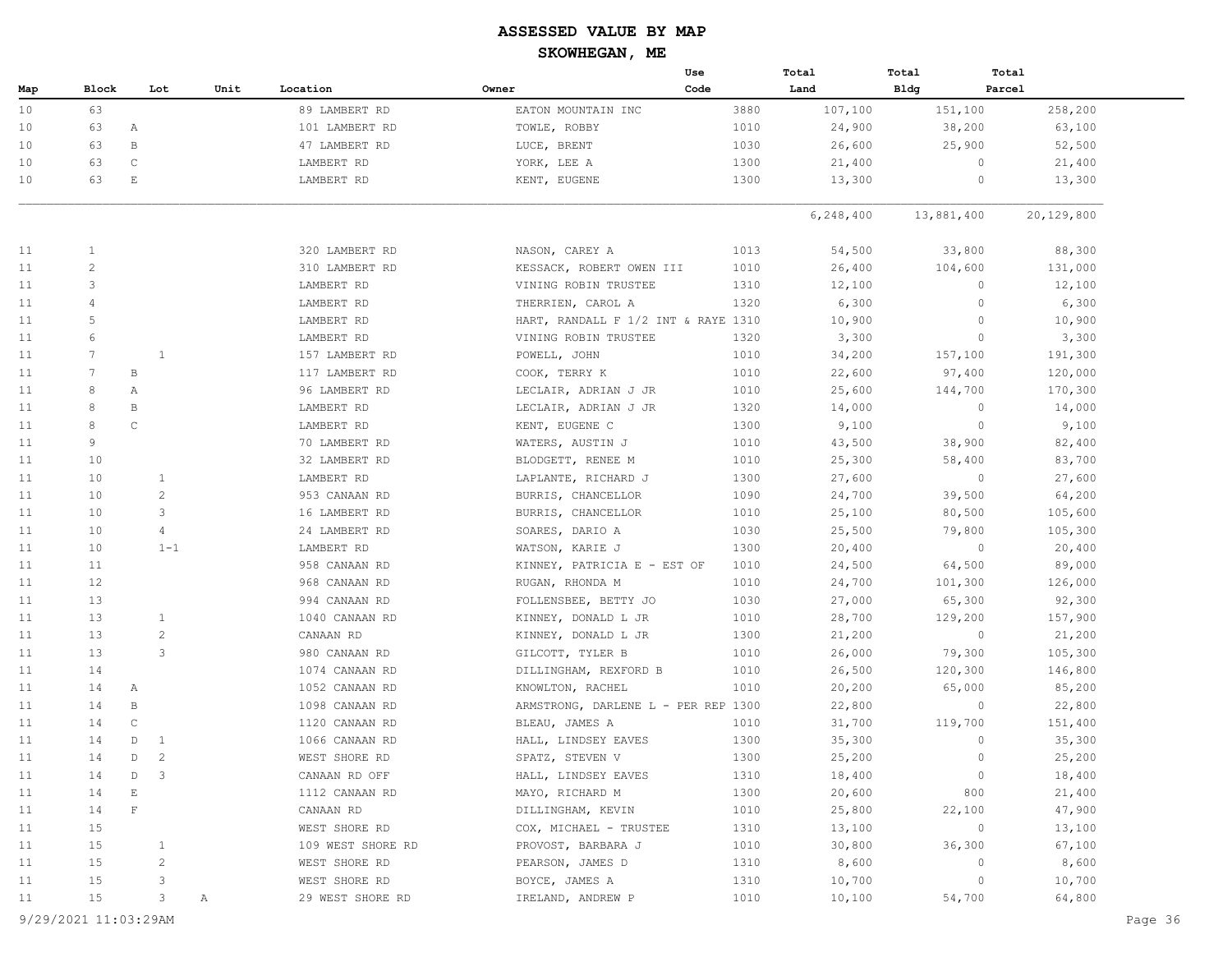# ASSESSED VALUE BY MAP

## SKOWHEGAN, ME

| Map | Block | Lot | Unit | Location | Owner | Use Code | Total Land | Total Bldg | Total Parcel |
|---|---|---|---|---|---|---|---|---|---|
| 10 | 63 | | | 89 LAMBERT RD | EATON MOUNTAIN INC | 3880 | 107,100 | 151,100 | 258,200 |
| 10 | 63 | A | | 101 LAMBERT RD | TOWLE, ROBBY | 1010 | 24,900 | 38,200 | 63,100 |
| 10 | 63 | B | | 47 LAMBERT RD | LUCE, BRENT | 1030 | 26,600 | 25,900 | 52,500 |
| 10 | 63 | C | | LAMBERT RD | YORK, LEE A | 1300 | 21,400 | 0 | 21,400 |
| 10 | 63 | E | | LAMBERT RD | KENT, EUGENE | 1300 | 13,300 | 0 | 13,300 |
| | | | | | | | 6,248,400 | 13,881,400 | 20,129,800 |
| 11 | 1 | | | 320 LAMBERT RD | NASON, CAREY A | 1013 | 54,500 | 33,800 | 88,300 |
| 11 | 2 | | | 310 LAMBERT RD | KESSACK, ROBERT OWEN III | 1010 | 26,400 | 104,600 | 131,000 |
| 11 | 3 | | | LAMBERT RD | VINING ROBIN TRUSTEE | 1310 | 12,100 | 0 | 12,100 |
| 11 | 4 | | | LAMBERT RD | THERRIEN, CAROL A | 1320 | 6,300 | 0 | 6,300 |
| 11 | 5 | | | LAMBERT RD | HART, RANDALL F 1/2 INT & RAYE | 1310 | 10,900 | 0 | 10,900 |
| 11 | 6 | | | LAMBERT RD | VINING ROBIN TRUSTEE | 1320 | 3,300 | 0 | 3,300 |
| 11 | 7 | 1 | | 157 LAMBERT RD | POWELL, JOHN | 1010 | 34,200 | 157,100 | 191,300 |
| 11 | 7 | B | | 117 LAMBERT RD | COOK, TERRY K | 1010 | 22,600 | 97,400 | 120,000 |
| 11 | 8 | A | | 96 LAMBERT RD | LECLAIR, ADRIAN J JR | 1010 | 25,600 | 144,700 | 170,300 |
| 11 | 8 | B | | LAMBERT RD | LECLAIR, ADRIAN J JR | 1320 | 14,000 | 0 | 14,000 |
| 11 | 8 | C | | LAMBERT RD | KENT, EUGENE C | 1300 | 9,100 | 0 | 9,100 |
| 11 | 9 | | | 70 LAMBERT RD | WATERS, AUSTIN J | 1010 | 43,500 | 38,900 | 82,400 |
| 11 | 10 | | | 32 LAMBERT RD | BLODGETT, RENEE M | 1010 | 25,300 | 58,400 | 83,700 |
| 11 | 10 | 1 | | LAMBERT RD | LAPLANTE, RICHARD J | 1300 | 27,600 | 0 | 27,600 |
| 11 | 10 | 2 | | 953 CANAAN RD | BURRIS, CHANCELLOR | 1090 | 24,700 | 39,500 | 64,200 |
| 11 | 10 | 3 | | 16 LAMBERT RD | BURRIS, CHANCELLOR | 1010 | 25,100 | 80,500 | 105,600 |
| 11 | 10 | 4 | | 24 LAMBERT RD | SOARES, DARIO A | 1030 | 25,500 | 79,800 | 105,300 |
| 11 | 10 | 1-1 | | LAMBERT RD | WATSON, KARIE J | 1300 | 20,400 | 0 | 20,400 |
| 11 | 11 | | | 958 CANAAN RD | KINNEY, PATRICIA E - EST OF | 1010 | 24,500 | 64,500 | 89,000 |
| 11 | 12 | | | 968 CANAAN RD | RUGAN, RHONDA M | 1010 | 24,700 | 101,300 | 126,000 |
| 11 | 13 | | | 994 CANAAN RD | FOLLENSBEE, BETTY JO | 1030 | 27,000 | 65,300 | 92,300 |
| 11 | 13 | 1 | | 1040 CANAAN RD | KINNEY, DONALD L JR | 1010 | 28,700 | 129,200 | 157,900 |
| 11 | 13 | 2 | | CANAAN RD | KINNEY, DONALD L JR | 1300 | 21,200 | 0 | 21,200 |
| 11 | 13 | 3 | | 980 CANAAN RD | GILCOTT, TYLER B | 1010 | 26,000 | 79,300 | 105,300 |
| 11 | 14 | | | 1074 CANAAN RD | DILLINGHAM, REXFORD B | 1010 | 26,500 | 120,300 | 146,800 |
| 11 | 14 | A | | 1052 CANAAN RD | KNOWLTON, RACHEL | 1010 | 20,200 | 65,000 | 85,200 |
| 11 | 14 | B | | 1098 CANAAN RD | ARMSTRONG, DARLENE L - PER REP | 1300 | 22,800 | 0 | 22,800 |
| 11 | 14 | C | | 1120 CANAAN RD | BLEAU, JAMES A | 1010 | 31,700 | 119,700 | 151,400 |
| 11 | 14 | D 1 | | 1066 CANAAN RD | HALL, LINDSEY EAVES | 1300 | 35,300 | 0 | 35,300 |
| 11 | 14 | D 2 | | WEST SHORE RD | SPATZ, STEVEN V | 1300 | 25,200 | 0 | 25,200 |
| 11 | 14 | D 3 | | CANAAN RD OFF | HALL, LINDSEY EAVES | 1310 | 18,400 | 0 | 18,400 |
| 11 | 14 | E | | 1112 CANAAN RD | MAYO, RICHARD M | 1300 | 20,600 | 800 | 21,400 |
| 11 | 14 | F | | CANAAN RD | DILLINGHAM, KEVIN | 1010 | 25,800 | 22,100 | 47,900 |
| 11 | 15 | | | WEST SHORE RD | COX, MICHAEL - TRUSTEE | 1310 | 13,100 | 0 | 13,100 |
| 11 | 15 | 1 | | 109 WEST SHORE RD | PROVOST, BARBARA J | 1010 | 30,800 | 36,300 | 67,100 |
| 11 | 15 | 2 | | WEST SHORE RD | PEARSON, JAMES D | 1310 | 8,600 | 0 | 8,600 |
| 11 | 15 | 3 | | WEST SHORE RD | BOYCE, JAMES A | 1310 | 10,700 | 0 | 10,700 |
| 11 | 15 | 3 | A | 29 WEST SHORE RD | IRELAND, ANDREW P | 1010 | 10,100 | 54,700 | 64,800 |

9/29/2021 11:03:29AM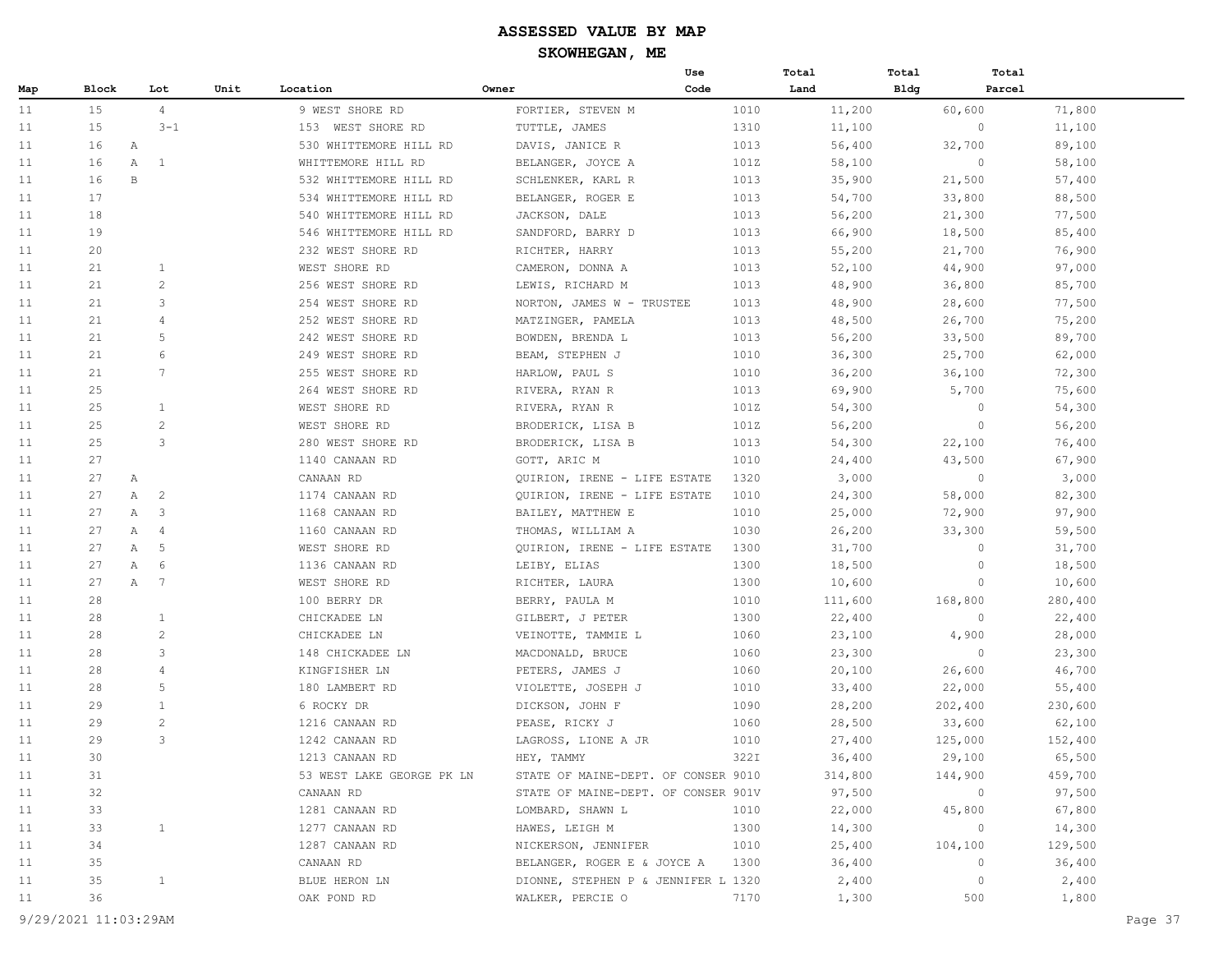# ASSESSED VALUE BY MAP

## SKOWHEGAN, ME

| Map | Block | Lot | Unit | Location | Owner | Use Code | Total Land | Total Bldg | Total Parcel |
|---|---|---|---|---|---|---|---|---|---|
| 11 | 15 | 4 | | 9 WEST SHORE RD | FORTIER, STEVEN M | 1010 | 11,200 | 60,600 | 71,800 |
| 11 | 15 | 3-1 | | 153 WEST SHORE RD | TUTTLE, JAMES | 1310 | 11,100 | 0 | 11,100 |
| 11 | 16 | A | | 530 WHITTEMORE HILL RD | DAVIS, JANICE R | 1013 | 56,400 | 32,700 | 89,100 |
| 11 | 16 | A 1 | | WHITTEMORE HILL RD | BELANGER, JOYCE A | 101Z | 58,100 | 0 | 58,100 |
| 11 | 16 | B | | 532 WHITTEMORE HILL RD | SCHLENKER, KARL R | 1013 | 35,900 | 21,500 | 57,400 |
| 11 | 17 | | | 534 WHITTEMORE HILL RD | BELANGER, ROGER E | 1013 | 54,700 | 33,800 | 88,500 |
| 11 | 18 | | | 540 WHITTEMORE HILL RD | JACKSON, DALE | 1013 | 56,200 | 21,300 | 77,500 |
| 11 | 19 | | | 546 WHITTEMORE HILL RD | SANDFORD, BARRY D | 1013 | 66,900 | 18,500 | 85,400 |
| 11 | 20 | | | 232 WEST SHORE RD | RICHTER, HARRY | 1013 | 55,200 | 21,700 | 76,900 |
| 11 | 21 | 1 | | WEST SHORE RD | CAMERON, DONNA A | 1013 | 52,100 | 44,900 | 97,000 |
| 11 | 21 | 2 | | 256 WEST SHORE RD | LEWIS, RICHARD M | 1013 | 48,900 | 36,800 | 85,700 |
| 11 | 21 | 3 | | 254 WEST SHORE RD | NORTON, JAMES W - TRUSTEE | 1013 | 48,900 | 28,600 | 77,500 |
| 11 | 21 | 4 | | 252 WEST SHORE RD | MATZINGER, PAMELA | 1013 | 48,500 | 26,700 | 75,200 |
| 11 | 21 | 5 | | 242 WEST SHORE RD | BOWDEN, BRENDA L | 1013 | 56,200 | 33,500 | 89,700 |
| 11 | 21 | 6 | | 249 WEST SHORE RD | BEAM, STEPHEN J | 1010 | 36,300 | 25,700 | 62,000 |
| 11 | 21 | 7 | | 255 WEST SHORE RD | HARLOW, PAUL S | 1010 | 36,200 | 36,100 | 72,300 |
| 11 | 25 | | | 264 WEST SHORE RD | RIVERA, RYAN R | 1013 | 69,900 | 5,700 | 75,600 |
| 11 | 25 | 1 | | WEST SHORE RD | RIVERA, RYAN R | 101Z | 54,300 | 0 | 54,300 |
| 11 | 25 | 2 | | WEST SHORE RD | BRODERICK, LISA B | 101Z | 56,200 | 0 | 56,200 |
| 11 | 25 | 3 | | 280 WEST SHORE RD | BRODERICK, LISA B | 1013 | 54,300 | 22,100 | 76,400 |
| 11 | 27 | | | 1140 CANAAN RD | GOTT, ARIC M | 1010 | 24,400 | 43,500 | 67,900 |
| 11 | 27 | A | | CANAAN RD | QUIRION, IRENE - LIFE ESTATE | 1320 | 3,000 | 0 | 3,000 |
| 11 | 27 | A 2 | | 1174 CANAAN RD | QUIRION, IRENE - LIFE ESTATE | 1010 | 24,300 | 58,000 | 82,300 |
| 11 | 27 | A 3 | | 1168 CANAAN RD | BAILEY, MATTHEW E | 1010 | 25,000 | 72,900 | 97,900 |
| 11 | 27 | A 4 | | 1160 CANAAN RD | THOMAS, WILLIAM A | 1030 | 26,200 | 33,300 | 59,500 |
| 11 | 27 | A 5 | | WEST SHORE RD | QUIRION, IRENE - LIFE ESTATE | 1300 | 31,700 | 0 | 31,700 |
| 11 | 27 | A 6 | | 1136 CANAAN RD | LEIBY, ELIAS | 1300 | 18,500 | 0 | 18,500 |
| 11 | 27 | A 7 | | WEST SHORE RD | RICHTER, LAURA | 1300 | 10,600 | 0 | 10,600 |
| 11 | 28 | | | 100 BERRY DR | BERRY, PAULA M | 1010 | 111,600 | 168,800 | 280,400 |
| 11 | 28 | 1 | | CHICKADEE LN | GILBERT, J PETER | 1300 | 22,400 | 0 | 22,400 |
| 11 | 28 | 2 | | CHICKADEE LN | VEINOTTE, TAMMIE L | 1060 | 23,100 | 4,900 | 28,000 |
| 11 | 28 | 3 | | 148 CHICKADEE LN | MACDONALD, BRUCE | 1060 | 23,300 | 0 | 23,300 |
| 11 | 28 | 4 | | KINGFISHER LN | PETERS, JAMES J | 1060 | 20,100 | 26,600 | 46,700 |
| 11 | 28 | 5 | | 180 LAMBERT RD | VIOLETTE, JOSEPH J | 1010 | 33,400 | 22,000 | 55,400 |
| 11 | 29 | 1 | | 6 ROCKY DR | DICKSON, JOHN F | 1090 | 28,200 | 202,400 | 230,600 |
| 11 | 29 | 2 | | 1216 CANAAN RD | PEASE, RICKY J | 1060 | 28,500 | 33,600 | 62,100 |
| 11 | 29 | 3 | | 1242 CANAAN RD | LAGROSS, LIONE A JR | 1010 | 27,400 | 125,000 | 152,400 |
| 11 | 30 | | | 1213 CANAAN RD | HEY, TAMMY | 322I | 36,400 | 29,100 | 65,500 |
| 11 | 31 | | | 53 WEST LAKE GEORGE PK LN | STATE OF MAINE-DEPT. OF CONSER | 9010 | 314,800 | 144,900 | 459,700 |
| 11 | 32 | | | CANAAN RD | STATE OF MAINE-DEPT. OF CONSER | 901V | 97,500 | 0 | 97,500 |
| 11 | 33 | | | 1281 CANAAN RD | LOMBARD, SHAWN L | 1010 | 22,000 | 45,800 | 67,800 |
| 11 | 33 | 1 | | 1277 CANAAN RD | HAWES, LEIGH M | 1300 | 14,300 | 0 | 14,300 |
| 11 | 34 | | | 1287 CANAAN RD | NICKERSON, JENNIFER | 1010 | 25,400 | 104,100 | 129,500 |
| 11 | 35 | | | CANAAN RD | BELANGER, ROGER E & JOYCE A | 1300 | 36,400 | 0 | 36,400 |
| 11 | 35 | 1 | | BLUE HERON LN | DIONNE, STEPHEN P & JENNIFER L | 1320 | 2,400 | 0 | 2,400 |
| 11 | 36 | | | OAK POND RD | WALKER, PERCIE O | 7170 | 1,300 | 500 | 1,800 |

9/29/2021 11:03:29AM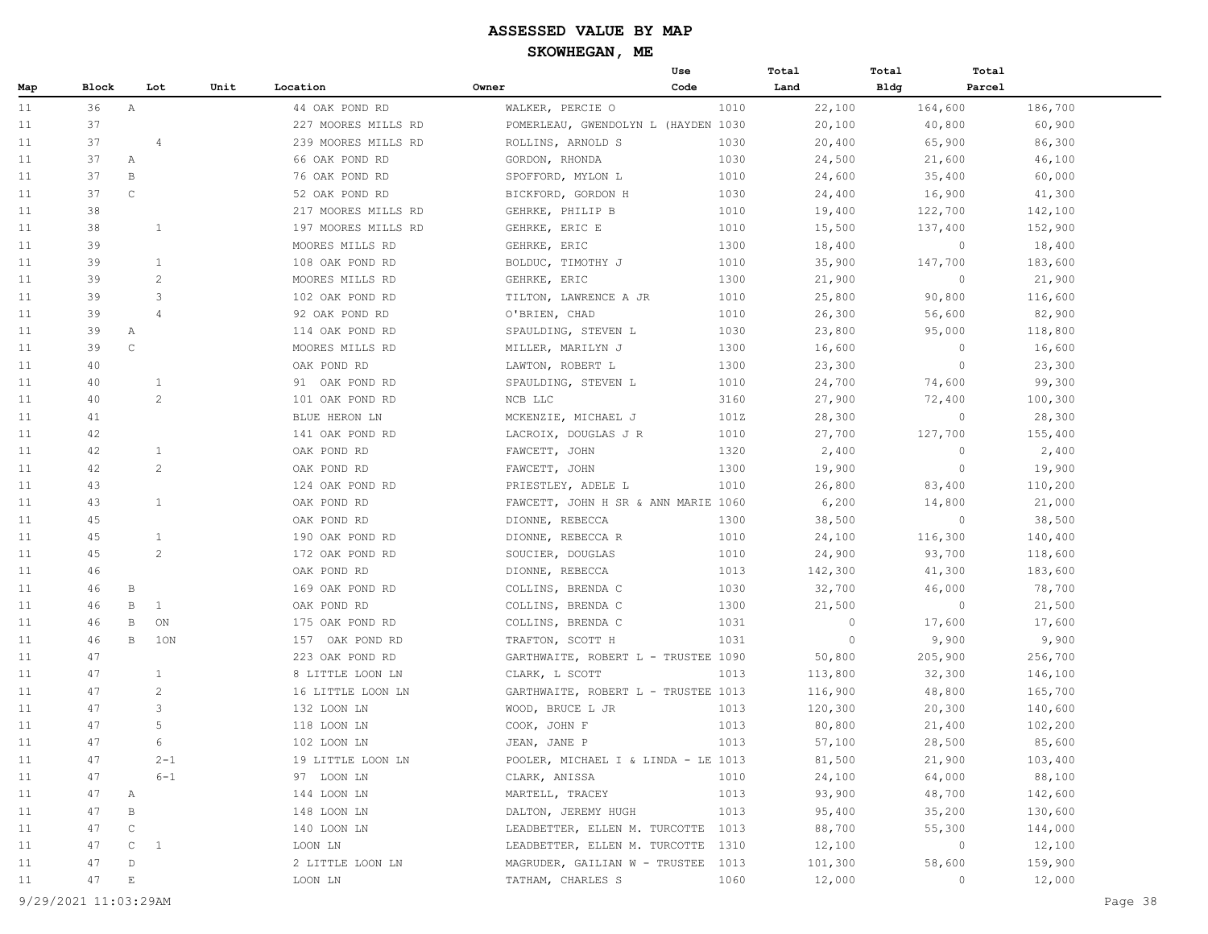# ASSESSED VALUE BY MAP

## SKOWHEGAN, ME

| Map | Block | Lot | Unit | Location | Owner | Use Code | Total Land | Total Bldg | Total Parcel |
|---|---|---|---|---|---|---|---|---|---|
| 11 | 36 | A | | 44 OAK POND RD | WALKER, PERCIE O | 1010 | 22,100 | 164,600 | 186,700 |
| 11 | 37 | | | 227 MOORES MILLS RD | POMERLEAU, GWENDOLYN L (HAYDEN | 1030 | 20,100 | 40,800 | 60,900 |
| 11 | 37 | 4 | | 239 MOORES MILLS RD | ROLLINS, ARNOLD S | 1030 | 20,400 | 65,900 | 86,300 |
| 11 | 37 | A | | 66 OAK POND RD | GORDON, RHONDA | 1030 | 24,500 | 21,600 | 46,100 |
| 11 | 37 | B | | 76 OAK POND RD | SPOFFORD, MYLON L | 1010 | 24,600 | 35,400 | 60,000 |
| 11 | 37 | C | | 52 OAK POND RD | BICKFORD, GORDON H | 1030 | 24,400 | 16,900 | 41,300 |
| 11 | 38 | | | 217 MOORES MILLS RD | GEHRKE, PHILIP B | 1010 | 19,400 | 122,700 | 142,100 |
| 11 | 38 | 1 | | 197 MOORES MILLS RD | GEHRKE, ERIC E | 1010 | 15,500 | 137,400 | 152,900 |
| 11 | 39 | | | MOORES MILLS RD | GEHRKE, ERIC | 1300 | 18,400 | 0 | 18,400 |
| 11 | 39 | 1 | | 108 OAK POND RD | BOLDUC, TIMOTHY J | 1010 | 35,900 | 147,700 | 183,600 |
| 11 | 39 | 2 | | MOORES MILLS RD | GEHRKE, ERIC | 1300 | 21,900 | 0 | 21,900 |
| 11 | 39 | 3 | | 102 OAK POND RD | TILTON, LAWRENCE A JR | 1010 | 25,800 | 90,800 | 116,600 |
| 11 | 39 | 4 | | 92 OAK POND RD | O'BRIEN, CHAD | 1010 | 26,300 | 56,600 | 82,900 |
| 11 | 39 | A | | 114 OAK POND RD | SPAULDING, STEVEN L | 1030 | 23,800 | 95,000 | 118,800 |
| 11 | 39 | C | | MOORES MILLS RD | MILLER, MARILYN J | 1300 | 16,600 | 0 | 16,600 |
| 11 | 40 | | | OAK POND RD | LAWTON, ROBERT L | 1300 | 23,300 | 0 | 23,300 |
| 11 | 40 | 1 | | 91 OAK POND RD | SPAULDING, STEVEN L | 1010 | 24,700 | 74,600 | 99,300 |
| 11 | 40 | 2 | | 101 OAK POND RD | NCB LLC | 3160 | 27,900 | 72,400 | 100,300 |
| 11 | 41 | | | BLUE HERON LN | MCKENZIE, MICHAEL J | 101Z | 28,300 | 0 | 28,300 |
| 11 | 42 | | | 141 OAK POND RD | LACROIX, DOUGLAS J R | 1010 | 27,700 | 127,700 | 155,400 |
| 11 | 42 | 1 | | OAK POND RD | FAWCETT, JOHN | 1320 | 2,400 | 0 | 2,400 |
| 11 | 42 | 2 | | OAK POND RD | FAWCETT, JOHN | 1300 | 19,900 | 0 | 19,900 |
| 11 | 43 | | | 124 OAK POND RD | PRIESTLEY, ADELE L | 1010 | 26,800 | 83,400 | 110,200 |
| 11 | 43 | 1 | | OAK POND RD | FAWCETT, JOHN H SR & ANN MARIE | 1060 | 6,200 | 14,800 | 21,000 |
| 11 | 45 | | | OAK POND RD | DIONNE, REBECCA | 1300 | 38,500 | 0 | 38,500 |
| 11 | 45 | 1 | | 190 OAK POND RD | DIONNE, REBECCA R | 1010 | 24,100 | 116,300 | 140,400 |
| 11 | 45 | 2 | | 172 OAK POND RD | SOUCIER, DOUGLAS | 1010 | 24,900 | 93,700 | 118,600 |
| 11 | 46 | | | OAK POND RD | DIONNE, REBECCA | 1013 | 142,300 | 41,300 | 183,600 |
| 11 | 46 | B | | 169 OAK POND RD | COLLINS, BRENDA C | 1030 | 32,700 | 46,000 | 78,700 |
| 11 | 46 | B | 1 | OAK POND RD | COLLINS, BRENDA C | 1300 | 21,500 | 0 | 21,500 |
| 11 | 46 | B | ON | 175 OAK POND RD | COLLINS, BRENDA C | 1031 | 0 | 17,600 | 17,600 |
| 11 | 46 | B | 1ON | 157 OAK POND RD | TRAFTON, SCOTT H | 1031 | 0 | 9,900 | 9,900 |
| 11 | 47 | | | 223 OAK POND RD | GARTHWAITE, ROBERT L - TRUSTEE | 1090 | 50,800 | 205,900 | 256,700 |
| 11 | 47 | 1 | | 8 LITTLE LOON LN | CLARK, L SCOTT | 1013 | 113,800 | 32,300 | 146,100 |
| 11 | 47 | 2 | | 16 LITTLE LOON LN | GARTHWAITE, ROBERT L - TRUSTEE | 1013 | 116,900 | 48,800 | 165,700 |
| 11 | 47 | 3 | | 132 LOON LN | WOOD, BRUCE L JR | 1013 | 120,300 | 20,300 | 140,600 |
| 11 | 47 | 5 | | 118 LOON LN | COOK, JOHN F | 1013 | 80,800 | 21,400 | 102,200 |
| 11 | 47 | 6 | | 102 LOON LN | JEAN, JANE P | 1013 | 57,100 | 28,500 | 85,600 |
| 11 | 47 | 2-1 | | 19 LITTLE LOON LN | POOLER, MICHAEL I & LINDA - LE | 1013 | 81,500 | 21,900 | 103,400 |
| 11 | 47 | 6-1 | | 97 LOON LN | CLARK, ANISSA | 1010 | 24,100 | 64,000 | 88,100 |
| 11 | 47 | A | | 144 LOON LN | MARTELL, TRACEY | 1013 | 93,900 | 48,700 | 142,600 |
| 11 | 47 | B | | 148 LOON LN | DALTON, JEREMY HUGH | 1013 | 95,400 | 35,200 | 130,600 |
| 11 | 47 | C | | 140 LOON LN | LEADBETTER, ELLEN M. TURCOTTE | 1013 | 88,700 | 55,300 | 144,000 |
| 11 | 47 | C | 1 | LOON LN | LEADBETTER, ELLEN M. TURCOTTE | 1310 | 12,100 | 0 | 12,100 |
| 11 | 47 | D | | 2 LITTLE LOON LN | MAGRUDER, GAILIAN W - TRUSTEE | 1013 | 101,300 | 58,600 | 159,900 |
| 11 | 47 | E | | LOON LN | TATHAM, CHARLES S | 1060 | 12,000 | 0 | 12,000 |

9/29/2021 11:03:29AM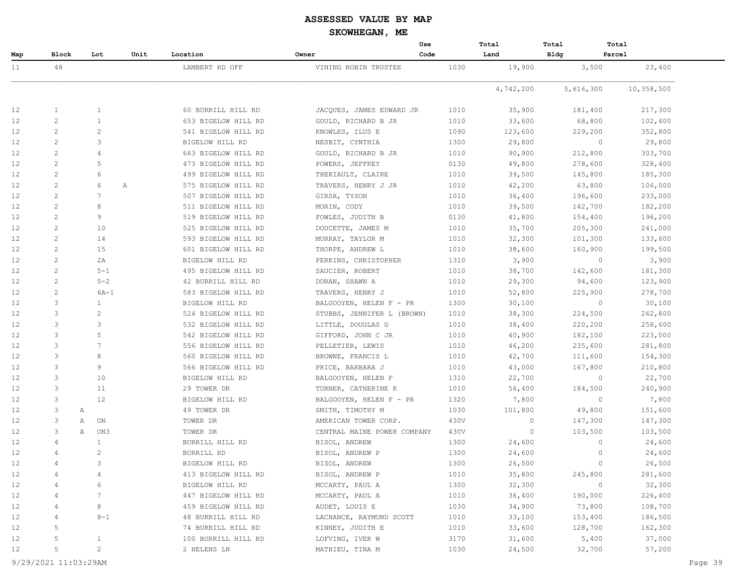# ASSESSED VALUE BY MAP

## SKOWHEGAN, ME

| Map | Block | Lot | Unit | Location | Owner | Use Code | Total Land | Total Bldg | Total Parcel |
|---|---|---|---|---|---|---|---|---|---|
| 11 | 48 | | | LAMBERT RD OFF | VINING ROBIN TRUSTEE | 1030 | 19,900 | 3,500 | 23,400 |
| | | | | | | | 4,742,200 | 5,616,300 | 10,358,500 |
| 12 | 1 | 1 | | 60 BURRILL HILL RD | JACQUES, JAMES EDWARD JR | 1010 | 35,900 | 181,400 | 217,300 |
| 12 | 2 | 1 | | 653 BIGELOW HILL RD | GOULD, RICHARD B JR | 1010 | 33,600 | 68,800 | 102,400 |
| 12 | 2 | 2 | | 541 BIGELOW HILL RD | KNOWLES, ILUS E | 1090 | 123,600 | 229,200 | 352,800 |
| 12 | 2 | 3 | | BIGELOW HILL RD | NESBIT, CYNTHIA | 1300 | 29,800 | 0 | 29,800 |
| 12 | 2 | 4 | | 663 BIGELOW HILL RD | GOULD, RICHARD B JR | 1010 | 90,900 | 212,800 | 303,700 |
| 12 | 2 | 5 | | 473 BIGELOW HILL RD | POWERS, JEFFREY | 0130 | 49,800 | 278,600 | 328,400 |
| 12 | 2 | 6 | | 499 BIGELOW HILL RD | THERIAULT, CLAIRE | 1010 | 39,500 | 145,800 | 185,300 |
| 12 | 2 | 6 | A | 575 BIGELOW HILL RD | TRAVERS, HENRY J JR | 1010 | 42,200 | 63,800 | 106,000 |
| 12 | 2 | 7 | | 507 BIGELOW HILL RD | GIRSA, TYSON | 1010 | 36,400 | 196,600 | 233,000 |
| 12 | 2 | 8 | | 511 BIGELOW HILL RD | MORIN, CODY | 1010 | 39,500 | 142,700 | 182,200 |
| 12 | 2 | 9 | | 519 BIGELOW HILL RD | FOWLES, JUDITH B | 0130 | 41,800 | 154,400 | 196,200 |
| 12 | 2 | 10 | | 525 BIGELOW HILL RD | DOUCETTE, JAMES M | 1010 | 35,700 | 205,300 | 241,000 |
| 12 | 2 | 14 | | 593 BIGELOW HILL RD | MURRAY, TAYLOR M | 1010 | 32,300 | 101,300 | 133,600 |
| 12 | 2 | 15 | | 601 BIGELOW HILL RD | THORPE, ANDREW L | 1010 | 38,600 | 160,900 | 199,500 |
| 12 | 2 | 2A | | BIGELOW HILL RD | PERKINS, CHRISTOPHER | 1310 | 3,900 | 0 | 3,900 |
| 12 | 2 | 5-1 | | 495 BIGELOW HILL RD | SAUCIER, ROBERT | 1010 | 38,700 | 142,600 | 181,300 |
| 12 | 2 | 5-2 | | 42 BURRILL HILL RD | DORAN, SHAWN A | 1010 | 29,300 | 94,600 | 123,900 |
| 12 | 2 | 6A-1 | | 583 BIGELOW HILL RD | TRAVERS, HENRY J | 1010 | 52,800 | 225,900 | 278,700 |
| 12 | 3 | 1 | | BIGELOW HILL RD | BALGOOYEN, HELEN F - PR | 1300 | 30,100 | 0 | 30,100 |
| 12 | 3 | 2 | | 524 BIGELOW HILL RD | STUBBS, JENNIFER L (BROWN) | 1010 | 38,300 | 224,500 | 262,800 |
| 12 | 3 | 3 | | 532 BIGELOW HILL RD | LITTLE, DOUGLAS G | 1010 | 38,400 | 220,200 | 258,600 |
| 12 | 3 | 5 | | 542 BIGELOW HILL RD | GIFFORD, JOHN C JR | 1010 | 40,900 | 182,100 | 223,000 |
| 12 | 3 | 7 | | 556 BIGELOW HILL RD | PELLETIER, LEWIS | 1010 | 46,200 | 235,600 | 281,800 |
| 12 | 3 | 8 | | 560 BIGELOW HILL RD | BROWNE, FRANCIS L | 1010 | 42,700 | 111,600 | 154,300 |
| 12 | 3 | 9 | | 566 BIGELOW HILL RD | PRICE, BARBARA J | 1010 | 43,000 | 167,800 | 210,800 |
| 12 | 3 | 10 | | BIGELOW HILL RD | BALGOOYEN, HELEN F | 1310 | 22,700 | 0 | 22,700 |
| 12 | 3 | 11 | | 29 TOWER DR | TURNER, CATHERINE K | 1010 | 56,400 | 184,500 | 240,900 |
| 12 | 3 | 12 | | BIGELOW HILL RD | BALGOOYEN, HELEN F - PR | 1320 | 7,800 | 0 | 7,800 |
| 12 | 3 A | | | 49 TOWER DR | SMITH, TIMOTHY M | 1030 | 101,800 | 49,800 | 151,600 |
| 12 | 3 A | ON | | TOWER DR | AMERICAN TOWER CORP. | 430V | 0 | 147,300 | 147,300 |
| 12 | 3 A | ON3 | | TOWER DR | CENTRAL MAINE POWER COMPANY | 430V | 0 | 103,500 | 103,500 |
| 12 | 4 | 1 | | BURRILL HILL RD | BISOL, ANDREW | 1300 | 24,600 | 0 | 24,600 |
| 12 | 4 | 2 | | BURRILL RD | BISOL, ANDREW P | 1300 | 24,600 | 0 | 24,600 |
| 12 | 4 | 3 | | BIGELOW HILL RD | BISOL, ANDREW | 1300 | 26,500 | 0 | 26,500 |
| 12 | 4 | 4 | | 413 BIGELOW HILL RD | BISOL, ANDREW P | 1010 | 35,800 | 245,800 | 281,600 |
| 12 | 4 | 6 | | BIGELOW HILL RD | MCCARTY, PAUL A | 1300 | 32,300 | 0 | 32,300 |
| 12 | 4 | 7 | | 447 BIGELOW HILL RD | MCCARTY, PAUL A | 1010 | 36,400 | 190,000 | 226,400 |
| 12 | 4 | 8 | | 459 BIGELOW HILL RD | AUDET, LOUIS E | 1030 | 34,900 | 73,800 | 108,700 |
| 12 | 4 | 8-1 | | 48 BURRILL HILL RD | LACHANCE, RAYMOND SCOTT | 1010 | 33,100 | 153,400 | 186,500 |
| 12 | 5 | | | 74 BURRILL HILL RD | KINNEY, JUDITH E | 1010 | 33,600 | 128,700 | 162,300 |
| 12 | 5 | 1 | | 100 BURRILL HILL RD | LOFVING, IVER W | 3170 | 31,600 | 5,400 | 37,000 |
| 12 | 5 | 2 | | 2 HELENS LN | MATHIEU, TINA M | 1030 | 24,500 | 32,700 | 57,200 |

9/29/2021 11:03:29AM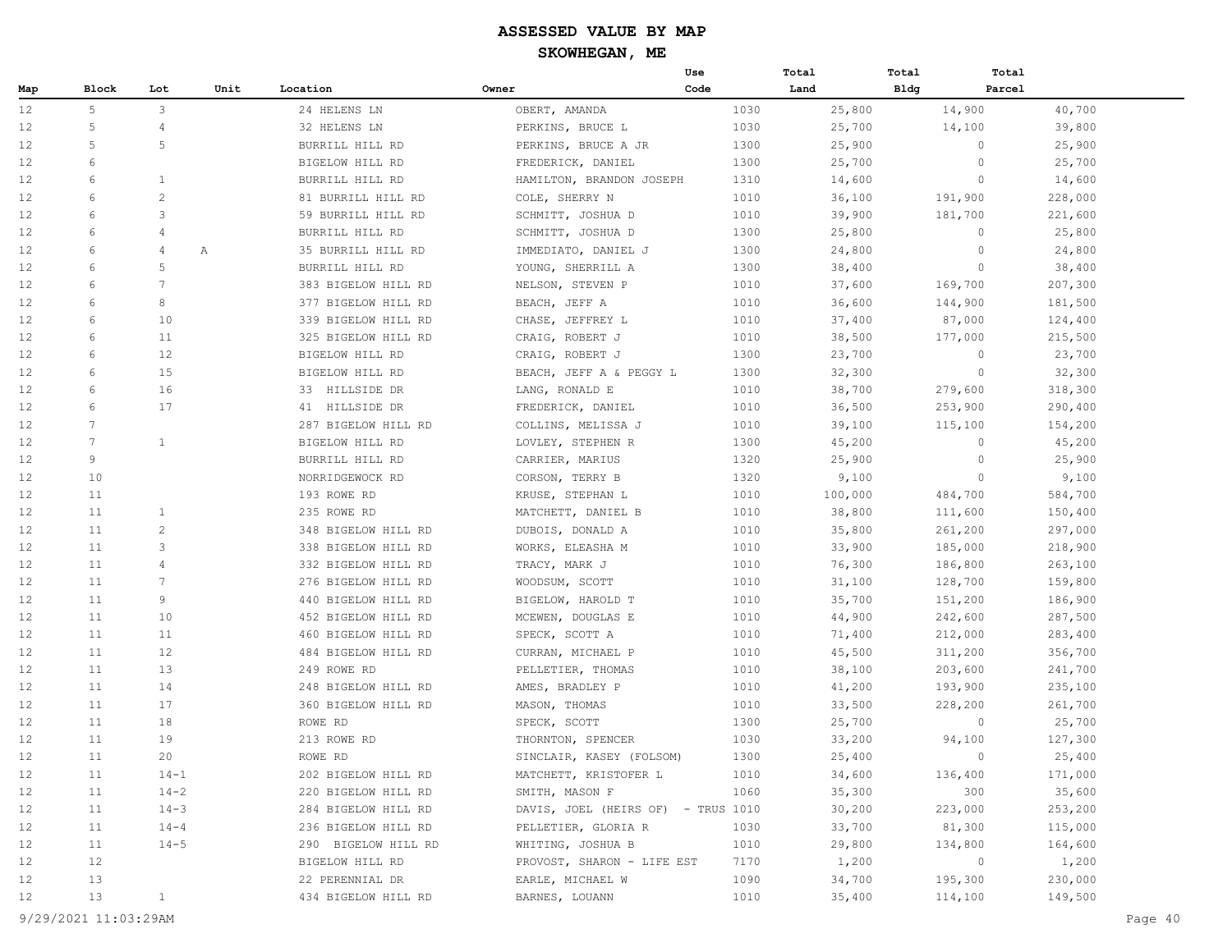# ASSESSED VALUE BY MAP

## SKOWHEGAN, ME

| Map | Block | Lot | Unit | Location | Owner | Use Code | Total Land | Total Bldg | Total Parcel |
|---|---|---|---|---|---|---|---|---|---|
| 12 | 5 | 3 | | 24 HELENS LN | OBERT, AMANDA | 1030 | 25,800 | 14,900 | 40,700 |
| 12 | 5 | 4 | | 32 HELENS LN | PERKINS, BRUCE L | 1030 | 25,700 | 14,100 | 39,800 |
| 12 | 5 | 5 | | BURRILL HILL RD | PERKINS, BRUCE A JR | 1300 | 25,900 | 0 | 25,900 |
| 12 | 6 | | | BIGELOW HILL RD | FREDERICK, DANIEL | 1300 | 25,700 | 0 | 25,700 |
| 12 | 6 | 1 | | BURRILL HILL RD | HAMILTON, BRANDON JOSEPH | 1310 | 14,600 | 0 | 14,600 |
| 12 | 6 | 2 | | 81 BURRILL HILL RD | COLE, SHERRY N | 1010 | 36,100 | 191,900 | 228,000 |
| 12 | 6 | 3 | | 59 BURRILL HILL RD | SCHMITT, JOSHUA D | 1010 | 39,900 | 181,700 | 221,600 |
| 12 | 6 | 4 | | BURRILL HILL RD | SCHMITT, JOSHUA D | 1300 | 25,800 | 0 | 25,800 |
| 12 | 6 | 4 | A | 35 BURRILL HILL RD | IMMEDIATO, DANIEL J | 1300 | 24,800 | 0 | 24,800 |
| 12 | 6 | 5 | | BURRILL HILL RD | YOUNG, SHERRILL A | 1300 | 38,400 | 0 | 38,400 |
| 12 | 6 | 7 | | 383 BIGELOW HILL RD | NELSON, STEVEN P | 1010 | 37,600 | 169,700 | 207,300 |
| 12 | 6 | 8 | | 377 BIGELOW HILL RD | BEACH, JEFF A | 1010 | 36,600 | 144,900 | 181,500 |
| 12 | 6 | 10 | | 339 BIGELOW HILL RD | CHASE, JEFFREY L | 1010 | 37,400 | 87,000 | 124,400 |
| 12 | 6 | 11 | | 325 BIGELOW HILL RD | CRAIG, ROBERT J | 1010 | 38,500 | 177,000 | 215,500 |
| 12 | 6 | 12 | | BIGELOW HILL RD | CRAIG, ROBERT J | 1300 | 23,700 | 0 | 23,700 |
| 12 | 6 | 15 | | BIGELOW HILL RD | BEACH, JEFF A & PEGGY L | 1300 | 32,300 | 0 | 32,300 |
| 12 | 6 | 16 | | 33 HILLSIDE DR | LANG, RONALD E | 1010 | 38,700 | 279,600 | 318,300 |
| 12 | 6 | 17 | | 41 HILLSIDE DR | FREDERICK, DANIEL | 1010 | 36,500 | 253,900 | 290,400 |
| 12 | 7 | | | 287 BIGELOW HILL RD | COLLINS, MELISSA J | 1010 | 39,100 | 115,100 | 154,200 |
| 12 | 7 | 1 | | BIGELOW HILL RD | LOVLEY, STEPHEN R | 1300 | 45,200 | 0 | 45,200 |
| 12 | 9 | | | BURRILL HILL RD | CARRIER, MARIUS | 1320 | 25,900 | 0 | 25,900 |
| 12 | 10 | | | NORRIDGEWOCK RD | CORSON, TERRY B | 1320 | 9,100 | 0 | 9,100 |
| 12 | 11 | | | 193 ROWE RD | KRUSE, STEPHAN L | 1010 | 100,000 | 484,700 | 584,700 |
| 12 | 11 | 1 | | 235 ROWE RD | MATCHETT, DANIEL B | 1010 | 38,800 | 111,600 | 150,400 |
| 12 | 11 | 2 | | 348 BIGELOW HILL RD | DUBOIS, DONALD A | 1010 | 35,800 | 261,200 | 297,000 |
| 12 | 11 | 3 | | 338 BIGELOW HILL RD | WORKS, ELEASHA M | 1010 | 33,900 | 185,000 | 218,900 |
| 12 | 11 | 4 | | 332 BIGELOW HILL RD | TRACY, MARK J | 1010 | 76,300 | 186,800 | 263,100 |
| 12 | 11 | 7 | | 276 BIGELOW HILL RD | WOODSUM, SCOTT | 1010 | 31,100 | 128,700 | 159,800 |
| 12 | 11 | 9 | | 440 BIGELOW HILL RD | BIGELOW, HAROLD T | 1010 | 35,700 | 151,200 | 186,900 |
| 12 | 11 | 10 | | 452 BIGELOW HILL RD | MCEWEN, DOUGLAS E | 1010 | 44,900 | 242,600 | 287,500 |
| 12 | 11 | 11 | | 460 BIGELOW HILL RD | SPECK, SCOTT A | 1010 | 71,400 | 212,000 | 283,400 |
| 12 | 11 | 12 | | 484 BIGELOW HILL RD | CURRAN, MICHAEL P | 1010 | 45,500 | 311,200 | 356,700 |
| 12 | 11 | 13 | | 249 ROWE RD | PELLETIER, THOMAS | 1010 | 38,100 | 203,600 | 241,700 |
| 12 | 11 | 14 | | 248 BIGELOW HILL RD | AMES, BRADLEY P | 1010 | 41,200 | 193,900 | 235,100 |
| 12 | 11 | 17 | | 360 BIGELOW HILL RD | MASON, THOMAS | 1010 | 33,500 | 228,200 | 261,700 |
| 12 | 11 | 18 | | ROWE RD | SPECK, SCOTT | 1300 | 25,700 | 0 | 25,700 |
| 12 | 11 | 19 | | 213 ROWE RD | THORNTON, SPENCER | 1030 | 33,200 | 94,100 | 127,300 |
| 12 | 11 | 20 | | ROWE RD | SINCLAIR, KASEY (FOLSOM) | 1300 | 25,400 | 0 | 25,400 |
| 12 | 11 | 14-1 | | 202 BIGELOW HILL RD | MATCHETT, KRISTOFER L | 1010 | 34,600 | 136,400 | 171,000 |
| 12 | 11 | 14-2 | | 220 BIGELOW HILL RD | SMITH, MASON F | 1060 | 35,300 | 300 | 35,600 |
| 12 | 11 | 14-3 | | 284 BIGELOW HILL RD | DAVIS, JOEL (HEIRS OF) - TRUS | 1010 | 30,200 | 223,000 | 253,200 |
| 12 | 11 | 14-4 | | 236 BIGELOW HILL RD | PELLETIER, GLORIA R | 1030 | 33,700 | 81,300 | 115,000 |
| 12 | 11 | 14-5 | | 290 BIGELOW HILL RD | WHITING, JOSHUA B | 1010 | 29,800 | 134,800 | 164,600 |
| 12 | 12 | | | BIGELOW HILL RD | PROVOST, SHARON - LIFE EST | 7170 | 1,200 | 0 | 1,200 |
| 12 | 13 | | | 22 PERENNIAL DR | EARLE, MICHAEL W | 1090 | 34,700 | 195,300 | 230,000 |
| 12 | 13 | 1 | | 434 BIGELOW HILL RD | BARNES, LOUANN | 1010 | 35,400 | 114,100 | 149,500 |

9/29/2021 11:03:29AM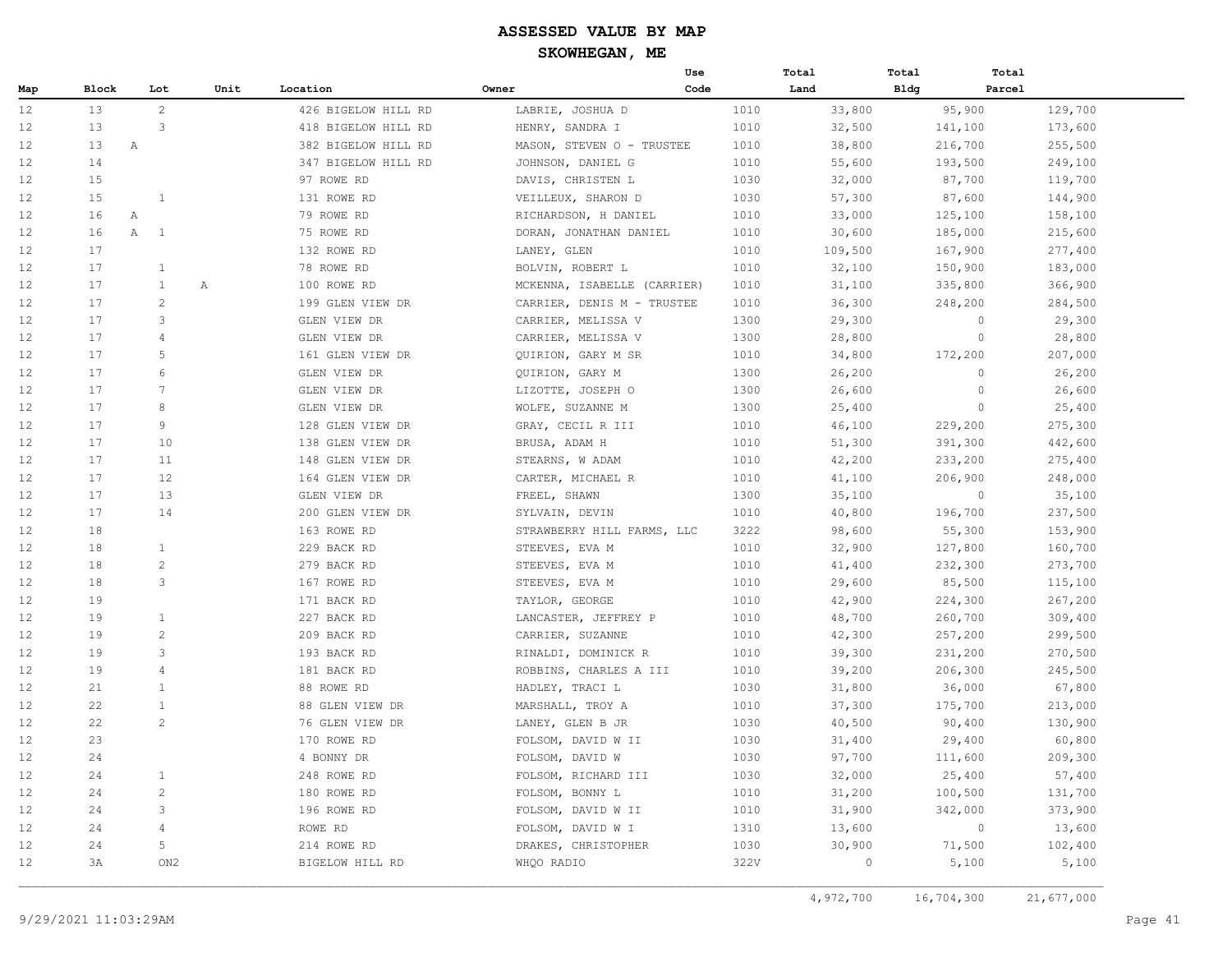# ASSESSED VALUE BY MAP

## SKOWHEGAN, ME

| Map | Block | Lot | Unit | Location | Owner | Use Code | Total Land | Total Bldg | Total Parcel |
|---|---|---|---|---|---|---|---|---|---|
| 12 | 13 | 2 | | 426 BIGELOW HILL RD | LABRIE, JOSHUA D | 1010 | 33,800 | 95,900 | 129,700 |
| 12 | 13 | 3 | | 418 BIGELOW HILL RD | HENRY, SANDRA I | 1010 | 32,500 | 141,100 | 173,600 |
| 12 | 13 | A | | 382 BIGELOW HILL RD | MASON, STEVEN O - TRUSTEE | 1010 | 38,800 | 216,700 | 255,500 |
| 12 | 14 | | | 347 BIGELOW HILL RD | JOHNSON, DANIEL G | 1010 | 55,600 | 193,500 | 249,100 |
| 12 | 15 | | | 97 ROWE RD | DAVIS, CHRISTEN L | 1030 | 32,000 | 87,700 | 119,700 |
| 12 | 15 | 1 | | 131 ROWE RD | VEILLEUX, SHARON D | 1030 | 57,300 | 87,600 | 144,900 |
| 12 | 16 | A | | 79 ROWE RD | RICHARDSON, H DANIEL | 1010 | 33,000 | 125,100 | 158,100 |
| 12 | 16 | A 1 | | 75 ROWE RD | DORAN, JONATHAN DANIEL | 1010 | 30,600 | 185,000 | 215,600 |
| 12 | 17 | | | 132 ROWE RD | LANEY, GLEN | 1010 | 109,500 | 167,900 | 277,400 |
| 12 | 17 | 1 | | 78 ROWE RD | BOLVIN, ROBERT L | 1010 | 32,100 | 150,900 | 183,000 |
| 12 | 17 | 1 | A | 100 ROWE RD | MCKENNA, ISABELLE (CARRIER) | 1010 | 31,100 | 335,800 | 366,900 |
| 12 | 17 | 2 | | 199 GLEN VIEW DR | CARRIER, DENIS M - TRUSTEE | 1010 | 36,300 | 248,200 | 284,500 |
| 12 | 17 | 3 | | GLEN VIEW DR | CARRIER, MELISSA V | 1300 | 29,300 | 0 | 29,300 |
| 12 | 17 | 4 | | GLEN VIEW DR | CARRIER, MELISSA V | 1300 | 28,800 | 0 | 28,800 |
| 12 | 17 | 5 | | 161 GLEN VIEW DR | QUIRION, GARY M SR | 1010 | 34,800 | 172,200 | 207,000 |
| 12 | 17 | 6 | | GLEN VIEW DR | QUIRION, GARY M | 1300 | 26,200 | 0 | 26,200 |
| 12 | 17 | 7 | | GLEN VIEW DR | LIZOTTE, JOSEPH O | 1300 | 26,600 | 0 | 26,600 |
| 12 | 17 | 8 | | GLEN VIEW DR | WOLFE, SUZANNE M | 1300 | 25,400 | 0 | 25,400 |
| 12 | 17 | 9 | | 128 GLEN VIEW DR | GRAY, CECIL R III | 1010 | 46,100 | 229,200 | 275,300 |
| 12 | 17 | 10 | | 138 GLEN VIEW DR | BRUSA, ADAM H | 1010 | 51,300 | 391,300 | 442,600 |
| 12 | 17 | 11 | | 148 GLEN VIEW DR | STEARNS, W ADAM | 1010 | 42,200 | 233,200 | 275,400 |
| 12 | 17 | 12 | | 164 GLEN VIEW DR | CARTER, MICHAEL R | 1010 | 41,100 | 206,900 | 248,000 |
| 12 | 17 | 13 | | GLEN VIEW DR | FREEL, SHAWN | 1300 | 35,100 | 0 | 35,100 |
| 12 | 17 | 14 | | 200 GLEN VIEW DR | SYLVAIN, DEVIN | 1010 | 40,800 | 196,700 | 237,500 |
| 12 | 18 | | | 163 ROWE RD | STRAWBERRY HILL FARMS, LLC | 3222 | 98,600 | 55,300 | 153,900 |
| 12 | 18 | 1 | | 229 BACK RD | STEEVES, EVA M | 1010 | 32,900 | 127,800 | 160,700 |
| 12 | 18 | 2 | | 279 BACK RD | STEEVES, EVA M | 1010 | 41,400 | 232,300 | 273,700 |
| 12 | 18 | 3 | | 167 ROWE RD | STEEVES, EVA M | 1010 | 29,600 | 85,500 | 115,100 |
| 12 | 19 | | | 171 BACK RD | TAYLOR, GEORGE | 1010 | 42,900 | 224,300 | 267,200 |
| 12 | 19 | 1 | | 227 BACK RD | LANCASTER, JEFFREY P | 1010 | 48,700 | 260,700 | 309,400 |
| 12 | 19 | 2 | | 209 BACK RD | CARRIER, SUZANNE | 1010 | 42,300 | 257,200 | 299,500 |
| 12 | 19 | 3 | | 193 BACK RD | RINALDI, DOMINICK R | 1010 | 39,300 | 231,200 | 270,500 |
| 12 | 19 | 4 | | 181 BACK RD | ROBBINS, CHARLES A III | 1010 | 39,200 | 206,300 | 245,500 |
| 12 | 21 | 1 | | 88 ROWE RD | HADLEY, TRACI L | 1030 | 31,800 | 36,000 | 67,800 |
| 12 | 22 | 1 | | 88 GLEN VIEW DR | MARSHALL, TROY A | 1010 | 37,300 | 175,700 | 213,000 |
| 12 | 22 | 2 | | 76 GLEN VIEW DR | LANEY, GLEN B JR | 1030 | 40,500 | 90,400 | 130,900 |
| 12 | 23 | | | 170 ROWE RD | FOLSOM, DAVID W II | 1030 | 31,400 | 29,400 | 60,800 |
| 12 | 24 | | | 4 BONNY DR | FOLSOM, DAVID W | 1030 | 97,700 | 111,600 | 209,300 |
| 12 | 24 | 1 | | 248 ROWE RD | FOLSOM, RICHARD III | 1030 | 32,000 | 25,400 | 57,400 |
| 12 | 24 | 2 | | 180 ROWE RD | FOLSOM, BONNY L | 1010 | 31,200 | 100,500 | 131,700 |
| 12 | 24 | 3 | | 196 ROWE RD | FOLSOM, DAVID W II | 1010 | 31,900 | 342,000 | 373,900 |
| 12 | 24 | 4 | | ROWE RD | FOLSOM, DAVID W I | 1310 | 13,600 | 0 | 13,600 |
| 12 | 24 | 5 | | 214 ROWE RD | DRAKES, CHRISTOPHER | 1030 | 30,900 | 71,500 | 102,400 |
| 12 | 3A | ON2 | | BIGELOW HILL RD | WHQO RADIO | 322V | 0 | 5,100 | 5,100 |
| | | | | | | | 4,972,700 | 16,704,300 | 21,677,000 |

9/29/2021 11:03:29AM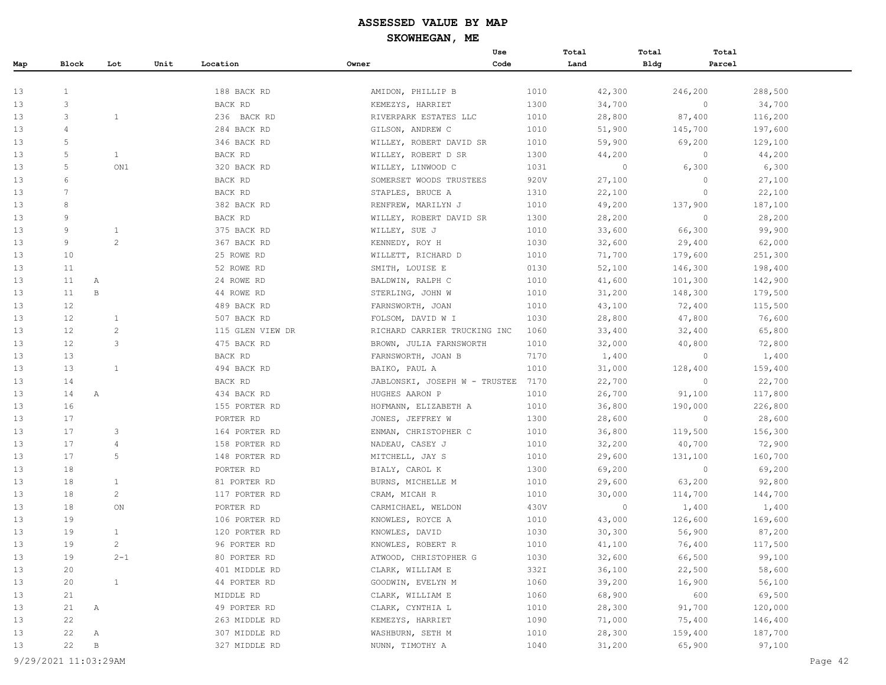# ASSESSED VALUE BY MAP

## SKOWHEGAN, ME

| Map | Block | Lot | Unit | Location | Owner | Use Code | Total Land | Total Bldg | Total Parcel |
|---|---|---|---|---|---|---|---|---|---|
| 13 | 1 | | | 188 BACK RD | AMIDON, PHILLIP B | 1010 | 42,300 | 246,200 | 288,500 |
| 13 | 3 | | | BACK RD | KEMEZYS, HARRIET | 1300 | 34,700 | 0 | 34,700 |
| 13 | 3 | 1 | | 236 BACK RD | RIVERPARK ESTATES LLC | 1010 | 28,800 | 87,400 | 116,200 |
| 13 | 4 | | | 284 BACK RD | GILSON, ANDREW C | 1010 | 51,900 | 145,700 | 197,600 |
| 13 | 5 | | | 346 BACK RD | WILLEY, ROBERT DAVID SR | 1010 | 59,900 | 69,200 | 129,100 |
| 13 | 5 | 1 | | BACK RD | WILLEY, ROBERT D SR | 1300 | 44,200 | 0 | 44,200 |
| 13 | 5 | ON1 | | 320 BACK RD | WILLEY, LINWOOD C | 1031 | 0 | 6,300 | 6,300 |
| 13 | 6 | | | BACK RD | SOMERSET WOODS TRUSTEES | 920V | 27,100 | 0 | 27,100 |
| 13 | 7 | | | BACK RD | STAPLES, BRUCE A | 1310 | 22,100 | 0 | 22,100 |
| 13 | 8 | | | 382 BACK RD | RENFREW, MARILYN J | 1010 | 49,200 | 137,900 | 187,100 |
| 13 | 9 | | | BACK RD | WILLEY, ROBERT DAVID SR | 1300 | 28,200 | 0 | 28,200 |
| 13 | 9 | 1 | | 375 BACK RD | WILLEY, SUE J | 1010 | 33,600 | 66,300 | 99,900 |
| 13 | 9 | 2 | | 367 BACK RD | KENNEDY, ROY H | 1030 | 32,600 | 29,400 | 62,000 |
| 13 | 10 | | | 25 ROWE RD | WILLETT, RICHARD D | 1010 | 71,700 | 179,600 | 251,300 |
| 13 | 11 | | | 52 ROWE RD | SMITH, LOUISE E | 0130 | 52,100 | 146,300 | 198,400 |
| 13 | 11 A | | | 24 ROWE RD | BALDWIN, RALPH C | 1010 | 41,600 | 101,300 | 142,900 |
| 13 | 11 B | | | 44 ROWE RD | STERLING, JOHN W | 1010 | 31,200 | 148,300 | 179,500 |
| 13 | 12 | | | 489 BACK RD | FARNSWORTH, JOAN | 1010 | 43,100 | 72,400 | 115,500 |
| 13 | 12 | 1 | | 507 BACK RD | FOLSOM, DAVID W I | 1030 | 28,800 | 47,800 | 76,600 |
| 13 | 12 | 2 | | 115 GLEN VIEW DR | RICHARD CARRIER TRUCKING INC | 1060 | 33,400 | 32,400 | 65,800 |
| 13 | 12 | 3 | | 475 BACK RD | BROWN, JULIA FARNSWORTH | 1010 | 32,000 | 40,800 | 72,800 |
| 13 | 13 | | | BACK RD | FARNSWORTH, JOAN B | 7170 | 1,400 | 0 | 1,400 |
| 13 | 13 | 1 | | 494 BACK RD | BAIKO, PAUL A | 1010 | 31,000 | 128,400 | 159,400 |
| 13 | 14 | | | BACK RD | JABLONSKI, JOSEPH W - TRUSTEE | 7170 | 22,700 | 0 | 22,700 |
| 13 | 14 A | | | 434 BACK RD | HUGHES AARON P | 1010 | 26,700 | 91,100 | 117,800 |
| 13 | 16 | | | 155 PORTER RD | HOFMANN, ELIZABETH A | 1010 | 36,800 | 190,000 | 226,800 |
| 13 | 17 | | | PORTER RD | JONES, JEFFREY W | 1300 | 28,600 | 0 | 28,600 |
| 13 | 17 | 3 | | 164 PORTER RD | ENMAN, CHRISTOPHER C | 1010 | 36,800 | 119,500 | 156,300 |
| 13 | 17 | 4 | | 158 PORTER RD | NADEAU, CASEY J | 1010 | 32,200 | 40,700 | 72,900 |
| 13 | 17 | 5 | | 148 PORTER RD | MITCHELL, JAY S | 1010 | 29,600 | 131,100 | 160,700 |
| 13 | 18 | | | PORTER RD | BIALY, CAROL K | 1300 | 69,200 | 0 | 69,200 |
| 13 | 18 | 1 | | 81 PORTER RD | BURNS, MICHELLE M | 1010 | 29,600 | 63,200 | 92,800 |
| 13 | 18 | 2 | | 117 PORTER RD | CRAM, MICAH R | 1010 | 30,000 | 114,700 | 144,700 |
| 13 | 18 | ON | | PORTER RD | CARMICHAEL, WELDON | 430V | 0 | 1,400 | 1,400 |
| 13 | 19 | | | 106 PORTER RD | KNOWLES, ROYCE A | 1010 | 43,000 | 126,600 | 169,600 |
| 13 | 19 | 1 | | 120 PORTER RD | KNOWLES, DAVID | 1030 | 30,300 | 56,900 | 87,200 |
| 13 | 19 | 2 | | 96 PORTER RD | KNOWLES, ROBERT R | 1010 | 41,100 | 76,400 | 117,500 |
| 13 | 19 | 2-1 | | 80 PORTER RD | ATWOOD, CHRISTOPHER G | 1030 | 32,600 | 66,500 | 99,100 |
| 13 | 20 | | | 401 MIDDLE RD | CLARK, WILLIAM E | 332I | 36,100 | 22,500 | 58,600 |
| 13 | 20 | 1 | | 44 PORTER RD | GOODWIN, EVELYN M | 1060 | 39,200 | 16,900 | 56,100 |
| 13 | 21 | | | MIDDLE RD | CLARK, WILLIAM E | 1060 | 68,900 | 600 | 69,500 |
| 13 | 21 A | | | 49 PORTER RD | CLARK, CYNTHIA L | 1010 | 28,300 | 91,700 | 120,000 |
| 13 | 22 | | | 263 MIDDLE RD | KEMEZYS, HARRIET | 1090 | 71,000 | 75,400 | 146,400 |
| 13 | 22 A | | | 307 MIDDLE RD | WASHBURN, SETH M | 1010 | 28,300 | 159,400 | 187,700 |
| 13 | 22 B | | | 327 MIDDLE RD | NUNN, TIMOTHY A | 1040 | 31,200 | 65,900 | 97,100 |

9/29/2021 11:03:29AM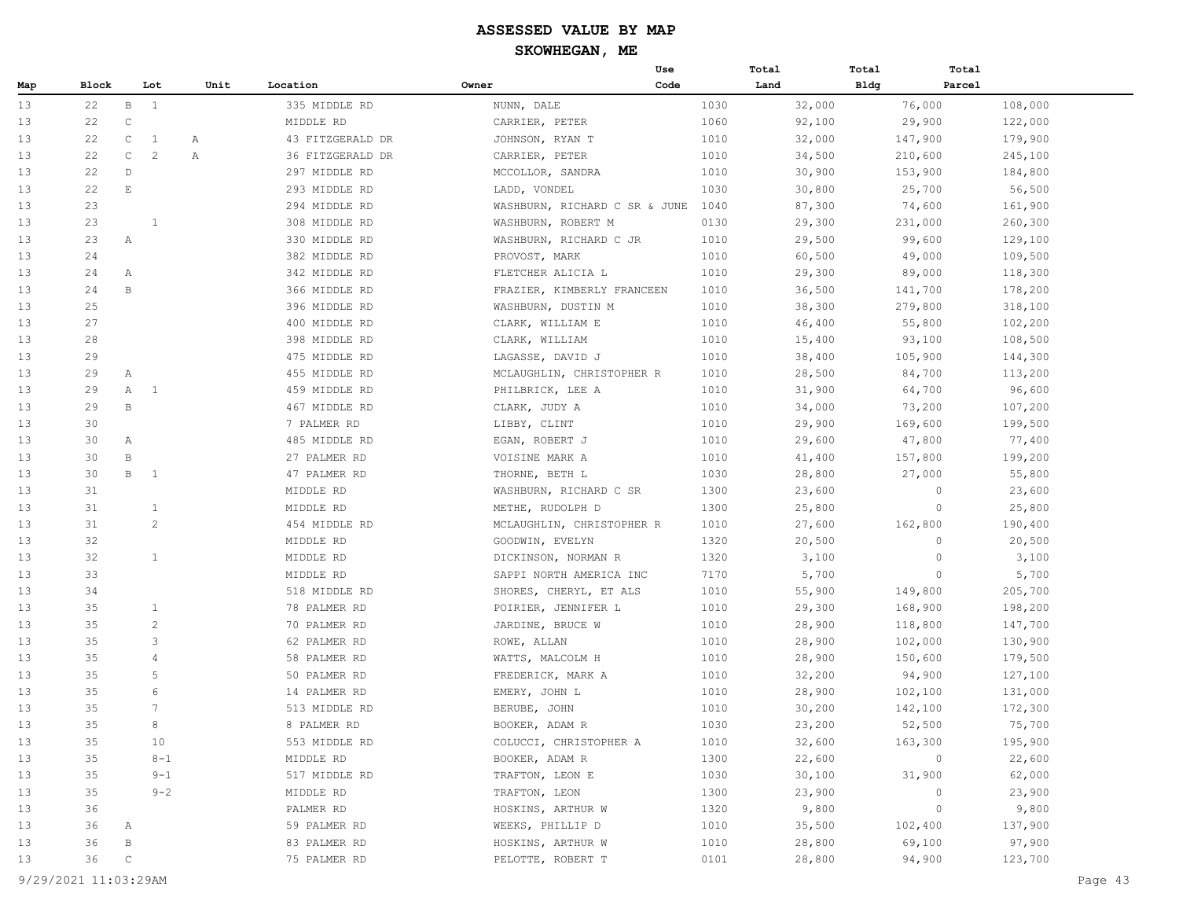# ASSESSED VALUE BY MAP

## SKOWHEGAN, ME

| Map | Block | Lot | | Unit | Location | Owner | Use Code | Total Land | Total Bldg | Total Parcel |
|---|---|---|---|---|---|---|---|---|---|---|
| 13 | 22 | B | 1 | | 335 MIDDLE RD | NUNN, DALE | 1030 | 32,000 | 76,000 | 108,000 |
| 13 | 22 | C | | | MIDDLE RD | CARRIER, PETER | 1060 | 92,100 | 29,900 | 122,000 |
| 13 | 22 | C | 1 | A | 43 FITZGERALD DR | JOHNSON, RYAN T | 1010 | 32,000 | 147,900 | 179,900 |
| 13 | 22 | C | 2 | A | 36 FITZGERALD DR | CARRIER, PETER | 1010 | 34,500 | 210,600 | 245,100 |
| 13 | 22 | D | | | 297 MIDDLE RD | MCCOLLOR, SANDRA | 1010 | 30,900 | 153,900 | 184,800 |
| 13 | 22 | E | | | 293 MIDDLE RD | LADD, VONDEL | 1030 | 30,800 | 25,700 | 56,500 |
| 13 | 23 | | | | 294 MIDDLE RD | WASHBURN, RICHARD C SR & JUNE | 1040 | 87,300 | 74,600 | 161,900 |
| 13 | 23 | | 1 | | 308 MIDDLE RD | WASHBURN, ROBERT M | 0130 | 29,300 | 231,000 | 260,300 |
| 13 | 23 | A | | | 330 MIDDLE RD | WASHBURN, RICHARD C JR | 1010 | 29,500 | 99,600 | 129,100 |
| 13 | 24 | | | | 382 MIDDLE RD | PROVOST, MARK | 1010 | 60,500 | 49,000 | 109,500 |
| 13 | 24 | A | | | 342 MIDDLE RD | FLETCHER ALICIA L | 1010 | 29,300 | 89,000 | 118,300 |
| 13 | 24 | B | | | 366 MIDDLE RD | FRAZIER, KIMBERLY FRANCEEN | 1010 | 36,500 | 141,700 | 178,200 |
| 13 | 25 | | | | 396 MIDDLE RD | WASHBURN, DUSTIN M | 1010 | 38,300 | 279,800 | 318,100 |
| 13 | 27 | | | | 400 MIDDLE RD | CLARK, WILLIAM E | 1010 | 46,400 | 55,800 | 102,200 |
| 13 | 28 | | | | 398 MIDDLE RD | CLARK, WILLIAM | 1010 | 15,400 | 93,100 | 108,500 |
| 13 | 29 | | | | 475 MIDDLE RD | LAGASSE, DAVID J | 1010 | 38,400 | 105,900 | 144,300 |
| 13 | 29 | A | | | 455 MIDDLE RD | MCLAUGHLIN, CHRISTOPHER R | 1010 | 28,500 | 84,700 | 113,200 |
| 13 | 29 | A | 1 | | 459 MIDDLE RD | PHILBRICK, LEE A | 1010 | 31,900 | 64,700 | 96,600 |
| 13 | 29 | B | | | 467 MIDDLE RD | CLARK, JUDY A | 1010 | 34,000 | 73,200 | 107,200 |
| 13 | 30 | | | | 7 PALMER RD | LIBBY, CLINT | 1010 | 29,900 | 169,600 | 199,500 |
| 13 | 30 | A | | | 485 MIDDLE RD | EGAN, ROBERT J | 1010 | 29,600 | 47,800 | 77,400 |
| 13 | 30 | B | | | 27 PALMER RD | VOISINE MARK A | 1010 | 41,400 | 157,800 | 199,200 |
| 13 | 30 | B | 1 | | 47 PALMER RD | THORNE, BETH L | 1030 | 28,800 | 27,000 | 55,800 |
| 13 | 31 | | | | MIDDLE RD | WASHBURN, RICHARD C SR | 1300 | 23,600 | 0 | 23,600 |
| 13 | 31 | | 1 | | MIDDLE RD | METHE, RUDOLPH D | 1300 | 25,800 | 0 | 25,800 |
| 13 | 31 | | 2 | | 454 MIDDLE RD | MCLAUGHLIN, CHRISTOPHER R | 1010 | 27,600 | 162,800 | 190,400 |
| 13 | 32 | | | | MIDDLE RD | GOODWIN, EVELYN | 1320 | 20,500 | 0 | 20,500 |
| 13 | 32 | | 1 | | MIDDLE RD | DICKINSON, NORMAN R | 1320 | 3,100 | 0 | 3,100 |
| 13 | 33 | | | | MIDDLE RD | SAPPI NORTH AMERICA INC | 7170 | 5,700 | 0 | 5,700 |
| 13 | 34 | | | | 518 MIDDLE RD | SHORES, CHERYL, ET ALS | 1010 | 55,900 | 149,800 | 205,700 |
| 13 | 35 | | 1 | | 78 PALMER RD | POIRIER, JENNIFER L | 1010 | 29,300 | 168,900 | 198,200 |
| 13 | 35 | | 2 | | 70 PALMER RD | JARDINE, BRUCE W | 1010 | 28,900 | 118,800 | 147,700 |
| 13 | 35 | | 3 | | 62 PALMER RD | ROWE, ALLAN | 1010 | 28,900 | 102,000 | 130,900 |
| 13 | 35 | | 4 | | 58 PALMER RD | WATTS, MALCOLM H | 1010 | 28,900 | 150,600 | 179,500 |
| 13 | 35 | | 5 | | 50 PALMER RD | FREDERICK, MARK A | 1010 | 32,200 | 94,900 | 127,100 |
| 13 | 35 | | 6 | | 14 PALMER RD | EMERY, JOHN L | 1010 | 28,900 | 102,100 | 131,000 |
| 13 | 35 | | 7 | | 513 MIDDLE RD | BERUBE, JOHN | 1010 | 30,200 | 142,100 | 172,300 |
| 13 | 35 | | 8 | | 8 PALMER RD | BOOKER, ADAM R | 1030 | 23,200 | 52,500 | 75,700 |
| 13 | 35 | | 10 | | 553 MIDDLE RD | COLUCCI, CHRISTOPHER A | 1010 | 32,600 | 163,300 | 195,900 |
| 13 | 35 | | 8-1 | | MIDDLE RD | BOOKER, ADAM R | 1300 | 22,600 | 0 | 22,600 |
| 13 | 35 | | 9-1 | | 517 MIDDLE RD | TRAFTON, LEON E | 1030 | 30,100 | 31,900 | 62,000 |
| 13 | 35 | | 9-2 | | MIDDLE RD | TRAFTON, LEON | 1300 | 23,900 | 0 | 23,900 |
| 13 | 36 | | | | PALMER RD | HOSKINS, ARTHUR W | 1320 | 9,800 | 0 | 9,800 |
| 13 | 36 | A | | | 59 PALMER RD | WEEKS, PHILLIP D | 1010 | 35,500 | 102,400 | 137,900 |
| 13 | 36 | B | | | 83 PALMER RD | HOSKINS, ARTHUR W | 1010 | 28,800 | 69,100 | 97,900 |
| 13 | 36 | C | | | 75 PALMER RD | PELOTTE, ROBERT T | 0101 | 28,800 | 94,900 | 123,700 |

9/29/2021 11:03:29AM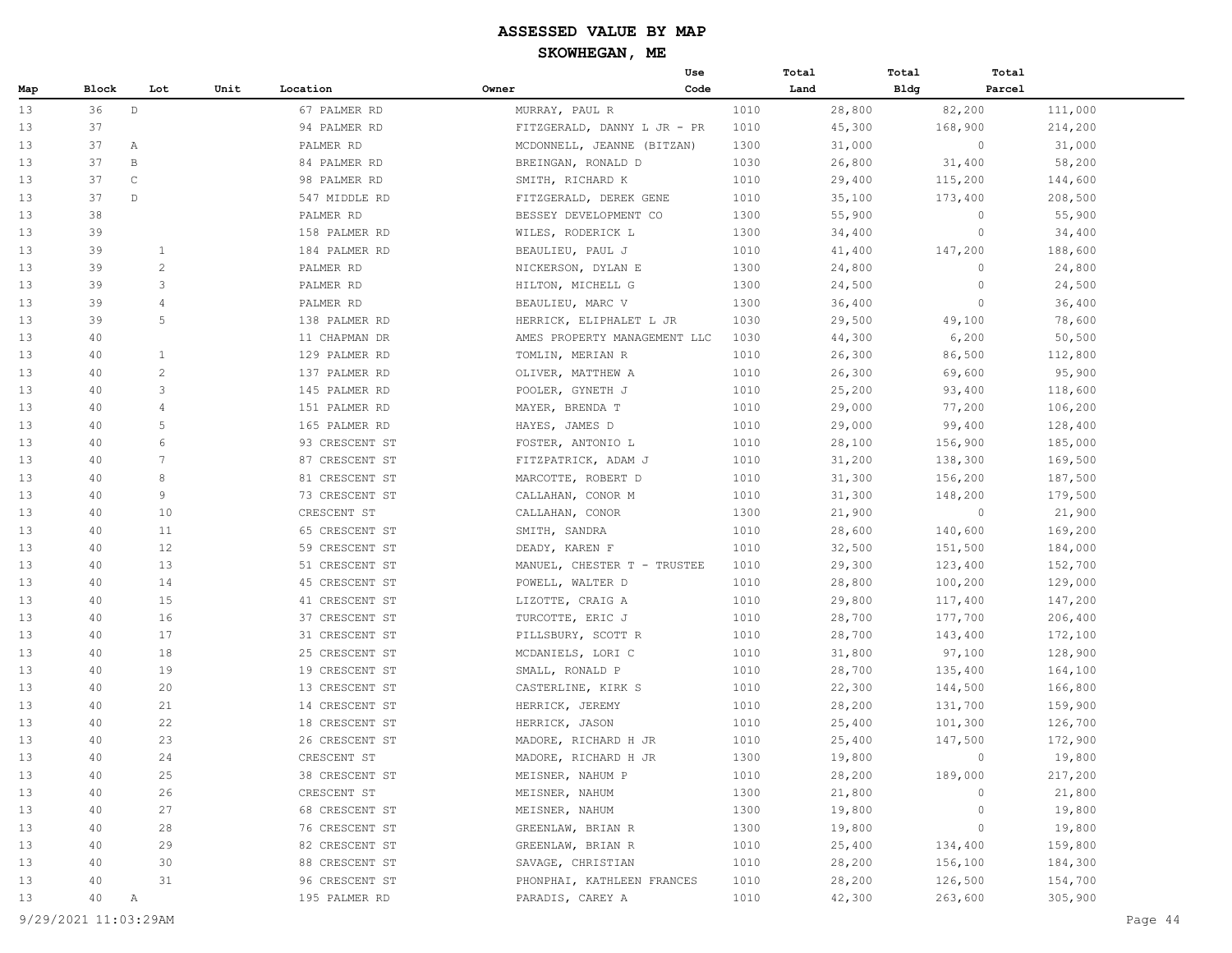# ASSESSED VALUE BY MAP

## SKOWHEGAN, ME

| Map | Block | Lot | Unit | Location | Owner | Use Code | Total Land | Total Bldg | Total Parcel |
|---|---|---|---|---|---|---|---|---|---|
| 13 | 36 | D | | 67 PALMER RD | MURRAY, PAUL R | 1010 | 28,800 | 82,200 | 111,000 |
| 13 | 37 | | | 94 PALMER RD | FITZGERALD, DANNY L JR - PR | 1010 | 45,300 | 168,900 | 214,200 |
| 13 | 37 | A | | PALMER RD | MCDONNELL, JEANNE (BITZAN) | 1300 | 31,000 | 0 | 31,000 |
| 13 | 37 | B | | 84 PALMER RD | BREINGAN, RONALD D | 1030 | 26,800 | 31,400 | 58,200 |
| 13 | 37 | C | | 98 PALMER RD | SMITH, RICHARD K | 1010 | 29,400 | 115,200 | 144,600 |
| 13 | 37 | D | | 547 MIDDLE RD | FITZGERALD, DEREK GENE | 1010 | 35,100 | 173,400 | 208,500 |
| 13 | 38 | | | PALMER RD | BESSEY DEVELOPMENT CO | 1300 | 55,900 | 0 | 55,900 |
| 13 | 39 | | | 158 PALMER RD | WILES, RODERICK L | 1300 | 34,400 | 0 | 34,400 |
| 13 | 39 | 1 | | 184 PALMER RD | BEAULIEU, PAUL J | 1010 | 41,400 | 147,200 | 188,600 |
| 13 | 39 | 2 | | PALMER RD | NICKERSON, DYLAN E | 1300 | 24,800 | 0 | 24,800 |
| 13 | 39 | 3 | | PALMER RD | HILTON, MICHELL G | 1300 | 24,500 | 0 | 24,500 |
| 13 | 39 | 4 | | PALMER RD | BEAULIEU, MARC V | 1300 | 36,400 | 0 | 36,400 |
| 13 | 39 | 5 | | 138 PALMER RD | HERRICK, ELIPHALET L JR | 1030 | 29,500 | 49,100 | 78,600 |
| 13 | 40 | | | 11 CHAPMAN DR | AMES PROPERTY MANAGEMENT LLC | 1030 | 44,300 | 6,200 | 50,500 |
| 13 | 40 | 1 | | 129 PALMER RD | TOMLIN, MERIAN R | 1010 | 26,300 | 86,500 | 112,800 |
| 13 | 40 | 2 | | 137 PALMER RD | OLIVER, MATTHEW A | 1010 | 26,300 | 69,600 | 95,900 |
| 13 | 40 | 3 | | 145 PALMER RD | POOLER, GYNETH J | 1010 | 25,200 | 93,400 | 118,600 |
| 13 | 40 | 4 | | 151 PALMER RD | MAYER, BRENDA T | 1010 | 29,000 | 77,200 | 106,200 |
| 13 | 40 | 5 | | 165 PALMER RD | HAYES, JAMES D | 1010 | 29,000 | 99,400 | 128,400 |
| 13 | 40 | 6 | | 93 CRESCENT ST | FOSTER, ANTONIO L | 1010 | 28,100 | 156,900 | 185,000 |
| 13 | 40 | 7 | | 87 CRESCENT ST | FITZPATRICK, ADAM J | 1010 | 31,200 | 138,300 | 169,500 |
| 13 | 40 | 8 | | 81 CRESCENT ST | MARCOTTE, ROBERT D | 1010 | 31,300 | 156,200 | 187,500 |
| 13 | 40 | 9 | | 73 CRESCENT ST | CALLAHAN, CONOR M | 1010 | 31,300 | 148,200 | 179,500 |
| 13 | 40 | 10 | | CRESCENT ST | CALLAHAN, CONOR | 1300 | 21,900 | 0 | 21,900 |
| 13 | 40 | 11 | | 65 CRESCENT ST | SMITH, SANDRA | 1010 | 28,600 | 140,600 | 169,200 |
| 13 | 40 | 12 | | 59 CRESCENT ST | DEADY, KAREN F | 1010 | 32,500 | 151,500 | 184,000 |
| 13 | 40 | 13 | | 51 CRESCENT ST | MANUEL, CHESTER T - TRUSTEE | 1010 | 29,300 | 123,400 | 152,700 |
| 13 | 40 | 14 | | 45 CRESCENT ST | POWELL, WALTER D | 1010 | 28,800 | 100,200 | 129,000 |
| 13 | 40 | 15 | | 41 CRESCENT ST | LIZOTTE, CRAIG A | 1010 | 29,800 | 117,400 | 147,200 |
| 13 | 40 | 16 | | 37 CRESCENT ST | TURCOTTE, ERIC J | 1010 | 28,700 | 177,700 | 206,400 |
| 13 | 40 | 17 | | 31 CRESCENT ST | PILLSBURY, SCOTT R | 1010 | 28,700 | 143,400 | 172,100 |
| 13 | 40 | 18 | | 25 CRESCENT ST | MCDANIELS, LORI C | 1010 | 31,800 | 97,100 | 128,900 |
| 13 | 40 | 19 | | 19 CRESCENT ST | SMALL, RONALD P | 1010 | 28,700 | 135,400 | 164,100 |
| 13 | 40 | 20 | | 13 CRESCENT ST | CASTERLINE, KIRK S | 1010 | 22,300 | 144,500 | 166,800 |
| 13 | 40 | 21 | | 14 CRESCENT ST | HERRICK, JEREMY | 1010 | 28,200 | 131,700 | 159,900 |
| 13 | 40 | 22 | | 18 CRESCENT ST | HERRICK, JASON | 1010 | 25,400 | 101,300 | 126,700 |
| 13 | 40 | 23 | | 26 CRESCENT ST | MADORE, RICHARD H JR | 1010 | 25,400 | 147,500 | 172,900 |
| 13 | 40 | 24 | | CRESCENT ST | MADORE, RICHARD H JR | 1300 | 19,800 | 0 | 19,800 |
| 13 | 40 | 25 | | 38 CRESCENT ST | MEISNER, NAHUM P | 1010 | 28,200 | 189,000 | 217,200 |
| 13 | 40 | 26 | | CRESCENT ST | MEISNER, NAHUM | 1300 | 21,800 | 0 | 21,800 |
| 13 | 40 | 27 | | 68 CRESCENT ST | MEISNER, NAHUM | 1300 | 19,800 | 0 | 19,800 |
| 13 | 40 | 28 | | 76 CRESCENT ST | GREENLAW, BRIAN R | 1300 | 19,800 | 0 | 19,800 |
| 13 | 40 | 29 | | 82 CRESCENT ST | GREENLAW, BRIAN R | 1010 | 25,400 | 134,400 | 159,800 |
| 13 | 40 | 30 | | 88 CRESCENT ST | SAVAGE, CHRISTIAN | 1010 | 28,200 | 156,100 | 184,300 |
| 13 | 40 | 31 | | 96 CRESCENT ST | PHONPHAI, KATHLEEN FRANCES | 1010 | 28,200 | 126,500 | 154,700 |
| 13 | 40 | A | | 195 PALMER RD | PARADIS, CAREY A | 1010 | 42,300 | 263,600 | 305,900 |

9/29/2021 11:03:29AM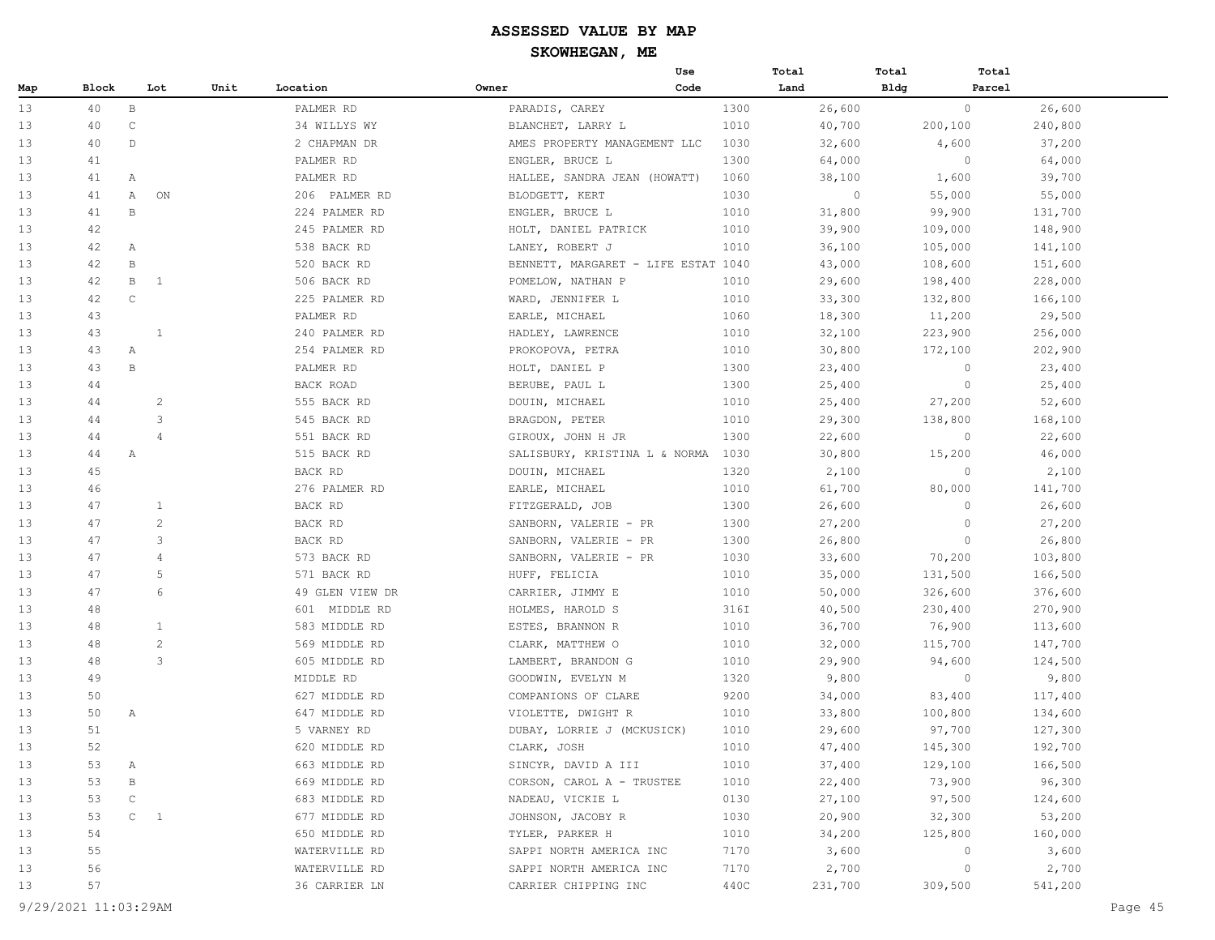# ASSESSED VALUE BY MAP

## SKOWHEGAN, ME

| Map | Block | Lot | Unit | Location | Owner | Use Code | Total Land | Total Bldg | Total Parcel |
|---|---|---|---|---|---|---|---|---|---|
| 13 | 40 | B | | PALMER RD | PARADIS, CAREY | 1300 | 26,600 | 0 | 26,600 |
| 13 | 40 | C | | 34 WILLYS WY | BLANCHET, LARRY L | 1010 | 40,700 | 200,100 | 240,800 |
| 13 | 40 | D | | 2 CHAPMAN DR | AMES PROPERTY MANAGEMENT LLC | 1030 | 32,600 | 4,600 | 37,200 |
| 13 | 41 | | | PALMER RD | ENGLER, BRUCE L | 1300 | 64,000 | 0 | 64,000 |
| 13 | 41 | A | | PALMER RD | HALLEE, SANDRA JEAN (HOWATT) | 1060 | 38,100 | 1,600 | 39,700 |
| 13 | 41 | A | ON | 206 PALMER RD | BLODGETT, KERT | 1030 | 0 | 55,000 | 55,000 |
| 13 | 41 | B | | 224 PALMER RD | ENGLER, BRUCE L | 1010 | 31,800 | 99,900 | 131,700 |
| 13 | 42 | | | 245 PALMER RD | HOLT, DANIEL PATRICK | 1010 | 39,900 | 109,000 | 148,900 |
| 13 | 42 | A | | 538 BACK RD | LANEY, ROBERT J | 1010 | 36,100 | 105,000 | 141,100 |
| 13 | 42 | B | | 520 BACK RD | BENNETT, MARGARET - LIFE ESTAT | 1040 | 43,000 | 108,600 | 151,600 |
| 13 | 42 | B | 1 | 506 BACK RD | POMELOW, NATHAN P | 1010 | 29,600 | 198,400 | 228,000 |
| 13 | 42 | C | | 225 PALMER RD | WARD, JENNIFER L | 1010 | 33,300 | 132,800 | 166,100 |
| 13 | 43 | | | PALMER RD | EARLE, MICHAEL | 1060 | 18,300 | 11,200 | 29,500 |
| 13 | 43 | | 1 | 240 PALMER RD | HADLEY, LAWRENCE | 1010 | 32,100 | 223,900 | 256,000 |
| 13 | 43 | A | | 254 PALMER RD | PROKOPOVA, PETRA | 1010 | 30,800 | 172,100 | 202,900 |
| 13 | 43 | B | | PALMER RD | HOLT, DANIEL P | 1300 | 23,400 | 0 | 23,400 |
| 13 | 44 | | | BACK ROAD | BERUBE, PAUL L | 1300 | 25,400 | 0 | 25,400 |
| 13 | 44 | | 2 | 555 BACK RD | DOUIN, MICHAEL | 1010 | 25,400 | 27,200 | 52,600 |
| 13 | 44 | | 3 | 545 BACK RD | BRAGDON, PETER | 1010 | 29,300 | 138,800 | 168,100 |
| 13 | 44 | | 4 | 551 BACK RD | GIROUX, JOHN H JR | 1300 | 22,600 | 0 | 22,600 |
| 13 | 44 | A | | 515 BACK RD | SALISBURY, KRISTINA L & NORMA | 1030 | 30,800 | 15,200 | 46,000 |
| 13 | 45 | | | BACK RD | DOUIN, MICHAEL | 1320 | 2,100 | 0 | 2,100 |
| 13 | 46 | | | 276 PALMER RD | EARLE, MICHAEL | 1010 | 61,700 | 80,000 | 141,700 |
| 13 | 47 | | 1 | BACK RD | FITZGERALD, JOB | 1300 | 26,600 | 0 | 26,600 |
| 13 | 47 | | 2 | BACK RD | SANBORN, VALERIE - PR | 1300 | 27,200 | 0 | 27,200 |
| 13 | 47 | | 3 | BACK RD | SANBORN, VALERIE - PR | 1300 | 26,800 | 0 | 26,800 |
| 13 | 47 | | 4 | 573 BACK RD | SANBORN, VALERIE - PR | 1030 | 33,600 | 70,200 | 103,800 |
| 13 | 47 | | 5 | 571 BACK RD | HUFF, FELICIA | 1010 | 35,000 | 131,500 | 166,500 |
| 13 | 47 | | 6 | 49 GLEN VIEW DR | CARRIER, JIMMY E | 1010 | 50,000 | 326,600 | 376,600 |
| 13 | 48 | | | 601 MIDDLE RD | HOLMES, HAROLD S | 316I | 40,500 | 230,400 | 270,900 |
| 13 | 48 | | 1 | 583 MIDDLE RD | ESTES, BRANNON R | 1010 | 36,700 | 76,900 | 113,600 |
| 13 | 48 | | 2 | 569 MIDDLE RD | CLARK, MATTHEW O | 1010 | 32,000 | 115,700 | 147,700 |
| 13 | 48 | | 3 | 605 MIDDLE RD | LAMBERT, BRANDON G | 1010 | 29,900 | 94,600 | 124,500 |
| 13 | 49 | | | MIDDLE RD | GOODWIN, EVELYN M | 1320 | 9,800 | 0 | 9,800 |
| 13 | 50 | | | 627 MIDDLE RD | COMPANIONS OF CLARE | 9200 | 34,000 | 83,400 | 117,400 |
| 13 | 50 | A | | 647 MIDDLE RD | VIOLETTE, DWIGHT R | 1010 | 33,800 | 100,800 | 134,600 |
| 13 | 51 | | | 5 VARNEY RD | DUBAY, LORRIE J (MCKUSICK) | 1010 | 29,600 | 97,700 | 127,300 |
| 13 | 52 | | | 620 MIDDLE RD | CLARK, JOSH | 1010 | 47,400 | 145,300 | 192,700 |
| 13 | 53 | A | | 663 MIDDLE RD | SINCYR, DAVID A III | 1010 | 37,400 | 129,100 | 166,500 |
| 13 | 53 | B | | 669 MIDDLE RD | CORSON, CAROL A - TRUSTEE | 1010 | 22,400 | 73,900 | 96,300 |
| 13 | 53 | C | | 683 MIDDLE RD | NADEAU, VICKIE L | 0130 | 27,100 | 97,500 | 124,600 |
| 13 | 53 | C | 1 | 677 MIDDLE RD | JOHNSON, JACOBY R | 1030 | 20,900 | 32,300 | 53,200 |
| 13 | 54 | | | 650 MIDDLE RD | TYLER, PARKER H | 1010 | 34,200 | 125,800 | 160,000 |
| 13 | 55 | | | WATERVILLE RD | SAPPI NORTH AMERICA INC | 7170 | 3,600 | 0 | 3,600 |
| 13 | 56 | | | WATERVILLE RD | SAPPI NORTH AMERICA INC | 7170 | 2,700 | 0 | 2,700 |
| 13 | 57 | | | 36 CARRIER LN | CARRIER CHIPPING INC | 440C | 231,700 | 309,500 | 541,200 |

9/29/2021 11:03:29AM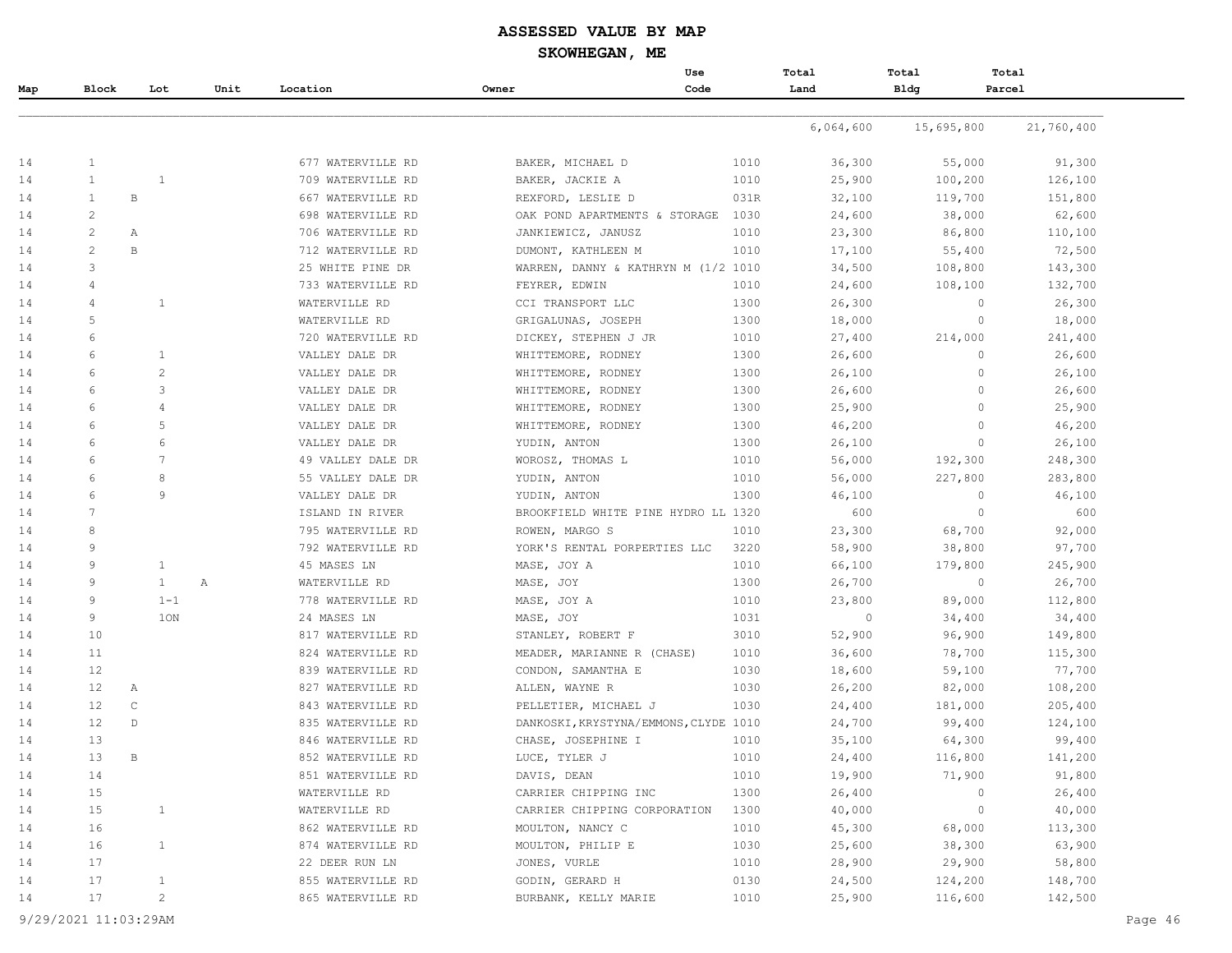# ASSESSED VALUE BY MAP

## SKOWHEGAN, ME

| Map | Block | Lot | Unit | Location | Owner | Use Code | Total Land | Total Bldg | Total Parcel |
|---|---|---|---|---|---|---|---|---|---|
| | | | | | | | 6,064,600 | 15,695,800 | 21,760,400 |
| 14 | 1 | | | 677 WATERVILLE RD | BAKER, MICHAEL D | 1010 | 36,300 | 55,000 | 91,300 |
| 14 | 1 | 1 | | 709 WATERVILLE RD | BAKER, JACKIE A | 1010 | 25,900 | 100,200 | 126,100 |
| 14 | 1 | B | | 667 WATERVILLE RD | REXFORD, LESLIE D | 031R | 32,100 | 119,700 | 151,800 |
| 14 | 2 | | | 698 WATERVILLE RD | OAK POND APARTMENTS & STORAGE | 1030 | 24,600 | 38,000 | 62,600 |
| 14 | 2 | A | | 706 WATERVILLE RD | JANKIEWICZ, JANUSZ | 1010 | 23,300 | 86,800 | 110,100 |
| 14 | 2 | B | | 712 WATERVILLE RD | DUMONT, KATHLEEN M | 1010 | 17,100 | 55,400 | 72,500 |
| 14 | 3 | | | 25 WHITE PINE DR | WARREN, DANNY & KATHRYN M (1/2 | 1010 | 34,500 | 108,800 | 143,300 |
| 14 | 4 | | | 733 WATERVILLE RD | FEYRER, EDWIN | 1010 | 24,600 | 108,100 | 132,700 |
| 14 | 4 | 1 | | WATERVILLE RD | CCI TRANSPORT LLC | 1300 | 26,300 | 0 | 26,300 |
| 14 | 5 | | | WATERVILLE RD | GRIGALUNAS, JOSEPH | 1300 | 18,000 | 0 | 18,000 |
| 14 | 6 | | | 720 WATERVILLE RD | DICKEY, STEPHEN J JR | 1010 | 27,400 | 214,000 | 241,400 |
| 14 | 6 | 1 | | VALLEY DALE DR | WHITTEMORE, RODNEY | 1300 | 26,600 | 0 | 26,600 |
| 14 | 6 | 2 | | VALLEY DALE DR | WHITTEMORE, RODNEY | 1300 | 26,100 | 0 | 26,100 |
| 14 | 6 | 3 | | VALLEY DALE DR | WHITTEMORE, RODNEY | 1300 | 26,600 | 0 | 26,600 |
| 14 | 6 | 4 | | VALLEY DALE DR | WHITTEMORE, RODNEY | 1300 | 25,900 | 0 | 25,900 |
| 14 | 6 | 5 | | VALLEY DALE DR | WHITTEMORE, RODNEY | 1300 | 46,200 | 0 | 46,200 |
| 14 | 6 | 6 | | VALLEY DALE DR | YUDIN, ANTON | 1300 | 26,100 | 0 | 26,100 |
| 14 | 6 | 7 | | 49 VALLEY DALE DR | WOROSZ, THOMAS L | 1010 | 56,000 | 192,300 | 248,300 |
| 14 | 6 | 8 | | 55 VALLEY DALE DR | YUDIN, ANTON | 1010 | 56,000 | 227,800 | 283,800 |
| 14 | 6 | 9 | | VALLEY DALE DR | YUDIN, ANTON | 1300 | 46,100 | 0 | 46,100 |
| 14 | 7 | | | ISLAND IN RIVER | BROOKFIELD WHITE PINE HYDRO LL | 1320 | 600 | 0 | 600 |
| 14 | 8 | | | 795 WATERVILLE RD | ROWEN, MARGO S | 1010 | 23,300 | 68,700 | 92,000 |
| 14 | 9 | | | 792 WATERVILLE RD | YORK'S RENTAL PORPERTIES LLC | 3220 | 58,900 | 38,800 | 97,700 |
| 14 | 9 | 1 | | 45 MASES LN | MASE, JOY A | 1010 | 66,100 | 179,800 | 245,900 |
| 14 | 9 | 1 | A | WATERVILLE RD | MASE, JOY | 1300 | 26,700 | 0 | 26,700 |
| 14 | 9 | 1-1 | | 778 WATERVILLE RD | MASE, JOY A | 1010 | 23,800 | 89,000 | 112,800 |
| 14 | 9 | 1ON | | 24 MASES LN | MASE, JOY | 1031 | 0 | 34,400 | 34,400 |
| 14 | 10 | | | 817 WATERVILLE RD | STANLEY, ROBERT F | 3010 | 52,900 | 96,900 | 149,800 |
| 14 | 11 | | | 824 WATERVILLE RD | MEADER, MARIANNE R (CHASE) | 1010 | 36,600 | 78,700 | 115,300 |
| 14 | 12 | | | 839 WATERVILLE RD | CONDON, SAMANTHA E | 1030 | 18,600 | 59,100 | 77,700 |
| 14 | 12 | A | | 827 WATERVILLE RD | ALLEN, WAYNE R | 1030 | 26,200 | 82,000 | 108,200 |
| 14 | 12 | C | | 843 WATERVILLE RD | PELLETIER, MICHAEL J | 1030 | 24,400 | 181,000 | 205,400 |
| 14 | 12 | D | | 835 WATERVILLE RD | DANKOSKI,KRYSTYNA/EMMONS,CLYDE | 1010 | 24,700 | 99,400 | 124,100 |
| 14 | 13 | | | 846 WATERVILLE RD | CHASE, JOSEPHINE I | 1010 | 35,100 | 64,300 | 99,400 |
| 14 | 13 | B | | 852 WATERVILLE RD | LUCE, TYLER J | 1010 | 24,400 | 116,800 | 141,200 |
| 14 | 14 | | | 851 WATERVILLE RD | DAVIS, DEAN | 1010 | 19,900 | 71,900 | 91,800 |
| 14 | 15 | | | WATERVILLE RD | CARRIER CHIPPING INC | 1300 | 26,400 | 0 | 26,400 |
| 14 | 15 | 1 | | WATERVILLE RD | CARRIER CHIPPING CORPORATION | 1300 | 40,000 | 0 | 40,000 |
| 14 | 16 | | | 862 WATERVILLE RD | MOULTON, NANCY C | 1010 | 45,300 | 68,000 | 113,300 |
| 14 | 16 | 1 | | 874 WATERVILLE RD | MOULTON, PHILIP E | 1030 | 25,600 | 38,300 | 63,900 |
| 14 | 17 | | | 22 DEER RUN LN | JONES, VURLE | 1010 | 28,900 | 29,900 | 58,800 |
| 14 | 17 | 1 | | 855 WATERVILLE RD | GODIN, GERARD H | 0130 | 24,500 | 124,200 | 148,700 |
| 14 | 17 | 2 | | 865 WATERVILLE RD | BURBANK, KELLY MARIE | 1010 | 25,900 | 116,600 | 142,500 |

9/29/2021 11:03:29AM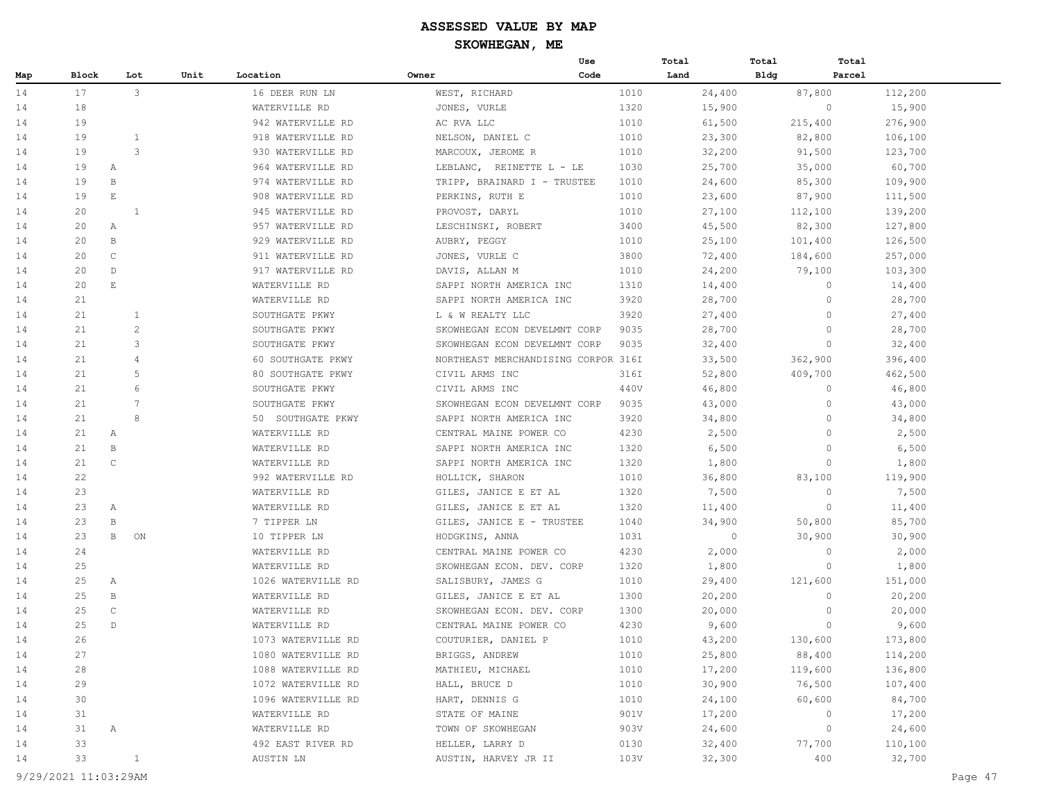# ASSESSED VALUE BY MAP

## SKOWHEGAN, ME

| Map | Block | Lot | Unit | Location | Owner | Use Code | Total Land | Total Bldg | Total Parcel |
|---|---|---|---|---|---|---|---|---|---|
| 14 | 17 | 3 | | 16 DEER RUN LN | WEST, RICHARD | 1010 | 24,400 | 87,800 | 112,200 |
| 14 | 18 | | | WATERVILLE RD | JONES, VURLE | 1320 | 15,900 | 0 | 15,900 |
| 14 | 19 | | | 942 WATERVILLE RD | AC RVA LLC | 1010 | 61,500 | 215,400 | 276,900 |
| 14 | 19 | 1 | | 918 WATERVILLE RD | NELSON, DANIEL C | 1010 | 23,300 | 82,800 | 106,100 |
| 14 | 19 | 3 | | 930 WATERVILLE RD | MARCOUX, JEROME R | 1010 | 32,200 | 91,500 | 123,700 |
| 14 | 19 | A | | 964 WATERVILLE RD | LEBLANC, REINETTE L - LE | 1030 | 25,700 | 35,000 | 60,700 |
| 14 | 19 | B | | 974 WATERVILLE RD | TRIPP, BRAINARD I - TRUSTEE | 1010 | 24,600 | 85,300 | 109,900 |
| 14 | 19 | E | | 908 WATERVILLE RD | PERKINS, RUTH E | 1010 | 23,600 | 87,900 | 111,500 |
| 14 | 20 | 1 | | 945 WATERVILLE RD | PROVOST, DARYL | 1010 | 27,100 | 112,100 | 139,200 |
| 14 | 20 | A | | 957 WATERVILLE RD | LESCHINSKI, ROBERT | 3400 | 45,500 | 82,300 | 127,800 |
| 14 | 20 | B | | 929 WATERVILLE RD | AUBRY, PEGGY | 1010 | 25,100 | 101,400 | 126,500 |
| 14 | 20 | C | | 911 WATERVILLE RD | JONES, VURLE C | 3800 | 72,400 | 184,600 | 257,000 |
| 14 | 20 | D | | 917 WATERVILLE RD | DAVIS, ALLAN M | 1010 | 24,200 | 79,100 | 103,300 |
| 14 | 20 | E | | WATERVILLE RD | SAPPI NORTH AMERICA INC | 1310 | 14,400 | 0 | 14,400 |
| 14 | 21 | | | WATERVILLE RD | SAPPI NORTH AMERICA INC | 3920 | 28,700 | 0 | 28,700 |
| 14 | 21 | 1 | | SOUTHGATE PKWY | L & W REALTY LLC | 3920 | 27,400 | 0 | 27,400 |
| 14 | 21 | 2 | | SOUTHGATE PKWY | SKOWHEGAN ECON DEVELMNT CORP | 9035 | 28,700 | 0 | 28,700 |
| 14 | 21 | 3 | | SOUTHGATE PKWY | SKOWHEGAN ECON DEVELMNT CORP | 9035 | 32,400 | 0 | 32,400 |
| 14 | 21 | 4 | | 60 SOUTHGATE PKWY | NORTHEAST MERCHANDISING CORPOR | 316I | 33,500 | 362,900 | 396,400 |
| 14 | 21 | 5 | | 80 SOUTHGATE PKWY | CIVIL ARMS INC | 316I | 52,800 | 409,700 | 462,500 |
| 14 | 21 | 6 | | SOUTHGATE PKWY | CIVIL ARMS INC | 440V | 46,800 | 0 | 46,800 |
| 14 | 21 | 7 | | SOUTHGATE PKWY | SKOWHEGAN ECON DEVELMNT CORP | 9035 | 43,000 | 0 | 43,000 |
| 14 | 21 | 8 | | 50 SOUTHGATE PKWY | SAPPI NORTH AMERICA INC | 3920 | 34,800 | 0 | 34,800 |
| 14 | 21 | A | | WATERVILLE RD | CENTRAL MAINE POWER CO | 4230 | 2,500 | 0 | 2,500 |
| 14 | 21 | B | | WATERVILLE RD | SAPPI NORTH AMERICA INC | 1320 | 6,500 | 0 | 6,500 |
| 14 | 21 | C | | WATERVILLE RD | SAPPI NORTH AMERICA INC | 1320 | 1,800 | 0 | 1,800 |
| 14 | 22 | | | 992 WATERVILLE RD | HOLLICK, SHARON | 1010 | 36,800 | 83,100 | 119,900 |
| 14 | 23 | | | WATERVILLE RD | GILES, JANICE E ET AL | 1320 | 7,500 | 0 | 7,500 |
| 14 | 23 | A | | WATERVILLE RD | GILES, JANICE E ET AL | 1320 | 11,400 | 0 | 11,400 |
| 14 | 23 | B | | 7 TIPPER LN | GILES, JANICE E - TRUSTEE | 1040 | 34,900 | 50,800 | 85,700 |
| 14 | 23 | B | ON | 10 TIPPER LN | HODGKINS, ANNA | 1031 | 0 | 30,900 | 30,900 |
| 14 | 24 | | | WATERVILLE RD | CENTRAL MAINE POWER CO | 4230 | 2,000 | 0 | 2,000 |
| 14 | 25 | | | WATERVILLE RD | SKOWHEGAN ECON. DEV. CORP | 1320 | 1,800 | 0 | 1,800 |
| 14 | 25 | A | | 1026 WATERVILLE RD | SALISBURY, JAMES G | 1010 | 29,400 | 121,600 | 151,000 |
| 14 | 25 | B | | WATERVILLE RD | GILES, JANICE E ET AL | 1300 | 20,200 | 0 | 20,200 |
| 14 | 25 | C | | WATERVILLE RD | SKOWHEGAN ECON. DEV. CORP | 1300 | 20,000 | 0 | 20,000 |
| 14 | 25 | D | | WATERVILLE RD | CENTRAL MAINE POWER CO | 4230 | 9,600 | 0 | 9,600 |
| 14 | 26 | | | 1073 WATERVILLE RD | COUTURIER, DANIEL P | 1010 | 43,200 | 130,600 | 173,800 |
| 14 | 27 | | | 1080 WATERVILLE RD | BRIGGS, ANDREW | 1010 | 25,800 | 88,400 | 114,200 |
| 14 | 28 | | | 1088 WATERVILLE RD | MATHIEU, MICHAEL | 1010 | 17,200 | 119,600 | 136,800 |
| 14 | 29 | | | 1072 WATERVILLE RD | HALL, BRUCE D | 1010 | 30,900 | 76,500 | 107,400 |
| 14 | 30 | | | 1096 WATERVILLE RD | HART, DENNIS G | 1010 | 24,100 | 60,600 | 84,700 |
| 14 | 31 | | | WATERVILLE RD | STATE OF MAINE | 901V | 17,200 | 0 | 17,200 |
| 14 | 31 | A | | WATERVILLE RD | TOWN OF SKOWHEGAN | 903V | 24,600 | 0 | 24,600 |
| 14 | 33 | | | 492 EAST RIVER RD | HELLER, LARRY D | 0130 | 32,400 | 77,700 | 110,100 |
| 14 | 33 | 1 | | AUSTIN LN | AUSTIN, HARVEY JR II | 103V | 32,300 | 400 | 32,700 |

9/29/2021 11:03:29AM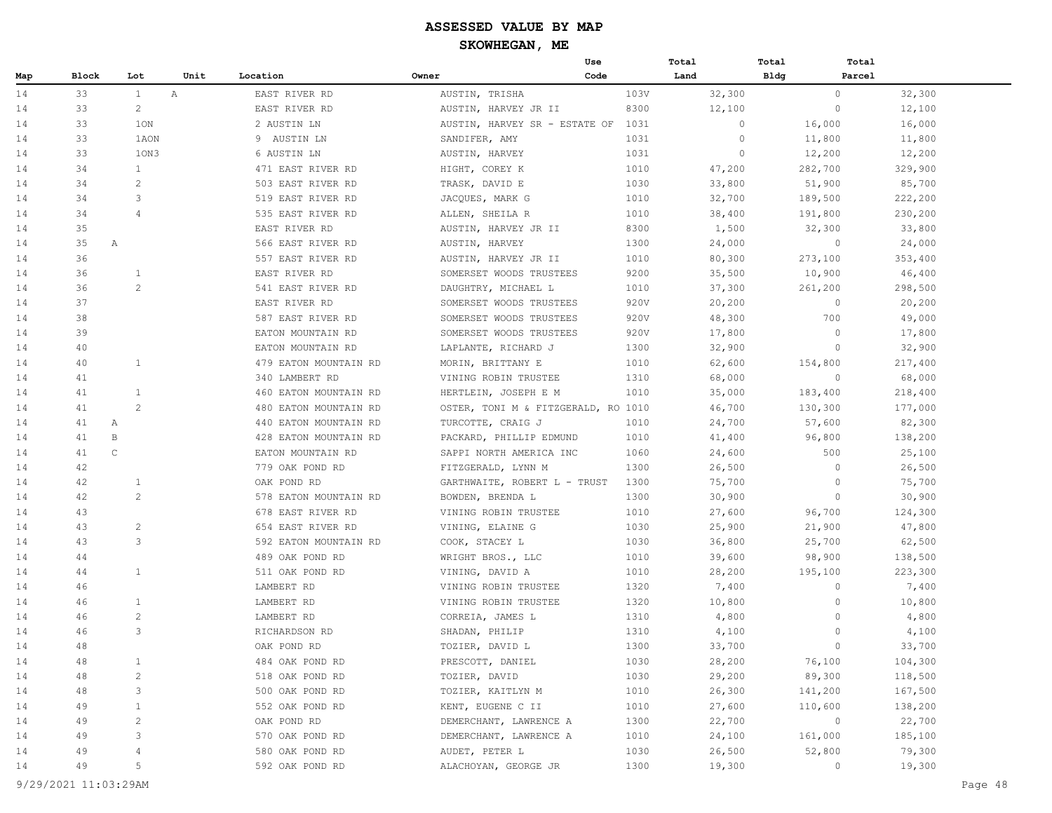# ASSESSED VALUE BY MAP

## SKOWHEGAN, ME

| Map | Block | Lot | Unit | Location | Owner | Use Code | Total Land | Total Bldg | Total Parcel |
|---|---|---|---|---|---|---|---|---|---|
| 14 | 33 | 1 | A | EAST RIVER RD | AUSTIN, TRISHA | 103V | 32,300 | 0 | 32,300 |
| 14 | 33 | 2 | | EAST RIVER RD | AUSTIN, HARVEY JR II | 8300 | 12,100 | 0 | 12,100 |
| 14 | 33 | 1ON | | 2 AUSTIN LN | AUSTIN, HARVEY SR - ESTATE OF | 1031 | 0 | 16,000 | 16,000 |
| 14 | 33 | 1AON | | 9 AUSTIN LN | SANDIFER, AMY | 1031 | 0 | 11,800 | 11,800 |
| 14 | 33 | 1ON3 | | 6 AUSTIN LN | AUSTIN, HARVEY | 1031 | 0 | 12,200 | 12,200 |
| 14 | 34 | 1 | | 471 EAST RIVER RD | HIGHT, COREY K | 1010 | 47,200 | 282,700 | 329,900 |
| 14 | 34 | 2 | | 503 EAST RIVER RD | TRASK, DAVID E | 1030 | 33,800 | 51,900 | 85,700 |
| 14 | 34 | 3 | | 519 EAST RIVER RD | JACQUES, MARK G | 1010 | 32,700 | 189,500 | 222,200 |
| 14 | 34 | 4 | | 535 EAST RIVER RD | ALLEN, SHEILA R | 1010 | 38,400 | 191,800 | 230,200 |
| 14 | 35 | | | EAST RIVER RD | AUSTIN, HARVEY JR II | 8300 | 1,500 | 32,300 | 33,800 |
| 14 | 35 | A | | 566 EAST RIVER RD | AUSTIN, HARVEY | 1300 | 24,000 | 0 | 24,000 |
| 14 | 36 | | | 557 EAST RIVER RD | AUSTIN, HARVEY JR II | 1010 | 80,300 | 273,100 | 353,400 |
| 14 | 36 | 1 | | EAST RIVER RD | SOMERSET WOODS TRUSTEES | 9200 | 35,500 | 10,900 | 46,400 |
| 14 | 36 | 2 | | 541 EAST RIVER RD | DAUGHTRY, MICHAEL L | 1010 | 37,300 | 261,200 | 298,500 |
| 14 | 37 | | | EAST RIVER RD | SOMERSET WOODS TRUSTEES | 920V | 20,200 | 0 | 20,200 |
| 14 | 38 | | | 587 EAST RIVER RD | SOMERSET WOODS TRUSTEES | 920V | 48,300 | 700 | 49,000 |
| 14 | 39 | | | EATON MOUNTAIN RD | SOMERSET WOODS TRUSTEES | 920V | 17,800 | 0 | 17,800 |
| 14 | 40 | | | EATON MOUNTAIN RD | LAPLANTE, RICHARD J | 1300 | 32,900 | 0 | 32,900 |
| 14 | 40 | 1 | | 479 EATON MOUNTAIN RD | MORIN, BRITTANY E | 1010 | 62,600 | 154,800 | 217,400 |
| 14 | 41 | | | 340 LAMBERT RD | VINING ROBIN TRUSTEE | 1310 | 68,000 | 0 | 68,000 |
| 14 | 41 | 1 | | 460 EATON MOUNTAIN RD | HERTLEIN, JOSEPH E M | 1010 | 35,000 | 183,400 | 218,400 |
| 14 | 41 | 2 | | 480 EATON MOUNTAIN RD | OSTER, TONI M & FITZGERALD, RO | 1010 | 46,700 | 130,300 | 177,000 |
| 14 | 41 | A | | 440 EATON MOUNTAIN RD | TURCOTTE, CRAIG J | 1010 | 24,700 | 57,600 | 82,300 |
| 14 | 41 | B | | 428 EATON MOUNTAIN RD | PACKARD, PHILLIP EDMUND | 1010 | 41,400 | 96,800 | 138,200 |
| 14 | 41 | C | | EATON MOUNTAIN RD | SAPPI NORTH AMERICA INC | 1060 | 24,600 | 500 | 25,100 |
| 14 | 42 | | | 779 OAK POND RD | FITZGERALD, LYNN M | 1300 | 26,500 | 0 | 26,500 |
| 14 | 42 | 1 | | OAK POND RD | GARTHWAITE, ROBERT L - TRUST | 1300 | 75,700 | 0 | 75,700 |
| 14 | 42 | 2 | | 578 EATON MOUNTAIN RD | BOWDEN, BRENDA L | 1300 | 30,900 | 0 | 30,900 |
| 14 | 43 | | | 678 EAST RIVER RD | VINING ROBIN TRUSTEE | 1010 | 27,600 | 96,700 | 124,300 |
| 14 | 43 | 2 | | 654 EAST RIVER RD | VINING, ELAINE G | 1030 | 25,900 | 21,900 | 47,800 |
| 14 | 43 | 3 | | 592 EATON MOUNTAIN RD | COOK, STACEY L | 1030 | 36,800 | 25,700 | 62,500 |
| 14 | 44 | | | 489 OAK POND RD | WRIGHT BROS., LLC | 1010 | 39,600 | 98,900 | 138,500 |
| 14 | 44 | 1 | | 511 OAK POND RD | VINING, DAVID A | 1010 | 28,200 | 195,100 | 223,300 |
| 14 | 46 | | | LAMBERT RD | VINING ROBIN TRUSTEE | 1320 | 7,400 | 0 | 7,400 |
| 14 | 46 | 1 | | LAMBERT RD | VINING ROBIN TRUSTEE | 1320 | 10,800 | 0 | 10,800 |
| 14 | 46 | 2 | | LAMBERT RD | CORREIA, JAMES L | 1310 | 4,800 | 0 | 4,800 |
| 14 | 46 | 3 | | RICHARDSON RD | SHADAN, PHILIP | 1310 | 4,100 | 0 | 4,100 |
| 14 | 48 | | | OAK POND RD | TOZIER, DAVID L | 1300 | 33,700 | 0 | 33,700 |
| 14 | 48 | 1 | | 484 OAK POND RD | PRESCOTT, DANIEL | 1030 | 28,200 | 76,100 | 104,300 |
| 14 | 48 | 2 | | 518 OAK POND RD | TOZIER, DAVID | 1030 | 29,200 | 89,300 | 118,500 |
| 14 | 48 | 3 | | 500 OAK POND RD | TOZIER, KAITLYN M | 1010 | 26,300 | 141,200 | 167,500 |
| 14 | 49 | 1 | | 552 OAK POND RD | KENT, EUGENE C II | 1010 | 27,600 | 110,600 | 138,200 |
| 14 | 49 | 2 | | OAK POND RD | DEMERCHANT, LAWRENCE A | 1300 | 22,700 | 0 | 22,700 |
| 14 | 49 | 3 | | 570 OAK POND RD | DEMERCHANT, LAWRENCE A | 1010 | 24,100 | 161,000 | 185,100 |
| 14 | 49 | 4 | | 580 OAK POND RD | AUDET, PETER L | 1030 | 26,500 | 52,800 | 79,300 |
| 14 | 49 | 5 | | 592 OAK POND RD | ALACHOYAN, GEORGE JR | 1300 | 19,300 | 0 | 19,300 |

9/29/2021 11:03:29AM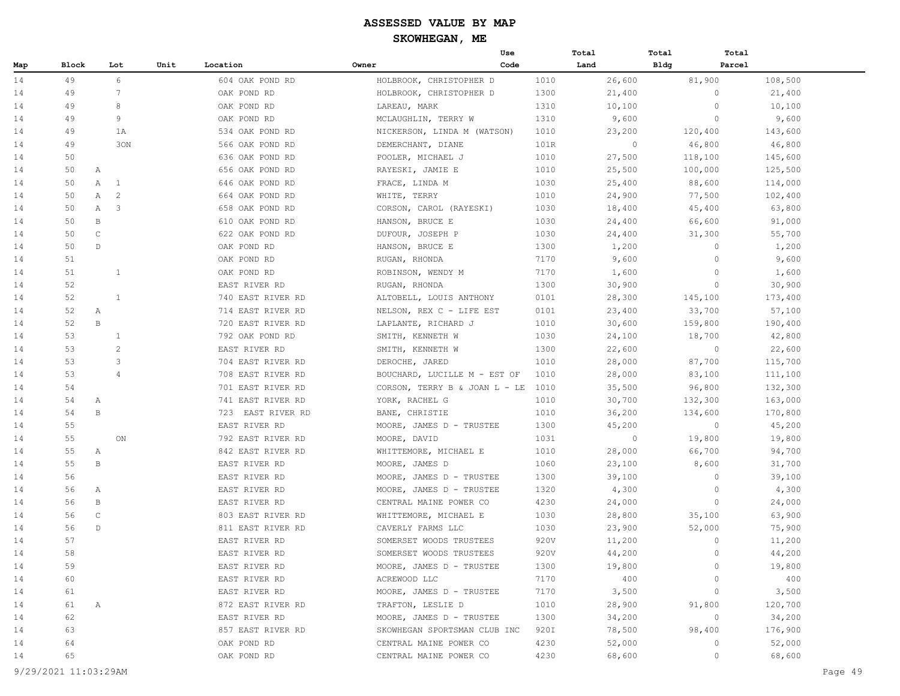# ASSESSED VALUE BY MAP

## SKOWHEGAN, ME

| Map | Block | | Lot | Unit | Location | Owner | Use Code | Total Land | Total Bldg | Total Parcel |
|---|---|---|---|---|---|---|---|---|---|---|
| 14 | 49 | | 6 | | 604 OAK POND RD | HOLBROOK, CHRISTOPHER D | 1010 | 26,600 | 81,900 | 108,500 |
| 14 | 49 | | 7 | | OAK POND RD | HOLBROOK, CHRISTOPHER D | 1300 | 21,400 | 0 | 21,400 |
| 14 | 49 | | 8 | | OAK POND RD | LAREAU, MARK | 1310 | 10,100 | 0 | 10,100 |
| 14 | 49 | | 9 | | OAK POND RD | MCLAUGHLIN, TERRY W | 1310 | 9,600 | 0 | 9,600 |
| 14 | 49 | | 1A | | 534 OAK POND RD | NICKERSON, LINDA M (WATSON) | 1010 | 23,200 | 120,400 | 143,600 |
| 14 | 49 | | 3ON | | 566 OAK POND RD | DEMERCHANT, DIANE | 101R | 0 | 46,800 | 46,800 |
| 14 | 50 | | | | 636 OAK POND RD | POOLER, MICHAEL J | 1010 | 27,500 | 118,100 | 145,600 |
| 14 | 50 | A | | | 656 OAK POND RD | RAYESKI, JAMIE E | 1010 | 25,500 | 100,000 | 125,500 |
| 14 | 50 | A | 1 | | 646 OAK POND RD | FRACE, LINDA M | 1030 | 25,400 | 88,600 | 114,000 |
| 14 | 50 | A | 2 | | 664 OAK POND RD | WHITE, TERRY | 1010 | 24,900 | 77,500 | 102,400 |
| 14 | 50 | A | 3 | | 658 OAK POND RD | CORSON, CAROL (RAYESKI) | 1030 | 18,400 | 45,400 | 63,800 |
| 14 | 50 | B | | | 610 OAK POND RD | HANSON, BRUCE E | 1030 | 24,400 | 66,600 | 91,000 |
| 14 | 50 | C | | | 622 OAK POND RD | DUFOUR, JOSEPH P | 1030 | 24,400 | 31,300 | 55,700 |
| 14 | 50 | D | | | OAK POND RD | HANSON, BRUCE E | 1300 | 1,200 | 0 | 1,200 |
| 14 | 51 | | | | OAK POND RD | RUGAN, RHONDA | 7170 | 9,600 | 0 | 9,600 |
| 14 | 51 | | 1 | | OAK POND RD | ROBINSON, WENDY M | 7170 | 1,600 | 0 | 1,600 |
| 14 | 52 | | | | EAST RIVER RD | RUGAN, RHONDA | 1300 | 30,900 | 0 | 30,900 |
| 14 | 52 | | 1 | | 740 EAST RIVER RD | ALTOBELL, LOUIS ANTHONY | 0101 | 28,300 | 145,100 | 173,400 |
| 14 | 52 | A | | | 714 EAST RIVER RD | NELSON, REX C - LIFE EST | 0101 | 23,400 | 33,700 | 57,100 |
| 14 | 52 | B | | | 720 EAST RIVER RD | LAPLANTE, RICHARD J | 1010 | 30,600 | 159,800 | 190,400 |
| 14 | 53 | | 1 | | 792 OAK POND RD | SMITH, KENNETH W | 1030 | 24,100 | 18,700 | 42,800 |
| 14 | 53 | | 2 | | EAST RIVER RD | SMITH, KENNETH W | 1300 | 22,600 | 0 | 22,600 |
| 14 | 53 | | 3 | | 704 EAST RIVER RD | DEROCHE, JARED | 1010 | 28,000 | 87,700 | 115,700 |
| 14 | 53 | | 4 | | 708 EAST RIVER RD | BOUCHARD, LUCILLE M - EST OF | 1010 | 28,000 | 83,100 | 111,100 |
| 14 | 54 | | | | 701 EAST RIVER RD | CORSON, TERRY B & JOAN L - LE | 1010 | 35,500 | 96,800 | 132,300 |
| 14 | 54 | A | | | 741 EAST RIVER RD | YORK, RACHEL G | 1010 | 30,700 | 132,300 | 163,000 |
| 14 | 54 | B | | | 723 EAST RIVER RD | BANE, CHRISTIE | 1010 | 36,200 | 134,600 | 170,800 |
| 14 | 55 | | | | EAST RIVER RD | MOORE, JAMES D - TRUSTEE | 1300 | 45,200 | 0 | 45,200 |
| 14 | 55 | | ON | | 792 EAST RIVER RD | MOORE, DAVID | 1031 | 0 | 19,800 | 19,800 |
| 14 | 55 | A | | | 842 EAST RIVER RD | WHITTEMORE, MICHAEL E | 1010 | 28,000 | 66,700 | 94,700 |
| 14 | 55 | B | | | EAST RIVER RD | MOORE, JAMES D | 1060 | 23,100 | 8,600 | 31,700 |
| 14 | 56 | | | | EAST RIVER RD | MOORE, JAMES D - TRUSTEE | 1300 | 39,100 | 0 | 39,100 |
| 14 | 56 | A | | | EAST RIVER RD | MOORE, JAMES D - TRUSTEE | 1320 | 4,300 | 0 | 4,300 |
| 14 | 56 | B | | | EAST RIVER RD | CENTRAL MAINE POWER CO | 4230 | 24,000 | 0 | 24,000 |
| 14 | 56 | C | | | 803 EAST RIVER RD | WHITTEMORE, MICHAEL E | 1030 | 28,800 | 35,100 | 63,900 |
| 14 | 56 | D | | | 811 EAST RIVER RD | CAVERLY FARMS LLC | 1030 | 23,900 | 52,000 | 75,900 |
| 14 | 57 | | | | EAST RIVER RD | SOMERSET WOODS TRUSTEES | 920V | 11,200 | 0 | 11,200 |
| 14 | 58 | | | | EAST RIVER RD | SOMERSET WOODS TRUSTEES | 920V | 44,200 | 0 | 44,200 |
| 14 | 59 | | | | EAST RIVER RD | MOORE, JAMES D - TRUSTEE | 1300 | 19,800 | 0 | 19,800 |
| 14 | 60 | | | | EAST RIVER RD | ACREWOOD LLC | 7170 | 400 | 0 | 400 |
| 14 | 61 | | | | EAST RIVER RD | MOORE, JAMES D - TRUSTEE | 7170 | 3,500 | 0 | 3,500 |
| 14 | 61 | A | | | 872 EAST RIVER RD | TRAFTON, LESLIE D | 1010 | 28,900 | 91,800 | 120,700 |
| 14 | 62 | | | | EAST RIVER RD | MOORE, JAMES D - TRUSTEE | 1300 | 34,200 | 0 | 34,200 |
| 14 | 63 | | | | 857 EAST RIVER RD | SKOWHEGAN SPORTSMAN CLUB INC | 920I | 78,500 | 98,400 | 176,900 |
| 14 | 64 | | | | OAK POND RD | CENTRAL MAINE POWER CO | 4230 | 52,000 | 0 | 52,000 |
| 14 | 65 | | | | OAK POND RD | CENTRAL MAINE POWER CO | 4230 | 68,600 | 0 | 68,600 |

9/29/2021 11:03:29AM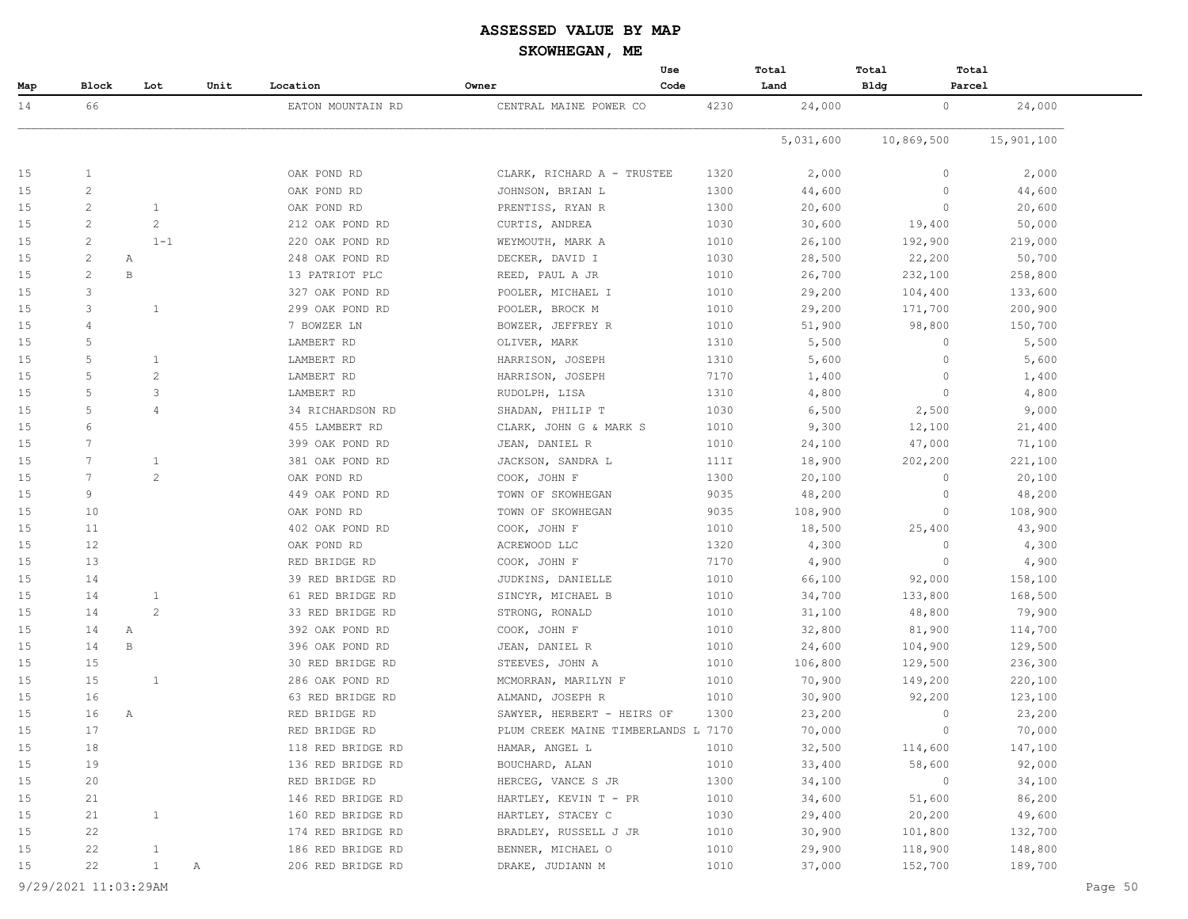# ASSESSED VALUE BY MAP

## SKOWHEGAN, ME

| Map | Block | Lot | Unit | Location | Owner | Use Code | Total Land | Total Bldg | Total Parcel |
|---|---|---|---|---|---|---|---|---|---|
| 14 | 66 | | | EATON MOUNTAIN RD | CENTRAL MAINE POWER CO | 4230 | 24,000 | 0 | 24,000 |
| | | | | | | | 5,031,600 | 10,869,500 | 15,901,100 |
| 15 | 1 | | | OAK POND RD | CLARK, RICHARD A - TRUSTEE | 1320 | 2,000 | 0 | 2,000 |
| 15 | 2 | | | OAK POND RD | JOHNSON, BRIAN L | 1300 | 44,600 | 0 | 44,600 |
| 15 | 2 | 1 | | OAK POND RD | PRENTISS, RYAN R | 1300 | 20,600 | 0 | 20,600 |
| 15 | 2 | 2 | | 212 OAK POND RD | CURTIS, ANDREA | 1030 | 30,600 | 19,400 | 50,000 |
| 15 | 2 | 1-1 | | 220 OAK POND RD | WEYMOUTH, MARK A | 1010 | 26,100 | 192,900 | 219,000 |
| 15 | 2 A | | | 248 OAK POND RD | DECKER, DAVID I | 1030 | 28,500 | 22,200 | 50,700 |
| 15 | 2 B | | | 13 PATRIOT PLC | REED, PAUL A JR | 1010 | 26,700 | 232,100 | 258,800 |
| 15 | 3 | | | 327 OAK POND RD | POOLER, MICHAEL I | 1010 | 29,200 | 104,400 | 133,600 |
| 15 | 3 | 1 | | 299 OAK POND RD | POOLER, BROCK M | 1010 | 29,200 | 171,700 | 200,900 |
| 15 | 4 | | | 7 BOWZER LN | BOWZER, JEFFREY R | 1010 | 51,900 | 98,800 | 150,700 |
| 15 | 5 | | | LAMBERT RD | OLIVER, MARK | 1310 | 5,500 | 0 | 5,500 |
| 15 | 5 | 1 | | LAMBERT RD | HARRISON, JOSEPH | 1310 | 5,600 | 0 | 5,600 |
| 15 | 5 | 2 | | LAMBERT RD | HARRISON, JOSEPH | 7170 | 1,400 | 0 | 1,400 |
| 15 | 5 | 3 | | LAMBERT RD | RUDOLPH, LISA | 1310 | 4,800 | 0 | 4,800 |
| 15 | 5 | 4 | | 34 RICHARDSON RD | SHADAN, PHILIP T | 1030 | 6,500 | 2,500 | 9,000 |
| 15 | 6 | | | 455 LAMBERT RD | CLARK, JOHN G & MARK S | 1010 | 9,300 | 12,100 | 21,400 |
| 15 | 7 | | | 399 OAK POND RD | JEAN, DANIEL R | 1010 | 24,100 | 47,000 | 71,100 |
| 15 | 7 | 1 | | 381 OAK POND RD | JACKSON, SANDRA L | 111I | 18,900 | 202,200 | 221,100 |
| 15 | 7 | 2 | | OAK POND RD | COOK, JOHN F | 1300 | 20,100 | 0 | 20,100 |
| 15 | 9 | | | 449 OAK POND RD | TOWN OF SKOWHEGAN | 9035 | 48,200 | 0 | 48,200 |
| 15 | 10 | | | OAK POND RD | TOWN OF SKOWHEGAN | 9035 | 108,900 | 0 | 108,900 |
| 15 | 11 | | | 402 OAK POND RD | COOK, JOHN F | 1010 | 18,500 | 25,400 | 43,900 |
| 15 | 12 | | | OAK POND RD | ACREWOOD LLC | 1320 | 4,300 | 0 | 4,300 |
| 15 | 13 | | | RED BRIDGE RD | COOK, JOHN F | 7170 | 4,900 | 0 | 4,900 |
| 15 | 14 | | | 39 RED BRIDGE RD | JUDKINS, DANIELLE | 1010 | 66,100 | 92,000 | 158,100 |
| 15 | 14 | 1 | | 61 RED BRIDGE RD | SINCYR, MICHAEL B | 1010 | 34,700 | 133,800 | 168,500 |
| 15 | 14 | 2 | | 33 RED BRIDGE RD | STRONG, RONALD | 1010 | 31,100 | 48,800 | 79,900 |
| 15 | 14 A | | | 392 OAK POND RD | COOK, JOHN F | 1010 | 32,800 | 81,900 | 114,700 |
| 15 | 14 B | | | 396 OAK POND RD | JEAN, DANIEL R | 1010 | 24,600 | 104,900 | 129,500 |
| 15 | 15 | | | 30 RED BRIDGE RD | STEEVES, JOHN A | 1010 | 106,800 | 129,500 | 236,300 |
| 15 | 15 | 1 | | 286 OAK POND RD | MCMORRAN, MARILYN F | 1010 | 70,900 | 149,200 | 220,100 |
| 15 | 16 | | | 63 RED BRIDGE RD | ALMAND, JOSEPH R | 1010 | 30,900 | 92,200 | 123,100 |
| 15 | 16 A | | | RED BRIDGE RD | SAWYER, HERBERT - HEIRS OF | 1300 | 23,200 | 0 | 23,200 |
| 15 | 17 | | | RED BRIDGE RD | PLUM CREEK MAINE TIMBERLANDS L | 7170 | 70,000 | 0 | 70,000 |
| 15 | 18 | | | 118 RED BRIDGE RD | HAMAR, ANGEL L | 1010 | 32,500 | 114,600 | 147,100 |
| 15 | 19 | | | 136 RED BRIDGE RD | BOUCHARD, ALAN | 1010 | 33,400 | 58,600 | 92,000 |
| 15 | 20 | | | RED BRIDGE RD | HERCEG, VANCE S JR | 1300 | 34,100 | 0 | 34,100 |
| 15 | 21 | | | 146 RED BRIDGE RD | HARTLEY, KEVIN T - PR | 1010 | 34,600 | 51,600 | 86,200 |
| 15 | 21 | 1 | | 160 RED BRIDGE RD | HARTLEY, STACEY C | 1030 | 29,400 | 20,200 | 49,600 |
| 15 | 22 | | | 174 RED BRIDGE RD | BRADLEY, RUSSELL J JR | 1010 | 30,900 | 101,800 | 132,700 |
| 15 | 22 | 1 | | 186 RED BRIDGE RD | BENNER, MICHAEL O | 1010 | 29,900 | 118,900 | 148,800 |
| 15 | 22 | 1 | A | 206 RED BRIDGE RD | DRAKE, JUDIANN M | 1010 | 37,000 | 152,700 | 189,700 |

9/29/2021 11:03:29AM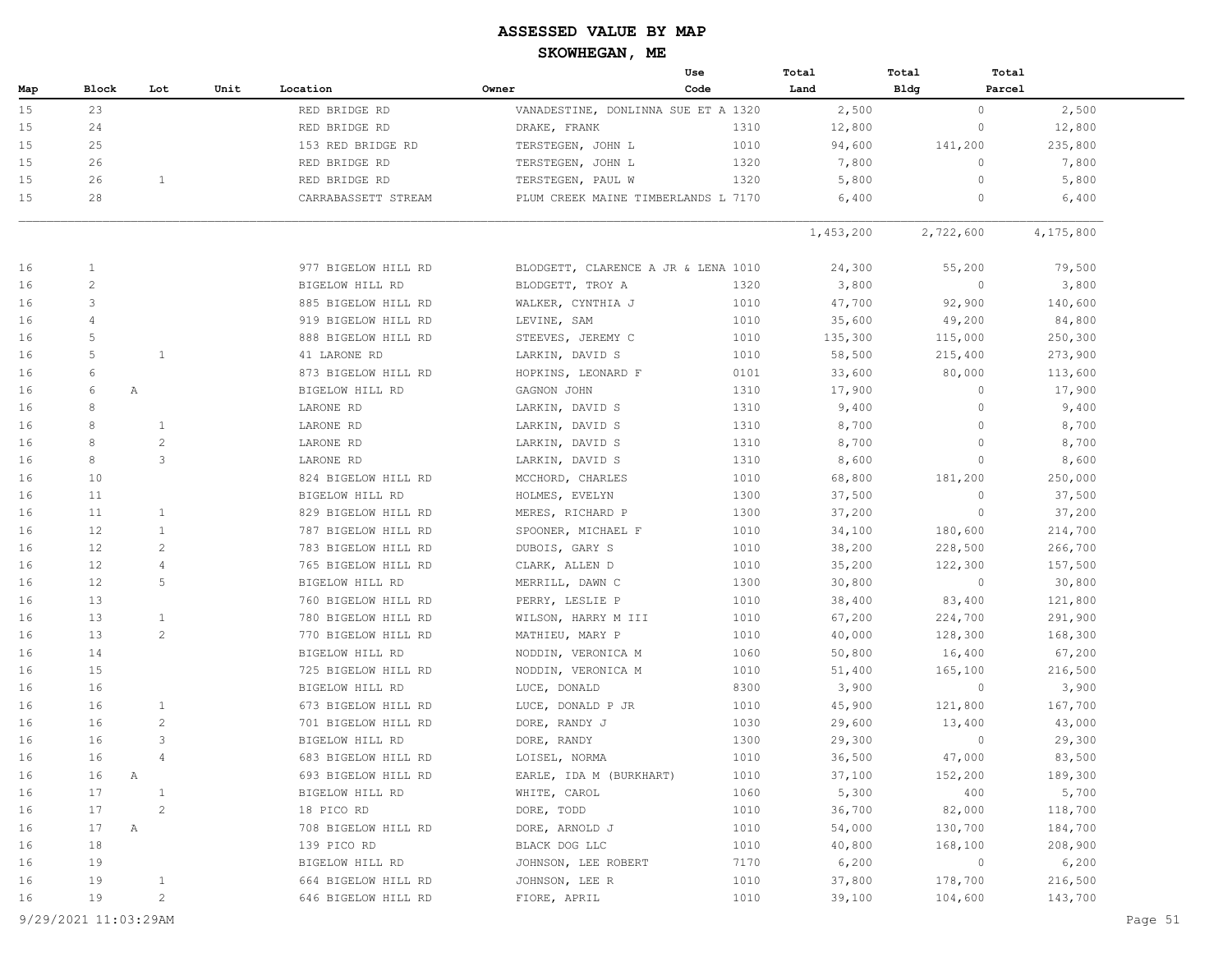# ASSESSED VALUE BY MAP

## SKOWHEGAN, ME

| Map | Block | Lot | Unit | Location | Owner | Use Code | Total Land | Total Bldg | Total Parcel |
|---|---|---|---|---|---|---|---|---|---|
| 15 | 23 | | | RED BRIDGE RD | VANADESTINE, DONLINNA SUE ET A | 1320 | 2,500 | 0 | 2,500 |
| 15 | 24 | | | RED BRIDGE RD | DRAKE, FRANK | 1310 | 12,800 | 0 | 12,800 |
| 15 | 25 | | | 153 RED BRIDGE RD | TERSTEGEN, JOHN L | 1010 | 94,600 | 141,200 | 235,800 |
| 15 | 26 | | | RED BRIDGE RD | TERSTEGEN, JOHN L | 1320 | 7,800 | 0 | 7,800 |
| 15 | 26 | 1 | | RED BRIDGE RD | TERSTEGEN, PAUL W | 1320 | 5,800 | 0 | 5,800 |
| 15 | 28 | | | CARRABASSETT STREAM | PLUM CREEK MAINE TIMBERLANDS L | 7170 | 6,400 | 0 | 6,400 |
| | | | | | | | 1,453,200 | 2,722,600 | 4,175,800 |
| 16 | 1 | | | 977 BIGELOW HILL RD | BLODGETT, CLARENCE A JR & LENA | 1010 | 24,300 | 55,200 | 79,500 |
| 16 | 2 | | | BIGELOW HILL RD | BLODGETT, TROY A | 1320 | 3,800 | 0 | 3,800 |
| 16 | 3 | | | 885 BIGELOW HILL RD | WALKER, CYNTHIA J | 1010 | 47,700 | 92,900 | 140,600 |
| 16 | 4 | | | 919 BIGELOW HILL RD | LEVINE, SAM | 1010 | 35,600 | 49,200 | 84,800 |
| 16 | 5 | | | 888 BIGELOW HILL RD | STEEVES, JEREMY C | 1010 | 135,300 | 115,000 | 250,300 |
| 16 | 5 | 1 | | 41 LARONE RD | LARKIN, DAVID S | 1010 | 58,500 | 215,400 | 273,900 |
| 16 | 6 | | | 873 BIGELOW HILL RD | HOPKINS, LEONARD F | 0101 | 33,600 | 80,000 | 113,600 |
| 16 | 6 | A | | BIGELOW HILL RD | GAGNON JOHN | 1310 | 17,900 | 0 | 17,900 |
| 16 | 8 | | | LARONE RD | LARKIN, DAVID S | 1310 | 9,400 | 0 | 9,400 |
| 16 | 8 | 1 | | LARONE RD | LARKIN, DAVID S | 1310 | 8,700 | 0 | 8,700 |
| 16 | 8 | 2 | | LARONE RD | LARKIN, DAVID S | 1310 | 8,700 | 0 | 8,700 |
| 16 | 8 | 3 | | LARONE RD | LARKIN, DAVID S | 1310 | 8,600 | 0 | 8,600 |
| 16 | 10 | | | 824 BIGELOW HILL RD | MCCHORD, CHARLES | 1010 | 68,800 | 181,200 | 250,000 |
| 16 | 11 | | | BIGELOW HILL RD | HOLMES, EVELYN | 1300 | 37,500 | 0 | 37,500 |
| 16 | 11 | 1 | | 829 BIGELOW HILL RD | MERES, RICHARD P | 1300 | 37,200 | 0 | 37,200 |
| 16 | 12 | 1 | | 787 BIGELOW HILL RD | SPOONER, MICHAEL F | 1010 | 34,100 | 180,600 | 214,700 |
| 16 | 12 | 2 | | 783 BIGELOW HILL RD | DUBOIS, GARY S | 1010 | 38,200 | 228,500 | 266,700 |
| 16 | 12 | 4 | | 765 BIGELOW HILL RD | CLARK, ALLEN D | 1010 | 35,200 | 122,300 | 157,500 |
| 16 | 12 | 5 | | BIGELOW HILL RD | MERRILL, DAWN C | 1300 | 30,800 | 0 | 30,800 |
| 16 | 13 | | | 760 BIGELOW HILL RD | PERRY, LESLIE P | 1010 | 38,400 | 83,400 | 121,800 |
| 16 | 13 | 1 | | 780 BIGELOW HILL RD | WILSON, HARRY M III | 1010 | 67,200 | 224,700 | 291,900 |
| 16 | 13 | 2 | | 770 BIGELOW HILL RD | MATHIEU, MARY P | 1010 | 40,000 | 128,300 | 168,300 |
| 16 | 14 | | | BIGELOW HILL RD | NODDIN, VERONICA M | 1060 | 50,800 | 16,400 | 67,200 |
| 16 | 15 | | | 725 BIGELOW HILL RD | NODDIN, VERONICA M | 1010 | 51,400 | 165,100 | 216,500 |
| 16 | 16 | | | BIGELOW HILL RD | LUCE, DONALD | 8300 | 3,900 | 0 | 3,900 |
| 16 | 16 | 1 | | 673 BIGELOW HILL RD | LUCE, DONALD P JR | 1010 | 45,900 | 121,800 | 167,700 |
| 16 | 16 | 2 | | 701 BIGELOW HILL RD | DORE, RANDY J | 1030 | 29,600 | 13,400 | 43,000 |
| 16 | 16 | 3 | | BIGELOW HILL RD | DORE, RANDY | 1300 | 29,300 | 0 | 29,300 |
| 16 | 16 | 4 | | 683 BIGELOW HILL RD | LOISEL, NORMA | 1010 | 36,500 | 47,000 | 83,500 |
| 16 | 16 | A | | 693 BIGELOW HILL RD | EARLE, IDA M (BURKHART) | 1010 | 37,100 | 152,200 | 189,300 |
| 16 | 17 | 1 | | BIGELOW HILL RD | WHITE, CAROL | 1060 | 5,300 | 400 | 5,700 |
| 16 | 17 | 2 | | 18 PICO RD | DORE, TODD | 1010 | 36,700 | 82,000 | 118,700 |
| 16 | 17 | A | | 708 BIGELOW HILL RD | DORE, ARNOLD J | 1010 | 54,000 | 130,700 | 184,700 |
| 16 | 18 | | | 139 PICO RD | BLACK DOG LLC | 1010 | 40,800 | 168,100 | 208,900 |
| 16 | 19 | | | BIGELOW HILL RD | JOHNSON, LEE ROBERT | 7170 | 6,200 | 0 | 6,200 |
| 16 | 19 | 1 | | 664 BIGELOW HILL RD | JOHNSON, LEE R | 1010 | 37,800 | 178,700 | 216,500 |
| 16 | 19 | 2 | | 646 BIGELOW HILL RD | FIORE, APRIL | 1010 | 39,100 | 104,600 | 143,700 |

9/29/2021 11:03:29AM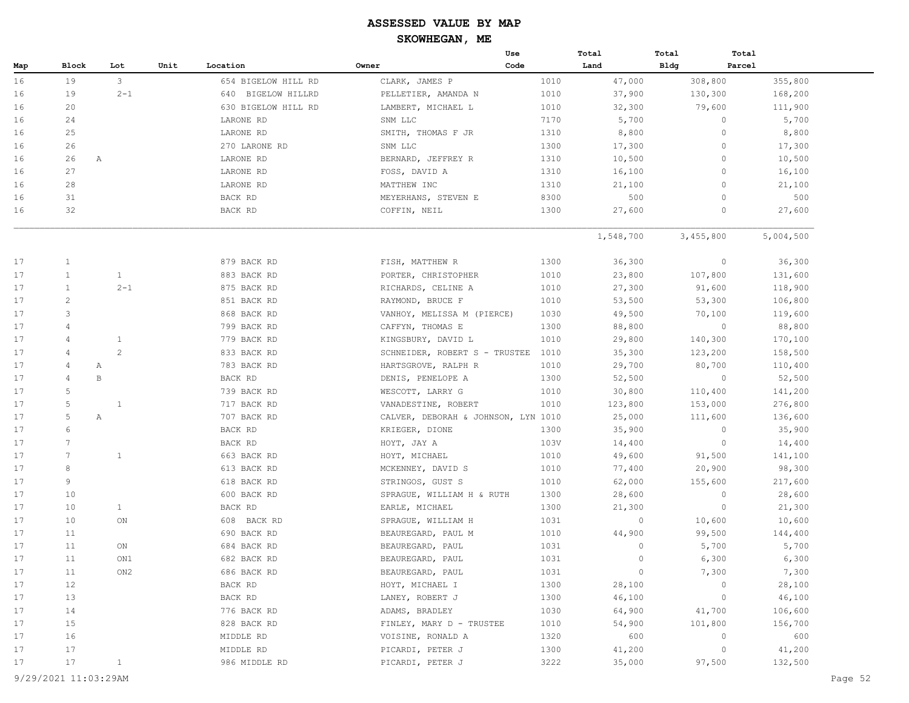# ASSESSED VALUE BY MAP

## SKOWHEGAN, ME

| Map | Block | Lot | Unit | Location | Owner | Use Code | Total Land | Total Bldg | Total Parcel |
|---|---|---|---|---|---|---|---|---|---|
| 16 | 19 | 3 | | 654 BIGELOW HILL RD | CLARK, JAMES P | 1010 | 47,000 | 308,800 | 355,800 |
| 16 | 19 | 2-1 | | 640 BIGELOW HILLRD | PELLETIER, AMANDA N | 1010 | 37,900 | 130,300 | 168,200 |
| 16 | 20 | | | 630 BIGELOW HILL RD | LAMBERT, MICHAEL L | 1010 | 32,300 | 79,600 | 111,900 |
| 16 | 24 | | | LARONE RD | SNM LLC | 7170 | 5,700 | 0 | 5,700 |
| 16 | 25 | | | LARONE RD | SMITH, THOMAS F JR | 1310 | 8,800 | 0 | 8,800 |
| 16 | 26 | | | 270 LARONE RD | SNM LLC | 1300 | 17,300 | 0 | 17,300 |
| 16 | 26 | A | | LARONE RD | BERNARD, JEFFREY R | 1310 | 10,500 | 0 | 10,500 |
| 16 | 27 | | | LARONE RD | FOSS, DAVID A | 1310 | 16,100 | 0 | 16,100 |
| 16 | 28 | | | LARONE RD | MATTHEW INC | 1310 | 21,100 | 0 | 21,100 |
| 16 | 31 | | | BACK RD | MEYERHANS, STEVEN E | 8300 | 500 | 0 | 500 |
| 16 | 32 | | | BACK RD | COFFIN, NEIL | 1300 | 27,600 | 0 | 27,600 |
| | | | | | | | 1,548,700 | 3,455,800 | 5,004,500 |
| 17 | 1 | | | 879 BACK RD | FISH, MATTHEW R | 1300 | 36,300 | 0 | 36,300 |
| 17 | 1 | 1 | | 883 BACK RD | PORTER, CHRISTOPHER | 1010 | 23,800 | 107,800 | 131,600 |
| 17 | 1 | 2-1 | | 875 BACK RD | RICHARDS, CELINE A | 1010 | 27,300 | 91,600 | 118,900 |
| 17 | 2 | | | 851 BACK RD | RAYMOND, BRUCE F | 1010 | 53,500 | 53,300 | 106,800 |
| 17 | 3 | | | 868 BACK RD | VANHOY, MELISSA M (PIERCE) | 1030 | 49,500 | 70,100 | 119,600 |
| 17 | 4 | | | 799 BACK RD | CAFFYN, THOMAS E | 1300 | 88,800 | 0 | 88,800 |
| 17 | 4 | 1 | | 779 BACK RD | KINGSBURY, DAVID L | 1010 | 29,800 | 140,300 | 170,100 |
| 17 | 4 | 2 | | 833 BACK RD | SCHNEIDER, ROBERT S - TRUSTEE | 1010 | 35,300 | 123,200 | 158,500 |
| 17 | 4 | A | | 783 BACK RD | HARTSGROVE, RALPH R | 1010 | 29,700 | 80,700 | 110,400 |
| 17 | 4 | B | | BACK RD | DENIS, PENELOPE A | 1300 | 52,500 | 0 | 52,500 |
| 17 | 5 | | | 739 BACK RD | WESCOTT, LARRY G | 1010 | 30,800 | 110,400 | 141,200 |
| 17 | 5 | 1 | | 717 BACK RD | VANADESTINE, ROBERT | 1010 | 123,800 | 153,000 | 276,800 |
| 17 | 5 | A | | 707 BACK RD | CALVER, DEBORAH & JOHNSON, LYN | 1010 | 25,000 | 111,600 | 136,600 |
| 17 | 6 | | | BACK RD | KRIEGER, DIONE | 1300 | 35,900 | 0 | 35,900 |
| 17 | 7 | | | BACK RD | HOYT, JAY A | 103V | 14,400 | 0 | 14,400 |
| 17 | 7 | 1 | | 663 BACK RD | HOYT, MICHAEL | 1010 | 49,600 | 91,500 | 141,100 |
| 17 | 8 | | | 613 BACK RD | MCKENNEY, DAVID S | 1010 | 77,400 | 20,900 | 98,300 |
| 17 | 9 | | | 618 BACK RD | STRINGOS, GUST S | 1010 | 62,000 | 155,600 | 217,600 |
| 17 | 10 | | | 600 BACK RD | SPRAGUE, WILLIAM H & RUTH | 1300 | 28,600 | 0 | 28,600 |
| 17 | 10 | 1 | | BACK RD | EARLE, MICHAEL | 1300 | 21,300 | 0 | 21,300 |
| 17 | 10 | ON | | 608 BACK RD | SPRAGUE, WILLIAM H | 1031 | 0 | 10,600 | 10,600 |
| 17 | 11 | | | 690 BACK RD | BEAUREGARD, PAUL M | 1010 | 44,900 | 99,500 | 144,400 |
| 17 | 11 | ON | | 684 BACK RD | BEAUREGARD, PAUL | 1031 | 0 | 5,700 | 5,700 |
| 17 | 11 | ON1 | | 682 BACK RD | BEAUREGARD, PAUL | 1031 | 0 | 6,300 | 6,300 |
| 17 | 11 | ON2 | | 686 BACK RD | BEAUREGARD, PAUL | 1031 | 0 | 7,300 | 7,300 |
| 17 | 12 | | | BACK RD | HOYT, MICHAEL I | 1300 | 28,100 | 0 | 28,100 |
| 17 | 13 | | | BACK RD | LANEY, ROBERT J | 1300 | 46,100 | 0 | 46,100 |
| 17 | 14 | | | 776 BACK RD | ADAMS, BRADLEY | 1030 | 64,900 | 41,700 | 106,600 |
| 17 | 15 | | | 828 BACK RD | FINLEY, MARY D - TRUSTEE | 1010 | 54,900 | 101,800 | 156,700 |
| 17 | 16 | | | MIDDLE RD | VOISINE, RONALD A | 1320 | 600 | 0 | 600 |
| 17 | 17 | | | MIDDLE RD | PICARDI, PETER J | 1300 | 41,200 | 0 | 41,200 |
| 17 | 17 | 1 | | 986 MIDDLE RD | PICARDI, PETER J | 3222 | 35,000 | 97,500 | 132,500 |

9/29/2021 11:03:29AM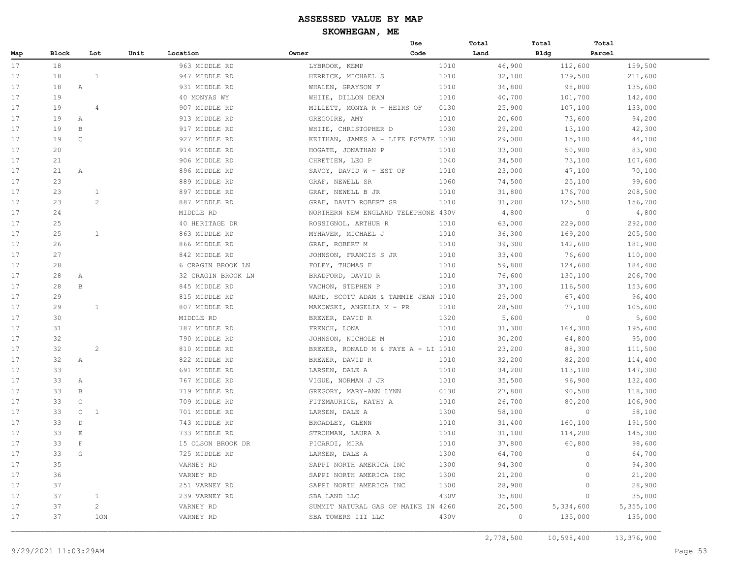# ASSESSED VALUE BY MAP

## SKOWHEGAN, ME

| Map | Block | Lot | Unit | Location | Owner | Use Code | Total Land | Total Bldg | Total Parcel |
|---|---|---|---|---|---|---|---|---|---|
| 17 | 18 | | | 963 MIDDLE RD | LYBROOK, KEMP | 1010 | 46,900 | 112,600 | 159,500 |
| 17 | 18 | 1 | | 947 MIDDLE RD | HERRICK, MICHAEL S | 1010 | 32,100 | 179,500 | 211,600 |
| 17 | 18 | A | | 931 MIDDLE RD | WHALEN, GRAYSON F | 1010 | 36,800 | 98,800 | 135,600 |
| 17 | 19 | | | 40 MONYAS WY | WHITE, DILLON DEAN | 1010 | 40,700 | 101,700 | 142,400 |
| 17 | 19 | 4 | | 907 MIDDLE RD | MILLETT, MONYA R - HEIRS OF | 0130 | 25,900 | 107,100 | 133,000 |
| 17 | 19 | A | | 913 MIDDLE RD | GREGOIRE, AMY | 1010 | 20,600 | 73,600 | 94,200 |
| 17 | 19 | B | | 917 MIDDLE RD | WHITE, CHRISTOPHER D | 1030 | 29,200 | 13,100 | 42,300 |
| 17 | 19 | C | | 927 MIDDLE RD | KEITHAN, JAMES A - LIFE ESTATE | 1030 | 29,000 | 15,100 | 44,100 |
| 17 | 20 | | | 914 MIDDLE RD | HOGATE, JONATHAN P | 1010 | 33,000 | 50,900 | 83,900 |
| 17 | 21 | | | 906 MIDDLE RD | CHRETIEN, LEO P | 1040 | 34,500 | 73,100 | 107,600 |
| 17 | 21 | A | | 896 MIDDLE RD | SAVOY, DAVID W - EST OF | 1010 | 23,000 | 47,100 | 70,100 |
| 17 | 23 | | | 889 MIDDLE RD | GRAF, NEWELL SR | 1060 | 74,500 | 25,100 | 99,600 |
| 17 | 23 | 1 | | 897 MIDDLE RD | GRAF, NEWELL B JR | 1010 | 31,800 | 176,700 | 208,500 |
| 17 | 23 | 2 | | 887 MIDDLE RD | GRAF, DAVID ROBERT SR | 1010 | 31,200 | 125,500 | 156,700 |
| 17 | 24 | | | MIDDLE RD | NORTHERN NEW ENGLAND TELEPHONE | 430V | 4,800 | 0 | 4,800 |
| 17 | 25 | | | 40 HERITAGE DR | ROSSIGNOL, ARTHUR R | 1010 | 63,000 | 229,000 | 292,000 |
| 17 | 25 | 1 | | 863 MIDDLE RD | MYHAVER, MICHAEL J | 1010 | 36,300 | 169,200 | 205,500 |
| 17 | 26 | | | 866 MIDDLE RD | GRAF, ROBERT M | 1010 | 39,300 | 142,600 | 181,900 |
| 17 | 27 | | | 842 MIDDLE RD | JOHNSON, FRANCIS S JR | 1010 | 33,400 | 76,600 | 110,000 |
| 17 | 28 | | | 6 CRAGIN BROOK LN | FOLEY, THOMAS F | 1010 | 59,800 | 124,600 | 184,400 |
| 17 | 28 | A | | 32 CRAGIN BROOK LN | BRADFORD, DAVID R | 1010 | 76,600 | 130,100 | 206,700 |
| 17 | 28 | B | | 845 MIDDLE RD | VACHON, STEPHEN P | 1010 | 37,100 | 116,500 | 153,600 |
| 17 | 29 | | | 815 MIDDLE RD | WARD, SCOTT ADAM & TAMMIE JEAN | 1010 | 29,000 | 67,400 | 96,400 |
| 17 | 29 | 1 | | 807 MIDDLE RD | MAKOWSKI, ANGELIA M - PR | 1010 | 28,500 | 77,100 | 105,600 |
| 17 | 30 | | | MIDDLE RD | BREWER, DAVID R | 1320 | 5,600 | 0 | 5,600 |
| 17 | 31 | | | 787 MIDDLE RD | FRENCH, LONA | 1010 | 31,300 | 164,300 | 195,600 |
| 17 | 32 | | | 790 MIDDLE RD | JOHNSON, NICHOLE M | 1010 | 30,200 | 64,800 | 95,000 |
| 17 | 32 | 2 | | 810 MIDDLE RD | BREWER, RONALD M & FAYE A - LI | 1010 | 23,200 | 88,300 | 111,500 |
| 17 | 32 | A | | 822 MIDDLE RD | BREWER, DAVID R | 1010 | 32,200 | 82,200 | 114,400 |
| 17 | 33 | | | 691 MIDDLE RD | LARSEN, DALE A | 1010 | 34,200 | 113,100 | 147,300 |
| 17 | 33 | A | | 767 MIDDLE RD | VIGUE, NORMAN J JR | 1010 | 35,500 | 96,900 | 132,400 |
| 17 | 33 | B | | 719 MIDDLE RD | GREGORY, MARY-ANN LYNN | 0130 | 27,800 | 90,500 | 118,300 |
| 17 | 33 | C | | 709 MIDDLE RD | FITZMAURICE, KATHY A | 1010 | 26,700 | 80,200 | 106,900 |
| 17 | 33 | C 1 | | 701 MIDDLE RD | LARSEN, DALE A | 1300 | 58,100 | 0 | 58,100 |
| 17 | 33 | D | | 743 MIDDLE RD | BROADLEY, GLENN | 1010 | 31,400 | 160,100 | 191,500 |
| 17 | 33 | E | | 733 MIDDLE RD | STROHMAN, LAURA A | 1010 | 31,100 | 114,200 | 145,300 |
| 17 | 33 | F | | 15 OLSON BROOK DR | PICARDI, MIRA | 1010 | 37,800 | 60,800 | 98,600 |
| 17 | 33 | G | | 725 MIDDLE RD | LARSEN, DALE A | 1300 | 64,700 | 0 | 64,700 |
| 17 | 35 | | | VARNEY RD | SAPPI NORTH AMERICA INC | 1300 | 94,300 | 0 | 94,300 |
| 17 | 36 | | | VARNEY RD | SAPPI NORTH AMERICA INC | 1300 | 21,200 | 0 | 21,200 |
| 17 | 37 | | | 251 VARNEY RD | SAPPI NORTH AMERICA INC | 1300 | 28,900 | 0 | 28,900 |
| 17 | 37 | 1 | | 239 VARNEY RD | SBA LAND LLC | 430V | 35,800 | 0 | 35,800 |
| 17 | 37 | 2 | | VARNEY RD | SUMMIT NATURAL GAS OF MAINE IN | 4260 | 20,500 | 5,334,600 | 5,355,100 |
| 17 | 37 | 1ON | | VARNEY RD | SBA TOWERS III LLC | 430V | 0 | 135,000 | 135,000 |
| | | | | | | | 2,778,500 | 10,598,400 | 13,376,900 |

9/29/2021 11:03:29AM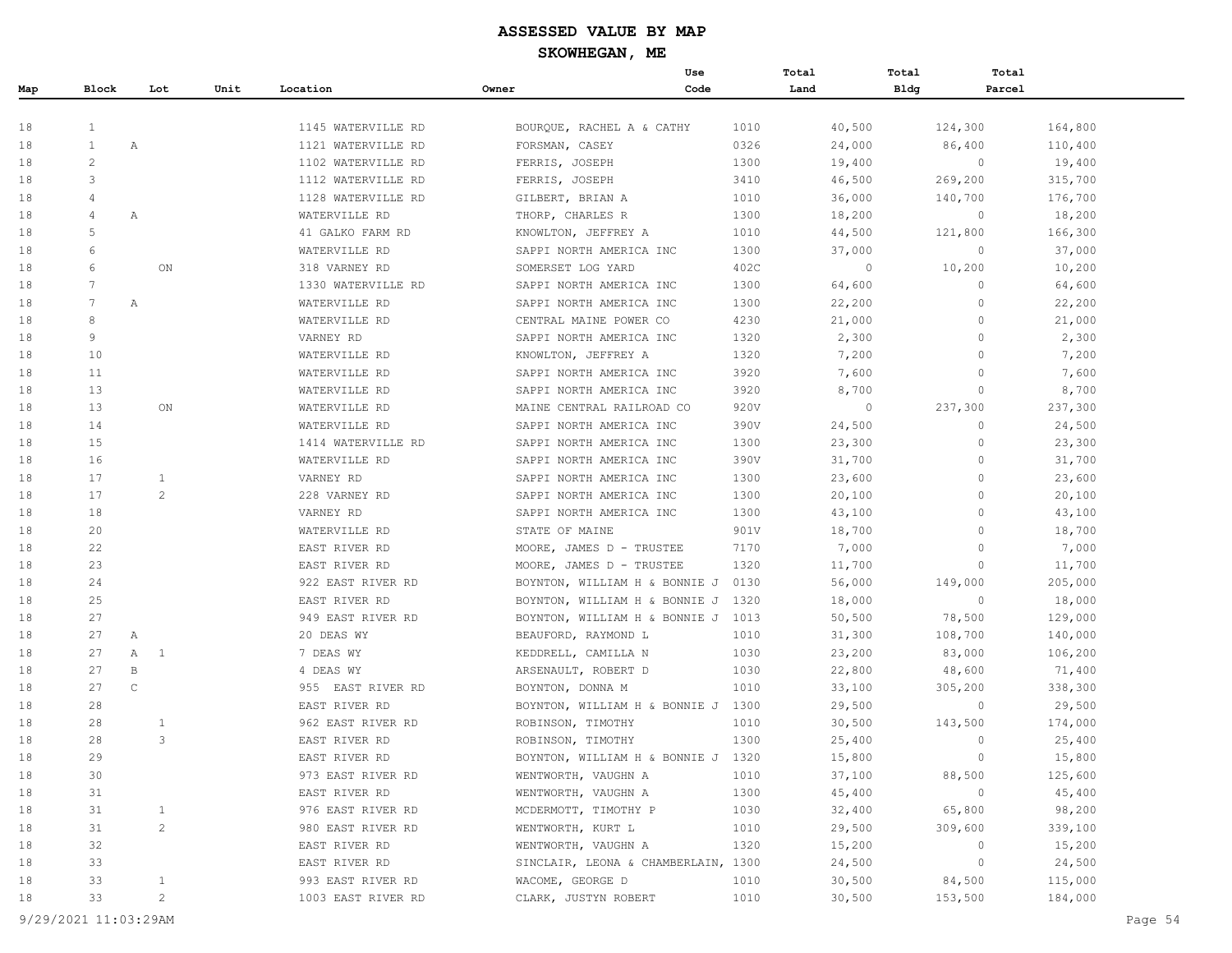# ASSESSED VALUE BY MAP

## SKOWHEGAN, ME

| Map | Block | Lot | Unit | Location | Owner | Use Code | Total Land | Total Bldg | Total Parcel |
|---|---|---|---|---|---|---|---|---|---|
| 18 | 1 | | | 1145 WATERVILLE RD | BOURQUE, RACHEL A & CATHY | 1010 | 40,500 | 124,300 | 164,800 |
| 18 | 1 A | | | 1121 WATERVILLE RD | FORSMAN, CASEY | 0326 | 24,000 | 86,400 | 110,400 |
| 18 | 2 | | | 1102 WATERVILLE RD | FERRIS, JOSEPH | 1300 | 19,400 | 0 | 19,400 |
| 18 | 3 | | | 1112 WATERVILLE RD | FERRIS, JOSEPH | 3410 | 46,500 | 269,200 | 315,700 |
| 18 | 4 | | | 1128 WATERVILLE RD | GILBERT, BRIAN A | 1010 | 36,000 | 140,700 | 176,700 |
| 18 | 4 A | | | WATERVILLE RD | THORP, CHARLES R | 1300 | 18,200 | 0 | 18,200 |
| 18 | 5 | | | 41 GALKO FARM RD | KNOWLTON, JEFFREY A | 1010 | 44,500 | 121,800 | 166,300 |
| 18 | 6 | | | WATERVILLE RD | SAPPI NORTH AMERICA INC | 1300 | 37,000 | 0 | 37,000 |
| 18 | 6 | ON | | 318 VARNEY RD | SOMERSET LOG YARD | 402C | 0 | 10,200 | 10,200 |
| 18 | 7 | | | 1330 WATERVILLE RD | SAPPI NORTH AMERICA INC | 1300 | 64,600 | 0 | 64,600 |
| 18 | 7 A | | | WATERVILLE RD | SAPPI NORTH AMERICA INC | 1300 | 22,200 | 0 | 22,200 |
| 18 | 8 | | | WATERVILLE RD | CENTRAL MAINE POWER CO | 4230 | 21,000 | 0 | 21,000 |
| 18 | 9 | | | VARNEY RD | SAPPI NORTH AMERICA INC | 1320 | 2,300 | 0 | 2,300 |
| 18 | 10 | | | WATERVILLE RD | KNOWLTON, JEFFREY A | 1320 | 7,200 | 0 | 7,200 |
| 18 | 11 | | | WATERVILLE RD | SAPPI NORTH AMERICA INC | 3920 | 7,600 | 0 | 7,600 |
| 18 | 13 | | | WATERVILLE RD | SAPPI NORTH AMERICA INC | 3920 | 8,700 | 0 | 8,700 |
| 18 | 13 | ON | | WATERVILLE RD | MAINE CENTRAL RAILROAD CO | 920V | 0 | 237,300 | 237,300 |
| 18 | 14 | | | WATERVILLE RD | SAPPI NORTH AMERICA INC | 390V | 24,500 | 0 | 24,500 |
| 18 | 15 | | | 1414 WATERVILLE RD | SAPPI NORTH AMERICA INC | 1300 | 23,300 | 0 | 23,300 |
| 18 | 16 | | | WATERVILLE RD | SAPPI NORTH AMERICA INC | 390V | 31,700 | 0 | 31,700 |
| 18 | 17 | 1 | | VARNEY RD | SAPPI NORTH AMERICA INC | 1300 | 23,600 | 0 | 23,600 |
| 18 | 17 | 2 | | 228 VARNEY RD | SAPPI NORTH AMERICA INC | 1300 | 20,100 | 0 | 20,100 |
| 18 | 18 | | | VARNEY RD | SAPPI NORTH AMERICA INC | 1300 | 43,100 | 0 | 43,100 |
| 18 | 20 | | | WATERVILLE RD | STATE OF MAINE | 901V | 18,700 | 0 | 18,700 |
| 18 | 22 | | | EAST RIVER RD | MOORE, JAMES D - TRUSTEE | 7170 | 7,000 | 0 | 7,000 |
| 18 | 23 | | | EAST RIVER RD | MOORE, JAMES D - TRUSTEE | 1320 | 11,700 | 0 | 11,700 |
| 18 | 24 | | | 922 EAST RIVER RD | BOYNTON, WILLIAM H & BONNIE J | 0130 | 56,000 | 149,000 | 205,000 |
| 18 | 25 | | | EAST RIVER RD | BOYNTON, WILLIAM H & BONNIE J | 1320 | 18,000 | 0 | 18,000 |
| 18 | 27 | | | 949 EAST RIVER RD | BOYNTON, WILLIAM H & BONNIE J | 1013 | 50,500 | 78,500 | 129,000 |
| 18 | 27 A | | | 20 DEAS WY | BEAUFORD, RAYMOND L | 1010 | 31,300 | 108,700 | 140,000 |
| 18 | 27 A | 1 | | 7 DEAS WY | KEDDRELL, CAMILLA N | 1030 | 23,200 | 83,000 | 106,200 |
| 18 | 27 B | | | 4 DEAS WY | ARSENAULT, ROBERT D | 1030 | 22,800 | 48,600 | 71,400 |
| 18 | 27 C | | | 955 EAST RIVER RD | BOYNTON, DONNA M | 1010 | 33,100 | 305,200 | 338,300 |
| 18 | 28 | | | EAST RIVER RD | BOYNTON, WILLIAM H & BONNIE J | 1300 | 29,500 | 0 | 29,500 |
| 18 | 28 | 1 | | 962 EAST RIVER RD | ROBINSON, TIMOTHY | 1010 | 30,500 | 143,500 | 174,000 |
| 18 | 28 | 3 | | EAST RIVER RD | ROBINSON, TIMOTHY | 1300 | 25,400 | 0 | 25,400 |
| 18 | 29 | | | EAST RIVER RD | BOYNTON, WILLIAM H & BONNIE J | 1320 | 15,800 | 0 | 15,800 |
| 18 | 30 | | | 973 EAST RIVER RD | WENTWORTH, VAUGHN A | 1010 | 37,100 | 88,500 | 125,600 |
| 18 | 31 | | | EAST RIVER RD | WENTWORTH, VAUGHN A | 1300 | 45,400 | 0 | 45,400 |
| 18 | 31 | 1 | | 976 EAST RIVER RD | MCDERMOTT, TIMOTHY P | 1030 | 32,400 | 65,800 | 98,200 |
| 18 | 31 | 2 | | 980 EAST RIVER RD | WENTWORTH, KURT L | 1010 | 29,500 | 309,600 | 339,100 |
| 18 | 32 | | | EAST RIVER RD | WENTWORTH, VAUGHN A | 1320 | 15,200 | 0 | 15,200 |
| 18 | 33 | | | EAST RIVER RD | SINCLAIR, LEONA & CHAMBERLAIN, | 1300 | 24,500 | 0 | 24,500 |
| 18 | 33 | 1 | | 993 EAST RIVER RD | WACOME, GEORGE D | 1010 | 30,500 | 84,500 | 115,000 |
| 18 | 33 | 2 | | 1003 EAST RIVER RD | CLARK, JUSTYN ROBERT | 1010 | 30,500 | 153,500 | 184,000 |

9/29/2021 11:03:29AM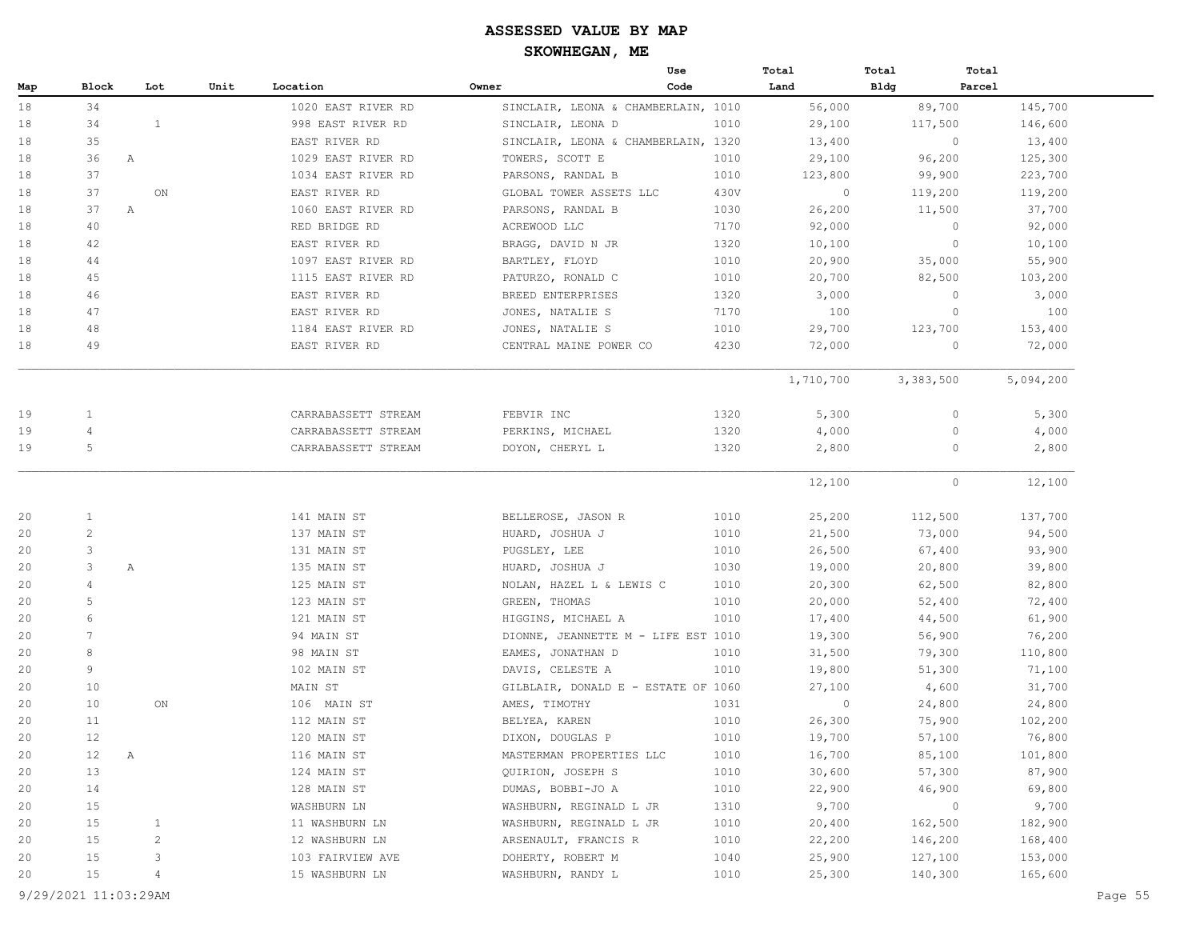# ASSESSED VALUE BY MAP

## SKOWHEGAN, ME

| Map | Block | Lot | Unit | Location | Owner | Use Code | Total Land | Total Bldg | Total Parcel |
|---|---|---|---|---|---|---|---|---|---|
| 18 | 34 | | | 1020 EAST RIVER RD | SINCLAIR, LEONA & CHAMBERLAIN, | 1010 | 56,000 | 89,700 | 145,700 |
| 18 | 34 | 1 | | 998 EAST RIVER RD | SINCLAIR, LEONA D | 1010 | 29,100 | 117,500 | 146,600 |
| 18 | 35 | | | EAST RIVER RD | SINCLAIR, LEONA & CHAMBERLAIN, | 1320 | 13,400 | 0 | 13,400 |
| 18 | 36 A | | | 1029 EAST RIVER RD | TOWERS, SCOTT E | 1010 | 29,100 | 96,200 | 125,300 |
| 18 | 37 | | | 1034 EAST RIVER RD | PARSONS, RANDAL B | 1010 | 123,800 | 99,900 | 223,700 |
| 18 | 37 | ON | | EAST RIVER RD | GLOBAL TOWER ASSETS LLC | 430V | 0 | 119,200 | 119,200 |
| 18 | 37 A | | | 1060 EAST RIVER RD | PARSONS, RANDAL B | 1030 | 26,200 | 11,500 | 37,700 |
| 18 | 40 | | | RED BRIDGE RD | ACREWOOD LLC | 7170 | 92,000 | 0 | 92,000 |
| 18 | 42 | | | EAST RIVER RD | BRAGG, DAVID N JR | 1320 | 10,100 | 0 | 10,100 |
| 18 | 44 | | | 1097 EAST RIVER RD | BARTLEY, FLOYD | 1010 | 20,900 | 35,000 | 55,900 |
| 18 | 45 | | | 1115 EAST RIVER RD | PATURZO, RONALD C | 1010 | 20,700 | 82,500 | 103,200 |
| 18 | 46 | | | EAST RIVER RD | BREED ENTERPRISES | 1320 | 3,000 | 0 | 3,000 |
| 18 | 47 | | | EAST RIVER RD | JONES, NATALIE S | 7170 | 100 | 0 | 100 |
| 18 | 48 | | | 1184 EAST RIVER RD | JONES, NATALIE S | 1010 | 29,700 | 123,700 | 153,400 |
| 18 | 49 | | | EAST RIVER RD | CENTRAL MAINE POWER CO | 4230 | 72,000 | 0 | 72,000 |
| | | | | | | | 1,710,700 | 3,383,500 | 5,094,200 |
| 19 | 1 | | | CARRABASSETT STREAM | FEBVIR INC | 1320 | 5,300 | 0 | 5,300 |
| 19 | 4 | | | CARRABASSETT STREAM | PERKINS, MICHAEL | 1320 | 4,000 | 0 | 4,000 |
| 19 | 5 | | | CARRABASSETT STREAM | DOYON, CHERYL L | 1320 | 2,800 | 0 | 2,800 |
| | | | | | | | 12,100 | 0 | 12,100 |
| 20 | 1 | | | 141 MAIN ST | BELLEROSE, JASON R | 1010 | 25,200 | 112,500 | 137,700 |
| 20 | 2 | | | 137 MAIN ST | HUARD, JOSHUA J | 1010 | 21,500 | 73,000 | 94,500 |
| 20 | 3 | | | 131 MAIN ST | PUGSLEY, LEE | 1010 | 26,500 | 67,400 | 93,900 |
| 20 | 3 A | | | 135 MAIN ST | HUARD, JOSHUA J | 1030 | 19,000 | 20,800 | 39,800 |
| 20 | 4 | | | 125 MAIN ST | NOLAN, HAZEL L & LEWIS C | 1010 | 20,300 | 62,500 | 82,800 |
| 20 | 5 | | | 123 MAIN ST | GREEN, THOMAS | 1010 | 20,000 | 52,400 | 72,400 |
| 20 | 6 | | | 121 MAIN ST | HIGGINS, MICHAEL A | 1010 | 17,400 | 44,500 | 61,900 |
| 20 | 7 | | | 94 MAIN ST | DIONNE, JEANNETTE M - LIFE EST | 1010 | 19,300 | 56,900 | 76,200 |
| 20 | 8 | | | 98 MAIN ST | EAMES, JONATHAN D | 1010 | 31,500 | 79,300 | 110,800 |
| 20 | 9 | | | 102 MAIN ST | DAVIS, CELESTE A | 1010 | 19,800 | 51,300 | 71,100 |
| 20 | 10 | | | MAIN ST | GILBLAIR, DONALD E - ESTATE OF | 1060 | 27,100 | 4,600 | 31,700 |
| 20 | 10 | ON | | 106 MAIN ST | AMES, TIMOTHY | 1031 | 0 | 24,800 | 24,800 |
| 20 | 11 | | | 112 MAIN ST | BELYEA, KAREN | 1010 | 26,300 | 75,900 | 102,200 |
| 20 | 12 | | | 120 MAIN ST | DIXON, DOUGLAS P | 1010 | 19,700 | 57,100 | 76,800 |
| 20 | 12 A | | | 116 MAIN ST | MASTERMAN PROPERTIES LLC | 1010 | 16,700 | 85,100 | 101,800 |
| 20 | 13 | | | 124 MAIN ST | QUIRION, JOSEPH S | 1010 | 30,600 | 57,300 | 87,900 |
| 20 | 14 | | | 128 MAIN ST | DUMAS, BOBBI-JO A | 1010 | 22,900 | 46,900 | 69,800 |
| 20 | 15 | | | WASHBURN LN | WASHBURN, REGINALD L JR | 1310 | 9,700 | 0 | 9,700 |
| 20 | 15 | 1 | | 11 WASHBURN LN | WASHBURN, REGINALD L JR | 1010 | 20,400 | 162,500 | 182,900 |
| 20 | 15 | 2 | | 12 WASHBURN LN | ARSENAULT, FRANCIS R | 1010 | 22,200 | 146,200 | 168,400 |
| 20 | 15 | 3 | | 103 FAIRVIEW AVE | DOHERTY, ROBERT M | 1040 | 25,900 | 127,100 | 153,000 |
| 20 | 15 | 4 | | 15 WASHBURN LN | WASHBURN, RANDY L | 1010 | 25,300 | 140,300 | 165,600 |

9/29/2021 11:03:29AM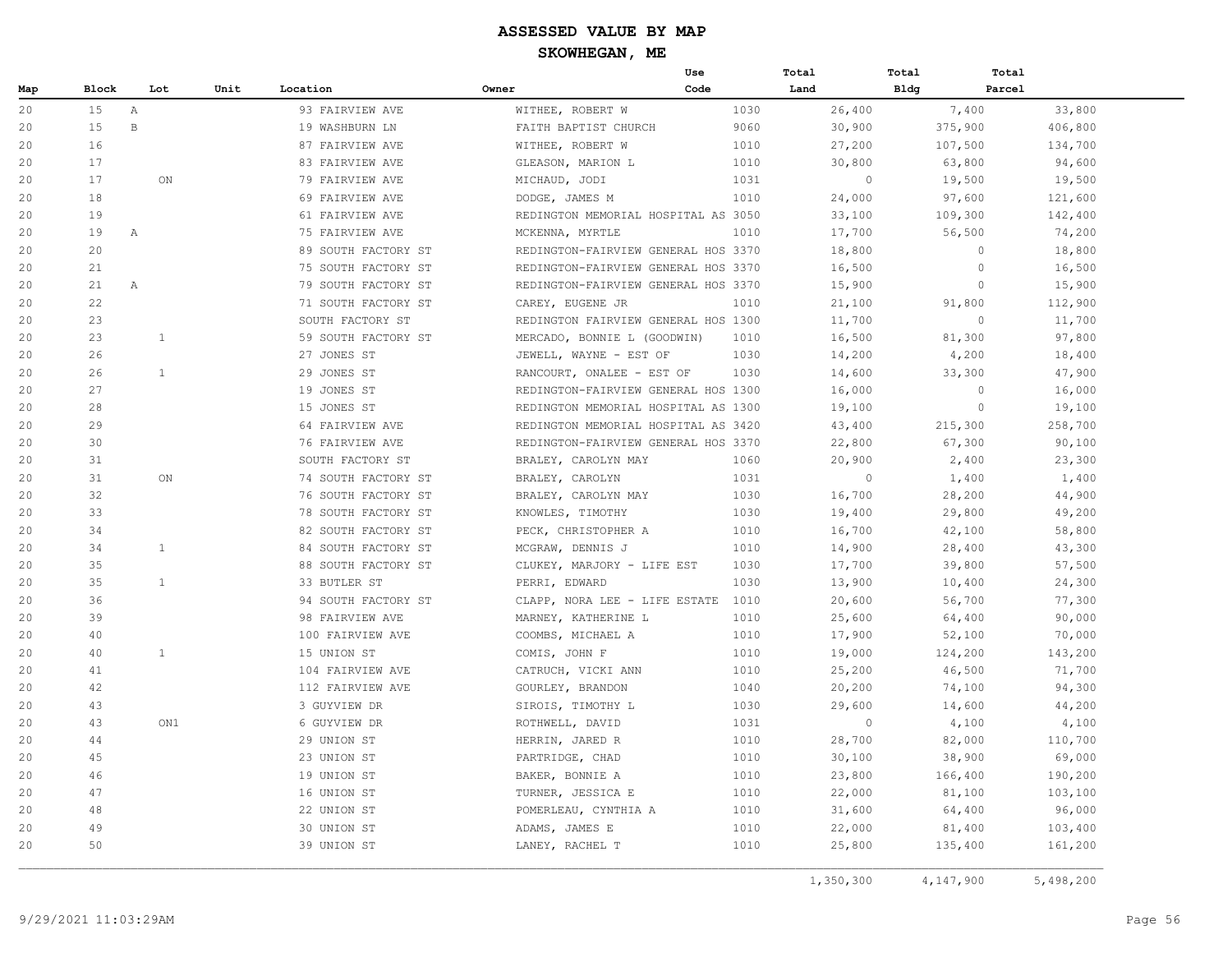# ASSESSED VALUE BY MAP

## SKOWHEGAN, ME

| Map | Block | Lot | Unit | Location | Owner | Use Code | Total Land | Total Bldg | Total Parcel |
|---|---|---|---|---|---|---|---|---|---|
| 20 | 15 | A | | 93 FAIRVIEW AVE | WITHEE, ROBERT W | 1030 | 26,400 | 7,400 | 33,800 |
| 20 | 15 | B | | 19 WASHBURN LN | FAITH BAPTIST CHURCH | 9060 | 30,900 | 375,900 | 406,800 |
| 20 | 16 | | | 87 FAIRVIEW AVE | WITHEE, ROBERT W | 1010 | 27,200 | 107,500 | 134,700 |
| 20 | 17 | | | 83 FAIRVIEW AVE | GLEASON, MARION L | 1010 | 30,800 | 63,800 | 94,600 |
| 20 | 17 | ON | | 79 FAIRVIEW AVE | MICHAUD, JODI | 1031 | 0 | 19,500 | 19,500 |
| 20 | 18 | | | 69 FAIRVIEW AVE | DODGE, JAMES M | 1010 | 24,000 | 97,600 | 121,600 |
| 20 | 19 | | | 61 FAIRVIEW AVE | REDINGTON MEMORIAL HOSPITAL AS | 3050 | 33,100 | 109,300 | 142,400 |
| 20 | 19 | A | | 75 FAIRVIEW AVE | MCKENNA, MYRTLE | 1010 | 17,700 | 56,500 | 74,200 |
| 20 | 20 | | | 89 SOUTH FACTORY ST | REDINGTON-FAIRVIEW GENERAL HOS | 3370 | 18,800 | 0 | 18,800 |
| 20 | 21 | | | 75 SOUTH FACTORY ST | REDINGTON-FAIRVIEW GENERAL HOS | 3370 | 16,500 | 0 | 16,500 |
| 20 | 21 | A | | 79 SOUTH FACTORY ST | REDINGTON-FAIRVIEW GENERAL HOS | 3370 | 15,900 | 0 | 15,900 |
| 20 | 22 | | | 71 SOUTH FACTORY ST | CAREY, EUGENE JR | 1010 | 21,100 | 91,800 | 112,900 |
| 20 | 23 | | | SOUTH FACTORY ST | REDINGTON FAIRVIEW GENERAL HOS | 1300 | 11,700 | 0 | 11,700 |
| 20 | 23 | 1 | | 59 SOUTH FACTORY ST | MERCADO, BONNIE L (GOODWIN) | 1010 | 16,500 | 81,300 | 97,800 |
| 20 | 26 | | | 27 JONES ST | JEWELL, WAYNE - EST OF | 1030 | 14,200 | 4,200 | 18,400 |
| 20 | 26 | 1 | | 29 JONES ST | RANCOURT, ONALEE - EST OF | 1030 | 14,600 | 33,300 | 47,900 |
| 20 | 27 | | | 19 JONES ST | REDINGTON-FAIRVIEW GENERAL HOS | 1300 | 16,000 | 0 | 16,000 |
| 20 | 28 | | | 15 JONES ST | REDINGTON MEMORIAL HOSPITAL AS | 1300 | 19,100 | 0 | 19,100 |
| 20 | 29 | | | 64 FAIRVIEW AVE | REDINGTON MEMORIAL HOSPITAL AS | 3420 | 43,400 | 215,300 | 258,700 |
| 20 | 30 | | | 76 FAIRVIEW AVE | REDINGTON-FAIRVIEW GENERAL HOS | 3370 | 22,800 | 67,300 | 90,100 |
| 20 | 31 | | | SOUTH FACTORY ST | BRALEY, CAROLYN MAY | 1060 | 20,900 | 2,400 | 23,300 |
| 20 | 31 | ON | | 74 SOUTH FACTORY ST | BRALEY, CAROLYN | 1031 | 0 | 1,400 | 1,400 |
| 20 | 32 | | | 76 SOUTH FACTORY ST | BRALEY, CAROLYN MAY | 1030 | 16,700 | 28,200 | 44,900 |
| 20 | 33 | | | 78 SOUTH FACTORY ST | KNOWLES, TIMOTHY | 1030 | 19,400 | 29,800 | 49,200 |
| 20 | 34 | | | 82 SOUTH FACTORY ST | PECK, CHRISTOPHER A | 1010 | 16,700 | 42,100 | 58,800 |
| 20 | 34 | 1 | | 84 SOUTH FACTORY ST | MCGRAW, DENNIS J | 1010 | 14,900 | 28,400 | 43,300 |
| 20 | 35 | | | 88 SOUTH FACTORY ST | CLUKEY, MARJORY - LIFE EST | 1030 | 17,700 | 39,800 | 57,500 |
| 20 | 35 | 1 | | 33 BUTLER ST | PERRI, EDWARD | 1030 | 13,900 | 10,400 | 24,300 |
| 20 | 36 | | | 94 SOUTH FACTORY ST | CLAPP, NORA LEE - LIFE ESTATE | 1010 | 20,600 | 56,700 | 77,300 |
| 20 | 39 | | | 98 FAIRVIEW AVE | MARNEY, KATHERINE L | 1010 | 25,600 | 64,400 | 90,000 |
| 20 | 40 | | | 100 FAIRVIEW AVE | COOMBS, MICHAEL A | 1010 | 17,900 | 52,100 | 70,000 |
| 20 | 40 | 1 | | 15 UNION ST | COMIS, JOHN F | 1010 | 19,000 | 124,200 | 143,200 |
| 20 | 41 | | | 104 FAIRVIEW AVE | CATRUCH, VICKI ANN | 1010 | 25,200 | 46,500 | 71,700 |
| 20 | 42 | | | 112 FAIRVIEW AVE | GOURLEY, BRANDON | 1040 | 20,200 | 74,100 | 94,300 |
| 20 | 43 | | | 3 GUYVIEW DR | SIROIS, TIMOTHY L | 1030 | 29,600 | 14,600 | 44,200 |
| 20 | 43 | ON1 | | 6 GUYVIEW DR | ROTHWELL, DAVID | 1031 | 0 | 4,100 | 4,100 |
| 20 | 44 | | | 29 UNION ST | HERRIN, JARED R | 1010 | 28,700 | 82,000 | 110,700 |
| 20 | 45 | | | 23 UNION ST | PARTRIDGE, CHAD | 1010 | 30,100 | 38,900 | 69,000 |
| 20 | 46 | | | 19 UNION ST | BAKER, BONNIE A | 1010 | 23,800 | 166,400 | 190,200 |
| 20 | 47 | | | 16 UNION ST | TURNER, JESSICA E | 1010 | 22,000 | 81,100 | 103,100 |
| 20 | 48 | | | 22 UNION ST | POMERLEAU, CYNTHIA A | 1010 | 31,600 | 64,400 | 96,000 |
| 20 | 49 | | | 30 UNION ST | ADAMS, JAMES E | 1010 | 22,000 | 81,400 | 103,400 |
| 20 | 50 | | | 39 UNION ST | LANEY, RACHEL T | 1010 | 25,800 | 135,400 | 161,200 |
| | | | | | | | 1,350,300 | 4,147,900 | 5,498,200 |

9/29/2021 11:03:29AM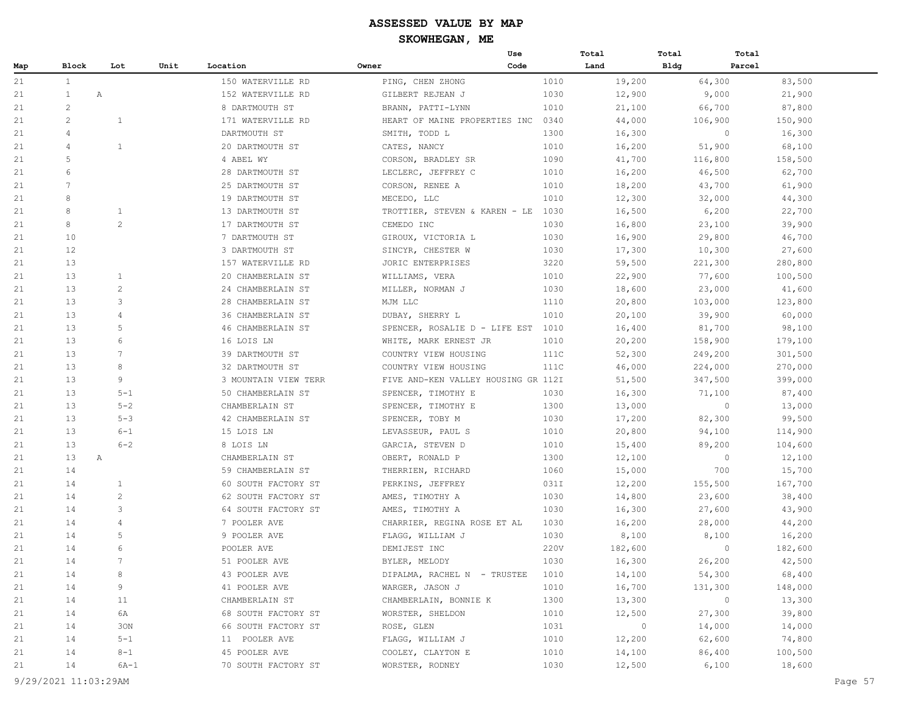# ASSESSED VALUE BY MAP

## SKOWHEGAN, ME

| Map | Block | Lot | Unit | Location | Owner | Use Code | Total Land | Total Bldg | Total Parcel |
|---|---|---|---|---|---|---|---|---|---|
| 21 | 1 | | | 150 WATERVILLE RD | PING, CHEN ZHONG | 1010 | 19,200 | 64,300 | 83,500 |
| 21 | 1 | A | | 152 WATERVILLE RD | GILBERT REJEAN J | 1030 | 12,900 | 9,000 | 21,900 |
| 21 | 2 | | | 8 DARTMOUTH ST | BRANN, PATTI-LYNN | 1010 | 21,100 | 66,700 | 87,800 |
| 21 | 2 | 1 | | 171 WATERVILLE RD | HEART OF MAINE PROPERTIES INC | 0340 | 44,000 | 106,900 | 150,900 |
| 21 | 4 | | | DARTMOUTH ST | SMITH, TODD L | 1300 | 16,300 | 0 | 16,300 |
| 21 | 4 | 1 | | 20 DARTMOUTH ST | CATES, NANCY | 1010 | 16,200 | 51,900 | 68,100 |
| 21 | 5 | | | 4 ABEL WY | CORSON, BRADLEY SR | 1090 | 41,700 | 116,800 | 158,500 |
| 21 | 6 | | | 28 DARTMOUTH ST | LECLERC, JEFFREY C | 1010 | 16,200 | 46,500 | 62,700 |
| 21 | 7 | | | 25 DARTMOUTH ST | CORSON, RENEE A | 1010 | 18,200 | 43,700 | 61,900 |
| 21 | 8 | | | 19 DARTMOUTH ST | MECEDO, LLC | 1010 | 12,300 | 32,000 | 44,300 |
| 21 | 8 | 1 | | 13 DARTMOUTH ST | TROTTIER, STEVEN & KAREN - LE | 1030 | 16,500 | 6,200 | 22,700 |
| 21 | 8 | 2 | | 17 DARTMOUTH ST | CEMEDO INC | 1030 | 16,800 | 23,100 | 39,900 |
| 21 | 10 | | | 7 DARTMOUTH ST | GIROUX, VICTORIA L | 1030 | 16,900 | 29,800 | 46,700 |
| 21 | 12 | | | 3 DARTMOUTH ST | SINCYR, CHESTER W | 1030 | 17,300 | 10,300 | 27,600 |
| 21 | 13 | | | 157 WATERVILLE RD | JORIC ENTERPRISES | 3220 | 59,500 | 221,300 | 280,800 |
| 21 | 13 | 1 | | 20 CHAMBERLAIN ST | WILLIAMS, VERA | 1010 | 22,900 | 77,600 | 100,500 |
| 21 | 13 | 2 | | 24 CHAMBERLAIN ST | MILLER, NORMAN J | 1030 | 18,600 | 23,000 | 41,600 |
| 21 | 13 | 3 | | 28 CHAMBERLAIN ST | MJM LLC | 1110 | 20,800 | 103,000 | 123,800 |
| 21 | 13 | 4 | | 36 CHAMBERLAIN ST | DUBAY, SHERRY L | 1010 | 20,100 | 39,900 | 60,000 |
| 21 | 13 | 5 | | 46 CHAMBERLAIN ST | SPENCER, ROSALIE D - LIFE EST | 1010 | 16,400 | 81,700 | 98,100 |
| 21 | 13 | 6 | | 16 LOIS LN | WHITE, MARK ERNEST JR | 1010 | 20,200 | 158,900 | 179,100 |
| 21 | 13 | 7 | | 39 DARTMOUTH ST | COUNTRY VIEW HOUSING | 111C | 52,300 | 249,200 | 301,500 |
| 21 | 13 | 8 | | 32 DARTMOUTH ST | COUNTRY VIEW HOUSING | 111C | 46,000 | 224,000 | 270,000 |
| 21 | 13 | 9 | | 3 MOUNTAIN VIEW TERR | FIVE AND-KEN VALLEY HOUSING GR | 112I | 51,500 | 347,500 | 399,000 |
| 21 | 13 | 5-1 | | 50 CHAMBERLAIN ST | SPENCER, TIMOTHY E | 1030 | 16,300 | 71,100 | 87,400 |
| 21 | 13 | 5-2 | | CHAMBERLAIN ST | SPENCER, TIMOTHY E | 1300 | 13,000 | 0 | 13,000 |
| 21 | 13 | 5-3 | | 42 CHAMBERLAIN ST | SPENCER, TOBY M | 1030 | 17,200 | 82,300 | 99,500 |
| 21 | 13 | 6-1 | | 15 LOIS LN | LEVASSEUR, PAUL S | 1010 | 20,800 | 94,100 | 114,900 |
| 21 | 13 | 6-2 | | 8 LOIS LN | GARCIA, STEVEN D | 1010 | 15,400 | 89,200 | 104,600 |
| 21 | 13 | A | | CHAMBERLAIN ST | OBERT, RONALD P | 1300 | 12,100 | 0 | 12,100 |
| 21 | 14 | | | 59 CHAMBERLAIN ST | THERRIEN, RICHARD | 1060 | 15,000 | 700 | 15,700 |
| 21 | 14 | 1 | | 60 SOUTH FACTORY ST | PERKINS, JEFFREY | 031I | 12,200 | 155,500 | 167,700 |
| 21 | 14 | 2 | | 62 SOUTH FACTORY ST | AMES, TIMOTHY A | 1030 | 14,800 | 23,600 | 38,400 |
| 21 | 14 | 3 | | 64 SOUTH FACTORY ST | AMES, TIMOTHY A | 1030 | 16,300 | 27,600 | 43,900 |
| 21 | 14 | 4 | | 7 POOLER AVE | CHARRIER, REGINA ROSE ET AL | 1030 | 16,200 | 28,000 | 44,200 |
| 21 | 14 | 5 | | 9 POOLER AVE | FLAGG, WILLIAM J | 1030 | 8,100 | 8,100 | 16,200 |
| 21 | 14 | 6 | | POOLER AVE | DEMIJEST INC | 220V | 182,600 | 0 | 182,600 |
| 21 | 14 | 7 | | 51 POOLER AVE | BYLER, MELODY | 1030 | 16,300 | 26,200 | 42,500 |
| 21 | 14 | 8 | | 43 POOLER AVE | DIPALMA, RACHEL N - TRUSTEE | 1010 | 14,100 | 54,300 | 68,400 |
| 21 | 14 | 9 | | 41 POOLER AVE | WARGER, JASON J | 1010 | 16,700 | 131,300 | 148,000 |
| 21 | 14 | 11 | | CHAMBERLAIN ST | CHAMBERLAIN, BONNIE K | 1300 | 13,300 | 0 | 13,300 |
| 21 | 14 | 6A | | 68 SOUTH FACTORY ST | WORSTER, SHELDON | 1010 | 12,500 | 27,300 | 39,800 |
| 21 | 14 | 3ON | | 66 SOUTH FACTORY ST | ROSE, GLEN | 1031 | 0 | 14,000 | 14,000 |
| 21 | 14 | 5-1 | | 11 POOLER AVE | FLAGG, WILLIAM J | 1010 | 12,200 | 62,600 | 74,800 |
| 21 | 14 | 8-1 | | 45 POOLER AVE | COOLEY, CLAYTON E | 1010 | 14,100 | 86,400 | 100,500 |
| 21 | 14 | 6A-1 | | 70 SOUTH FACTORY ST | WORSTER, RODNEY | 1030 | 12,500 | 6,100 | 18,600 |

9/29/2021 11:03:29AM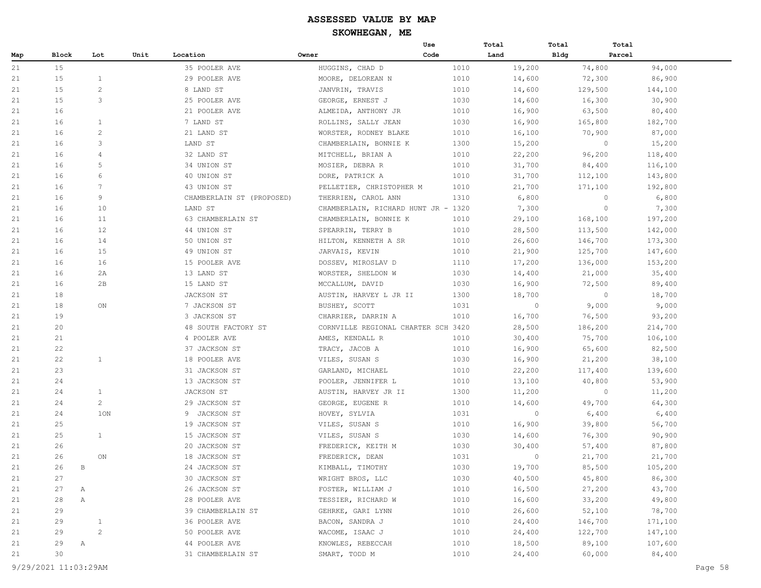| Map | Block | Lot | Unit | Location | Owner | Use Code | Total Land | Total Bldg | Total Parcel |
|---|---|---|---|---|---|---|---|---|---|
| 21 | 15 | | | 35 POOLER AVE | HUGGINS, CHAD D | 1010 | 19,200 | 74,800 | 94,000 |
| 21 | 15 | 1 | | 29 POOLER AVE | MOORE, DELOREAN N | 1010 | 14,600 | 72,300 | 86,900 |
| 21 | 15 | 2 | | 8 LAND ST | JANVRIN, TRAVIS | 1010 | 14,600 | 129,500 | 144,100 |
| 21 | 15 | 3 | | 25 POOLER AVE | GEORGE, ERNEST J | 1030 | 14,600 | 16,300 | 30,900 |
| 21 | 16 | | | 21 POOLER AVE | ALMEIDA, ANTHONY JR | 1010 | 16,900 | 63,500 | 80,400 |
| 21 | 16 | 1 | | 7 LAND ST | ROLLINS, SALLY JEAN | 1030 | 16,900 | 165,800 | 182,700 |
| 21 | 16 | 2 | | 21 LAND ST | WORSTER, RODNEY BLAKE | 1010 | 16,100 | 70,900 | 87,000 |
| 21 | 16 | 3 | | LAND ST | CHAMBERLAIN, BONNIE K | 1300 | 15,200 | 0 | 15,200 |
| 21 | 16 | 4 | | 32 LAND ST | MITCHELL, BRIAN A | 1010 | 22,200 | 96,200 | 118,400 |
| 21 | 16 | 5 | | 34 UNION ST | MOSIER, DEBRA R | 1010 | 31,700 | 84,400 | 116,100 |
| 21 | 16 | 6 | | 40 UNION ST | DORE, PATRICK A | 1010 | 31,700 | 112,100 | 143,800 |
| 21 | 16 | 7 | | 43 UNION ST | PELLETIER, CHRISTOPHER M | 1010 | 21,700 | 171,100 | 192,800 |
| 21 | 16 | 9 | | CHAMBERLAIN ST (PROPOSED) | THERRIEN, CAROL ANN | 1310 | 6,800 | 0 | 6,800 |
| 21 | 16 | 10 | | LAND ST | CHAMBERLAIN, RICHARD HUNT JR - | 1320 | 7,300 | 0 | 7,300 |
| 21 | 16 | 11 | | 63 CHAMBERLAIN ST | CHAMBERLAIN, BONNIE K | 1010 | 29,100 | 168,100 | 197,200 |
| 21 | 16 | 12 | | 44 UNION ST | SPEARRIN, TERRY B | 1010 | 28,500 | 113,500 | 142,000 |
| 21 | 16 | 14 | | 50 UNION ST | HILTON, KENNETH A SR | 1010 | 26,600 | 146,700 | 173,300 |
| 21 | 16 | 15 | | 49 UNION ST | JARVAIS, KEVIN | 1010 | 21,900 | 125,700 | 147,600 |
| 21 | 16 | 16 | | 15 POOLER AVE | DOSSEV, MIROSLAV D | 1110 | 17,200 | 136,000 | 153,200 |
| 21 | 16 | 2A | | 13 LAND ST | WORSTER, SHELDON W | 1030 | 14,400 | 21,000 | 35,400 |
| 21 | 16 | 2B | | 15 LAND ST | MCCALLUM, DAVID | 1030 | 16,900 | 72,500 | 89,400 |
| 21 | 18 | | | JACKSON ST | AUSTIN, HARVEY L JR II | 1300 | 18,700 | 0 | 18,700 |
| 21 | 18 | ON | | 7 JACKSON ST | BUSHEY, SCOTT | 1031 | 0 | 9,000 | 9,000 |
| 21 | 19 | | | 3 JACKSON ST | CHARRIER, DARRIN A | 1010 | 16,700 | 76,500 | 93,200 |
| 21 | 20 | | | 48 SOUTH FACTORY ST | CORNVILLE REGIONAL CHARTER SCH | 3420 | 28,500 | 186,200 | 214,700 |
| 21 | 21 | | | 4 POOLER AVE | AMES, KENDALL R | 1010 | 30,400 | 75,700 | 106,100 |
| 21 | 22 | | | 37 JACKSON ST | TRACY, JACOB A | 1010 | 16,900 | 65,600 | 82,500 |
| 21 | 22 | 1 | | 18 POOLER AVE | VILES, SUSAN S | 1030 | 16,900 | 21,200 | 38,100 |
| 21 | 23 | | | 31 JACKSON ST | GARLAND, MICHAEL | 1010 | 22,200 | 117,400 | 139,600 |
| 21 | 24 | | | 13 JACKSON ST | POOLER, JENNIFER L | 1010 | 13,100 | 40,800 | 53,900 |
| 21 | 24 | 1 | | JACKSON ST | AUSTIN, HARVEY JR II | 1300 | 11,200 | 0 | 11,200 |
| 21 | 24 | 2 | | 29 JACKSON ST | GEORGE, EUGENE R | 1010 | 14,600 | 49,700 | 64,300 |
| 21 | 24 | 1ON | | 9 JACKSON ST | HOVEY, SYLVIA | 1031 | 0 | 6,400 | 6,400 |
| 21 | 25 | | | 19 JACKSON ST | VILES, SUSAN S | 1010 | 16,900 | 39,800 | 56,700 |
| 21 | 25 | 1 | | 15 JACKSON ST | VILES, SUSAN S | 1030 | 14,600 | 76,300 | 90,900 |
| 21 | 26 | | | 20 JACKSON ST | FREDERICK, KEITH M | 1030 | 30,400 | 57,400 | 87,800 |
| 21 | 26 | ON | | 18 JACKSON ST | FREDERICK, DEAN | 1031 | 0 | 21,700 | 21,700 |
| 21 | 26 B | | | 24 JACKSON ST | KIMBALL, TIMOTHY | 1030 | 19,700 | 85,500 | 105,200 |
| 21 | 27 | | | 30 JACKSON ST | WRIGHT BROS, LLC | 1030 | 40,500 | 45,800 | 86,300 |
| 21 | 27 A | | | 26 JACKSON ST | FOSTER, WILLIAM J | 1010 | 16,500 | 27,200 | 43,700 |
| 21 | 28 A | | | 28 POOLER AVE | TESSIER, RICHARD W | 1010 | 16,600 | 33,200 | 49,800 |
| 21 | 29 | | | 39 CHAMBERLAIN ST | GEHRKE, GARI LYNN | 1010 | 26,600 | 52,100 | 78,700 |
| 21 | 29 | 1 | | 36 POOLER AVE | BACON, SANDRA J | 1010 | 24,400 | 146,700 | 171,100 |
| 21 | 29 | 2 | | 50 POOLER AVE | WACOME, ISAAC J | 1010 | 24,400 | 122,700 | 147,100 |
| 21 | 29 A | | | 44 POOLER AVE | KNOWLES, REBECCAH | 1010 | 18,500 | 89,100 | 107,600 |
| 21 | 30 | | | 31 CHAMBERLAIN ST | SMART, TODD M | 1010 | 24,400 | 60,000 | 84,400 |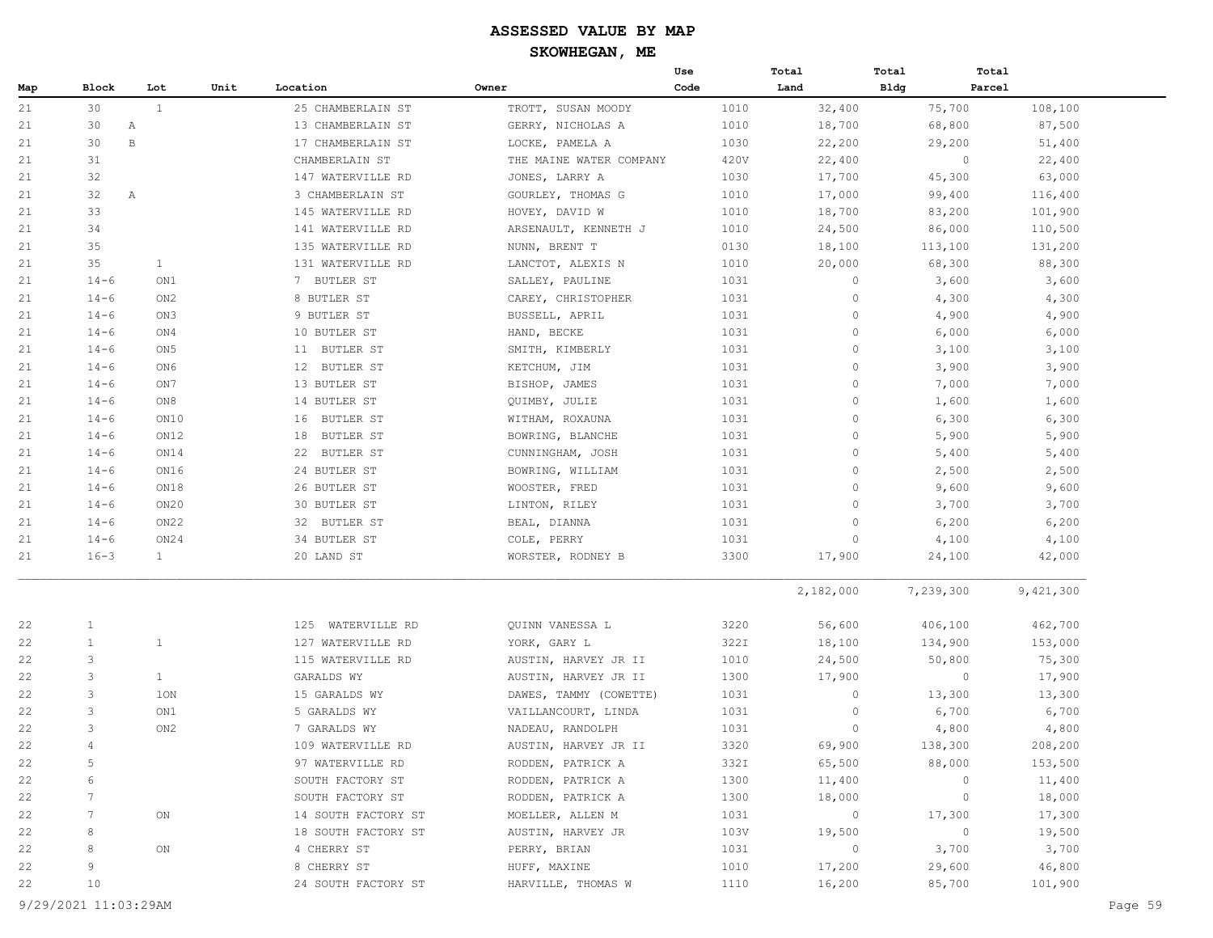# ASSESSED VALUE BY MAP

## SKOWHEGAN, ME

| Map | Block | Lot | Unit | Location | Owner | Use Code | Total Land | Total Bldg | Total Parcel |
|---|---|---|---|---|---|---|---|---|---|
| 21 | 30 | 1 | | 25 CHAMBERLAIN ST | TROTT, SUSAN MOODY | 1010 | 32,400 | 75,700 | 108,100 |
| 21 | 30 | A | | 13 CHAMBERLAIN ST | GERRY, NICHOLAS A | 1010 | 18,700 | 68,800 | 87,500 |
| 21 | 30 | B | | 17 CHAMBERLAIN ST | LOCKE, PAMELA A | 1030 | 22,200 | 29,200 | 51,400 |
| 21 | 31 | | | CHAMBERLAIN ST | THE MAINE WATER COMPANY | 420V | 22,400 | 0 | 22,400 |
| 21 | 32 | | | 147 WATERVILLE RD | JONES, LARRY A | 1030 | 17,700 | 45,300 | 63,000 |
| 21 | 32 | A | | 3 CHAMBERLAIN ST | GOURLEY, THOMAS G | 1010 | 17,000 | 99,400 | 116,400 |
| 21 | 33 | | | 145 WATERVILLE RD | HOVEY, DAVID W | 1010 | 18,700 | 83,200 | 101,900 |
| 21 | 34 | | | 141 WATERVILLE RD | ARSENAULT, KENNETH J | 1010 | 24,500 | 86,000 | 110,500 |
| 21 | 35 | | | 135 WATERVILLE RD | NUNN, BRENT T | 0130 | 18,100 | 113,100 | 131,200 |
| 21 | 35 | 1 | | 131 WATERVILLE RD | LANCTOT, ALEXIS N | 1010 | 20,000 | 68,300 | 88,300 |
| 21 | 14-6 | ON1 | | 7 BUTLER ST | SALLEY, PAULINE | 1031 | 0 | 3,600 | 3,600 |
| 21 | 14-6 | ON2 | | 8 BUTLER ST | CAREY, CHRISTOPHER | 1031 | 0 | 4,300 | 4,300 |
| 21 | 14-6 | ON3 | | 9 BUTLER ST | BUSSELL, APRIL | 1031 | 0 | 4,900 | 4,900 |
| 21 | 14-6 | ON4 | | 10 BUTLER ST | HAND, BECKE | 1031 | 0 | 6,000 | 6,000 |
| 21 | 14-6 | ON5 | | 11 BUTLER ST | SMITH, KIMBERLY | 1031 | 0 | 3,100 | 3,100 |
| 21 | 14-6 | ON6 | | 12 BUTLER ST | KETCHUM, JIM | 1031 | 0 | 3,900 | 3,900 |
| 21 | 14-6 | ON7 | | 13 BUTLER ST | BISHOP, JAMES | 1031 | 0 | 7,000 | 7,000 |
| 21 | 14-6 | ON8 | | 14 BUTLER ST | QUIMBY, JULIE | 1031 | 0 | 1,600 | 1,600 |
| 21 | 14-6 | ON10 | | 16 BUTLER ST | WITHAM, ROXAUNA | 1031 | 0 | 6,300 | 6,300 |
| 21 | 14-6 | ON12 | | 18 BUTLER ST | BOWRING, BLANCHE | 1031 | 0 | 5,900 | 5,900 |
| 21 | 14-6 | ON14 | | 22 BUTLER ST | CUNNINGHAM, JOSH | 1031 | 0 | 5,400 | 5,400 |
| 21 | 14-6 | ON16 | | 24 BUTLER ST | BOWRING, WILLIAM | 1031 | 0 | 2,500 | 2,500 |
| 21 | 14-6 | ON18 | | 26 BUTLER ST | WOOSTER, FRED | 1031 | 0 | 9,600 | 9,600 |
| 21 | 14-6 | ON20 | | 30 BUTLER ST | LINTON, RILEY | 1031 | 0 | 3,700 | 3,700 |
| 21 | 14-6 | ON22 | | 32 BUTLER ST | BEAL, DIANNA | 1031 | 0 | 6,200 | 6,200 |
| 21 | 14-6 | ON24 | | 34 BUTLER ST | COLE, PERRY | 1031 | 0 | 4,100 | 4,100 |
| 21 | 16-3 | 1 | | 20 LAND ST | WORSTER, RODNEY B | 3300 | 17,900 | 24,100 | 42,000 |
| | | | | | | | 2,182,000 | 7,239,300 | 9,421,300 |
| 22 | 1 | | | 125 WATERVILLE RD | QUINN VANESSA L | 3220 | 56,600 | 406,100 | 462,700 |
| 22 | 1 | 1 | | 127 WATERVILLE RD | YORK, GARY L | 322I | 18,100 | 134,900 | 153,000 |
| 22 | 3 | | | 115 WATERVILLE RD | AUSTIN, HARVEY JR II | 1010 | 24,500 | 50,800 | 75,300 |
| 22 | 3 | 1 | | GARALDS WY | AUSTIN, HARVEY JR II | 1300 | 17,900 | 0 | 17,900 |
| 22 | 3 | 1ON | | 15 GARALDS WY | DAWES, TAMMY (COWETTE) | 1031 | 0 | 13,300 | 13,300 |
| 22 | 3 | ON1 | | 5 GARALDS WY | VAILLANCOURT, LINDA | 1031 | 0 | 6,700 | 6,700 |
| 22 | 3 | ON2 | | 7 GARALDS WY | NADEAU, RANDOLPH | 1031 | 0 | 4,800 | 4,800 |
| 22 | 4 | | | 109 WATERVILLE RD | AUSTIN, HARVEY JR II | 3320 | 69,900 | 138,300 | 208,200 |
| 22 | 5 | | | 97 WATERVILLE RD | RODDEN, PATRICK A | 332I | 65,500 | 88,000 | 153,500 |
| 22 | 6 | | | SOUTH FACTORY ST | RODDEN, PATRICK A | 1300 | 11,400 | 0 | 11,400 |
| 22 | 7 | | | SOUTH FACTORY ST | RODDEN, PATRICK A | 1300 | 18,000 | 0 | 18,000 |
| 22 | 7 | ON | | 14 SOUTH FACTORY ST | MOELLER, ALLEN M | 1031 | 0 | 17,300 | 17,300 |
| 22 | 8 | | | 18 SOUTH FACTORY ST | AUSTIN, HARVEY JR | 103V | 19,500 | 0 | 19,500 |
| 22 | 8 | ON | | 4 CHERRY ST | PERRY, BRIAN | 1031 | 0 | 3,700 | 3,700 |
| 22 | 9 | | | 8 CHERRY ST | HUFF, MAXINE | 1010 | 17,200 | 29,600 | 46,800 |
| 22 | 10 | | | 24 SOUTH FACTORY ST | HARVILLE, THOMAS W | 1110 | 16,200 | 85,700 | 101,900 |

9/29/2021 11:03:29AM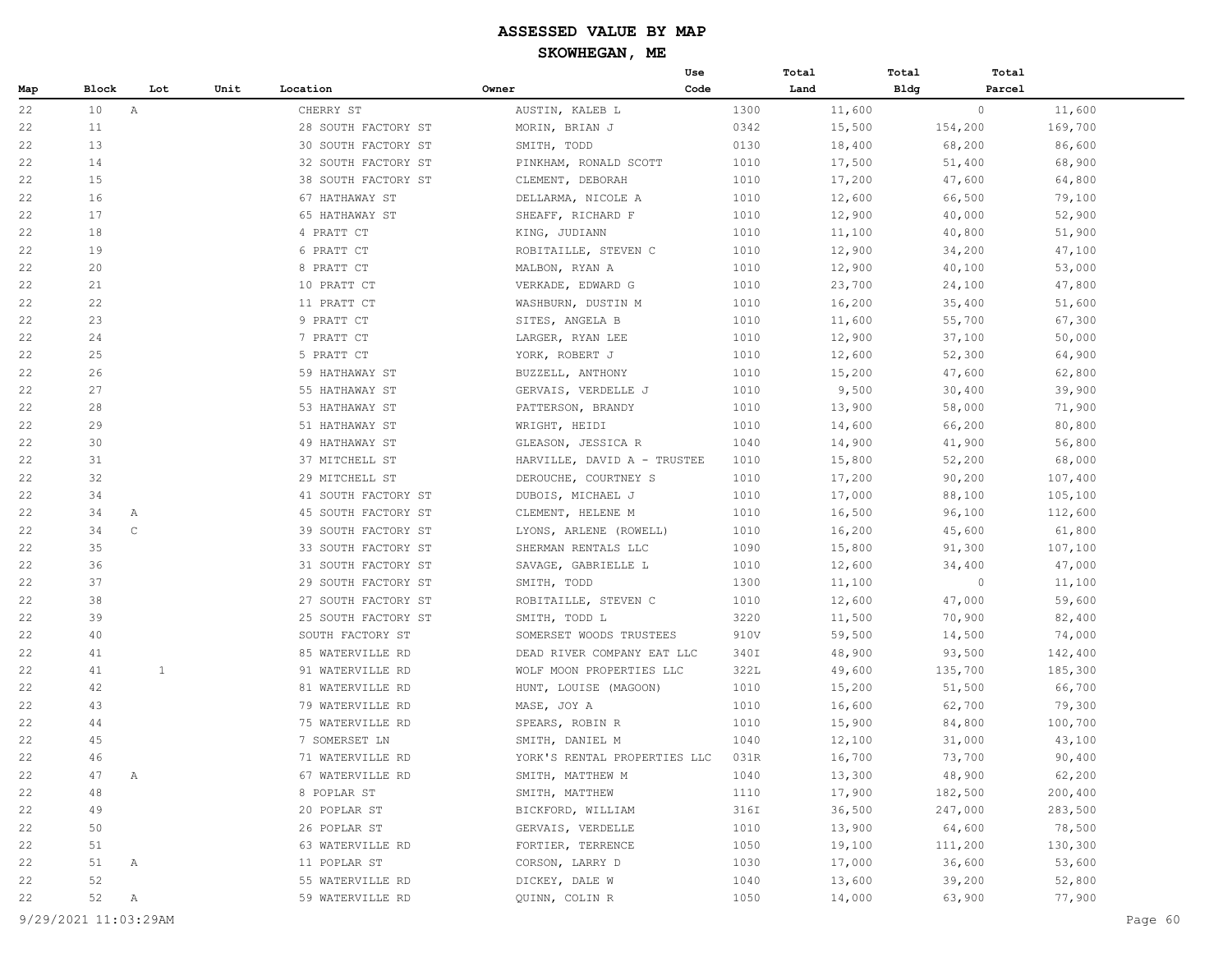# ASSESSED VALUE BY MAP

## SKOWHEGAN, ME

| Map | Block | Lot | Unit | Location | Owner | Use Code | Total Land | Total Bldg | Total Parcel |
|---|---|---|---|---|---|---|---|---|---|
| 22 | 10 | A | | CHERRY ST | AUSTIN, KALEB L | 1300 | 11,600 | 0 | 11,600 |
| 22 | 11 | | | 28 SOUTH FACTORY ST | MORIN, BRIAN J | 0342 | 15,500 | 154,200 | 169,700 |
| 22 | 13 | | | 30 SOUTH FACTORY ST | SMITH, TODD | 0130 | 18,400 | 68,200 | 86,600 |
| 22 | 14 | | | 32 SOUTH FACTORY ST | PINKHAM, RONALD SCOTT | 1010 | 17,500 | 51,400 | 68,900 |
| 22 | 15 | | | 38 SOUTH FACTORY ST | CLEMENT, DEBORAH | 1010 | 17,200 | 47,600 | 64,800 |
| 22 | 16 | | | 67 HATHAWAY ST | DELLARMA, NICOLE A | 1010 | 12,600 | 66,500 | 79,100 |
| 22 | 17 | | | 65 HATHAWAY ST | SHEAFF, RICHARD F | 1010 | 12,900 | 40,000 | 52,900 |
| 22 | 18 | | | 4 PRATT CT | KING, JUDIANN | 1010 | 11,100 | 40,800 | 51,900 |
| 22 | 19 | | | 6 PRATT CT | ROBITAILLE, STEVEN C | 1010 | 12,900 | 34,200 | 47,100 |
| 22 | 20 | | | 8 PRATT CT | MALBON, RYAN A | 1010 | 12,900 | 40,100 | 53,000 |
| 22 | 21 | | | 10 PRATT CT | VERKADE, EDWARD G | 1010 | 23,700 | 24,100 | 47,800 |
| 22 | 22 | | | 11 PRATT CT | WASHBURN, DUSTIN M | 1010 | 16,200 | 35,400 | 51,600 |
| 22 | 23 | | | 9 PRATT CT | SITES, ANGELA B | 1010 | 11,600 | 55,700 | 67,300 |
| 22 | 24 | | | 7 PRATT CT | LARGER, RYAN LEE | 1010 | 12,900 | 37,100 | 50,000 |
| 22 | 25 | | | 5 PRATT CT | YORK, ROBERT J | 1010 | 12,600 | 52,300 | 64,900 |
| 22 | 26 | | | 59 HATHAWAY ST | BUZZELL, ANTHONY | 1010 | 15,200 | 47,600 | 62,800 |
| 22 | 27 | | | 55 HATHAWAY ST | GERVAIS, VERDELLE J | 1010 | 9,500 | 30,400 | 39,900 |
| 22 | 28 | | | 53 HATHAWAY ST | PATTERSON, BRANDY | 1010 | 13,900 | 58,000 | 71,900 |
| 22 | 29 | | | 51 HATHAWAY ST | WRIGHT, HEIDI | 1010 | 14,600 | 66,200 | 80,800 |
| 22 | 30 | | | 49 HATHAWAY ST | GLEASON, JESSICA R | 1040 | 14,900 | 41,900 | 56,800 |
| 22 | 31 | | | 37 MITCHELL ST | HARVILLE, DAVID A - TRUSTEE | 1010 | 15,800 | 52,200 | 68,000 |
| 22 | 32 | | | 29 MITCHELL ST | DEROUCHE, COURTNEY S | 1010 | 17,200 | 90,200 | 107,400 |
| 22 | 34 | | | 41 SOUTH FACTORY ST | DUBOIS, MICHAEL J | 1010 | 17,000 | 88,100 | 105,100 |
| 22 | 34 | A | | 45 SOUTH FACTORY ST | CLEMENT, HELENE M | 1010 | 16,500 | 96,100 | 112,600 |
| 22 | 34 | C | | 39 SOUTH FACTORY ST | LYONS, ARLENE (ROWELL) | 1010 | 16,200 | 45,600 | 61,800 |
| 22 | 35 | | | 33 SOUTH FACTORY ST | SHERMAN RENTALS LLC | 1090 | 15,800 | 91,300 | 107,100 |
| 22 | 36 | | | 31 SOUTH FACTORY ST | SAVAGE, GABRIELLE L | 1010 | 12,600 | 34,400 | 47,000 |
| 22 | 37 | | | 29 SOUTH FACTORY ST | SMITH, TODD | 1300 | 11,100 | 0 | 11,100 |
| 22 | 38 | | | 27 SOUTH FACTORY ST | ROBITAILLE, STEVEN C | 1010 | 12,600 | 47,000 | 59,600 |
| 22 | 39 | | | 25 SOUTH FACTORY ST | SMITH, TODD L | 3220 | 11,500 | 70,900 | 82,400 |
| 22 | 40 | | | SOUTH FACTORY ST | SOMERSET WOODS TRUSTEES | 910V | 59,500 | 14,500 | 74,000 |
| 22 | 41 | | | 85 WATERVILLE RD | DEAD RIVER COMPANY EAT LLC | 340I | 48,900 | 93,500 | 142,400 |
| 22 | 41 | 1 | | 91 WATERVILLE RD | WOLF MOON PROPERTIES LLC | 322L | 49,600 | 135,700 | 185,300 |
| 22 | 42 | | | 81 WATERVILLE RD | HUNT, LOUISE (MAGOON) | 1010 | 15,200 | 51,500 | 66,700 |
| 22 | 43 | | | 79 WATERVILLE RD | MASE, JOY A | 1010 | 16,600 | 62,700 | 79,300 |
| 22 | 44 | | | 75 WATERVILLE RD | SPEARS, ROBIN R | 1010 | 15,900 | 84,800 | 100,700 |
| 22 | 45 | | | 7 SOMERSET LN | SMITH, DANIEL M | 1040 | 12,100 | 31,000 | 43,100 |
| 22 | 46 | | | 71 WATERVILLE RD | YORK'S RENTAL PROPERTIES LLC | 031R | 16,700 | 73,700 | 90,400 |
| 22 | 47 | A | | 67 WATERVILLE RD | SMITH, MATTHEW M | 1040 | 13,300 | 48,900 | 62,200 |
| 22 | 48 | | | 8 POPLAR ST | SMITH, MATTHEW | 1110 | 17,900 | 182,500 | 200,400 |
| 22 | 49 | | | 20 POPLAR ST | BICKFORD, WILLIAM | 316I | 36,500 | 247,000 | 283,500 |
| 22 | 50 | | | 26 POPLAR ST | GERVAIS, VERDELLE | 1010 | 13,900 | 64,600 | 78,500 |
| 22 | 51 | | | 63 WATERVILLE RD | FORTIER, TERRENCE | 1050 | 19,100 | 111,200 | 130,300 |
| 22 | 51 | A | | 11 POPLAR ST | CORSON, LARRY D | 1030 | 17,000 | 36,600 | 53,600 |
| 22 | 52 | | | 55 WATERVILLE RD | DICKEY, DALE W | 1040 | 13,600 | 39,200 | 52,800 |
| 22 | 52 | A | | 59 WATERVILLE RD | QUINN, COLIN R | 1050 | 14,000 | 63,900 | 77,900 |

9/29/2021 11:03:29AM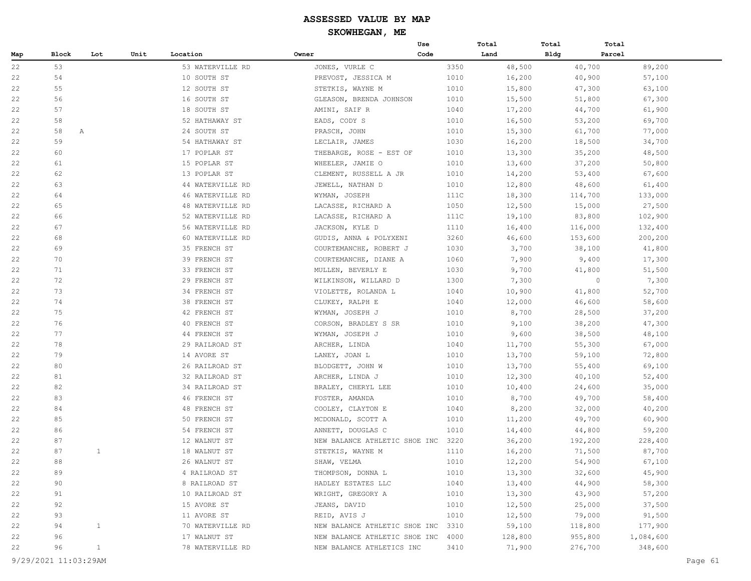# ASSESSED VALUE BY MAP

## SKOWHEGAN, ME

| Map | Block | Lot | Unit | Location | Owner | Use Code | Total Land | Total Bldg | Total Parcel |
|---|---|---|---|---|---|---|---|---|---|
| 22 | 53 | | | 53 WATERVILLE RD | JONES, VURLE C | 3350 | 48,500 | 40,700 | 89,200 |
| 22 | 54 | | | 10 SOUTH ST | PREVOST, JESSICA M | 1010 | 16,200 | 40,900 | 57,100 |
| 22 | 55 | | | 12 SOUTH ST | STETKIS, WAYNE M | 1010 | 15,800 | 47,300 | 63,100 |
| 22 | 56 | | | 16 SOUTH ST | GLEASON, BRENDA JOHNSON | 1010 | 15,500 | 51,800 | 67,300 |
| 22 | 57 | | | 18 SOUTH ST | AMINI, SAIF R | 1040 | 17,200 | 44,700 | 61,900 |
| 22 | 58 | | | 52 HATHAWAY ST | EADS, CODY S | 1010 | 16,500 | 53,200 | 69,700 |
| 22 | 58 | A | | 24 SOUTH ST | PRASCH, JOHN | 1010 | 15,300 | 61,700 | 77,000 |
| 22 | 59 | | | 54 HATHAWAY ST | LECLAIR, JAMES | 1030 | 16,200 | 18,500 | 34,700 |
| 22 | 60 | | | 17 POPLAR ST | THEBARGE, ROSE - EST OF | 1010 | 13,300 | 35,200 | 48,500 |
| 22 | 61 | | | 15 POPLAR ST | WHEELER, JAMIE O | 1010 | 13,600 | 37,200 | 50,800 |
| 22 | 62 | | | 13 POPLAR ST | CLEMENT, RUSSELL A JR | 1010 | 14,200 | 53,400 | 67,600 |
| 22 | 63 | | | 44 WATERVILLE RD | JEWELL, NATHAN D | 1010 | 12,800 | 48,600 | 61,400 |
| 22 | 64 | | | 46 WATERVILLE RD | WYMAN, JOSEPH | 111C | 18,300 | 114,700 | 133,000 |
| 22 | 65 | | | 48 WATERVILLE RD | LACASSE, RICHARD A | 1050 | 12,500 | 15,000 | 27,500 |
| 22 | 66 | | | 52 WATERVILLE RD | LACASSE, RICHARD A | 111C | 19,100 | 83,800 | 102,900 |
| 22 | 67 | | | 56 WATERVILLE RD | JACKSON, KYLE D | 1110 | 16,400 | 116,000 | 132,400 |
| 22 | 68 | | | 60 WATERVILLE RD | GUDIS, ANNA & POLYXENI | 3260 | 46,600 | 153,600 | 200,200 |
| 22 | 69 | | | 35 FRENCH ST | COURTEMANCHE, ROBERT J | 1030 | 3,700 | 38,100 | 41,800 |
| 22 | 70 | | | 39 FRENCH ST | COURTEMANCHE, DIANE A | 1060 | 7,900 | 9,400 | 17,300 |
| 22 | 71 | | | 33 FRENCH ST | MULLEN, BEVERLY E | 1030 | 9,700 | 41,800 | 51,500 |
| 22 | 72 | | | 29 FRENCH ST | WILKINSON, WILLARD D | 1300 | 7,300 | 0 | 7,300 |
| 22 | 73 | | | 34 FRENCH ST | VIOLETTE, ROLANDA L | 1040 | 10,900 | 41,800 | 52,700 |
| 22 | 74 | | | 38 FRENCH ST | CLUKEY, RALPH E | 1040 | 12,000 | 46,600 | 58,600 |
| 22 | 75 | | | 42 FRENCH ST | WYMAN, JOSEPH J | 1010 | 8,700 | 28,500 | 37,200 |
| 22 | 76 | | | 40 FRENCH ST | CORSON, BRADLEY S SR | 1010 | 9,100 | 38,200 | 47,300 |
| 22 | 77 | | | 44 FRENCH ST | WYMAN, JOSEPH J | 1010 | 9,600 | 38,500 | 48,100 |
| 22 | 78 | | | 29 RAILROAD ST | ARCHER, LINDA | 1040 | 11,700 | 55,300 | 67,000 |
| 22 | 79 | | | 14 AVORE ST | LANEY, JOAN L | 1010 | 13,700 | 59,100 | 72,800 |
| 22 | 80 | | | 26 RAILROAD ST | BLODGETT, JOHN W | 1010 | 13,700 | 55,400 | 69,100 |
| 22 | 81 | | | 32 RAILROAD ST | ARCHER, LINDA J | 1010 | 12,300 | 40,100 | 52,400 |
| 22 | 82 | | | 34 RAILROAD ST | BRALEY, CHERYL LEE | 1010 | 10,400 | 24,600 | 35,000 |
| 22 | 83 | | | 46 FRENCH ST | FOSTER, AMANDA | 1010 | 8,700 | 49,700 | 58,400 |
| 22 | 84 | | | 48 FRENCH ST | COOLEY, CLAYTON E | 1040 | 8,200 | 32,000 | 40,200 |
| 22 | 85 | | | 50 FRENCH ST | MCDONALD, SCOTT A | 1010 | 11,200 | 49,700 | 60,900 |
| 22 | 86 | | | 54 FRENCH ST | ANNETT, DOUGLAS C | 1010 | 14,400 | 44,800 | 59,200 |
| 22 | 87 | | | 12 WALNUT ST | NEW BALANCE ATHLETIC SHOE INC | 3220 | 36,200 | 192,200 | 228,400 |
| 22 | 87 | 1 | | 18 WALNUT ST | STETKIS, WAYNE M | 1110 | 16,200 | 71,500 | 87,700 |
| 22 | 88 | | | 26 WALNUT ST | SHAW, VELMA | 1010 | 12,200 | 54,900 | 67,100 |
| 22 | 89 | | | 4 RAILROAD ST | THOMPSON, DONNA L | 1010 | 13,300 | 32,600 | 45,900 |
| 22 | 90 | | | 8 RAILROAD ST | HADLEY ESTATES LLC | 1040 | 13,400 | 44,900 | 58,300 |
| 22 | 91 | | | 10 RAILROAD ST | WRIGHT, GREGORY A | 1010 | 13,300 | 43,900 | 57,200 |
| 22 | 92 | | | 15 AVORE ST | JEANS, DAVID | 1010 | 12,500 | 25,000 | 37,500 |
| 22 | 93 | | | 11 AVORE ST | REID, AVIS J | 1010 | 12,500 | 79,000 | 91,500 |
| 22 | 94 | 1 | | 70 WATERVILLE RD | NEW BALANCE ATHLETIC SHOE INC | 3310 | 59,100 | 118,800 | 177,900 |
| 22 | 96 | | | 17 WALNUT ST | NEW BALANCE ATHLETIC SHOE INC | 4000 | 128,800 | 955,800 | 1,084,600 |
| 22 | 96 | 1 | | 78 WATERVILLE RD | NEW BALANCE ATHLETICS INC | 3410 | 71,900 | 276,700 | 348,600 |

9/29/2021 11:03:29AM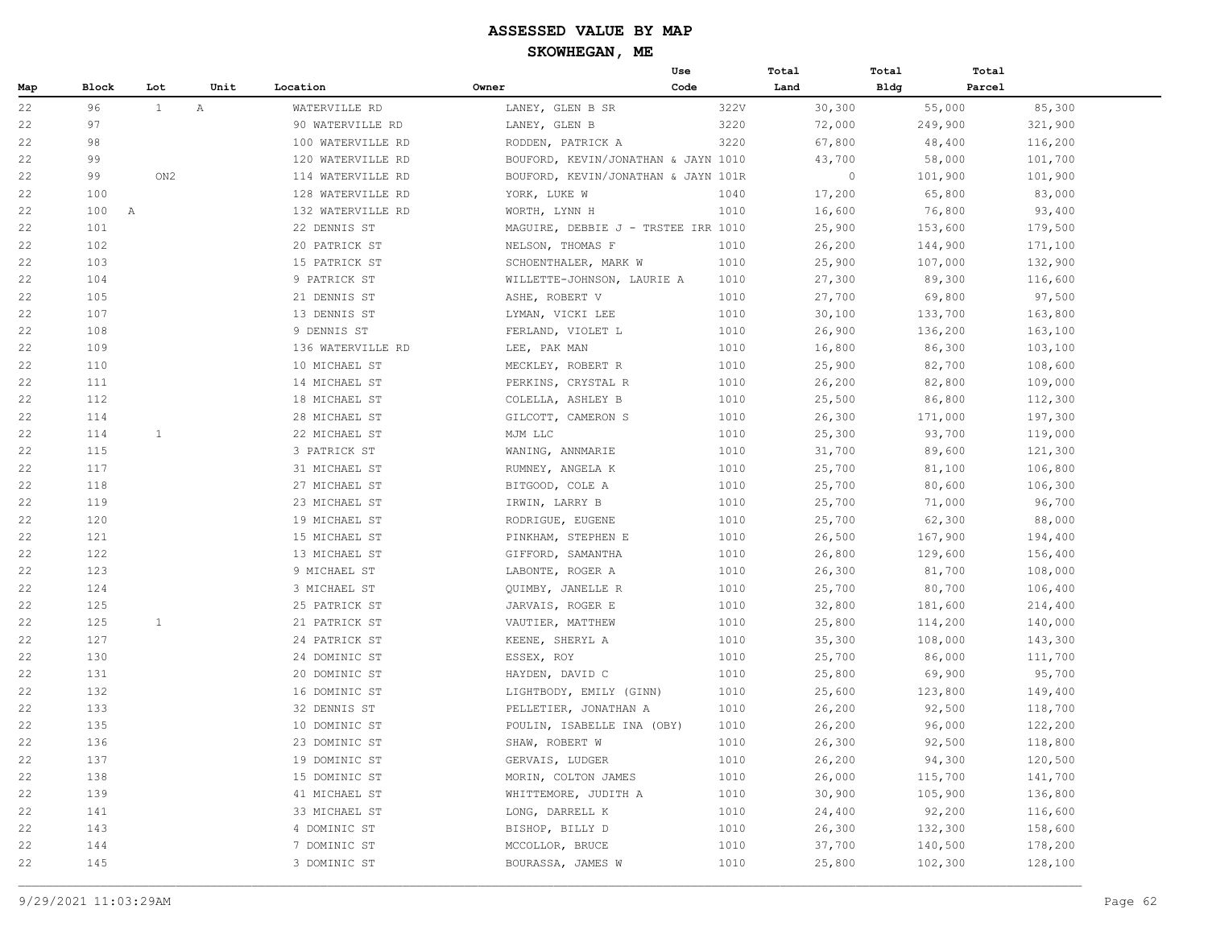# ASSESSED VALUE BY MAP

## SKOWHEGAN, ME

| Map | Block | Lot | Unit | Location | Owner | Use Code | Total Land | Total Bldg | Total Parcel |
|---|---|---|---|---|---|---|---|---|---|
| 22 | 96 | 1 | A | WATERVILLE RD | LANEY, GLEN B SR | 322V | 30,300 | 55,000 | 85,300 |
| 22 | 97 | | | 90 WATERVILLE RD | LANEY, GLEN B | 3220 | 72,000 | 249,900 | 321,900 |
| 22 | 98 | | | 100 WATERVILLE RD | RODDEN, PATRICK A | 3220 | 67,800 | 48,400 | 116,200 |
| 22 | 99 | | | 120 WATERVILLE RD | BOUFORD, KEVIN/JONATHAN & JAYN | 1010 | 43,700 | 58,000 | 101,700 |
| 22 | 99 | ON2 | | 114 WATERVILLE RD | BOUFORD, KEVIN/JONATHAN & JAYN | 101R | 0 | 101,900 | 101,900 |
| 22 | 100 | | | 128 WATERVILLE RD | YORK, LUKE W | 1040 | 17,200 | 65,800 | 83,000 |
| 22 | 100 | A | | 132 WATERVILLE RD | WORTH, LYNN H | 1010 | 16,600 | 76,800 | 93,400 |
| 22 | 101 | | | 22 DENNIS ST | MAGUIRE, DEBBIE J - TRSTEE IRR | 1010 | 25,900 | 153,600 | 179,500 |
| 22 | 102 | | | 20 PATRICK ST | NELSON, THOMAS F | 1010 | 26,200 | 144,900 | 171,100 |
| 22 | 103 | | | 15 PATRICK ST | SCHOENTHALER, MARK W | 1010 | 25,900 | 107,000 | 132,900 |
| 22 | 104 | | | 9 PATRICK ST | WILLETTE-JOHNSON, LAURIE A | 1010 | 27,300 | 89,300 | 116,600 |
| 22 | 105 | | | 21 DENNIS ST | ASHE, ROBERT V | 1010 | 27,700 | 69,800 | 97,500 |
| 22 | 107 | | | 13 DENNIS ST | LYMAN, VICKI LEE | 1010 | 30,100 | 133,700 | 163,800 |
| 22 | 108 | | | 9 DENNIS ST | FERLAND, VIOLET L | 1010 | 26,900 | 136,200 | 163,100 |
| 22 | 109 | | | 136 WATERVILLE RD | LEE, PAK MAN | 1010 | 16,800 | 86,300 | 103,100 |
| 22 | 110 | | | 10 MICHAEL ST | MECKLEY, ROBERT R | 1010 | 25,900 | 82,700 | 108,600 |
| 22 | 111 | | | 14 MICHAEL ST | PERKINS, CRYSTAL R | 1010 | 26,200 | 82,800 | 109,000 |
| 22 | 112 | | | 18 MICHAEL ST | COLELLA, ASHLEY B | 1010 | 25,500 | 86,800 | 112,300 |
| 22 | 114 | | | 28 MICHAEL ST | GILCOTT, CAMERON S | 1010 | 26,300 | 171,000 | 197,300 |
| 22 | 114 | 1 | | 22 MICHAEL ST | MJM LLC | 1010 | 25,300 | 93,700 | 119,000 |
| 22 | 115 | | | 3 PATRICK ST | WANING, ANNMARIE | 1010 | 31,700 | 89,600 | 121,300 |
| 22 | 117 | | | 31 MICHAEL ST | RUMNEY, ANGELA K | 1010 | 25,700 | 81,100 | 106,800 |
| 22 | 118 | | | 27 MICHAEL ST | BITGOOD, COLE A | 1010 | 25,700 | 80,600 | 106,300 |
| 22 | 119 | | | 23 MICHAEL ST | IRWIN, LARRY B | 1010 | 25,700 | 71,000 | 96,700 |
| 22 | 120 | | | 19 MICHAEL ST | RODRIGUE, EUGENE | 1010 | 25,700 | 62,300 | 88,000 |
| 22 | 121 | | | 15 MICHAEL ST | PINKHAM, STEPHEN E | 1010 | 26,500 | 167,900 | 194,400 |
| 22 | 122 | | | 13 MICHAEL ST | GIFFORD, SAMANTHA | 1010 | 26,800 | 129,600 | 156,400 |
| 22 | 123 | | | 9 MICHAEL ST | LABONTE, ROGER A | 1010 | 26,300 | 81,700 | 108,000 |
| 22 | 124 | | | 3 MICHAEL ST | QUIMBY, JANELLE R | 1010 | 25,700 | 80,700 | 106,400 |
| 22 | 125 | | | 25 PATRICK ST | JARVAIS, ROGER E | 1010 | 32,800 | 181,600 | 214,400 |
| 22 | 125 | 1 | | 21 PATRICK ST | VAUTIER, MATTHEW | 1010 | 25,800 | 114,200 | 140,000 |
| 22 | 127 | | | 24 PATRICK ST | KEENE, SHERYL A | 1010 | 35,300 | 108,000 | 143,300 |
| 22 | 130 | | | 24 DOMINIC ST | ESSEX, ROY | 1010 | 25,700 | 86,000 | 111,700 |
| 22 | 131 | | | 20 DOMINIC ST | HAYDEN, DAVID C | 1010 | 25,800 | 69,900 | 95,700 |
| 22 | 132 | | | 16 DOMINIC ST | LIGHTBODY, EMILY (GINN) | 1010 | 25,600 | 123,800 | 149,400 |
| 22 | 133 | | | 32 DENNIS ST | PELLETIER, JONATHAN A | 1010 | 26,200 | 92,500 | 118,700 |
| 22 | 135 | | | 10 DOMINIC ST | POULIN, ISABELLE INA (OBY) | 1010 | 26,200 | 96,000 | 122,200 |
| 22 | 136 | | | 23 DOMINIC ST | SHAW, ROBERT W | 1010 | 26,300 | 92,500 | 118,800 |
| 22 | 137 | | | 19 DOMINIC ST | GERVAIS, LUDGER | 1010 | 26,200 | 94,300 | 120,500 |
| 22 | 138 | | | 15 DOMINIC ST | MORIN, COLTON JAMES | 1010 | 26,000 | 115,700 | 141,700 |
| 22 | 139 | | | 41 MICHAEL ST | WHITTEMORE, JUDITH A | 1010 | 30,900 | 105,900 | 136,800 |
| 22 | 141 | | | 33 MICHAEL ST | LONG, DARRELL K | 1010 | 24,400 | 92,200 | 116,600 |
| 22 | 143 | | | 4 DOMINIC ST | BISHOP, BILLY D | 1010 | 26,300 | 132,300 | 158,600 |
| 22 | 144 | | | 7 DOMINIC ST | MCCOLLOR, BRUCE | 1010 | 37,700 | 140,500 | 178,200 |
| 22 | 145 | | | 3 DOMINIC ST | BOURASSA, JAMES W | 1010 | 25,800 | 102,300 | 128,100 |

9/29/2021 11:03:29AM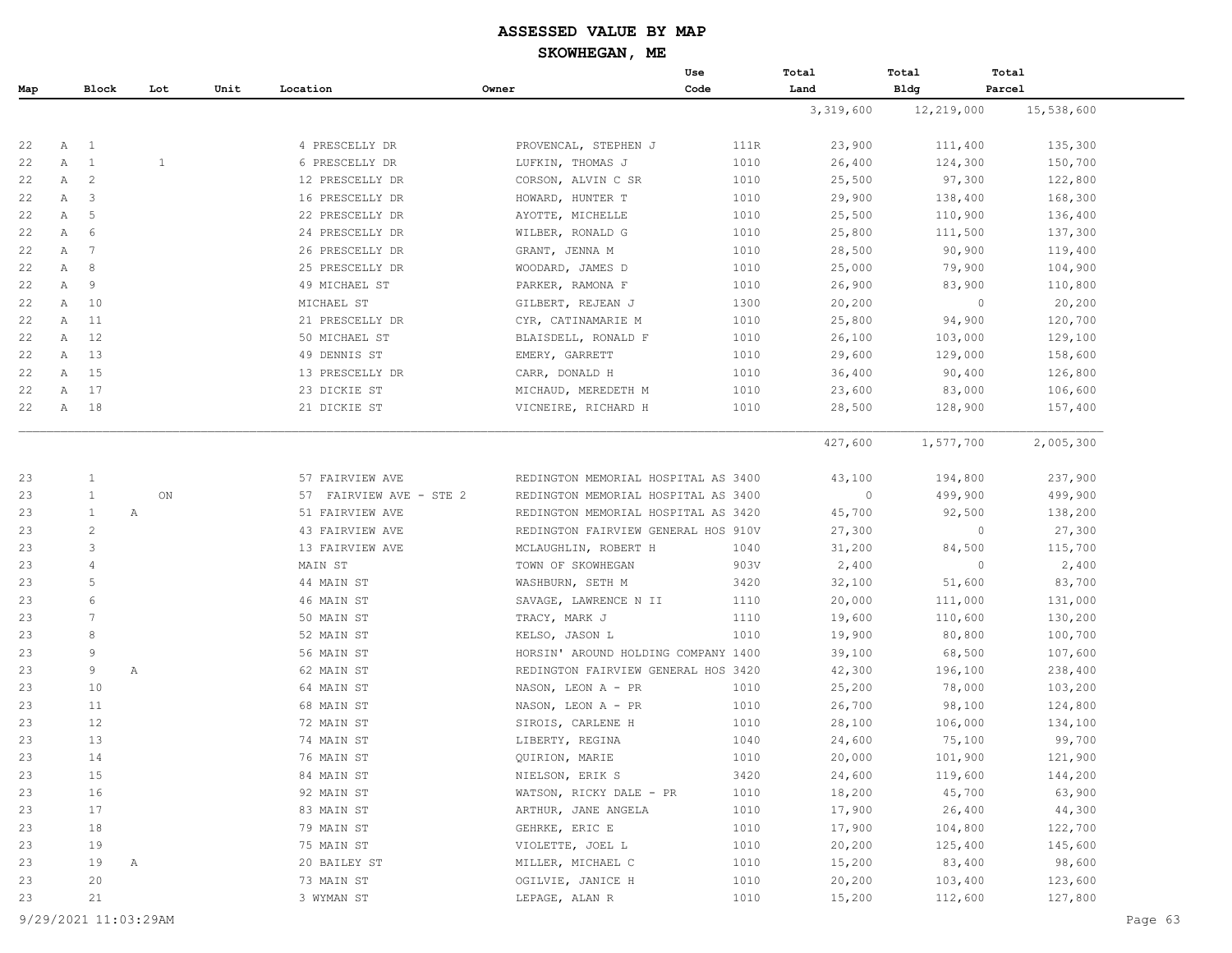# ASSESSED VALUE BY MAP

## SKOWHEGAN, ME

| Map | Block | Lot | Unit | Location | Owner | Use Code | Total Land | Total Bldg | Total Parcel |
|---|---|---|---|---|---|---|---|---|---|
| | | | | | | | 3,319,600 | 12,219,000 | 15,538,600 |
| 22 | A | 1 | | 4 PRESCELLY DR | PROVENCAL, STEPHEN J | 111R | 23,900 | 111,400 | 135,300 |
| 22 | A | 1 | 1 | 6 PRESCELLY DR | LUFKIN, THOMAS J | 1010 | 26,400 | 124,300 | 150,700 |
| 22 | A | 2 | | 12 PRESCELLY DR | CORSON, ALVIN C SR | 1010 | 25,500 | 97,300 | 122,800 |
| 22 | A | 3 | | 16 PRESCELLY DR | HOWARD, HUNTER T | 1010 | 29,900 | 138,400 | 168,300 |
| 22 | A | 5 | | 22 PRESCELLY DR | AYOTTE, MICHELLE | 1010 | 25,500 | 110,900 | 136,400 |
| 22 | A | 6 | | 24 PRESCELLY DR | WILBER, RONALD G | 1010 | 25,800 | 111,500 | 137,300 |
| 22 | A | 7 | | 26 PRESCELLY DR | GRANT, JENNA M | 1010 | 28,500 | 90,900 | 119,400 |
| 22 | A | 8 | | 25 PRESCELLY DR | WOODARD, JAMES D | 1010 | 25,000 | 79,900 | 104,900 |
| 22 | A | 9 | | 49 MICHAEL ST | PARKER, RAMONA F | 1010 | 26,900 | 83,900 | 110,800 |
| 22 | A | 10 | | MICHAEL ST | GILBERT, REJEAN J | 1300 | 20,200 | 0 | 20,200 |
| 22 | A | 11 | | 21 PRESCELLY DR | CYR, CATINAMARIE M | 1010 | 25,800 | 94,900 | 120,700 |
| 22 | A | 12 | | 50 MICHAEL ST | BLAISDELL, RONALD F | 1010 | 26,100 | 103,000 | 129,100 |
| 22 | A | 13 | | 49 DENNIS ST | EMERY, GARRETT | 1010 | 29,600 | 129,000 | 158,600 |
| 22 | A | 15 | | 13 PRESCELLY DR | CARR, DONALD H | 1010 | 36,400 | 90,400 | 126,800 |
| 22 | A | 17 | | 23 DICKIE ST | MICHAUD, MEREDETH M | 1010 | 23,600 | 83,000 | 106,600 |
| 22 | A | 18 | | 21 DICKIE ST | VICNEIRE, RICHARD H | 1010 | 28,500 | 128,900 | 157,400 |
| | | | | | | | 427,600 | 1,577,700 | 2,005,300 |
| 23 | 1 | | | 57 FAIRVIEW AVE | REDINGTON MEMORIAL HOSPITAL AS | 3400 | 43,100 | 194,800 | 237,900 |
| 23 | 1 | | ON | 57 FAIRVIEW AVE - STE 2 | REDINGTON MEMORIAL HOSPITAL AS | 3400 | 0 | 499,900 | 499,900 |
| 23 | 1 | A | | 51 FAIRVIEW AVE | REDINGTON MEMORIAL HOSPITAL AS | 3420 | 45,700 | 92,500 | 138,200 |
| 23 | 2 | | | 43 FAIRVIEW AVE | REDINGTON FAIRVIEW GENERAL HOS | 910V | 27,300 | 0 | 27,300 |
| 23 | 3 | | | 13 FAIRVIEW AVE | MCLAUGHLIN, ROBERT H | 1040 | 31,200 | 84,500 | 115,700 |
| 23 | 4 | | | MAIN ST | TOWN OF SKOWHEGAN | 903V | 2,400 | 0 | 2,400 |
| 23 | 5 | | | 44 MAIN ST | WASHBURN, SETH M | 3420 | 32,100 | 51,600 | 83,700 |
| 23 | 6 | | | 46 MAIN ST | SAVAGE, LAWRENCE N II | 1110 | 20,000 | 111,000 | 131,000 |
| 23 | 7 | | | 50 MAIN ST | TRACY, MARK J | 1110 | 19,600 | 110,600 | 130,200 |
| 23 | 8 | | | 52 MAIN ST | KELSO, JASON L | 1010 | 19,900 | 80,800 | 100,700 |
| 23 | 9 | | | 56 MAIN ST | HORSIN' AROUND HOLDING COMPANY | 1400 | 39,100 | 68,500 | 107,600 |
| 23 | 9 | A | | 62 MAIN ST | REDINGTON FAIRVIEW GENERAL HOS | 3420 | 42,300 | 196,100 | 238,400 |
| 23 | 10 | | | 64 MAIN ST | NASON, LEON A - PR | 1010 | 25,200 | 78,000 | 103,200 |
| 23 | 11 | | | 68 MAIN ST | NASON, LEON A - PR | 1010 | 26,700 | 98,100 | 124,800 |
| 23 | 12 | | | 72 MAIN ST | SIROIS, CARLENE H | 1010 | 28,100 | 106,000 | 134,100 |
| 23 | 13 | | | 74 MAIN ST | LIBERTY, REGINA | 1040 | 24,600 | 75,100 | 99,700 |
| 23 | 14 | | | 76 MAIN ST | QUIRION, MARIE | 1010 | 20,000 | 101,900 | 121,900 |
| 23 | 15 | | | 84 MAIN ST | NIELSON, ERIK S | 3420 | 24,600 | 119,600 | 144,200 |
| 23 | 16 | | | 92 MAIN ST | WATSON, RICKY DALE - PR | 1010 | 18,200 | 45,700 | 63,900 |
| 23 | 17 | | | 83 MAIN ST | ARTHUR, JANE ANGELA | 1010 | 17,900 | 26,400 | 44,300 |
| 23 | 18 | | | 79 MAIN ST | GEHRKE, ERIC E | 1010 | 17,900 | 104,800 | 122,700 |
| 23 | 19 | | | 75 MAIN ST | VIOLETTE, JOEL L | 1010 | 20,200 | 125,400 | 145,600 |
| 23 | 19 | A | | 20 BAILEY ST | MILLER, MICHAEL C | 1010 | 15,200 | 83,400 | 98,600 |
| 23 | 20 | | | 73 MAIN ST | OGILVIE, JANICE H | 1010 | 20,200 | 103,400 | 123,600 |
| 23 | 21 | | | 3 WYMAN ST | LEPAGE, ALAN R | 1010 | 15,200 | 112,600 | 127,800 |

9/29/2021 11:03:29AM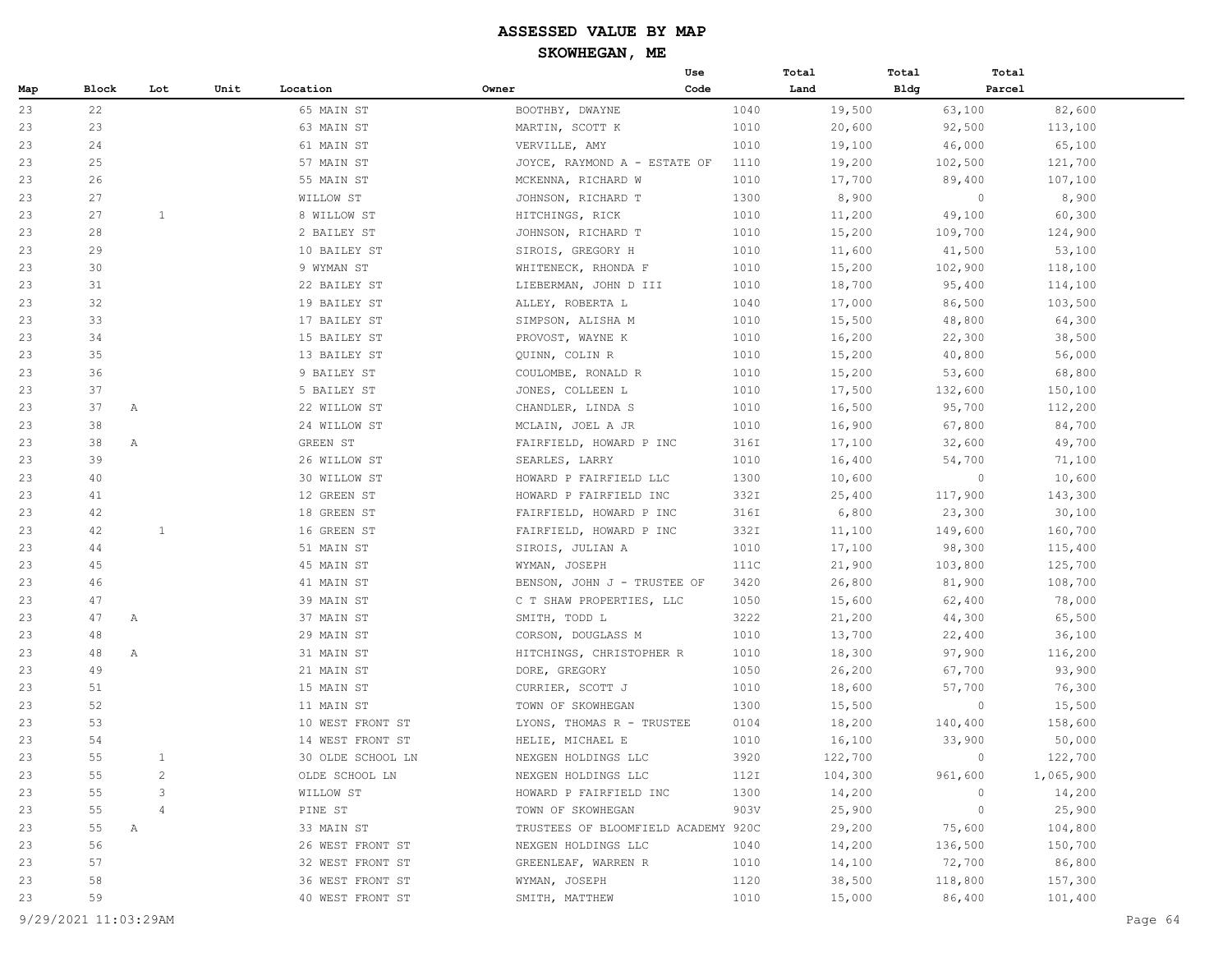# ASSESSED VALUE BY MAP

## SKOWHEGAN, ME

| Map | Block | Lot | Unit | Location | Owner | Use Code | Total Land | Total Bldg | Total Parcel |
|---|---|---|---|---|---|---|---|---|---|
| 23 | 22 | | | 65 MAIN ST | BOOTHBY, DWAYNE | 1040 | 19,500 | 63,100 | 82,600 |
| 23 | 23 | | | 63 MAIN ST | MARTIN, SCOTT K | 1010 | 20,600 | 92,500 | 113,100 |
| 23 | 24 | | | 61 MAIN ST | VERVILLE, AMY | 1010 | 19,100 | 46,000 | 65,100 |
| 23 | 25 | | | 57 MAIN ST | JOYCE, RAYMOND A - ESTATE OF | 1110 | 19,200 | 102,500 | 121,700 |
| 23 | 26 | | | 55 MAIN ST | MCKENNA, RICHARD W | 1010 | 17,700 | 89,400 | 107,100 |
| 23 | 27 | | | WILLOW ST | JOHNSON, RICHARD T | 1300 | 8,900 | 0 | 8,900 |
| 23 | 27 | 1 | | 8 WILLOW ST | HITCHINGS, RICK | 1010 | 11,200 | 49,100 | 60,300 |
| 23 | 28 | | | 2 BAILEY ST | JOHNSON, RICHARD T | 1010 | 15,200 | 109,700 | 124,900 |
| 23 | 29 | | | 10 BAILEY ST | SIROIS, GREGORY H | 1010 | 11,600 | 41,500 | 53,100 |
| 23 | 30 | | | 9 WYMAN ST | WHITENECK, RHONDA F | 1010 | 15,200 | 102,900 | 118,100 |
| 23 | 31 | | | 22 BAILEY ST | LIEBERMAN, JOHN D III | 1010 | 18,700 | 95,400 | 114,100 |
| 23 | 32 | | | 19 BAILEY ST | ALLEY, ROBERTA L | 1040 | 17,000 | 86,500 | 103,500 |
| 23 | 33 | | | 17 BAILEY ST | SIMPSON, ALISHA M | 1010 | 15,500 | 48,800 | 64,300 |
| 23 | 34 | | | 15 BAILEY ST | PROVOST, WAYNE K | 1010 | 16,200 | 22,300 | 38,500 |
| 23 | 35 | | | 13 BAILEY ST | QUINN, COLIN R | 1010 | 15,200 | 40,800 | 56,000 |
| 23 | 36 | | | 9 BAILEY ST | COULOMBE, RONALD R | 1010 | 15,200 | 53,600 | 68,800 |
| 23 | 37 | | | 5 BAILEY ST | JONES, COLLEEN L | 1010 | 17,500 | 132,600 | 150,100 |
| 23 | 37 | A | | 22 WILLOW ST | CHANDLER, LINDA S | 1010 | 16,500 | 95,700 | 112,200 |
| 23 | 38 | | | 24 WILLOW ST | MCLAIN, JOEL A JR | 1010 | 16,900 | 67,800 | 84,700 |
| 23 | 38 | A | | GREEN ST | FAIRFIELD, HOWARD P INC | 316I | 17,100 | 32,600 | 49,700 |
| 23 | 39 | | | 26 WILLOW ST | SEARLES, LARRY | 1010 | 16,400 | 54,700 | 71,100 |
| 23 | 40 | | | 30 WILLOW ST | HOWARD P FAIRFIELD LLC | 1300 | 10,600 | 0 | 10,600 |
| 23 | 41 | | | 12 GREEN ST | HOWARD P FAIRFIELD INC | 332I | 25,400 | 117,900 | 143,300 |
| 23 | 42 | | | 18 GREEN ST | FAIRFIELD, HOWARD P INC | 316I | 6,800 | 23,300 | 30,100 |
| 23 | 42 | 1 | | 16 GREEN ST | FAIRFIELD, HOWARD P INC | 332I | 11,100 | 149,600 | 160,700 |
| 23 | 44 | | | 51 MAIN ST | SIROIS, JULIAN A | 1010 | 17,100 | 98,300 | 115,400 |
| 23 | 45 | | | 45 MAIN ST | WYMAN, JOSEPH | 111C | 21,900 | 103,800 | 125,700 |
| 23 | 46 | | | 41 MAIN ST | BENSON, JOHN J - TRUSTEE OF | 3420 | 26,800 | 81,900 | 108,700 |
| 23 | 47 | | | 39 MAIN ST | C T SHAW PROPERTIES, LLC | 1050 | 15,600 | 62,400 | 78,000 |
| 23 | 47 | A | | 37 MAIN ST | SMITH, TODD L | 3222 | 21,200 | 44,300 | 65,500 |
| 23 | 48 | | | 29 MAIN ST | CORSON, DOUGLASS M | 1010 | 13,700 | 22,400 | 36,100 |
| 23 | 48 | A | | 31 MAIN ST | HITCHINGS, CHRISTOPHER R | 1010 | 18,300 | 97,900 | 116,200 |
| 23 | 49 | | | 21 MAIN ST | DORE, GREGORY | 1050 | 26,200 | 67,700 | 93,900 |
| 23 | 51 | | | 15 MAIN ST | CURRIER, SCOTT J | 1010 | 18,600 | 57,700 | 76,300 |
| 23 | 52 | | | 11 MAIN ST | TOWN OF SKOWHEGAN | 1300 | 15,500 | 0 | 15,500 |
| 23 | 53 | | | 10 WEST FRONT ST | LYONS, THOMAS R - TRUSTEE | 0104 | 18,200 | 140,400 | 158,600 |
| 23 | 54 | | | 14 WEST FRONT ST | HELIE, MICHAEL E | 1010 | 16,100 | 33,900 | 50,000 |
| 23 | 55 | 1 | | 30 OLDE SCHOOL LN | NEXGEN HOLDINGS LLC | 3920 | 122,700 | 0 | 122,700 |
| 23 | 55 | 2 | | OLDE SCHOOL LN | NEXGEN HOLDINGS LLC | 112I | 104,300 | 961,600 | 1,065,900 |
| 23 | 55 | 3 | | WILLOW ST | HOWARD P FAIRFIELD INC | 1300 | 14,200 | 0 | 14,200 |
| 23 | 55 | 4 | | PINE ST | TOWN OF SKOWHEGAN | 903V | 25,900 | 0 | 25,900 |
| 23 | 55 | A | | 33 MAIN ST | TRUSTEES OF BLOOMFIELD ACADEMY | 920C | 29,200 | 75,600 | 104,800 |
| 23 | 56 | | | 26 WEST FRONT ST | NEXGEN HOLDINGS LLC | 1040 | 14,200 | 136,500 | 150,700 |
| 23 | 57 | | | 32 WEST FRONT ST | GREENLEAF, WARREN R | 1010 | 14,100 | 72,700 | 86,800 |
| 23 | 58 | | | 36 WEST FRONT ST | WYMAN, JOSEPH | 1120 | 38,500 | 118,800 | 157,300 |
| 23 | 59 | | | 40 WEST FRONT ST | SMITH, MATTHEW | 1010 | 15,000 | 86,400 | 101,400 |

9/29/2021 11:03:29AM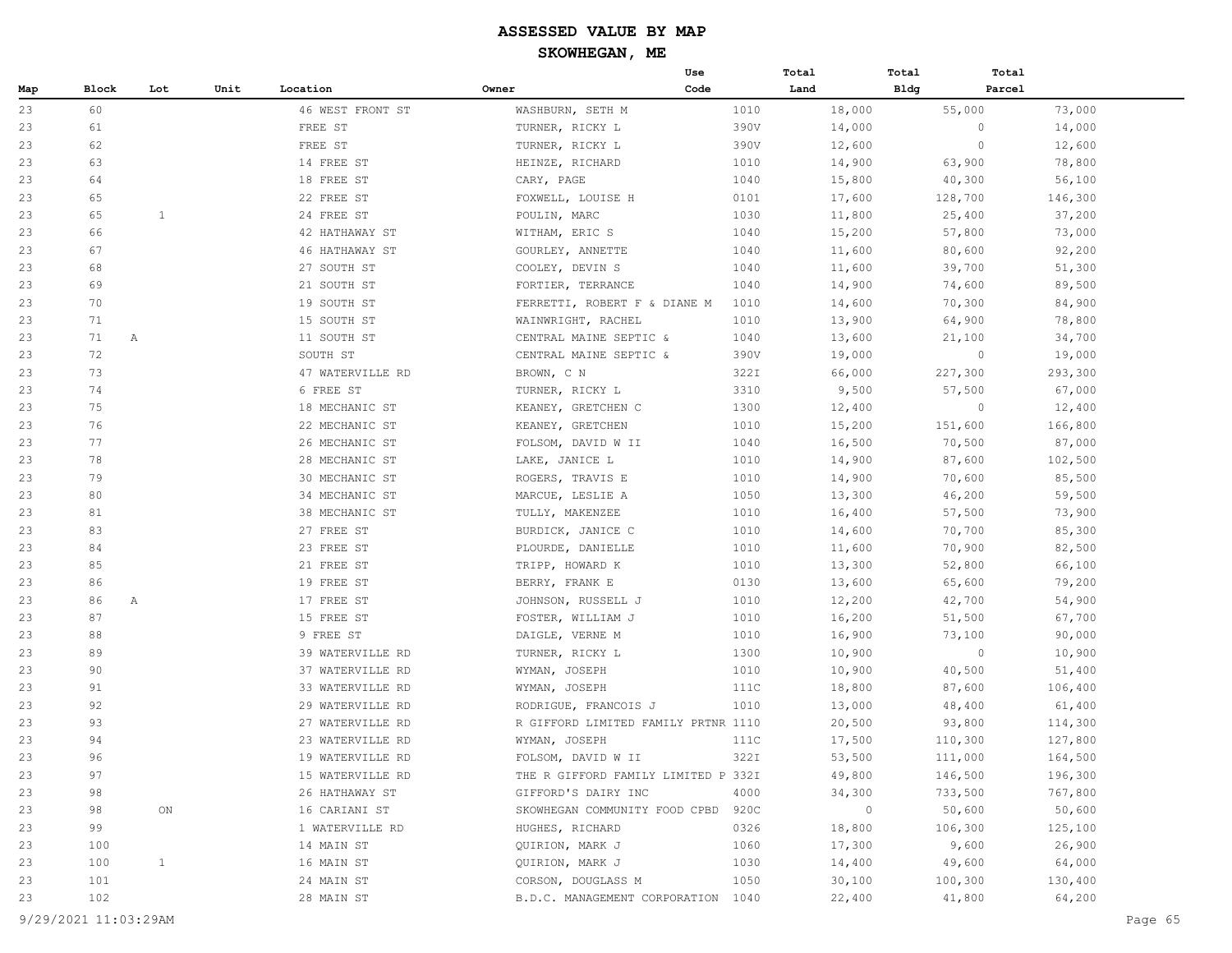# ASSESSED VALUE BY MAP

## SKOWHEGAN, ME

| Map | Block | Lot | Unit | Location | Owner | Use Code | Total Land | Total Bldg | Total Parcel |
|---|---|---|---|---|---|---|---|---|---|
| 23 | 60 | | | 46 WEST FRONT ST | WASHBURN, SETH M | 1010 | 18,000 | 55,000 | 73,000 |
| 23 | 61 | | | FREE ST | TURNER, RICKY L | 390V | 14,000 | 0 | 14,000 |
| 23 | 62 | | | FREE ST | TURNER, RICKY L | 390V | 12,600 | 0 | 12,600 |
| 23 | 63 | | | 14 FREE ST | HEINZE, RICHARD | 1010 | 14,900 | 63,900 | 78,800 |
| 23 | 64 | | | 18 FREE ST | CARY, PAGE | 1040 | 15,800 | 40,300 | 56,100 |
| 23 | 65 | | | 22 FREE ST | FOXWELL, LOUISE H | 0101 | 17,600 | 128,700 | 146,300 |
| 23 | 65 | 1 | | 24 FREE ST | POULIN, MARC | 1030 | 11,800 | 25,400 | 37,200 |
| 23 | 66 | | | 42 HATHAWAY ST | WITHAM, ERIC S | 1040 | 15,200 | 57,800 | 73,000 |
| 23 | 67 | | | 46 HATHAWAY ST | GOURLEY, ANNETTE | 1040 | 11,600 | 80,600 | 92,200 |
| 23 | 68 | | | 27 SOUTH ST | COOLEY, DEVIN S | 1040 | 11,600 | 39,700 | 51,300 |
| 23 | 69 | | | 21 SOUTH ST | FORTIER, TERRANCE | 1040 | 14,900 | 74,600 | 89,500 |
| 23 | 70 | | | 19 SOUTH ST | FERRETTI, ROBERT F & DIANE M | 1010 | 14,600 | 70,300 | 84,900 |
| 23 | 71 | | | 15 SOUTH ST | WAINWRIGHT, RACHEL | 1010 | 13,900 | 64,900 | 78,800 |
| 23 | 71 | A | | 11 SOUTH ST | CENTRAL MAINE SEPTIC & | 1040 | 13,600 | 21,100 | 34,700 |
| 23 | 72 | | | SOUTH ST | CENTRAL MAINE SEPTIC & | 390V | 19,000 | 0 | 19,000 |
| 23 | 73 | | | 47 WATERVILLE RD | BROWN, C N | 322I | 66,000 | 227,300 | 293,300 |
| 23 | 74 | | | 6 FREE ST | TURNER, RICKY L | 3310 | 9,500 | 57,500 | 67,000 |
| 23 | 75 | | | 18 MECHANIC ST | KEANEY, GRETCHEN C | 1300 | 12,400 | 0 | 12,400 |
| 23 | 76 | | | 22 MECHANIC ST | KEANEY, GRETCHEN | 1010 | 15,200 | 151,600 | 166,800 |
| 23 | 77 | | | 26 MECHANIC ST | FOLSOM, DAVID W II | 1040 | 16,500 | 70,500 | 87,000 |
| 23 | 78 | | | 28 MECHANIC ST | LAKE, JANICE L | 1010 | 14,900 | 87,600 | 102,500 |
| 23 | 79 | | | 30 MECHANIC ST | ROGERS, TRAVIS E | 1010 | 14,900 | 70,600 | 85,500 |
| 23 | 80 | | | 34 MECHANIC ST | MARCUE, LESLIE A | 1050 | 13,300 | 46,200 | 59,500 |
| 23 | 81 | | | 38 MECHANIC ST | TULLY, MAKENZEE | 1010 | 16,400 | 57,500 | 73,900 |
| 23 | 83 | | | 27 FREE ST | BURDICK, JANICE C | 1010 | 14,600 | 70,700 | 85,300 |
| 23 | 84 | | | 23 FREE ST | PLOURDE, DANIELLE | 1010 | 11,600 | 70,900 | 82,500 |
| 23 | 85 | | | 21 FREE ST | TRIPP, HOWARD K | 1010 | 13,300 | 52,800 | 66,100 |
| 23 | 86 | | | 19 FREE ST | BERRY, FRANK E | 0130 | 13,600 | 65,600 | 79,200 |
| 23 | 86 | A | | 17 FREE ST | JOHNSON, RUSSELL J | 1010 | 12,200 | 42,700 | 54,900 |
| 23 | 87 | | | 15 FREE ST | FOSTER, WILLIAM J | 1010 | 16,200 | 51,500 | 67,700 |
| 23 | 88 | | | 9 FREE ST | DAIGLE, VERNE M | 1010 | 16,900 | 73,100 | 90,000 |
| 23 | 89 | | | 39 WATERVILLE RD | TURNER, RICKY L | 1300 | 10,900 | 0 | 10,900 |
| 23 | 90 | | | 37 WATERVILLE RD | WYMAN, JOSEPH | 1010 | 10,900 | 40,500 | 51,400 |
| 23 | 91 | | | 33 WATERVILLE RD | WYMAN, JOSEPH | 111C | 18,800 | 87,600 | 106,400 |
| 23 | 92 | | | 29 WATERVILLE RD | RODRIGUE, FRANCOIS J | 1010 | 13,000 | 48,400 | 61,400 |
| 23 | 93 | | | 27 WATERVILLE RD | R GIFFORD LIMITED FAMILY PRTNR | 1110 | 20,500 | 93,800 | 114,300 |
| 23 | 94 | | | 23 WATERVILLE RD | WYMAN, JOSEPH | 111C | 17,500 | 110,300 | 127,800 |
| 23 | 96 | | | 19 WATERVILLE RD | FOLSOM, DAVID W II | 322I | 53,500 | 111,000 | 164,500 |
| 23 | 97 | | | 15 WATERVILLE RD | THE R GIFFORD FAMILY LIMITED P | 332I | 49,800 | 146,500 | 196,300 |
| 23 | 98 | | | 26 HATHAWAY ST | GIFFORD'S DAIRY INC | 4000 | 34,300 | 733,500 | 767,800 |
| 23 | 98 | ON | | 16 CARIANI ST | SKOWHEGAN COMMUNITY FOOD CPBD | 920C | 0 | 50,600 | 50,600 |
| 23 | 99 | | | 1 WATERVILLE RD | HUGHES, RICHARD | 0326 | 18,800 | 106,300 | 125,100 |
| 23 | 100 | | | 14 MAIN ST | QUIRION, MARK J | 1060 | 17,300 | 9,600 | 26,900 |
| 23 | 100 | 1 | | 16 MAIN ST | QUIRION, MARK J | 1030 | 14,400 | 49,600 | 64,000 |
| 23 | 101 | | | 24 MAIN ST | CORSON, DOUGLASS M | 1050 | 30,100 | 100,300 | 130,400 |
| 23 | 102 | | | 28 MAIN ST | B.D.C. MANAGEMENT CORPORATION | 1040 | 22,400 | 41,800 | 64,200 |

9/29/2021 11:03:29AM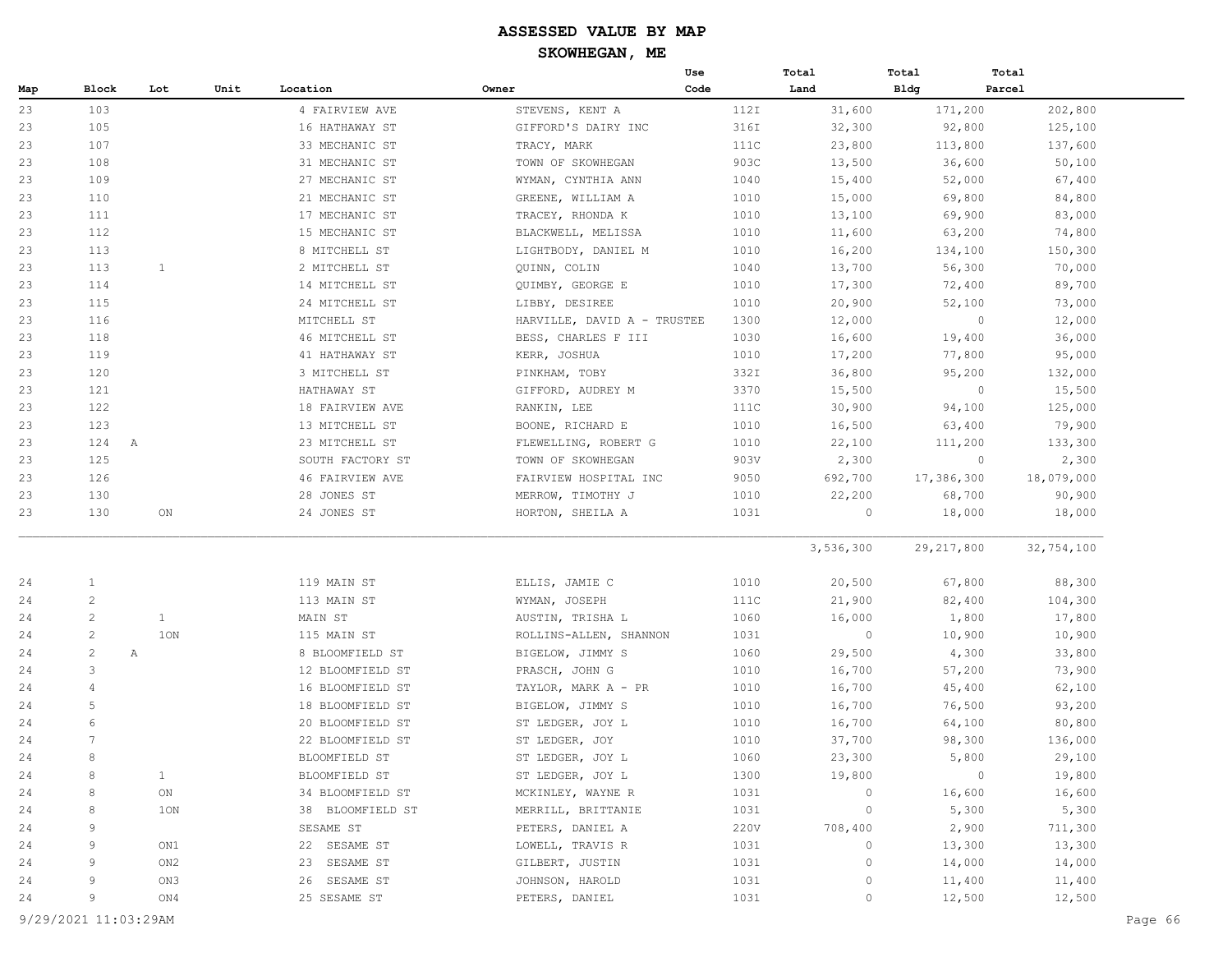# ASSESSED VALUE BY MAP

## SKOWHEGAN, ME

| Map | Block | Lot | Unit | Location | Owner | Use Code | Total Land | Total Bldg | Total Parcel |
|---|---|---|---|---|---|---|---|---|---|
| 23 | 103 | | | 4 FAIRVIEW AVE | STEVENS, KENT A | 112I | 31,600 | 171,200 | 202,800 |
| 23 | 105 | | | 16 HATHAWAY ST | GIFFORD'S DAIRY INC | 316I | 32,300 | 92,800 | 125,100 |
| 23 | 107 | | | 33 MECHANIC ST | TRACY, MARK | 111C | 23,800 | 113,800 | 137,600 |
| 23 | 108 | | | 31 MECHANIC ST | TOWN OF SKOWHEGAN | 903C | 13,500 | 36,600 | 50,100 |
| 23 | 109 | | | 27 MECHANIC ST | WYMAN, CYNTHIA ANN | 1040 | 15,400 | 52,000 | 67,400 |
| 23 | 110 | | | 21 MECHANIC ST | GREENE, WILLIAM A | 1010 | 15,000 | 69,800 | 84,800 |
| 23 | 111 | | | 17 MECHANIC ST | TRACEY, RHONDA K | 1010 | 13,100 | 69,900 | 83,000 |
| 23 | 112 | | | 15 MECHANIC ST | BLACKWELL, MELISSA | 1010 | 11,600 | 63,200 | 74,800 |
| 23 | 113 | | | 8 MITCHELL ST | LIGHTBODY, DANIEL M | 1010 | 16,200 | 134,100 | 150,300 |
| 23 | 113 | 1 | | 2 MITCHELL ST | QUINN, COLIN | 1040 | 13,700 | 56,300 | 70,000 |
| 23 | 114 | | | 14 MITCHELL ST | QUIMBY, GEORGE E | 1010 | 17,300 | 72,400 | 89,700 |
| 23 | 115 | | | 24 MITCHELL ST | LIBBY, DESIREE | 1010 | 20,900 | 52,100 | 73,000 |
| 23 | 116 | | | MITCHELL ST | HARVILLE, DAVID A - TRUSTEE | 1300 | 12,000 | 0 | 12,000 |
| 23 | 118 | | | 46 MITCHELL ST | BESS, CHARLES F III | 1030 | 16,600 | 19,400 | 36,000 |
| 23 | 119 | | | 41 HATHAWAY ST | KERR, JOSHUA | 1010 | 17,200 | 77,800 | 95,000 |
| 23 | 120 | | | 3 MITCHELL ST | PINKHAM, TOBY | 332I | 36,800 | 95,200 | 132,000 |
| 23 | 121 | | | HATHAWAY ST | GIFFORD, AUDREY M | 3370 | 15,500 | 0 | 15,500 |
| 23 | 122 | | | 18 FAIRVIEW AVE | RANKIN, LEE | 111C | 30,900 | 94,100 | 125,000 |
| 23 | 123 | | | 13 MITCHELL ST | BOONE, RICHARD E | 1010 | 16,500 | 63,400 | 79,900 |
| 23 | 124 A | | | 23 MITCHELL ST | FLEWELLING, ROBERT G | 1010 | 22,100 | 111,200 | 133,300 |
| 23 | 125 | | | SOUTH FACTORY ST | TOWN OF SKOWHEGAN | 903V | 2,300 | 0 | 2,300 |
| 23 | 126 | | | 46 FAIRVIEW AVE | FAIRVIEW HOSPITAL INC | 9050 | 692,700 | 17,386,300 | 18,079,000 |
| 23 | 130 | | | 28 JONES ST | MERROW, TIMOTHY J | 1010 | 22,200 | 68,700 | 90,900 |
| 23 | 130 | ON | | 24 JONES ST | HORTON, SHEILA A | 1031 | 0 | 18,000 | 18,000 |
| | | | | | | | 3,536,300 | 29,217,800 | 32,754,100 |
| 24 | 1 | | | 119 MAIN ST | ELLIS, JAMIE C | 1010 | 20,500 | 67,800 | 88,300 |
| 24 | 2 | | | 113 MAIN ST | WYMAN, JOSEPH | 111C | 21,900 | 82,400 | 104,300 |
| 24 | 2 | 1 | | MAIN ST | AUSTIN, TRISHA L | 1060 | 16,000 | 1,800 | 17,800 |
| 24 | 2 | 1ON | | 115 MAIN ST | ROLLINS-ALLEN, SHANNON | 1031 | 0 | 10,900 | 10,900 |
| 24 | 2 A | | | 8 BLOOMFIELD ST | BIGELOW, JIMMY S | 1060 | 29,500 | 4,300 | 33,800 |
| 24 | 3 | | | 12 BLOOMFIELD ST | PRASCH, JOHN G | 1010 | 16,700 | 57,200 | 73,900 |
| 24 | 4 | | | 16 BLOOMFIELD ST | TAYLOR, MARK A - PR | 1010 | 16,700 | 45,400 | 62,100 |
| 24 | 5 | | | 18 BLOOMFIELD ST | BIGELOW, JIMMY S | 1010 | 16,700 | 76,500 | 93,200 |
| 24 | 6 | | | 20 BLOOMFIELD ST | ST LEDGER, JOY L | 1010 | 16,700 | 64,100 | 80,800 |
| 24 | 7 | | | 22 BLOOMFIELD ST | ST LEDGER, JOY | 1010 | 37,700 | 98,300 | 136,000 |
| 24 | 8 | | | BLOOMFIELD ST | ST LEDGER, JOY L | 1060 | 23,300 | 5,800 | 29,100 |
| 24 | 8 | 1 | | BLOOMFIELD ST | ST LEDGER, JOY L | 1300 | 19,800 | 0 | 19,800 |
| 24 | 8 | ON | | 34 BLOOMFIELD ST | MCKINLEY, WAYNE R | 1031 | 0 | 16,600 | 16,600 |
| 24 | 8 | 1ON | | 38 BLOOMFIELD ST | MERRILL, BRITTANIE | 1031 | 0 | 5,300 | 5,300 |
| 24 | 9 | | | SESAME ST | PETERS, DANIEL A | 220V | 708,400 | 2,900 | 711,300 |
| 24 | 9 | ON1 | | 22 SESAME ST | LOWELL, TRAVIS R | 1031 | 0 | 13,300 | 13,300 |
| 24 | 9 | ON2 | | 23 SESAME ST | GILBERT, JUSTIN | 1031 | 0 | 14,000 | 14,000 |
| 24 | 9 | ON3 | | 26 SESAME ST | JOHNSON, HAROLD | 1031 | 0 | 11,400 | 11,400 |
| 24 | 9 | ON4 | | 25 SESAME ST | PETERS, DANIEL | 1031 | 0 | 12,500 | 12,500 |

9/29/2021 11:03:29AM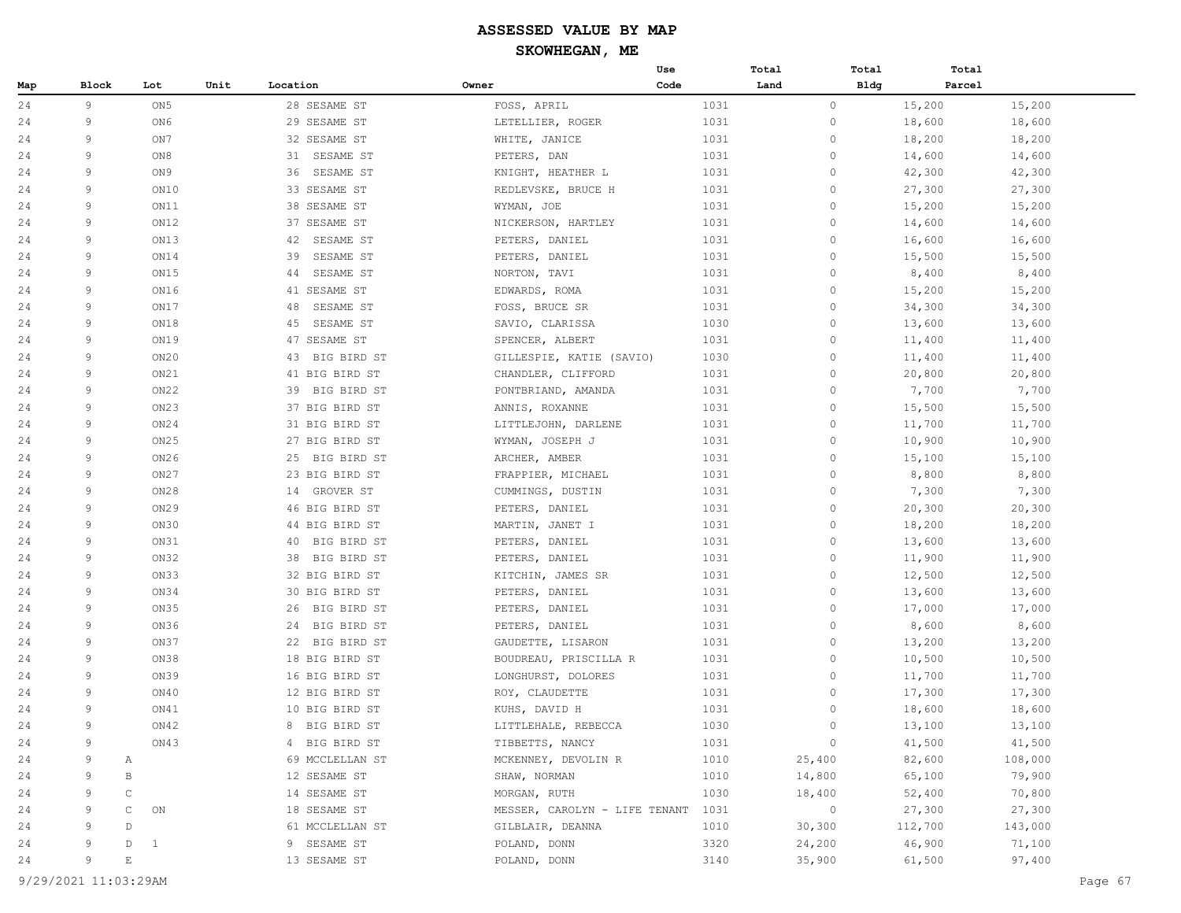# ASSESSED VALUE BY MAP

## SKOWHEGAN, ME

| Map | Block | Lot | Unit | Location | Owner | Use Code | Total Land | Total Bldg | Total Parcel |
|---|---|---|---|---|---|---|---|---|---|
| 24 | 9 | ON5 | | 28 SESAME ST | FOSS, APRIL | 1031 | 0 | 15,200 | 15,200 |
| 24 | 9 | ON6 | | 29 SESAME ST | LETELLIER, ROGER | 1031 | 0 | 18,600 | 18,600 |
| 24 | 9 | ON7 | | 32 SESAME ST | WHITE, JANICE | 1031 | 0 | 18,200 | 18,200 |
| 24 | 9 | ON8 | | 31 SESAME ST | PETERS, DAN | 1031 | 0 | 14,600 | 14,600 |
| 24 | 9 | ON9 | | 36 SESAME ST | KNIGHT, HEATHER L | 1031 | 0 | 42,300 | 42,300 |
| 24 | 9 | ON10 | | 33 SESAME ST | REDLEVSKE, BRUCE H | 1031 | 0 | 27,300 | 27,300 |
| 24 | 9 | ON11 | | 38 SESAME ST | WYMAN, JOE | 1031 | 0 | 15,200 | 15,200 |
| 24 | 9 | ON12 | | 37 SESAME ST | NICKERSON, HARTLEY | 1031 | 0 | 14,600 | 14,600 |
| 24 | 9 | ON13 | | 42 SESAME ST | PETERS, DANIEL | 1031 | 0 | 16,600 | 16,600 |
| 24 | 9 | ON14 | | 39 SESAME ST | PETERS, DANIEL | 1031 | 0 | 15,500 | 15,500 |
| 24 | 9 | ON15 | | 44 SESAME ST | NORTON, TAVI | 1031 | 0 | 8,400 | 8,400 |
| 24 | 9 | ON16 | | 41 SESAME ST | EDWARDS, ROMA | 1031 | 0 | 15,200 | 15,200 |
| 24 | 9 | ON17 | | 48 SESAME ST | FOSS, BRUCE SR | 1031 | 0 | 34,300 | 34,300 |
| 24 | 9 | ON18 | | 45 SESAME ST | SAVIO, CLARISSA | 1030 | 0 | 13,600 | 13,600 |
| 24 | 9 | ON19 | | 47 SESAME ST | SPENCER, ALBERT | 1031 | 0 | 11,400 | 11,400 |
| 24 | 9 | ON20 | | 43 BIG BIRD ST | GILLESPIE, KATIE (SAVIO) | 1030 | 0 | 11,400 | 11,400 |
| 24 | 9 | ON21 | | 41 BIG BIRD ST | CHANDLER, CLIFFORD | 1031 | 0 | 20,800 | 20,800 |
| 24 | 9 | ON22 | | 39 BIG BIRD ST | PONTBRIAND, AMANDA | 1031 | 0 | 7,700 | 7,700 |
| 24 | 9 | ON23 | | 37 BIG BIRD ST | ANNIS, ROXANNE | 1031 | 0 | 15,500 | 15,500 |
| 24 | 9 | ON24 | | 31 BIG BIRD ST | LITTLEJOHN, DARLENE | 1031 | 0 | 11,700 | 11,700 |
| 24 | 9 | ON25 | | 27 BIG BIRD ST | WYMAN, JOSEPH J | 1031 | 0 | 10,900 | 10,900 |
| 24 | 9 | ON26 | | 25 BIG BIRD ST | ARCHER, AMBER | 1031 | 0 | 15,100 | 15,100 |
| 24 | 9 | ON27 | | 23 BIG BIRD ST | FRAPPIER, MICHAEL | 1031 | 0 | 8,800 | 8,800 |
| 24 | 9 | ON28 | | 14 GROVER ST | CUMMINGS, DUSTIN | 1031 | 0 | 7,300 | 7,300 |
| 24 | 9 | ON29 | | 46 BIG BIRD ST | PETERS, DANIEL | 1031 | 0 | 20,300 | 20,300 |
| 24 | 9 | ON30 | | 44 BIG BIRD ST | MARTIN, JANET I | 1031 | 0 | 18,200 | 18,200 |
| 24 | 9 | ON31 | | 40 BIG BIRD ST | PETERS, DANIEL | 1031 | 0 | 13,600 | 13,600 |
| 24 | 9 | ON32 | | 38 BIG BIRD ST | PETERS, DANIEL | 1031 | 0 | 11,900 | 11,900 |
| 24 | 9 | ON33 | | 32 BIG BIRD ST | KITCHIN, JAMES SR | 1031 | 0 | 12,500 | 12,500 |
| 24 | 9 | ON34 | | 30 BIG BIRD ST | PETERS, DANIEL | 1031 | 0 | 13,600 | 13,600 |
| 24 | 9 | ON35 | | 26 BIG BIRD ST | PETERS, DANIEL | 1031 | 0 | 17,000 | 17,000 |
| 24 | 9 | ON36 | | 24 BIG BIRD ST | PETERS, DANIEL | 1031 | 0 | 8,600 | 8,600 |
| 24 | 9 | ON37 | | 22 BIG BIRD ST | GAUDETTE, LISARON | 1031 | 0 | 13,200 | 13,200 |
| 24 | 9 | ON38 | | 18 BIG BIRD ST | BOUDREAU, PRISCILLA R | 1031 | 0 | 10,500 | 10,500 |
| 24 | 9 | ON39 | | 16 BIG BIRD ST | LONGHURST, DOLORES | 1031 | 0 | 11,700 | 11,700 |
| 24 | 9 | ON40 | | 12 BIG BIRD ST | ROY, CLAUDETTE | 1031 | 0 | 17,300 | 17,300 |
| 24 | 9 | ON41 | | 10 BIG BIRD ST | KUHS, DAVID H | 1031 | 0 | 18,600 | 18,600 |
| 24 | 9 | ON42 | | 8 BIG BIRD ST | LITTLEHALE, REBECCA | 1030 | 0 | 13,100 | 13,100 |
| 24 | 9 | ON43 | | 4 BIG BIRD ST | TIBBETTS, NANCY | 1031 | 0 | 41,500 | 41,500 |
| 24 | 9 A | | | 69 MCCLELLAN ST | MCKENNEY, DEVOLIN R | 1010 | 25,400 | 82,600 | 108,000 |
| 24 | 9 B | | | 12 SESAME ST | SHAW, NORMAN | 1010 | 14,800 | 65,100 | 79,900 |
| 24 | 9 C | | | 14 SESAME ST | MORGAN, RUTH | 1030 | 18,400 | 52,400 | 70,800 |
| 24 | 9 C | ON | | 18 SESAME ST | MESSER, CAROLYN - LIFE TENANT | 1031 | 0 | 27,300 | 27,300 |
| 24 | 9 D | | | 61 MCCLELLAN ST | GILBLAIR, DEANNA | 1010 | 30,300 | 112,700 | 143,000 |
| 24 | 9 D | 1 | | 9 SESAME ST | POLAND, DONN | 3320 | 24,200 | 46,900 | 71,100 |
| 24 | 9 E | | | 13 SESAME ST | POLAND, DONN | 3140 | 35,900 | 61,500 | 97,400 |

9/29/2021 11:03:29AM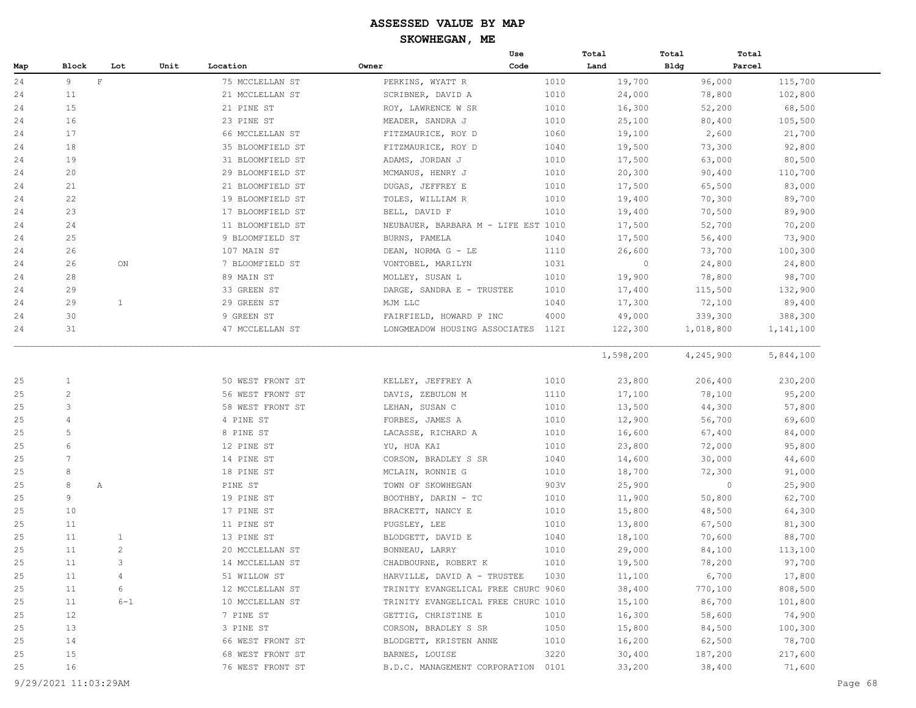# ASSESSED VALUE BY MAP

## SKOWHEGAN, ME

| Map | Block | Lot | Unit | Location | Owner | Use Code | Total Land | Total Bldg | Total Parcel |
|---|---|---|---|---|---|---|---|---|---|
| 24 | 9 | F | | 75 MCCLELLAN ST | PERKINS, WYATT R | 1010 | 19,700 | 96,000 | 115,700 |
| 24 | 11 | | | 21 MCCLELLAN ST | SCRIBNER, DAVID A | 1010 | 24,000 | 78,800 | 102,800 |
| 24 | 15 | | | 21 PINE ST | ROY, LAWRENCE W SR | 1010 | 16,300 | 52,200 | 68,500 |
| 24 | 16 | | | 23 PINE ST | MEADER, SANDRA J | 1010 | 25,100 | 80,400 | 105,500 |
| 24 | 17 | | | 66 MCCLELLAN ST | FITZMAURICE, ROY D | 1060 | 19,100 | 2,600 | 21,700 |
| 24 | 18 | | | 35 BLOOMFIELD ST | FITZMAURICE, ROY D | 1040 | 19,500 | 73,300 | 92,800 |
| 24 | 19 | | | 31 BLOOMFIELD ST | ADAMS, JORDAN J | 1010 | 17,500 | 63,000 | 80,500 |
| 24 | 20 | | | 29 BLOOMFIELD ST | MCMANUS, HENRY J | 1010 | 20,300 | 90,400 | 110,700 |
| 24 | 21 | | | 21 BLOOMFIELD ST | DUGAS, JEFFREY E | 1010 | 17,500 | 65,500 | 83,000 |
| 24 | 22 | | | 19 BLOOMFIELD ST | TOLES, WILLIAM R | 1010 | 19,400 | 70,300 | 89,700 |
| 24 | 23 | | | 17 BLOOMFIELD ST | BELL, DAVID F | 1010 | 19,400 | 70,500 | 89,900 |
| 24 | 24 | | | 11 BLOOMFIELD ST | NEUBAUER, BARBARA M - LIFE EST | 1010 | 17,500 | 52,700 | 70,200 |
| 24 | 25 | | | 9 BLOOMFIELD ST | BURNS, PAMELA | 1040 | 17,500 | 56,400 | 73,900 |
| 24 | 26 | | | 107 MAIN ST | DEAN, NORMA G - LE | 1110 | 26,600 | 73,700 | 100,300 |
| 24 | 26 | ON | | 7 BLOOMFIELD ST | VONTOBEL, MARILYN | 1031 | 0 | 24,800 | 24,800 |
| 24 | 28 | | | 89 MAIN ST | MOLLEY, SUSAN L | 1010 | 19,900 | 78,800 | 98,700 |
| 24 | 29 | | | 33 GREEN ST | DARGE, SANDRA E - TRUSTEE | 1010 | 17,400 | 115,500 | 132,900 |
| 24 | 29 | 1 | | 29 GREEN ST | MJM LLC | 1040 | 17,300 | 72,100 | 89,400 |
| 24 | 30 | | | 9 GREEN ST | FAIRFIELD, HOWARD P INC | 4000 | 49,000 | 339,300 | 388,300 |
| 24 | 31 | | | 47 MCCLELLAN ST | LONGMEADOW HOUSING ASSOCIATES | 112I | 122,300 | 1,018,800 | 1,141,100 |
| | | | | | | | 1,598,200 | 4,245,900 | 5,844,100 |
| 25 | 1 | | | 50 WEST FRONT ST | KELLEY, JEFFREY A | 1010 | 23,800 | 206,400 | 230,200 |
| 25 | 2 | | | 56 WEST FRONT ST | DAVIS, ZEBULON M | 1110 | 17,100 | 78,100 | 95,200 |
| 25 | 3 | | | 58 WEST FRONT ST | LEHAN, SUSAN C | 1010 | 13,500 | 44,300 | 57,800 |
| 25 | 4 | | | 4 PINE ST | FORBES, JAMES A | 1010 | 12,900 | 56,700 | 69,600 |
| 25 | 5 | | | 8 PINE ST | LACASSE, RICHARD A | 1010 | 16,600 | 67,400 | 84,000 |
| 25 | 6 | | | 12 PINE ST | YU, HUA KAI | 1010 | 23,800 | 72,000 | 95,800 |
| 25 | 7 | | | 14 PINE ST | CORSON, BRADLEY S SR | 1040 | 14,600 | 30,000 | 44,600 |
| 25 | 8 | | | 18 PINE ST | MCLAIN, RONNIE G | 1010 | 18,700 | 72,300 | 91,000 |
| 25 | 8 | A | | PINE ST | TOWN OF SKOWHEGAN | 903V | 25,900 | 0 | 25,900 |
| 25 | 9 | | | 19 PINE ST | BOOTHBY, DARIN - TC | 1010 | 11,900 | 50,800 | 62,700 |
| 25 | 10 | | | 17 PINE ST | BRACKETT, NANCY E | 1010 | 15,800 | 48,500 | 64,300 |
| 25 | 11 | | | 11 PINE ST | PUGSLEY, LEE | 1010 | 13,800 | 67,500 | 81,300 |
| 25 | 11 | 1 | | 13 PINE ST | BLODGETT, DAVID E | 1040 | 18,100 | 70,600 | 88,700 |
| 25 | 11 | 2 | | 20 MCCLELLAN ST | BONNEAU, LARRY | 1010 | 29,000 | 84,100 | 113,100 |
| 25 | 11 | 3 | | 14 MCCLELLAN ST | CHADBOURNE, ROBERT K | 1010 | 19,500 | 78,200 | 97,700 |
| 25 | 11 | 4 | | 51 WILLOW ST | HARVILLE, DAVID A - TRUSTEE | 1030 | 11,100 | 6,700 | 17,800 |
| 25 | 11 | 6 | | 12 MCCLELLAN ST | TRINITY EVANGELICAL FREE CHURC | 9060 | 38,400 | 770,100 | 808,500 |
| 25 | 11 | 6-1 | | 10 MCCLELLAN ST | TRINITY EVANGELICAL FREE CHURC | 1010 | 15,100 | 86,700 | 101,800 |
| 25 | 12 | | | 7 PINE ST | GETTIG, CHRISTINE E | 1010 | 16,300 | 58,600 | 74,900 |
| 25 | 13 | | | 3 PINE ST | CORSON, BRADLEY S SR | 1050 | 15,800 | 84,500 | 100,300 |
| 25 | 14 | | | 66 WEST FRONT ST | BLODGETT, KRISTEN ANNE | 1010 | 16,200 | 62,500 | 78,700 |
| 25 | 15 | | | 68 WEST FRONT ST | BARNES, LOUISE | 3220 | 30,400 | 187,200 | 217,600 |
| 25 | 16 | | | 76 WEST FRONT ST | B.D.C. MANAGEMENT CORPORATION | 0101 | 33,200 | 38,400 | 71,600 |

9/29/2021 11:03:29AM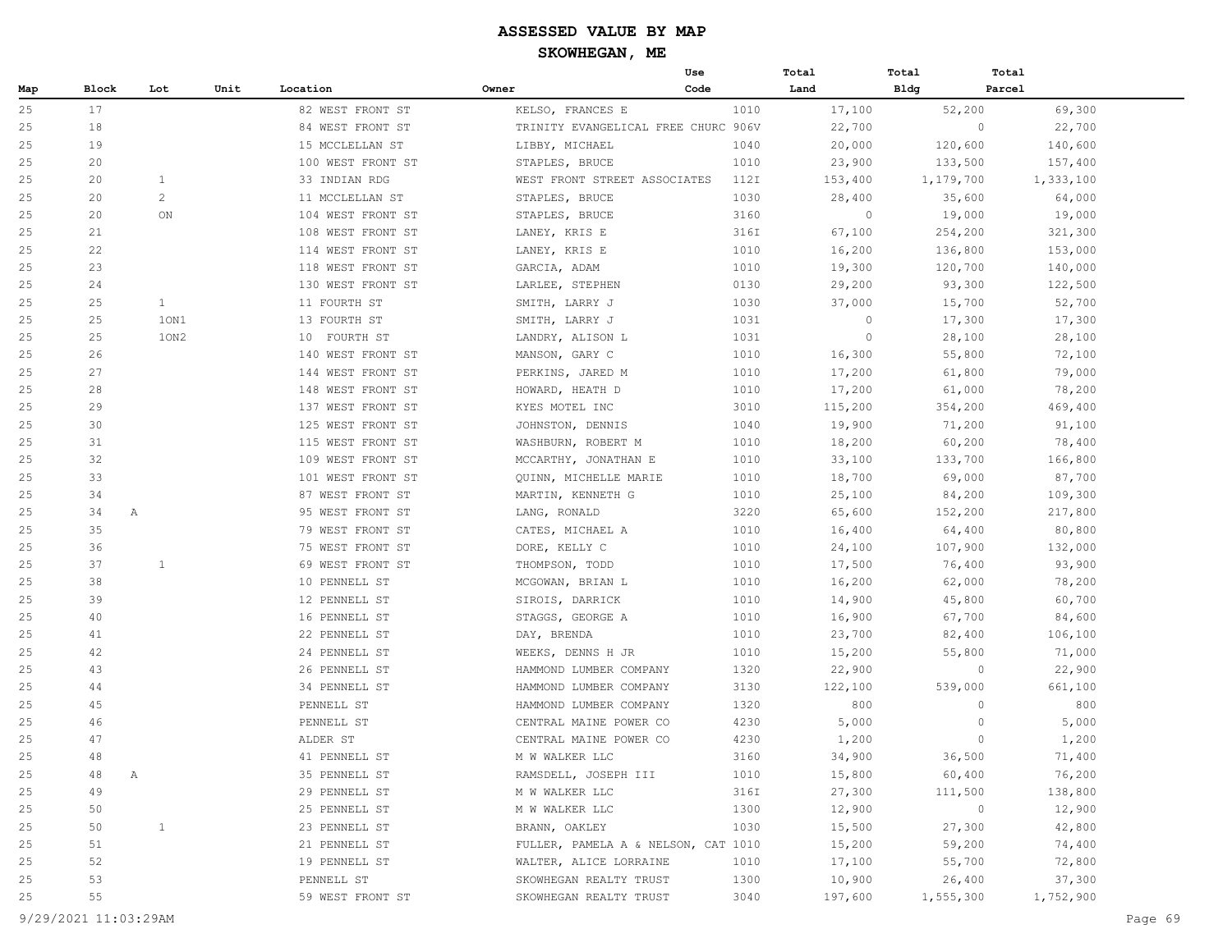# ASSESSED VALUE BY MAP

## SKOWHEGAN, ME

| Map | Block | Lot | Unit | Location | Owner | Use Code | Total Land | Total Bldg | Total Parcel |
|---|---|---|---|---|---|---|---|---|---|
| 25 | 17 | | | 82 WEST FRONT ST | KELSO, FRANCES E | 1010 | 17,100 | 52,200 | 69,300 |
| 25 | 18 | | | 84 WEST FRONT ST | TRINITY EVANGELICAL FREE CHURC | 906V | 22,700 | 0 | 22,700 |
| 25 | 19 | | | 15 MCCLELLAN ST | LIBBY, MICHAEL | 1040 | 20,000 | 120,600 | 140,600 |
| 25 | 20 | | | 100 WEST FRONT ST | STAPLES, BRUCE | 1010 | 23,900 | 133,500 | 157,400 |
| 25 | 20 | 1 | | 33 INDIAN RDG | WEST FRONT STREET ASSOCIATES | 112I | 153,400 | 1,179,700 | 1,333,100 |
| 25 | 20 | 2 | | 11 MCCLELLAN ST | STAPLES, BRUCE | 1030 | 28,400 | 35,600 | 64,000 |
| 25 | 20 | ON | | 104 WEST FRONT ST | STAPLES, BRUCE | 3160 | 0 | 19,000 | 19,000 |
| 25 | 21 | | | 108 WEST FRONT ST | LANEY, KRIS E | 316I | 67,100 | 254,200 | 321,300 |
| 25 | 22 | | | 114 WEST FRONT ST | LANEY, KRIS E | 1010 | 16,200 | 136,800 | 153,000 |
| 25 | 23 | | | 118 WEST FRONT ST | GARCIA, ADAM | 1010 | 19,300 | 120,700 | 140,000 |
| 25 | 24 | | | 130 WEST FRONT ST | LARLEE, STEPHEN | 0130 | 29,200 | 93,300 | 122,500 |
| 25 | 25 | 1 | | 11 FOURTH ST | SMITH, LARRY J | 1030 | 37,000 | 15,700 | 52,700 |
| 25 | 25 | 1ON1 | | 13 FOURTH ST | SMITH, LARRY J | 1031 | 0 | 17,300 | 17,300 |
| 25 | 25 | 1ON2 | | 10 FOURTH ST | LANDRY, ALISON L | 1031 | 0 | 28,100 | 28,100 |
| 25 | 26 | | | 140 WEST FRONT ST | MANSON, GARY C | 1010 | 16,300 | 55,800 | 72,100 |
| 25 | 27 | | | 144 WEST FRONT ST | PERKINS, JARED M | 1010 | 17,200 | 61,800 | 79,000 |
| 25 | 28 | | | 148 WEST FRONT ST | HOWARD, HEATH D | 1010 | 17,200 | 61,000 | 78,200 |
| 25 | 29 | | | 137 WEST FRONT ST | KYES MOTEL INC | 3010 | 115,200 | 354,200 | 469,400 |
| 25 | 30 | | | 125 WEST FRONT ST | JOHNSTON, DENNIS | 1040 | 19,900 | 71,200 | 91,100 |
| 25 | 31 | | | 115 WEST FRONT ST | WASHBURN, ROBERT M | 1010 | 18,200 | 60,200 | 78,400 |
| 25 | 32 | | | 109 WEST FRONT ST | MCCARTHY, JONATHAN E | 1010 | 33,100 | 133,700 | 166,800 |
| 25 | 33 | | | 101 WEST FRONT ST | QUINN, MICHELLE MARIE | 1010 | 18,700 | 69,000 | 87,700 |
| 25 | 34 | | | 87 WEST FRONT ST | MARTIN, KENNETH G | 1010 | 25,100 | 84,200 | 109,300 |
| 25 | 34 A | | | 95 WEST FRONT ST | LANG, RONALD | 3220 | 65,600 | 152,200 | 217,800 |
| 25 | 35 | | | 79 WEST FRONT ST | CATES, MICHAEL A | 1010 | 16,400 | 64,400 | 80,800 |
| 25 | 36 | | | 75 WEST FRONT ST | DORE, KELLY C | 1010 | 24,100 | 107,900 | 132,000 |
| 25 | 37 | 1 | | 69 WEST FRONT ST | THOMPSON, TODD | 1010 | 17,500 | 76,400 | 93,900 |
| 25 | 38 | | | 10 PENNELL ST | MCGOWAN, BRIAN L | 1010 | 16,200 | 62,000 | 78,200 |
| 25 | 39 | | | 12 PENNELL ST | SIROIS, DARRICK | 1010 | 14,900 | 45,800 | 60,700 |
| 25 | 40 | | | 16 PENNELL ST | STAGGS, GEORGE A | 1010 | 16,900 | 67,700 | 84,600 |
| 25 | 41 | | | 22 PENNELL ST | DAY, BRENDA | 1010 | 23,700 | 82,400 | 106,100 |
| 25 | 42 | | | 24 PENNELL ST | WEEKS, DENNS H JR | 1010 | 15,200 | 55,800 | 71,000 |
| 25 | 43 | | | 26 PENNELL ST | HAMMOND LUMBER COMPANY | 1320 | 22,900 | 0 | 22,900 |
| 25 | 44 | | | 34 PENNELL ST | HAMMOND LUMBER COMPANY | 3130 | 122,100 | 539,000 | 661,100 |
| 25 | 45 | | | PENNELL ST | HAMMOND LUMBER COMPANY | 1320 | 800 | 0 | 800 |
| 25 | 46 | | | PENNELL ST | CENTRAL MAINE POWER CO | 4230 | 5,000 | 0 | 5,000 |
| 25 | 47 | | | ALDER ST | CENTRAL MAINE POWER CO | 4230 | 1,200 | 0 | 1,200 |
| 25 | 48 | | | 41 PENNELL ST | M W WALKER LLC | 3160 | 34,900 | 36,500 | 71,400 |
| 25 | 48 A | | | 35 PENNELL ST | RAMSDELL, JOSEPH III | 1010 | 15,800 | 60,400 | 76,200 |
| 25 | 49 | | | 29 PENNELL ST | M W WALKER LLC | 316I | 27,300 | 111,500 | 138,800 |
| 25 | 50 | | | 25 PENNELL ST | M W WALKER LLC | 1300 | 12,900 | 0 | 12,900 |
| 25 | 50 | 1 | | 23 PENNELL ST | BRANN, OAKLEY | 1030 | 15,500 | 27,300 | 42,800 |
| 25 | 51 | | | 21 PENNELL ST | FULLER, PAMELA A & NELSON, CAT | 1010 | 15,200 | 59,200 | 74,400 |
| 25 | 52 | | | 19 PENNELL ST | WALTER, ALICE LORRAINE | 1010 | 17,100 | 55,700 | 72,800 |
| 25 | 53 | | | PENNELL ST | SKOWHEGAN REALTY TRUST | 1300 | 10,900 | 26,400 | 37,300 |
| 25 | 55 | | | 59 WEST FRONT ST | SKOWHEGAN REALTY TRUST | 3040 | 197,600 | 1,555,300 | 1,752,900 |

9/29/2021 11:03:29AM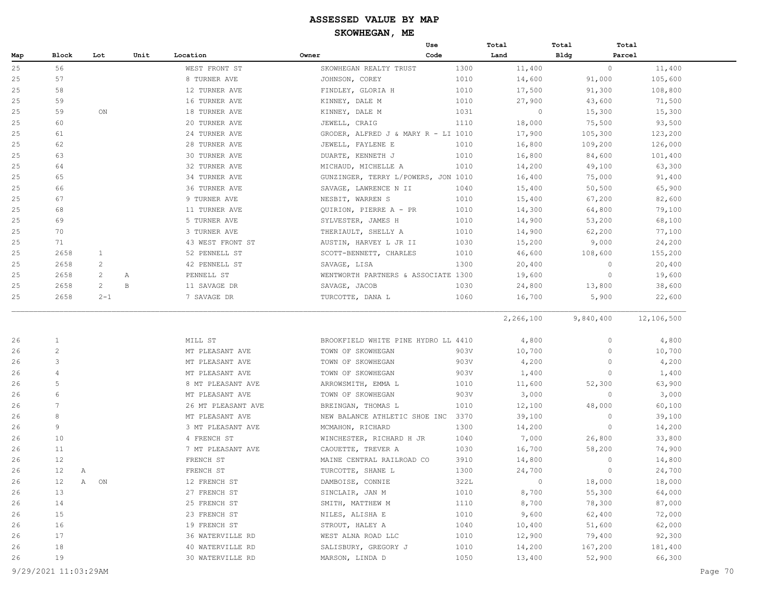# ASSESSED VALUE BY MAP

## SKOWHEGAN, ME

| Map | Block | Lot | Unit | Location | Owner | Use Code | Total Land | Total Bldg | Total Parcel |
|---|---|---|---|---|---|---|---|---|---|
| 25 | 56 | | | WEST FRONT ST | SKOWHEGAN REALTY TRUST | 1300 | 11,400 | 0 | 11,400 |
| 25 | 57 | | | 8 TURNER AVE | JOHNSON, COREY | 1010 | 14,600 | 91,000 | 105,600 |
| 25 | 58 | | | 12 TURNER AVE | FINDLEY, GLORIA H | 1010 | 17,500 | 91,300 | 108,800 |
| 25 | 59 | | | 16 TURNER AVE | KINNEY, DALE M | 1010 | 27,900 | 43,600 | 71,500 |
| 25 | 59 | ON | | 18 TURNER AVE | KINNEY, DALE M | 1031 | 0 | 15,300 | 15,300 |
| 25 | 60 | | | 20 TURNER AVE | JEWELL, CRAIG | 1110 | 18,000 | 75,500 | 93,500 |
| 25 | 61 | | | 24 TURNER AVE | GRODER, ALFRED J & MARY R - LI | 1010 | 17,900 | 105,300 | 123,200 |
| 25 | 62 | | | 28 TURNER AVE | JEWELL, FAYLENE E | 1010 | 16,800 | 109,200 | 126,000 |
| 25 | 63 | | | 30 TURNER AVE | DUARTE, KENNETH J | 1010 | 16,800 | 84,600 | 101,400 |
| 25 | 64 | | | 32 TURNER AVE | MICHAUD, MICHELLE A | 1010 | 14,200 | 49,100 | 63,300 |
| 25 | 65 | | | 34 TURNER AVE | GUNZINGER, TERRY L/POWERS, JON | 1010 | 16,400 | 75,000 | 91,400 |
| 25 | 66 | | | 36 TURNER AVE | SAVAGE, LAWRENCE N II | 1040 | 15,400 | 50,500 | 65,900 |
| 25 | 67 | | | 9 TURNER AVE | NESBIT, WARREN S | 1010 | 15,400 | 67,200 | 82,600 |
| 25 | 68 | | | 11 TURNER AVE | QUIRION, PIERRE A - PR | 1010 | 14,300 | 64,800 | 79,100 |
| 25 | 69 | | | 5 TURNER AVE | SYLVESTER, JAMES H | 1010 | 14,900 | 53,200 | 68,100 |
| 25 | 70 | | | 3 TURNER AVE | THERIAULT, SHELLY A | 1010 | 14,900 | 62,200 | 77,100 |
| 25 | 71 | | | 43 WEST FRONT ST | AUSTIN, HARVEY L JR II | 1030 | 15,200 | 9,000 | 24,200 |
| 25 | 2658 | 1 | | 52 PENNELL ST | SCOTT-BENNETT, CHARLES | 1010 | 46,600 | 108,600 | 155,200 |
| 25 | 2658 | 2 | | 42 PENNELL ST | SAVAGE, LISA | 1300 | 20,400 | 0 | 20,400 |
| 25 | 2658 | 2 | A | PENNELL ST | WENTWORTH PARTNERS & ASSOCIATE | 1300 | 19,600 | 0 | 19,600 |
| 25 | 2658 | 2 | B | 11 SAVAGE DR | SAVAGE, JACOB | 1030 | 24,800 | 13,800 | 38,600 |
| 25 | 2658 | 2-1 | | 7 SAVAGE DR | TURCOTTE, DANA L | 1060 | 16,700 | 5,900 | 22,600 |
| | | | | | | | 2,266,100 | 9,840,400 | 12,106,500 |
| 26 | 1 | | | MILL ST | BROOKFIELD WHITE PINE HYDRO LL | 4410 | 4,800 | 0 | 4,800 |
| 26 | 2 | | | MT PLEASANT AVE | TOWN OF SKOWHEGAN | 903V | 10,700 | 0 | 10,700 |
| 26 | 3 | | | MT PLEASANT AVE | TOWN OF SKOWHEGAN | 903V | 4,200 | 0 | 4,200 |
| 26 | 4 | | | MT PLEASANT AVE | TOWN OF SKOWHEGAN | 903V | 1,400 | 0 | 1,400 |
| 26 | 5 | | | 8 MT PLEASANT AVE | ARROWSMITH, EMMA L | 1010 | 11,600 | 52,300 | 63,900 |
| 26 | 6 | | | MT PLEASANT AVE | TOWN OF SKOWHEGAN | 903V | 3,000 | 0 | 3,000 |
| 26 | 7 | | | 26 MT PLEASANT AVE | BREINGAN, THOMAS L | 1010 | 12,100 | 48,000 | 60,100 |
| 26 | 8 | | | MT PLEASANT AVE | NEW BALANCE ATHLETIC SHOE INC | 3370 | 39,100 | 0 | 39,100 |
| 26 | 9 | | | 3 MT PLEASANT AVE | MCMAHON, RICHARD | 1300 | 14,200 | 0 | 14,200 |
| 26 | 10 | | | 4 FRENCH ST | WINCHESTER, RICHARD H JR | 1040 | 7,000 | 26,800 | 33,800 |
| 26 | 11 | | | 7 MT PLEASANT AVE | CAOUETTE, TREVER A | 1030 | 16,700 | 58,200 | 74,900 |
| 26 | 12 | | | FRENCH ST | MAINE CENTRAL RAILROAD CO | 3910 | 14,800 | 0 | 14,800 |
| 26 | 12 | A | | FRENCH ST | TURCOTTE, SHANE L | 1300 | 24,700 | 0 | 24,700 |
| 26 | 12 | A | ON | 12 FRENCH ST | DAMBOISE, CONNIE | 322L | 0 | 18,000 | 18,000 |
| 26 | 13 | | | 27 FRENCH ST | SINCLAIR, JAN M | 1010 | 8,700 | 55,300 | 64,000 |
| 26 | 14 | | | 25 FRENCH ST | SMITH, MATTHEW M | 1110 | 8,700 | 78,300 | 87,000 |
| 26 | 15 | | | 23 FRENCH ST | NILES, ALISHA E | 1010 | 9,600 | 62,400 | 72,000 |
| 26 | 16 | | | 19 FRENCH ST | STROUT, HALEY A | 1040 | 10,400 | 51,600 | 62,000 |
| 26 | 17 | | | 36 WATERVILLE RD | WEST ALNA ROAD LLC | 1010 | 12,900 | 79,400 | 92,300 |
| 26 | 18 | | | 40 WATERVILLE RD | SALISBURY, GREGORY J | 1010 | 14,200 | 167,200 | 181,400 |
| 26 | 19 | | | 30 WATERVILLE RD | MARSON, LINDA D | 1050 | 13,400 | 52,900 | 66,300 |

9/29/2021 11:03:29AM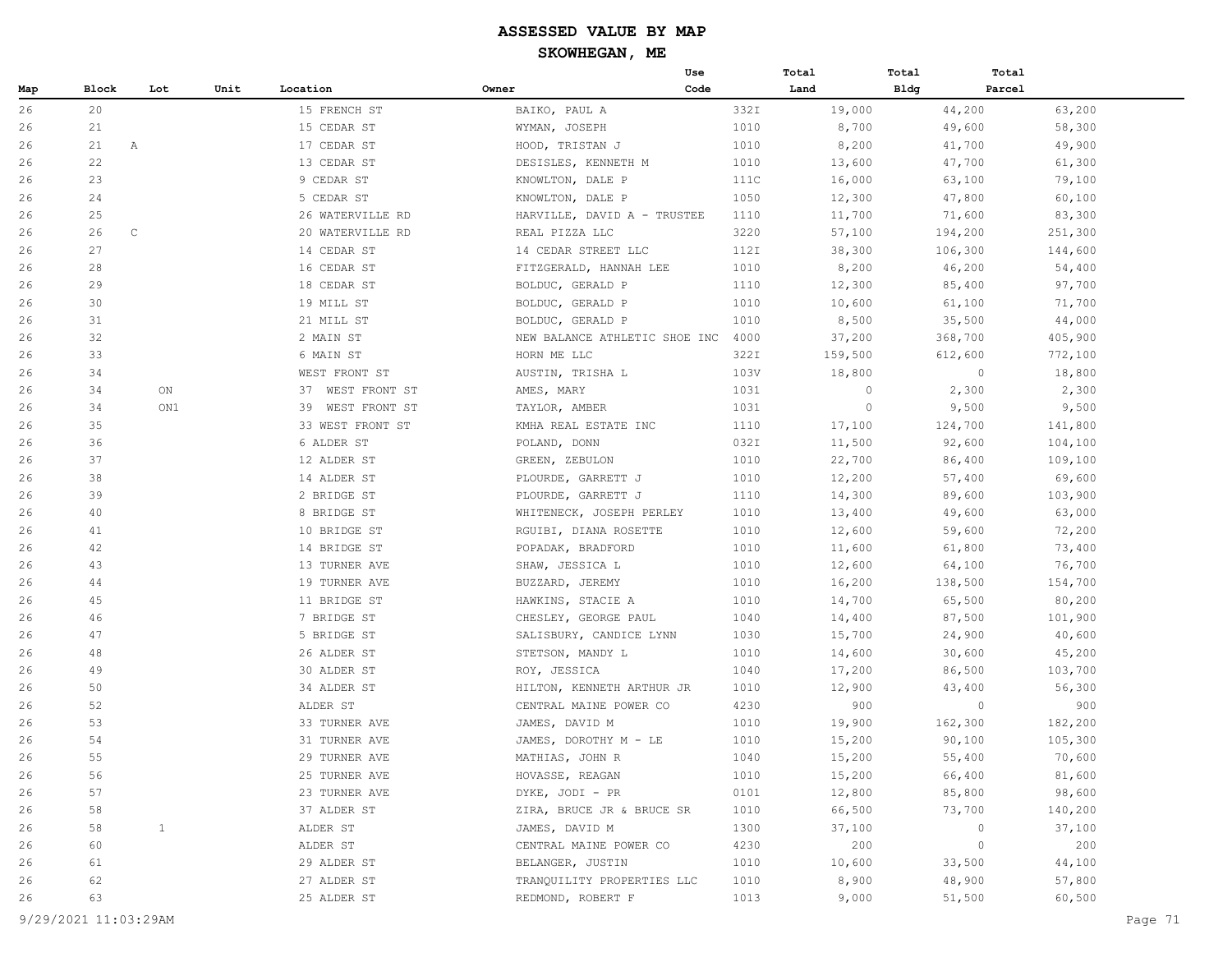# ASSESSED VALUE BY MAP

## SKOWHEGAN, ME

| Map | Block | Lot | Unit | Location | Owner | Use Code | Total Land | Total Bldg | Total Parcel |
|---|---|---|---|---|---|---|---|---|---|
| 26 | 20 | | | 15 FRENCH ST | BAIKO, PAUL A | 332I | 19,000 | 44,200 | 63,200 |
| 26 | 21 | | | 15 CEDAR ST | WYMAN, JOSEPH | 1010 | 8,700 | 49,600 | 58,300 |
| 26 | 21 | A | | 17 CEDAR ST | HOOD, TRISTAN J | 1010 | 8,200 | 41,700 | 49,900 |
| 26 | 22 | | | 13 CEDAR ST | DESISLES, KENNETH M | 1010 | 13,600 | 47,700 | 61,300 |
| 26 | 23 | | | 9 CEDAR ST | KNOWLTON, DALE P | 111C | 16,000 | 63,100 | 79,100 |
| 26 | 24 | | | 5 CEDAR ST | KNOWLTON, DALE P | 1050 | 12,300 | 47,800 | 60,100 |
| 26 | 25 | | | 26 WATERVILLE RD | HARVILLE, DAVID A - TRUSTEE | 1110 | 11,700 | 71,600 | 83,300 |
| 26 | 26 | C | | 20 WATERVILLE RD | REAL PIZZA LLC | 3220 | 57,100 | 194,200 | 251,300 |
| 26 | 27 | | | 14 CEDAR ST | 14 CEDAR STREET LLC | 112I | 38,300 | 106,300 | 144,600 |
| 26 | 28 | | | 16 CEDAR ST | FITZGERALD, HANNAH LEE | 1010 | 8,200 | 46,200 | 54,400 |
| 26 | 29 | | | 18 CEDAR ST | BOLDUC, GERALD P | 1110 | 12,300 | 85,400 | 97,700 |
| 26 | 30 | | | 19 MILL ST | BOLDUC, GERALD P | 1010 | 10,600 | 61,100 | 71,700 |
| 26 | 31 | | | 21 MILL ST | BOLDUC, GERALD P | 1010 | 8,500 | 35,500 | 44,000 |
| 26 | 32 | | | 2 MAIN ST | NEW BALANCE ATHLETIC SHOE INC | 4000 | 37,200 | 368,700 | 405,900 |
| 26 | 33 | | | 6 MAIN ST | HORN ME LLC | 322I | 159,500 | 612,600 | 772,100 |
| 26 | 34 | | | WEST FRONT ST | AUSTIN, TRISHA L | 103V | 18,800 | 0 | 18,800 |
| 26 | 34 | | ON | 37 WEST FRONT ST | AMES, MARY | 1031 | 0 | 2,300 | 2,300 |
| 26 | 34 | | ON1 | 39 WEST FRONT ST | TAYLOR, AMBER | 1031 | 0 | 9,500 | 9,500 |
| 26 | 35 | | | 33 WEST FRONT ST | KMHA REAL ESTATE INC | 1110 | 17,100 | 124,700 | 141,800 |
| 26 | 36 | | | 6 ALDER ST | POLAND, DONN | 032I | 11,500 | 92,600 | 104,100 |
| 26 | 37 | | | 12 ALDER ST | GREEN, ZEBULON | 1010 | 22,700 | 86,400 | 109,100 |
| 26 | 38 | | | 14 ALDER ST | PLOURDE, GARRETT J | 1010 | 12,200 | 57,400 | 69,600 |
| 26 | 39 | | | 2 BRIDGE ST | PLOURDE, GARRETT J | 1110 | 14,300 | 89,600 | 103,900 |
| 26 | 40 | | | 8 BRIDGE ST | WHITENECK, JOSEPH PERLEY | 1010 | 13,400 | 49,600 | 63,000 |
| 26 | 41 | | | 10 BRIDGE ST | RGUIBI, DIANA ROSETTE | 1010 | 12,600 | 59,600 | 72,200 |
| 26 | 42 | | | 14 BRIDGE ST | POPADAK, BRADFORD | 1010 | 11,600 | 61,800 | 73,400 |
| 26 | 43 | | | 13 TURNER AVE | SHAW, JESSICA L | 1010 | 12,600 | 64,100 | 76,700 |
| 26 | 44 | | | 19 TURNER AVE | BUZZARD, JEREMY | 1010 | 16,200 | 138,500 | 154,700 |
| 26 | 45 | | | 11 BRIDGE ST | HAWKINS, STACIE A | 1010 | 14,700 | 65,500 | 80,200 |
| 26 | 46 | | | 7 BRIDGE ST | CHESLEY, GEORGE PAUL | 1040 | 14,400 | 87,500 | 101,900 |
| 26 | 47 | | | 5 BRIDGE ST | SALISBURY, CANDICE LYNN | 1030 | 15,700 | 24,900 | 40,600 |
| 26 | 48 | | | 26 ALDER ST | STETSON, MANDY L | 1010 | 14,600 | 30,600 | 45,200 |
| 26 | 49 | | | 30 ALDER ST | ROY, JESSICA | 1040 | 17,200 | 86,500 | 103,700 |
| 26 | 50 | | | 34 ALDER ST | HILTON, KENNETH ARTHUR JR | 1010 | 12,900 | 43,400 | 56,300 |
| 26 | 52 | | | ALDER ST | CENTRAL MAINE POWER CO | 4230 | 900 | 0 | 900 |
| 26 | 53 | | | 33 TURNER AVE | JAMES, DAVID M | 1010 | 19,900 | 162,300 | 182,200 |
| 26 | 54 | | | 31 TURNER AVE | JAMES, DOROTHY M - LE | 1010 | 15,200 | 90,100 | 105,300 |
| 26 | 55 | | | 29 TURNER AVE | MATHIAS, JOHN R | 1040 | 15,200 | 55,400 | 70,600 |
| 26 | 56 | | | 25 TURNER AVE | HOVASSE, REAGAN | 1010 | 15,200 | 66,400 | 81,600 |
| 26 | 57 | | | 23 TURNER AVE | DYKE, JODI - PR | 0101 | 12,800 | 85,800 | 98,600 |
| 26 | 58 | | | 37 ALDER ST | ZIRA, BRUCE JR & BRUCE SR | 1010 | 66,500 | 73,700 | 140,200 |
| 26 | 58 | | 1 | ALDER ST | JAMES, DAVID M | 1300 | 37,100 | 0 | 37,100 |
| 26 | 60 | | | ALDER ST | CENTRAL MAINE POWER CO | 4230 | 200 | 0 | 200 |
| 26 | 61 | | | 29 ALDER ST | BELANGER, JUSTIN | 1010 | 10,600 | 33,500 | 44,100 |
| 26 | 62 | | | 27 ALDER ST | TRANQUILITY PROPERTIES LLC | 1010 | 8,900 | 48,900 | 57,800 |
| 26 | 63 | | | 25 ALDER ST | REDMOND, ROBERT F | 1013 | 9,000 | 51,500 | 60,500 |

9/29/2021 11:03:29AM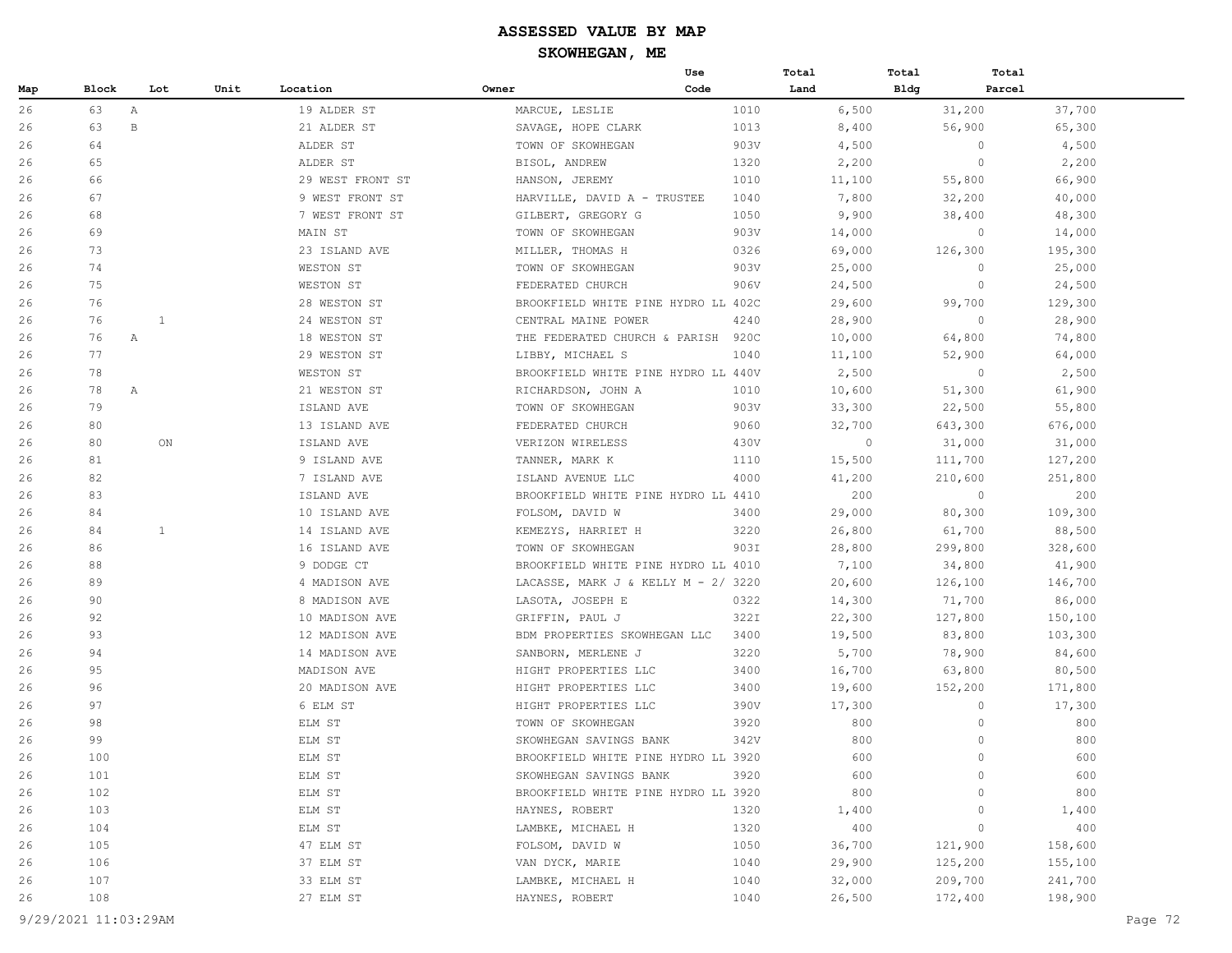# ASSESSED VALUE BY MAP

## SKOWHEGAN, ME

| Map | Block | Lot | Unit | Location | Owner | Use Code | Total Land | Total Bldg | Total Parcel |
|---|---|---|---|---|---|---|---|---|---|
| 26 | 63 | A | | 19 ALDER ST | MARCUE, LESLIE | 1010 | 6,500 | 31,200 | 37,700 |
| 26 | 63 | B | | 21 ALDER ST | SAVAGE, HOPE CLARK | 1013 | 8,400 | 56,900 | 65,300 |
| 26 | 64 | | | ALDER ST | TOWN OF SKOWHEGAN | 903V | 4,500 | 0 | 4,500 |
| 26 | 65 | | | ALDER ST | BISOL, ANDREW | 1320 | 2,200 | 0 | 2,200 |
| 26 | 66 | | | 29 WEST FRONT ST | HANSON, JEREMY | 1010 | 11,100 | 55,800 | 66,900 |
| 26 | 67 | | | 9 WEST FRONT ST | HARVILLE, DAVID A - TRUSTEE | 1040 | 7,800 | 32,200 | 40,000 |
| 26 | 68 | | | 7 WEST FRONT ST | GILBERT, GREGORY G | 1050 | 9,900 | 38,400 | 48,300 |
| 26 | 69 | | | MAIN ST | TOWN OF SKOWHEGAN | 903V | 14,000 | 0 | 14,000 |
| 26 | 73 | | | 23 ISLAND AVE | MILLER, THOMAS H | 0326 | 69,000 | 126,300 | 195,300 |
| 26 | 74 | | | WESTON ST | TOWN OF SKOWHEGAN | 903V | 25,000 | 0 | 25,000 |
| 26 | 75 | | | WESTON ST | FEDERATED CHURCH | 906V | 24,500 | 0 | 24,500 |
| 26 | 76 | | | 28 WESTON ST | BROOKFIELD WHITE PINE HYDRO LL | 402C | 29,600 | 99,700 | 129,300 |
| 26 | 76 | 1 | | 24 WESTON ST | CENTRAL MAINE POWER | 4240 | 28,900 | 0 | 28,900 |
| 26 | 76 | A | | 18 WESTON ST | THE FEDERATED CHURCH & PARISH | 920C | 10,000 | 64,800 | 74,800 |
| 26 | 77 | | | 29 WESTON ST | LIBBY, MICHAEL S | 1040 | 11,100 | 52,900 | 64,000 |
| 26 | 78 | | | WESTON ST | BROOKFIELD WHITE PINE HYDRO LL | 440V | 2,500 | 0 | 2,500 |
| 26 | 78 | A | | 21 WESTON ST | RICHARDSON, JOHN A | 1010 | 10,600 | 51,300 | 61,900 |
| 26 | 79 | | | ISLAND AVE | TOWN OF SKOWHEGAN | 903V | 33,300 | 22,500 | 55,800 |
| 26 | 80 | | | 13 ISLAND AVE | FEDERATED CHURCH | 9060 | 32,700 | 643,300 | 676,000 |
| 26 | 80 | ON | | ISLAND AVE | VERIZON WIRELESS | 430V | 0 | 31,000 | 31,000 |
| 26 | 81 | | | 9 ISLAND AVE | TANNER, MARK K | 1110 | 15,500 | 111,700 | 127,200 |
| 26 | 82 | | | 7 ISLAND AVE | ISLAND AVENUE LLC | 4000 | 41,200 | 210,600 | 251,800 |
| 26 | 83 | | | ISLAND AVE | BROOKFIELD WHITE PINE HYDRO LL | 4410 | 200 | 0 | 200 |
| 26 | 84 | | | 10 ISLAND AVE | FOLSOM, DAVID W | 3400 | 29,000 | 80,300 | 109,300 |
| 26 | 84 | 1 | | 14 ISLAND AVE | KEMEZYS, HARRIET H | 3220 | 26,800 | 61,700 | 88,500 |
| 26 | 86 | | | 16 ISLAND AVE | TOWN OF SKOWHEGAN | 903I | 28,800 | 299,800 | 328,600 |
| 26 | 88 | | | 9 DODGE CT | BROOKFIELD WHITE PINE HYDRO LL | 4010 | 7,100 | 34,800 | 41,900 |
| 26 | 89 | | | 4 MADISON AVE | LACASSE, MARK J & KELLY M - 2/ | 3220 | 20,600 | 126,100 | 146,700 |
| 26 | 90 | | | 8 MADISON AVE | LASOTA, JOSEPH E | 0322 | 14,300 | 71,700 | 86,000 |
| 26 | 92 | | | 10 MADISON AVE | GRIFFIN, PAUL J | 322I | 22,300 | 127,800 | 150,100 |
| 26 | 93 | | | 12 MADISON AVE | BDM PROPERTIES SKOWHEGAN LLC | 3400 | 19,500 | 83,800 | 103,300 |
| 26 | 94 | | | 14 MADISON AVE | SANBORN, MERLENE J | 3220 | 5,700 | 78,900 | 84,600 |
| 26 | 95 | | | MADISON AVE | HIGHT PROPERTIES LLC | 3400 | 16,700 | 63,800 | 80,500 |
| 26 | 96 | | | 20 MADISON AVE | HIGHT PROPERTIES LLC | 3400 | 19,600 | 152,200 | 171,800 |
| 26 | 97 | | | 6 ELM ST | HIGHT PROPERTIES LLC | 390V | 17,300 | 0 | 17,300 |
| 26 | 98 | | | ELM ST | TOWN OF SKOWHEGAN | 3920 | 800 | 0 | 800 |
| 26 | 99 | | | ELM ST | SKOWHEGAN SAVINGS BANK | 342V | 800 | 0 | 800 |
| 26 | 100 | | | ELM ST | BROOKFIELD WHITE PINE HYDRO LL | 3920 | 600 | 0 | 600 |
| 26 | 101 | | | ELM ST | SKOWHEGAN SAVINGS BANK | 3920 | 600 | 0 | 600 |
| 26 | 102 | | | ELM ST | BROOKFIELD WHITE PINE HYDRO LL | 3920 | 800 | 0 | 800 |
| 26 | 103 | | | ELM ST | HAYNES, ROBERT | 1320 | 1,400 | 0 | 1,400 |
| 26 | 104 | | | ELM ST | LAMBKE, MICHAEL H | 1320 | 400 | 0 | 400 |
| 26 | 105 | | | 47 ELM ST | FOLSOM, DAVID W | 1050 | 36,700 | 121,900 | 158,600 |
| 26 | 106 | | | 37 ELM ST | VAN DYCK, MARIE | 1040 | 29,900 | 125,200 | 155,100 |
| 26 | 107 | | | 33 ELM ST | LAMBKE, MICHAEL H | 1040 | 32,000 | 209,700 | 241,700 |
| 26 | 108 | | | 27 ELM ST | HAYNES, ROBERT | 1040 | 26,500 | 172,400 | 198,900 |

9/29/2021 11:03:29AM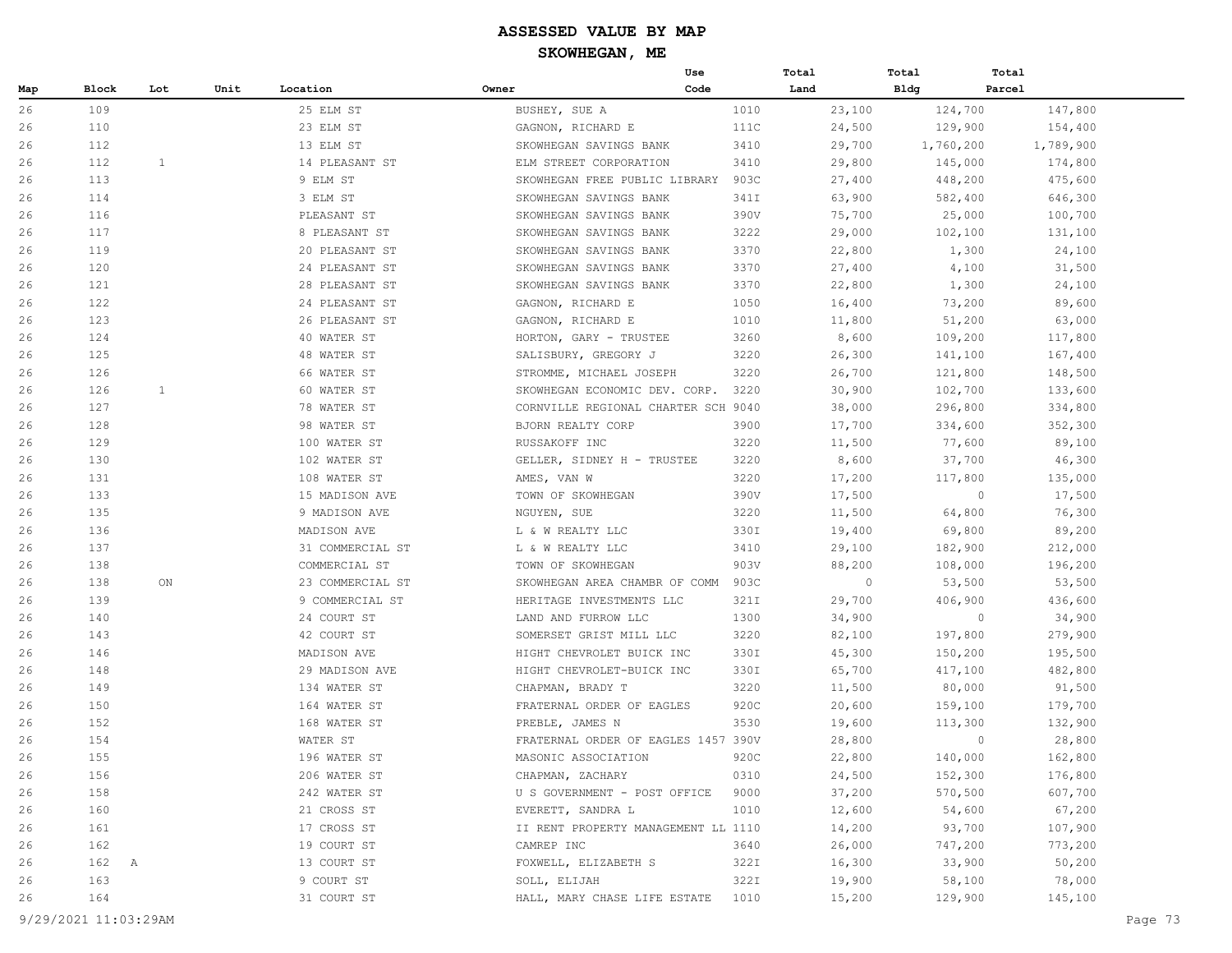# ASSESSED VALUE BY MAP

## SKOWHEGAN, ME

| Map | Block | Lot | Unit | Location | Owner | Use Code | Total Land | Total Bldg | Total Parcel |
|---|---|---|---|---|---|---|---|---|---|
| 26 | 109 | | | 25 ELM ST | BUSHEY, SUE A | 1010 | 23,100 | 124,700 | 147,800 |
| 26 | 110 | | | 23 ELM ST | GAGNON, RICHARD E | 111C | 24,500 | 129,900 | 154,400 |
| 26 | 112 | | | 13 ELM ST | SKOWHEGAN SAVINGS BANK | 3410 | 29,700 | 1,760,200 | 1,789,900 |
| 26 | 112 | 1 | | 14 PLEASANT ST | ELM STREET CORPORATION | 3410 | 29,800 | 145,000 | 174,800 |
| 26 | 113 | | | 9 ELM ST | SKOWHEGAN FREE PUBLIC LIBRARY | 903C | 27,400 | 448,200 | 475,600 |
| 26 | 114 | | | 3 ELM ST | SKOWHEGAN SAVINGS BANK | 341I | 63,900 | 582,400 | 646,300 |
| 26 | 116 | | | PLEASANT ST | SKOWHEGAN SAVINGS BANK | 390V | 75,700 | 25,000 | 100,700 |
| 26 | 117 | | | 8 PLEASANT ST | SKOWHEGAN SAVINGS BANK | 3222 | 29,000 | 102,100 | 131,100 |
| 26 | 119 | | | 20 PLEASANT ST | SKOWHEGAN SAVINGS BANK | 3370 | 22,800 | 1,300 | 24,100 |
| 26 | 120 | | | 24 PLEASANT ST | SKOWHEGAN SAVINGS BANK | 3370 | 27,400 | 4,100 | 31,500 |
| 26 | 121 | | | 28 PLEASANT ST | SKOWHEGAN SAVINGS BANK | 3370 | 22,800 | 1,300 | 24,100 |
| 26 | 122 | | | 24 PLEASANT ST | GAGNON, RICHARD E | 1050 | 16,400 | 73,200 | 89,600 |
| 26 | 123 | | | 26 PLEASANT ST | GAGNON, RICHARD E | 1010 | 11,800 | 51,200 | 63,000 |
| 26 | 124 | | | 40 WATER ST | HORTON, GARY - TRUSTEE | 3260 | 8,600 | 109,200 | 117,800 |
| 26 | 125 | | | 48 WATER ST | SALISBURY, GREGORY J | 3220 | 26,300 | 141,100 | 167,400 |
| 26 | 126 | | | 66 WATER ST | STROMME, MICHAEL JOSEPH | 3220 | 26,700 | 121,800 | 148,500 |
| 26 | 126 | 1 | | 60 WATER ST | SKOWHEGAN ECONOMIC DEV. CORP. | 3220 | 30,900 | 102,700 | 133,600 |
| 26 | 127 | | | 78 WATER ST | CORNVILLE REGIONAL CHARTER SCH | 9040 | 38,000 | 296,800 | 334,800 |
| 26 | 128 | | | 98 WATER ST | BJORN REALTY CORP | 3900 | 17,700 | 334,600 | 352,300 |
| 26 | 129 | | | 100 WATER ST | RUSSAKOFF INC | 3220 | 11,500 | 77,600 | 89,100 |
| 26 | 130 | | | 102 WATER ST | GELLER, SIDNEY H - TRUSTEE | 3220 | 8,600 | 37,700 | 46,300 |
| 26 | 131 | | | 108 WATER ST | AMES, VAN W | 3220 | 17,200 | 117,800 | 135,000 |
| 26 | 133 | | | 15 MADISON AVE | TOWN OF SKOWHEGAN | 390V | 17,500 | 0 | 17,500 |
| 26 | 135 | | | 9 MADISON AVE | NGUYEN, SUE | 3220 | 11,500 | 64,800 | 76,300 |
| 26 | 136 | | | MADISON AVE | L & W REALTY LLC | 330I | 19,400 | 69,800 | 89,200 |
| 26 | 137 | | | 31 COMMERCIAL ST | L & W REALTY LLC | 3410 | 29,100 | 182,900 | 212,000 |
| 26 | 138 | | | COMMERCIAL ST | TOWN OF SKOWHEGAN | 903V | 88,200 | 108,000 | 196,200 |
| 26 | 138 | ON | | 23 COMMERCIAL ST | SKOWHEGAN AREA CHAMBR OF COMM | 903C | 0 | 53,500 | 53,500 |
| 26 | 139 | | | 9 COMMERCIAL ST | HERITAGE INVESTMENTS LLC | 321I | 29,700 | 406,900 | 436,600 |
| 26 | 140 | | | 24 COURT ST | LAND AND FURROW LLC | 1300 | 34,900 | 0 | 34,900 |
| 26 | 143 | | | 42 COURT ST | SOMERSET GRIST MILL LLC | 3220 | 82,100 | 197,800 | 279,900 |
| 26 | 146 | | | MADISON AVE | HIGHT CHEVROLET BUICK INC | 330I | 45,300 | 150,200 | 195,500 |
| 26 | 148 | | | 29 MADISON AVE | HIGHT CHEVROLET-BUICK INC | 330I | 65,700 | 417,100 | 482,800 |
| 26 | 149 | | | 134 WATER ST | CHAPMAN, BRADY T | 3220 | 11,500 | 80,000 | 91,500 |
| 26 | 150 | | | 164 WATER ST | FRATERNAL ORDER OF EAGLES | 920C | 20,600 | 159,100 | 179,700 |
| 26 | 152 | | | 168 WATER ST | PREBLE, JAMES N | 3530 | 19,600 | 113,300 | 132,900 |
| 26 | 154 | | | WATER ST | FRATERNAL ORDER OF EAGLES 1457 | 390V | 28,800 | 0 | 28,800 |
| 26 | 155 | | | 196 WATER ST | MASONIC ASSOCIATION | 920C | 22,800 | 140,000 | 162,800 |
| 26 | 156 | | | 206 WATER ST | CHAPMAN, ZACHARY | 0310 | 24,500 | 152,300 | 176,800 |
| 26 | 158 | | | 242 WATER ST | U S GOVERNMENT - POST OFFICE | 9000 | 37,200 | 570,500 | 607,700 |
| 26 | 160 | | | 21 CROSS ST | EVERETT, SANDRA L | 1010 | 12,600 | 54,600 | 67,200 |
| 26 | 161 | | | 17 CROSS ST | II RENT PROPERTY MANAGEMENT LL | 1110 | 14,200 | 93,700 | 107,900 |
| 26 | 162 | | | 19 COURT ST | CAMREP INC | 3640 | 26,000 | 747,200 | 773,200 |
| 26 | 162 A | | | 13 COURT ST | FOXWELL, ELIZABETH S | 322I | 16,300 | 33,900 | 50,200 |
| 26 | 163 | | | 9 COURT ST | SOLL, ELIJAH | 322I | 19,900 | 58,100 | 78,000 |
| 26 | 164 | | | 31 COURT ST | HALL, MARY CHASE LIFE ESTATE | 1010 | 15,200 | 129,900 | 145,100 |

9/29/2021 11:03:29AM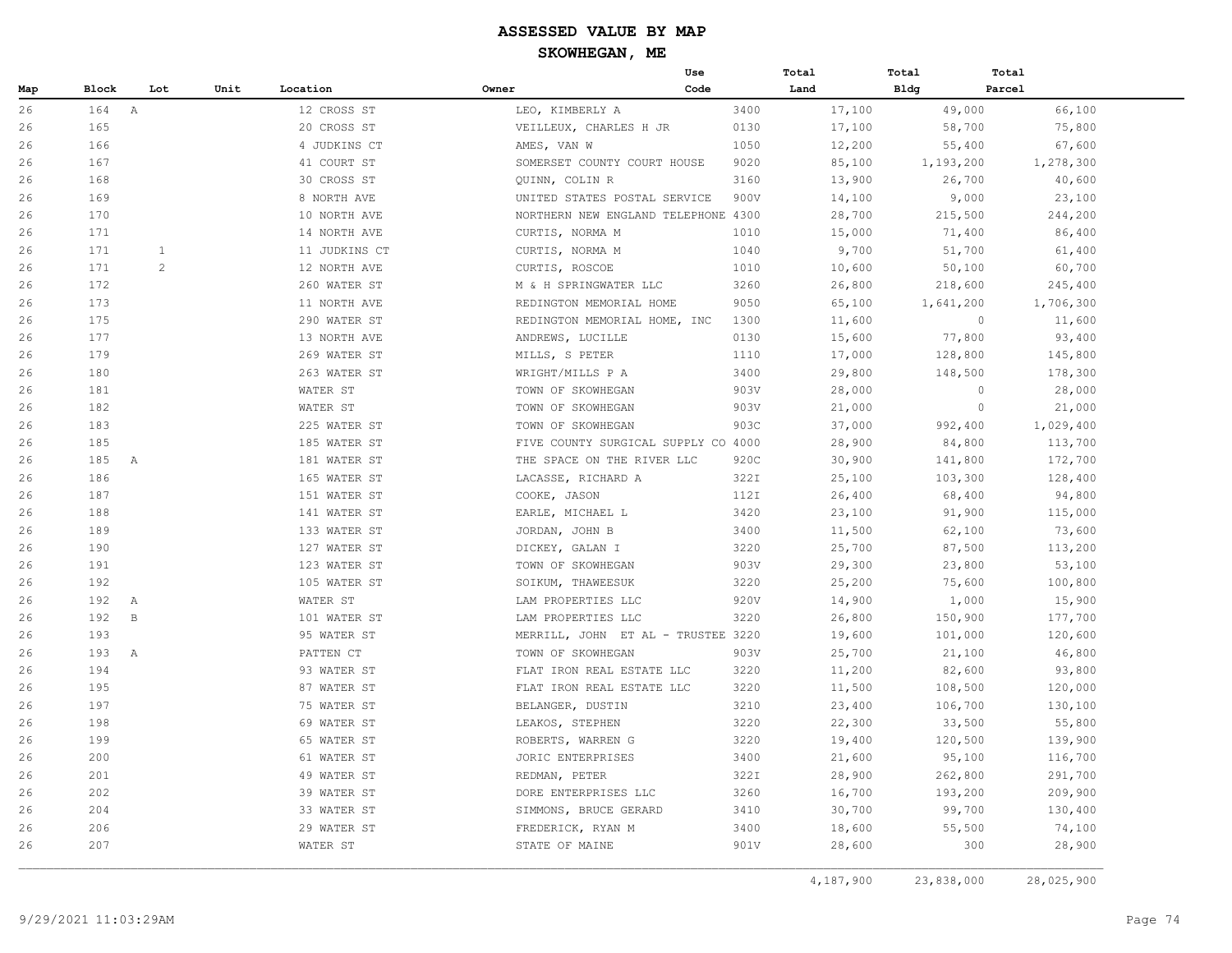# ASSESSED VALUE BY MAP

## SKOWHEGAN, ME

| Map | Block | Lot | Unit | Location | Owner | Use Code | Total Land | Total Bldg | Total Parcel |
|---|---|---|---|---|---|---|---|---|---|
| 26 | 164 | A | | 12 CROSS ST | LEO, KIMBERLY A | 3400 | 17,100 | 49,000 | 66,100 |
| 26 | 165 | | | 20 CROSS ST | VEILLEUX, CHARLES H JR | 0130 | 17,100 | 58,700 | 75,800 |
| 26 | 166 | | | 4 JUDKINS CT | AMES, VAN W | 1050 | 12,200 | 55,400 | 67,600 |
| 26 | 167 | | | 41 COURT ST | SOMERSET COUNTY COURT HOUSE | 9020 | 85,100 | 1,193,200 | 1,278,300 |
| 26 | 168 | | | 30 CROSS ST | QUINN, COLIN R | 3160 | 13,900 | 26,700 | 40,600 |
| 26 | 169 | | | 8 NORTH AVE | UNITED STATES POSTAL SERVICE | 900V | 14,100 | 9,000 | 23,100 |
| 26 | 170 | | | 10 NORTH AVE | NORTHERN NEW ENGLAND TELEPHONE | 4300 | 28,700 | 215,500 | 244,200 |
| 26 | 171 | | | 14 NORTH AVE | CURTIS, NORMA M | 1010 | 15,000 | 71,400 | 86,400 |
| 26 | 171 | 1 | | 11 JUDKINS CT | CURTIS, NORMA M | 1040 | 9,700 | 51,700 | 61,400 |
| 26 | 171 | 2 | | 12 NORTH AVE | CURTIS, ROSCOE | 1010 | 10,600 | 50,100 | 60,700 |
| 26 | 172 | | | 260 WATER ST | M & H SPRINGWATER LLC | 3260 | 26,800 | 218,600 | 245,400 |
| 26 | 173 | | | 11 NORTH AVE | REDINGTON MEMORIAL HOME | 9050 | 65,100 | 1,641,200 | 1,706,300 |
| 26 | 175 | | | 290 WATER ST | REDINGTON MEMORIAL HOME, INC | 1300 | 11,600 | 0 | 11,600 |
| 26 | 177 | | | 13 NORTH AVE | ANDREWS, LUCILLE | 0130 | 15,600 | 77,800 | 93,400 |
| 26 | 179 | | | 269 WATER ST | MILLS, S PETER | 1110 | 17,000 | 128,800 | 145,800 |
| 26 | 180 | | | 263 WATER ST | WRIGHT/MILLS P A | 3400 | 29,800 | 148,500 | 178,300 |
| 26 | 181 | | | WATER ST | TOWN OF SKOWHEGAN | 903V | 28,000 | 0 | 28,000 |
| 26 | 182 | | | WATER ST | TOWN OF SKOWHEGAN | 903V | 21,000 | 0 | 21,000 |
| 26 | 183 | | | 225 WATER ST | TOWN OF SKOWHEGAN | 903C | 37,000 | 992,400 | 1,029,400 |
| 26 | 185 | | | 185 WATER ST | FIVE COUNTY SURGICAL SUPPLY CO | 4000 | 28,900 | 84,800 | 113,700 |
| 26 | 185 | A | | 181 WATER ST | THE SPACE ON THE RIVER LLC | 920C | 30,900 | 141,800 | 172,700 |
| 26 | 186 | | | 165 WATER ST | LACASSE, RICHARD A | 322I | 25,100 | 103,300 | 128,400 |
| 26 | 187 | | | 151 WATER ST | COOKE, JASON | 112I | 26,400 | 68,400 | 94,800 |
| 26 | 188 | | | 141 WATER ST | EARLE, MICHAEL L | 3420 | 23,100 | 91,900 | 115,000 |
| 26 | 189 | | | 133 WATER ST | JORDAN, JOHN B | 3400 | 11,500 | 62,100 | 73,600 |
| 26 | 190 | | | 127 WATER ST | DICKEY, GALAN I | 3220 | 25,700 | 87,500 | 113,200 |
| 26 | 191 | | | 123 WATER ST | TOWN OF SKOWHEGAN | 903V | 29,300 | 23,800 | 53,100 |
| 26 | 192 | | | 105 WATER ST | SOIKUM, THAWEESUK | 3220 | 25,200 | 75,600 | 100,800 |
| 26 | 192 | A | | WATER ST | LAM PROPERTIES LLC | 920V | 14,900 | 1,000 | 15,900 |
| 26 | 192 | B | | 101 WATER ST | LAM PROPERTIES LLC | 3220 | 26,800 | 150,900 | 177,700 |
| 26 | 193 | | | 95 WATER ST | MERRILL, JOHN ET AL - TRUSTEE | 3220 | 19,600 | 101,000 | 120,600 |
| 26 | 193 | A | | PATTEN CT | TOWN OF SKOWHEGAN | 903V | 25,700 | 21,100 | 46,800 |
| 26 | 194 | | | 93 WATER ST | FLAT IRON REAL ESTATE LLC | 3220 | 11,200 | 82,600 | 93,800 |
| 26 | 195 | | | 87 WATER ST | FLAT IRON REAL ESTATE LLC | 3220 | 11,500 | 108,500 | 120,000 |
| 26 | 197 | | | 75 WATER ST | BELANGER, DUSTIN | 3210 | 23,400 | 106,700 | 130,100 |
| 26 | 198 | | | 69 WATER ST | LEAKOS, STEPHEN | 3220 | 22,300 | 33,500 | 55,800 |
| 26 | 199 | | | 65 WATER ST | ROBERTS, WARREN G | 3220 | 19,400 | 120,500 | 139,900 |
| 26 | 200 | | | 61 WATER ST | JORIC ENTERPRISES | 3400 | 21,600 | 95,100 | 116,700 |
| 26 | 201 | | | 49 WATER ST | REDMAN, PETER | 322I | 28,900 | 262,800 | 291,700 |
| 26 | 202 | | | 39 WATER ST | DORE ENTERPRISES LLC | 3260 | 16,700 | 193,200 | 209,900 |
| 26 | 204 | | | 33 WATER ST | SIMMONS, BRUCE GERARD | 3410 | 30,700 | 99,700 | 130,400 |
| 26 | 206 | | | 29 WATER ST | FREDERICK, RYAN M | 3400 | 18,600 | 55,500 | 74,100 |
| 26 | 207 | | | WATER ST | STATE OF MAINE | 901V | 28,600 | 300 | 28,900 |
| | | | | | | | 4,187,900 | 23,838,000 | 28,025,900 |

9/29/2021 11:03:29AM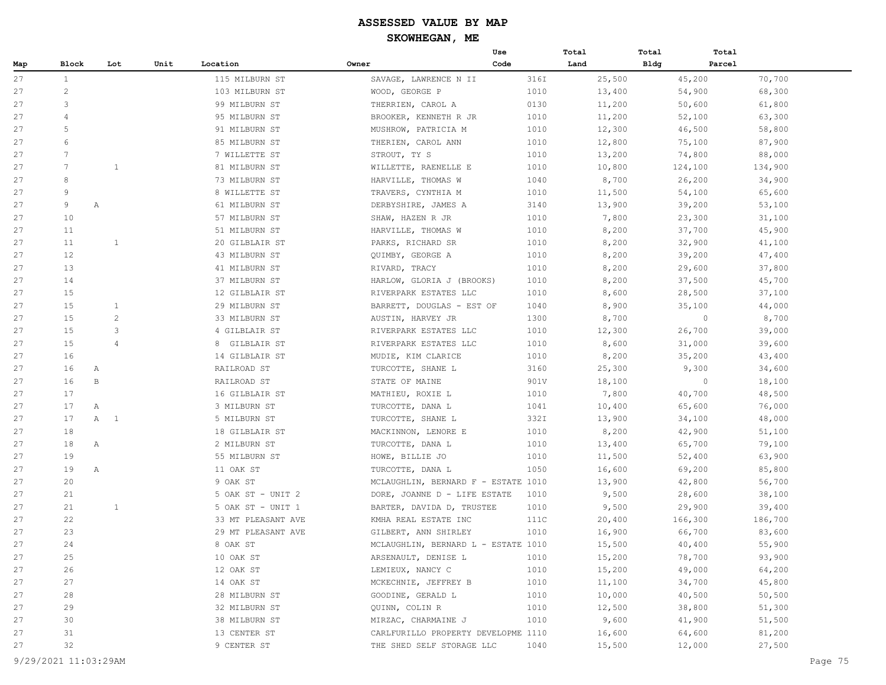# ASSESSED VALUE BY MAP

## SKOWHEGAN, ME

| Map | Block | Lot | Unit | Location | Owner | Use Code | Total Land | Total Bldg | Total Parcel |
|---|---|---|---|---|---|---|---|---|---|
| 27 | 1 | | | 115 MILBURN ST | SAVAGE, LAWRENCE N II | 316I | 25,500 | 45,200 | 70,700 |
| 27 | 2 | | | 103 MILBURN ST | WOOD, GEORGE P | 1010 | 13,400 | 54,900 | 68,300 |
| 27 | 3 | | | 99 MILBURN ST | THERRIEN, CAROL A | 0130 | 11,200 | 50,600 | 61,800 |
| 27 | 4 | | | 95 MILBURN ST | BROOKER, KENNETH R JR | 1010 | 11,200 | 52,100 | 63,300 |
| 27 | 5 | | | 91 MILBURN ST | MUSHROW, PATRICIA M | 1010 | 12,300 | 46,500 | 58,800 |
| 27 | 6 | | | 85 MILBURN ST | THERIEN, CAROL ANN | 1010 | 12,800 | 75,100 | 87,900 |
| 27 | 7 | | | 7 WILLETTE ST | STROUT, TY S | 1010 | 13,200 | 74,800 | 88,000 |
| 27 | 7 | 1 | | 81 MILBURN ST | WILLETTE, RAENELLE E | 1010 | 10,800 | 124,100 | 134,900 |
| 27 | 8 | | | 73 MILBURN ST | HARVILLE, THOMAS W | 1040 | 8,700 | 26,200 | 34,900 |
| 27 | 9 | | | 8 WILLETTE ST | TRAVERS, CYNTHIA M | 1010 | 11,500 | 54,100 | 65,600 |
| 27 | 9 | A | | 61 MILBURN ST | DERBYSHIRE, JAMES A | 3140 | 13,900 | 39,200 | 53,100 |
| 27 | 10 | | | 57 MILBURN ST | SHAW, HAZEN R JR | 1010 | 7,800 | 23,300 | 31,100 |
| 27 | 11 | | | 51 MILBURN ST | HARVILLE, THOMAS W | 1010 | 8,200 | 37,700 | 45,900 |
| 27 | 11 | 1 | | 20 GILBLAIR ST | PARKS, RICHARD SR | 1010 | 8,200 | 32,900 | 41,100 |
| 27 | 12 | | | 43 MILBURN ST | QUIMBY, GEORGE A | 1010 | 8,200 | 39,200 | 47,400 |
| 27 | 13 | | | 41 MILBURN ST | RIVARD, TRACY | 1010 | 8,200 | 29,600 | 37,800 |
| 27 | 14 | | | 37 MILBURN ST | HARLOW, GLORIA J (BROOKS) | 1010 | 8,200 | 37,500 | 45,700 |
| 27 | 15 | | | 12 GILBLAIR ST | RIVERPARK ESTATES LLC | 1010 | 8,600 | 28,500 | 37,100 |
| 27 | 15 | 1 | | 29 MILBURN ST | BARRETT, DOUGLAS - EST OF | 1040 | 8,900 | 35,100 | 44,000 |
| 27 | 15 | 2 | | 33 MILBURN ST | AUSTIN, HARVEY JR | 1300 | 8,700 | 0 | 8,700 |
| 27 | 15 | 3 | | 4 GILBLAIR ST | RIVERPARK ESTATES LLC | 1010 | 12,300 | 26,700 | 39,000 |
| 27 | 15 | 4 | | 8 GILBLAIR ST | RIVERPARK ESTATES LLC | 1010 | 8,600 | 31,000 | 39,600 |
| 27 | 16 | | | 14 GILBLAIR ST | MUDIE, KIM CLARICE | 1010 | 8,200 | 35,200 | 43,400 |
| 27 | 16 | A | | RAILROAD ST | TURCOTTE, SHANE L | 3160 | 25,300 | 9,300 | 34,600 |
| 27 | 16 | B | | RAILROAD ST | STATE OF MAINE | 901V | 18,100 | 0 | 18,100 |
| 27 | 17 | | | 16 GILBLAIR ST | MATHIEU, ROXIE L | 1010 | 7,800 | 40,700 | 48,500 |
| 27 | 17 | A | | 3 MILBURN ST | TURCOTTE, DANA L | 1041 | 10,400 | 65,600 | 76,000 |
| 27 | 17 | A 1 | | 5 MILBURN ST | TURCOTTE, SHANE L | 332I | 13,900 | 34,100 | 48,000 |
| 27 | 18 | | | 18 GILBLAIR ST | MACKINNON, LENORE E | 1010 | 8,200 | 42,900 | 51,100 |
| 27 | 18 | A | | 2 MILBURN ST | TURCOTTE, DANA L | 1010 | 13,400 | 65,700 | 79,100 |
| 27 | 19 | | | 55 MILBURN ST | HOWE, BILLIE JO | 1010 | 11,500 | 52,400 | 63,900 |
| 27 | 19 | A | | 11 OAK ST | TURCOTTE, DANA L | 1050 | 16,600 | 69,200 | 85,800 |
| 27 | 20 | | | 9 OAK ST | MCLAUGHLIN, BERNARD F - ESTATE | 1010 | 13,900 | 42,800 | 56,700 |
| 27 | 21 | | | 5 OAK ST - UNIT 2 | DORE, JOANNE D - LIFE ESTATE | 1010 | 9,500 | 28,600 | 38,100 |
| 27 | 21 | 1 | | 5 OAK ST - UNIT 1 | BARTER, DAVIDA D, TRUSTEE | 1010 | 9,500 | 29,900 | 39,400 |
| 27 | 22 | | | 33 MT PLEASANT AVE | KMHA REAL ESTATE INC | 111C | 20,400 | 166,300 | 186,700 |
| 27 | 23 | | | 29 MT PLEASANT AVE | GILBERT, ANN SHIRLEY | 1010 | 16,900 | 66,700 | 83,600 |
| 27 | 24 | | | 8 OAK ST | MCLAUGHLIN, BERNARD L - ESTATE | 1010 | 15,500 | 40,400 | 55,900 |
| 27 | 25 | | | 10 OAK ST | ARSENAULT, DENISE L | 1010 | 15,200 | 78,700 | 93,900 |
| 27 | 26 | | | 12 OAK ST | LEMIEUX, NANCY C | 1010 | 15,200 | 49,000 | 64,200 |
| 27 | 27 | | | 14 OAK ST | MCKECHNIE, JEFFREY B | 1010 | 11,100 | 34,700 | 45,800 |
| 27 | 28 | | | 28 MILBURN ST | GOODINE, GERALD L | 1010 | 10,000 | 40,500 | 50,500 |
| 27 | 29 | | | 32 MILBURN ST | QUINN, COLIN R | 1010 | 12,500 | 38,800 | 51,300 |
| 27 | 30 | | | 38 MILBURN ST | MIRZAC, CHARMAINE J | 1010 | 9,600 | 41,900 | 51,500 |
| 27 | 31 | | | 13 CENTER ST | CARLFURILLO PROPERTY DEVELOPME | 1110 | 16,600 | 64,600 | 81,200 |
| 27 | 32 | | | 9 CENTER ST | THE SHED SELF STORAGE LLC | 1040 | 15,500 | 12,000 | 27,500 |

9/29/2021 11:03:29AM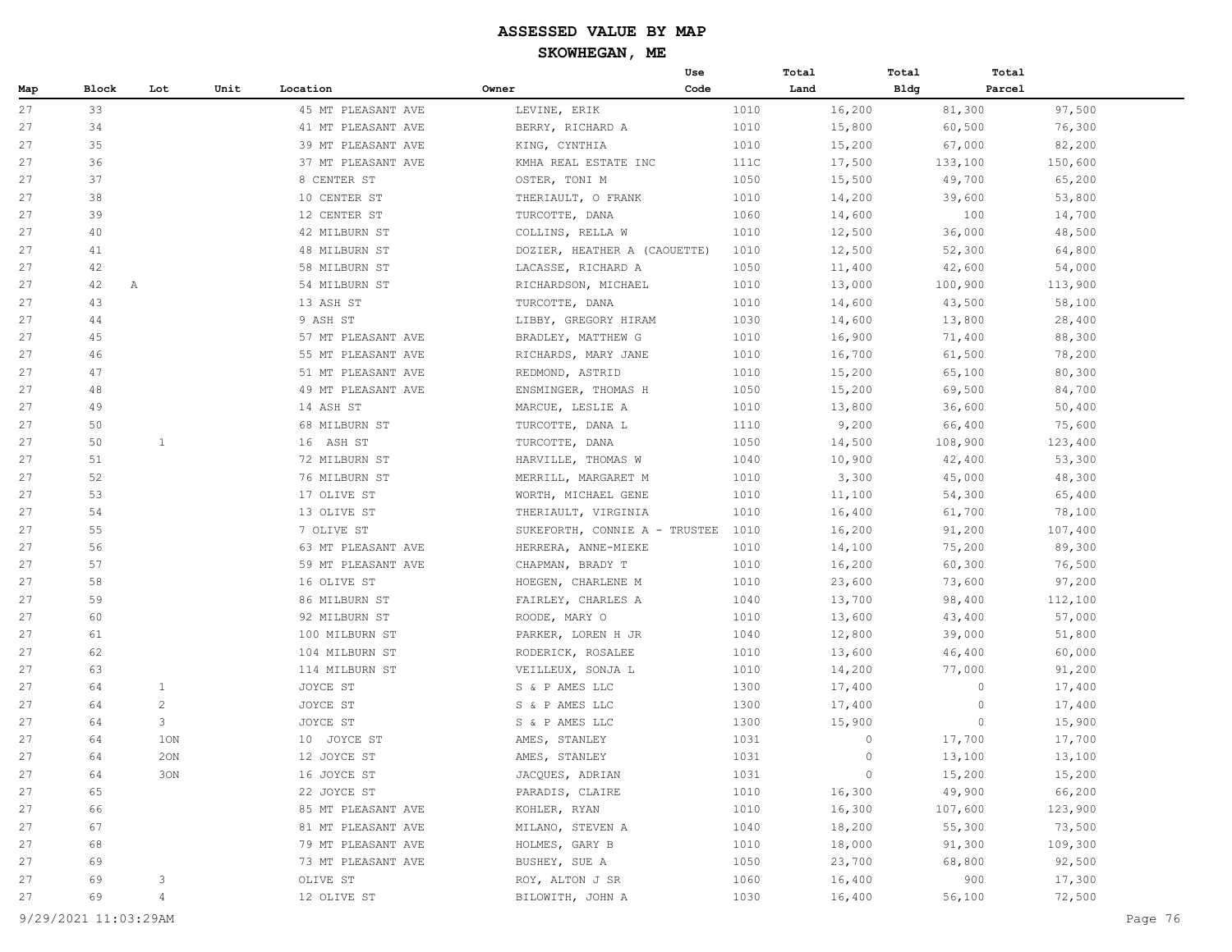# ASSESSED VALUE BY MAP

## SKOWHEGAN, ME

| Map | Block | Lot | Unit | Location | Owner | Use Code | Total Land | Total Bldg | Total Parcel |
|---|---|---|---|---|---|---|---|---|---|
| 27 | 33 | | | 45 MT PLEASANT AVE | LEVINE, ERIK | 1010 | 16,200 | 81,300 | 97,500 |
| 27 | 34 | | | 41 MT PLEASANT AVE | BERRY, RICHARD A | 1010 | 15,800 | 60,500 | 76,300 |
| 27 | 35 | | | 39 MT PLEASANT AVE | KING, CYNTHIA | 1010 | 15,200 | 67,000 | 82,200 |
| 27 | 36 | | | 37 MT PLEASANT AVE | KMHA REAL ESTATE INC | 111C | 17,500 | 133,100 | 150,600 |
| 27 | 37 | | | 8 CENTER ST | OSTER, TONI M | 1050 | 15,500 | 49,700 | 65,200 |
| 27 | 38 | | | 10 CENTER ST | THERIAULT, O FRANK | 1010 | 14,200 | 39,600 | 53,800 |
| 27 | 39 | | | 12 CENTER ST | TURCOTTE, DANA | 1060 | 14,600 | 100 | 14,700 |
| 27 | 40 | | | 42 MILBURN ST | COLLINS, RELLA W | 1010 | 12,500 | 36,000 | 48,500 |
| 27 | 41 | | | 48 MILBURN ST | DOZIER, HEATHER A (CAOUETTE) | 1010 | 12,500 | 52,300 | 64,800 |
| 27 | 42 | | | 58 MILBURN ST | LACASSE, RICHARD A | 1050 | 11,400 | 42,600 | 54,000 |
| 27 | 42 | A | | 54 MILBURN ST | RICHARDSON, MICHAEL | 1010 | 13,000 | 100,900 | 113,900 |
| 27 | 43 | | | 13 ASH ST | TURCOTTE, DANA | 1010 | 14,600 | 43,500 | 58,100 |
| 27 | 44 | | | 9 ASH ST | LIBBY, GREGORY HIRAM | 1030 | 14,600 | 13,800 | 28,400 |
| 27 | 45 | | | 57 MT PLEASANT AVE | BRADLEY, MATTHEW G | 1010 | 16,900 | 71,400 | 88,300 |
| 27 | 46 | | | 55 MT PLEASANT AVE | RICHARDS, MARY JANE | 1010 | 16,700 | 61,500 | 78,200 |
| 27 | 47 | | | 51 MT PLEASANT AVE | REDMOND, ASTRID | 1010 | 15,200 | 65,100 | 80,300 |
| 27 | 48 | | | 49 MT PLEASANT AVE | ENSMINGER, THOMAS H | 1050 | 15,200 | 69,500 | 84,700 |
| 27 | 49 | | | 14 ASH ST | MARCUE, LESLIE A | 1010 | 13,800 | 36,600 | 50,400 |
| 27 | 50 | | | 68 MILBURN ST | TURCOTTE, DANA L | 1110 | 9,200 | 66,400 | 75,600 |
| 27 | 50 | 1 | | 16 ASH ST | TURCOTTE, DANA | 1050 | 14,500 | 108,900 | 123,400 |
| 27 | 51 | | | 72 MILBURN ST | HARVILLE, THOMAS W | 1040 | 10,900 | 42,400 | 53,300 |
| 27 | 52 | | | 76 MILBURN ST | MERRILL, MARGARET M | 1010 | 3,300 | 45,000 | 48,300 |
| 27 | 53 | | | 17 OLIVE ST | WORTH, MICHAEL GENE | 1010 | 11,100 | 54,300 | 65,400 |
| 27 | 54 | | | 13 OLIVE ST | THERIAULT, VIRGINIA | 1010 | 16,400 | 61,700 | 78,100 |
| 27 | 55 | | | 7 OLIVE ST | SUKEFORTH, CONNIE A - TRUSTEE | 1010 | 16,200 | 91,200 | 107,400 |
| 27 | 56 | | | 63 MT PLEASANT AVE | HERRERA, ANNE-MIEKE | 1010 | 14,100 | 75,200 | 89,300 |
| 27 | 57 | | | 59 MT PLEASANT AVE | CHAPMAN, BRADY T | 1010 | 16,200 | 60,300 | 76,500 |
| 27 | 58 | | | 16 OLIVE ST | HOEGEN, CHARLENE M | 1010 | 23,600 | 73,600 | 97,200 |
| 27 | 59 | | | 86 MILBURN ST | FAIRLEY, CHARLES A | 1040 | 13,700 | 98,400 | 112,100 |
| 27 | 60 | | | 92 MILBURN ST | ROODE, MARY O | 1010 | 13,600 | 43,400 | 57,000 |
| 27 | 61 | | | 100 MILBURN ST | PARKER, LOREN H JR | 1040 | 12,800 | 39,000 | 51,800 |
| 27 | 62 | | | 104 MILBURN ST | RODERICK, ROSALEE | 1010 | 13,600 | 46,400 | 60,000 |
| 27 | 63 | | | 114 MILBURN ST | VEILLEUX, SONJA L | 1010 | 14,200 | 77,000 | 91,200 |
| 27 | 64 | 1 | | JOYCE ST | S & P AMES LLC | 1300 | 17,400 | 0 | 17,400 |
| 27 | 64 | 2 | | JOYCE ST | S & P AMES LLC | 1300 | 17,400 | 0 | 17,400 |
| 27 | 64 | 3 | | JOYCE ST | S & P AMES LLC | 1300 | 15,900 | 0 | 15,900 |
| 27 | 64 | 1ON | | 10 JOYCE ST | AMES, STANLEY | 1031 | 0 | 17,700 | 17,700 |
| 27 | 64 | 2ON | | 12 JOYCE ST | AMES, STANLEY | 1031 | 0 | 13,100 | 13,100 |
| 27 | 64 | 3ON | | 16 JOYCE ST | JACQUES, ADRIAN | 1031 | 0 | 15,200 | 15,200 |
| 27 | 65 | | | 22 JOYCE ST | PARADIS, CLAIRE | 1010 | 16,300 | 49,900 | 66,200 |
| 27 | 66 | | | 85 MT PLEASANT AVE | KOHLER, RYAN | 1010 | 16,300 | 107,600 | 123,900 |
| 27 | 67 | | | 81 MT PLEASANT AVE | MILANO, STEVEN A | 1040 | 18,200 | 55,300 | 73,500 |
| 27 | 68 | | | 79 MT PLEASANT AVE | HOLMES, GARY B | 1010 | 18,000 | 91,300 | 109,300 |
| 27 | 69 | | | 73 MT PLEASANT AVE | BUSHEY, SUE A | 1050 | 23,700 | 68,800 | 92,500 |
| 27 | 69 | 3 | | OLIVE ST | ROY, ALTON J SR | 1060 | 16,400 | 900 | 17,300 |
| 27 | 69 | 4 | | 12 OLIVE ST | BILOWITH, JOHN A | 1030 | 16,400 | 56,100 | 72,500 |

9/29/2021 11:03:29AM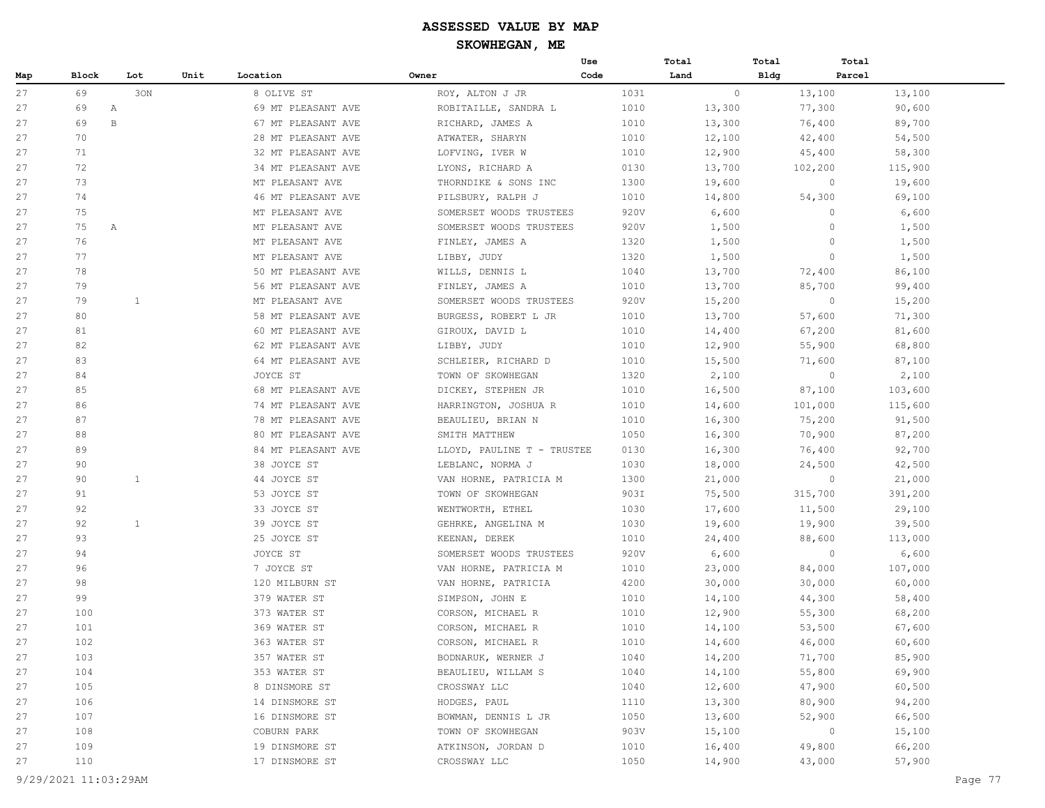# ASSESSED VALUE BY MAP

## SKOWHEGAN, ME

| Map | Block | Lot | Unit | Location | Owner | Use Code | Total Land | Total Bldg | Total Parcel |
|---|---|---|---|---|---|---|---|---|---|
| 27 | 69 | 3ON | | 8 OLIVE ST | ROY, ALTON J JR | 1031 | 0 | 13,100 | 13,100 |
| 27 | 69 | A | | 69 MT PLEASANT AVE | ROBITAILLE, SANDRA L | 1010 | 13,300 | 77,300 | 90,600 |
| 27 | 69 | B | | 67 MT PLEASANT AVE | RICHARD, JAMES A | 1010 | 13,300 | 76,400 | 89,700 |
| 27 | 70 | | | 28 MT PLEASANT AVE | ATWATER, SHARYN | 1010 | 12,100 | 42,400 | 54,500 |
| 27 | 71 | | | 32 MT PLEASANT AVE | LOFVING, IVER W | 1010 | 12,900 | 45,400 | 58,300 |
| 27 | 72 | | | 34 MT PLEASANT AVE | LYONS, RICHARD A | 0130 | 13,700 | 102,200 | 115,900 |
| 27 | 73 | | | MT PLEASANT AVE | THORNDIKE & SONS INC | 1300 | 19,600 | 0 | 19,600 |
| 27 | 74 | | | 46 MT PLEASANT AVE | PILSBURY, RALPH J | 1010 | 14,800 | 54,300 | 69,100 |
| 27 | 75 | | | MT PLEASANT AVE | SOMERSET WOODS TRUSTEES | 920V | 6,600 | 0 | 6,600 |
| 27 | 75 | A | | MT PLEASANT AVE | SOMERSET WOODS TRUSTEES | 920V | 1,500 | 0 | 1,500 |
| 27 | 76 | | | MT PLEASANT AVE | FINLEY, JAMES A | 1320 | 1,500 | 0 | 1,500 |
| 27 | 77 | | | MT PLEASANT AVE | LIBBY, JUDY | 1320 | 1,500 | 0 | 1,500 |
| 27 | 78 | | | 50 MT PLEASANT AVE | WILLS, DENNIS L | 1040 | 13,700 | 72,400 | 86,100 |
| 27 | 79 | | | 56 MT PLEASANT AVE | FINLEY, JAMES A | 1010 | 13,700 | 85,700 | 99,400 |
| 27 | 79 | 1 | | MT PLEASANT AVE | SOMERSET WOODS TRUSTEES | 920V | 15,200 | 0 | 15,200 |
| 27 | 80 | | | 58 MT PLEASANT AVE | BURGESS, ROBERT L JR | 1010 | 13,700 | 57,600 | 71,300 |
| 27 | 81 | | | 60 MT PLEASANT AVE | GIROUX, DAVID L | 1010 | 14,400 | 67,200 | 81,600 |
| 27 | 82 | | | 62 MT PLEASANT AVE | LIBBY, JUDY | 1010 | 12,900 | 55,900 | 68,800 |
| 27 | 83 | | | 64 MT PLEASANT AVE | SCHLEIER, RICHARD D | 1010 | 15,500 | 71,600 | 87,100 |
| 27 | 84 | | | JOYCE ST | TOWN OF SKOWHEGAN | 1320 | 2,100 | 0 | 2,100 |
| 27 | 85 | | | 68 MT PLEASANT AVE | DICKEY, STEPHEN JR | 1010 | 16,500 | 87,100 | 103,600 |
| 27 | 86 | | | 74 MT PLEASANT AVE | HARRINGTON, JOSHUA R | 1010 | 14,600 | 101,000 | 115,600 |
| 27 | 87 | | | 78 MT PLEASANT AVE | BEAULIEU, BRIAN N | 1010 | 16,300 | 75,200 | 91,500 |
| 27 | 88 | | | 80 MT PLEASANT AVE | SMITH MATTHEW | 1050 | 16,300 | 70,900 | 87,200 |
| 27 | 89 | | | 84 MT PLEASANT AVE | LLOYD, PAULINE T - TRUSTEE | 0130 | 16,300 | 76,400 | 92,700 |
| 27 | 90 | | | 38 JOYCE ST | LEBLANC, NORMA J | 1030 | 18,000 | 24,500 | 42,500 |
| 27 | 90 | 1 | | 44 JOYCE ST | VAN HORNE, PATRICIA M | 1300 | 21,000 | 0 | 21,000 |
| 27 | 91 | | | 53 JOYCE ST | TOWN OF SKOWHEGAN | 903I | 75,500 | 315,700 | 391,200 |
| 27 | 92 | | | 33 JOYCE ST | WENTWORTH, ETHEL | 1030 | 17,600 | 11,500 | 29,100 |
| 27 | 92 | 1 | | 39 JOYCE ST | GEHRKE, ANGELINA M | 1030 | 19,600 | 19,900 | 39,500 |
| 27 | 93 | | | 25 JOYCE ST | KEENAN, DEREK | 1010 | 24,400 | 88,600 | 113,000 |
| 27 | 94 | | | JOYCE ST | SOMERSET WOODS TRUSTEES | 920V | 6,600 | 0 | 6,600 |
| 27 | 96 | | | 7 JOYCE ST | VAN HORNE, PATRICIA M | 1010 | 23,000 | 84,000 | 107,000 |
| 27 | 98 | | | 120 MILBURN ST | VAN HORNE, PATRICIA | 4200 | 30,000 | 30,000 | 60,000 |
| 27 | 99 | | | 379 WATER ST | SIMPSON, JOHN E | 1010 | 14,100 | 44,300 | 58,400 |
| 27 | 100 | | | 373 WATER ST | CORSON, MICHAEL R | 1010 | 12,900 | 55,300 | 68,200 |
| 27 | 101 | | | 369 WATER ST | CORSON, MICHAEL R | 1010 | 14,100 | 53,500 | 67,600 |
| 27 | 102 | | | 363 WATER ST | CORSON, MICHAEL R | 1010 | 14,600 | 46,000 | 60,600 |
| 27 | 103 | | | 357 WATER ST | BODNARUK, WERNER J | 1040 | 14,200 | 71,700 | 85,900 |
| 27 | 104 | | | 353 WATER ST | BEAULIEU, WILLAM S | 1040 | 14,100 | 55,800 | 69,900 |
| 27 | 105 | | | 8 DINSMORE ST | CROSSWAY LLC | 1040 | 12,600 | 47,900 | 60,500 |
| 27 | 106 | | | 14 DINSMORE ST | HODGES, PAUL | 1110 | 13,300 | 80,900 | 94,200 |
| 27 | 107 | | | 16 DINSMORE ST | BOWMAN, DENNIS L JR | 1050 | 13,600 | 52,900 | 66,500 |
| 27 | 108 | | | COBURN PARK | TOWN OF SKOWHEGAN | 903V | 15,100 | 0 | 15,100 |
| 27 | 109 | | | 19 DINSMORE ST | ATKINSON, JORDAN D | 1010 | 16,400 | 49,800 | 66,200 |
| 27 | 110 | | | 17 DINSMORE ST | CROSSWAY LLC | 1050 | 14,900 | 43,000 | 57,900 |

9/29/2021 11:03:29AM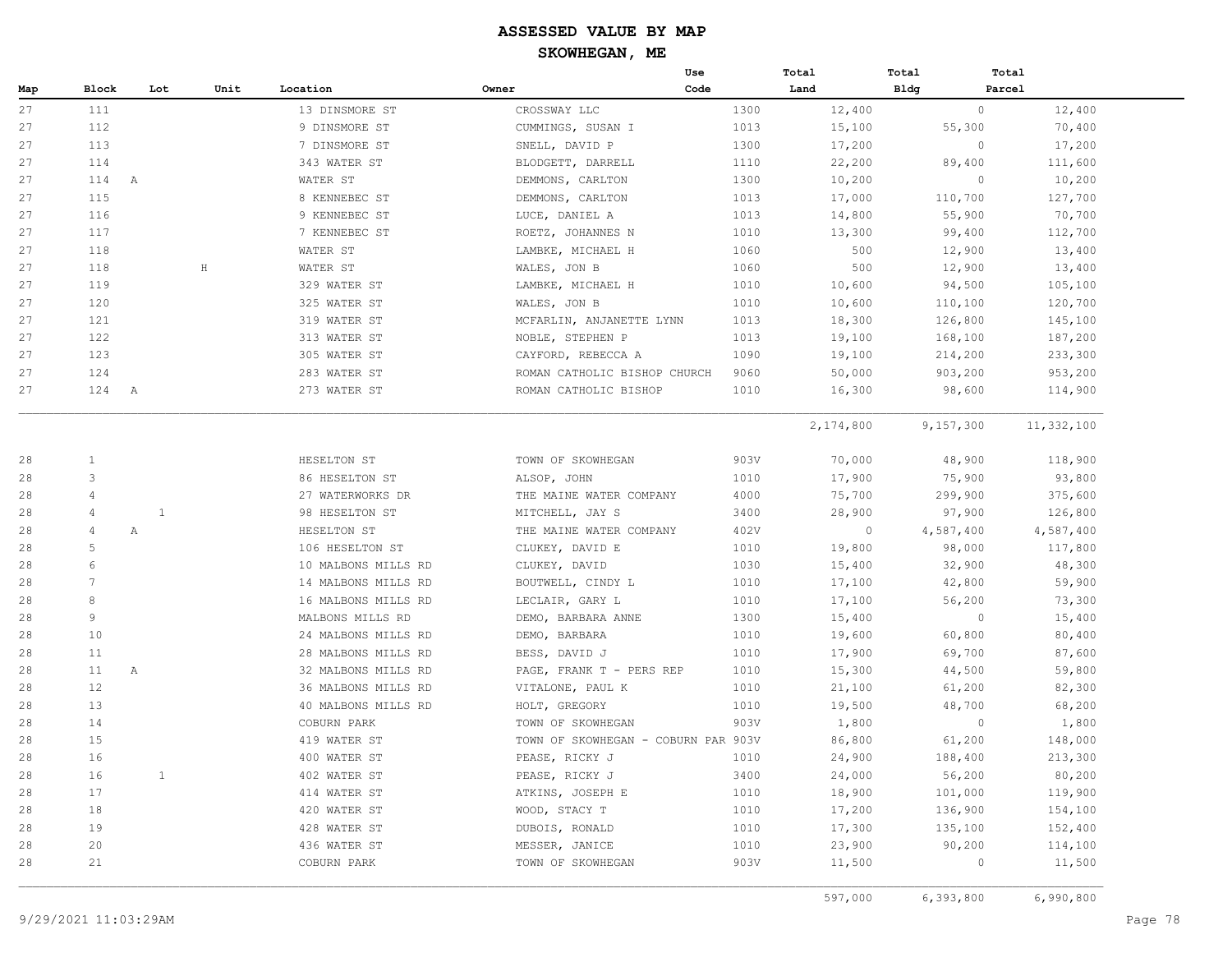# ASSESSED VALUE BY MAP

## SKOWHEGAN, ME

| Map | Block | Lot | Unit | Location | Owner | Use Code | Total Land | Total Bldg | Total Parcel |
|---|---|---|---|---|---|---|---|---|---|
| 27 | 111 | | | 13 DINSMORE ST | CROSSWAY LLC | 1300 | 12,400 | 0 | 12,400 |
| 27 | 112 | | | 9 DINSMORE ST | CUMMINGS, SUSAN I | 1013 | 15,100 | 55,300 | 70,400 |
| 27 | 113 | | | 7 DINSMORE ST | SNELL, DAVID P | 1300 | 17,200 | 0 | 17,200 |
| 27 | 114 | | | 343 WATER ST | BLODGETT, DARRELL | 1110 | 22,200 | 89,400 | 111,600 |
| 27 | 114 | A | | WATER ST | DEMMONS, CARLTON | 1300 | 10,200 | 0 | 10,200 |
| 27 | 115 | | | 8 KENNEBEC ST | DEMMONS, CARLTON | 1013 | 17,000 | 110,700 | 127,700 |
| 27 | 116 | | | 9 KENNEBEC ST | LUCE, DANIEL A | 1013 | 14,800 | 55,900 | 70,700 |
| 27 | 117 | | | 7 KENNEBEC ST | ROETZ, JOHANNES N | 1010 | 13,300 | 99,400 | 112,700 |
| 27 | 118 | | | WATER ST | LAMBKE, MICHAEL H | 1060 | 500 | 12,900 | 13,400 |
| 27 | 118 | | H | WATER ST | WALES, JON B | 1060 | 500 | 12,900 | 13,400 |
| 27 | 119 | | | 329 WATER ST | LAMBKE, MICHAEL H | 1010 | 10,600 | 94,500 | 105,100 |
| 27 | 120 | | | 325 WATER ST | WALES, JON B | 1010 | 10,600 | 110,100 | 120,700 |
| 27 | 121 | | | 319 WATER ST | MCFARLIN, ANJANETTE LYNN | 1013 | 18,300 | 126,800 | 145,100 |
| 27 | 122 | | | 313 WATER ST | NOBLE, STEPHEN P | 1013 | 19,100 | 168,100 | 187,200 |
| 27 | 123 | | | 305 WATER ST | CAYFORD, REBECCA A | 1090 | 19,100 | 214,200 | 233,300 |
| 27 | 124 | | | 283 WATER ST | ROMAN CATHOLIC BISHOP CHURCH | 9060 | 50,000 | 903,200 | 953,200 |
| 27 | 124 | A | | 273 WATER ST | ROMAN CATHOLIC BISHOP | 1010 | 16,300 | 98,600 | 114,900 |
| | | | | | | | 2,174,800 | 9,157,300 | 11,332,100 |
| 28 | 1 | | | HESELTON ST | TOWN OF SKOWHEGAN | 903V | 70,000 | 48,900 | 118,900 |
| 28 | 3 | | | 86 HESELTON ST | ALSOP, JOHN | 1010 | 17,900 | 75,900 | 93,800 |
| 28 | 4 | | | 27 WATERWORKS DR | THE MAINE WATER COMPANY | 4000 | 75,700 | 299,900 | 375,600 |
| 28 | 4 | 1 | | 98 HESELTON ST | MITCHELL, JAY S | 3400 | 28,900 | 97,900 | 126,800 |
| 28 | 4 | A | | HESELTON ST | THE MAINE WATER COMPANY | 402V | 0 | 4,587,400 | 4,587,400 |
| 28 | 5 | | | 106 HESELTON ST | CLUKEY, DAVID E | 1010 | 19,800 | 98,000 | 117,800 |
| 28 | 6 | | | 10 MALBONS MILLS RD | CLUKEY, DAVID | 1030 | 15,400 | 32,900 | 48,300 |
| 28 | 7 | | | 14 MALBONS MILLS RD | BOUTWELL, CINDY L | 1010 | 17,100 | 42,800 | 59,900 |
| 28 | 8 | | | 16 MALBONS MILLS RD | LECLAIR, GARY L | 1010 | 17,100 | 56,200 | 73,300 |
| 28 | 9 | | | MALBONS MILLS RD | DEMO, BARBARA ANNE | 1300 | 15,400 | 0 | 15,400 |
| 28 | 10 | | | 24 MALBONS MILLS RD | DEMO, BARBARA | 1010 | 19,600 | 60,800 | 80,400 |
| 28 | 11 | | | 28 MALBONS MILLS RD | BESS, DAVID J | 1010 | 17,900 | 69,700 | 87,600 |
| 28 | 11 | A | | 32 MALBONS MILLS RD | PAGE, FRANK T - PERS REP | 1010 | 15,300 | 44,500 | 59,800 |
| 28 | 12 | | | 36 MALBONS MILLS RD | VITALONE, PAUL K | 1010 | 21,100 | 61,200 | 82,300 |
| 28 | 13 | | | 40 MALBONS MILLS RD | HOLT, GREGORY | 1010 | 19,500 | 48,700 | 68,200 |
| 28 | 14 | | | COBURN PARK | TOWN OF SKOWHEGAN | 903V | 1,800 | 0 | 1,800 |
| 28 | 15 | | | 419 WATER ST | TOWN OF SKOWHEGAN - COBURN PAR | 903V | 86,800 | 61,200 | 148,000 |
| 28 | 16 | | | 400 WATER ST | PEASE, RICKY J | 1010 | 24,900 | 188,400 | 213,300 |
| 28 | 16 | 1 | | 402 WATER ST | PEASE, RICKY J | 3400 | 24,000 | 56,200 | 80,200 |
| 28 | 17 | | | 414 WATER ST | ATKINS, JOSEPH E | 1010 | 18,900 | 101,000 | 119,900 |
| 28 | 18 | | | 420 WATER ST | WOOD, STACY T | 1010 | 17,200 | 136,900 | 154,100 |
| 28 | 19 | | | 428 WATER ST | DUBOIS, RONALD | 1010 | 17,300 | 135,100 | 152,400 |
| 28 | 20 | | | 436 WATER ST | MESSER, JANICE | 1010 | 23,900 | 90,200 | 114,100 |
| 28 | 21 | | | COBURN PARK | TOWN OF SKOWHEGAN | 903V | 11,500 | 0 | 11,500 |
| | | | | | | | 597,000 | 6,393,800 | 6,990,800 |

9/29/2021 11:03:29AM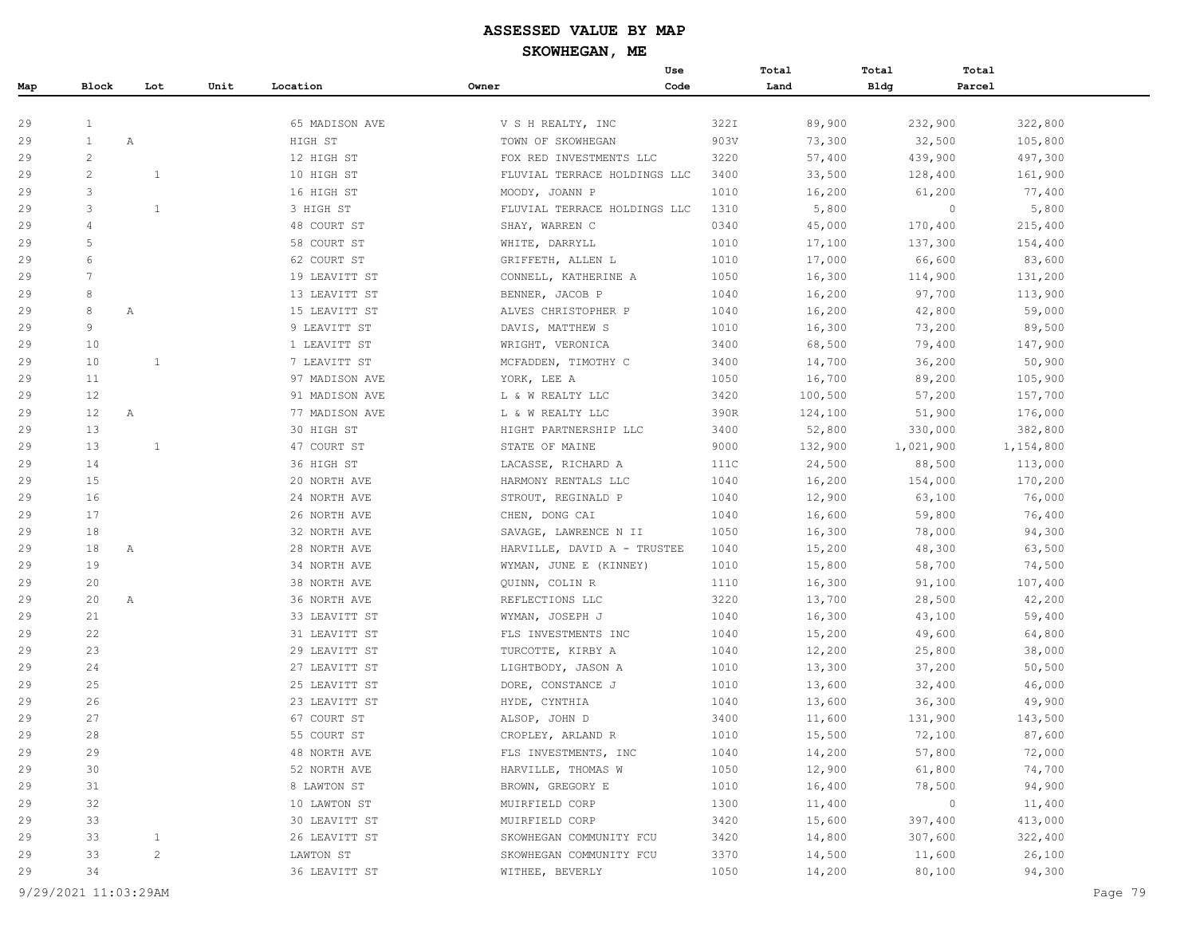# ASSESSED VALUE BY MAP

## SKOWHEGAN, ME

| Map | Block | Lot | Unit | Location | Owner | Use Code | Total Land | Total Bldg | Total Parcel |
|---|---|---|---|---|---|---|---|---|---|
| 29 | 1 | | | 65 MADISON AVE | V S H REALTY, INC | 322I | 89,900 | 232,900 | 322,800 |
| 29 | 1 | A | | HIGH ST | TOWN OF SKOWHEGAN | 903V | 73,300 | 32,500 | 105,800 |
| 29 | 2 | | | 12 HIGH ST | FOX RED INVESTMENTS LLC | 3220 | 57,400 | 439,900 | 497,300 |
| 29 | 2 | 1 | | 10 HIGH ST | FLUVIAL TERRACE HOLDINGS LLC | 3400 | 33,500 | 128,400 | 161,900 |
| 29 | 3 | | | 16 HIGH ST | MOODY, JOANN P | 1010 | 16,200 | 61,200 | 77,400 |
| 29 | 3 | 1 | | 3 HIGH ST | FLUVIAL TERRACE HOLDINGS LLC | 1310 | 5,800 | 0 | 5,800 |
| 29 | 4 | | | 48 COURT ST | SHAY, WARREN C | 0340 | 45,000 | 170,400 | 215,400 |
| 29 | 5 | | | 58 COURT ST | WHITE, DARRYLL | 1010 | 17,100 | 137,300 | 154,400 |
| 29 | 6 | | | 62 COURT ST | GRIFFETH, ALLEN L | 1010 | 17,000 | 66,600 | 83,600 |
| 29 | 7 | | | 19 LEAVITT ST | CONNELL, KATHERINE A | 1050 | 16,300 | 114,900 | 131,200 |
| 29 | 8 | | | 13 LEAVITT ST | BENNER, JACOB P | 1040 | 16,200 | 97,700 | 113,900 |
| 29 | 8 | A | | 15 LEAVITT ST | ALVES CHRISTOPHER P | 1040 | 16,200 | 42,800 | 59,000 |
| 29 | 9 | | | 9 LEAVITT ST | DAVIS, MATTHEW S | 1010 | 16,300 | 73,200 | 89,500 |
| 29 | 10 | | | 1 LEAVITT ST | WRIGHT, VERONICA | 3400 | 68,500 | 79,400 | 147,900 |
| 29 | 10 | 1 | | 7 LEAVITT ST | MCFADDEN, TIMOTHY C | 3400 | 14,700 | 36,200 | 50,900 |
| 29 | 11 | | | 97 MADISON AVE | YORK, LEE A | 1050 | 16,700 | 89,200 | 105,900 |
| 29 | 12 | | | 91 MADISON AVE | L & W REALTY LLC | 3420 | 100,500 | 57,200 | 157,700 |
| 29 | 12 | A | | 77 MADISON AVE | L & W REALTY LLC | 390R | 124,100 | 51,900 | 176,000 |
| 29 | 13 | | | 30 HIGH ST | HIGHT PARTNERSHIP LLC | 3400 | 52,800 | 330,000 | 382,800 |
| 29 | 13 | 1 | | 47 COURT ST | STATE OF MAINE | 9000 | 132,900 | 1,021,900 | 1,154,800 |
| 29 | 14 | | | 36 HIGH ST | LACASSE, RICHARD A | 111C | 24,500 | 88,500 | 113,000 |
| 29 | 15 | | | 20 NORTH AVE | HARMONY RENTALS LLC | 1040 | 16,200 | 154,000 | 170,200 |
| 29 | 16 | | | 24 NORTH AVE | STROUT, REGINALD P | 1040 | 12,900 | 63,100 | 76,000 |
| 29 | 17 | | | 26 NORTH AVE | CHEN, DONG CAI | 1040 | 16,600 | 59,800 | 76,400 |
| 29 | 18 | | | 32 NORTH AVE | SAVAGE, LAWRENCE N II | 1050 | 16,300 | 78,000 | 94,300 |
| 29 | 18 | A | | 28 NORTH AVE | HARVILLE, DAVID A - TRUSTEE | 1040 | 15,200 | 48,300 | 63,500 |
| 29 | 19 | | | 34 NORTH AVE | WYMAN, JUNE E (KINNEY) | 1010 | 15,800 | 58,700 | 74,500 |
| 29 | 20 | | | 38 NORTH AVE | QUINN, COLIN R | 1110 | 16,300 | 91,100 | 107,400 |
| 29 | 20 | A | | 36 NORTH AVE | REFLECTIONS LLC | 3220 | 13,700 | 28,500 | 42,200 |
| 29 | 21 | | | 33 LEAVITT ST | WYMAN, JOSEPH J | 1040 | 16,300 | 43,100 | 59,400 |
| 29 | 22 | | | 31 LEAVITT ST | FLS INVESTMENTS INC | 1040 | 15,200 | 49,600 | 64,800 |
| 29 | 23 | | | 29 LEAVITT ST | TURCOTTE, KIRBY A | 1040 | 12,200 | 25,800 | 38,000 |
| 29 | 24 | | | 27 LEAVITT ST | LIGHTBODY, JASON A | 1010 | 13,300 | 37,200 | 50,500 |
| 29 | 25 | | | 25 LEAVITT ST | DORE, CONSTANCE J | 1010 | 13,600 | 32,400 | 46,000 |
| 29 | 26 | | | 23 LEAVITT ST | HYDE, CYNTHIA | 1040 | 13,600 | 36,300 | 49,900 |
| 29 | 27 | | | 67 COURT ST | ALSOP, JOHN D | 3400 | 11,600 | 131,900 | 143,500 |
| 29 | 28 | | | 55 COURT ST | CROPLEY, ARLAND R | 1010 | 15,500 | 72,100 | 87,600 |
| 29 | 29 | | | 48 NORTH AVE | FLS INVESTMENTS, INC | 1040 | 14,200 | 57,800 | 72,000 |
| 29 | 30 | | | 52 NORTH AVE | HARVILLE, THOMAS W | 1050 | 12,900 | 61,800 | 74,700 |
| 29 | 31 | | | 8 LAWTON ST | BROWN, GREGORY E | 1010 | 16,400 | 78,500 | 94,900 |
| 29 | 32 | | | 10 LAWTON ST | MUIRFIELD CORP | 1300 | 11,400 | 0 | 11,400 |
| 29 | 33 | | | 30 LEAVITT ST | MUIRFIELD CORP | 3420 | 15,600 | 397,400 | 413,000 |
| 29 | 33 | 1 | | 26 LEAVITT ST | SKOWHEGAN COMMUNITY FCU | 3420 | 14,800 | 307,600 | 322,400 |
| 29 | 33 | 2 | | LAWTON ST | SKOWHEGAN COMMUNITY FCU | 3370 | 14,500 | 11,600 | 26,100 |
| 29 | 34 | | | 36 LEAVITT ST | WITHEE, BEVERLY | 1050 | 14,200 | 80,100 | 94,300 |

9/29/2021 11:03:29AM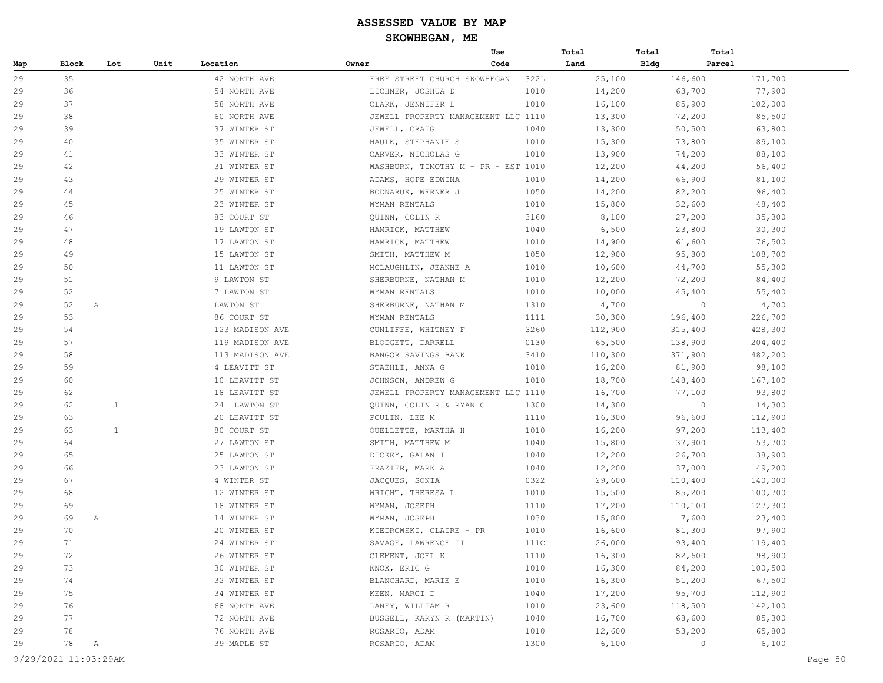# ASSESSED VALUE BY MAP

## SKOWHEGAN, ME

| Map | Block | Lot | Unit | Location | Owner | Use Code | Total Land | Total Bldg | Total Parcel |
|---|---|---|---|---|---|---|---|---|---|
| 29 | 35 | | | 42 NORTH AVE | FREE STREET CHURCH SKOWHEGAN | 322L | 25,100 | 146,600 | 171,700 |
| 29 | 36 | | | 54 NORTH AVE | LICHNER, JOSHUA D | 1010 | 14,200 | 63,700 | 77,900 |
| 29 | 37 | | | 58 NORTH AVE | CLARK, JENNIFER L | 1010 | 16,100 | 85,900 | 102,000 |
| 29 | 38 | | | 60 NORTH AVE | JEWELL PROPERTY MANAGEMENT LLC | 1110 | 13,300 | 72,200 | 85,500 |
| 29 | 39 | | | 37 WINTER ST | JEWELL, CRAIG | 1040 | 13,300 | 50,500 | 63,800 |
| 29 | 40 | | | 35 WINTER ST | HAULK, STEPHANIE S | 1010 | 15,300 | 73,800 | 89,100 |
| 29 | 41 | | | 33 WINTER ST | CARVER, NICHOLAS G | 1010 | 13,900 | 74,200 | 88,100 |
| 29 | 42 | | | 31 WINTER ST | WASHBURN, TIMOTHY M - PR - EST | 1010 | 12,200 | 44,200 | 56,400 |
| 29 | 43 | | | 29 WINTER ST | ADAMS, HOPE EDWINA | 1010 | 14,200 | 66,900 | 81,100 |
| 29 | 44 | | | 25 WINTER ST | BODNARUK, WERNER J | 1050 | 14,200 | 82,200 | 96,400 |
| 29 | 45 | | | 23 WINTER ST | WYMAN RENTALS | 1010 | 15,800 | 32,600 | 48,400 |
| 29 | 46 | | | 83 COURT ST | QUINN, COLIN R | 3160 | 8,100 | 27,200 | 35,300 |
| 29 | 47 | | | 19 LAWTON ST | HAMRICK, MATTHEW | 1040 | 6,500 | 23,800 | 30,300 |
| 29 | 48 | | | 17 LAWTON ST | HAMRICK, MATTHEW | 1010 | 14,900 | 61,600 | 76,500 |
| 29 | 49 | | | 15 LAWTON ST | SMITH, MATTHEW M | 1050 | 12,900 | 95,800 | 108,700 |
| 29 | 50 | | | 11 LAWTON ST | MCLAUGHLIN, JEANNE A | 1010 | 10,600 | 44,700 | 55,300 |
| 29 | 51 | | | 9 LAWTON ST | SHERBURNE, NATHAN M | 1010 | 12,200 | 72,200 | 84,400 |
| 29 | 52 | | | 7 LAWTON ST | WYMAN RENTALS | 1010 | 10,000 | 45,400 | 55,400 |
| 29 | 52 | A | | LAWTON ST | SHERBURNE, NATHAN M | 1310 | 4,700 | 0 | 4,700 |
| 29 | 53 | | | 86 COURT ST | WYMAN RENTALS | 1111 | 30,300 | 196,400 | 226,700 |
| 29 | 54 | | | 123 MADISON AVE | CUNLIFFE, WHITNEY F | 3260 | 112,900 | 315,400 | 428,300 |
| 29 | 57 | | | 119 MADISON AVE | BLODGETT, DARRELL | 0130 | 65,500 | 138,900 | 204,400 |
| 29 | 58 | | | 113 MADISON AVE | BANGOR SAVINGS BANK | 3410 | 110,300 | 371,900 | 482,200 |
| 29 | 59 | | | 4 LEAVITT ST | STAEHLI, ANNA G | 1010 | 16,200 | 81,900 | 98,100 |
| 29 | 60 | | | 10 LEAVITT ST | JOHNSON, ANDREW G | 1010 | 18,700 | 148,400 | 167,100 |
| 29 | 62 | | | 18 LEAVITT ST | JEWELL PROPERTY MANAGEMENT LLC | 1110 | 16,700 | 77,100 | 93,800 |
| 29 | 62 | 1 | | 24 LAWTON ST | QUINN, COLIN R & RYAN C | 1300 | 14,300 | 0 | 14,300 |
| 29 | 63 | | | 20 LEAVITT ST | POULIN, LEE M | 1110 | 16,300 | 96,600 | 112,900 |
| 29 | 63 | 1 | | 80 COURT ST | OUELLETTE, MARTHA H | 1010 | 16,200 | 97,200 | 113,400 |
| 29 | 64 | | | 27 LAWTON ST | SMITH, MATTHEW M | 1040 | 15,800 | 37,900 | 53,700 |
| 29 | 65 | | | 25 LAWTON ST | DICKEY, GALAN I | 1040 | 12,200 | 26,700 | 38,900 |
| 29 | 66 | | | 23 LAWTON ST | FRAZIER, MARK A | 1040 | 12,200 | 37,000 | 49,200 |
| 29 | 67 | | | 4 WINTER ST | JACQUES, SONIA | 0322 | 29,600 | 110,400 | 140,000 |
| 29 | 68 | | | 12 WINTER ST | WRIGHT, THERESA L | 1010 | 15,500 | 85,200 | 100,700 |
| 29 | 69 | | | 18 WINTER ST | WYMAN, JOSEPH | 1110 | 17,200 | 110,100 | 127,300 |
| 29 | 69 | A | | 14 WINTER ST | WYMAN, JOSEPH | 1030 | 15,800 | 7,600 | 23,400 |
| 29 | 70 | | | 20 WINTER ST | KIEDROWSKI, CLAIRE - PR | 1010 | 16,600 | 81,300 | 97,900 |
| 29 | 71 | | | 24 WINTER ST | SAVAGE, LAWRENCE II | 111C | 26,000 | 93,400 | 119,400 |
| 29 | 72 | | | 26 WINTER ST | CLEMENT, JOEL K | 1110 | 16,300 | 82,600 | 98,900 |
| 29 | 73 | | | 30 WINTER ST | KNOX, ERIC G | 1010 | 16,300 | 84,200 | 100,500 |
| 29 | 74 | | | 32 WINTER ST | BLANCHARD, MARIE E | 1010 | 16,300 | 51,200 | 67,500 |
| 29 | 75 | | | 34 WINTER ST | KEEN, MARCI D | 1040 | 17,200 | 95,700 | 112,900 |
| 29 | 76 | | | 68 NORTH AVE | LANEY, WILLIAM R | 1010 | 23,600 | 118,500 | 142,100 |
| 29 | 77 | | | 72 NORTH AVE | BUSSELL, KARYN R (MARTIN) | 1040 | 16,700 | 68,600 | 85,300 |
| 29 | 78 | | | 76 NORTH AVE | ROSARIO, ADAM | 1010 | 12,600 | 53,200 | 65,800 |
| 29 | 78 | A | | 39 MAPLE ST | ROSARIO, ADAM | 1300 | 6,100 | 0 | 6,100 |

9/29/2021 11:03:29AM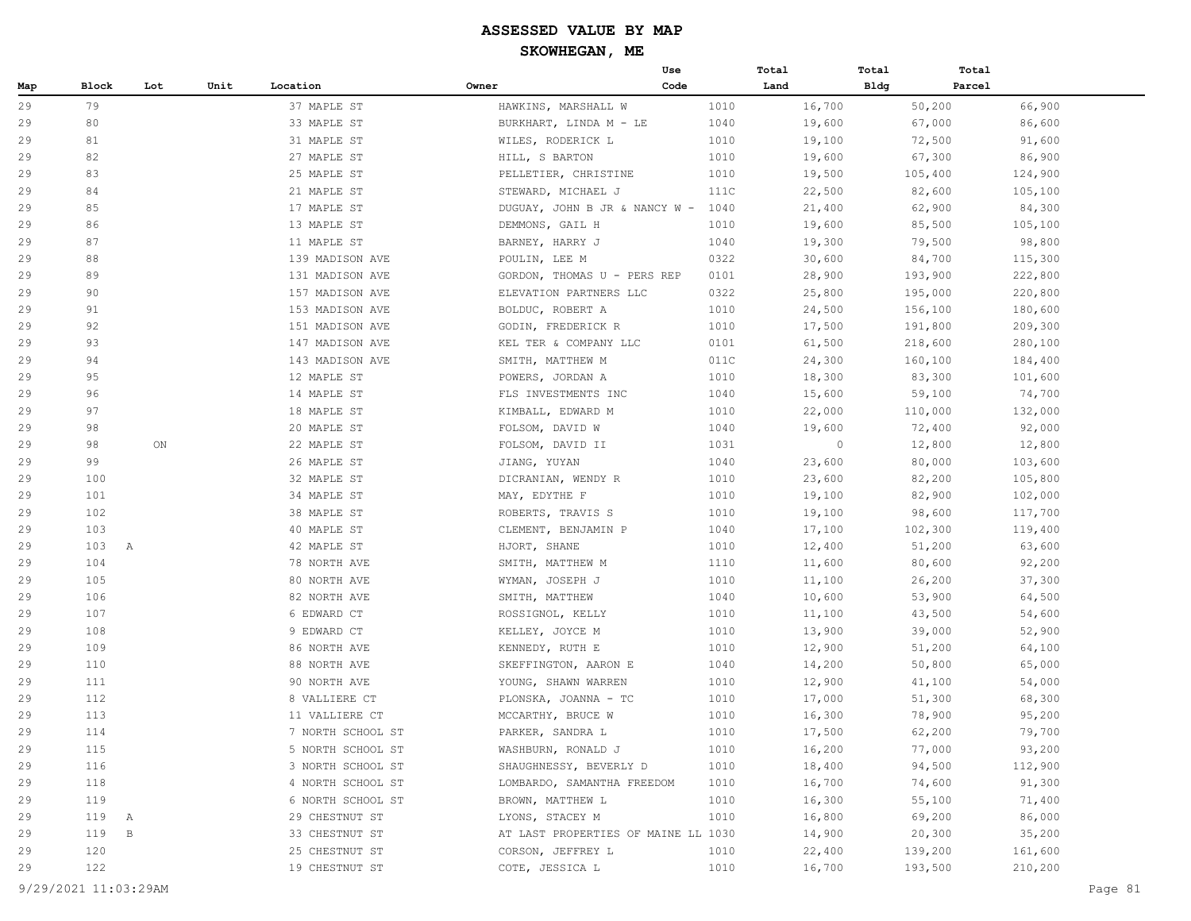# ASSESSED VALUE BY MAP

## SKOWHEGAN, ME

| Map | Block | Lot | Unit | Location | Owner | Use Code | Total Land | Total Bldg | Total Parcel |
|---|---|---|---|---|---|---|---|---|---|
| 29 | 79 | | | 37 MAPLE ST | HAWKINS, MARSHALL W | 1010 | 16,700 | 50,200 | 66,900 |
| 29 | 80 | | | 33 MAPLE ST | BURKHART, LINDA M - LE | 1040 | 19,600 | 67,000 | 86,600 |
| 29 | 81 | | | 31 MAPLE ST | WILES, RODERICK L | 1010 | 19,100 | 72,500 | 91,600 |
| 29 | 82 | | | 27 MAPLE ST | HILL, S BARTON | 1010 | 19,600 | 67,300 | 86,900 |
| 29 | 83 | | | 25 MAPLE ST | PELLETIER, CHRISTINE | 1010 | 19,500 | 105,400 | 124,900 |
| 29 | 84 | | | 21 MAPLE ST | STEWARD, MICHAEL J | 111C | 22,500 | 82,600 | 105,100 |
| 29 | 85 | | | 17 MAPLE ST | DUGUAY, JOHN B JR & NANCY W - | 1040 | 21,400 | 62,900 | 84,300 |
| 29 | 86 | | | 13 MAPLE ST | DEMMONS, GAIL H | 1010 | 19,600 | 85,500 | 105,100 |
| 29 | 87 | | | 11 MAPLE ST | BARNEY, HARRY J | 1040 | 19,300 | 79,500 | 98,800 |
| 29 | 88 | | | 139 MADISON AVE | POULIN, LEE M | 0322 | 30,600 | 84,700 | 115,300 |
| 29 | 89 | | | 131 MADISON AVE | GORDON, THOMAS U - PERS REP | 0101 | 28,900 | 193,900 | 222,800 |
| 29 | 90 | | | 157 MADISON AVE | ELEVATION PARTNERS LLC | 0322 | 25,800 | 195,000 | 220,800 |
| 29 | 91 | | | 153 MADISON AVE | BOLDUC, ROBERT A | 1010 | 24,500 | 156,100 | 180,600 |
| 29 | 92 | | | 151 MADISON AVE | GODIN, FREDERICK R | 1010 | 17,500 | 191,800 | 209,300 |
| 29 | 93 | | | 147 MADISON AVE | KEL TER & COMPANY LLC | 0101 | 61,500 | 218,600 | 280,100 |
| 29 | 94 | | | 143 MADISON AVE | SMITH, MATTHEW M | 011C | 24,300 | 160,100 | 184,400 |
| 29 | 95 | | | 12 MAPLE ST | POWERS, JORDAN A | 1010 | 18,300 | 83,300 | 101,600 |
| 29 | 96 | | | 14 MAPLE ST | FLS INVESTMENTS INC | 1040 | 15,600 | 59,100 | 74,700 |
| 29 | 97 | | | 18 MAPLE ST | KIMBALL, EDWARD M | 1010 | 22,000 | 110,000 | 132,000 |
| 29 | 98 | | | 20 MAPLE ST | FOLSOM, DAVID W | 1040 | 19,600 | 72,400 | 92,000 |
| 29 | 98 | ON | | 22 MAPLE ST | FOLSOM, DAVID II | 1031 | 0 | 12,800 | 12,800 |
| 29 | 99 | | | 26 MAPLE ST | JIANG, YUYAN | 1040 | 23,600 | 80,000 | 103,600 |
| 29 | 100 | | | 32 MAPLE ST | DICRANIAN, WENDY R | 1010 | 23,600 | 82,200 | 105,800 |
| 29 | 101 | | | 34 MAPLE ST | MAY, EDYTHE F | 1010 | 19,100 | 82,900 | 102,000 |
| 29 | 102 | | | 38 MAPLE ST | ROBERTS, TRAVIS S | 1010 | 19,100 | 98,600 | 117,700 |
| 29 | 103 | | | 40 MAPLE ST | CLEMENT, BENJAMIN P | 1040 | 17,100 | 102,300 | 119,400 |
| 29 | 103 | A | | 42 MAPLE ST | HJORT, SHANE | 1010 | 12,400 | 51,200 | 63,600 |
| 29 | 104 | | | 78 NORTH AVE | SMITH, MATTHEW M | 1110 | 11,600 | 80,600 | 92,200 |
| 29 | 105 | | | 80 NORTH AVE | WYMAN, JOSEPH J | 1010 | 11,100 | 26,200 | 37,300 |
| 29 | 106 | | | 82 NORTH AVE | SMITH, MATTHEW | 1040 | 10,600 | 53,900 | 64,500 |
| 29 | 107 | | | 6 EDWARD CT | ROSSIGNOL, KELLY | 1010 | 11,100 | 43,500 | 54,600 |
| 29 | 108 | | | 9 EDWARD CT | KELLEY, JOYCE M | 1010 | 13,900 | 39,000 | 52,900 |
| 29 | 109 | | | 86 NORTH AVE | KENNEDY, RUTH E | 1010 | 12,900 | 51,200 | 64,100 |
| 29 | 110 | | | 88 NORTH AVE | SKEFFINGTON, AARON E | 1040 | 14,200 | 50,800 | 65,000 |
| 29 | 111 | | | 90 NORTH AVE | YOUNG, SHAWN WARREN | 1010 | 12,900 | 41,100 | 54,000 |
| 29 | 112 | | | 8 VALLIERE CT | PLONSKA, JOANNA - TC | 1010 | 17,000 | 51,300 | 68,300 |
| 29 | 113 | | | 11 VALLIERE CT | MCCARTHY, BRUCE W | 1010 | 16,300 | 78,900 | 95,200 |
| 29 | 114 | | | 7 NORTH SCHOOL ST | PARKER, SANDRA L | 1010 | 17,500 | 62,200 | 79,700 |
| 29 | 115 | | | 5 NORTH SCHOOL ST | WASHBURN, RONALD J | 1010 | 16,200 | 77,000 | 93,200 |
| 29 | 116 | | | 3 NORTH SCHOOL ST | SHAUGHNESSY, BEVERLY D | 1010 | 18,400 | 94,500 | 112,900 |
| 29 | 118 | | | 4 NORTH SCHOOL ST | LOMBARDO, SAMANTHA FREEDOM | 1010 | 16,700 | 74,600 | 91,300 |
| 29 | 119 | | | 6 NORTH SCHOOL ST | BROWN, MATTHEW L | 1010 | 16,300 | 55,100 | 71,400 |
| 29 | 119 | A | | 29 CHESTNUT ST | LYONS, STACEY M | 1010 | 16,800 | 69,200 | 86,000 |
| 29 | 119 | B | | 33 CHESTNUT ST | AT LAST PROPERTIES OF MAINE LL | 1030 | 14,900 | 20,300 | 35,200 |
| 29 | 120 | | | 25 CHESTNUT ST | CORSON, JEFFREY L | 1010 | 22,400 | 139,200 | 161,600 |
| 29 | 122 | | | 19 CHESTNUT ST | COTE, JESSICA L | 1010 | 16,700 | 193,500 | 210,200 |

9/29/2021 11:03:29AM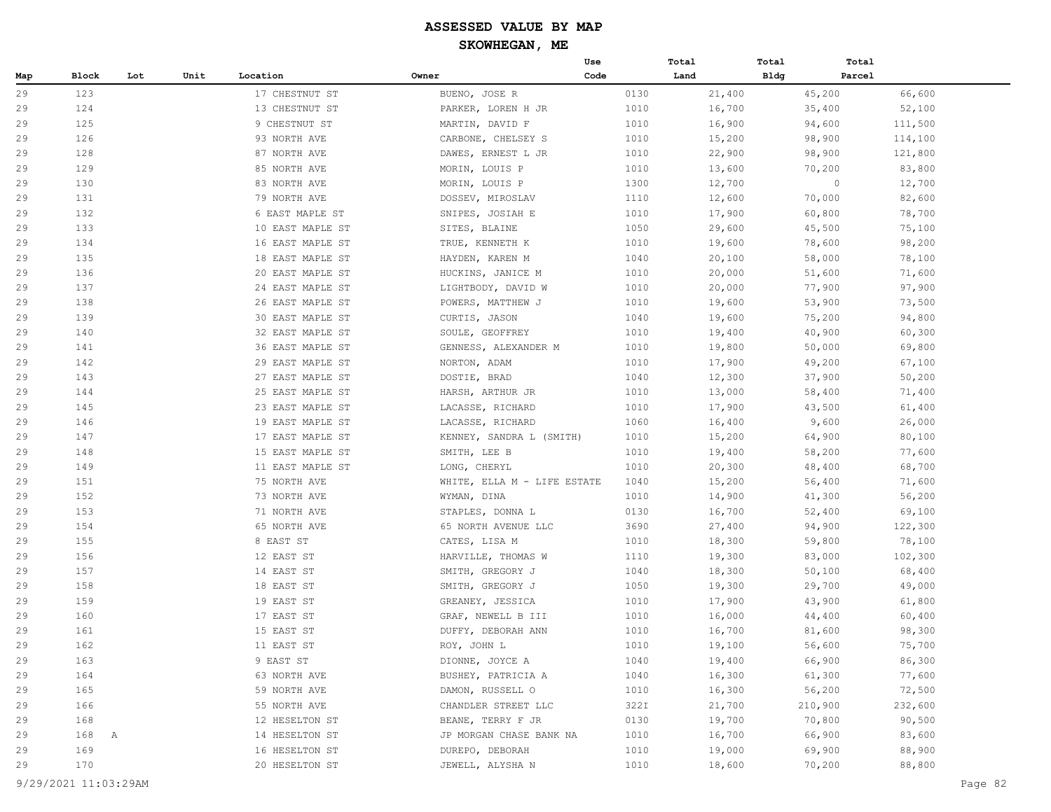# ASSESSED VALUE BY MAP

## SKOWHEGAN, ME

| Map | Block | Lot | Unit | Location | Owner | Use Code | Total Land | Total Bldg | Total Parcel |
|---|---|---|---|---|---|---|---|---|---|
| 29 | 123 | | | 17 CHESTNUT ST | BUENO, JOSE R | 0130 | 21,400 | 45,200 | 66,600 |
| 29 | 124 | | | 13 CHESTNUT ST | PARKER, LOREN H JR | 1010 | 16,700 | 35,400 | 52,100 |
| 29 | 125 | | | 9 CHESTNUT ST | MARTIN, DAVID F | 1010 | 16,900 | 94,600 | 111,500 |
| 29 | 126 | | | 93 NORTH AVE | CARBONE, CHELSEY S | 1010 | 15,200 | 98,900 | 114,100 |
| 29 | 128 | | | 87 NORTH AVE | DAWES, ERNEST L JR | 1010 | 22,900 | 98,900 | 121,800 |
| 29 | 129 | | | 85 NORTH AVE | MORIN, LOUIS P | 1010 | 13,600 | 70,200 | 83,800 |
| 29 | 130 | | | 83 NORTH AVE | MORIN, LOUIS P | 1300 | 12,700 | 0 | 12,700 |
| 29 | 131 | | | 79 NORTH AVE | DOSSEV, MIROSLAV | 1110 | 12,600 | 70,000 | 82,600 |
| 29 | 132 | | | 6 EAST MAPLE ST | SNIPES, JOSIAH E | 1010 | 17,900 | 60,800 | 78,700 |
| 29 | 133 | | | 10 EAST MAPLE ST | SITES, BLAINE | 1050 | 29,600 | 45,500 | 75,100 |
| 29 | 134 | | | 16 EAST MAPLE ST | TRUE, KENNETH K | 1010 | 19,600 | 78,600 | 98,200 |
| 29 | 135 | | | 18 EAST MAPLE ST | HAYDEN, KAREN M | 1040 | 20,100 | 58,000 | 78,100 |
| 29 | 136 | | | 20 EAST MAPLE ST | HUCKINS, JANICE M | 1010 | 20,000 | 51,600 | 71,600 |
| 29 | 137 | | | 24 EAST MAPLE ST | LIGHTBODY, DAVID W | 1010 | 20,000 | 77,900 | 97,900 |
| 29 | 138 | | | 26 EAST MAPLE ST | POWERS, MATTHEW J | 1010 | 19,600 | 53,900 | 73,500 |
| 29 | 139 | | | 30 EAST MAPLE ST | CURTIS, JASON | 1040 | 19,600 | 75,200 | 94,800 |
| 29 | 140 | | | 32 EAST MAPLE ST | SOULE, GEOFFREY | 1010 | 19,400 | 40,900 | 60,300 |
| 29 | 141 | | | 36 EAST MAPLE ST | GENNESS, ALEXANDER M | 1010 | 19,800 | 50,000 | 69,800 |
| 29 | 142 | | | 29 EAST MAPLE ST | NORTON, ADAM | 1010 | 17,900 | 49,200 | 67,100 |
| 29 | 143 | | | 27 EAST MAPLE ST | DOSTIE, BRAD | 1040 | 12,300 | 37,900 | 50,200 |
| 29 | 144 | | | 25 EAST MAPLE ST | HARSH, ARTHUR JR | 1010 | 13,000 | 58,400 | 71,400 |
| 29 | 145 | | | 23 EAST MAPLE ST | LACASSE, RICHARD | 1010 | 17,900 | 43,500 | 61,400 |
| 29 | 146 | | | 19 EAST MAPLE ST | LACASSE, RICHARD | 1060 | 16,400 | 9,600 | 26,000 |
| 29 | 147 | | | 17 EAST MAPLE ST | KENNEY, SANDRA L (SMITH) | 1010 | 15,200 | 64,900 | 80,100 |
| 29 | 148 | | | 15 EAST MAPLE ST | SMITH, LEE B | 1010 | 19,400 | 58,200 | 77,600 |
| 29 | 149 | | | 11 EAST MAPLE ST | LONG, CHERYL | 1010 | 20,300 | 48,400 | 68,700 |
| 29 | 151 | | | 75 NORTH AVE | WHITE, ELLA M - LIFE ESTATE | 1040 | 15,200 | 56,400 | 71,600 |
| 29 | 152 | | | 73 NORTH AVE | WYMAN, DINA | 1010 | 14,900 | 41,300 | 56,200 |
| 29 | 153 | | | 71 NORTH AVE | STAPLES, DONNA L | 0130 | 16,700 | 52,400 | 69,100 |
| 29 | 154 | | | 65 NORTH AVE | 65 NORTH AVENUE LLC | 3690 | 27,400 | 94,900 | 122,300 |
| 29 | 155 | | | 8 EAST ST | CATES, LISA M | 1010 | 18,300 | 59,800 | 78,100 |
| 29 | 156 | | | 12 EAST ST | HARVILLE, THOMAS W | 1110 | 19,300 | 83,000 | 102,300 |
| 29 | 157 | | | 14 EAST ST | SMITH, GREGORY J | 1040 | 18,300 | 50,100 | 68,400 |
| 29 | 158 | | | 18 EAST ST | SMITH, GREGORY J | 1050 | 19,300 | 29,700 | 49,000 |
| 29 | 159 | | | 19 EAST ST | GREANEY, JESSICA | 1010 | 17,900 | 43,900 | 61,800 |
| 29 | 160 | | | 17 EAST ST | GRAF, NEWELL B III | 1010 | 16,000 | 44,400 | 60,400 |
| 29 | 161 | | | 15 EAST ST | DUFFY, DEBORAH ANN | 1010 | 16,700 | 81,600 | 98,300 |
| 29 | 162 | | | 11 EAST ST | ROY, JOHN L | 1010 | 19,100 | 56,600 | 75,700 |
| 29 | 163 | | | 9 EAST ST | DIONNE, JOYCE A | 1040 | 19,400 | 66,900 | 86,300 |
| 29 | 164 | | | 63 NORTH AVE | BUSHEY, PATRICIA A | 1040 | 16,300 | 61,300 | 77,600 |
| 29 | 165 | | | 59 NORTH AVE | DAMON, RUSSELL O | 1010 | 16,300 | 56,200 | 72,500 |
| 29 | 166 | | | 55 NORTH AVE | CHANDLER STREET LLC | 322I | 21,700 | 210,900 | 232,600 |
| 29 | 168 | | | 12 HESELTON ST | BEANE, TERRY F JR | 0130 | 19,700 | 70,800 | 90,500 |
| 29 | 168 | A | | 14 HESELTON ST | JP MORGAN CHASE BANK NA | 1010 | 16,700 | 66,900 | 83,600 |
| 29 | 169 | | | 16 HESELTON ST | DUREPO, DEBORAH | 1010 | 19,000 | 69,900 | 88,900 |
| 29 | 170 | | | 20 HESELTON ST | JEWELL, ALYSHA N | 1010 | 18,600 | 70,200 | 88,800 |

9/29/2021 11:03:29AM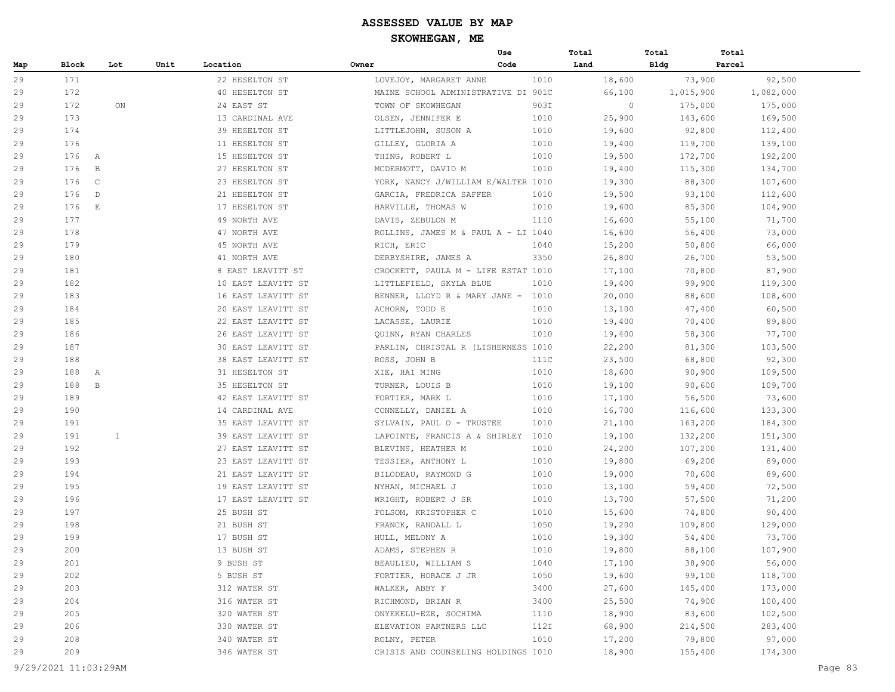# ASSESSED VALUE BY MAP

## SKOWHEGAN, ME

| Map | Block | Lot | Unit | Location | Owner | Use Code | Total Land | Total Bldg | Total Parcel |
|---|---|---|---|---|---|---|---|---|---|
| 29 | 171 | | | 22 HESELTON ST | LOVEJOY, MARGARET ANNE | 1010 | 18,600 | 73,900 | 92,500 |
| 29 | 172 | | | 40 HESELTON ST | MAINE SCHOOL ADMINISTRATIVE DI | 901C | 66,100 | 1,015,900 | 1,082,000 |
| 29 | 172 | ON | | 24 EAST ST | TOWN OF SKOWHEGAN | 903I | 0 | 175,000 | 175,000 |
| 29 | 173 | | | 13 CARDINAL AVE | OLSEN, JENNIFER E | 1010 | 25,900 | 143,600 | 169,500 |
| 29 | 174 | | | 39 HESELTON ST | LITTLEJOHN, SUSON A | 1010 | 19,600 | 92,800 | 112,400 |
| 29 | 176 | | | 11 HESELTON ST | GILLEY, GLORIA A | 1010 | 19,400 | 119,700 | 139,100 |
| 29 | 176 | A | | 15 HESELTON ST | THING, ROBERT L | 1010 | 19,500 | 172,700 | 192,200 |
| 29 | 176 | B | | 27 HESELTON ST | MCDERMOTT, DAVID M | 1010 | 19,400 | 115,300 | 134,700 |
| 29 | 176 | C | | 23 HESELTON ST | YORK, NANCY J/WILLIAM E/WALTER | 1010 | 19,300 | 88,300 | 107,600 |
| 29 | 176 | D | | 21 HESELTON ST | GARCIA, FREDRICA SAFFER | 1010 | 19,500 | 93,100 | 112,600 |
| 29 | 176 | E | | 17 HESELTON ST | HARVILLE, THOMAS W | 1010 | 19,600 | 85,300 | 104,900 |
| 29 | 177 | | | 49 NORTH AVE | DAVIS, ZEBULON M | 1110 | 16,600 | 55,100 | 71,700 |
| 29 | 178 | | | 47 NORTH AVE | ROLLINS, JAMES M & PAUL A - LI | 1040 | 16,600 | 56,400 | 73,000 |
| 29 | 179 | | | 45 NORTH AVE | RICH, ERIC | 1040 | 15,200 | 50,800 | 66,000 |
| 29 | 180 | | | 41 NORTH AVE | DERBYSHIRE, JAMES A | 3350 | 26,800 | 26,700 | 53,500 |
| 29 | 181 | | | 8 EAST LEAVITT ST | CROCKETT, PAULA M - LIFE ESTAT | 1010 | 17,100 | 70,800 | 87,900 |
| 29 | 182 | | | 10 EAST LEAVITT ST | LITTLEFIELD, SKYLA BLUE | 1010 | 19,400 | 99,900 | 119,300 |
| 29 | 183 | | | 16 EAST LEAVITT ST | BENNER, LLOYD R & MARY JANE - | 1010 | 20,000 | 88,600 | 108,600 |
| 29 | 184 | | | 20 EAST LEAVITT ST | ACHORN, TODD E | 1010 | 13,100 | 47,400 | 60,500 |
| 29 | 185 | | | 22 EAST LEAVITT ST | LACASSE, LAURIE | 1010 | 19,400 | 70,400 | 89,800 |
| 29 | 186 | | | 26 EAST LEAVITT ST | QUINN, RYAN CHARLES | 1010 | 19,400 | 58,300 | 77,700 |
| 29 | 187 | | | 30 EAST LEAVITT ST | PARLIN, CHRISTAL R (LISHERNESS | 1010 | 22,200 | 81,300 | 103,500 |
| 29 | 188 | | | 38 EAST LEAVITT ST | ROSS, JOHN B | 111C | 23,500 | 68,800 | 92,300 |
| 29 | 188 | A | | 31 HESELTON ST | XIE, HAI MING | 1010 | 18,600 | 90,900 | 109,500 |
| 29 | 188 | B | | 35 HESELTON ST | TURNER, LOUIS B | 1010 | 19,100 | 90,600 | 109,700 |
| 29 | 189 | | | 42 EAST LEAVITT ST | FORTIER, MARK L | 1010 | 17,100 | 56,500 | 73,600 |
| 29 | 190 | | | 14 CARDINAL AVE | CONNELLY, DANIEL A | 1010 | 16,700 | 116,600 | 133,300 |
| 29 | 191 | | | 35 EAST LEAVITT ST | SYLVAIN, PAUL O - TRUSTEE | 1010 | 21,100 | 163,200 | 184,300 |
| 29 | 191 | 1 | | 39 EAST LEAVITT ST | LAPOINTE, FRANCIS A & SHIRLEY | 1010 | 19,100 | 132,200 | 151,300 |
| 29 | 192 | | | 27 EAST LEAVITT ST | BLEVINS, HEATHER M | 1010 | 24,200 | 107,200 | 131,400 |
| 29 | 193 | | | 23 EAST LEAVITT ST | TESSIER, ANTHONY L | 1010 | 19,800 | 69,200 | 89,000 |
| 29 | 194 | | | 21 EAST LEAVITT ST | BILODEAU, RAYMOND G | 1010 | 19,000 | 70,600 | 89,600 |
| 29 | 195 | | | 19 EAST LEAVITT ST | NYHAN, MICHAEL J | 1010 | 13,100 | 59,400 | 72,500 |
| 29 | 196 | | | 17 EAST LEAVITT ST | WRIGHT, ROBERT J SR | 1010 | 13,700 | 57,500 | 71,200 |
| 29 | 197 | | | 25 BUSH ST | FOLSOM, KRISTOPHER C | 1010 | 15,600 | 74,800 | 90,400 |
| 29 | 198 | | | 21 BUSH ST | FRANCK, RANDALL L | 1050 | 19,200 | 109,800 | 129,000 |
| 29 | 199 | | | 17 BUSH ST | HULL, MELONY A | 1010 | 19,300 | 54,400 | 73,700 |
| 29 | 200 | | | 13 BUSH ST | ADAMS, STEPHEN R | 1010 | 19,800 | 88,100 | 107,900 |
| 29 | 201 | | | 9 BUSH ST | BEAULIEU, WILLIAM S | 1040 | 17,100 | 38,900 | 56,000 |
| 29 | 202 | | | 5 BUSH ST | FORTIER, HORACE J JR | 1050 | 19,600 | 99,100 | 118,700 |
| 29 | 203 | | | 312 WATER ST | WALKER, ABBY F | 3400 | 27,600 | 145,400 | 173,000 |
| 29 | 204 | | | 316 WATER ST | RICHMOND, BRIAN R | 3400 | 25,500 | 74,900 | 100,400 |
| 29 | 205 | | | 320 WATER ST | ONYEKELU-EZE, SOCHIMA | 1110 | 18,900 | 83,600 | 102,500 |
| 29 | 206 | | | 330 WATER ST | ELEVATION PARTNERS LLC | 112I | 68,900 | 214,500 | 283,400 |
| 29 | 208 | | | 340 WATER ST | ROLNY, PETER | 1010 | 17,200 | 79,800 | 97,000 |
| 29 | 209 | | | 346 WATER ST | CRISIS AND COUNSELING HOLDINGS | 1010 | 18,900 | 155,400 | 174,300 |

9/29/2021 11:03:29AM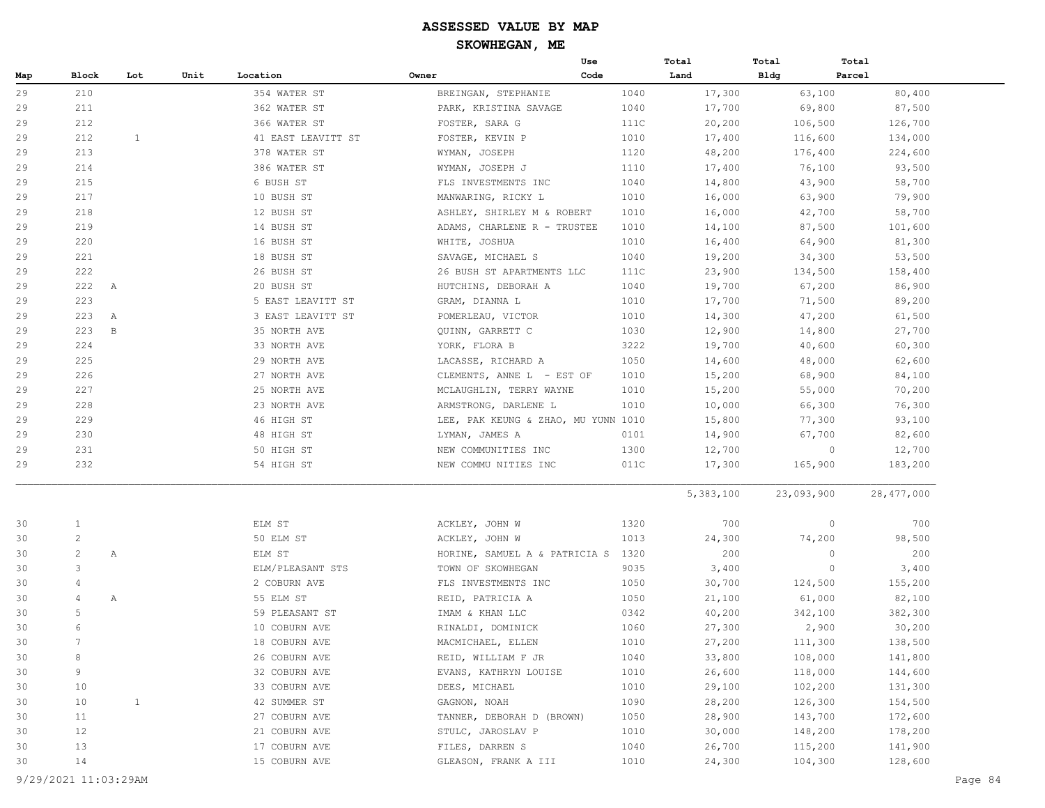# ASSESSED VALUE BY MAP

## SKOWHEGAN, ME

| Map | Block | Lot | Unit | Location | Owner | Use Code | Total Land | Total Bldg | Total Parcel |
|---|---|---|---|---|---|---|---|---|---|
| 29 | 210 | | | 354 WATER ST | BREINGAN, STEPHANIE | 1040 | 17,300 | 63,100 | 80,400 |
| 29 | 211 | | | 362 WATER ST | PARK, KRISTINA SAVAGE | 1040 | 17,700 | 69,800 | 87,500 |
| 29 | 212 | | | 366 WATER ST | FOSTER, SARA G | 111C | 20,200 | 106,500 | 126,700 |
| 29 | 212 | 1 | | 41 EAST LEAVITT ST | FOSTER, KEVIN P | 1010 | 17,400 | 116,600 | 134,000 |
| 29 | 213 | | | 378 WATER ST | WYMAN, JOSEPH | 1120 | 48,200 | 176,400 | 224,600 |
| 29 | 214 | | | 386 WATER ST | WYMAN, JOSEPH J | 1110 | 17,400 | 76,100 | 93,500 |
| 29 | 215 | | | 6 BUSH ST | FLS INVESTMENTS INC | 1040 | 14,800 | 43,900 | 58,700 |
| 29 | 217 | | | 10 BUSH ST | MANWARING, RICKY L | 1010 | 16,000 | 63,900 | 79,900 |
| 29 | 218 | | | 12 BUSH ST | ASHLEY, SHIRLEY M & ROBERT | 1010 | 16,000 | 42,700 | 58,700 |
| 29 | 219 | | | 14 BUSH ST | ADAMS, CHARLENE R - TRUSTEE | 1010 | 14,100 | 87,500 | 101,600 |
| 29 | 220 | | | 16 BUSH ST | WHITE, JOSHUA | 1010 | 16,400 | 64,900 | 81,300 |
| 29 | 221 | | | 18 BUSH ST | SAVAGE, MICHAEL S | 1040 | 19,200 | 34,300 | 53,500 |
| 29 | 222 | | | 26 BUSH ST | 26 BUSH ST APARTMENTS LLC | 111C | 23,900 | 134,500 | 158,400 |
| 29 | 222 | A | | 20 BUSH ST | HUTCHINS, DEBORAH A | 1040 | 19,700 | 67,200 | 86,900 |
| 29 | 223 | | | 5 EAST LEAVITT ST | GRAM, DIANNA L | 1010 | 17,700 | 71,500 | 89,200 |
| 29 | 223 | A | | 3 EAST LEAVITT ST | POMERLEAU, VICTOR | 1010 | 14,300 | 47,200 | 61,500 |
| 29 | 223 | B | | 35 NORTH AVE | QUINN, GARRETT C | 1030 | 12,900 | 14,800 | 27,700 |
| 29 | 224 | | | 33 NORTH AVE | YORK, FLORA B | 3222 | 19,700 | 40,600 | 60,300 |
| 29 | 225 | | | 29 NORTH AVE | LACASSE, RICHARD A | 1050 | 14,600 | 48,000 | 62,600 |
| 29 | 226 | | | 27 NORTH AVE | CLEMENTS, ANNE L - EST OF | 1010 | 15,200 | 68,900 | 84,100 |
| 29 | 227 | | | 25 NORTH AVE | MCLAUGHLIN, TERRY WAYNE | 1010 | 15,200 | 55,000 | 70,200 |
| 29 | 228 | | | 23 NORTH AVE | ARMSTRONG, DARLENE L | 1010 | 10,000 | 66,300 | 76,300 |
| 29 | 229 | | | 46 HIGH ST | LEE, PAK KEUNG & ZHAO, MU YUNN | 1010 | 15,800 | 77,300 | 93,100 |
| 29 | 230 | | | 48 HIGH ST | LYMAN, JAMES A | 0101 | 14,900 | 67,700 | 82,600 |
| 29 | 231 | | | 50 HIGH ST | NEW COMMUNITIES INC | 1300 | 12,700 | 0 | 12,700 |
| 29 | 232 | | | 54 HIGH ST | NEW COMMU NITIES INC | 011C | 17,300 | 165,900 | 183,200 |
| | | | | | | | 5,383,100 | 23,093,900 | 28,477,000 |
| 30 | 1 | | | ELM ST | ACKLEY, JOHN W | 1320 | 700 | 0 | 700 |
| 30 | 2 | | | 50 ELM ST | ACKLEY, JOHN W | 1013 | 24,300 | 74,200 | 98,500 |
| 30 | 2 | A | | ELM ST | HORINE, SAMUEL A & PATRICIA S | 1320 | 200 | 0 | 200 |
| 30 | 3 | | | ELM/PLEASANT STS | TOWN OF SKOWHEGAN | 9035 | 3,400 | 0 | 3,400 |
| 30 | 4 | | | 2 COBURN AVE | FLS INVESTMENTS INC | 1050 | 30,700 | 124,500 | 155,200 |
| 30 | 4 | A | | 55 ELM ST | REID, PATRICIA A | 1050 | 21,100 | 61,000 | 82,100 |
| 30 | 5 | | | 59 PLEASANT ST | IMAM & KHAN LLC | 0342 | 40,200 | 342,100 | 382,300 |
| 30 | 6 | | | 10 COBURN AVE | RINALDI, DOMINICK | 1060 | 27,300 | 2,900 | 30,200 |
| 30 | 7 | | | 18 COBURN AVE | MACMICHAEL, ELLEN | 1010 | 27,200 | 111,300 | 138,500 |
| 30 | 8 | | | 26 COBURN AVE | REID, WILLIAM F JR | 1040 | 33,800 | 108,000 | 141,800 |
| 30 | 9 | | | 32 COBURN AVE | EVANS, KATHRYN LOUISE | 1010 | 26,600 | 118,000 | 144,600 |
| 30 | 10 | | | 33 COBURN AVE | DEES, MICHAEL | 1010 | 29,100 | 102,200 | 131,300 |
| 30 | 10 | 1 | | 42 SUMMER ST | GAGNON, NOAH | 1090 | 28,200 | 126,300 | 154,500 |
| 30 | 11 | | | 27 COBURN AVE | TANNER, DEBORAH D (BROWN) | 1050 | 28,900 | 143,700 | 172,600 |
| 30 | 12 | | | 21 COBURN AVE | STULC, JAROSLAV P | 1010 | 30,000 | 148,200 | 178,200 |
| 30 | 13 | | | 17 COBURN AVE | FILES, DARREN S | 1040 | 26,700 | 115,200 | 141,900 |
| 30 | 14 | | | 15 COBURN AVE | GLEASON, FRANK A III | 1010 | 24,300 | 104,300 | 128,600 |

9/29/2021 11:03:29AM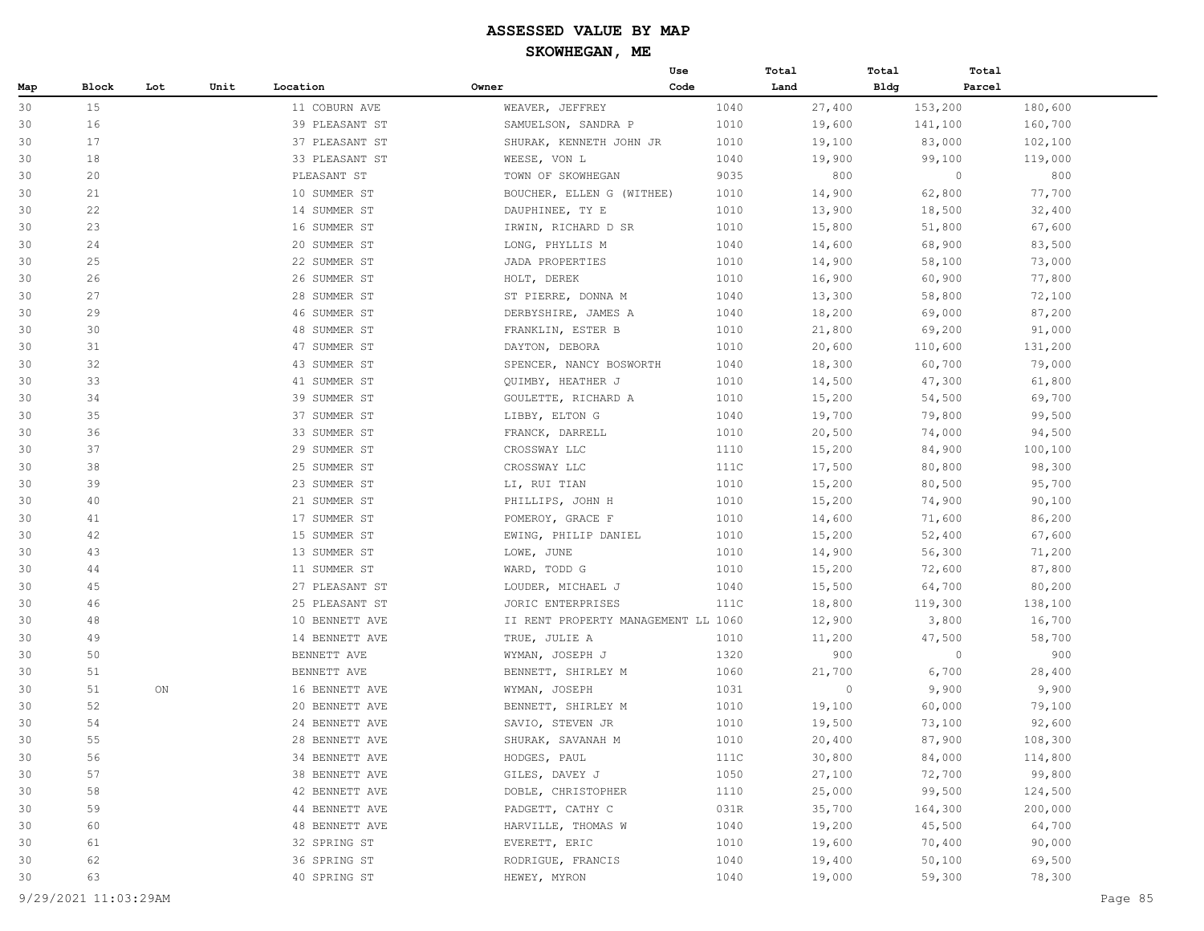# ASSESSED VALUE BY MAP

## SKOWHEGAN, ME

| Map | Block | Lot | Unit | Location | Owner | Use Code | Total Land | Total Bldg | Total Parcel |
|---|---|---|---|---|---|---|---|---|---|
| 30 | 15 | | | 11 COBURN AVE | WEAVER, JEFFREY | 1040 | 27,400 | 153,200 | 180,600 |
| 30 | 16 | | | 39 PLEASANT ST | SAMUELSON, SANDRA P | 1010 | 19,600 | 141,100 | 160,700 |
| 30 | 17 | | | 37 PLEASANT ST | SHURAK, KENNETH JOHN JR | 1010 | 19,100 | 83,000 | 102,100 |
| 30 | 18 | | | 33 PLEASANT ST | WEESE, VON L | 1040 | 19,900 | 99,100 | 119,000 |
| 30 | 20 | | | PLEASANT ST | TOWN OF SKOWHEGAN | 9035 | 800 | 0 | 800 |
| 30 | 21 | | | 10 SUMMER ST | BOUCHER, ELLEN G (WITHEE) | 1010 | 14,900 | 62,800 | 77,700 |
| 30 | 22 | | | 14 SUMMER ST | DAUPHINEE, TY E | 1010 | 13,900 | 18,500 | 32,400 |
| 30 | 23 | | | 16 SUMMER ST | IRWIN, RICHARD D SR | 1010 | 15,800 | 51,800 | 67,600 |
| 30 | 24 | | | 20 SUMMER ST | LONG, PHYLLIS M | 1040 | 14,600 | 68,900 | 83,500 |
| 30 | 25 | | | 22 SUMMER ST | JADA PROPERTIES | 1010 | 14,900 | 58,100 | 73,000 |
| 30 | 26 | | | 26 SUMMER ST | HOLT, DEREK | 1010 | 16,900 | 60,900 | 77,800 |
| 30 | 27 | | | 28 SUMMER ST | ST PIERRE, DONNA M | 1040 | 13,300 | 58,800 | 72,100 |
| 30 | 29 | | | 46 SUMMER ST | DERBYSHIRE, JAMES A | 1040 | 18,200 | 69,000 | 87,200 |
| 30 | 30 | | | 48 SUMMER ST | FRANKLIN, ESTER B | 1010 | 21,800 | 69,200 | 91,000 |
| 30 | 31 | | | 47 SUMMER ST | DAYTON, DEBORA | 1010 | 20,600 | 110,600 | 131,200 |
| 30 | 32 | | | 43 SUMMER ST | SPENCER, NANCY BOSWORTH | 1040 | 18,300 | 60,700 | 79,000 |
| 30 | 33 | | | 41 SUMMER ST | QUIMBY, HEATHER J | 1010 | 14,500 | 47,300 | 61,800 |
| 30 | 34 | | | 39 SUMMER ST | GOULETTE, RICHARD A | 1010 | 15,200 | 54,500 | 69,700 |
| 30 | 35 | | | 37 SUMMER ST | LIBBY, ELTON G | 1040 | 19,700 | 79,800 | 99,500 |
| 30 | 36 | | | 33 SUMMER ST | FRANCK, DARRELL | 1010 | 20,500 | 74,000 | 94,500 |
| 30 | 37 | | | 29 SUMMER ST | CROSSWAY LLC | 1110 | 15,200 | 84,900 | 100,100 |
| 30 | 38 | | | 25 SUMMER ST | CROSSWAY LLC | 111C | 17,500 | 80,800 | 98,300 |
| 30 | 39 | | | 23 SUMMER ST | LI, RUI TIAN | 1010 | 15,200 | 80,500 | 95,700 |
| 30 | 40 | | | 21 SUMMER ST | PHILLIPS, JOHN H | 1010 | 15,200 | 74,900 | 90,100 |
| 30 | 41 | | | 17 SUMMER ST | POMEROY, GRACE F | 1010 | 14,600 | 71,600 | 86,200 |
| 30 | 42 | | | 15 SUMMER ST | EWING, PHILIP DANIEL | 1010 | 15,200 | 52,400 | 67,600 |
| 30 | 43 | | | 13 SUMMER ST | LOWE, JUNE | 1010 | 14,900 | 56,300 | 71,200 |
| 30 | 44 | | | 11 SUMMER ST | WARD, TODD G | 1010 | 15,200 | 72,600 | 87,800 |
| 30 | 45 | | | 27 PLEASANT ST | LOUDER, MICHAEL J | 1040 | 15,500 | 64,700 | 80,200 |
| 30 | 46 | | | 25 PLEASANT ST | JORIC ENTERPRISES | 111C | 18,800 | 119,300 | 138,100 |
| 30 | 48 | | | 10 BENNETT AVE | II RENT PROPERTY MANAGEMENT LL | 1060 | 12,900 | 3,800 | 16,700 |
| 30 | 49 | | | 14 BENNETT AVE | TRUE, JULIE A | 1010 | 11,200 | 47,500 | 58,700 |
| 30 | 50 | | | BENNETT AVE | WYMAN, JOSEPH J | 1320 | 900 | 0 | 900 |
| 30 | 51 | | | BENNETT AVE | BENNETT, SHIRLEY M | 1060 | 21,700 | 6,700 | 28,400 |
| 30 | 51 | ON | | 16 BENNETT AVE | WYMAN, JOSEPH | 1031 | 0 | 9,900 | 9,900 |
| 30 | 52 | | | 20 BENNETT AVE | BENNETT, SHIRLEY M | 1010 | 19,100 | 60,000 | 79,100 |
| 30 | 54 | | | 24 BENNETT AVE | SAVIO, STEVEN JR | 1010 | 19,500 | 73,100 | 92,600 |
| 30 | 55 | | | 28 BENNETT AVE | SHURAK, SAVANAH M | 1010 | 20,400 | 87,900 | 108,300 |
| 30 | 56 | | | 34 BENNETT AVE | HODGES, PAUL | 111C | 30,800 | 84,000 | 114,800 |
| 30 | 57 | | | 38 BENNETT AVE | GILES, DAVEY J | 1050 | 27,100 | 72,700 | 99,800 |
| 30 | 58 | | | 42 BENNETT AVE | DOBLE, CHRISTOPHER | 1110 | 25,000 | 99,500 | 124,500 |
| 30 | 59 | | | 44 BENNETT AVE | PADGETT, CATHY C | 031R | 35,700 | 164,300 | 200,000 |
| 30 | 60 | | | 48 BENNETT AVE | HARVILLE, THOMAS W | 1040 | 19,200 | 45,500 | 64,700 |
| 30 | 61 | | | 32 SPRING ST | EVERETT, ERIC | 1010 | 19,600 | 70,400 | 90,000 |
| 30 | 62 | | | 36 SPRING ST | RODRIGUE, FRANCIS | 1040 | 19,400 | 50,100 | 69,500 |
| 30 | 63 | | | 40 SPRING ST | HEWEY, MYRON | 1040 | 19,000 | 59,300 | 78,300 |

9/29/2021 11:03:29AM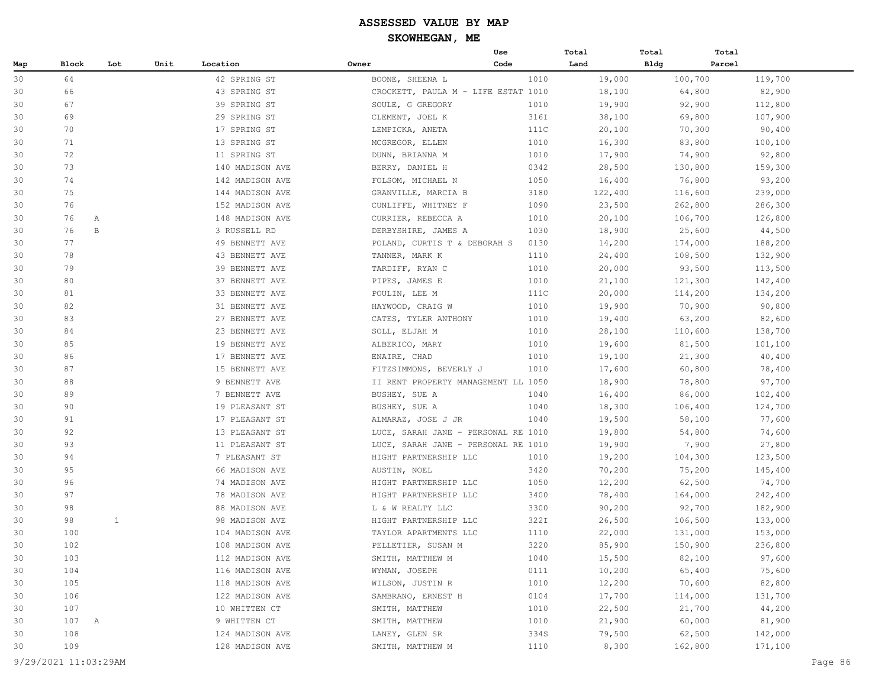# ASSESSED VALUE BY MAP

## SKOWHEGAN, ME

| Map | Block | Lot | Unit | Location | Owner | Use Code | Total Land | Total Bldg | Total Parcel |
|---|---|---|---|---|---|---|---|---|---|
| 30 | 64 | | | 42 SPRING ST | BOONE, SHEENA L | 1010 | 19,000 | 100,700 | 119,700 |
| 30 | 66 | | | 43 SPRING ST | CROCKETT, PAULA M - LIFE ESTAT | 1010 | 18,100 | 64,800 | 82,900 |
| 30 | 67 | | | 39 SPRING ST | SOULE, G GREGORY | 1010 | 19,900 | 92,900 | 112,800 |
| 30 | 69 | | | 29 SPRING ST | CLEMENT, JOEL K | 316I | 38,100 | 69,800 | 107,900 |
| 30 | 70 | | | 17 SPRING ST | LEMPICKA, ANETA | 111C | 20,100 | 70,300 | 90,400 |
| 30 | 71 | | | 13 SPRING ST | MCGREGOR, ELLEN | 1010 | 16,300 | 83,800 | 100,100 |
| 30 | 72 | | | 11 SPRING ST | DUNN, BRIANNA M | 1010 | 17,900 | 74,900 | 92,800 |
| 30 | 73 | | | 140 MADISON AVE | BERRY, DANIEL H | 0342 | 28,500 | 130,800 | 159,300 |
| 30 | 74 | | | 142 MADISON AVE | FOLSOM, MICHAEL N | 1050 | 16,400 | 76,800 | 93,200 |
| 30 | 75 | | | 144 MADISON AVE | GRANVILLE, MARCIA B | 3180 | 122,400 | 116,600 | 239,000 |
| 30 | 76 | | | 152 MADISON AVE | CUNLIFFE, WHITNEY F | 1090 | 23,500 | 262,800 | 286,300 |
| 30 | 76 | A | | 148 MADISON AVE | CURRIER, REBECCA A | 1010 | 20,100 | 106,700 | 126,800 |
| 30 | 76 | B | | 3 RUSSELL RD | DERBYSHIRE, JAMES A | 1030 | 18,900 | 25,600 | 44,500 |
| 30 | 77 | | | 49 BENNETT AVE | POLAND, CURTIS T & DEBORAH S | 0130 | 14,200 | 174,000 | 188,200 |
| 30 | 78 | | | 43 BENNETT AVE | TANNER, MARK K | 1110 | 24,400 | 108,500 | 132,900 |
| 30 | 79 | | | 39 BENNETT AVE | TARDIFF, RYAN C | 1010 | 20,000 | 93,500 | 113,500 |
| 30 | 80 | | | 37 BENNETT AVE | PIPES, JAMES E | 1010 | 21,100 | 121,300 | 142,400 |
| 30 | 81 | | | 33 BENNETT AVE | POULIN, LEE M | 111C | 20,000 | 114,200 | 134,200 |
| 30 | 82 | | | 31 BENNETT AVE | HAYWOOD, CRAIG W | 1010 | 19,900 | 70,900 | 90,800 |
| 30 | 83 | | | 27 BENNETT AVE | CATES, TYLER ANTHONY | 1010 | 19,400 | 63,200 | 82,600 |
| 30 | 84 | | | 23 BENNETT AVE | SOLL, ELJAH M | 1010 | 28,100 | 110,600 | 138,700 |
| 30 | 85 | | | 19 BENNETT AVE | ALBERICO, MARY | 1010 | 19,600 | 81,500 | 101,100 |
| 30 | 86 | | | 17 BENNETT AVE | ENAIRE, CHAD | 1010 | 19,100 | 21,300 | 40,400 |
| 30 | 87 | | | 15 BENNETT AVE | FITZSIMMONS, BEVERLY J | 1010 | 17,600 | 60,800 | 78,400 |
| 30 | 88 | | | 9 BENNETT AVE | II RENT PROPERTY MANAGEMENT LL | 1050 | 18,900 | 78,800 | 97,700 |
| 30 | 89 | | | 7 BENNETT AVE | BUSHEY, SUE A | 1040 | 16,400 | 86,000 | 102,400 |
| 30 | 90 | | | 19 PLEASANT ST | BUSHEY, SUE A | 1040 | 18,300 | 106,400 | 124,700 |
| 30 | 91 | | | 17 PLEASANT ST | ALMARAZ, JOSE J JR | 1040 | 19,500 | 58,100 | 77,600 |
| 30 | 92 | | | 13 PLEASANT ST | LUCE, SARAH JANE - PERSONAL RE | 1010 | 19,800 | 54,800 | 74,600 |
| 30 | 93 | | | 11 PLEASANT ST | LUCE, SARAH JANE - PERSONAL RE | 1010 | 19,900 | 7,900 | 27,800 |
| 30 | 94 | | | 7 PLEASANT ST | HIGHT PARTNERSHIP LLC | 1010 | 19,200 | 104,300 | 123,500 |
| 30 | 95 | | | 66 MADISON AVE | AUSTIN, NOEL | 3420 | 70,200 | 75,200 | 145,400 |
| 30 | 96 | | | 74 MADISON AVE | HIGHT PARTNERSHIP LLC | 1050 | 12,200 | 62,500 | 74,700 |
| 30 | 97 | | | 78 MADISON AVE | HIGHT PARTNERSHIP LLC | 3400 | 78,400 | 164,000 | 242,400 |
| 30 | 98 | | | 88 MADISON AVE | L & W REALTY LLC | 3300 | 90,200 | 92,700 | 182,900 |
| 30 | 98 | 1 | | 98 MADISON AVE | HIGHT PARTNERSHIP LLC | 322I | 26,500 | 106,500 | 133,000 |
| 30 | 100 | | | 104 MADISON AVE | TAYLOR APARTMENTS LLC | 1110 | 22,000 | 131,000 | 153,000 |
| 30 | 102 | | | 108 MADISON AVE | PELLETIER, SUSAN M | 3220 | 85,900 | 150,900 | 236,800 |
| 30 | 103 | | | 112 MADISON AVE | SMITH, MATTHEW M | 1040 | 15,500 | 82,100 | 97,600 |
| 30 | 104 | | | 116 MADISON AVE | WYMAN, JOSEPH | 0111 | 10,200 | 65,400 | 75,600 |
| 30 | 105 | | | 118 MADISON AVE | WILSON, JUSTIN R | 1010 | 12,200 | 70,600 | 82,800 |
| 30 | 106 | | | 122 MADISON AVE | SAMBRANO, ERNEST H | 0104 | 17,700 | 114,000 | 131,700 |
| 30 | 107 | | | 10 WHITTEN CT | SMITH, MATTHEW | 1010 | 22,500 | 21,700 | 44,200 |
| 30 | 107 | A | | 9 WHITTEN CT | SMITH, MATTHEW | 1010 | 21,900 | 60,000 | 81,900 |
| 30 | 108 | | | 124 MADISON AVE | LANEY, GLEN SR | 334S | 79,500 | 62,500 | 142,000 |
| 30 | 109 | | | 128 MADISON AVE | SMITH, MATTHEW M | 1110 | 8,300 | 162,800 | 171,100 |

9/29/2021 11:03:29AM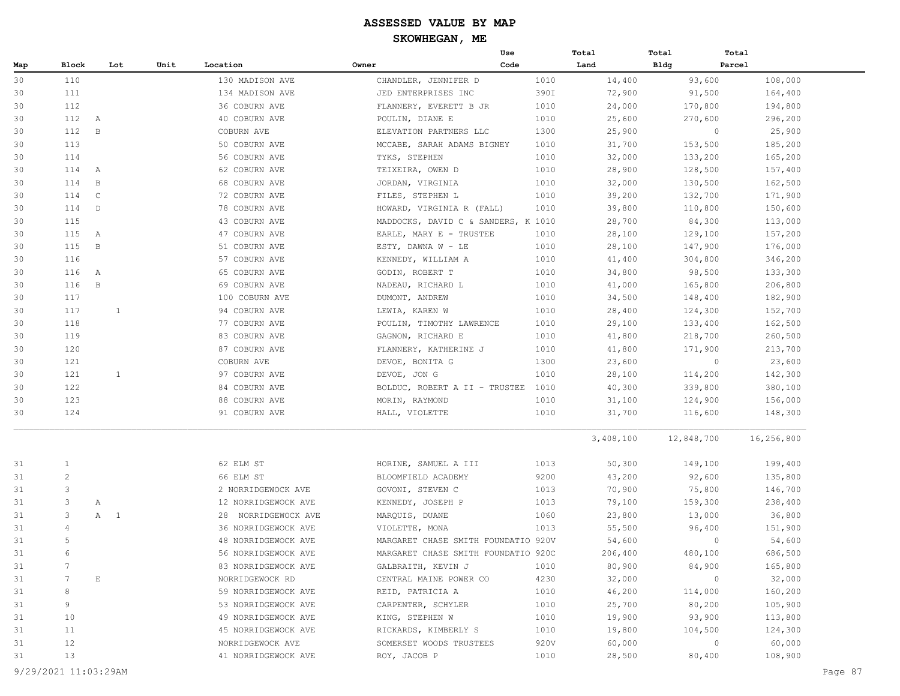# ASSESSED VALUE BY MAP

## SKOWHEGAN, ME

| Map | Block | Lot | Unit | Location | Owner | Use Code | Total Land | Total Bldg | Total Parcel |
|---|---|---|---|---|---|---|---|---|---|
| 30 | 110 | | | 130 MADISON AVE | CHANDLER, JENNIFER D | 1010 | 14,400 | 93,600 | 108,000 |
| 30 | 111 | | | 134 MADISON AVE | JED ENTERPRISES INC | 390I | 72,900 | 91,500 | 164,400 |
| 30 | 112 | | | 36 COBURN AVE | FLANNERY, EVERETT B JR | 1010 | 24,000 | 170,800 | 194,800 |
| 30 | 112 | A | | 40 COBURN AVE | POULIN, DIANE E | 1010 | 25,600 | 270,600 | 296,200 |
| 30 | 112 | B | | COBURN AVE | ELEVATION PARTNERS LLC | 1300 | 25,900 | 0 | 25,900 |
| 30 | 113 | | | 50 COBURN AVE | MCCABE, SARAH ADAMS BIGNEY | 1010 | 31,700 | 153,500 | 185,200 |
| 30 | 114 | | | 56 COBURN AVE | TYKS, STEPHEN | 1010 | 32,000 | 133,200 | 165,200 |
| 30 | 114 | A | | 62 COBURN AVE | TEIXEIRA, OWEN D | 1010 | 28,900 | 128,500 | 157,400 |
| 30 | 114 | B | | 68 COBURN AVE | JORDAN, VIRGINIA | 1010 | 32,000 | 130,500 | 162,500 |
| 30 | 114 | C | | 72 COBURN AVE | FILES, STEPHEN L | 1010 | 39,200 | 132,700 | 171,900 |
| 30 | 114 | D | | 78 COBURN AVE | HOWARD, VIRGINIA R (FALL) | 1010 | 39,800 | 110,800 | 150,600 |
| 30 | 115 | | | 43 COBURN AVE | MADDOCKS, DAVID C & SANDERS, K | 1010 | 28,700 | 84,300 | 113,000 |
| 30 | 115 | A | | 47 COBURN AVE | EARLE, MARY E - TRUSTEE | 1010 | 28,100 | 129,100 | 157,200 |
| 30 | 115 | B | | 51 COBURN AVE | ESTY, DAWNA W - LE | 1010 | 28,100 | 147,900 | 176,000 |
| 30 | 116 | | | 57 COBURN AVE | KENNEDY, WILLIAM A | 1010 | 41,400 | 304,800 | 346,200 |
| 30 | 116 | A | | 65 COBURN AVE | GODIN, ROBERT T | 1010 | 34,800 | 98,500 | 133,300 |
| 30 | 116 | B | | 69 COBURN AVE | NADEAU, RICHARD L | 1010 | 41,000 | 165,800 | 206,800 |
| 30 | 117 | | | 100 COBURN AVE | DUMONT, ANDREW | 1010 | 34,500 | 148,400 | 182,900 |
| 30 | 117 | 1 | | 94 COBURN AVE | LEWIA, KAREN W | 1010 | 28,400 | 124,300 | 152,700 |
| 30 | 118 | | | 77 COBURN AVE | POULIN, TIMOTHY LAWRENCE | 1010 | 29,100 | 133,400 | 162,500 |
| 30 | 119 | | | 83 COBURN AVE | GAGNON, RICHARD E | 1010 | 41,800 | 218,700 | 260,500 |
| 30 | 120 | | | 87 COBURN AVE | FLANNERY, KATHERINE J | 1010 | 41,800 | 171,900 | 213,700 |
| 30 | 121 | | | COBURN AVE | DEVOE, BONITA G | 1300 | 23,600 | 0 | 23,600 |
| 30 | 121 | 1 | | 97 COBURN AVE | DEVOE, JON G | 1010 | 28,100 | 114,200 | 142,300 |
| 30 | 122 | | | 84 COBURN AVE | BOLDUC, ROBERT A II - TRUSTEE | 1010 | 40,300 | 339,800 | 380,100 |
| 30 | 123 | | | 88 COBURN AVE | MORIN, RAYMOND | 1010 | 31,100 | 124,900 | 156,000 |
| 30 | 124 | | | 91 COBURN AVE | HALL, VIOLETTE | 1010 | 31,700 | 116,600 | 148,300 |
| | | | | | | | 3,408,100 | 12,848,700 | 16,256,800 |
| 31 | 1 | | | 62 ELM ST | HORINE, SAMUEL A III | 1013 | 50,300 | 149,100 | 199,400 |
| 31 | 2 | | | 66 ELM ST | BLOOMFIELD ACADEMY | 9200 | 43,200 | 92,600 | 135,800 |
| 31 | 3 | | | 2 NORRIDGEWOCK AVE | GOVONI, STEVEN C | 1013 | 70,900 | 75,800 | 146,700 |
| 31 | 3 | A | | 12 NORRIDGEWOCK AVE | KENNEDY, JOSEPH P | 1013 | 79,100 | 159,300 | 238,400 |
| 31 | 3 | A 1 | | 28 NORRIDGEWOCK AVE | MARQUIS, DUANE | 1060 | 23,800 | 13,000 | 36,800 |
| 31 | 4 | | | 36 NORRIDGEWOCK AVE | VIOLETTE, MONA | 1013 | 55,500 | 96,400 | 151,900 |
| 31 | 5 | | | 48 NORRIDGEWOCK AVE | MARGARET CHASE SMITH FOUNDATIO | 920V | 54,600 | 0 | 54,600 |
| 31 | 6 | | | 56 NORRIDGEWOCK AVE | MARGARET CHASE SMITH FOUNDATIO | 920C | 206,400 | 480,100 | 686,500 |
| 31 | 7 | | | 83 NORRIDGEWOCK AVE | GALBRAITH, KEVIN J | 1010 | 80,900 | 84,900 | 165,800 |
| 31 | 7 | E | | NORRIDGEWOCK RD | CENTRAL MAINE POWER CO | 4230 | 32,000 | 0 | 32,000 |
| 31 | 8 | | | 59 NORRIDGEWOCK AVE | REID, PATRICIA A | 1010 | 46,200 | 114,000 | 160,200 |
| 31 | 9 | | | 53 NORRIDGEWOCK AVE | CARPENTER, SCHYLER | 1010 | 25,700 | 80,200 | 105,900 |
| 31 | 10 | | | 49 NORRIDGEWOCK AVE | KING, STEPHEN W | 1010 | 19,900 | 93,900 | 113,800 |
| 31 | 11 | | | 45 NORRIDGEWOCK AVE | RICKARDS, KIMBERLY S | 1010 | 19,800 | 104,500 | 124,300 |
| 31 | 12 | | | NORRIDGEWOCK AVE | SOMERSET WOODS TRUSTEES | 920V | 60,000 | 0 | 60,000 |
| 31 | 13 | | | 41 NORRIDGEWOCK AVE | ROY, JACOB P | 1010 | 28,500 | 80,400 | 108,900 |

9/29/2021 11:03:29AM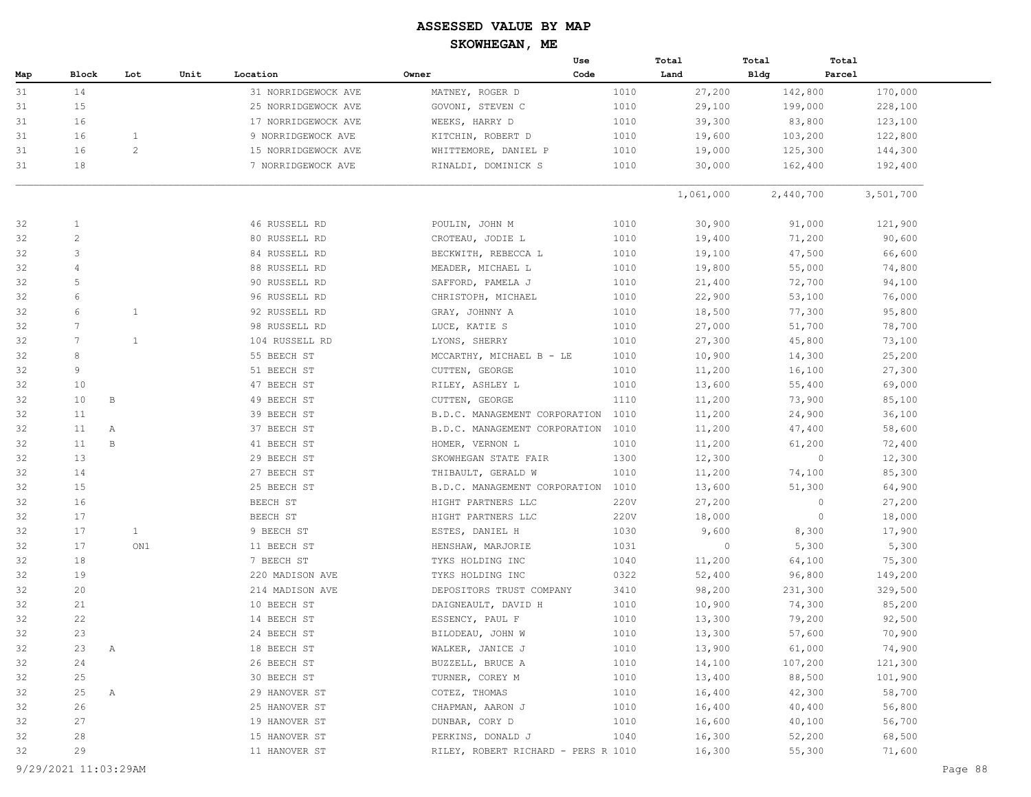# ASSESSED VALUE BY MAP

## SKOWHEGAN, ME

| Map | Block | Lot | Unit | Location | Owner | Use Code | Total Land | Total Bldg | Total Parcel |
|---|---|---|---|---|---|---|---|---|---|
| 31 | 14 | | | 31 NORRIDGEWOCK AVE | MATNEY, ROGER D | 1010 | 27,200 | 142,800 | 170,000 |
| 31 | 15 | | | 25 NORRIDGEWOCK AVE | GOVONI, STEVEN C | 1010 | 29,100 | 199,000 | 228,100 |
| 31 | 16 | | | 17 NORRIDGEWOCK AVE | WEEKS, HARRY D | 1010 | 39,300 | 83,800 | 123,100 |
| 31 | 16 | 1 | | 9 NORRIDGEWOCK AVE | KITCHIN, ROBERT D | 1010 | 19,600 | 103,200 | 122,800 |
| 31 | 16 | 2 | | 15 NORRIDGEWOCK AVE | WHITTEMORE, DANIEL P | 1010 | 19,000 | 125,300 | 144,300 |
| 31 | 18 | | | 7 NORRIDGEWOCK AVE | RINALDI, DOMINICK S | 1010 | 30,000 | 162,400 | 192,400 |
| | | | | | | | 1,061,000 | 2,440,700 | 3,501,700 |
| 32 | 1 | | | 46 RUSSELL RD | POULIN, JOHN M | 1010 | 30,900 | 91,000 | 121,900 |
| 32 | 2 | | | 80 RUSSELL RD | CROTEAU, JODIE L | 1010 | 19,400 | 71,200 | 90,600 |
| 32 | 3 | | | 84 RUSSELL RD | BECKWITH, REBECCA L | 1010 | 19,100 | 47,500 | 66,600 |
| 32 | 4 | | | 88 RUSSELL RD | MEADER, MICHAEL L | 1010 | 19,800 | 55,000 | 74,800 |
| 32 | 5 | | | 90 RUSSELL RD | SAFFORD, PAMELA J | 1010 | 21,400 | 72,700 | 94,100 |
| 32 | 6 | | | 96 RUSSELL RD | CHRISTOPH, MICHAEL | 1010 | 22,900 | 53,100 | 76,000 |
| 32 | 6 | 1 | | 92 RUSSELL RD | GRAY, JOHNNY A | 1010 | 18,500 | 77,300 | 95,800 |
| 32 | 7 | | | 98 RUSSELL RD | LUCE, KATIE S | 1010 | 27,000 | 51,700 | 78,700 |
| 32 | 7 | 1 | | 104 RUSSELL RD | LYONS, SHERRY | 1010 | 27,300 | 45,800 | 73,100 |
| 32 | 8 | | | 55 BEECH ST | MCCARTHY, MICHAEL B - LE | 1010 | 10,900 | 14,300 | 25,200 |
| 32 | 9 | | | 51 BEECH ST | CUTTEN, GEORGE | 1010 | 11,200 | 16,100 | 27,300 |
| 32 | 10 | | | 47 BEECH ST | RILEY, ASHLEY L | 1010 | 13,600 | 55,400 | 69,000 |
| 32 | 10 B | | | 49 BEECH ST | CUTTEN, GEORGE | 1110 | 11,200 | 73,900 | 85,100 |
| 32 | 11 | | | 39 BEECH ST | B.D.C. MANAGEMENT CORPORATION | 1010 | 11,200 | 24,900 | 36,100 |
| 32 | 11 A | | | 37 BEECH ST | B.D.C. MANAGEMENT CORPORATION | 1010 | 11,200 | 47,400 | 58,600 |
| 32 | 11 B | | | 41 BEECH ST | HOMER, VERNON L | 1010 | 11,200 | 61,200 | 72,400 |
| 32 | 13 | | | 29 BEECH ST | SKOWHEGAN STATE FAIR | 1300 | 12,300 | 0 | 12,300 |
| 32 | 14 | | | 27 BEECH ST | THIBAULT, GERALD W | 1010 | 11,200 | 74,100 | 85,300 |
| 32 | 15 | | | 25 BEECH ST | B.D.C. MANAGEMENT CORPORATION | 1010 | 13,600 | 51,300 | 64,900 |
| 32 | 16 | | | BEECH ST | HIGHT PARTNERS LLC | 220V | 27,200 | 0 | 27,200 |
| 32 | 17 | | | BEECH ST | HIGHT PARTNERS LLC | 220V | 18,000 | 0 | 18,000 |
| 32 | 17 | 1 | | 9 BEECH ST | ESTES, DANIEL H | 1030 | 9,600 | 8,300 | 17,900 |
| 32 | 17 | ON1 | | 11 BEECH ST | HENSHAW, MARJORIE | 1031 | 0 | 5,300 | 5,300 |
| 32 | 18 | | | 7 BEECH ST | TYKS HOLDING INC | 1040 | 11,200 | 64,100 | 75,300 |
| 32 | 19 | | | 220 MADISON AVE | TYKS HOLDING INC | 0322 | 52,400 | 96,800 | 149,200 |
| 32 | 20 | | | 214 MADISON AVE | DEPOSITORS TRUST COMPANY | 3410 | 98,200 | 231,300 | 329,500 |
| 32 | 21 | | | 10 BEECH ST | DAIGNEAULT, DAVID H | 1010 | 10,900 | 74,300 | 85,200 |
| 32 | 22 | | | 14 BEECH ST | ESSENCY, PAUL F | 1010 | 13,300 | 79,200 | 92,500 |
| 32 | 23 | | | 24 BEECH ST | BILODEAU, JOHN W | 1010 | 13,300 | 57,600 | 70,900 |
| 32 | 23 A | | | 18 BEECH ST | WALKER, JANICE J | 1010 | 13,900 | 61,000 | 74,900 |
| 32 | 24 | | | 26 BEECH ST | BUZZELL, BRUCE A | 1010 | 14,100 | 107,200 | 121,300 |
| 32 | 25 | | | 30 BEECH ST | TURNER, COREY M | 1010 | 13,400 | 88,500 | 101,900 |
| 32 | 25 A | | | 29 HANOVER ST | COTEZ, THOMAS | 1010 | 16,400 | 42,300 | 58,700 |
| 32 | 26 | | | 25 HANOVER ST | CHAPMAN, AARON J | 1010 | 16,400 | 40,400 | 56,800 |
| 32 | 27 | | | 19 HANOVER ST | DUNBAR, CORY D | 1010 | 16,600 | 40,100 | 56,700 |
| 32 | 28 | | | 15 HANOVER ST | PERKINS, DONALD J | 1040 | 16,300 | 52,200 | 68,500 |
| 32 | 29 | | | 11 HANOVER ST | RILEY, ROBERT RICHARD - PERS R | 1010 | 16,300 | 55,300 | 71,600 |

9/29/2021 11:03:29AM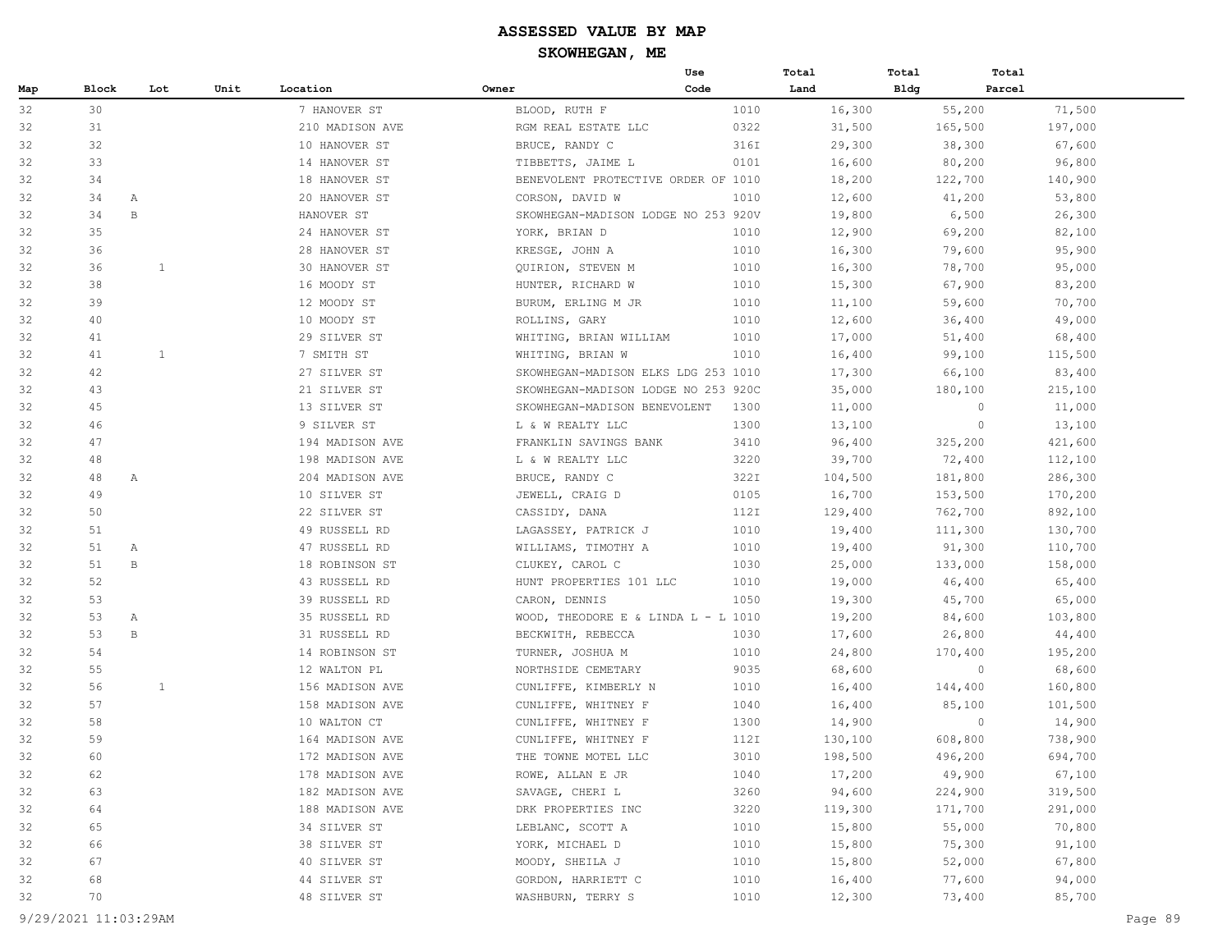# ASSESSED VALUE BY MAP

## SKOWHEGAN, ME

| Map | Block | Lot | Unit | Location | Owner | Use Code | Total Land | Total Bldg | Total Parcel |
|---|---|---|---|---|---|---|---|---|---|
| 32 | 30 | | | 7 HANOVER ST | BLOOD, RUTH F | 1010 | 16,300 | 55,200 | 71,500 |
| 32 | 31 | | | 210 MADISON AVE | RGM REAL ESTATE LLC | 0322 | 31,500 | 165,500 | 197,000 |
| 32 | 32 | | | 10 HANOVER ST | BRUCE, RANDY C | 316I | 29,300 | 38,300 | 67,600 |
| 32 | 33 | | | 14 HANOVER ST | TIBBETTS, JAIME L | 0101 | 16,600 | 80,200 | 96,800 |
| 32 | 34 | | | 18 HANOVER ST | BENEVOLENT PROTECTIVE ORDER OF | 1010 | 18,200 | 122,700 | 140,900 |
| 32 | 34 | A | | 20 HANOVER ST | CORSON, DAVID W | 1010 | 12,600 | 41,200 | 53,800 |
| 32 | 34 | B | | HANOVER ST | SKOWHEGAN-MADISON LODGE NO 253 | 920V | 19,800 | 6,500 | 26,300 |
| 32 | 35 | | | 24 HANOVER ST | YORK, BRIAN D | 1010 | 12,900 | 69,200 | 82,100 |
| 32 | 36 | | | 28 HANOVER ST | KRESGE, JOHN A | 1010 | 16,300 | 79,600 | 95,900 |
| 32 | 36 | | 1 | 30 HANOVER ST | QUIRION, STEVEN M | 1010 | 16,300 | 78,700 | 95,000 |
| 32 | 38 | | | 16 MOODY ST | HUNTER, RICHARD W | 1010 | 15,300 | 67,900 | 83,200 |
| 32 | 39 | | | 12 MOODY ST | BURUM, ERLING M JR | 1010 | 11,100 | 59,600 | 70,700 |
| 32 | 40 | | | 10 MOODY ST | ROLLINS, GARY | 1010 | 12,600 | 36,400 | 49,000 |
| 32 | 41 | | | 29 SILVER ST | WHITING, BRIAN WILLIAM | 1010 | 17,000 | 51,400 | 68,400 |
| 32 | 41 | | 1 | 7 SMITH ST | WHITING, BRIAN W | 1010 | 16,400 | 99,100 | 115,500 |
| 32 | 42 | | | 27 SILVER ST | SKOWHEGAN-MADISON ELKS LDG 253 | 1010 | 17,300 | 66,100 | 83,400 |
| 32 | 43 | | | 21 SILVER ST | SKOWHEGAN-MADISON LODGE NO 253 | 920C | 35,000 | 180,100 | 215,100 |
| 32 | 45 | | | 13 SILVER ST | SKOWHEGAN-MADISON BENEVOLENT | 1300 | 11,000 | 0 | 11,000 |
| 32 | 46 | | | 9 SILVER ST | L & W REALTY LLC | 1300 | 13,100 | 0 | 13,100 |
| 32 | 47 | | | 194 MADISON AVE | FRANKLIN SAVINGS BANK | 3410 | 96,400 | 325,200 | 421,600 |
| 32 | 48 | | | 198 MADISON AVE | L & W REALTY LLC | 3220 | 39,700 | 72,400 | 112,100 |
| 32 | 48 | A | | 204 MADISON AVE | BRUCE, RANDY C | 322I | 104,500 | 181,800 | 286,300 |
| 32 | 49 | | | 10 SILVER ST | JEWELL, CRAIG D | 0105 | 16,700 | 153,500 | 170,200 |
| 32 | 50 | | | 22 SILVER ST | CASSIDY, DANA | 112I | 129,400 | 762,700 | 892,100 |
| 32 | 51 | | | 49 RUSSELL RD | LAGASSEY, PATRICK J | 1010 | 19,400 | 111,300 | 130,700 |
| 32 | 51 | A | | 47 RUSSELL RD | WILLIAMS, TIMOTHY A | 1010 | 19,400 | 91,300 | 110,700 |
| 32 | 51 | B | | 18 ROBINSON ST | CLUKEY, CAROL C | 1030 | 25,000 | 133,000 | 158,000 |
| 32 | 52 | | | 43 RUSSELL RD | HUNT PROPERTIES 101 LLC | 1010 | 19,000 | 46,400 | 65,400 |
| 32 | 53 | | | 39 RUSSELL RD | CARON, DENNIS | 1050 | 19,300 | 45,700 | 65,000 |
| 32 | 53 | A | | 35 RUSSELL RD | WOOD, THEODORE E & LINDA L - L | 1010 | 19,200 | 84,600 | 103,800 |
| 32 | 53 | B | | 31 RUSSELL RD | BECKWITH, REBECCA | 1030 | 17,600 | 26,800 | 44,400 |
| 32 | 54 | | | 14 ROBINSON ST | TURNER, JOSHUA M | 1010 | 24,800 | 170,400 | 195,200 |
| 32 | 55 | | | 12 WALTON PL | NORTHSIDE CEMETARY | 9035 | 68,600 | 0 | 68,600 |
| 32 | 56 | | 1 | 156 MADISON AVE | CUNLIFFE, KIMBERLY N | 1010 | 16,400 | 144,400 | 160,800 |
| 32 | 57 | | | 158 MADISON AVE | CUNLIFFE, WHITNEY F | 1040 | 16,400 | 85,100 | 101,500 |
| 32 | 58 | | | 10 WALTON CT | CUNLIFFE, WHITNEY F | 1300 | 14,900 | 0 | 14,900 |
| 32 | 59 | | | 164 MADISON AVE | CUNLIFFE, WHITNEY F | 112I | 130,100 | 608,800 | 738,900 |
| 32 | 60 | | | 172 MADISON AVE | THE TOWNE MOTEL LLC | 3010 | 198,500 | 496,200 | 694,700 |
| 32 | 62 | | | 178 MADISON AVE | ROWE, ALLAN E JR | 1040 | 17,200 | 49,900 | 67,100 |
| 32 | 63 | | | 182 MADISON AVE | SAVAGE, CHERI L | 3260 | 94,600 | 224,900 | 319,500 |
| 32 | 64 | | | 188 MADISON AVE | DRK PROPERTIES INC | 3220 | 119,300 | 171,700 | 291,000 |
| 32 | 65 | | | 34 SILVER ST | LEBLANC, SCOTT A | 1010 | 15,800 | 55,000 | 70,800 |
| 32 | 66 | | | 38 SILVER ST | YORK, MICHAEL D | 1010 | 15,800 | 75,300 | 91,100 |
| 32 | 67 | | | 40 SILVER ST | MOODY, SHEILA J | 1010 | 15,800 | 52,000 | 67,800 |
| 32 | 68 | | | 44 SILVER ST | GORDON, HARRIETT C | 1010 | 16,400 | 77,600 | 94,000 |
| 32 | 70 | | | 48 SILVER ST | WASHBURN, TERRY S | 1010 | 12,300 | 73,400 | 85,700 |

9/29/2021 11:03:29AM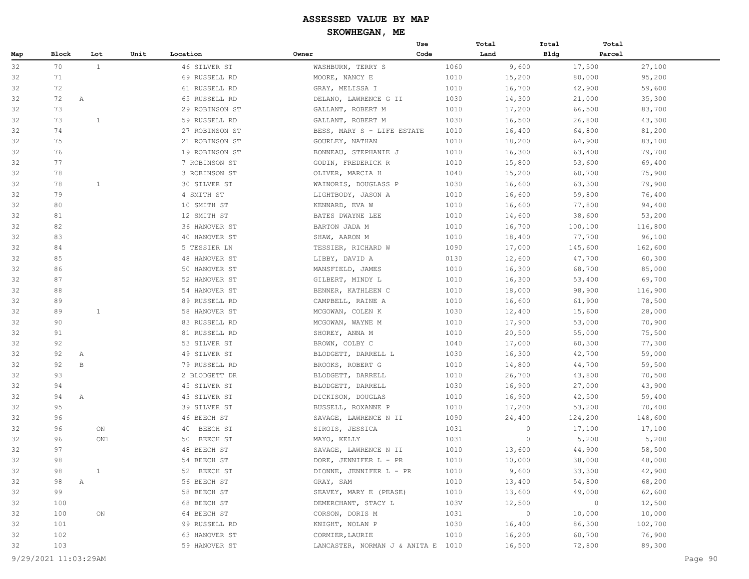# ASSESSED VALUE BY MAP

## SKOWHEGAN, ME

| Map | Block | Lot | Unit | Location | Owner | Use Code | Total Land | Total Bldg | Total Parcel |
|---|---|---|---|---|---|---|---|---|---|
| 32 | 70 | 1 | | 46 SILVER ST | WASHBURN, TERRY S | 1060 | 9,600 | 17,500 | 27,100 |
| 32 | 71 | | | 69 RUSSELL RD | MOORE, NANCY E | 1010 | 15,200 | 80,000 | 95,200 |
| 32 | 72 | | | 61 RUSSELL RD | GRAY, MELISSA I | 1010 | 16,700 | 42,900 | 59,600 |
| 32 | 72 | A | | 65 RUSSELL RD | DELANO, LAWRENCE G II | 1030 | 14,300 | 21,000 | 35,300 |
| 32 | 73 | | | 29 ROBINSON ST | GALLANT, ROBERT M | 1010 | 17,200 | 66,500 | 83,700 |
| 32 | 73 | 1 | | 59 RUSSELL RD | GALLANT, ROBERT M | 1030 | 16,500 | 26,800 | 43,300 |
| 32 | 74 | | | 27 ROBINSON ST | BESS, MARY S - LIFE ESTATE | 1010 | 16,400 | 64,800 | 81,200 |
| 32 | 75 | | | 21 ROBINSON ST | GOURLEY, NATHAN | 1010 | 18,200 | 64,900 | 83,100 |
| 32 | 76 | | | 19 ROBINSON ST | BONNEAU, STEPHANIE J | 1010 | 16,300 | 63,400 | 79,700 |
| 32 | 77 | | | 7 ROBINSON ST | GODIN, FREDERICK R | 1010 | 15,800 | 53,600 | 69,400 |
| 32 | 78 | | | 3 ROBINSON ST | OLIVER, MARCIA H | 1040 | 15,200 | 60,700 | 75,900 |
| 32 | 78 | 1 | | 30 SILVER ST | WAINORIS, DOUGLASS P | 1030 | 16,600 | 63,300 | 79,900 |
| 32 | 79 | | | 4 SMITH ST | LIGHTBODY, JASON A | 1010 | 16,600 | 59,800 | 76,400 |
| 32 | 80 | | | 10 SMITH ST | KENNARD, EVA W | 1010 | 16,600 | 77,800 | 94,400 |
| 32 | 81 | | | 12 SMITH ST | BATES DWAYNE LEE | 1010 | 14,600 | 38,600 | 53,200 |
| 32 | 82 | | | 36 HANOVER ST | BARTON JADA M | 1010 | 16,700 | 100,100 | 116,800 |
| 32 | 83 | | | 40 HANOVER ST | SHAW, AARON M | 1010 | 18,400 | 77,700 | 96,100 |
| 32 | 84 | | | 5 TESSIER LN | TESSIER, RICHARD W | 1090 | 17,000 | 145,600 | 162,600 |
| 32 | 85 | | | 48 HANOVER ST | LIBBY, DAVID A | 0130 | 12,600 | 47,700 | 60,300 |
| 32 | 86 | | | 50 HANOVER ST | MANSFIELD, JAMES | 1010 | 16,300 | 68,700 | 85,000 |
| 32 | 87 | | | 52 HANOVER ST | GILBERT, MINDY L | 1010 | 16,300 | 53,400 | 69,700 |
| 32 | 88 | | | 54 HANOVER ST | BENNER, KATHLEEN C | 1010 | 18,000 | 98,900 | 116,900 |
| 32 | 89 | | | 89 RUSSELL RD | CAMPBELL, RAINE A | 1010 | 16,600 | 61,900 | 78,500 |
| 32 | 89 | 1 | | 58 HANOVER ST | MCGOWAN, COLEN K | 1030 | 12,400 | 15,600 | 28,000 |
| 32 | 90 | | | 83 RUSSELL RD | MCGOWAN, WAYNE M | 1010 | 17,900 | 53,000 | 70,900 |
| 32 | 91 | | | 81 RUSSELL RD | SHOREY, ANNA M | 1010 | 20,500 | 55,000 | 75,500 |
| 32 | 92 | | | 53 SILVER ST | BROWN, COLBY C | 1040 | 17,000 | 60,300 | 77,300 |
| 32 | 92 | A | | 49 SILVER ST | BLODGETT, DARRELL L | 1030 | 16,300 | 42,700 | 59,000 |
| 32 | 92 | B | | 79 RUSSELL RD | BROOKS, ROBERT G | 1010 | 14,800 | 44,700 | 59,500 |
| 32 | 93 | | | 2 BLODGETT DR | BLODGETT, DARRELL | 1010 | 26,700 | 43,800 | 70,500 |
| 32 | 94 | | | 45 SILVER ST | BLODGETT, DARRELL | 1030 | 16,900 | 27,000 | 43,900 |
| 32 | 94 | A | | 43 SILVER ST | DICKISON, DOUGLAS | 1010 | 16,900 | 42,500 | 59,400 |
| 32 | 95 | | | 39 SILVER ST | BUSSELL, ROXANNE P | 1010 | 17,200 | 53,200 | 70,400 |
| 32 | 96 | | | 46 BEECH ST | SAVAGE, LAWRENCE N II | 1090 | 24,400 | 124,200 | 148,600 |
| 32 | 96 | ON | | 40 BEECH ST | SIROIS, JESSICA | 1031 | 0 | 17,100 | 17,100 |
| 32 | 96 | ON1 | | 50 BEECH ST | MAYO, KELLY | 1031 | 0 | 5,200 | 5,200 |
| 32 | 97 | | | 48 BEECH ST | SAVAGE, LAWRENCE N II | 1010 | 13,600 | 44,900 | 58,500 |
| 32 | 98 | | | 54 BEECH ST | DORE, JENNIFER L - PR | 1010 | 10,000 | 38,000 | 48,000 |
| 32 | 98 | 1 | | 52 BEECH ST | DIONNE, JENNIFER L - PR | 1010 | 9,600 | 33,300 | 42,900 |
| 32 | 98 | A | | 56 BEECH ST | GRAY, SAM | 1010 | 13,400 | 54,800 | 68,200 |
| 32 | 99 | | | 58 BEECH ST | SEAVEY, MARY E (PEASE) | 1010 | 13,600 | 49,000 | 62,600 |
| 32 | 100 | | | 68 BEECH ST | DEMERCHANT, STACY L | 103V | 12,500 | 0 | 12,500 |
| 32 | 100 | ON | | 64 BEECH ST | CORSON, DORIS M | 1031 | 0 | 10,000 | 10,000 |
| 32 | 101 | | | 99 RUSSELL RD | KNIGHT, NOLAN P | 1030 | 16,400 | 86,300 | 102,700 |
| 32 | 102 | | | 63 HANOVER ST | CORMIER, LAURIE | 1010 | 16,200 | 60,700 | 76,900 |
| 32 | 103 | | | 59 HANOVER ST | LANCASTER, NORMAN J & ANITA E | 1010 | 16,500 | 72,800 | 89,300 |

9/29/2021 11:03:29AM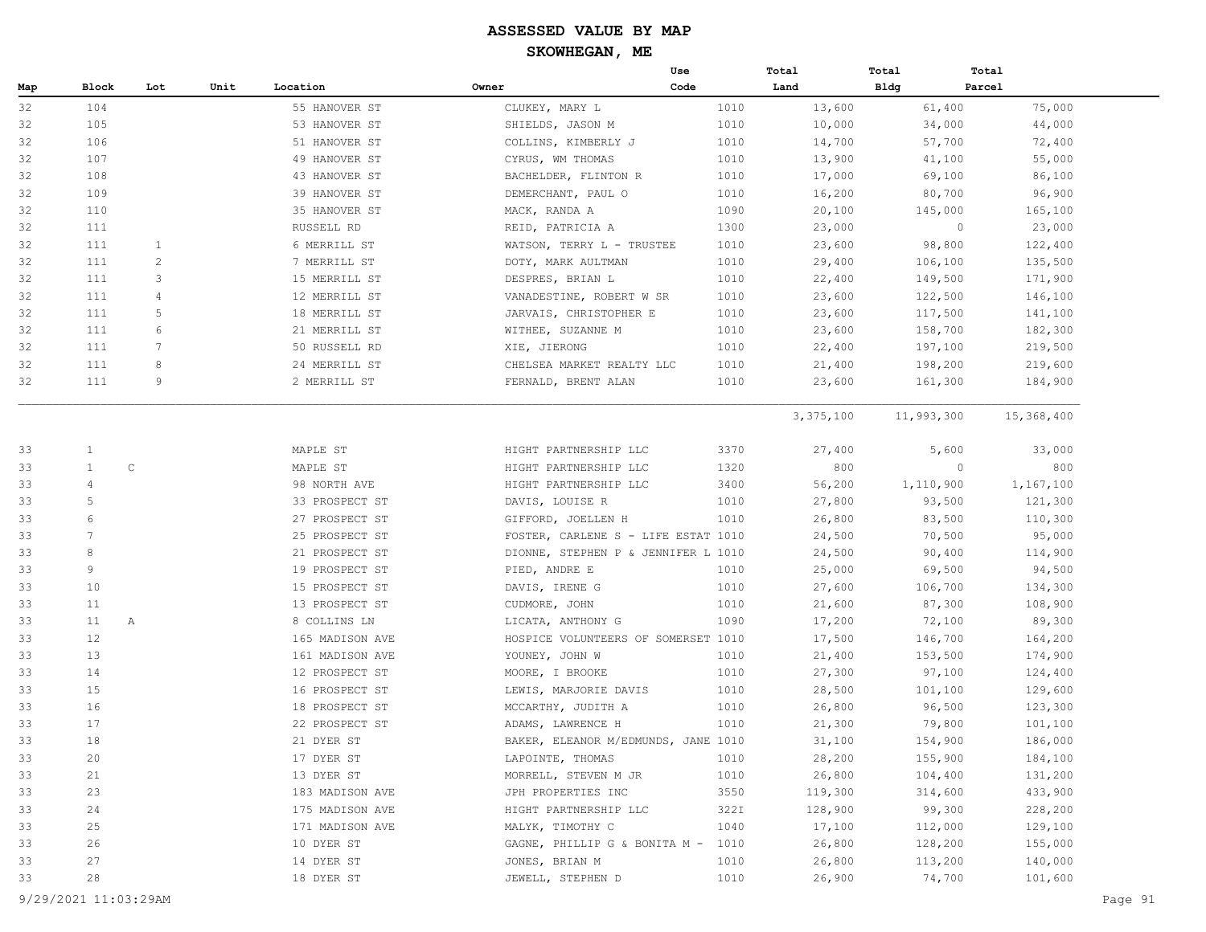# ASSESSED VALUE BY MAP

## SKOWHEGAN, ME

| Map | Block | Lot | Unit | Location | Owner | Use Code | Total Land | Total Bldg | Total Parcel |
|---|---|---|---|---|---|---|---|---|---|
| 32 | 104 | | | 55 HANOVER ST | CLUKEY, MARY L | 1010 | 13,600 | 61,400 | 75,000 |
| 32 | 105 | | | 53 HANOVER ST | SHIELDS, JASON M | 1010 | 10,000 | 34,000 | 44,000 |
| 32 | 106 | | | 51 HANOVER ST | COLLINS, KIMBERLY J | 1010 | 14,700 | 57,700 | 72,400 |
| 32 | 107 | | | 49 HANOVER ST | CYRUS, WM THOMAS | 1010 | 13,900 | 41,100 | 55,000 |
| 32 | 108 | | | 43 HANOVER ST | BACHELDER, FLINTON R | 1010 | 17,000 | 69,100 | 86,100 |
| 32 | 109 | | | 39 HANOVER ST | DEMERCHANT, PAUL O | 1010 | 16,200 | 80,700 | 96,900 |
| 32 | 110 | | | 35 HANOVER ST | MACK, RANDA A | 1090 | 20,100 | 145,000 | 165,100 |
| 32 | 111 | | | RUSSELL RD | REID, PATRICIA A | 1300 | 23,000 | 0 | 23,000 |
| 32 | 111 | 1 | | 6 MERRILL ST | WATSON, TERRY L - TRUSTEE | 1010 | 23,600 | 98,800 | 122,400 |
| 32 | 111 | 2 | | 7 MERRILL ST | DOTY, MARK AULTMAN | 1010 | 29,400 | 106,100 | 135,500 |
| 32 | 111 | 3 | | 15 MERRILL ST | DESPRES, BRIAN L | 1010 | 22,400 | 149,500 | 171,900 |
| 32 | 111 | 4 | | 12 MERRILL ST | VANADESTINE, ROBERT W SR | 1010 | 23,600 | 122,500 | 146,100 |
| 32 | 111 | 5 | | 18 MERRILL ST | JARVAIS, CHRISTOPHER E | 1010 | 23,600 | 117,500 | 141,100 |
| 32 | 111 | 6 | | 21 MERRILL ST | WITHEE, SUZANNE M | 1010 | 23,600 | 158,700 | 182,300 |
| 32 | 111 | 7 | | 50 RUSSELL RD | XIE, JIERONG | 1010 | 22,400 | 197,100 | 219,500 |
| 32 | 111 | 8 | | 24 MERRILL ST | CHELSEA MARKET REALTY LLC | 1010 | 21,400 | 198,200 | 219,600 |
| 32 | 111 | 9 | | 2 MERRILL ST | FERNALD, BRENT ALAN | 1010 | 23,600 | 161,300 | 184,900 |
| | | | | | | | 3,375,100 | 11,993,300 | 15,368,400 |
| 33 | 1 | | | MAPLE ST | HIGHT PARTNERSHIP LLC | 3370 | 27,400 | 5,600 | 33,000 |
| 33 | 1 | C | | MAPLE ST | HIGHT PARTNERSHIP LLC | 1320 | 800 | 0 | 800 |
| 33 | 4 | | | 98 NORTH AVE | HIGHT PARTNERSHIP LLC | 3400 | 56,200 | 1,110,900 | 1,167,100 |
| 33 | 5 | | | 33 PROSPECT ST | DAVIS, LOUISE R | 1010 | 27,800 | 93,500 | 121,300 |
| 33 | 6 | | | 27 PROSPECT ST | GIFFORD, JOELLEN H | 1010 | 26,800 | 83,500 | 110,300 |
| 33 | 7 | | | 25 PROSPECT ST | FOSTER, CARLENE S - LIFE ESTAT | 1010 | 24,500 | 70,500 | 95,000 |
| 33 | 8 | | | 21 PROSPECT ST | DIONNE, STEPHEN P & JENNIFER L | 1010 | 24,500 | 90,400 | 114,900 |
| 33 | 9 | | | 19 PROSPECT ST | PIED, ANDRE E | 1010 | 25,000 | 69,500 | 94,500 |
| 33 | 10 | | | 15 PROSPECT ST | DAVIS, IRENE G | 1010 | 27,600 | 106,700 | 134,300 |
| 33 | 11 | | | 13 PROSPECT ST | CUDMORE, JOHN | 1010 | 21,600 | 87,300 | 108,900 |
| 33 | 11 | A | | 8 COLLINS LN | LICATA, ANTHONY G | 1090 | 17,200 | 72,100 | 89,300 |
| 33 | 12 | | | 165 MADISON AVE | HOSPICE VOLUNTEERS OF SOMERSET | 1010 | 17,500 | 146,700 | 164,200 |
| 33 | 13 | | | 161 MADISON AVE | YOUNEY, JOHN W | 1010 | 21,400 | 153,500 | 174,900 |
| 33 | 14 | | | 12 PROSPECT ST | MOORE, I BROOKE | 1010 | 27,300 | 97,100 | 124,400 |
| 33 | 15 | | | 16 PROSPECT ST | LEWIS, MARJORIE DAVIS | 1010 | 28,500 | 101,100 | 129,600 |
| 33 | 16 | | | 18 PROSPECT ST | MCCARTHY, JUDITH A | 1010 | 26,800 | 96,500 | 123,300 |
| 33 | 17 | | | 22 PROSPECT ST | ADAMS, LAWRENCE H | 1010 | 21,300 | 79,800 | 101,100 |
| 33 | 18 | | | 21 DYER ST | BAKER, ELEANOR M/EDMUNDS, JANE | 1010 | 31,100 | 154,900 | 186,000 |
| 33 | 20 | | | 17 DYER ST | LAPOINTE, THOMAS | 1010 | 28,200 | 155,900 | 184,100 |
| 33 | 21 | | | 13 DYER ST | MORRELL, STEVEN M JR | 1010 | 26,800 | 104,400 | 131,200 |
| 33 | 23 | | | 183 MADISON AVE | JPH PROPERTIES INC | 3550 | 119,300 | 314,600 | 433,900 |
| 33 | 24 | | | 175 MADISON AVE | HIGHT PARTNERSHIP LLC | 322I | 128,900 | 99,300 | 228,200 |
| 33 | 25 | | | 171 MADISON AVE | MALYK, TIMOTHY C | 1040 | 17,100 | 112,000 | 129,100 |
| 33 | 26 | | | 10 DYER ST | GAGNE, PHILLIP G & BONITA M - | 1010 | 26,800 | 128,200 | 155,000 |
| 33 | 27 | | | 14 DYER ST | JONES, BRIAN M | 1010 | 26,800 | 113,200 | 140,000 |
| 33 | 28 | | | 18 DYER ST | JEWELL, STEPHEN D | 1010 | 26,900 | 74,700 | 101,600 |

9/29/2021 11:03:29AM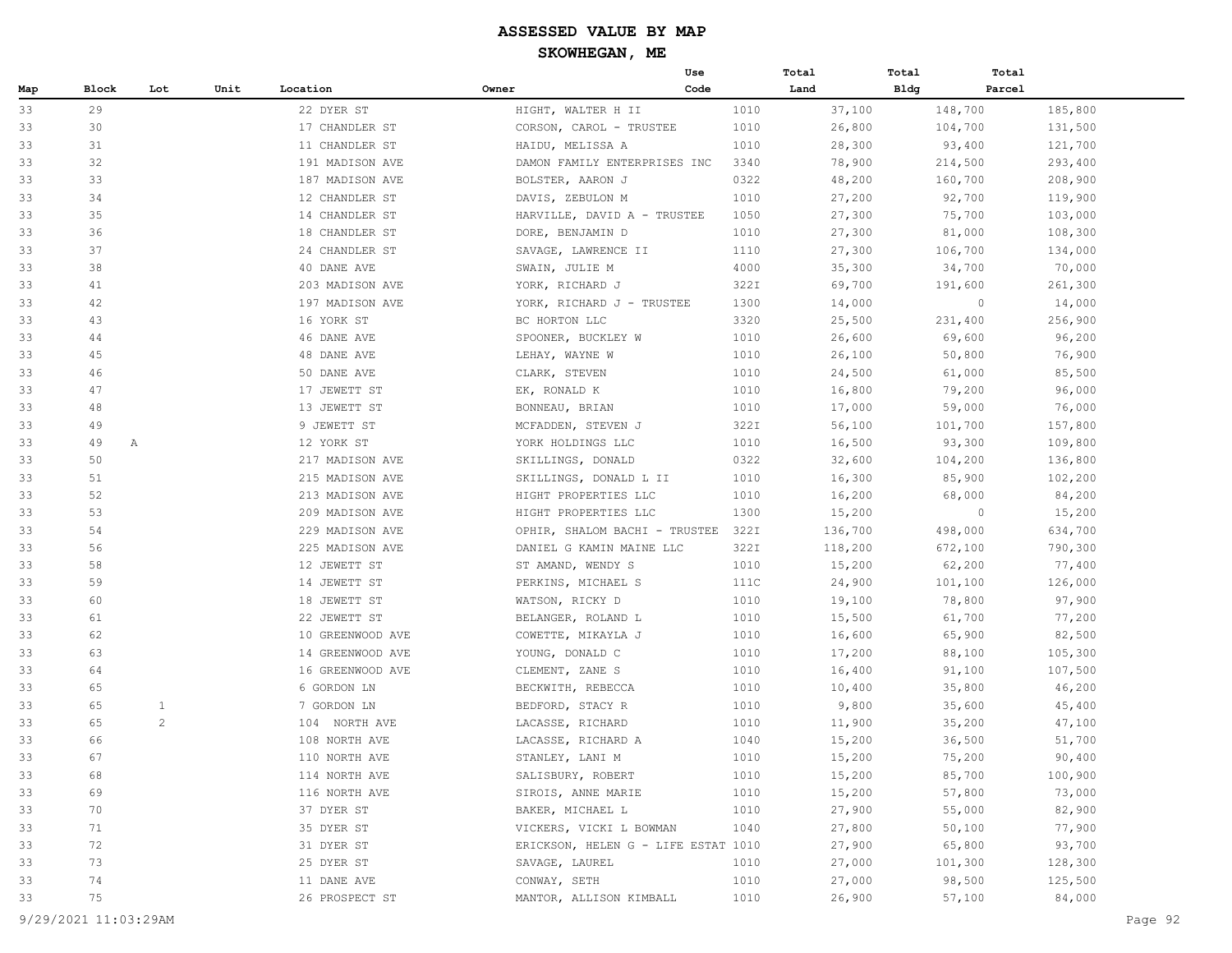# ASSESSED VALUE BY MAP

## SKOWHEGAN, ME

| Map | Block | Lot | Unit | Location | Owner | Use Code | Total Land | Total Bldg | Total Parcel |
|---|---|---|---|---|---|---|---|---|---|
| 33 | 29 | | | 22 DYER ST | HIGHT, WALTER H II | 1010 | 37,100 | 148,700 | 185,800 |
| 33 | 30 | | | 17 CHANDLER ST | CORSON, CAROL - TRUSTEE | 1010 | 26,800 | 104,700 | 131,500 |
| 33 | 31 | | | 11 CHANDLER ST | HAIDU, MELISSA A | 1010 | 28,300 | 93,400 | 121,700 |
| 33 | 32 | | | 191 MADISON AVE | DAMON FAMILY ENTERPRISES INC | 3340 | 78,900 | 214,500 | 293,400 |
| 33 | 33 | | | 187 MADISON AVE | BOLSTER, AARON J | 0322 | 48,200 | 160,700 | 208,900 |
| 33 | 34 | | | 12 CHANDLER ST | DAVIS, ZEBULON M | 1010 | 27,200 | 92,700 | 119,900 |
| 33 | 35 | | | 14 CHANDLER ST | HARVILLE, DAVID A - TRUSTEE | 1050 | 27,300 | 75,700 | 103,000 |
| 33 | 36 | | | 18 CHANDLER ST | DORE, BENJAMIN D | 1010 | 27,300 | 81,000 | 108,300 |
| 33 | 37 | | | 24 CHANDLER ST | SAVAGE, LAWRENCE II | 1110 | 27,300 | 106,700 | 134,000 |
| 33 | 38 | | | 40 DANE AVE | SWAIN, JULIE M | 4000 | 35,300 | 34,700 | 70,000 |
| 33 | 41 | | | 203 MADISON AVE | YORK, RICHARD J | 322I | 69,700 | 191,600 | 261,300 |
| 33 | 42 | | | 197 MADISON AVE | YORK, RICHARD J - TRUSTEE | 1300 | 14,000 | 0 | 14,000 |
| 33 | 43 | | | 16 YORK ST | BC HORTON LLC | 3320 | 25,500 | 231,400 | 256,900 |
| 33 | 44 | | | 46 DANE AVE | SPOONER, BUCKLEY W | 1010 | 26,600 | 69,600 | 96,200 |
| 33 | 45 | | | 48 DANE AVE | LEHAY, WAYNE W | 1010 | 26,100 | 50,800 | 76,900 |
| 33 | 46 | | | 50 DANE AVE | CLARK, STEVEN | 1010 | 24,500 | 61,000 | 85,500 |
| 33 | 47 | | | 17 JEWETT ST | EK, RONALD K | 1010 | 16,800 | 79,200 | 96,000 |
| 33 | 48 | | | 13 JEWETT ST | BONNEAU, BRIAN | 1010 | 17,000 | 59,000 | 76,000 |
| 33 | 49 | | | 9 JEWETT ST | MCFADDEN, STEVEN J | 322I | 56,100 | 101,700 | 157,800 |
| 33 | 49 | A | | 12 YORK ST | YORK HOLDINGS LLC | 1010 | 16,500 | 93,300 | 109,800 |
| 33 | 50 | | | 217 MADISON AVE | SKILLINGS, DONALD | 0322 | 32,600 | 104,200 | 136,800 |
| 33 | 51 | | | 215 MADISON AVE | SKILLINGS, DONALD L II | 1010 | 16,300 | 85,900 | 102,200 |
| 33 | 52 | | | 213 MADISON AVE | HIGHT PROPERTIES LLC | 1010 | 16,200 | 68,000 | 84,200 |
| 33 | 53 | | | 209 MADISON AVE | HIGHT PROPERTIES LLC | 1300 | 15,200 | 0 | 15,200 |
| 33 | 54 | | | 229 MADISON AVE | OPHIR, SHALOM BACHI - TRUSTEE | 322I | 136,700 | 498,000 | 634,700 |
| 33 | 56 | | | 225 MADISON AVE | DANIEL G KAMIN MAINE LLC | 322I | 118,200 | 672,100 | 790,300 |
| 33 | 58 | | | 12 JEWETT ST | ST AMAND, WENDY S | 1010 | 15,200 | 62,200 | 77,400 |
| 33 | 59 | | | 14 JEWETT ST | PERKINS, MICHAEL S | 111C | 24,900 | 101,100 | 126,000 |
| 33 | 60 | | | 18 JEWETT ST | WATSON, RICKY D | 1010 | 19,100 | 78,800 | 97,900 |
| 33 | 61 | | | 22 JEWETT ST | BELANGER, ROLAND L | 1010 | 15,500 | 61,700 | 77,200 |
| 33 | 62 | | | 10 GREENWOOD AVE | COWETTE, MIKAYLA J | 1010 | 16,600 | 65,900 | 82,500 |
| 33 | 63 | | | 14 GREENWOOD AVE | YOUNG, DONALD C | 1010 | 17,200 | 88,100 | 105,300 |
| 33 | 64 | | | 16 GREENWOOD AVE | CLEMENT, ZANE S | 1010 | 16,400 | 91,100 | 107,500 |
| 33 | 65 | | | 6 GORDON LN | BECKWITH, REBECCA | 1010 | 10,400 | 35,800 | 46,200 |
| 33 | 65 | 1 | | 7 GORDON LN | BEDFORD, STACY R | 1010 | 9,800 | 35,600 | 45,400 |
| 33 | 65 | 2 | | 104 NORTH AVE | LACASSE, RICHARD | 1010 | 11,900 | 35,200 | 47,100 |
| 33 | 66 | | | 108 NORTH AVE | LACASSE, RICHARD A | 1040 | 15,200 | 36,500 | 51,700 |
| 33 | 67 | | | 110 NORTH AVE | STANLEY, LANI M | 1010 | 15,200 | 75,200 | 90,400 |
| 33 | 68 | | | 114 NORTH AVE | SALISBURY, ROBERT | 1010 | 15,200 | 85,700 | 100,900 |
| 33 | 69 | | | 116 NORTH AVE | SIROIS, ANNE MARIE | 1010 | 15,200 | 57,800 | 73,000 |
| 33 | 70 | | | 37 DYER ST | BAKER, MICHAEL L | 1010 | 27,900 | 55,000 | 82,900 |
| 33 | 71 | | | 35 DYER ST | VICKERS, VICKI L BOWMAN | 1040 | 27,800 | 50,100 | 77,900 |
| 33 | 72 | | | 31 DYER ST | ERICKSON, HELEN G - LIFE ESTAT | 1010 | 27,900 | 65,800 | 93,700 |
| 33 | 73 | | | 25 DYER ST | SAVAGE, LAUREL | 1010 | 27,000 | 101,300 | 128,300 |
| 33 | 74 | | | 11 DANE AVE | CONWAY, SETH | 1010 | 27,000 | 98,500 | 125,500 |
| 33 | 75 | | | 26 PROSPECT ST | MANTOR, ALLISON KIMBALL | 1010 | 26,900 | 57,100 | 84,000 |

9/29/2021 11:03:29AM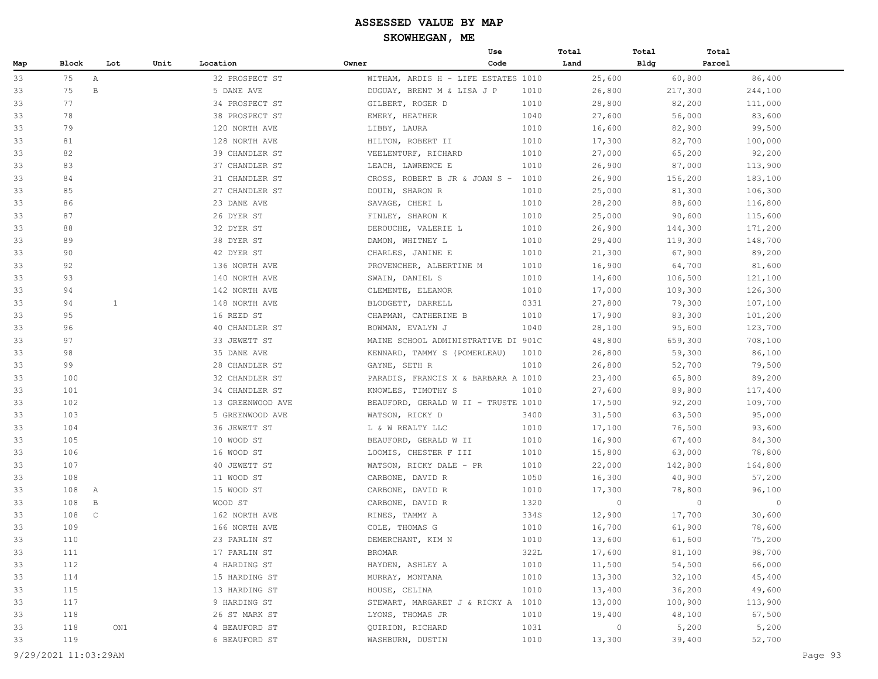# ASSESSED VALUE BY MAP

## SKOWHEGAN, ME

| Map | Block | Lot | Unit | Location | Owner | Use Code | Total Land | Total Bldg | Total Parcel |
|---|---|---|---|---|---|---|---|---|---|
| 33 | 75 | A | | 32 PROSPECT ST | WITHAM, ARDIS H - LIFE ESTATES | 1010 | 25,600 | 60,800 | 86,400 |
| 33 | 75 | B | | 5 DANE AVE | DUGUAY, BRENT M & LISA J P | 1010 | 26,800 | 217,300 | 244,100 |
| 33 | 77 | | | 34 PROSPECT ST | GILBERT, ROGER D | 1010 | 28,800 | 82,200 | 111,000 |
| 33 | 78 | | | 38 PROSPECT ST | EMERY, HEATHER | 1040 | 27,600 | 56,000 | 83,600 |
| 33 | 79 | | | 120 NORTH AVE | LIBBY, LAURA | 1010 | 16,600 | 82,900 | 99,500 |
| 33 | 81 | | | 128 NORTH AVE | HILTON, ROBERT II | 1010 | 17,300 | 82,700 | 100,000 |
| 33 | 82 | | | 39 CHANDLER ST | VEELENTURF, RICHARD | 1010 | 27,000 | 65,200 | 92,200 |
| 33 | 83 | | | 37 CHANDLER ST | LEACH, LAWRENCE E | 1010 | 26,900 | 87,000 | 113,900 |
| 33 | 84 | | | 31 CHANDLER ST | CROSS, ROBERT B JR & JOAN S - | 1010 | 26,900 | 156,200 | 183,100 |
| 33 | 85 | | | 27 CHANDLER ST | DOUIN, SHARON R | 1010 | 25,000 | 81,300 | 106,300 |
| 33 | 86 | | | 23 DANE AVE | SAVAGE, CHERI L | 1010 | 28,200 | 88,600 | 116,800 |
| 33 | 87 | | | 26 DYER ST | FINLEY, SHARON K | 1010 | 25,000 | 90,600 | 115,600 |
| 33 | 88 | | | 32 DYER ST | DEROUCHE, VALERIE L | 1010 | 26,900 | 144,300 | 171,200 |
| 33 | 89 | | | 38 DYER ST | DAMON, WHITNEY L | 1010 | 29,400 | 119,300 | 148,700 |
| 33 | 90 | | | 42 DYER ST | CHARLES, JANINE E | 1010 | 21,300 | 67,900 | 89,200 |
| 33 | 92 | | | 136 NORTH AVE | PROVENCHER, ALBERTINE M | 1010 | 16,900 | 64,700 | 81,600 |
| 33 | 93 | | | 140 NORTH AVE | SWAIN, DANIEL S | 1010 | 14,600 | 106,500 | 121,100 |
| 33 | 94 | | | 142 NORTH AVE | CLEMENTE, ELEANOR | 1010 | 17,000 | 109,300 | 126,300 |
| 33 | 94 | 1 | | 148 NORTH AVE | BLODGETT, DARRELL | 0331 | 27,800 | 79,300 | 107,100 |
| 33 | 95 | | | 16 REED ST | CHAPMAN, CATHERINE B | 1010 | 17,900 | 83,300 | 101,200 |
| 33 | 96 | | | 40 CHANDLER ST | BOWMAN, EVALYN J | 1040 | 28,100 | 95,600 | 123,700 |
| 33 | 97 | | | 33 JEWETT ST | MAINE SCHOOL ADMINISTRATIVE DI | 901C | 48,800 | 659,300 | 708,100 |
| 33 | 98 | | | 35 DANE AVE | KENNARD, TAMMY S (POMERLEAU) | 1010 | 26,800 | 59,300 | 86,100 |
| 33 | 99 | | | 28 CHANDLER ST | GAYNE, SETH R | 1010 | 26,800 | 52,700 | 79,500 |
| 33 | 100 | | | 32 CHANDLER ST | PARADIS, FRANCIS X & BARBARA A | 1010 | 23,400 | 65,800 | 89,200 |
| 33 | 101 | | | 34 CHANDLER ST | KNOWLES, TIMOTHY S | 1010 | 27,600 | 89,800 | 117,400 |
| 33 | 102 | | | 13 GREENWOOD AVE | BEAUFORD, GERALD W II - TRUSTE | 1010 | 17,500 | 92,200 | 109,700 |
| 33 | 103 | | | 5 GREENWOOD AVE | WATSON, RICKY D | 3400 | 31,500 | 63,500 | 95,000 |
| 33 | 104 | | | 36 JEWETT ST | L & W REALTY LLC | 1010 | 17,100 | 76,500 | 93,600 |
| 33 | 105 | | | 10 WOOD ST | BEAUFORD, GERALD W II | 1010 | 16,900 | 67,400 | 84,300 |
| 33 | 106 | | | 16 WOOD ST | LOOMIS, CHESTER F III | 1010 | 15,800 | 63,000 | 78,800 |
| 33 | 107 | | | 40 JEWETT ST | WATSON, RICKY DALE - PR | 1010 | 22,000 | 142,800 | 164,800 |
| 33 | 108 | | | 11 WOOD ST | CARBONE, DAVID R | 1050 | 16,300 | 40,900 | 57,200 |
| 33 | 108 | A | | 15 WOOD ST | CARBONE, DAVID R | 1010 | 17,300 | 78,800 | 96,100 |
| 33 | 108 | B | | WOOD ST | CARBONE, DAVID R | 1320 | 0 | 0 | 0 |
| 33 | 108 | C | | 162 NORTH AVE | RINES, TAMMY A | 334S | 12,900 | 17,700 | 30,600 |
| 33 | 109 | | | 166 NORTH AVE | COLE, THOMAS G | 1010 | 16,700 | 61,900 | 78,600 |
| 33 | 110 | | | 23 PARLIN ST | DEMERCHANT, KIM N | 1010 | 13,600 | 61,600 | 75,200 |
| 33 | 111 | | | 17 PARLIN ST | BROMAR | 322L | 17,600 | 81,100 | 98,700 |
| 33 | 112 | | | 4 HARDING ST | HAYDEN, ASHLEY A | 1010 | 11,500 | 54,500 | 66,000 |
| 33 | 114 | | | 15 HARDING ST | MURRAY, MONTANA | 1010 | 13,300 | 32,100 | 45,400 |
| 33 | 115 | | | 13 HARDING ST | HOUSE, CELINA | 1010 | 13,400 | 36,200 | 49,600 |
| 33 | 117 | | | 9 HARDING ST | STEWART, MARGARET J & RICKY A | 1010 | 13,000 | 100,900 | 113,900 |
| 33 | 118 | | | 26 ST MARK ST | LYONS, THOMAS JR | 1010 | 19,400 | 48,100 | 67,500 |
| 33 | 118 | ON1 | | 4 BEAUFORD ST | QUIRION, RICHARD | 1031 | 0 | 5,200 | 5,200 |
| 33 | 119 | | | 6 BEAUFORD ST | WASHBURN, DUSTIN | 1010 | 13,300 | 39,400 | 52,700 |

9/29/2021 11:03:29AM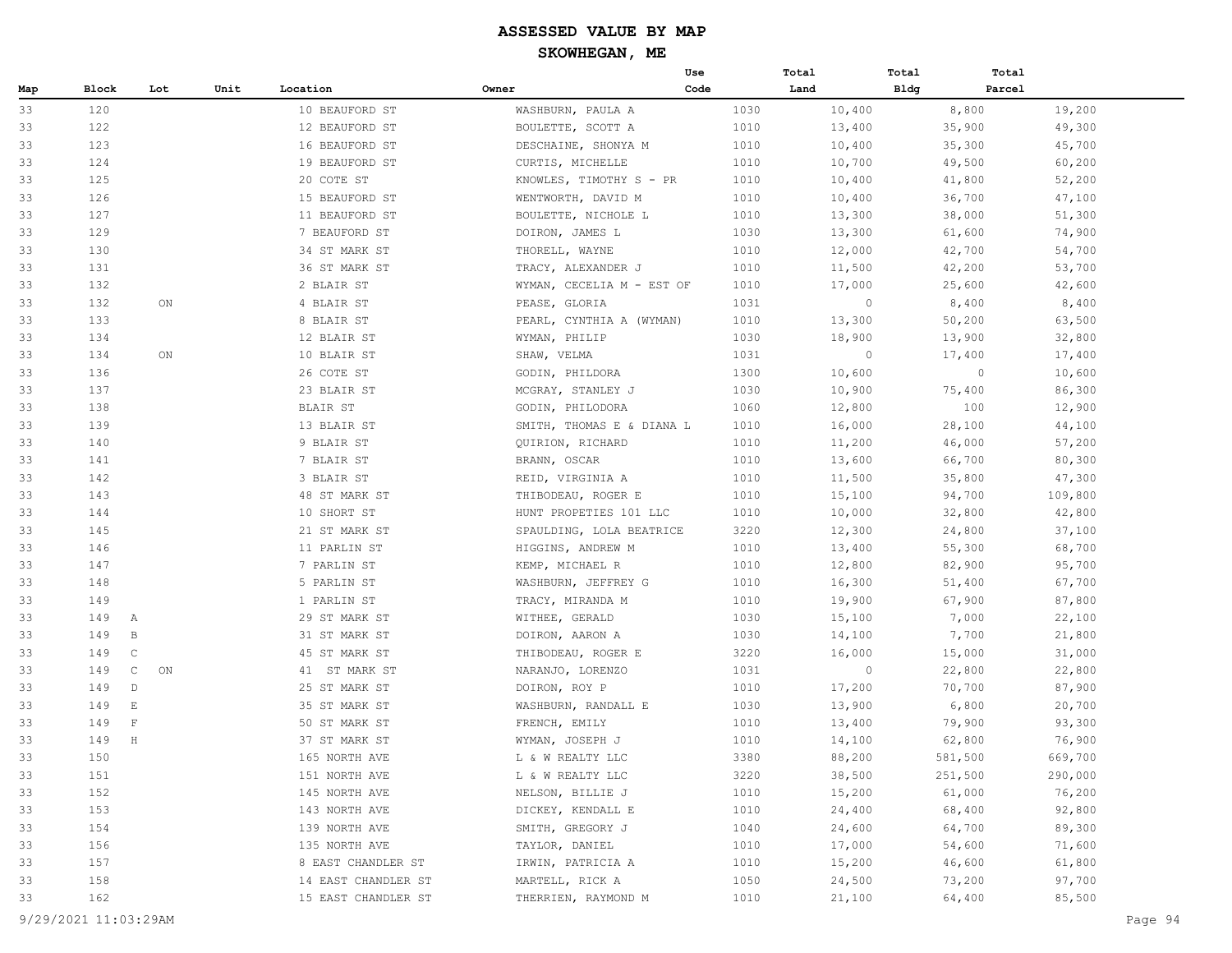# ASSESSED VALUE BY MAP

## SKOWHEGAN, ME

| Map | Block | Lot | Unit | Location | Owner | Use Code | Total Land | Total Bldg | Total Parcel |
|---|---|---|---|---|---|---|---|---|---|
| 33 | 120 | | | 10 BEAUFORD ST | WASHBURN, PAULA A | 1030 | 10,400 | 8,800 | 19,200 |
| 33 | 122 | | | 12 BEAUFORD ST | BOULETTE, SCOTT A | 1010 | 13,400 | 35,900 | 49,300 |
| 33 | 123 | | | 16 BEAUFORD ST | DESCHAINE, SHONYA M | 1010 | 10,400 | 35,300 | 45,700 |
| 33 | 124 | | | 19 BEAUFORD ST | CURTIS, MICHELLE | 1010 | 10,700 | 49,500 | 60,200 |
| 33 | 125 | | | 20 COTE ST | KNOWLES, TIMOTHY S - PR | 1010 | 10,400 | 41,800 | 52,200 |
| 33 | 126 | | | 15 BEAUFORD ST | WENTWORTH, DAVID M | 1010 | 10,400 | 36,700 | 47,100 |
| 33 | 127 | | | 11 BEAUFORD ST | BOULETTE, NICHOLE L | 1010 | 13,300 | 38,000 | 51,300 |
| 33 | 129 | | | 7 BEAUFORD ST | DOIRON, JAMES L | 1030 | 13,300 | 61,600 | 74,900 |
| 33 | 130 | | | 34 ST MARK ST | THORELL, WAYNE | 1010 | 12,000 | 42,700 | 54,700 |
| 33 | 131 | | | 36 ST MARK ST | TRACY, ALEXANDER J | 1010 | 11,500 | 42,200 | 53,700 |
| 33 | 132 | | | 2 BLAIR ST | WYMAN, CECELIA M - EST OF | 1010 | 17,000 | 25,600 | 42,600 |
| 33 | 132 | ON | | 4 BLAIR ST | PEASE, GLORIA | 1031 | 0 | 8,400 | 8,400 |
| 33 | 133 | | | 8 BLAIR ST | PEARL, CYNTHIA A (WYMAN) | 1010 | 13,300 | 50,200 | 63,500 |
| 33 | 134 | | | 12 BLAIR ST | WYMAN, PHILIP | 1030 | 18,900 | 13,900 | 32,800 |
| 33 | 134 | ON | | 10 BLAIR ST | SHAW, VELMA | 1031 | 0 | 17,400 | 17,400 |
| 33 | 136 | | | 26 COTE ST | GODIN, PHILDORA | 1300 | 10,600 | 0 | 10,600 |
| 33 | 137 | | | 23 BLAIR ST | MCGRAY, STANLEY J | 1030 | 10,900 | 75,400 | 86,300 |
| 33 | 138 | | | BLAIR ST | GODIN, PHILODORA | 1060 | 12,800 | 100 | 12,900 |
| 33 | 139 | | | 13 BLAIR ST | SMITH, THOMAS E & DIANA L | 1010 | 16,000 | 28,100 | 44,100 |
| 33 | 140 | | | 9 BLAIR ST | QUIRION, RICHARD | 1010 | 11,200 | 46,000 | 57,200 |
| 33 | 141 | | | 7 BLAIR ST | BRANN, OSCAR | 1010 | 13,600 | 66,700 | 80,300 |
| 33 | 142 | | | 3 BLAIR ST | REID, VIRGINIA A | 1010 | 11,500 | 35,800 | 47,300 |
| 33 | 143 | | | 48 ST MARK ST | THIBODEAU, ROGER E | 1010 | 15,100 | 94,700 | 109,800 |
| 33 | 144 | | | 10 SHORT ST | HUNT PROPETIES 101 LLC | 1010 | 10,000 | 32,800 | 42,800 |
| 33 | 145 | | | 21 ST MARK ST | SPAULDING, LOLA BEATRICE | 3220 | 12,300 | 24,800 | 37,100 |
| 33 | 146 | | | 11 PARLIN ST | HIGGINS, ANDREW M | 1010 | 13,400 | 55,300 | 68,700 |
| 33 | 147 | | | 7 PARLIN ST | KEMP, MICHAEL R | 1010 | 12,800 | 82,900 | 95,700 |
| 33 | 148 | | | 5 PARLIN ST | WASHBURN, JEFFREY G | 1010 | 16,300 | 51,400 | 67,700 |
| 33 | 149 | | | 1 PARLIN ST | TRACY, MIRANDA M | 1010 | 19,900 | 67,900 | 87,800 |
| 33 | 149 A | | | 29 ST MARK ST | WITHEE, GERALD | 1030 | 15,100 | 7,000 | 22,100 |
| 33 | 149 B | | | 31 ST MARK ST | DOIRON, AARON A | 1030 | 14,100 | 7,700 | 21,800 |
| 33 | 149 C | | | 45 ST MARK ST | THIBODEAU, ROGER E | 3220 | 16,000 | 15,000 | 31,000 |
| 33 | 149 C | ON | | 41 ST MARK ST | NARANJO, LORENZO | 1031 | 0 | 22,800 | 22,800 |
| 33 | 149 D | | | 25 ST MARK ST | DOIRON, ROY P | 1010 | 17,200 | 70,700 | 87,900 |
| 33 | 149 E | | | 35 ST MARK ST | WASHBURN, RANDALL E | 1030 | 13,900 | 6,800 | 20,700 |
| 33 | 149 F | | | 50 ST MARK ST | FRENCH, EMILY | 1010 | 13,400 | 79,900 | 93,300 |
| 33 | 149 H | | | 37 ST MARK ST | WYMAN, JOSEPH J | 1010 | 14,100 | 62,800 | 76,900 |
| 33 | 150 | | | 165 NORTH AVE | L & W REALTY LLC | 3380 | 88,200 | 581,500 | 669,700 |
| 33 | 151 | | | 151 NORTH AVE | L & W REALTY LLC | 3220 | 38,500 | 251,500 | 290,000 |
| 33 | 152 | | | 145 NORTH AVE | NELSON, BILLIE J | 1010 | 15,200 | 61,000 | 76,200 |
| 33 | 153 | | | 143 NORTH AVE | DICKEY, KENDALL E | 1010 | 24,400 | 68,400 | 92,800 |
| 33 | 154 | | | 139 NORTH AVE | SMITH, GREGORY J | 1040 | 24,600 | 64,700 | 89,300 |
| 33 | 156 | | | 135 NORTH AVE | TAYLOR, DANIEL | 1010 | 17,000 | 54,600 | 71,600 |
| 33 | 157 | | | 8 EAST CHANDLER ST | IRWIN, PATRICIA A | 1010 | 15,200 | 46,600 | 61,800 |
| 33 | 158 | | | 14 EAST CHANDLER ST | MARTELL, RICK A | 1050 | 24,500 | 73,200 | 97,700 |
| 33 | 162 | | | 15 EAST CHANDLER ST | THERRIEN, RAYMOND M | 1010 | 21,100 | 64,400 | 85,500 |

9/29/2021 11:03:29AM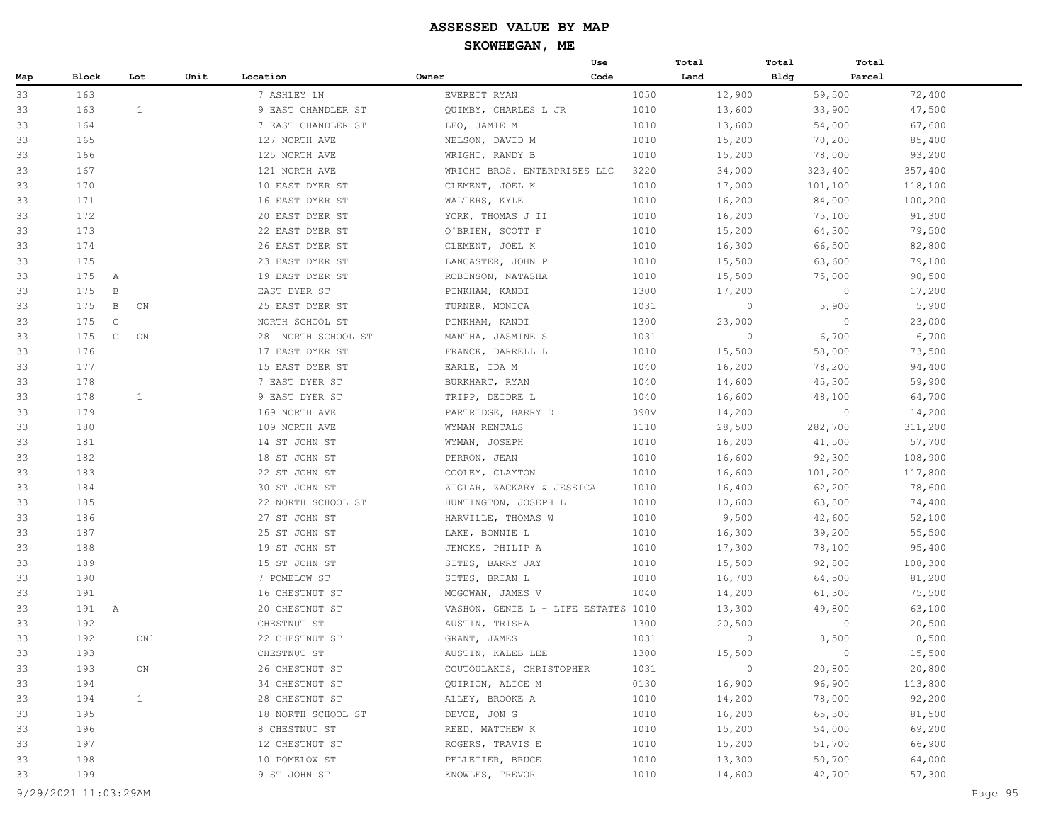# ASSESSED VALUE BY MAP

## SKOWHEGAN, ME

| Map | Block | Lot | Unit | Location | Owner | Use Code | Total Land | Total Bldg | Total Parcel |
|---|---|---|---|---|---|---|---|---|---|
| 33 | 163 | | | 7 ASHLEY LN | EVERETT RYAN | 1050 | 12,900 | 59,500 | 72,400 |
| 33 | 163 | 1 | | 9 EAST CHANDLER ST | QUIMBY, CHARLES L JR | 1010 | 13,600 | 33,900 | 47,500 |
| 33 | 164 | | | 7 EAST CHANDLER ST | LEO, JAMIE M | 1010 | 13,600 | 54,000 | 67,600 |
| 33 | 165 | | | 127 NORTH AVE | NELSON, DAVID M | 1010 | 15,200 | 70,200 | 85,400 |
| 33 | 166 | | | 125 NORTH AVE | WRIGHT, RANDY B | 1010 | 15,200 | 78,000 | 93,200 |
| 33 | 167 | | | 121 NORTH AVE | WRIGHT BROS. ENTERPRISES LLC | 3220 | 34,000 | 323,400 | 357,400 |
| 33 | 170 | | | 10 EAST DYER ST | CLEMENT, JOEL K | 1010 | 17,000 | 101,100 | 118,100 |
| 33 | 171 | | | 16 EAST DYER ST | WALTERS, KYLE | 1010 | 16,200 | 84,000 | 100,200 |
| 33 | 172 | | | 20 EAST DYER ST | YORK, THOMAS J II | 1010 | 16,200 | 75,100 | 91,300 |
| 33 | 173 | | | 22 EAST DYER ST | O'BRIEN, SCOTT F | 1010 | 15,200 | 64,300 | 79,500 |
| 33 | 174 | | | 26 EAST DYER ST | CLEMENT, JOEL K | 1010 | 16,300 | 66,500 | 82,800 |
| 33 | 175 | | | 23 EAST DYER ST | LANCASTER, JOHN P | 1010 | 15,500 | 63,600 | 79,100 |
| 33 | 175 A | | | 19 EAST DYER ST | ROBINSON, NATASHA | 1010 | 15,500 | 75,000 | 90,500 |
| 33 | 175 B | | | EAST DYER ST | PINKHAM, KANDI | 1300 | 17,200 | 0 | 17,200 |
| 33 | 175 B | ON | | 25 EAST DYER ST | TURNER, MONICA | 1031 | 0 | 5,900 | 5,900 |
| 33 | 175 C | | | NORTH SCHOOL ST | PINKHAM, KANDI | 1300 | 23,000 | 0 | 23,000 |
| 33 | 175 C | ON | | 28 NORTH SCHOOL ST | MANTHA, JASMINE S | 1031 | 0 | 6,700 | 6,700 |
| 33 | 176 | | | 17 EAST DYER ST | FRANCK, DARRELL L | 1010 | 15,500 | 58,000 | 73,500 |
| 33 | 177 | | | 15 EAST DYER ST | EARLE, IDA M | 1040 | 16,200 | 78,200 | 94,400 |
| 33 | 178 | | | 7 EAST DYER ST | BURKHART, RYAN | 1040 | 14,600 | 45,300 | 59,900 |
| 33 | 178 | 1 | | 9 EAST DYER ST | TRIPP, DEIDRE L | 1040 | 16,600 | 48,100 | 64,700 |
| 33 | 179 | | | 169 NORTH AVE | PARTRIDGE, BARRY D | 390V | 14,200 | 0 | 14,200 |
| 33 | 180 | | | 109 NORTH AVE | WYMAN RENTALS | 1110 | 28,500 | 282,700 | 311,200 |
| 33 | 181 | | | 14 ST JOHN ST | WYMAN, JOSEPH | 1010 | 16,200 | 41,500 | 57,700 |
| 33 | 182 | | | 18 ST JOHN ST | PERRON, JEAN | 1010 | 16,600 | 92,300 | 108,900 |
| 33 | 183 | | | 22 ST JOHN ST | COOLEY, CLAYTON | 1010 | 16,600 | 101,200 | 117,800 |
| 33 | 184 | | | 30 ST JOHN ST | ZIGLAR, ZACKARY & JESSICA | 1010 | 16,400 | 62,200 | 78,600 |
| 33 | 185 | | | 22 NORTH SCHOOL ST | HUNTINGTON, JOSEPH L | 1010 | 10,600 | 63,800 | 74,400 |
| 33 | 186 | | | 27 ST JOHN ST | HARVILLE, THOMAS W | 1010 | 9,500 | 42,600 | 52,100 |
| 33 | 187 | | | 25 ST JOHN ST | LAKE, BONNIE L | 1010 | 16,300 | 39,200 | 55,500 |
| 33 | 188 | | | 19 ST JOHN ST | JENCKS, PHILIP A | 1010 | 17,300 | 78,100 | 95,400 |
| 33 | 189 | | | 15 ST JOHN ST | SITES, BARRY JAY | 1010 | 15,500 | 92,800 | 108,300 |
| 33 | 190 | | | 7 POMELOW ST | SITES, BRIAN L | 1010 | 16,700 | 64,500 | 81,200 |
| 33 | 191 | | | 16 CHESTNUT ST | MCGOWAN, JAMES V | 1040 | 14,200 | 61,300 | 75,500 |
| 33 | 191 A | | | 20 CHESTNUT ST | VASHON, GENIE L - LIFE ESTATES | 1010 | 13,300 | 49,800 | 63,100 |
| 33 | 192 | | | CHESTNUT ST | AUSTIN, TRISHA | 1300 | 20,500 | 0 | 20,500 |
| 33 | 192 | ON1 | | 22 CHESTNUT ST | GRANT, JAMES | 1031 | 0 | 8,500 | 8,500 |
| 33 | 193 | | | CHESTNUT ST | AUSTIN, KALEB LEE | 1300 | 15,500 | 0 | 15,500 |
| 33 | 193 | ON | | 26 CHESTNUT ST | COUTOULAKIS, CHRISTOPHER | 1031 | 0 | 20,800 | 20,800 |
| 33 | 194 | | | 34 CHESTNUT ST | QUIRION, ALICE M | 0130 | 16,900 | 96,900 | 113,800 |
| 33 | 194 | 1 | | 28 CHESTNUT ST | ALLEY, BROOKE A | 1010 | 14,200 | 78,000 | 92,200 |
| 33 | 195 | | | 18 NORTH SCHOOL ST | DEVOE, JON G | 1010 | 16,200 | 65,300 | 81,500 |
| 33 | 196 | | | 8 CHESTNUT ST | REED, MATTHEW K | 1010 | 15,200 | 54,000 | 69,200 |
| 33 | 197 | | | 12 CHESTNUT ST | ROGERS, TRAVIS E | 1010 | 15,200 | 51,700 | 66,900 |
| 33 | 198 | | | 10 POMELOW ST | PELLETIER, BRUCE | 1010 | 13,300 | 50,700 | 64,000 |
| 33 | 199 | | | 9 ST JOHN ST | KNOWLES, TREVOR | 1010 | 14,600 | 42,700 | 57,300 |

9/29/2021 11:03:29AM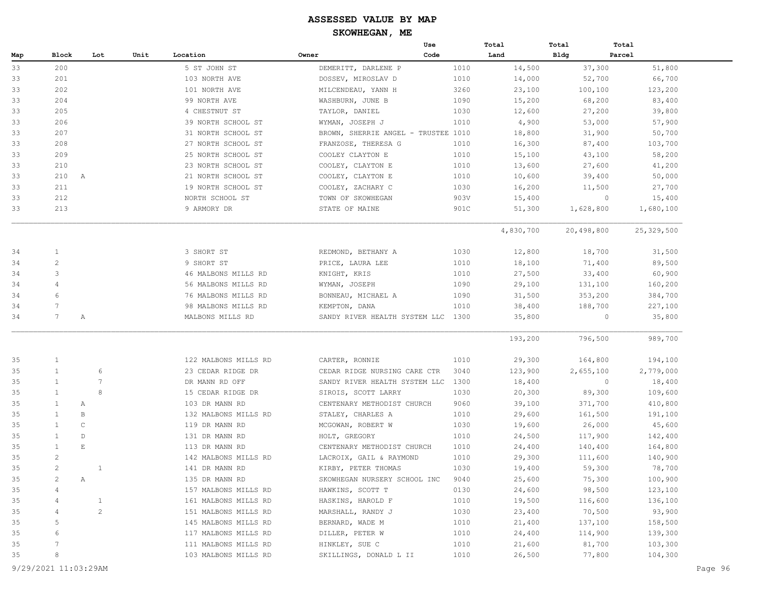# ASSESSED VALUE BY MAP

## SKOWHEGAN, ME

| Map | Block | Lot | Unit | Location | Owner | Use Code | Total Land | Total Bldg | Total Parcel |
|---|---|---|---|---|---|---|---|---|---|
| 33 | 200 | | | 5 ST JOHN ST | DEMERITT, DARLENE P | 1010 | 14,500 | 37,300 | 51,800 |
| 33 | 201 | | | 103 NORTH AVE | DOSSEV, MIROSLAV D | 1010 | 14,000 | 52,700 | 66,700 |
| 33 | 202 | | | 101 NORTH AVE | MILCENDEAU, YANN H | 3260 | 23,100 | 100,100 | 123,200 |
| 33 | 204 | | | 99 NORTH AVE | WASHBURN, JUNE B | 1090 | 15,200 | 68,200 | 83,400 |
| 33 | 205 | | | 4 CHESTNUT ST | TAYLOR, DANIEL | 1030 | 12,600 | 27,200 | 39,800 |
| 33 | 206 | | | 39 NORTH SCHOOL ST | WYMAN, JOSEPH J | 1010 | 4,900 | 53,000 | 57,900 |
| 33 | 207 | | | 31 NORTH SCHOOL ST | BROWN, SHERRIE ANGEL - TRUSTEE | 1010 | 18,800 | 31,900 | 50,700 |
| 33 | 208 | | | 27 NORTH SCHOOL ST | FRANZOSE, THERESA G | 1010 | 16,300 | 87,400 | 103,700 |
| 33 | 209 | | | 25 NORTH SCHOOL ST | COOLEY CLAYTON E | 1010 | 15,100 | 43,100 | 58,200 |
| 33 | 210 | | | 23 NORTH SCHOOL ST | COOLEY, CLAYTON E | 1010 | 13,600 | 27,600 | 41,200 |
| 33 | 210 A | | | 21 NORTH SCHOOL ST | COOLEY, CLAYTON E | 1010 | 10,600 | 39,400 | 50,000 |
| 33 | 211 | | | 19 NORTH SCHOOL ST | COOLEY, ZACHARY C | 1030 | 16,200 | 11,500 | 27,700 |
| 33 | 212 | | | NORTH SCHOOL ST | TOWN OF SKOWHEGAN | 903V | 15,400 | 0 | 15,400 |
| 33 | 213 | | | 9 ARMORY DR | STATE OF MAINE | 901C | 51,300 | 1,628,800 | 1,680,100 |
| | | | | | | | 4,830,700 | 20,498,800 | 25,329,500 |
| 34 | 1 | | | 3 SHORT ST | REDMOND, BETHANY A | 1030 | 12,800 | 18,700 | 31,500 |
| 34 | 2 | | | 9 SHORT ST | PRICE, LAURA LEE | 1010 | 18,100 | 71,400 | 89,500 |
| 34 | 3 | | | 46 MALBONS MILLS RD | KNIGHT, KRIS | 1010 | 27,500 | 33,400 | 60,900 |
| 34 | 4 | | | 56 MALBONS MILLS RD | WYMAN, JOSEPH | 1090 | 29,100 | 131,100 | 160,200 |
| 34 | 6 | | | 76 MALBONS MILLS RD | BONNEAU, MICHAEL A | 1090 | 31,500 | 353,200 | 384,700 |
| 34 | 7 | | | 98 MALBONS MILLS RD | KEMPTON, DANA | 1010 | 38,400 | 188,700 | 227,100 |
| 34 | 7 A | | | MALBONS MILLS RD | SANDY RIVER HEALTH SYSTEM LLC | 1300 | 35,800 | 0 | 35,800 |
| | | | | | | | 193,200 | 796,500 | 989,700 |
| 35 | 1 | | | 122 MALBONS MILLS RD | CARTER, RONNIE | 1010 | 29,300 | 164,800 | 194,100 |
| 35 | 1 | 6 | | 23 CEDAR RIDGE DR | CEDAR RIDGE NURSING CARE CTR | 3040 | 123,900 | 2,655,100 | 2,779,000 |
| 35 | 1 | 7 | | DR MANN RD OFF | SANDY RIVER HEALTH SYSTEM LLC | 1300 | 18,400 | 0 | 18,400 |
| 35 | 1 | 8 | | 15 CEDAR RIDGE DR | SIROIS, SCOTT LARRY | 1030 | 20,300 | 89,300 | 109,600 |
| 35 | 1 A | | | 103 DR MANN RD | CENTENARY METHODIST CHURCH | 9060 | 39,100 | 371,700 | 410,800 |
| 35 | 1 B | | | 132 MALBONS MILLS RD | STALEY, CHARLES A | 1010 | 29,600 | 161,500 | 191,100 |
| 35 | 1 C | | | 119 DR MANN RD | MCGOWAN, ROBERT W | 1030 | 19,600 | 26,000 | 45,600 |
| 35 | 1 D | | | 131 DR MANN RD | HOLT, GREGORY | 1010 | 24,500 | 117,900 | 142,400 |
| 35 | 1 E | | | 113 DR MANN RD | CENTENARY METHODIST CHURCH | 1010 | 24,400 | 140,400 | 164,800 |
| 35 | 2 | | | 142 MALBONS MILLS RD | LACROIX, GAIL & RAYMOND | 1010 | 29,300 | 111,600 | 140,900 |
| 35 | 2 | 1 | | 141 DR MANN RD | KIRBY, PETER THOMAS | 1030 | 19,400 | 59,300 | 78,700 |
| 35 | 2 A | | | 135 DR MANN RD | SKOWHEGAN NURSERY SCHOOL INC | 9040 | 25,600 | 75,300 | 100,900 |
| 35 | 4 | | | 157 MALBONS MILLS RD | HAWKINS, SCOTT T | 0130 | 24,600 | 98,500 | 123,100 |
| 35 | 4 | 1 | | 161 MALBONS MILLS RD | HASKINS, HAROLD F | 1010 | 19,500 | 116,600 | 136,100 |
| 35 | 4 | 2 | | 151 MALBONS MILLS RD | MARSHALL, RANDY J | 1030 | 23,400 | 70,500 | 93,900 |
| 35 | 5 | | | 145 MALBONS MILLS RD | BERNARD, WADE M | 1010 | 21,400 | 137,100 | 158,500 |
| 35 | 6 | | | 117 MALBONS MILLS RD | DILLER, PETER W | 1010 | 24,400 | 114,900 | 139,300 |
| 35 | 7 | | | 111 MALBONS MILLS RD | HINKLEY, SUE C | 1010 | 21,600 | 81,700 | 103,300 |
| 35 | 8 | | | 103 MALBONS MILLS RD | SKILLINGS, DONALD L II | 1010 | 26,500 | 77,800 | 104,300 |

9/29/2021 11:03:29AM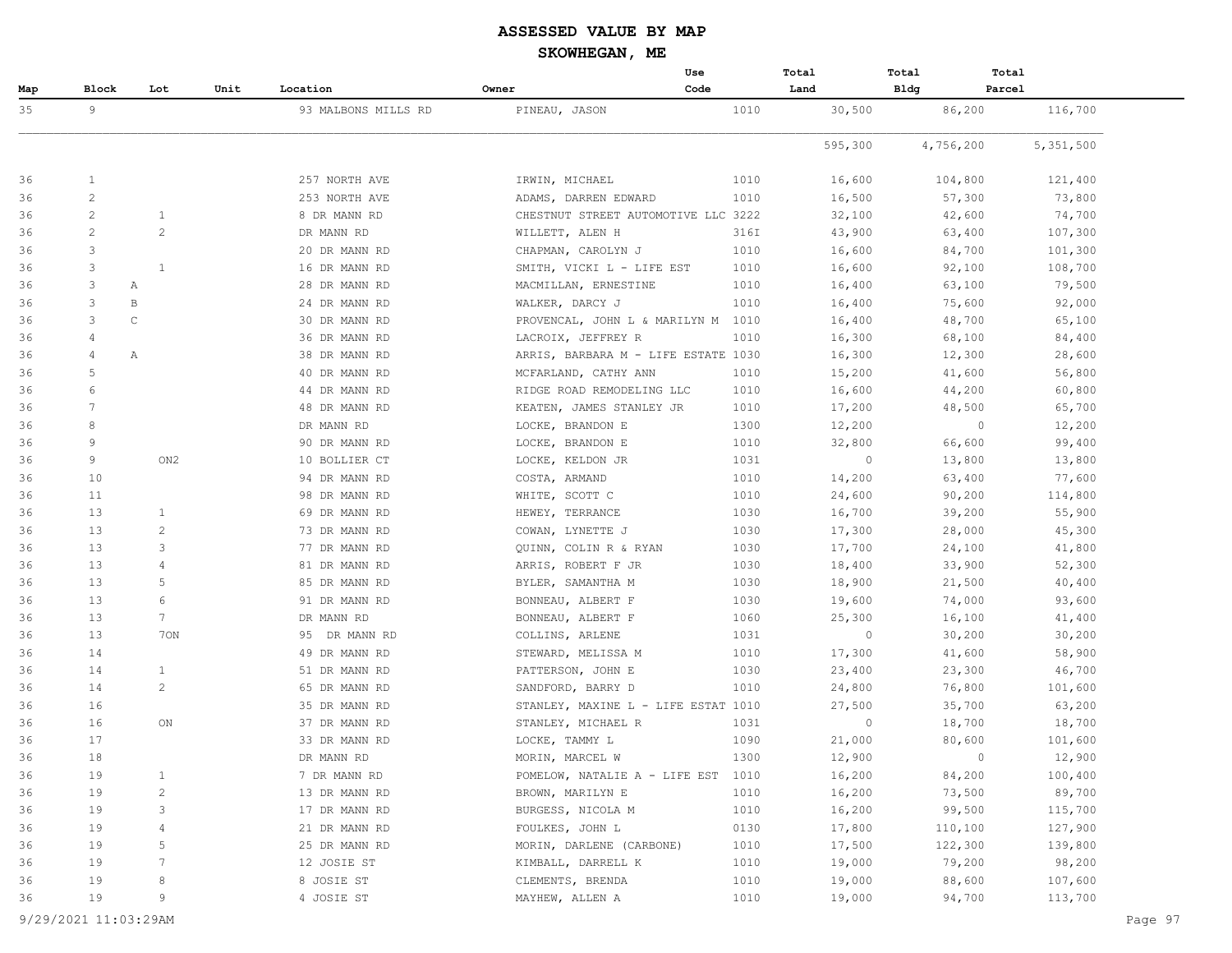# ASSESSED VALUE BY MAP

## SKOWHEGAN, ME

| Map | Block | Lot | Unit | Location | Owner | Use Code | Total Land | Total Bldg | Total Parcel |
|---|---|---|---|---|---|---|---|---|---|
| 35 | 9 | | | 93 MALBONS MILLS RD | PINEAU, JASON | 1010 | 30,500 | 86,200 | 116,700 |
| | | | | | | | 595,300 | 4,756,200 | 5,351,500 |
| 36 | 1 | | | 257 NORTH AVE | IRWIN, MICHAEL | 1010 | 16,600 | 104,800 | 121,400 |
| 36 | 2 | | | 253 NORTH AVE | ADAMS, DARREN EDWARD | 1010 | 16,500 | 57,300 | 73,800 |
| 36 | 2 | 1 | | 8 DR MANN RD | CHESTNUT STREET AUTOMOTIVE LLC | 3222 | 32,100 | 42,600 | 74,700 |
| 36 | 2 | 2 | | DR MANN RD | WILLETT, ALEN H | 316I | 43,900 | 63,400 | 107,300 |
| 36 | 3 | | | 20 DR MANN RD | CHAPMAN, CAROLYN J | 1010 | 16,600 | 84,700 | 101,300 |
| 36 | 3 | 1 | | 16 DR MANN RD | SMITH, VICKI L - LIFE EST | 1010 | 16,600 | 92,100 | 108,700 |
| 36 | 3 A | | | 28 DR MANN RD | MACMILLAN, ERNESTINE | 1010 | 16,400 | 63,100 | 79,500 |
| 36 | 3 B | | | 24 DR MANN RD | WALKER, DARCY J | 1010 | 16,400 | 75,600 | 92,000 |
| 36 | 3 C | | | 30 DR MANN RD | PROVENCAL, JOHN L & MARILYN M | 1010 | 16,400 | 48,700 | 65,100 |
| 36 | 4 | | | 36 DR MANN RD | LACROIX, JEFFREY R | 1010 | 16,300 | 68,100 | 84,400 |
| 36 | 4 A | | | 38 DR MANN RD | ARRIS, BARBARA M - LIFE ESTATE | 1030 | 16,300 | 12,300 | 28,600 |
| 36 | 5 | | | 40 DR MANN RD | MCFARLAND, CATHY ANN | 1010 | 15,200 | 41,600 | 56,800 |
| 36 | 6 | | | 44 DR MANN RD | RIDGE ROAD REMODELING LLC | 1010 | 16,600 | 44,200 | 60,800 |
| 36 | 7 | | | 48 DR MANN RD | KEATEN, JAMES STANLEY JR | 1010 | 17,200 | 48,500 | 65,700 |
| 36 | 8 | | | DR MANN RD | LOCKE, BRANDON E | 1300 | 12,200 | 0 | 12,200 |
| 36 | 9 | | | 90 DR MANN RD | LOCKE, BRANDON E | 1010 | 32,800 | 66,600 | 99,400 |
| 36 | 9 | ON2 | | 10 BOLLIER CT | LOCKE, KELDON JR | 1031 | 0 | 13,800 | 13,800 |
| 36 | 10 | | | 94 DR MANN RD | COSTA, ARMAND | 1010 | 14,200 | 63,400 | 77,600 |
| 36 | 11 | | | 98 DR MANN RD | WHITE, SCOTT C | 1010 | 24,600 | 90,200 | 114,800 |
| 36 | 13 | 1 | | 69 DR MANN RD | HEWEY, TERRANCE | 1030 | 16,700 | 39,200 | 55,900 |
| 36 | 13 | 2 | | 73 DR MANN RD | COWAN, LYNETTE J | 1030 | 17,300 | 28,000 | 45,300 |
| 36 | 13 | 3 | | 77 DR MANN RD | QUINN, COLIN R & RYAN | 1030 | 17,700 | 24,100 | 41,800 |
| 36 | 13 | 4 | | 81 DR MANN RD | ARRIS, ROBERT F JR | 1030 | 18,400 | 33,900 | 52,300 |
| 36 | 13 | 5 | | 85 DR MANN RD | BYLER, SAMANTHA M | 1030 | 18,900 | 21,500 | 40,400 |
| 36 | 13 | 6 | | 91 DR MANN RD | BONNEAU, ALBERT F | 1030 | 19,600 | 74,000 | 93,600 |
| 36 | 13 | 7 | | DR MANN RD | BONNEAU, ALBERT F | 1060 | 25,300 | 16,100 | 41,400 |
| 36 | 13 | 7ON | | 95 DR MANN RD | COLLINS, ARLENE | 1031 | 0 | 30,200 | 30,200 |
| 36 | 14 | | | 49 DR MANN RD | STEWARD, MELISSA M | 1010 | 17,300 | 41,600 | 58,900 |
| 36 | 14 | 1 | | 51 DR MANN RD | PATTERSON, JOHN E | 1030 | 23,400 | 23,300 | 46,700 |
| 36 | 14 | 2 | | 65 DR MANN RD | SANDFORD, BARRY D | 1010 | 24,800 | 76,800 | 101,600 |
| 36 | 16 | | | 35 DR MANN RD | STANLEY, MAXINE L - LIFE ESTAT | 1010 | 27,500 | 35,700 | 63,200 |
| 36 | 16 | ON | | 37 DR MANN RD | STANLEY, MICHAEL R | 1031 | 0 | 18,700 | 18,700 |
| 36 | 17 | | | 33 DR MANN RD | LOCKE, TAMMY L | 1090 | 21,000 | 80,600 | 101,600 |
| 36 | 18 | | | DR MANN RD | MORIN, MARCEL W | 1300 | 12,900 | 0 | 12,900 |
| 36 | 19 | 1 | | 7 DR MANN RD | POMELOW, NATALIE A - LIFE EST | 1010 | 16,200 | 84,200 | 100,400 |
| 36 | 19 | 2 | | 13 DR MANN RD | BROWN, MARILYN E | 1010 | 16,200 | 73,500 | 89,700 |
| 36 | 19 | 3 | | 17 DR MANN RD | BURGESS, NICOLA M | 1010 | 16,200 | 99,500 | 115,700 |
| 36 | 19 | 4 | | 21 DR MANN RD | FOULKES, JOHN L | 0130 | 17,800 | 110,100 | 127,900 |
| 36 | 19 | 5 | | 25 DR MANN RD | MORIN, DARLENE (CARBONE) | 1010 | 17,500 | 122,300 | 139,800 |
| 36 | 19 | 7 | | 12 JOSIE ST | KIMBALL, DARRELL K | 1010 | 19,000 | 79,200 | 98,200 |
| 36 | 19 | 8 | | 8 JOSIE ST | CLEMENTS, BRENDA | 1010 | 19,000 | 88,600 | 107,600 |
| 36 | 19 | 9 | | 4 JOSIE ST | MAYHEW, ALLEN A | 1010 | 19,000 | 94,700 | 113,700 |

9/29/2021 11:03:29AM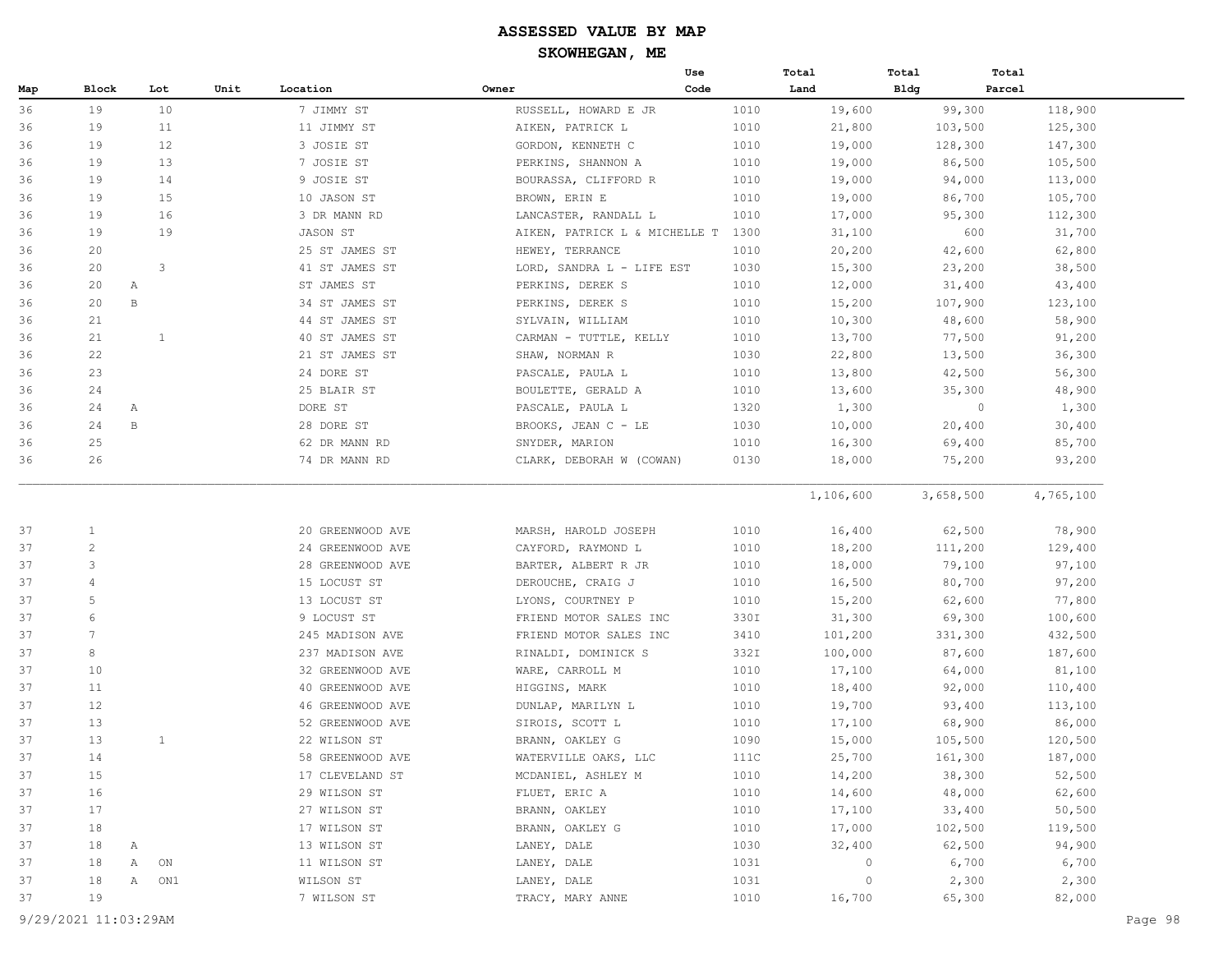# ASSESSED VALUE BY MAP

## SKOWHEGAN, ME

| Map | Block | Lot | Unit | Location | Owner | Use Code | Total Land | Total Bldg | Total Parcel |
|---|---|---|---|---|---|---|---|---|---|
| 36 | 19 | 10 | | 7 JIMMY ST | RUSSELL, HOWARD E JR | 1010 | 19,600 | 99,300 | 118,900 |
| 36 | 19 | 11 | | 11 JIMMY ST | AIKEN, PATRICK L | 1010 | 21,800 | 103,500 | 125,300 |
| 36 | 19 | 12 | | 3 JOSIE ST | GORDON, KENNETH C | 1010 | 19,000 | 128,300 | 147,300 |
| 36 | 19 | 13 | | 7 JOSIE ST | PERKINS, SHANNON A | 1010 | 19,000 | 86,500 | 105,500 |
| 36 | 19 | 14 | | 9 JOSIE ST | BOURASSA, CLIFFORD R | 1010 | 19,000 | 94,000 | 113,000 |
| 36 | 19 | 15 | | 10 JASON ST | BROWN, ERIN E | 1010 | 19,000 | 86,700 | 105,700 |
| 36 | 19 | 16 | | 3 DR MANN RD | LANCASTER, RANDALL L | 1010 | 17,000 | 95,300 | 112,300 |
| 36 | 19 | 19 | | JASON ST | AIKEN, PATRICK L & MICHELLE T | 1300 | 31,100 | 600 | 31,700 |
| 36 | 20 | | | 25 ST JAMES ST | HEWEY, TERRANCE | 1010 | 20,200 | 42,600 | 62,800 |
| 36 | 20 | 3 | | 41 ST JAMES ST | LORD, SANDRA L - LIFE EST | 1030 | 15,300 | 23,200 | 38,500 |
| 36 | 20 A | | | ST JAMES ST | PERKINS, DEREK S | 1010 | 12,000 | 31,400 | 43,400 |
| 36 | 20 B | | | 34 ST JAMES ST | PERKINS, DEREK S | 1010 | 15,200 | 107,900 | 123,100 |
| 36 | 21 | | | 44 ST JAMES ST | SYLVAIN, WILLIAM | 1010 | 10,300 | 48,600 | 58,900 |
| 36 | 21 | 1 | | 40 ST JAMES ST | CARMAN - TUTTLE, KELLY | 1010 | 13,700 | 77,500 | 91,200 |
| 36 | 22 | | | 21 ST JAMES ST | SHAW, NORMAN R | 1030 | 22,800 | 13,500 | 36,300 |
| 36 | 23 | | | 24 DORE ST | PASCALE, PAULA L | 1010 | 13,800 | 42,500 | 56,300 |
| 36 | 24 | | | 25 BLAIR ST | BOULETTE, GERALD A | 1010 | 13,600 | 35,300 | 48,900 |
| 36 | 24 A | | | DORE ST | PASCALE, PAULA L | 1320 | 1,300 | 0 | 1,300 |
| 36 | 24 B | | | 28 DORE ST | BROOKS, JEAN C - LE | 1030 | 10,000 | 20,400 | 30,400 |
| 36 | 25 | | | 62 DR MANN RD | SNYDER, MARION | 1010 | 16,300 | 69,400 | 85,700 |
| 36 | 26 | | | 74 DR MANN RD | CLARK, DEBORAH W (COWAN) | 0130 | 18,000 | 75,200 | 93,200 |
| | | | | | | | 1,106,600 | 3,658,500 | 4,765,100 |
| 37 | 1 | | | 20 GREENWOOD AVE | MARSH, HAROLD JOSEPH | 1010 | 16,400 | 62,500 | 78,900 |
| 37 | 2 | | | 24 GREENWOOD AVE | CAYFORD, RAYMOND L | 1010 | 18,200 | 111,200 | 129,400 |
| 37 | 3 | | | 28 GREENWOOD AVE | BARTER, ALBERT R JR | 1010 | 18,000 | 79,100 | 97,100 |
| 37 | 4 | | | 15 LOCUST ST | DEROUCHE, CRAIG J | 1010 | 16,500 | 80,700 | 97,200 |
| 37 | 5 | | | 13 LOCUST ST | LYONS, COURTNEY P | 1010 | 15,200 | 62,600 | 77,800 |
| 37 | 6 | | | 9 LOCUST ST | FRIEND MOTOR SALES INC | 330I | 31,300 | 69,300 | 100,600 |
| 37 | 7 | | | 245 MADISON AVE | FRIEND MOTOR SALES INC | 3410 | 101,200 | 331,300 | 432,500 |
| 37 | 8 | | | 237 MADISON AVE | RINALDI, DOMINICK S | 332I | 100,000 | 87,600 | 187,600 |
| 37 | 10 | | | 32 GREENWOOD AVE | WARE, CARROLL M | 1010 | 17,100 | 64,000 | 81,100 |
| 37 | 11 | | | 40 GREENWOOD AVE | HIGGINS, MARK | 1010 | 18,400 | 92,000 | 110,400 |
| 37 | 12 | | | 46 GREENWOOD AVE | DUNLAP, MARILYN L | 1010 | 19,700 | 93,400 | 113,100 |
| 37 | 13 | | | 52 GREENWOOD AVE | SIROIS, SCOTT L | 1010 | 17,100 | 68,900 | 86,000 |
| 37 | 13 | 1 | | 22 WILSON ST | BRANN, OAKLEY G | 1090 | 15,000 | 105,500 | 120,500 |
| 37 | 14 | | | 58 GREENWOOD AVE | WATERVILLE OAKS, LLC | 111C | 25,700 | 161,300 | 187,000 |
| 37 | 15 | | | 17 CLEVELAND ST | MCDANIEL, ASHLEY M | 1010 | 14,200 | 38,300 | 52,500 |
| 37 | 16 | | | 29 WILSON ST | FLUET, ERIC A | 1010 | 14,600 | 48,000 | 62,600 |
| 37 | 17 | | | 27 WILSON ST | BRANN, OAKLEY | 1010 | 17,100 | 33,400 | 50,500 |
| 37 | 18 | | | 17 WILSON ST | BRANN, OAKLEY G | 1010 | 17,000 | 102,500 | 119,500 |
| 37 | 18 A | | | 13 WILSON ST | LANEY, DALE | 1030 | 32,400 | 62,500 | 94,900 |
| 37 | 18 A | ON | | 11 WILSON ST | LANEY, DALE | 1031 | 0 | 6,700 | 6,700 |
| 37 | 18 A | ON1 | | WILSON ST | LANEY, DALE | 1031 | 0 | 2,300 | 2,300 |
| 37 | 19 | | | 7 WILSON ST | TRACY, MARY ANNE | 1010 | 16,700 | 65,300 | 82,000 |

9/29/2021 11:03:29AM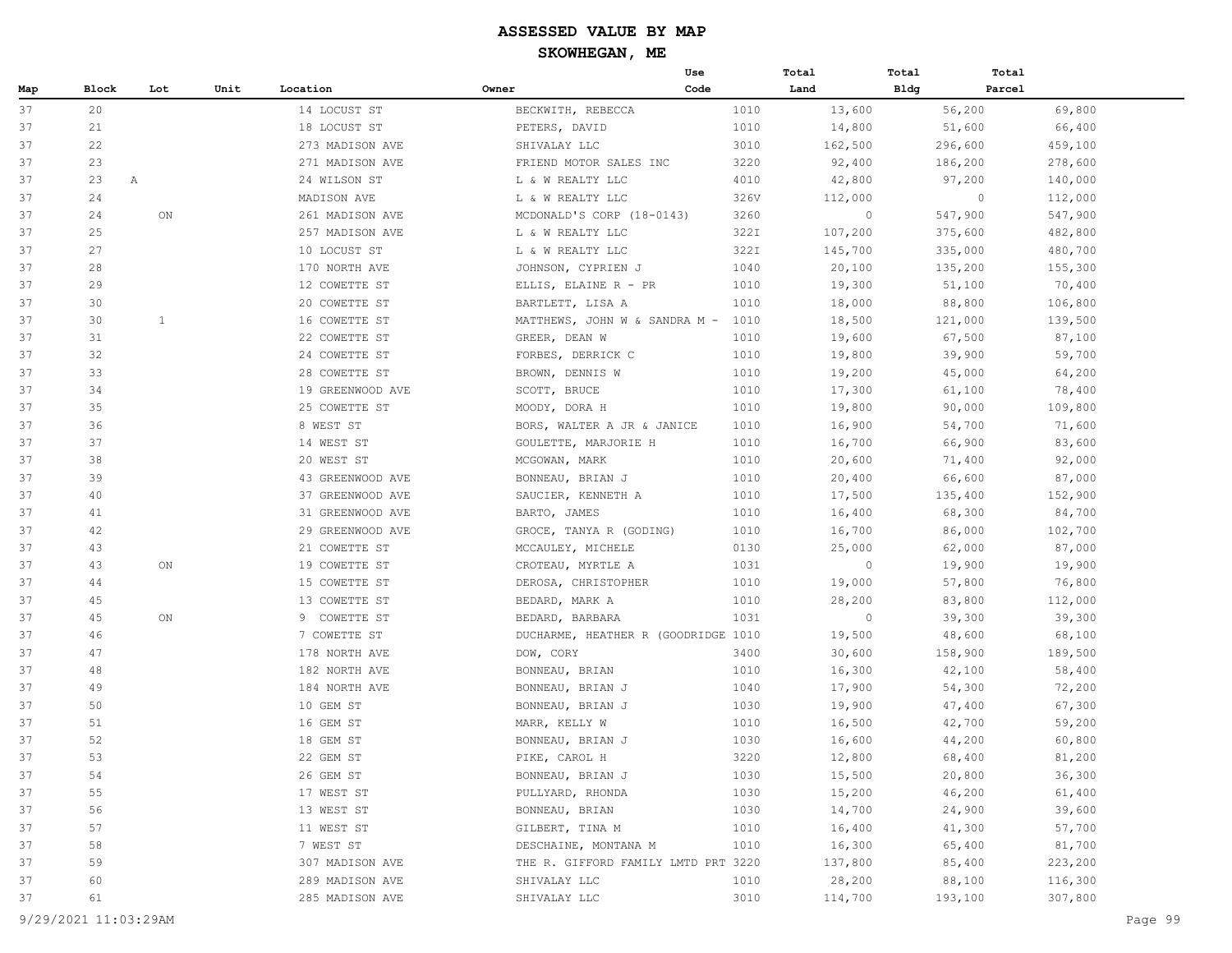# ASSESSED VALUE BY MAP

## SKOWHEGAN, ME

| Map | Block | Lot | Unit | Location | Owner | Use Code | Total Land | Total Bldg | Total Parcel |
|---|---|---|---|---|---|---|---|---|---|
| 37 | 20 | | | 14 LOCUST ST | BECKWITH, REBECCA | 1010 | 13,600 | 56,200 | 69,800 |
| 37 | 21 | | | 18 LOCUST ST | PETERS, DAVID | 1010 | 14,800 | 51,600 | 66,400 |
| 37 | 22 | | | 273 MADISON AVE | SHIVALAY LLC | 3010 | 162,500 | 296,600 | 459,100 |
| 37 | 23 | | | 271 MADISON AVE | FRIEND MOTOR SALES INC | 3220 | 92,400 | 186,200 | 278,600 |
| 37 | 23 | A | | 24 WILSON ST | L & W REALTY LLC | 4010 | 42,800 | 97,200 | 140,000 |
| 37 | 24 | | | MADISON AVE | L & W REALTY LLC | 326V | 112,000 | 0 | 112,000 |
| 37 | 24 | ON | | 261 MADISON AVE | MCDONALD'S CORP (18-0143) | 3260 | 0 | 547,900 | 547,900 |
| 37 | 25 | | | 257 MADISON AVE | L & W REALTY LLC | 322I | 107,200 | 375,600 | 482,800 |
| 37 | 27 | | | 10 LOCUST ST | L & W REALTY LLC | 322I | 145,700 | 335,000 | 480,700 |
| 37 | 28 | | | 170 NORTH AVE | JOHNSON, CYPRIEN J | 1040 | 20,100 | 135,200 | 155,300 |
| 37 | 29 | | | 12 COWETTE ST | ELLIS, ELAINE R - PR | 1010 | 19,300 | 51,100 | 70,400 |
| 37 | 30 | | | 20 COWETTE ST | BARTLETT, LISA A | 1010 | 18,000 | 88,800 | 106,800 |
| 37 | 30 | 1 | | 16 COWETTE ST | MATTHEWS, JOHN W & SANDRA M - | 1010 | 18,500 | 121,000 | 139,500 |
| 37 | 31 | | | 22 COWETTE ST | GREER, DEAN W | 1010 | 19,600 | 67,500 | 87,100 |
| 37 | 32 | | | 24 COWETTE ST | FORBES, DERRICK C | 1010 | 19,800 | 39,900 | 59,700 |
| 37 | 33 | | | 28 COWETTE ST | BROWN, DENNIS W | 1010 | 19,200 | 45,000 | 64,200 |
| 37 | 34 | | | 19 GREENWOOD AVE | SCOTT, BRUCE | 1010 | 17,300 | 61,100 | 78,400 |
| 37 | 35 | | | 25 COWETTE ST | MOODY, DORA H | 1010 | 19,800 | 90,000 | 109,800 |
| 37 | 36 | | | 8 WEST ST | BORS, WALTER A JR & JANICE | 1010 | 16,900 | 54,700 | 71,600 |
| 37 | 37 | | | 14 WEST ST | GOULETTE, MARJORIE H | 1010 | 16,700 | 66,900 | 83,600 |
| 37 | 38 | | | 20 WEST ST | MCGOWAN, MARK | 1010 | 20,600 | 71,400 | 92,000 |
| 37 | 39 | | | 43 GREENWOOD AVE | BONNEAU, BRIAN J | 1010 | 20,400 | 66,600 | 87,000 |
| 37 | 40 | | | 37 GREENWOOD AVE | SAUCIER, KENNETH A | 1010 | 17,500 | 135,400 | 152,900 |
| 37 | 41 | | | 31 GREENWOOD AVE | BARTO, JAMES | 1010 | 16,400 | 68,300 | 84,700 |
| 37 | 42 | | | 29 GREENWOOD AVE | GROCE, TANYA R (GODING) | 1010 | 16,700 | 86,000 | 102,700 |
| 37 | 43 | | | 21 COWETTE ST | MCCAULEY, MICHELE | 0130 | 25,000 | 62,000 | 87,000 |
| 37 | 43 | ON | | 19 COWETTE ST | CROTEAU, MYRTLE A | 1031 | 0 | 19,900 | 19,900 |
| 37 | 44 | | | 15 COWETTE ST | DEROSA, CHRISTOPHER | 1010 | 19,000 | 57,800 | 76,800 |
| 37 | 45 | | | 13 COWETTE ST | BEDARD, MARK A | 1010 | 28,200 | 83,800 | 112,000 |
| 37 | 45 | ON | | 9 COWETTE ST | BEDARD, BARBARA | 1031 | 0 | 39,300 | 39,300 |
| 37 | 46 | | | 7 COWETTE ST | DUCHARME, HEATHER R (GOODRIDGE | 1010 | 19,500 | 48,600 | 68,100 |
| 37 | 47 | | | 178 NORTH AVE | DOW, CORY | 3400 | 30,600 | 158,900 | 189,500 |
| 37 | 48 | | | 182 NORTH AVE | BONNEAU, BRIAN | 1010 | 16,300 | 42,100 | 58,400 |
| 37 | 49 | | | 184 NORTH AVE | BONNEAU, BRIAN J | 1040 | 17,900 | 54,300 | 72,200 |
| 37 | 50 | | | 10 GEM ST | BONNEAU, BRIAN J | 1030 | 19,900 | 47,400 | 67,300 |
| 37 | 51 | | | 16 GEM ST | MARR, KELLY W | 1010 | 16,500 | 42,700 | 59,200 |
| 37 | 52 | | | 18 GEM ST | BONNEAU, BRIAN J | 1030 | 16,600 | 44,200 | 60,800 |
| 37 | 53 | | | 22 GEM ST | PIKE, CAROL H | 3220 | 12,800 | 68,400 | 81,200 |
| 37 | 54 | | | 26 GEM ST | BONNEAU, BRIAN J | 1030 | 15,500 | 20,800 | 36,300 |
| 37 | 55 | | | 17 WEST ST | PULLYARD, RHONDA | 1030 | 15,200 | 46,200 | 61,400 |
| 37 | 56 | | | 13 WEST ST | BONNEAU, BRIAN | 1030 | 14,700 | 24,900 | 39,600 |
| 37 | 57 | | | 11 WEST ST | GILBERT, TINA M | 1010 | 16,400 | 41,300 | 57,700 |
| 37 | 58 | | | 7 WEST ST | DESCHAINE, MONTANA M | 1010 | 16,300 | 65,400 | 81,700 |
| 37 | 59 | | | 307 MADISON AVE | THE R. GIFFORD FAMILY LMTD PRT | 3220 | 137,800 | 85,400 | 223,200 |
| 37 | 60 | | | 289 MADISON AVE | SHIVALAY LLC | 1010 | 28,200 | 88,100 | 116,300 |
| 37 | 61 | | | 285 MADISON AVE | SHIVALAY LLC | 3010 | 114,700 | 193,100 | 307,800 |

9/29/2021 11:03:29AM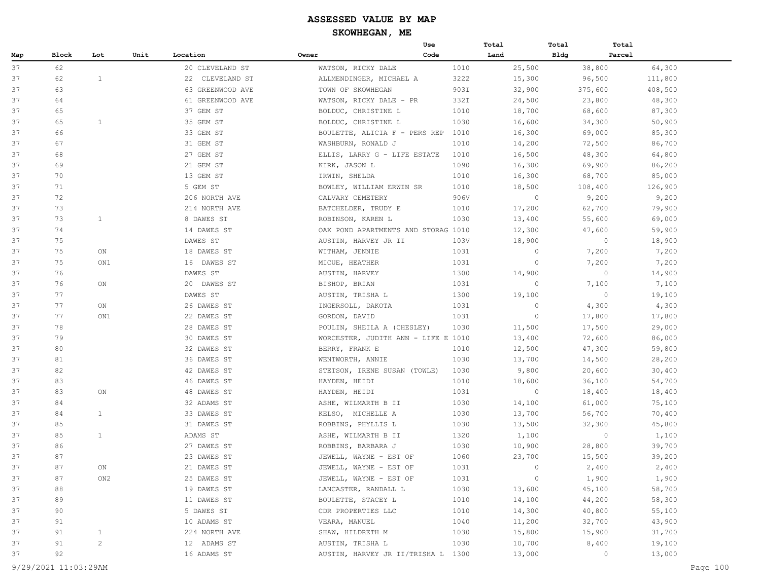# ASSESSED VALUE BY MAP

## SKOWHEGAN, ME

| Map | Block | Lot | Unit | Location | Owner | Use Code | Total Land | Total Bldg | Total Parcel |
|---|---|---|---|---|---|---|---|---|---|
| 37 | 62 | | | 20 CLEVELAND ST | WATSON, RICKY DALE | 1010 | 25,500 | 38,800 | 64,300 |
| 37 | 62 | 1 | | 22 CLEVELAND ST | ALLMENDINGER, MICHAEL A | 3222 | 15,300 | 96,500 | 111,800 |
| 37 | 63 | | | 63 GREENWOOD AVE | TOWN OF SKOWHEGAN | 903I | 32,900 | 375,600 | 408,500 |
| 37 | 64 | | | 61 GREENWOOD AVE | WATSON, RICKY DALE - PR | 332I | 24,500 | 23,800 | 48,300 |
| 37 | 65 | | | 37 GEM ST | BOLDUC, CHRISTINE L | 1010 | 18,700 | 68,600 | 87,300 |
| 37 | 65 | 1 | | 35 GEM ST | BOLDUC, CHRISTINE L | 1030 | 16,600 | 34,300 | 50,900 |
| 37 | 66 | | | 33 GEM ST | BOULETTE, ALICIA F - PERS REP | 1010 | 16,300 | 69,000 | 85,300 |
| 37 | 67 | | | 31 GEM ST | WASHBURN, RONALD J | 1010 | 14,200 | 72,500 | 86,700 |
| 37 | 68 | | | 27 GEM ST | ELLIS, LARRY G - LIFE ESTATE | 1010 | 16,500 | 48,300 | 64,800 |
| 37 | 69 | | | 21 GEM ST | KIRK, JASON L | 1090 | 16,300 | 69,900 | 86,200 |
| 37 | 70 | | | 13 GEM ST | IRWIN, SHELDA | 1010 | 16,300 | 68,700 | 85,000 |
| 37 | 71 | | | 5 GEM ST | BOWLEY, WILLIAM ERWIN SR | 1010 | 18,500 | 108,400 | 126,900 |
| 37 | 72 | | | 206 NORTH AVE | CALVARY CEMETERY | 906V | 0 | 9,200 | 9,200 |
| 37 | 73 | | | 214 NORTH AVE | BATCHELDER, TRUDY E | 1010 | 17,200 | 62,700 | 79,900 |
| 37 | 73 | 1 | | 8 DAWES ST | ROBINSON, KAREN L | 1030 | 13,400 | 55,600 | 69,000 |
| 37 | 74 | | | 14 DAWES ST | OAK POND APARTMENTS AND STORAG | 1010 | 12,300 | 47,600 | 59,900 |
| 37 | 75 | | | DAWES ST | AUSTIN, HARVEY JR II | 103V | 18,900 | 0 | 18,900 |
| 37 | 75 | ON | | 18 DAWES ST | WITHAM, JENNIE | 1031 | 0 | 7,200 | 7,200 |
| 37 | 75 | ON1 | | 16 DAWES ST | MICUE, HEATHER | 1031 | 0 | 7,200 | 7,200 |
| 37 | 76 | | | DAWES ST | AUSTIN, HARVEY | 1300 | 14,900 | 0 | 14,900 |
| 37 | 76 | ON | | 20 DAWES ST | BISHOP, BRIAN | 1031 | 0 | 7,100 | 7,100 |
| 37 | 77 | | | DAWES ST | AUSTIN, TRISHA L | 1300 | 19,100 | 0 | 19,100 |
| 37 | 77 | ON | | 26 DAWES ST | INGERSOLL, DAKOTA | 1031 | 0 | 4,300 | 4,300 |
| 37 | 77 | ON1 | | 22 DAWES ST | GORDON, DAVID | 1031 | 0 | 17,800 | 17,800 |
| 37 | 78 | | | 28 DAWES ST | POULIN, SHEILA A (CHESLEY) | 1030 | 11,500 | 17,500 | 29,000 |
| 37 | 79 | | | 30 DAWES ST | WORCESTER, JUDITH ANN - LIFE E | 1010 | 13,400 | 72,600 | 86,000 |
| 37 | 80 | | | 32 DAWES ST | BERRY, FRANK E | 1010 | 12,500 | 47,300 | 59,800 |
| 37 | 81 | | | 36 DAWES ST | WENTWORTH, ANNIE | 1030 | 13,700 | 14,500 | 28,200 |
| 37 | 82 | | | 42 DAWES ST | STETSON, IRENE SUSAN (TOWLE) | 1030 | 9,800 | 20,600 | 30,400 |
| 37 | 83 | | | 46 DAWES ST | HAYDEN, HEIDI | 1010 | 18,600 | 36,100 | 54,700 |
| 37 | 83 | ON | | 48 DAWES ST | HAYDEN, HEIDI | 1031 | 0 | 18,400 | 18,400 |
| 37 | 84 | | | 32 ADAMS ST | ASHE, WILMARTH B II | 1030 | 14,100 | 61,000 | 75,100 |
| 37 | 84 | 1 | | 33 DAWES ST | KELSO, MICHELLE A | 1030 | 13,700 | 56,700 | 70,400 |
| 37 | 85 | | | 31 DAWES ST | ROBBINS, PHYLLIS L | 1030 | 13,500 | 32,300 | 45,800 |
| 37 | 85 | 1 | | ADAMS ST | ASHE, WILMARTH B II | 1320 | 1,100 | 0 | 1,100 |
| 37 | 86 | | | 27 DAWES ST | ROBBINS, BARBARA J | 1030 | 10,900 | 28,800 | 39,700 |
| 37 | 87 | | | 23 DAWES ST | JEWELL, WAYNE - EST OF | 1060 | 23,700 | 15,500 | 39,200 |
| 37 | 87 | ON | | 21 DAWES ST | JEWELL, WAYNE - EST OF | 1031 | 0 | 2,400 | 2,400 |
| 37 | 87 | ON2 | | 25 DAWES ST | JEWELL, WAYNE - EST OF | 1031 | 0 | 1,900 | 1,900 |
| 37 | 88 | | | 19 DAWES ST | LANCASTER, RANDALL L | 1030 | 13,600 | 45,100 | 58,700 |
| 37 | 89 | | | 11 DAWES ST | BOULETTE, STACEY L | 1010 | 14,100 | 44,200 | 58,300 |
| 37 | 90 | | | 5 DAWES ST | CDR PROPERTIES LLC | 1010 | 14,300 | 40,800 | 55,100 |
| 37 | 91 | | | 10 ADAMS ST | VEARA, MANUEL | 1040 | 11,200 | 32,700 | 43,900 |
| 37 | 91 | 1 | | 224 NORTH AVE | SHAW, HILDRETH M | 1030 | 15,800 | 15,900 | 31,700 |
| 37 | 91 | 2 | | 12 ADAMS ST | AUSTIN, TRISHA L | 1030 | 10,700 | 8,400 | 19,100 |
| 37 | 92 | | | 16 ADAMS ST | AUSTIN, HARVEY JR II/TRISHA L | 1300 | 13,000 | 0 | 13,000 |

9/29/2021 11:03:29AM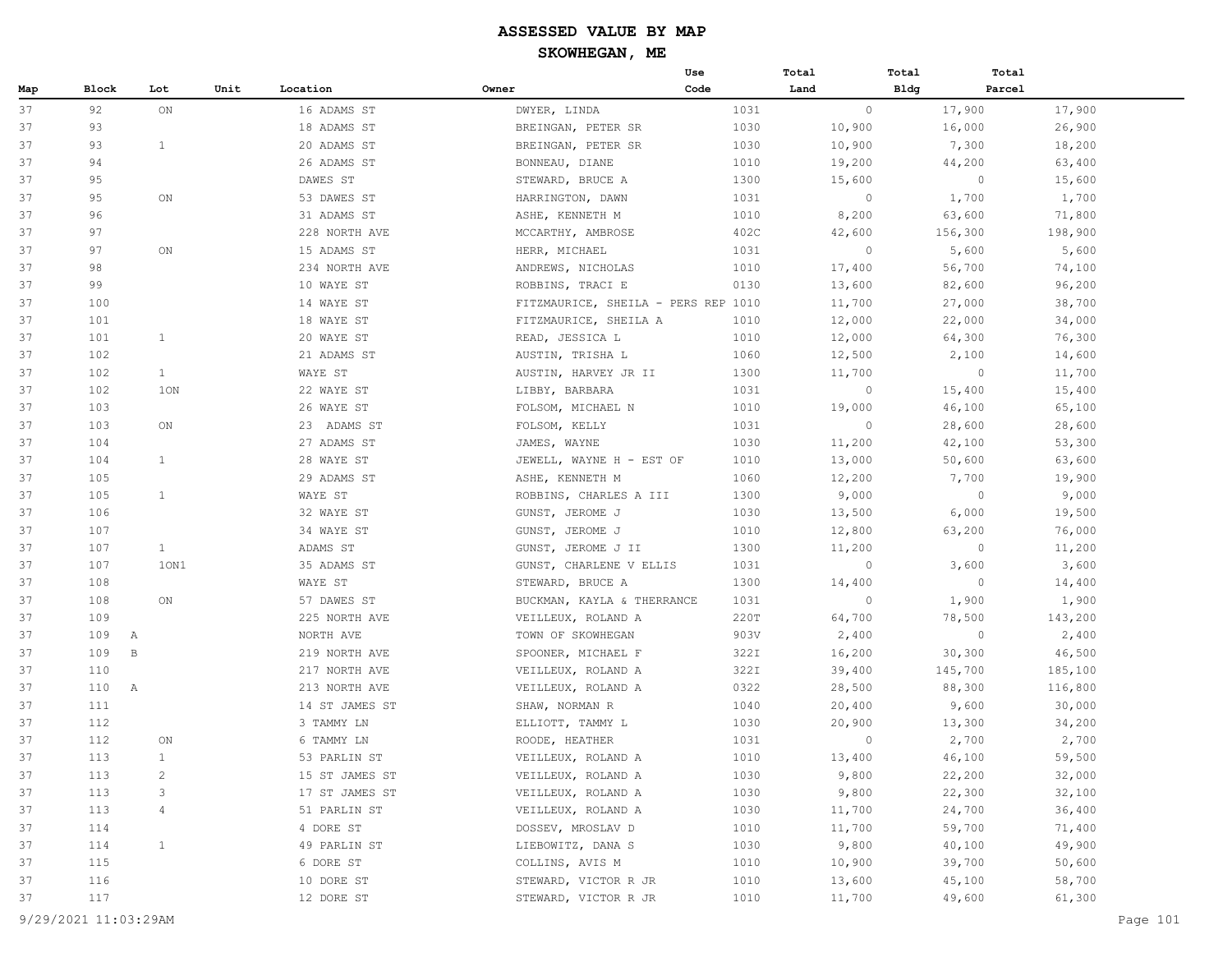# ASSESSED VALUE BY MAP

## SKOWHEGAN, ME

| Map | Block | Lot | Unit | Location | Owner | Use Code | Total Land | Total Bldg | Total Parcel |
|---|---|---|---|---|---|---|---|---|---|
| 37 | 92 | ON | | 16 ADAMS ST | DWYER, LINDA | 1031 | 0 | 17,900 | 17,900 |
| 37 | 93 | | | 18 ADAMS ST | BREINGAN, PETER SR | 1030 | 10,900 | 16,000 | 26,900 |
| 37 | 93 | 1 | | 20 ADAMS ST | BREINGAN, PETER SR | 1030 | 10,900 | 7,300 | 18,200 |
| 37 | 94 | | | 26 ADAMS ST | BONNEAU, DIANE | 1010 | 19,200 | 44,200 | 63,400 |
| 37 | 95 | | | DAWES ST | STEWARD, BRUCE A | 1300 | 15,600 | 0 | 15,600 |
| 37 | 95 | ON | | 53 DAWES ST | HARRINGTON, DAWN | 1031 | 0 | 1,700 | 1,700 |
| 37 | 96 | | | 31 ADAMS ST | ASHE, KENNETH M | 1010 | 8,200 | 63,600 | 71,800 |
| 37 | 97 | | | 228 NORTH AVE | MCCARTHY, AMBROSE | 402C | 42,600 | 156,300 | 198,900 |
| 37 | 97 | ON | | 15 ADAMS ST | HERR, MICHAEL | 1031 | 0 | 5,600 | 5,600 |
| 37 | 98 | | | 234 NORTH AVE | ANDREWS, NICHOLAS | 1010 | 17,400 | 56,700 | 74,100 |
| 37 | 99 | | | 10 WAYE ST | ROBBINS, TRACI E | 0130 | 13,600 | 82,600 | 96,200 |
| 37 | 100 | | | 14 WAYE ST | FITZMAURICE, SHEILA - PERS REP | 1010 | 11,700 | 27,000 | 38,700 |
| 37 | 101 | | | 18 WAYE ST | FITZMAURICE, SHEILA A | 1010 | 12,000 | 22,000 | 34,000 |
| 37 | 101 | 1 | | 20 WAYE ST | READ, JESSICA L | 1010 | 12,000 | 64,300 | 76,300 |
| 37 | 102 | | | 21 ADAMS ST | AUSTIN, TRISHA L | 1060 | 12,500 | 2,100 | 14,600 |
| 37 | 102 | 1 | | WAYE ST | AUSTIN, HARVEY JR II | 1300 | 11,700 | 0 | 11,700 |
| 37 | 102 | 1ON | | 22 WAYE ST | LIBBY, BARBARA | 1031 | 0 | 15,400 | 15,400 |
| 37 | 103 | | | 26 WAYE ST | FOLSOM, MICHAEL N | 1010 | 19,000 | 46,100 | 65,100 |
| 37 | 103 | ON | | 23 ADAMS ST | FOLSOM, KELLY | 1031 | 0 | 28,600 | 28,600 |
| 37 | 104 | | | 27 ADAMS ST | JAMES, WAYNE | 1030 | 11,200 | 42,100 | 53,300 |
| 37 | 104 | 1 | | 28 WAYE ST | JEWELL, WAYNE H - EST OF | 1010 | 13,000 | 50,600 | 63,600 |
| 37 | 105 | | | 29 ADAMS ST | ASHE, KENNETH M | 1060 | 12,200 | 7,700 | 19,900 |
| 37 | 105 | 1 | | WAYE ST | ROBBINS, CHARLES A III | 1300 | 9,000 | 0 | 9,000 |
| 37 | 106 | | | 32 WAYE ST | GUNST, JEROME J | 1030 | 13,500 | 6,000 | 19,500 |
| 37 | 107 | | | 34 WAYE ST | GUNST, JEROME J | 1010 | 12,800 | 63,200 | 76,000 |
| 37 | 107 | 1 | | ADAMS ST | GUNST, JEROME J II | 1300 | 11,200 | 0 | 11,200 |
| 37 | 107 | 1ON1 | | 35 ADAMS ST | GUNST, CHARLENE V ELLIS | 1031 | 0 | 3,600 | 3,600 |
| 37 | 108 | | | WAYE ST | STEWARD, BRUCE A | 1300 | 14,400 | 0 | 14,400 |
| 37 | 108 | ON | | 57 DAWES ST | BUCKMAN, KAYLA & THERRANCE | 1031 | 0 | 1,900 | 1,900 |
| 37 | 109 | | | 225 NORTH AVE | VEILLEUX, ROLAND A | 220T | 64,700 | 78,500 | 143,200 |
| 37 | 109 A | | | NORTH AVE | TOWN OF SKOWHEGAN | 903V | 2,400 | 0 | 2,400 |
| 37 | 109 B | | | 219 NORTH AVE | SPOONER, MICHAEL F | 322I | 16,200 | 30,300 | 46,500 |
| 37 | 110 | | | 217 NORTH AVE | VEILLEUX, ROLAND A | 322I | 39,400 | 145,700 | 185,100 |
| 37 | 110 A | | | 213 NORTH AVE | VEILLEUX, ROLAND A | 0322 | 28,500 | 88,300 | 116,800 |
| 37 | 111 | | | 14 ST JAMES ST | SHAW, NORMAN R | 1040 | 20,400 | 9,600 | 30,000 |
| 37 | 112 | | | 3 TAMMY LN | ELLIOTT, TAMMY L | 1030 | 20,900 | 13,300 | 34,200 |
| 37 | 112 | ON | | 6 TAMMY LN | ROODE, HEATHER | 1031 | 0 | 2,700 | 2,700 |
| 37 | 113 | 1 | | 53 PARLIN ST | VEILLEUX, ROLAND A | 1010 | 13,400 | 46,100 | 59,500 |
| 37 | 113 | 2 | | 15 ST JAMES ST | VEILLEUX, ROLAND A | 1030 | 9,800 | 22,200 | 32,000 |
| 37 | 113 | 3 | | 17 ST JAMES ST | VEILLEUX, ROLAND A | 1030 | 9,800 | 22,300 | 32,100 |
| 37 | 113 | 4 | | 51 PARLIN ST | VEILLEUX, ROLAND A | 1030 | 11,700 | 24,700 | 36,400 |
| 37 | 114 | | | 4 DORE ST | DOSSEV, MROSLAV D | 1010 | 11,700 | 59,700 | 71,400 |
| 37 | 114 | 1 | | 49 PARLIN ST | LIEBOWITZ, DANA S | 1030 | 9,800 | 40,100 | 49,900 |
| 37 | 115 | | | 6 DORE ST | COLLINS, AVIS M | 1010 | 10,900 | 39,700 | 50,600 |
| 37 | 116 | | | 10 DORE ST | STEWARD, VICTOR R JR | 1010 | 13,600 | 45,100 | 58,700 |
| 37 | 117 | | | 12 DORE ST | STEWARD, VICTOR R JR | 1010 | 11,700 | 49,600 | 61,300 |

9/29/2021 11:03:29AM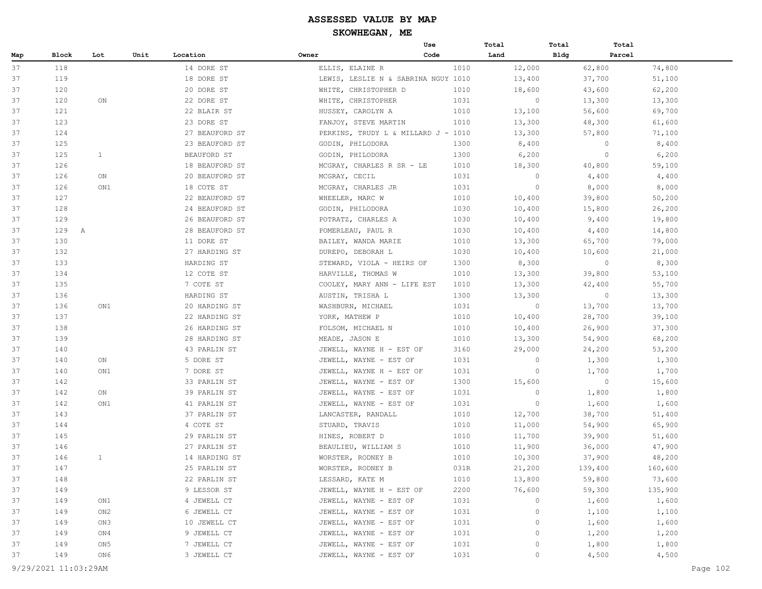# ASSESSED VALUE BY MAP

## SKOWHEGAN, ME

| Map | Block | Lot | Unit | Location | Owner | Use Code | Total Land | Total Bldg | Total Parcel |
|---|---|---|---|---|---|---|---|---|---|
| 37 | 118 | | | 14 DORE ST | ELLIS, ELAINE R | 1010 | 12,000 | 62,800 | 74,800 |
| 37 | 119 | | | 18 DORE ST | LEWIS, LESLIE N & SABRINA NGUY | 1010 | 13,400 | 37,700 | 51,100 |
| 37 | 120 | | | 20 DORE ST | WHITE, CHRISTOPHER D | 1010 | 18,600 | 43,600 | 62,200 |
| 37 | 120 | ON | | 22 DORE ST | WHITE, CHRISTOPHER | 1031 | 0 | 13,300 | 13,300 |
| 37 | 121 | | | 22 BLAIR ST | HUSSEY, CAROLYN A | 1010 | 13,100 | 56,600 | 69,700 |
| 37 | 123 | | | 23 DORE ST | FANJOY, STEVE MARTIN | 1010 | 13,300 | 48,300 | 61,600 |
| 37 | 124 | | | 27 BEAUFORD ST | PERKINS, TRUDY L & MILLARD J - | 1010 | 13,300 | 57,800 | 71,100 |
| 37 | 125 | | | 23 BEAUFORD ST | GODIN, PHILODORA | 1300 | 8,400 | 0 | 8,400 |
| 37 | 125 | 1 | | BEAUFORD ST | GODIN, PHILODORA | 1300 | 6,200 | 0 | 6,200 |
| 37 | 126 | | | 18 BEAUFORD ST | MCGRAY, CHARLES R SR - LE | 1010 | 18,300 | 40,800 | 59,100 |
| 37 | 126 | ON | | 20 BEAUFORD ST | MCGRAY, CECIL | 1031 | 0 | 4,400 | 4,400 |
| 37 | 126 | ON1 | | 18 COTE ST | MCGRAY, CHARLES JR | 1031 | 0 | 8,000 | 8,000 |
| 37 | 127 | | | 22 BEAUFORD ST | WHEELER, MARC W | 1010 | 10,400 | 39,800 | 50,200 |
| 37 | 128 | | | 24 BEAUFORD ST | GODIN, PHILODORA | 1030 | 10,400 | 15,800 | 26,200 |
| 37 | 129 | | | 26 BEAUFORD ST | POTRATZ, CHARLES A | 1030 | 10,400 | 9,400 | 19,800 |
| 37 | 129 A | | | 28 BEAUFORD ST | POMERLEAU, PAUL R | 1030 | 10,400 | 4,400 | 14,800 |
| 37 | 130 | | | 11 DORE ST | BAILEY, WANDA MARIE | 1010 | 13,300 | 65,700 | 79,000 |
| 37 | 132 | | | 27 HARDING ST | DUREPO, DEBORAH L | 1030 | 10,400 | 10,600 | 21,000 |
| 37 | 133 | | | HARDING ST | STEWARD, VIOLA - HEIRS OF | 1300 | 8,300 | 0 | 8,300 |
| 37 | 134 | | | 12 COTE ST | HARVILLE, THOMAS W | 1010 | 13,300 | 39,800 | 53,100 |
| 37 | 135 | | | 7 COTE ST | COOLEY, MARY ANN - LIFE EST | 1010 | 13,300 | 42,400 | 55,700 |
| 37 | 136 | | | HARDING ST | AUSTIN, TRISHA L | 1300 | 13,300 | 0 | 13,300 |
| 37 | 136 | ON1 | | 20 HARDING ST | WASHBURN, MICHAEL | 1031 | 0 | 13,700 | 13,700 |
| 37 | 137 | | | 22 HARDING ST | YORK, MATHEW P | 1010 | 10,400 | 28,700 | 39,100 |
| 37 | 138 | | | 26 HARDING ST | FOLSOM, MICHAEL N | 1010 | 10,400 | 26,900 | 37,300 |
| 37 | 139 | | | 28 HARDING ST | MEADE, JASON E | 1010 | 13,300 | 54,900 | 68,200 |
| 37 | 140 | | | 43 PARLIN ST | JEWELL, WAYNE H - EST OF | 3160 | 29,000 | 24,200 | 53,200 |
| 37 | 140 | ON | | 5 DORE ST | JEWELL, WAYNE - EST OF | 1031 | 0 | 1,300 | 1,300 |
| 37 | 140 | ON1 | | 7 DORE ST | JEWELL, WAYNE H - EST OF | 1031 | 0 | 1,700 | 1,700 |
| 37 | 142 | | | 33 PARLIN ST | JEWELL, WAYNE - EST OF | 1300 | 15,600 | 0 | 15,600 |
| 37 | 142 | ON | | 39 PARLIN ST | JEWELL, WAYNE - EST OF | 1031 | 0 | 1,800 | 1,800 |
| 37 | 142 | ON1 | | 41 PARLIN ST | JEWELL, WAYNE - EST OF | 1031 | 0 | 1,600 | 1,600 |
| 37 | 143 | | | 37 PARLIN ST | LANCASTER, RANDALL | 1010 | 12,700 | 38,700 | 51,400 |
| 37 | 144 | | | 4 COTE ST | STUARD, TRAVIS | 1010 | 11,000 | 54,900 | 65,900 |
| 37 | 145 | | | 29 PARLIN ST | HINES, ROBERT D | 1010 | 11,700 | 39,900 | 51,600 |
| 37 | 146 | | | 27 PARLIN ST | BEAULIEU, WILLIAM S | 1010 | 11,900 | 36,000 | 47,900 |
| 37 | 146 | 1 | | 14 HARDING ST | WORSTER, RODNEY B | 1010 | 10,300 | 37,900 | 48,200 |
| 37 | 147 | | | 25 PARLIN ST | WORSTER, RODNEY B | 031R | 21,200 | 139,400 | 160,600 |
| 37 | 148 | | | 22 PARLIN ST | LESSARD, KATE M | 1010 | 13,800 | 59,800 | 73,600 |
| 37 | 149 | | | 9 LESSOR ST | JEWELL, WAYNE H - EST OF | 2200 | 76,600 | 59,300 | 135,900 |
| 37 | 149 | ON1 | | 4 JEWELL CT | JEWELL, WAYNE - EST OF | 1031 | 0 | 1,600 | 1,600 |
| 37 | 149 | ON2 | | 6 JEWELL CT | JEWELL, WAYNE - EST OF | 1031 | 0 | 1,100 | 1,100 |
| 37 | 149 | ON3 | | 10 JEWELL CT | JEWELL, WAYNE - EST OF | 1031 | 0 | 1,600 | 1,600 |
| 37 | 149 | ON4 | | 9 JEWELL CT | JEWELL, WAYNE - EST OF | 1031 | 0 | 1,200 | 1,200 |
| 37 | 149 | ON5 | | 7 JEWELL CT | JEWELL, WAYNE - EST OF | 1031 | 0 | 1,800 | 1,800 |
| 37 | 149 | ON6 | | 3 JEWELL CT | JEWELL, WAYNE - EST OF | 1031 | 0 | 4,500 | 4,500 |

9/29/2021 11:03:29AM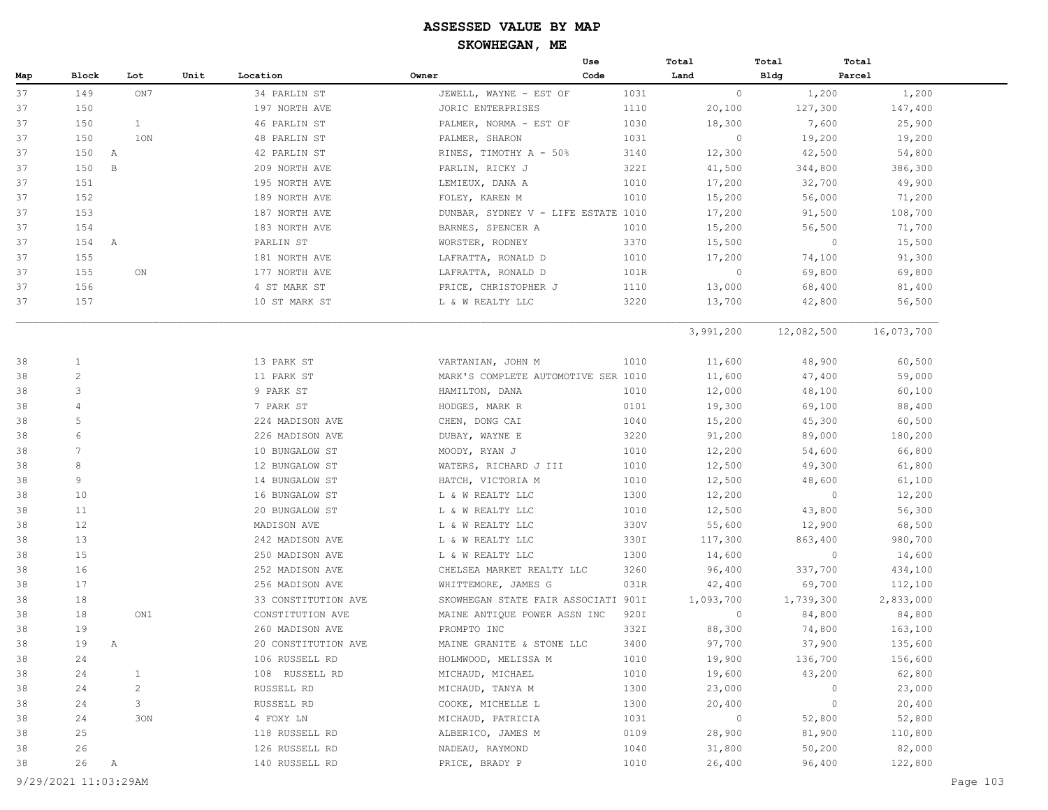# ASSESSED VALUE BY MAP

## SKOWHEGAN, ME

| Map | Block | Lot | Unit | Location | Owner | Use Code | Total Land | Total Bldg | Total Parcel |
|---|---|---|---|---|---|---|---|---|---|
| 37 | 149 | ON7 | | 34 PARLIN ST | JEWELL, WAYNE - EST OF | 1031 | 0 | 1,200 | 1,200 |
| 37 | 150 | | | 197 NORTH AVE | JORIC ENTERPRISES | 1110 | 20,100 | 127,300 | 147,400 |
| 37 | 150 | 1 | | 46 PARLIN ST | PALMER, NORMA - EST OF | 1030 | 18,300 | 7,600 | 25,900 |
| 37 | 150 | 1ON | | 48 PARLIN ST | PALMER, SHARON | 1031 | 0 | 19,200 | 19,200 |
| 37 | 150 A | | | 42 PARLIN ST | RINES, TIMOTHY A - 50% | 3140 | 12,300 | 42,500 | 54,800 |
| 37 | 150 B | | | 209 NORTH AVE | PARLIN, RICKY J | 322I | 41,500 | 344,800 | 386,300 |
| 37 | 151 | | | 195 NORTH AVE | LEMIEUX, DANA A | 1010 | 17,200 | 32,700 | 49,900 |
| 37 | 152 | | | 189 NORTH AVE | FOLEY, KAREN M | 1010 | 15,200 | 56,000 | 71,200 |
| 37 | 153 | | | 187 NORTH AVE | DUNBAR, SYDNEY V - LIFE ESTATE | 1010 | 17,200 | 91,500 | 108,700 |
| 37 | 154 | | | 183 NORTH AVE | BARNES, SPENCER A | 1010 | 15,200 | 56,500 | 71,700 |
| 37 | 154 A | | | PARLIN ST | WORSTER, RODNEY | 3370 | 15,500 | 0 | 15,500 |
| 37 | 155 | | | 181 NORTH AVE | LAFRATTA, RONALD D | 1010 | 17,200 | 74,100 | 91,300 |
| 37 | 155 | ON | | 177 NORTH AVE | LAFRATTA, RONALD D | 101R | 0 | 69,800 | 69,800 |
| 37 | 156 | | | 4 ST MARK ST | PRICE, CHRISTOPHER J | 1110 | 13,000 | 68,400 | 81,400 |
| 37 | 157 | | | 10 ST MARK ST | L & W REALTY LLC | 3220 | 13,700 | 42,800 | 56,500 |
| | | | | | | | 3,991,200 | 12,082,500 | 16,073,700 |
| 38 | 1 | | | 13 PARK ST | VARTANIAN, JOHN M | 1010 | 11,600 | 48,900 | 60,500 |
| 38 | 2 | | | 11 PARK ST | MARK'S COMPLETE AUTOMOTIVE SER | 1010 | 11,600 | 47,400 | 59,000 |
| 38 | 3 | | | 9 PARK ST | HAMILTON, DANA | 1010 | 12,000 | 48,100 | 60,100 |
| 38 | 4 | | | 7 PARK ST | HODGES, MARK R | 0101 | 19,300 | 69,100 | 88,400 |
| 38 | 5 | | | 224 MADISON AVE | CHEN, DONG CAI | 1040 | 15,200 | 45,300 | 60,500 |
| 38 | 6 | | | 226 MADISON AVE | DUBAY, WAYNE E | 3220 | 91,200 | 89,000 | 180,200 |
| 38 | 7 | | | 10 BUNGALOW ST | MOODY, RYAN J | 1010 | 12,200 | 54,600 | 66,800 |
| 38 | 8 | | | 12 BUNGALOW ST | WATERS, RICHARD J III | 1010 | 12,500 | 49,300 | 61,800 |
| 38 | 9 | | | 14 BUNGALOW ST | HATCH, VICTORIA M | 1010 | 12,500 | 48,600 | 61,100 |
| 38 | 10 | | | 16 BUNGALOW ST | L & W REALTY LLC | 1300 | 12,200 | 0 | 12,200 |
| 38 | 11 | | | 20 BUNGALOW ST | L & W REALTY LLC | 1010 | 12,500 | 43,800 | 56,300 |
| 38 | 12 | | | MADISON AVE | L & W REALTY LLC | 330V | 55,600 | 12,900 | 68,500 |
| 38 | 13 | | | 242 MADISON AVE | L & W REALTY LLC | 330I | 117,300 | 863,400 | 980,700 |
| 38 | 15 | | | 250 MADISON AVE | L & W REALTY LLC | 1300 | 14,600 | 0 | 14,600 |
| 38 | 16 | | | 252 MADISON AVE | CHELSEA MARKET REALTY LLC | 3260 | 96,400 | 337,700 | 434,100 |
| 38 | 17 | | | 256 MADISON AVE | WHITTEMORE, JAMES G | 031R | 42,400 | 69,700 | 112,100 |
| 38 | 18 | | | 33 CONSTITUTION AVE | SKOWHEGAN STATE FAIR ASSOCIATI | 901I | 1,093,700 | 1,739,300 | 2,833,000 |
| 38 | 18 | ON1 | | CONSTITUTION AVE | MAINE ANTIQUE POWER ASSN INC | 920I | 0 | 84,800 | 84,800 |
| 38 | 19 | | | 260 MADISON AVE | PROMPTO INC | 332I | 88,300 | 74,800 | 163,100 |
| 38 | 19 A | | | 20 CONSTITUTION AVE | MAINE GRANITE & STONE LLC | 3400 | 97,700 | 37,900 | 135,600 |
| 38 | 24 | | | 106 RUSSELL RD | HOLMWOOD, MELISSA M | 1010 | 19,900 | 136,700 | 156,600 |
| 38 | 24 | 1 | | 108 RUSSELL RD | MICHAUD, MICHAEL | 1010 | 19,600 | 43,200 | 62,800 |
| 38 | 24 | 2 | | RUSSELL RD | MICHAUD, TANYA M | 1300 | 23,000 | 0 | 23,000 |
| 38 | 24 | 3 | | RUSSELL RD | COOKE, MICHELLE L | 1300 | 20,400 | 0 | 20,400 |
| 38 | 24 | 3ON | | 4 FOXY LN | MICHAUD, PATRICIA | 1031 | 0 | 52,800 | 52,800 |
| 38 | 25 | | | 118 RUSSELL RD | ALBERICO, JAMES M | 0109 | 28,900 | 81,900 | 110,800 |
| 38 | 26 | | | 126 RUSSELL RD | NADEAU, RAYMOND | 1040 | 31,800 | 50,200 | 82,000 |
| 38 | 26 A | | | 140 RUSSELL RD | PRICE, BRADY P | 1010 | 26,400 | 96,400 | 122,800 |

9/29/2021 11:03:29AM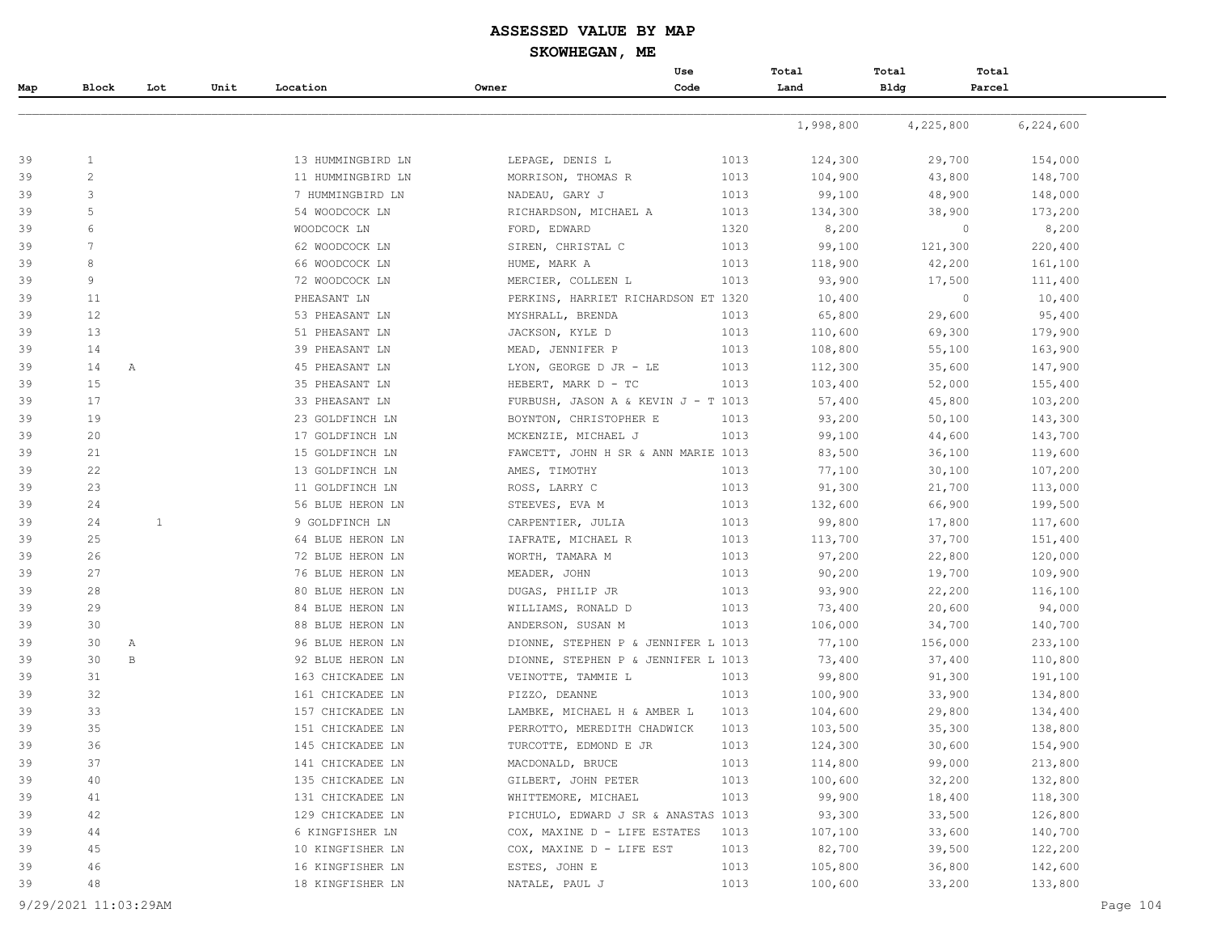# ASSESSED VALUE BY MAP

## SKOWHEGAN, ME

| Map | Block | Lot | Unit | Location | Owner | Use Code | Total Land | Total Bldg | Total Parcel |
|---|---|---|---|---|---|---|---|---|---|
| | | | | | | | 1,998,800 | 4,225,800 | 6,224,600 |
| 39 | 1 | | | 13 HUMMINGBIRD LN | LEPAGE, DENIS L | 1013 | 124,300 | 29,700 | 154,000 |
| 39 | 2 | | | 11 HUMMINGBIRD LN | MORRISON, THOMAS R | 1013 | 104,900 | 43,800 | 148,700 |
| 39 | 3 | | | 7 HUMMINGBIRD LN | NADEAU, GARY J | 1013 | 99,100 | 48,900 | 148,000 |
| 39 | 5 | | | 54 WOODCOCK LN | RICHARDSON, MICHAEL A | 1013 | 134,300 | 38,900 | 173,200 |
| 39 | 6 | | | WOODCOCK LN | FORD, EDWARD | 1320 | 8,200 | 0 | 8,200 |
| 39 | 7 | | | 62 WOODCOCK LN | SIREN, CHRISTAL C | 1013 | 99,100 | 121,300 | 220,400 |
| 39 | 8 | | | 66 WOODCOCK LN | HUME, MARK A | 1013 | 118,900 | 42,200 | 161,100 |
| 39 | 9 | | | 72 WOODCOCK LN | MERCIER, COLLEEN L | 1013 | 93,900 | 17,500 | 111,400 |
| 39 | 11 | | | PHEASANT LN | PERKINS, HARRIET RICHARDSON ET | 1320 | 10,400 | 0 | 10,400 |
| 39 | 12 | | | 53 PHEASANT LN | MYSHRALL, BRENDA | 1013 | 65,800 | 29,600 | 95,400 |
| 39 | 13 | | | 51 PHEASANT LN | JACKSON, KYLE D | 1013 | 110,600 | 69,300 | 179,900 |
| 39 | 14 | | | 39 PHEASANT LN | MEAD, JENNIFER P | 1013 | 108,800 | 55,100 | 163,900 |
| 39 | 14 | A | | 45 PHEASANT LN | LYON, GEORGE D JR - LE | 1013 | 112,300 | 35,600 | 147,900 |
| 39 | 15 | | | 35 PHEASANT LN | HEBERT, MARK D - TC | 1013 | 103,400 | 52,000 | 155,400 |
| 39 | 17 | | | 33 PHEASANT LN | FURBUSH, JASON A & KEVIN J - T | 1013 | 57,400 | 45,800 | 103,200 |
| 39 | 19 | | | 23 GOLDFINCH LN | BOYNTON, CHRISTOPHER E | 1013 | 93,200 | 50,100 | 143,300 |
| 39 | 20 | | | 17 GOLDFINCH LN | MCKENZIE, MICHAEL J | 1013 | 99,100 | 44,600 | 143,700 |
| 39 | 21 | | | 15 GOLDFINCH LN | FAWCETT, JOHN H SR & ANN MARIE | 1013 | 83,500 | 36,100 | 119,600 |
| 39 | 22 | | | 13 GOLDFINCH LN | AMES, TIMOTHY | 1013 | 77,100 | 30,100 | 107,200 |
| 39 | 23 | | | 11 GOLDFINCH LN | ROSS, LARRY C | 1013 | 91,300 | 21,700 | 113,000 |
| 39 | 24 | | | 56 BLUE HERON LN | STEEVES, EVA M | 1013 | 132,600 | 66,900 | 199,500 |
| 39 | 24 | 1 | | 9 GOLDFINCH LN | CARPENTIER, JULIA | 1013 | 99,800 | 17,800 | 117,600 |
| 39 | 25 | | | 64 BLUE HERON LN | IAFRATE, MICHAEL R | 1013 | 113,700 | 37,700 | 151,400 |
| 39 | 26 | | | 72 BLUE HERON LN | WORTH, TAMARA M | 1013 | 97,200 | 22,800 | 120,000 |
| 39 | 27 | | | 76 BLUE HERON LN | MEADER, JOHN | 1013 | 90,200 | 19,700 | 109,900 |
| 39 | 28 | | | 80 BLUE HERON LN | DUGAS, PHILIP JR | 1013 | 93,900 | 22,200 | 116,100 |
| 39 | 29 | | | 84 BLUE HERON LN | WILLIAMS, RONALD D | 1013 | 73,400 | 20,600 | 94,000 |
| 39 | 30 | | | 88 BLUE HERON LN | ANDERSON, SUSAN M | 1013 | 106,000 | 34,700 | 140,700 |
| 39 | 30 | A | | 96 BLUE HERON LN | DIONNE, STEPHEN P & JENNIFER L | 1013 | 77,100 | 156,000 | 233,100 |
| 39 | 30 | B | | 92 BLUE HERON LN | DIONNE, STEPHEN P & JENNIFER L | 1013 | 73,400 | 37,400 | 110,800 |
| 39 | 31 | | | 163 CHICKADEE LN | VEINOTTE, TAMMIE L | 1013 | 99,800 | 91,300 | 191,100 |
| 39 | 32 | | | 161 CHICKADEE LN | PIZZO, DEANNE | 1013 | 100,900 | 33,900 | 134,800 |
| 39 | 33 | | | 157 CHICKADEE LN | LAMBKE, MICHAEL H & AMBER L | 1013 | 104,600 | 29,800 | 134,400 |
| 39 | 35 | | | 151 CHICKADEE LN | PERROTTO, MEREDITH CHADWICK | 1013 | 103,500 | 35,300 | 138,800 |
| 39 | 36 | | | 145 CHICKADEE LN | TURCOTTE, EDMOND E JR | 1013 | 124,300 | 30,600 | 154,900 |
| 39 | 37 | | | 141 CHICKADEE LN | MACDONALD, BRUCE | 1013 | 114,800 | 99,000 | 213,800 |
| 39 | 40 | | | 135 CHICKADEE LN | GILBERT, JOHN PETER | 1013 | 100,600 | 32,200 | 132,800 |
| 39 | 41 | | | 131 CHICKADEE LN | WHITTEMORE, MICHAEL | 1013 | 99,900 | 18,400 | 118,300 |
| 39 | 42 | | | 129 CHICKADEE LN | PICHULO, EDWARD J SR & ANASTAS | 1013 | 93,300 | 33,500 | 126,800 |
| 39 | 44 | | | 6 KINGFISHER LN | COX, MAXINE D - LIFE ESTATES | 1013 | 107,100 | 33,600 | 140,700 |
| 39 | 45 | | | 10 KINGFISHER LN | COX, MAXINE D - LIFE EST | 1013 | 82,700 | 39,500 | 122,200 |
| 39 | 46 | | | 16 KINGFISHER LN | ESTES, JOHN E | 1013 | 105,800 | 36,800 | 142,600 |
| 39 | 48 | | | 18 KINGFISHER LN | NATALE, PAUL J | 1013 | 100,600 | 33,200 | 133,800 |

9/29/2021 11:03:29AM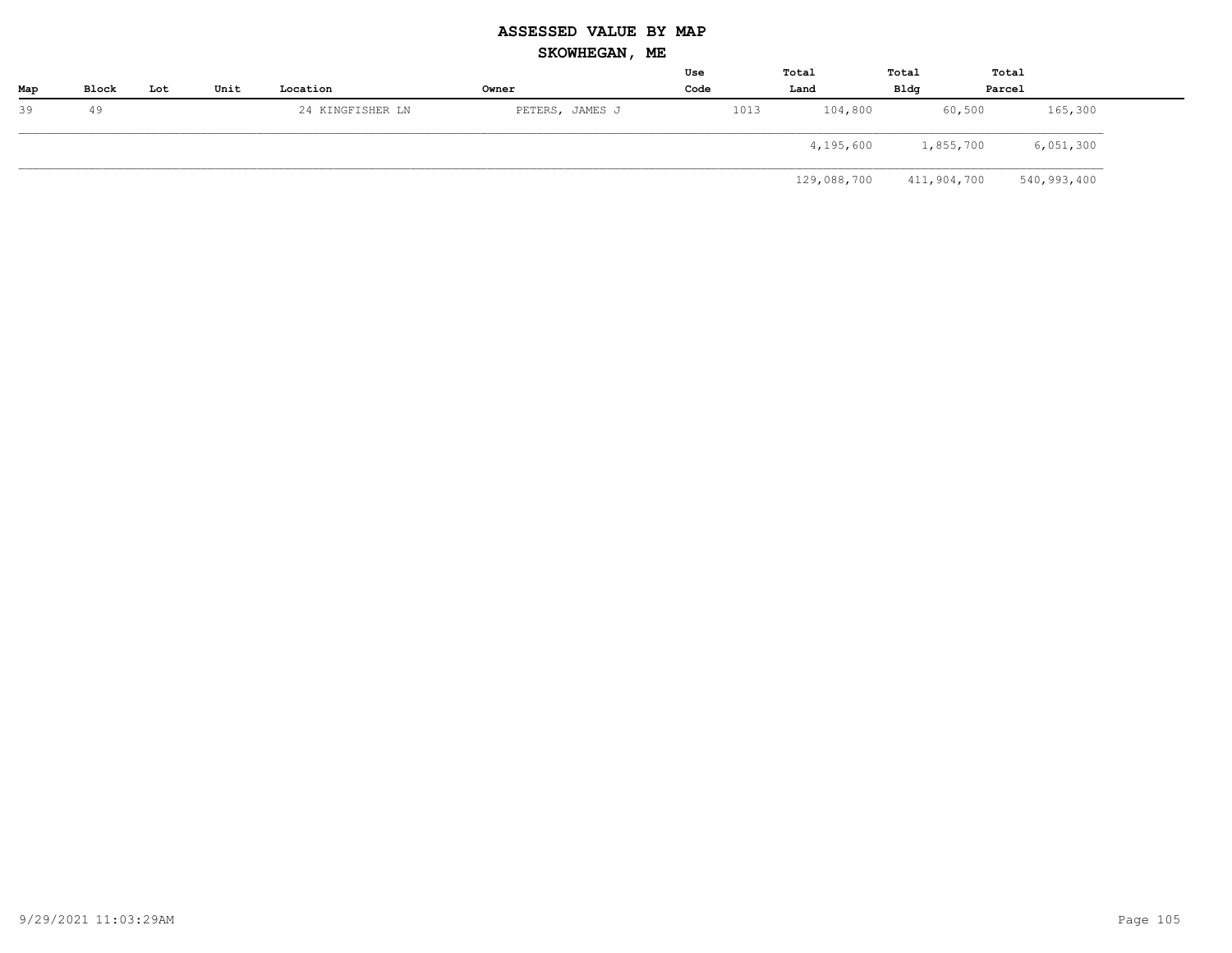# ASSESSED VALUE BY MAP

## SKOWHEGAN, ME

| Map | Block | Lot | Unit | Location | Owner | Use Code | Total Land | Total Bldg | Total Parcel |
|---|---|---|---|---|---|---|---|---|---|
| 39 | 49 | | | 24 KINGFISHER LN | PETERS, JAMES J | 1013 | 104,800 | 60,500 | 165,300 |
| | | | | | | | 4,195,600 | 1,855,700 | 6,051,300 |
| | | | | | | | 129,088,700 | 411,904,700 | 540,993,400 |

9/29/2021 11:03:29AM